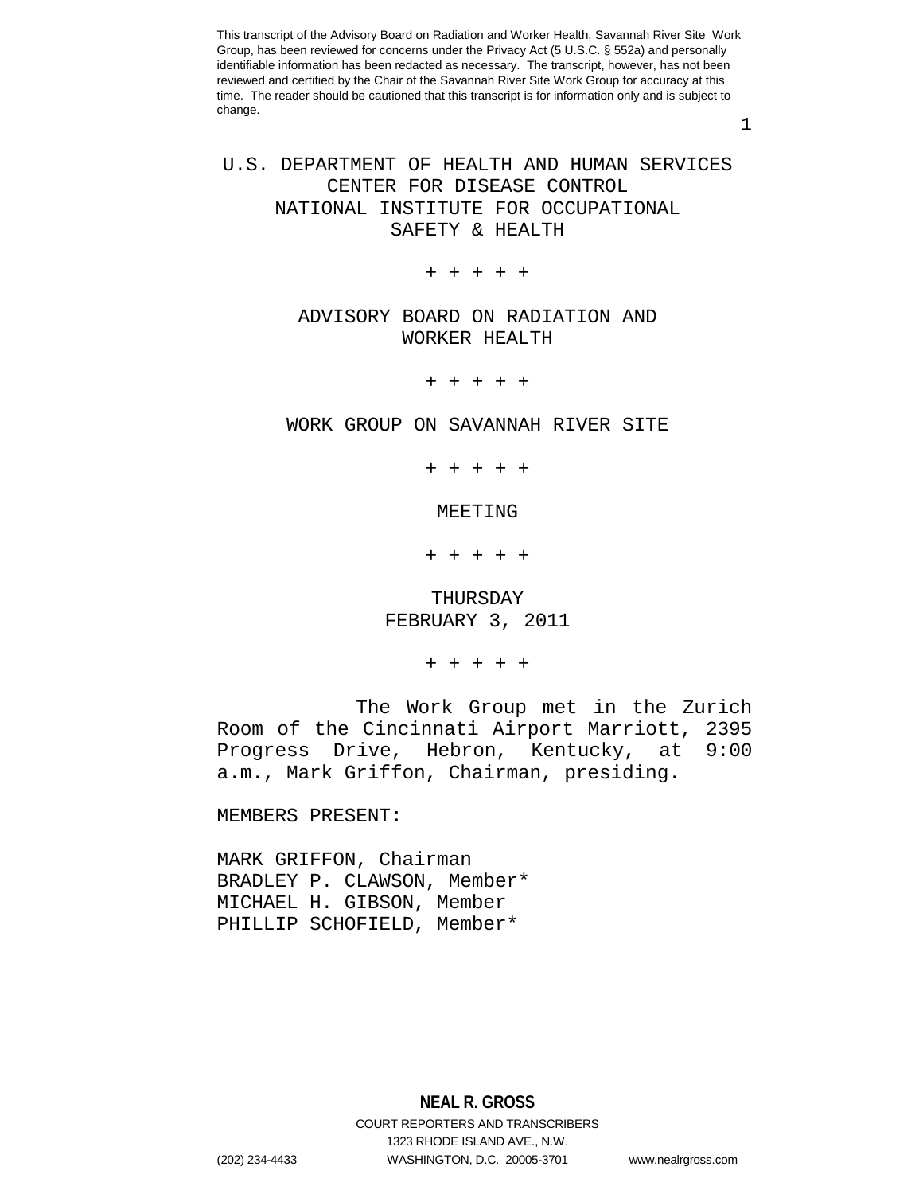This transcript of the Advisory Board on Radiation and Worker Health, Savannah River Site Work Group, has been reviewed for concerns under the Privacy Act (5 U.S.C. § 552a) and personally identifiable information has been redacted as necessary. The transcript, however, has not been reviewed and certified by the Chair of the Savannah River Site Work Group for accuracy at this time. The reader should be cautioned that this transcript is for information only and is subject to change.

# U.S. DEPARTMENT OF HEALTH AND HUMAN SERVICES
# CENTER FOR DISEASE CONTROL
# NATIONAL INSTITUTE FOR OCCUPATIONAL SAFETY & HEALTH

+ + + + +

## ADVISORY BOARD ON RADIATION AND WORKER HEALTH

+ + + + +

## WORK GROUP ON SAVANNAH RIVER SITE

+ + + + +

## MEETING

+ + + + +

THURSDAY
FEBRUARY 3, 2011

+ + + + +

The Work Group met in the Zurich Room of the Cincinnati Airport Marriott, 2395 Progress Drive, Hebron, Kentucky, at 9:00 a.m., Mark Griffon, Chairman, presiding.

MEMBERS PRESENT:

MARK GRIFFON, Chairman
BRADLEY P. CLAWSON, Member*
MICHAEL H. GIBSON, Member
PHILLIP SCHOFIELD, Member*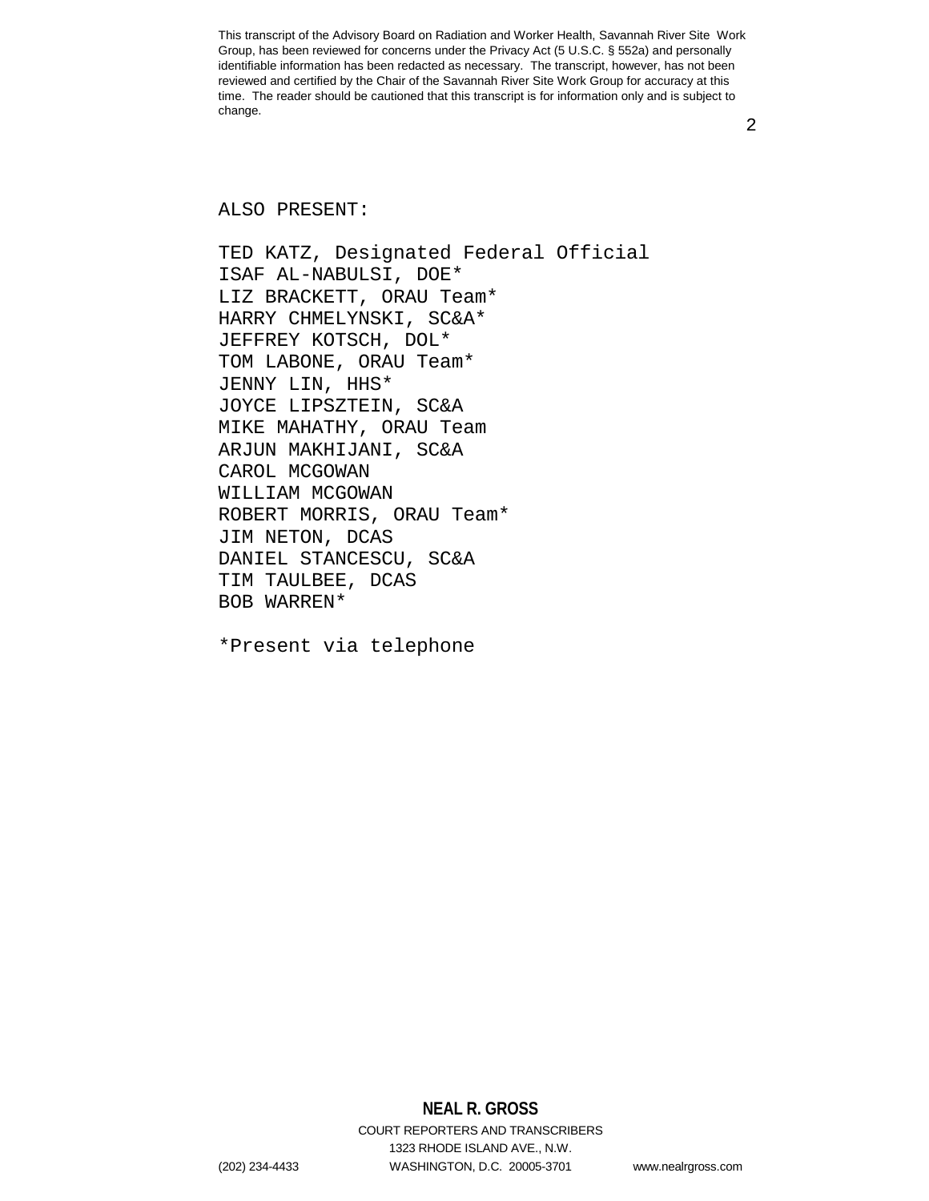ALSO PRESENT:

TED KATZ, Designated Federal Official
ISAF AL-NABULSI, DOE*
LIZ BRACKETT, ORAU Team*
HARRY CHMELYNSKI, SC&A*
JEFFREY KOTSCH, DOL*
TOM LABONE, ORAU Team*
JENNY LIN, HHS*
JOYCE LIPSZTEIN, SC&A
MIKE MAHATHY, ORAU Team
ARJUN MAKHIJANI, SC&A
CAROL MCGOWAN
WILLIAM MCGOWAN
ROBERT MORRIS, ORAU Team*
JIM NETON, DCAS
DANIEL STANCESCU, SC&A
TIM TAULBEE, DCAS
BOB WARREN*

*Present via telephone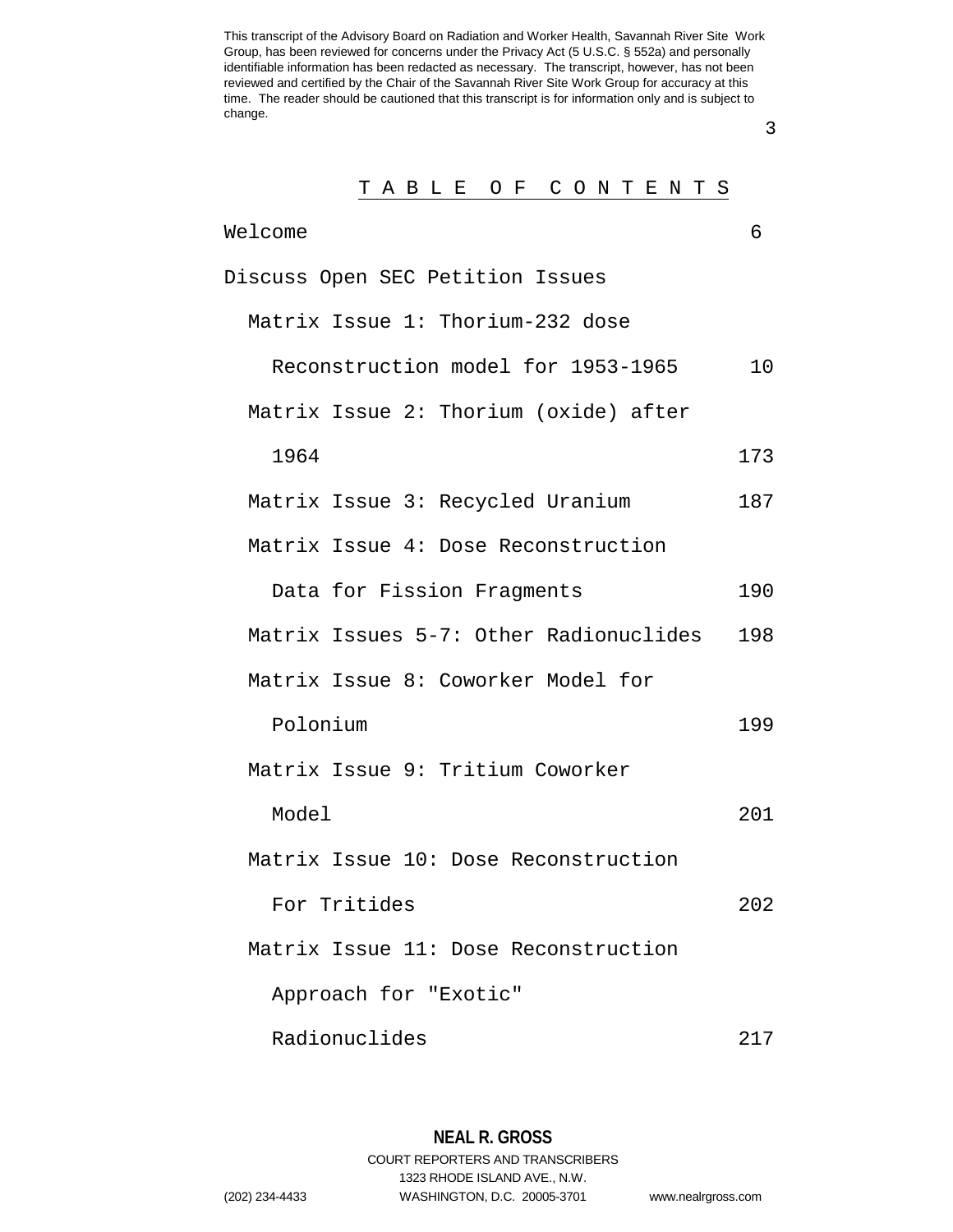# T A B L E  O F  C O N T E N T S

Welcome 6

Discuss Open SEC Petition Issues

Matrix Issue 1: Thorium-232 dose Reconstruction model for 1953-1965 10

Matrix Issue 2: Thorium (oxide) after 1964 173

Matrix Issue 3: Recycled Uranium 187

Matrix Issue 4: Dose Reconstruction Data for Fission Fragments 190

Matrix Issues 5-7: Other Radionuclides 198

Matrix Issue 8: Coworker Model for Polonium 199

Matrix Issue 9: Tritium Coworker Model 201

Matrix Issue 10: Dose Reconstruction For Tritides 202

Matrix Issue 11: Dose Reconstruction Approach for "Exotic" Radionuclides 217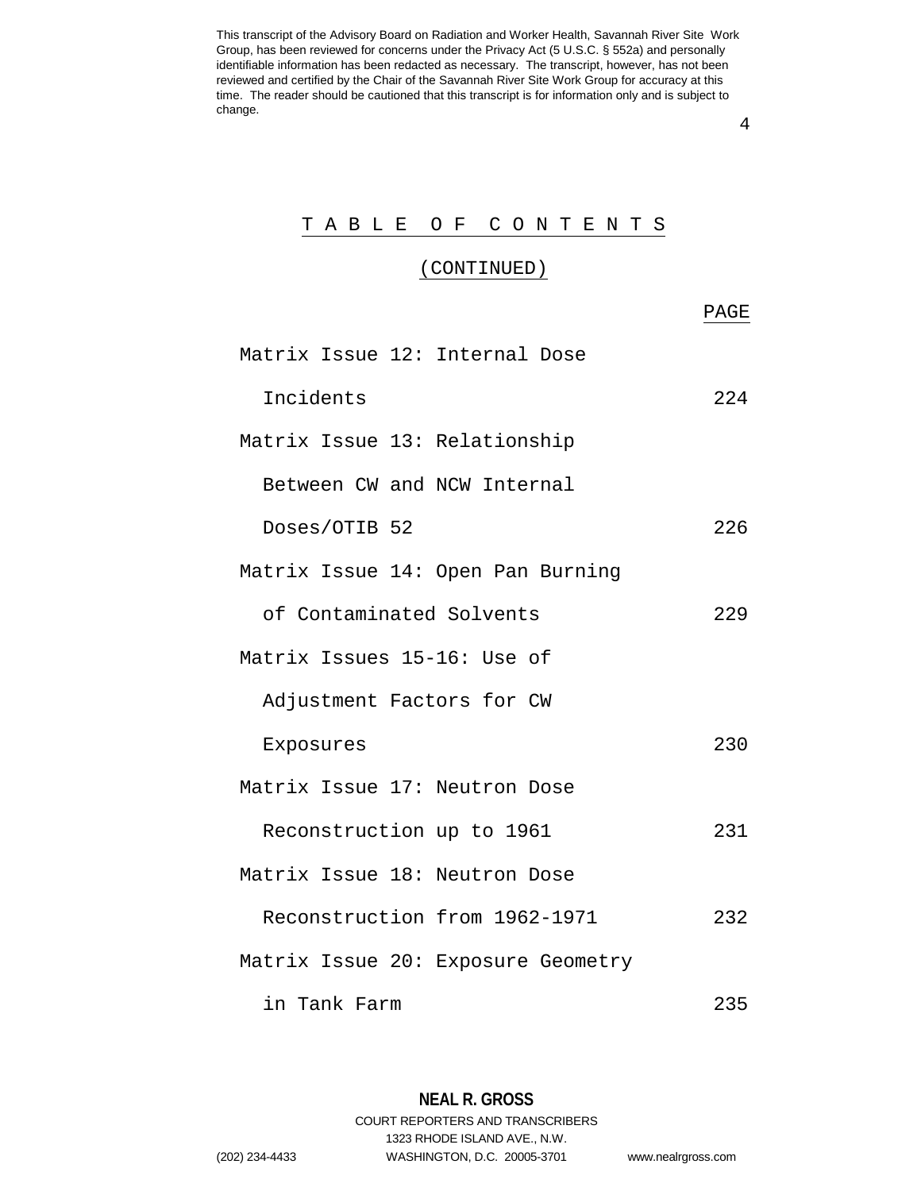# TABLE OF CONTENTS

## (CONTINUED)

| | PAGE |
|---|---|
| Matrix Issue 12: Internal Dose Incidents | 224 |
| Matrix Issue 13: Relationship Between CW and NCW Internal Doses/OTIB 52 | 226 |
| Matrix Issue 14: Open Pan Burning of Contaminated Solvents | 229 |
| Matrix Issues 15-16: Use of Adjustment Factors for CW Exposures | 230 |
| Matrix Issue 17: Neutron Dose Reconstruction up to 1961 | 231 |
| Matrix Issue 18: Neutron Dose Reconstruction from 1962-1971 | 232 |
| Matrix Issue 20: Exposure Geometry in Tank Farm | 235 |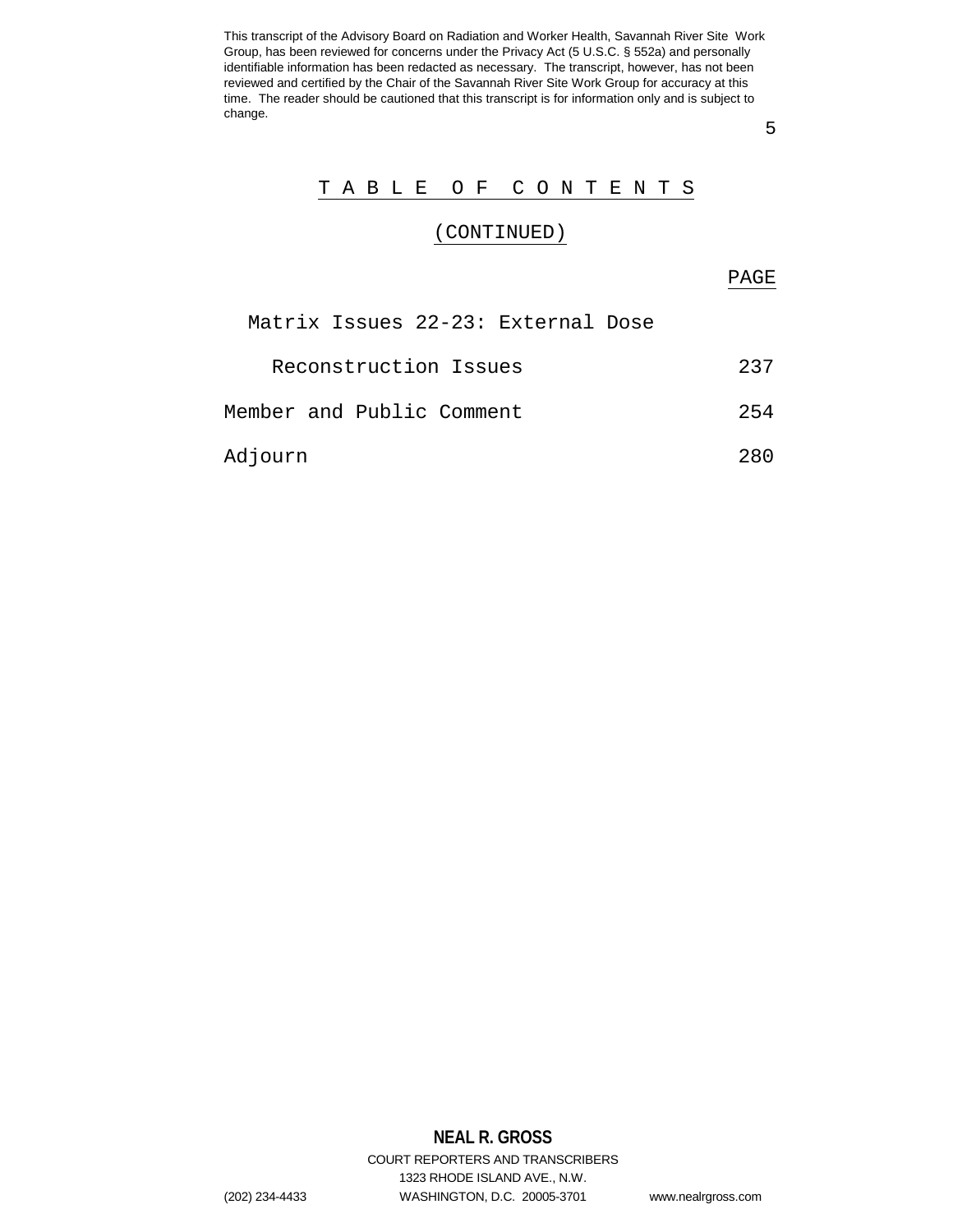This transcript of the Advisory Board on Radiation and Worker Health, Savannah River Site Work Group, has been reviewed for concerns under the Privacy Act (5 U.S.C. § 552a) and personally identifiable information has been redacted as necessary. The transcript, however, has not been reviewed and certified by the Chair of the Savannah River Site Work Group for accuracy at this time. The reader should be cautioned that this transcript is for information only and is subject to change.

## T A B L E   O F   C O N T E N T S

## (CONTINUED)

| | PAGE |
|---|---|
| Matrix Issues 22-23: External Dose Reconstruction Issues | 237 |
| Member and Public Comment | 254 |
| Adjourn | 280 |

**NEAL R. GROSS**
COURT REPORTERS AND TRANSCRIBERS
1323 RHODE ISLAND AVE., N.W.
(202) 234-4433 WASHINGTON, D.C. 20005-3701 www.nealrgross.com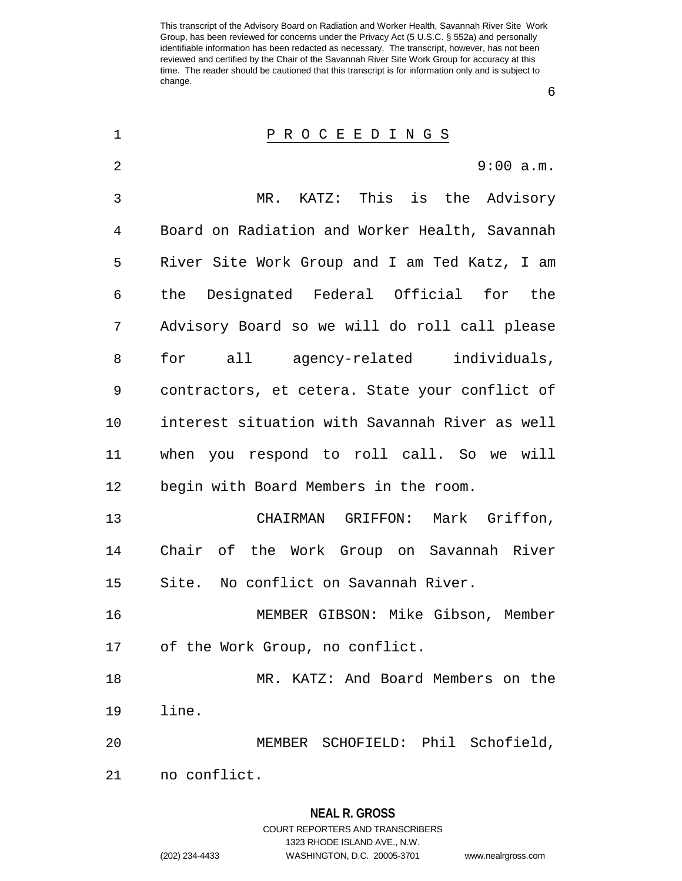P R O C E E D I N G S

9:00 a.m.

MR. KATZ: This is the Advisory Board on Radiation and Worker Health, Savannah River Site Work Group and I am Ted Katz, I am the Designated Federal Official for the Advisory Board so we will do roll call please for all agency-related individuals, contractors, et cetera. State your conflict of interest situation with Savannah River as well when you respond to roll call. So we will begin with Board Members in the room.

CHAIRMAN GRIFFON: Mark Griffon, Chair of the Work Group on Savannah River Site. No conflict on Savannah River.

MEMBER GIBSON: Mike Gibson, Member of the Work Group, no conflict.

MR. KATZ: And Board Members on the line.

MEMBER SCHOFIELD: Phil Schofield, no conflict.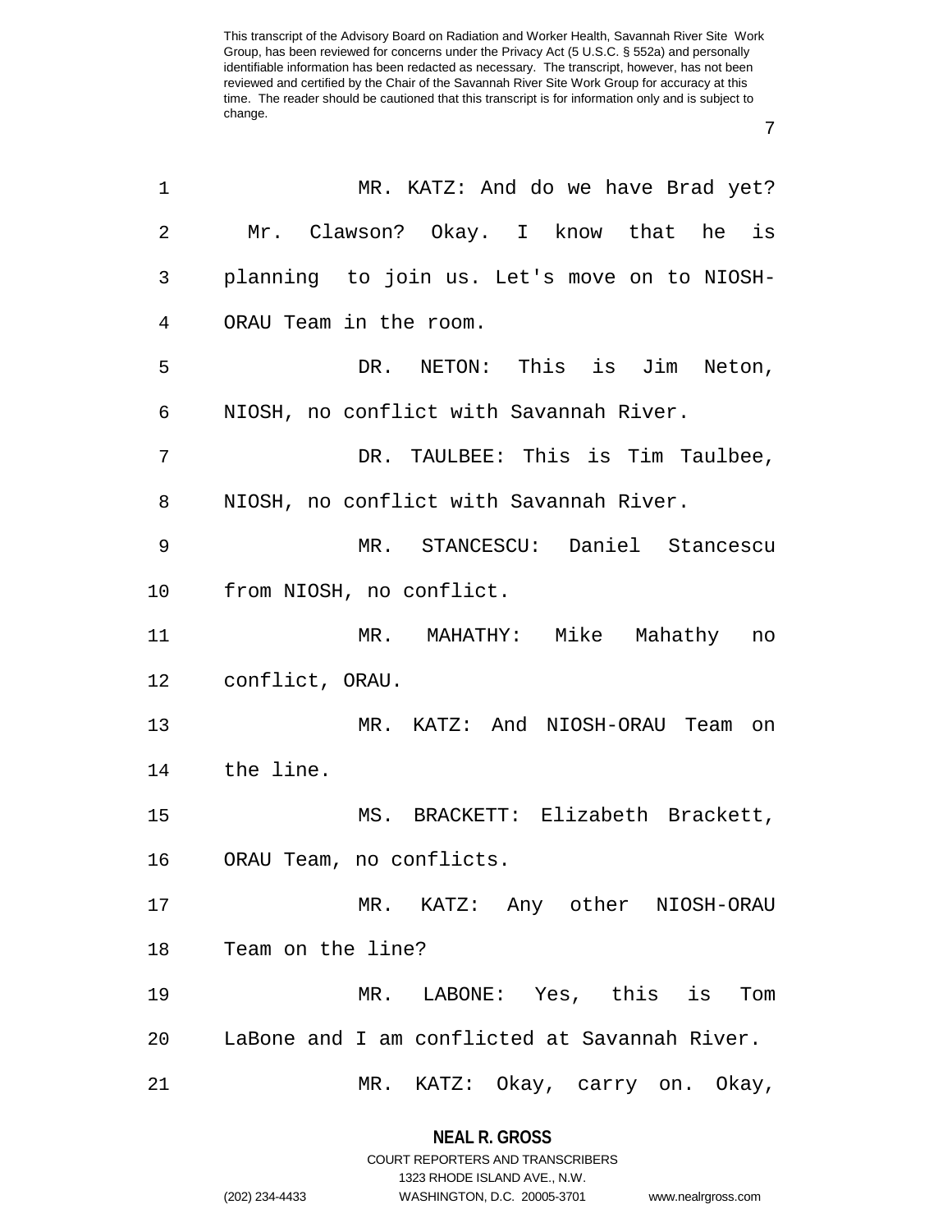MR. KATZ: And do we have Brad yet? Mr. Clawson? Okay. I know that he is planning to join us. Let's move on to NIOSH-ORAU Team in the room.

DR. NETON: This is Jim Neton, NIOSH, no conflict with Savannah River.

DR. TAULBEE: This is Tim Taulbee, NIOSH, no conflict with Savannah River.

MR. STANCESCU: Daniel Stancescu from NIOSH, no conflict.

MR. MAHATHY: Mike Mahathy no conflict, ORAU.

MR. KATZ: And NIOSH-ORAU Team on the line.

MS. BRACKETT: Elizabeth Brackett, ORAU Team, no conflicts.

MR. KATZ: Any other NIOSH-ORAU Team on the line?

MR. LABONE: Yes, this is Tom LaBone and I am conflicted at Savannah River.

MR. KATZ: Okay, carry on. Okay,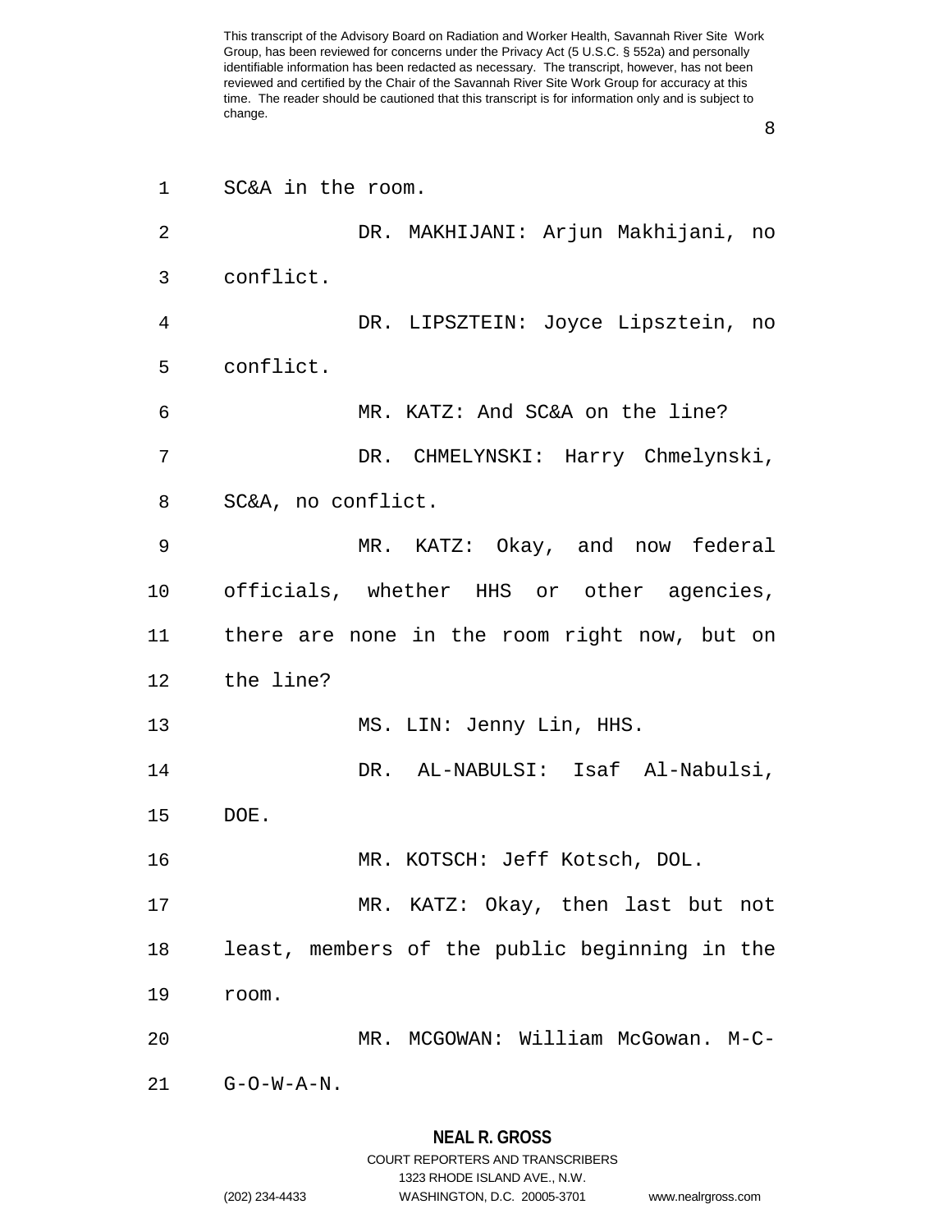SC&A in the room.

DR. MAKHIJANI: Arjun Makhijani, no conflict.

DR. LIPSZTEIN: Joyce Lipsztein, no conflict.

MR. KATZ: And SC&A on the line?

DR. CHMELYNSKI: Harry Chmelynski, SC&A, no conflict.

MR. KATZ: Okay, and now federal officials, whether HHS or other agencies, there are none in the room right now, but on the line?

MS. LIN: Jenny Lin, HHS.

DR. AL-NABULSI: Isaf Al-Nabulsi, DOE.

MR. KOTSCH: Jeff Kotsch, DOL.

MR. KATZ: Okay, then last but not least, members of the public beginning in the room.

MR. MCGOWAN: William McGowan. M-C-G-O-W-A-N.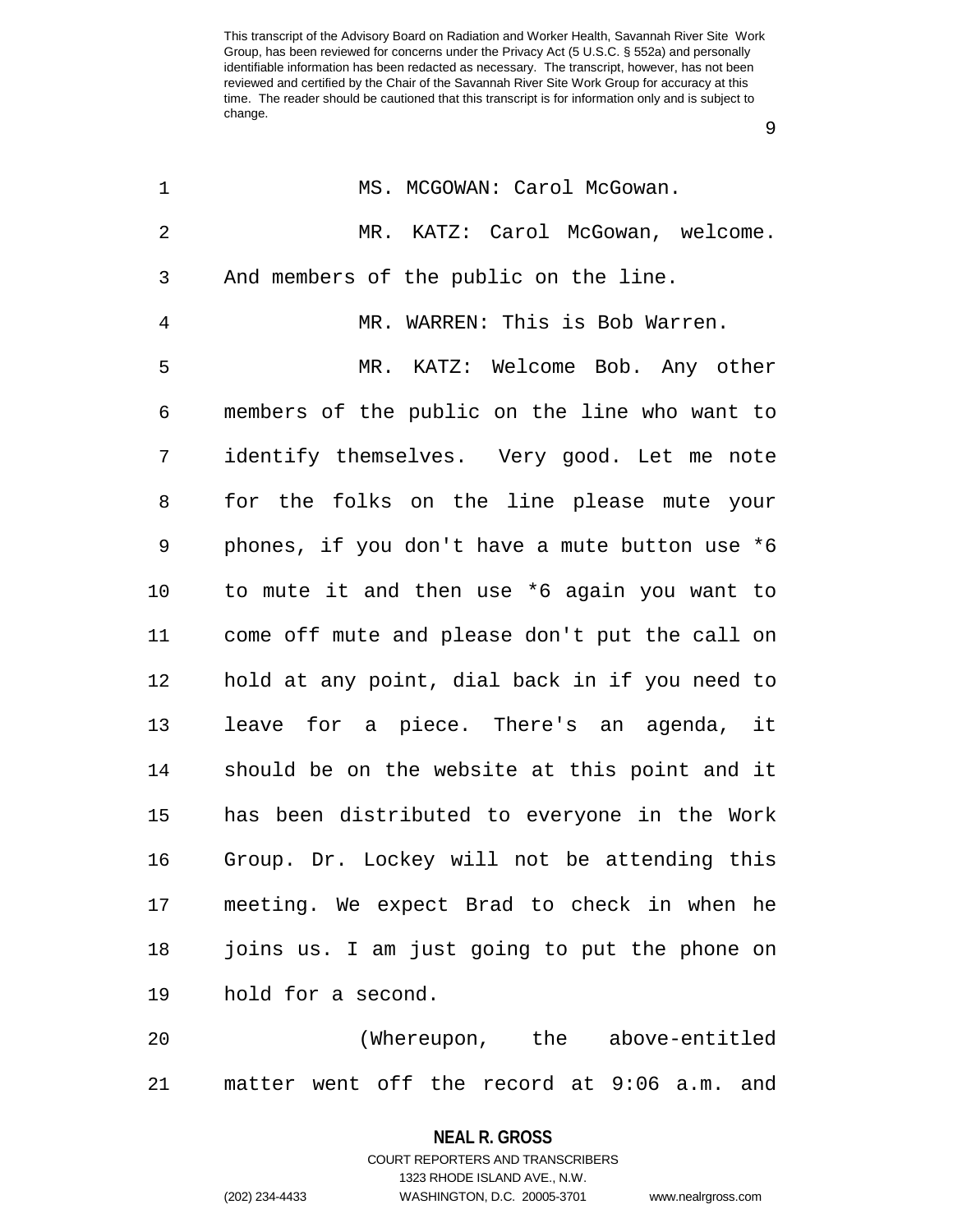MS. MCGOWAN: Carol McGowan.

MR. KATZ: Carol McGowan, welcome. And members of the public on the line.

MR. WARREN: This is Bob Warren.

MR. KATZ: Welcome Bob. Any other members of the public on the line who want to identify themselves. Very good. Let me note for the folks on the line please mute your phones, if you don't have a mute button use *6 to mute it and then use *6 again you want to come off mute and please don't put the call on hold at any point, dial back in if you need to leave for a piece. There's an agenda, it should be on the website at this point and it has been distributed to everyone in the Work Group. Dr. Lockey will not be attending this meeting. We expect Brad to check in when he joins us. I am just going to put the phone on hold for a second.

(Whereupon, the above-entitled matter went off the record at 9:06 a.m. and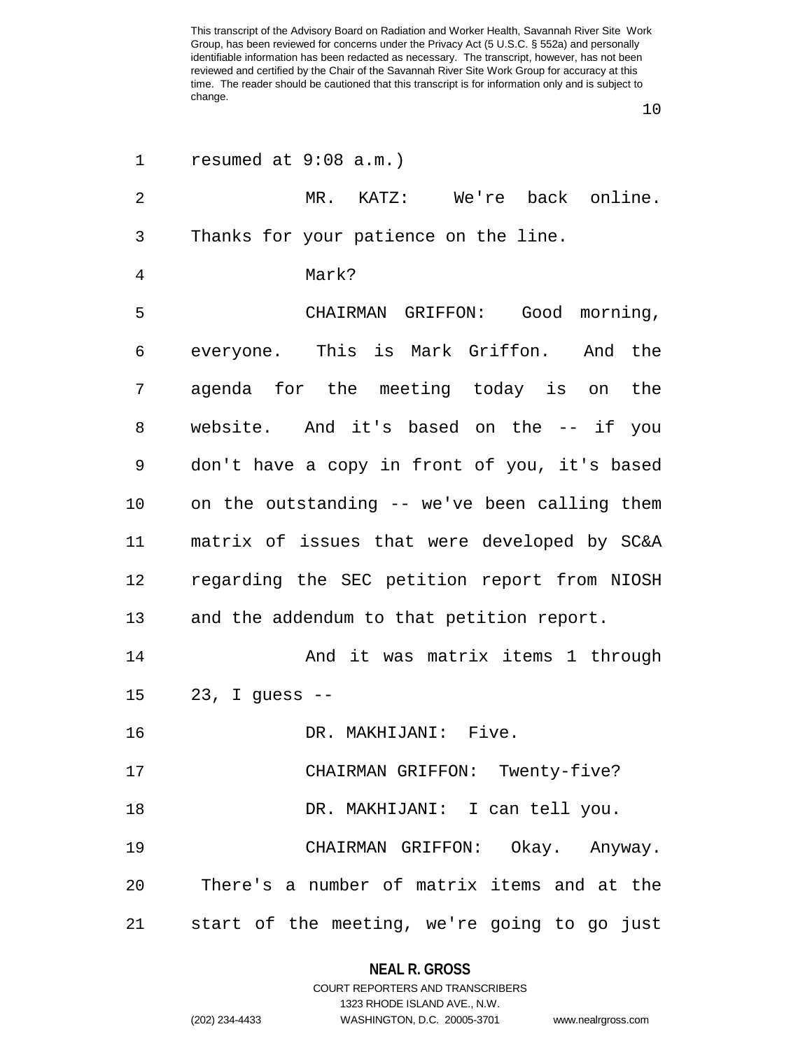resumed at 9:08 a.m.)

MR. KATZ: We're back online. Thanks for your patience on the line.

Mark?

CHAIRMAN GRIFFON: Good morning, everyone. This is Mark Griffon. And the agenda for the meeting today is on the website. And it's based on the -- if you don't have a copy in front of you, it's based on the outstanding -- we've been calling them matrix of issues that were developed by SC&A regarding the SEC petition report from NIOSH and the addendum to that petition report.

And it was matrix items 1 through 23, I guess --

DR. MAKHIJANI: Five.

CHAIRMAN GRIFFON: Twenty-five?

DR. MAKHIJANI: I can tell you.

CHAIRMAN GRIFFON: Okay. Anyway. There's a number of matrix items and at the start of the meeting, we're going to go just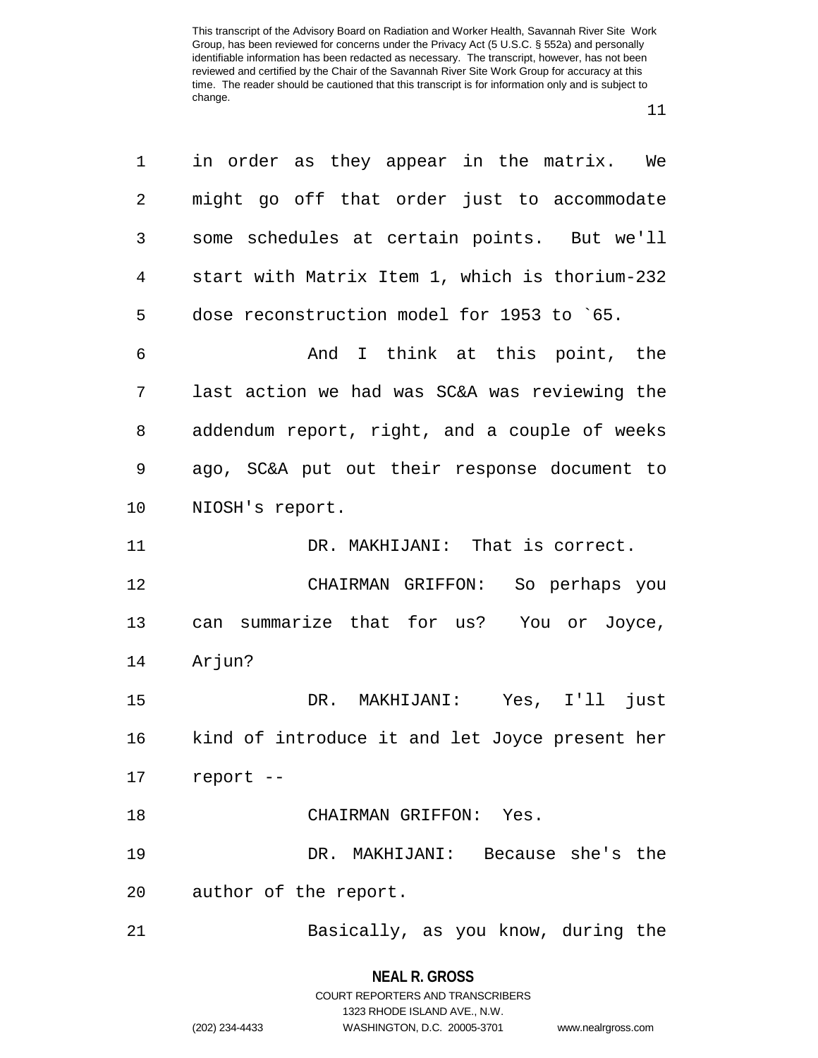in order as they appear in the matrix. We might go off that order just to accommodate some schedules at certain points. But we'll start with Matrix Item 1, which is thorium-232 dose reconstruction model for 1953 to `65.

And I think at this point, the last action we had was SC&A was reviewing the addendum report, right, and a couple of weeks ago, SC&A put out their response document to NIOSH's report.

DR. MAKHIJANI: That is correct.

CHAIRMAN GRIFFON: So perhaps you can summarize that for us? You or Joyce, Arjun?

DR. MAKHIJANI: Yes, I'll just kind of introduce it and let Joyce present her report --

CHAIRMAN GRIFFON: Yes.

DR. MAKHIJANI: Because she's the author of the report.

Basically, as you know, during the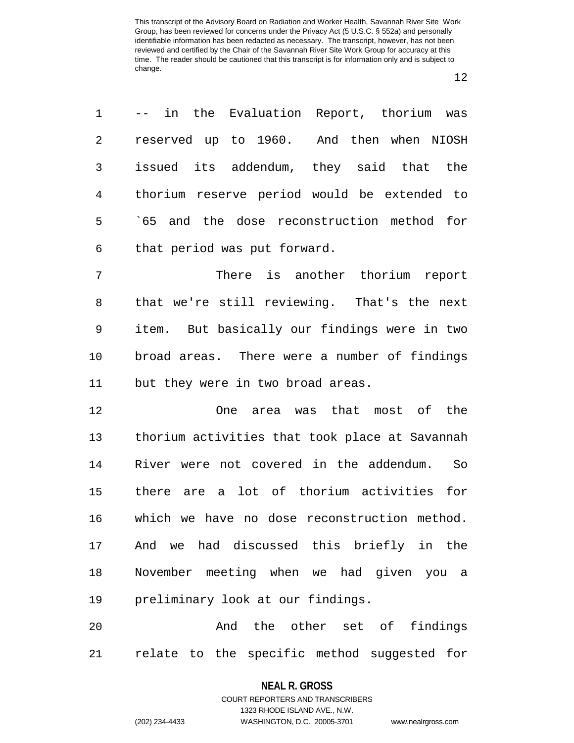-- in the Evaluation Report, thorium was reserved up to 1960. And then when NIOSH issued its addendum, they said that the thorium reserve period would be extended to `65 and the dose reconstruction method for that period was put forward.

There is another thorium report that we're still reviewing. That's the next item. But basically our findings were in two broad areas. There were a number of findings but they were in two broad areas.

One area was that most of the thorium activities that took place at Savannah River were not covered in the addendum. So there are a lot of thorium activities for which we have no dose reconstruction method. And we had discussed this briefly in the November meeting when we had given you a preliminary look at our findings.

And the other set of findings relate to the specific method suggested for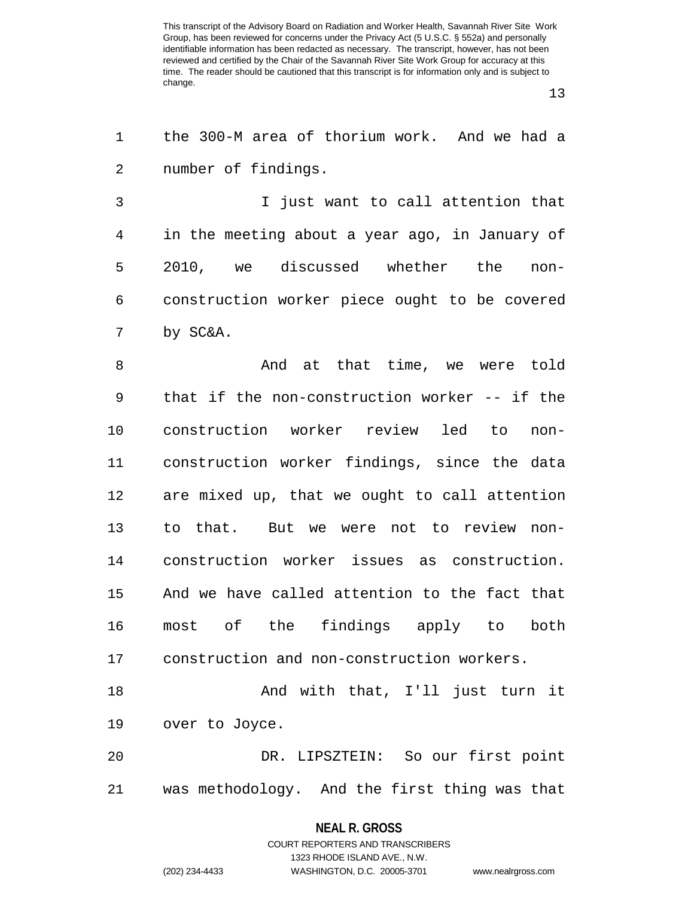the 300-M area of thorium work. And we had a number of findings.

I just want to call attention that in the meeting about a year ago, in January of 2010, we discussed whether the non-construction worker piece ought to be covered by SC&A.

And at that time, we were told that if the non-construction worker -- if the construction worker review led to non-construction worker findings, since the data are mixed up, that we ought to call attention to that. But we were not to review non-construction worker issues as construction. And we have called attention to the fact that most of the findings apply to both construction and non-construction workers.

And with that, I'll just turn it over to Joyce.

DR. LIPSZTEIN: So our first point was methodology. And the first thing was that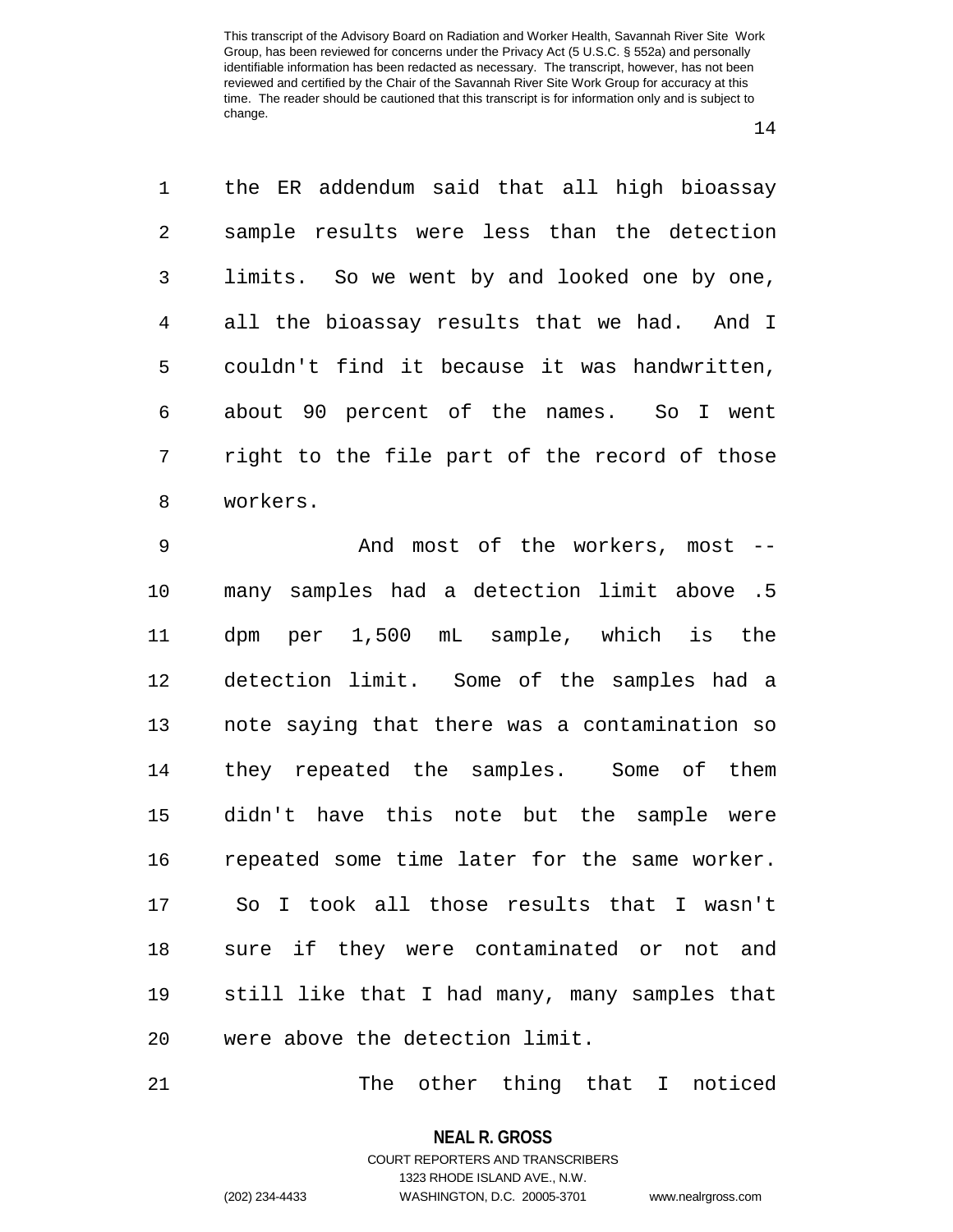the ER addendum said that all high bioassay sample results were less than the detection limits. So we went by and looked one by one, all the bioassay results that we had. And I couldn't find it because it was handwritten, about 90 percent of the names. So I went right to the file part of the record of those workers.

And most of the workers, most -- many samples had a detection limit above .5 dpm per 1,500 mL sample, which is the detection limit. Some of the samples had a note saying that there was a contamination so they repeated the samples. Some of them didn't have this note but the sample were repeated some time later for the same worker. So I took all those results that I wasn't sure if they were contaminated or not and still like that I had many, many samples that were above the detection limit.

The other thing that I noticed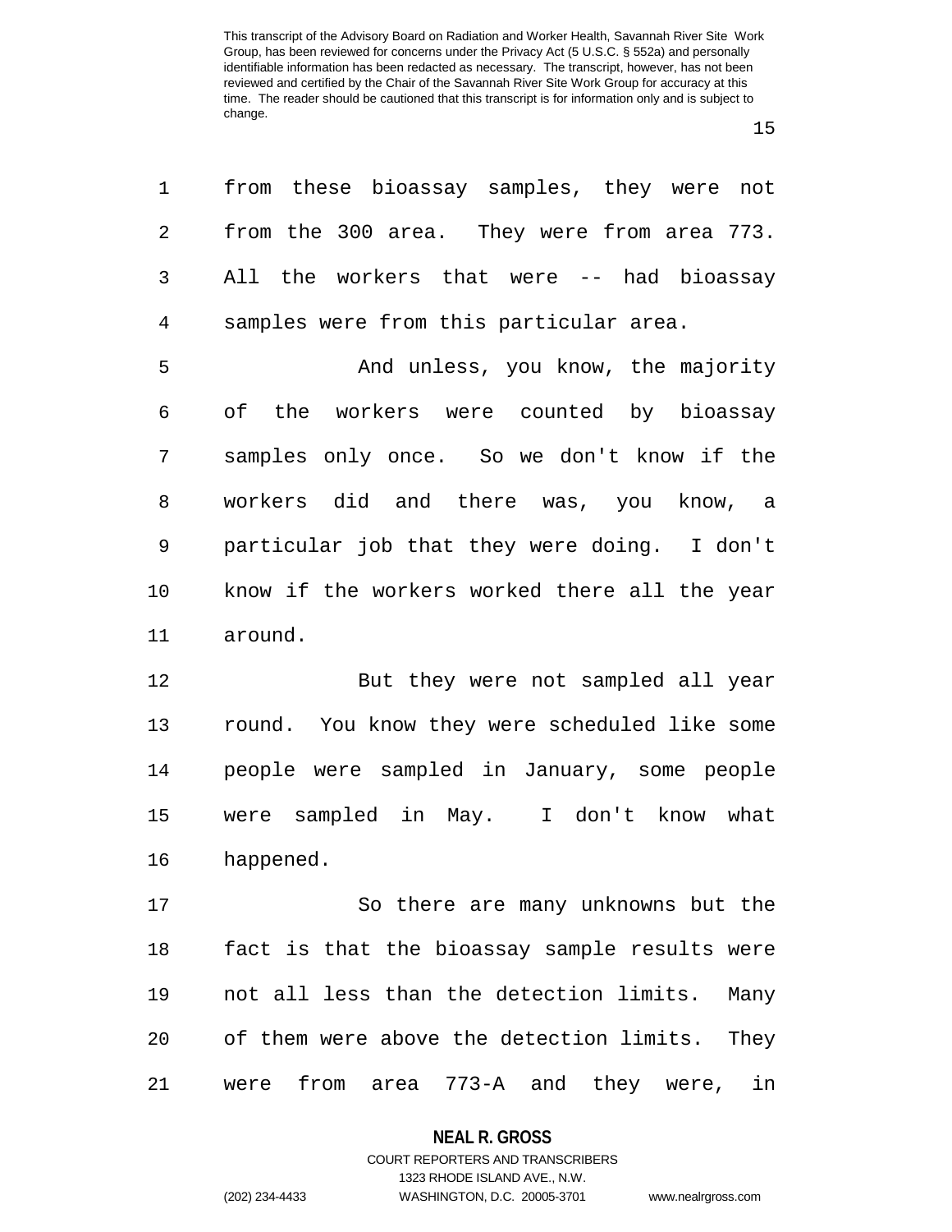from these bioassay samples, they were not from the 300 area. They were from area 773. All the workers that were -- had bioassay samples were from this particular area.

And unless, you know, the majority of the workers were counted by bioassay samples only once. So we don't know if the workers did and there was, you know, a particular job that they were doing. I don't know if the workers worked there all the year around.

But they were not sampled all year round. You know they were scheduled like some people were sampled in January, some people were sampled in May. I don't know what happened.

So there are many unknowns but the fact is that the bioassay sample results were not all less than the detection limits. Many of them were above the detection limits. They were from area 773-A and they were, in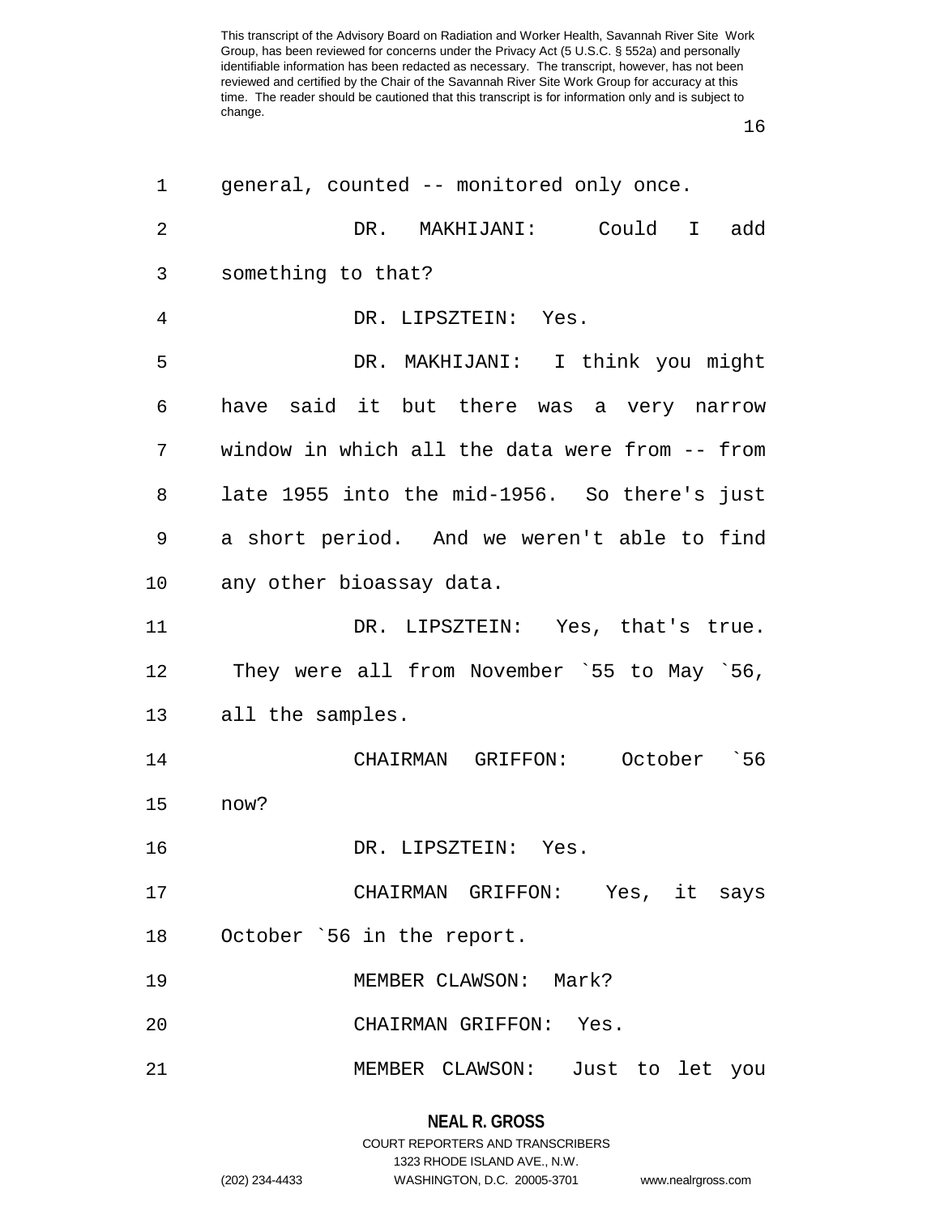general, counted -- monitored only once.

DR. MAKHIJANI: Could I add something to that?

DR. LIPSZTEIN: Yes.

DR. MAKHIJANI: I think you might have said it but there was a very narrow window in which all the data were from -- from late 1955 into the mid-1956. So there's just a short period. And we weren't able to find any other bioassay data.

DR. LIPSZTEIN: Yes, that's true. They were all from November `55 to May `56, all the samples.

CHAIRMAN GRIFFON: October `56 now?

DR. LIPSZTEIN: Yes.

CHAIRMAN GRIFFON: Yes, it says October `56 in the report.

MEMBER CLAWSON: Mark?

CHAIRMAN GRIFFON: Yes.

MEMBER CLAWSON: Just to let you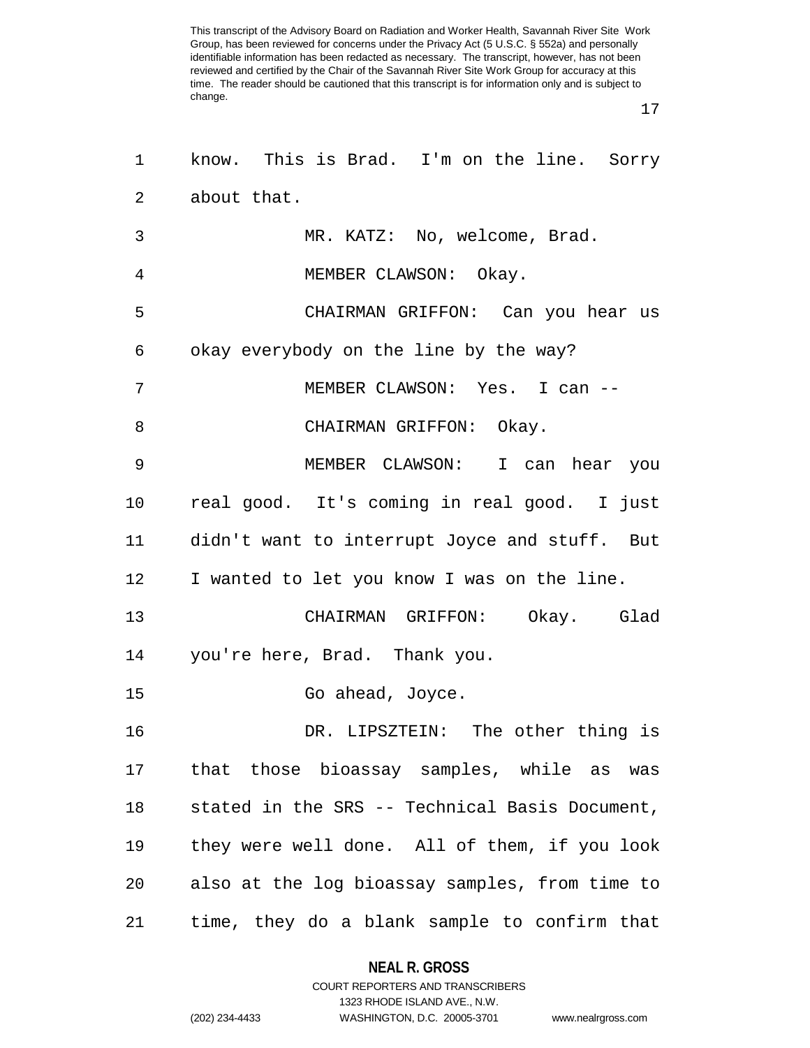know. This is Brad. I'm on the line. Sorry about that.

MR. KATZ: No, welcome, Brad.

MEMBER CLAWSON: Okay.

CHAIRMAN GRIFFON: Can you hear us okay everybody on the line by the way?

MEMBER CLAWSON: Yes. I can --

CHAIRMAN GRIFFON: Okay.

MEMBER CLAWSON: I can hear you real good. It's coming in real good. I just didn't want to interrupt Joyce and stuff. But I wanted to let you know I was on the line.

CHAIRMAN GRIFFON: Okay. Glad you're here, Brad. Thank you.

Go ahead, Joyce.

DR. LIPSZTEIN: The other thing is that those bioassay samples, while as was stated in the SRS -- Technical Basis Document, they were well done. All of them, if you look also at the log bioassay samples, from time to time, they do a blank sample to confirm that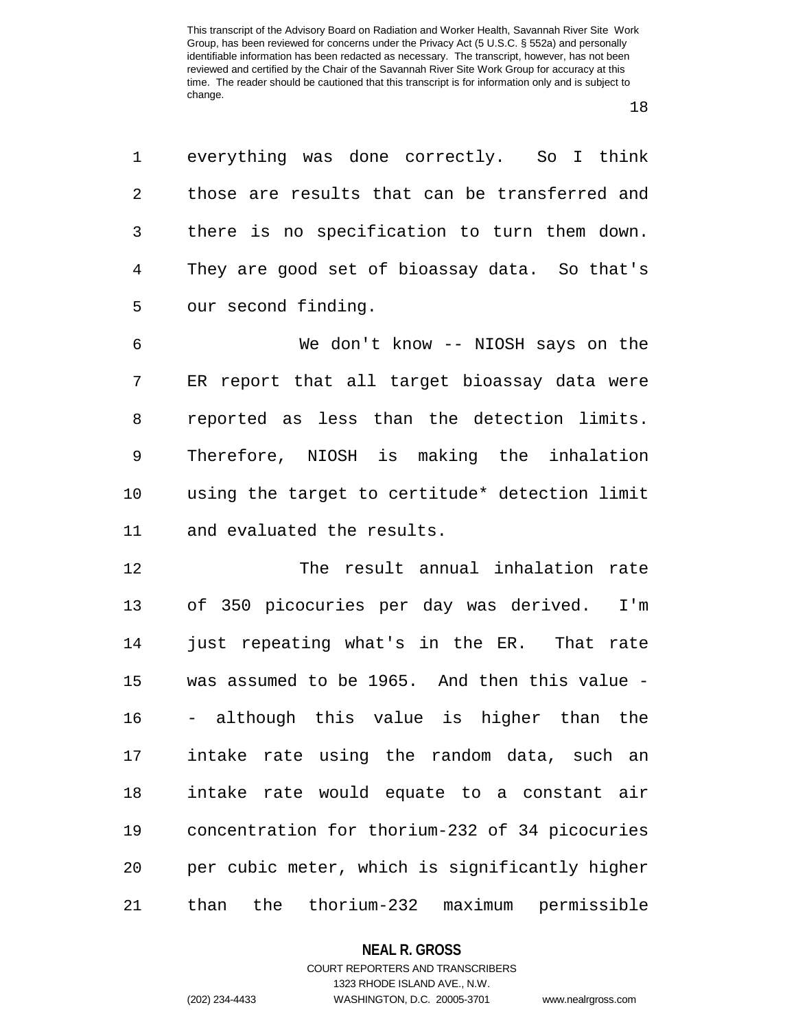everything was done correctly. So I think those are results that can be transferred and there is no specification to turn them down. They are good set of bioassay data. So that's our second finding.

We don't know -- NIOSH says on the ER report that all target bioassay data were reported as less than the detection limits. Therefore, NIOSH is making the inhalation using the target to certitude* detection limit and evaluated the results.

The result annual inhalation rate of 350 picocuries per day was derived. I'm just repeating what's in the ER. That rate was assumed to be 1965. And then this value -- although this value is higher than the intake rate using the random data, such an intake rate would equate to a constant air concentration for thorium-232 of 34 picocuries per cubic meter, which is significantly higher than the thorium-232 maximum permissible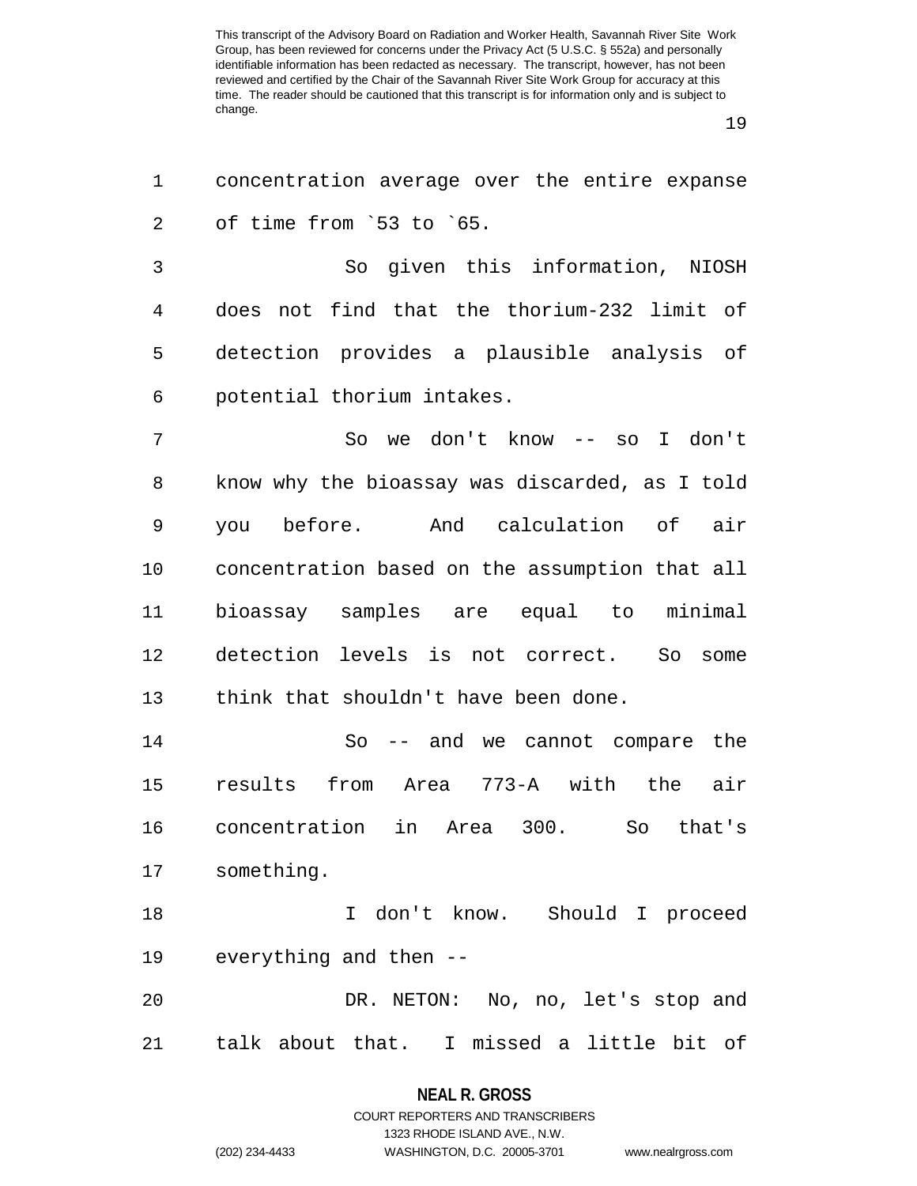concentration average over the entire expanse of time from `53 to `65.

So given this information, NIOSH does not find that the thorium-232 limit of detection provides a plausible analysis of potential thorium intakes.

So we don't know -- so I don't know why the bioassay was discarded, as I told you before. And calculation of air concentration based on the assumption that all bioassay samples are equal to minimal detection levels is not correct. So some think that shouldn't have been done.

So -- and we cannot compare the results from Area 773-A with the air concentration in Area 300. So that's something.

I don't know. Should I proceed everything and then --

DR. NETON: No, no, let's stop and talk about that. I missed a little bit of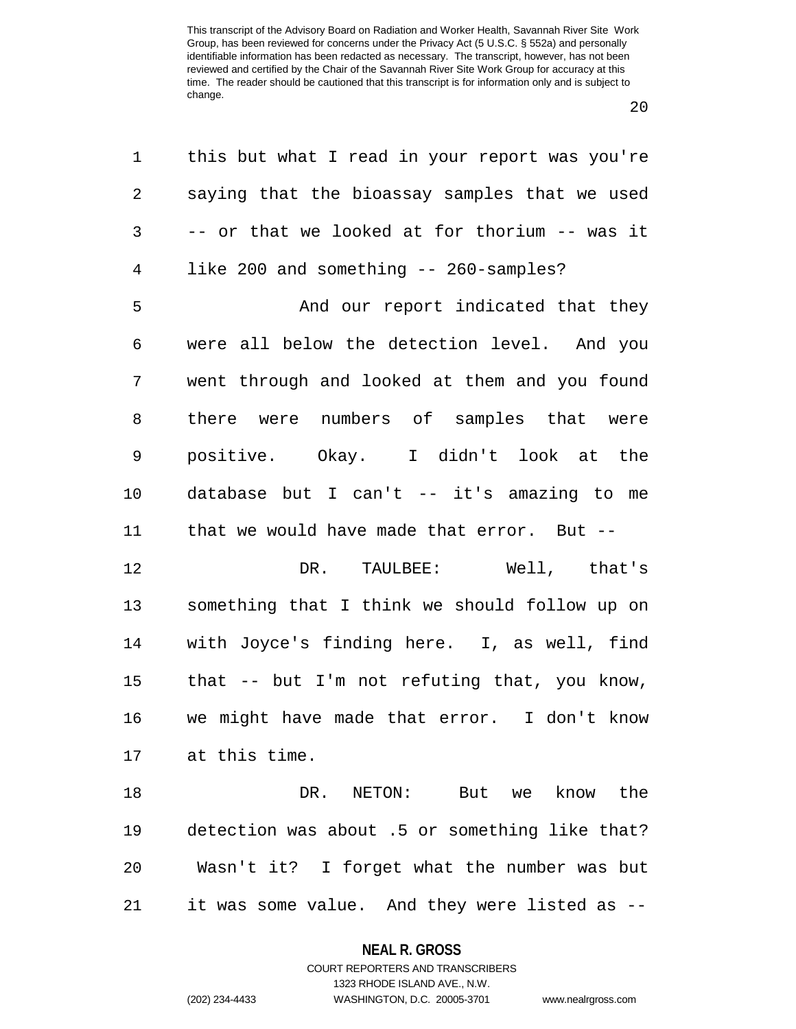this but what I read in your report was you're saying that the bioassay samples that we used -- or that we looked at for thorium -- was it like 200 and something -- 260-samples?

And our report indicated that they were all below the detection level. And you went through and looked at them and you found there were numbers of samples that were positive. Okay. I didn't look at the database but I can't -- it's amazing to me that we would have made that error. But --

DR. TAULBEE: Well, that's something that I think we should follow up on with Joyce's finding here. I, as well, find that -- but I'm not refuting that, you know, we might have made that error. I don't know at this time.

DR. NETON: But we know the detection was about .5 or something like that? Wasn't it? I forget what the number was but it was some value. And they were listed as --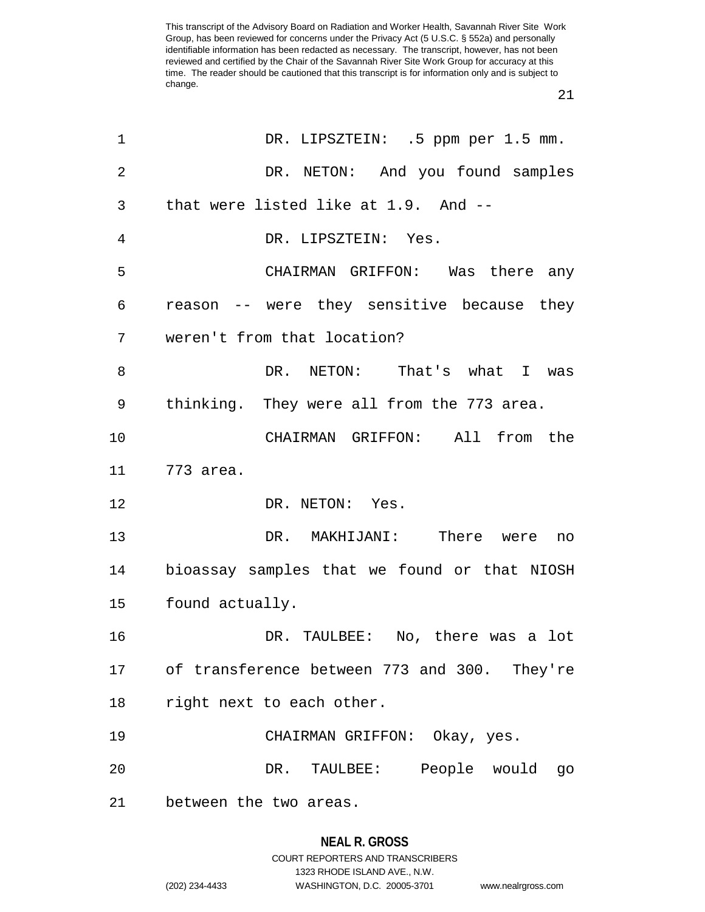DR. LIPSZTEIN: .5 ppm per 1.5 mm.

DR. NETON: And you found samples that were listed like at 1.9. And --

DR. LIPSZTEIN: Yes.

CHAIRMAN GRIFFON: Was there any reason -- were they sensitive because they weren't from that location?

DR. NETON: That's what I was thinking. They were all from the 773 area.

CHAIRMAN GRIFFON: All from the 773 area.

DR. NETON: Yes.

DR. MAKHIJANI: There were no bioassay samples that we found or that NIOSH found actually.

DR. TAULBEE: No, there was a lot of transference between 773 and 300. They're right next to each other.

CHAIRMAN GRIFFON: Okay, yes.

DR. TAULBEE: People would go between the two areas.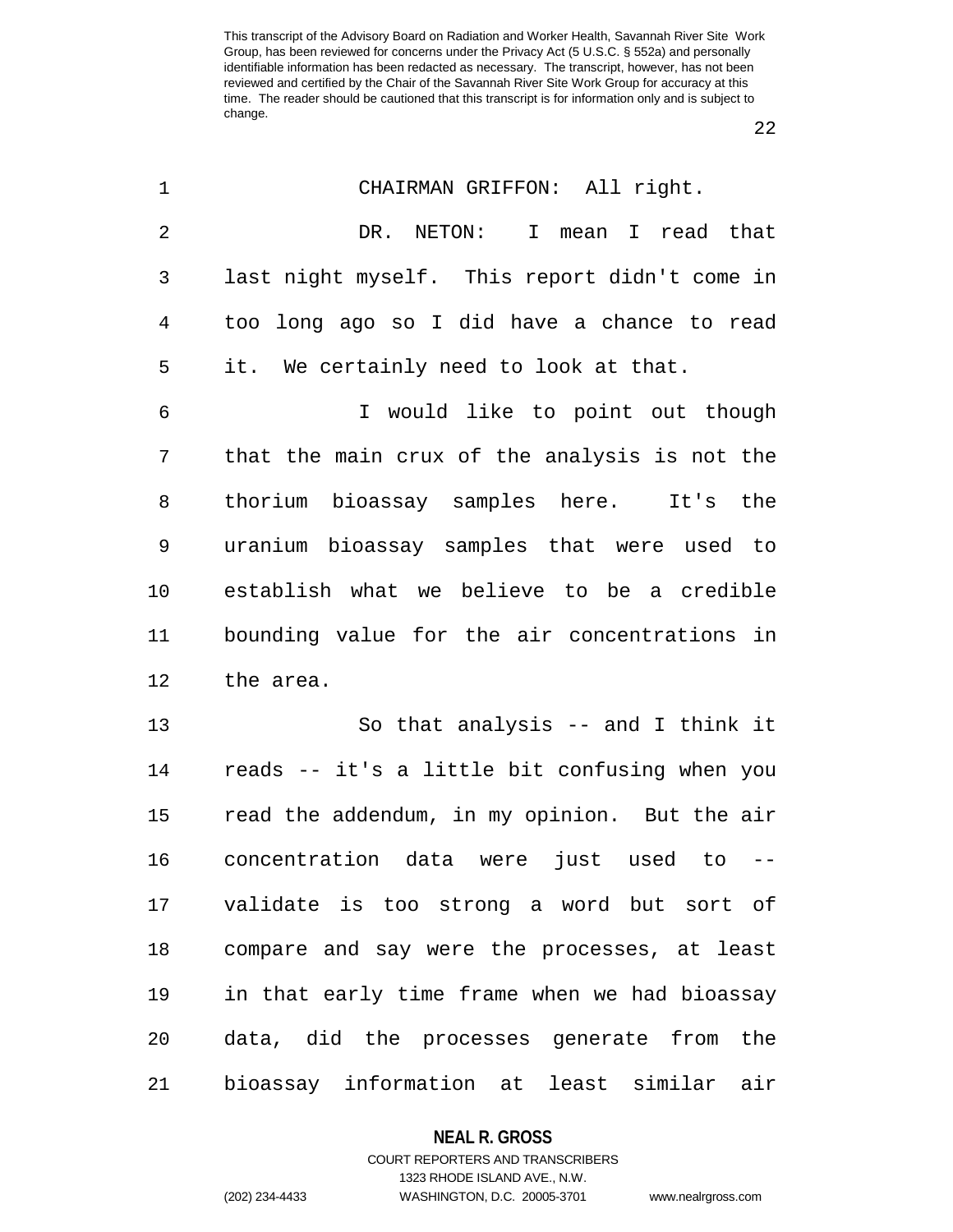CHAIRMAN GRIFFON: All right.

DR. NETON: I mean I read that last night myself. This report didn't come in too long ago so I did have a chance to read it. We certainly need to look at that.

I would like to point out though that the main crux of the analysis is not the thorium bioassay samples here. It's the uranium bioassay samples that were used to establish what we believe to be a credible bounding value for the air concentrations in the area.

So that analysis -- and I think it reads -- it's a little bit confusing when you read the addendum, in my opinion. But the air concentration data were just used to -- validate is too strong a word but sort of compare and say were the processes, at least in that early time frame when we had bioassay data, did the processes generate from the bioassay information at least similar air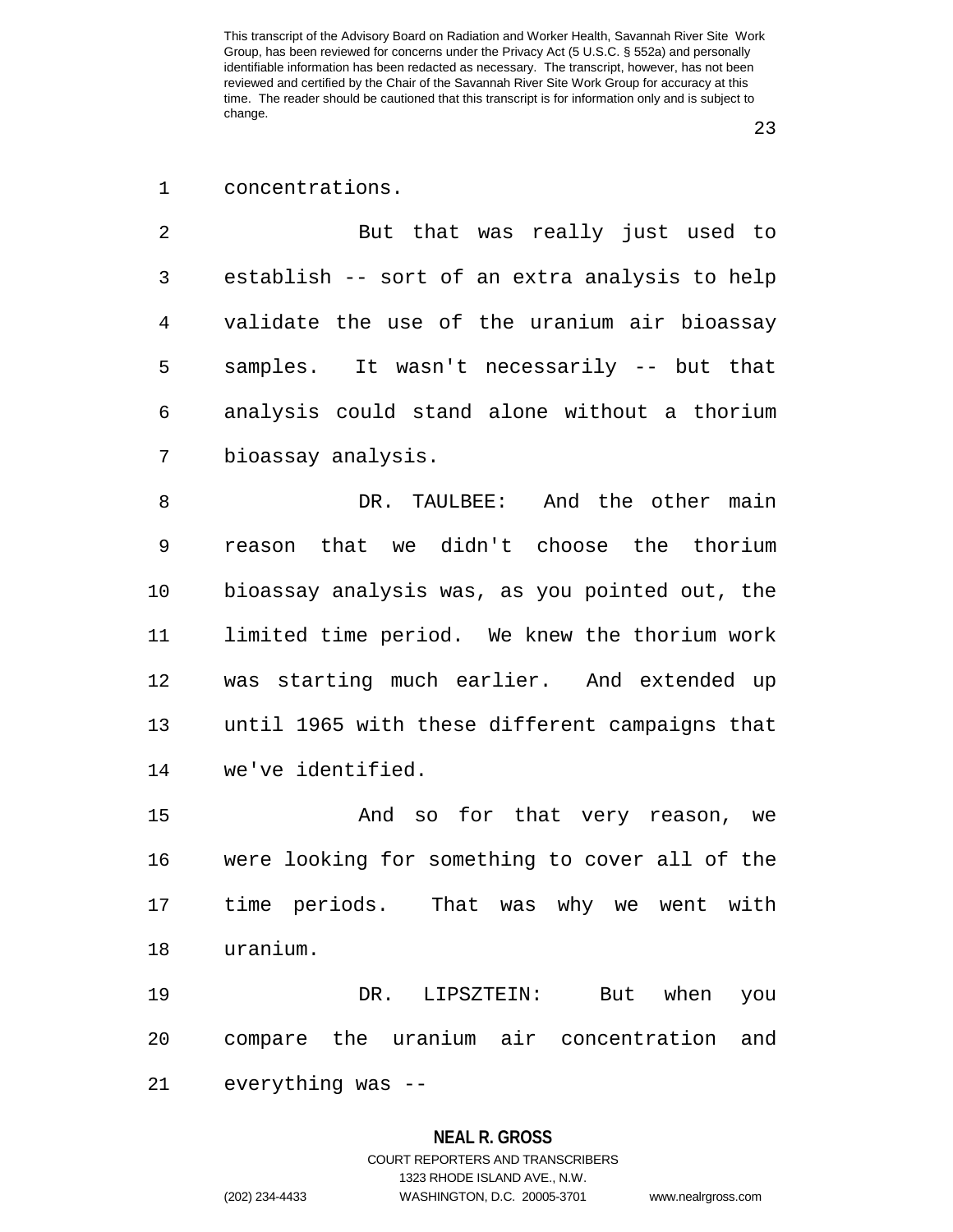concentrations.

But that was really just used to establish -- sort of an extra analysis to help validate the use of the uranium air bioassay samples. It wasn't necessarily -- but that analysis could stand alone without a thorium bioassay analysis.

DR. TAULBEE: And the other main reason that we didn't choose the thorium bioassay analysis was, as you pointed out, the limited time period. We knew the thorium work was starting much earlier. And extended up until 1965 with these different campaigns that we've identified.

And so for that very reason, we were looking for something to cover all of the time periods. That was why we went with uranium.

DR. LIPSZTEIN: But when you compare the uranium air concentration and everything was --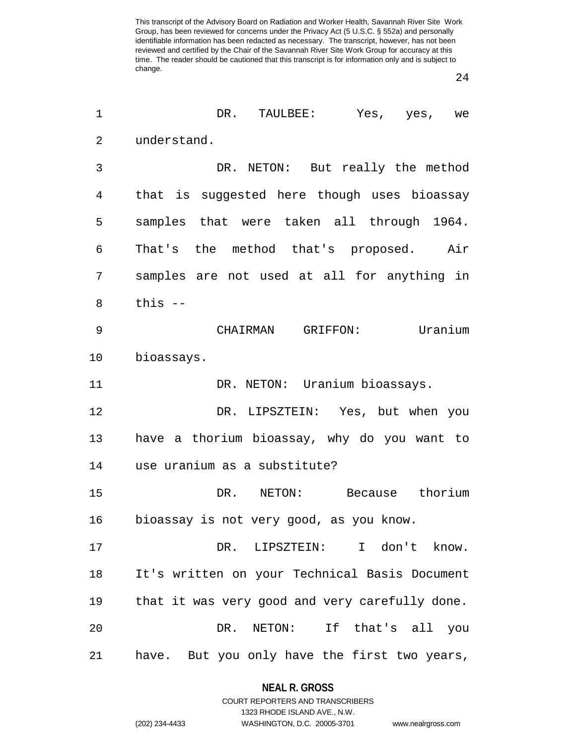DR. TAULBEE: Yes, yes, we understand.

DR. NETON: But really the method that is suggested here though uses bioassay samples that were taken all through 1964. That's the method that's proposed. Air samples are not used at all for anything in this --

CHAIRMAN GRIFFON: Uranium bioassays.

DR. NETON: Uranium bioassays.

DR. LIPSZTEIN: Yes, but when you have a thorium bioassay, why do you want to use uranium as a substitute?

DR. NETON: Because thorium bioassay is not very good, as you know.

DR. LIPSZTEIN: I don't know. It's written on your Technical Basis Document that it was very good and very carefully done.

DR. NETON: If that's all you have. But you only have the first two years,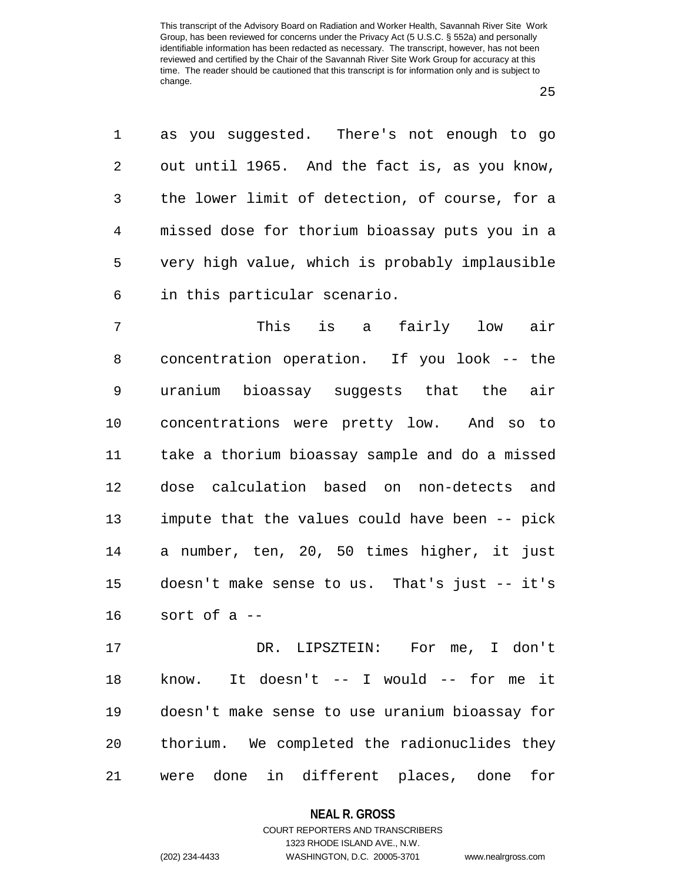as you suggested. There's not enough to go out until 1965. And the fact is, as you know, the lower limit of detection, of course, for a missed dose for thorium bioassay puts you in a very high value, which is probably implausible in this particular scenario.

This is a fairly low air concentration operation. If you look -- the uranium bioassay suggests that the air concentrations were pretty low. And so to take a thorium bioassay sample and do a missed dose calculation based on non-detects and impute that the values could have been -- pick a number, ten, 20, 50 times higher, it just doesn't make sense to us. That's just -- it's sort of a --

DR. LIPSZTEIN: For me, I don't know. It doesn't -- I would -- for me it doesn't make sense to use uranium bioassay for thorium. We completed the radionuclides they were done in different places, done for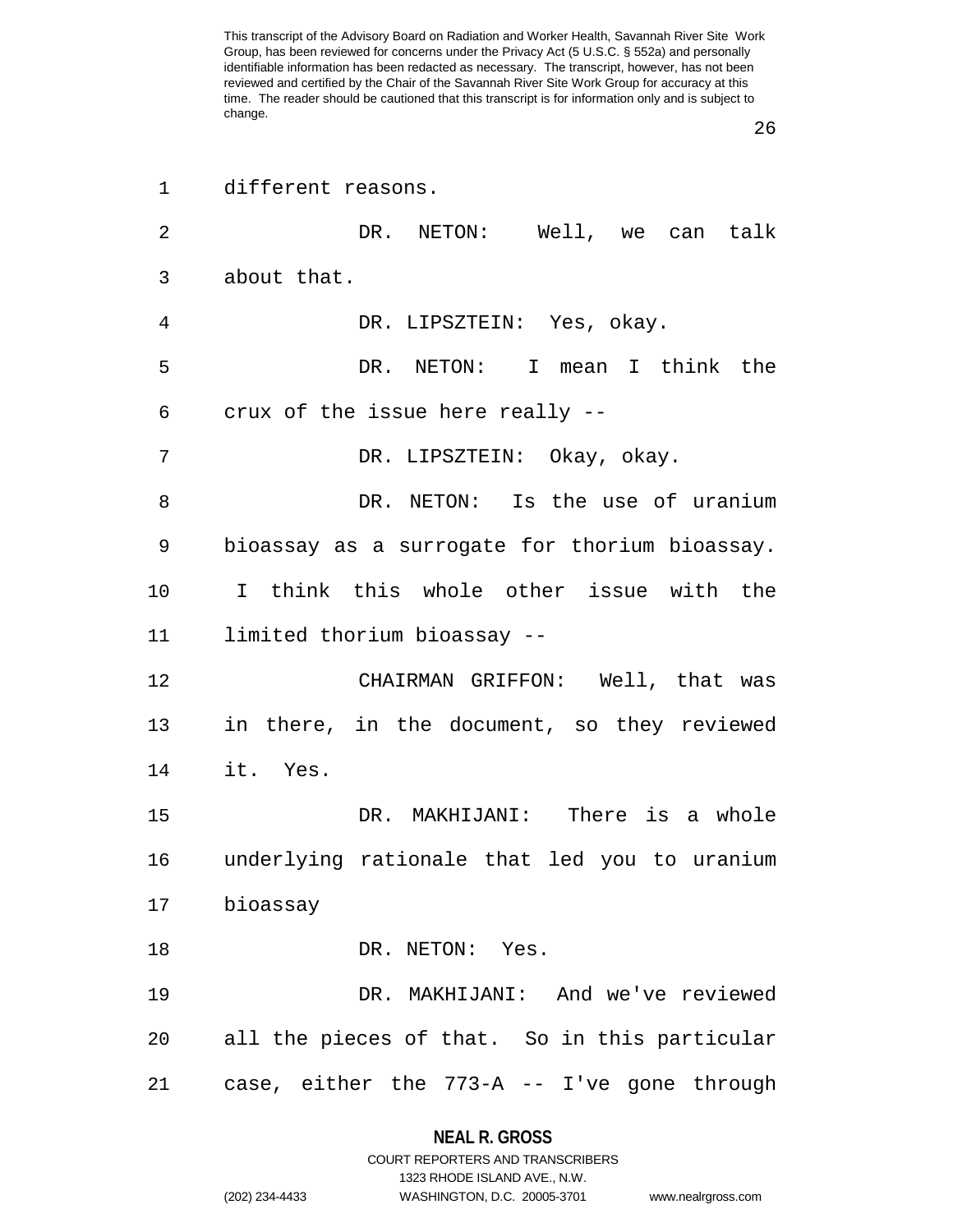different reasons.

DR. NETON: Well, we can talk about that.

DR. LIPSZTEIN: Yes, okay.

DR. NETON: I mean I think the crux of the issue here really --

DR. LIPSZTEIN: Okay, okay.

DR. NETON: Is the use of uranium bioassay as a surrogate for thorium bioassay. I think this whole other issue with the limited thorium bioassay --

CHAIRMAN GRIFFON: Well, that was in there, in the document, so they reviewed it. Yes.

DR. MAKHIJANI: There is a whole underlying rationale that led you to uranium bioassay

DR. NETON: Yes.

DR. MAKHIJANI: And we've reviewed all the pieces of that. So in this particular case, either the 773-A -- I've gone through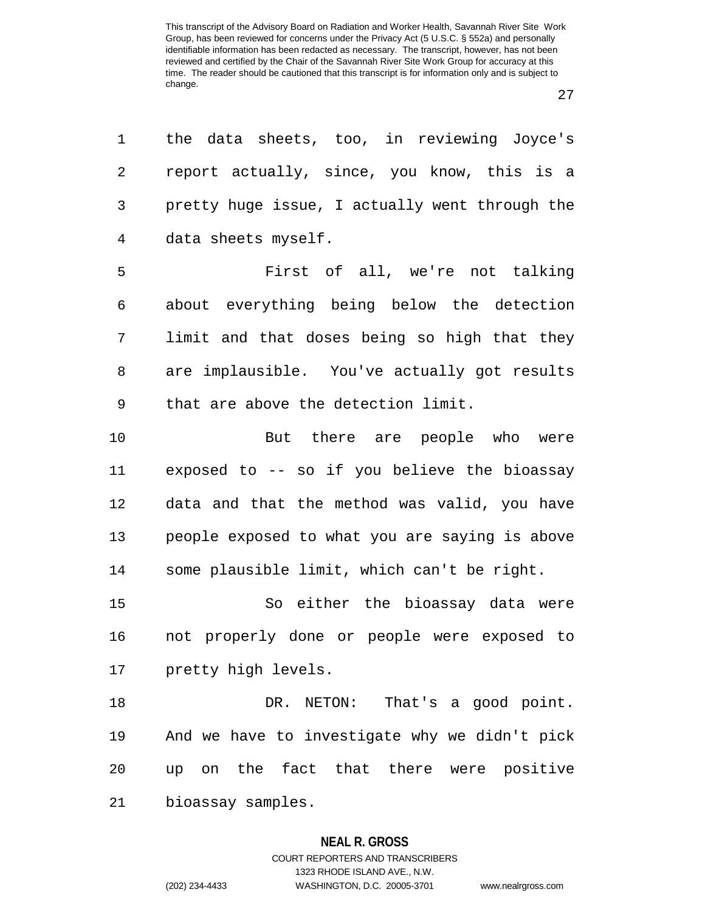the data sheets, too, in reviewing Joyce's report actually, since, you know, this is a pretty huge issue, I actually went through the data sheets myself.

First of all, we're not talking about everything being below the detection limit and that doses being so high that they are implausible. You've actually got results that are above the detection limit.

But there are people who were exposed to -- so if you believe the bioassay data and that the method was valid, you have people exposed to what you are saying is above some plausible limit, which can't be right.

So either the bioassay data were not properly done or people were exposed to pretty high levels.

DR. NETON: That's a good point. And we have to investigate why we didn't pick up on the fact that there were positive bioassay samples.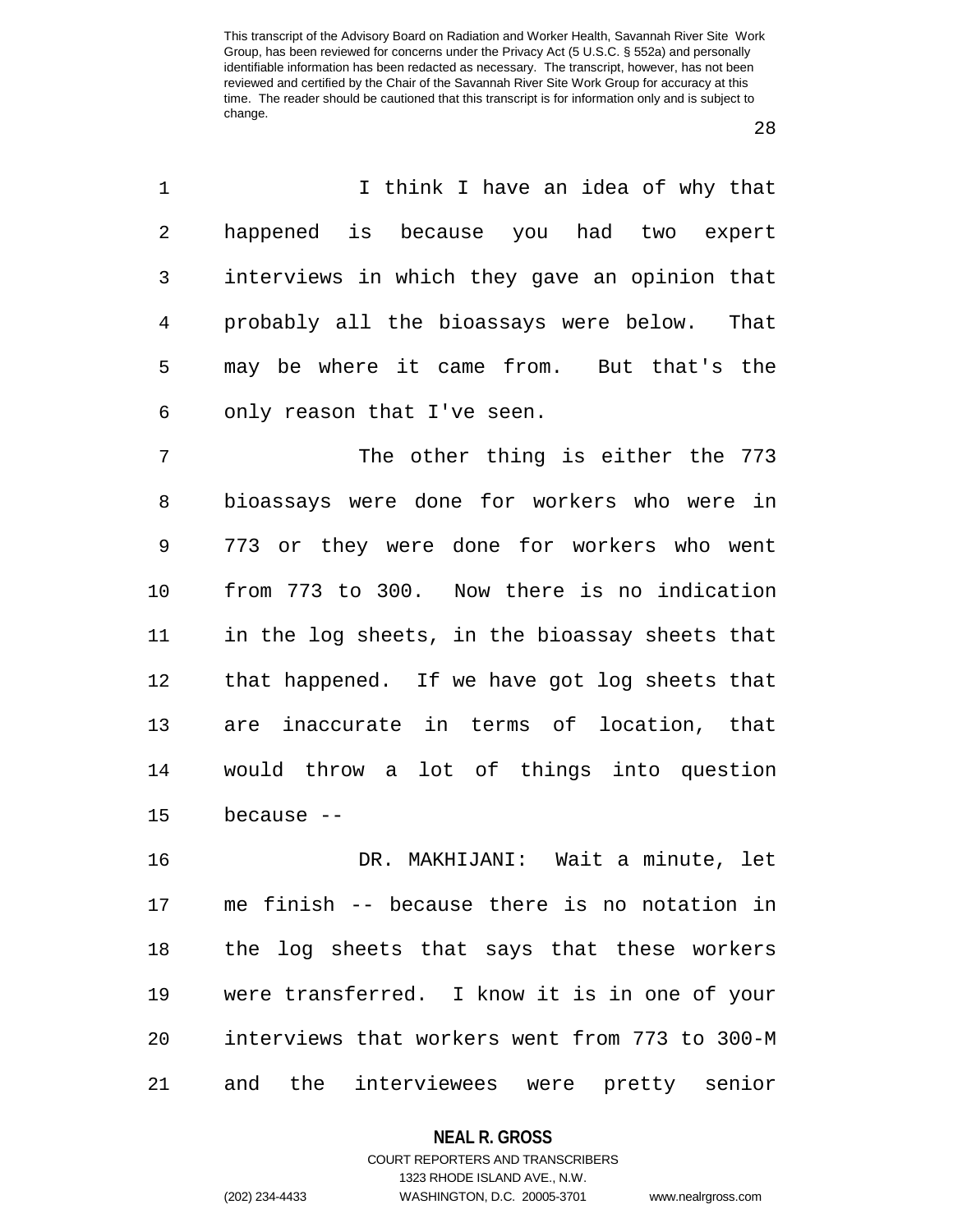I think I have an idea of why that happened is because you had two expert interviews in which they gave an opinion that probably all the bioassays were below. That may be where it came from. But that's the only reason that I've seen.

The other thing is either the 773 bioassays were done for workers who were in 773 or they were done for workers who went from 773 to 300. Now there is no indication in the log sheets, in the bioassay sheets that that happened. If we have got log sheets that are inaccurate in terms of location, that would throw a lot of things into question because --

DR. MAKHIJANI: Wait a minute, let me finish -- because there is no notation in the log sheets that says that these workers were transferred. I know it is in one of your interviews that workers went from 773 to 300-M and the interviewees were pretty senior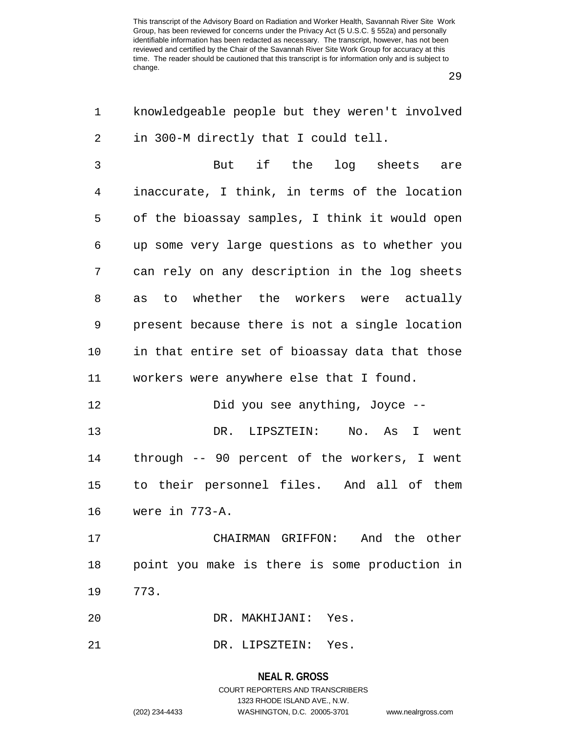knowledgeable people but they weren't involved in 300-M directly that I could tell.

But if the log sheets are inaccurate, I think, in terms of the location of the bioassay samples, I think it would open up some very large questions as to whether you can rely on any description in the log sheets as to whether the workers were actually present because there is not a single location in that entire set of bioassay data that those workers were anywhere else that I found.

Did you see anything, Joyce --

DR. LIPSZTEIN: No. As I went through -- 90 percent of the workers, I went to their personnel files. And all of them were in 773-A.

CHAIRMAN GRIFFON: And the other point you make is there is some production in 773.

DR. MAKHIJANI: Yes.

DR. LIPSZTEIN: Yes.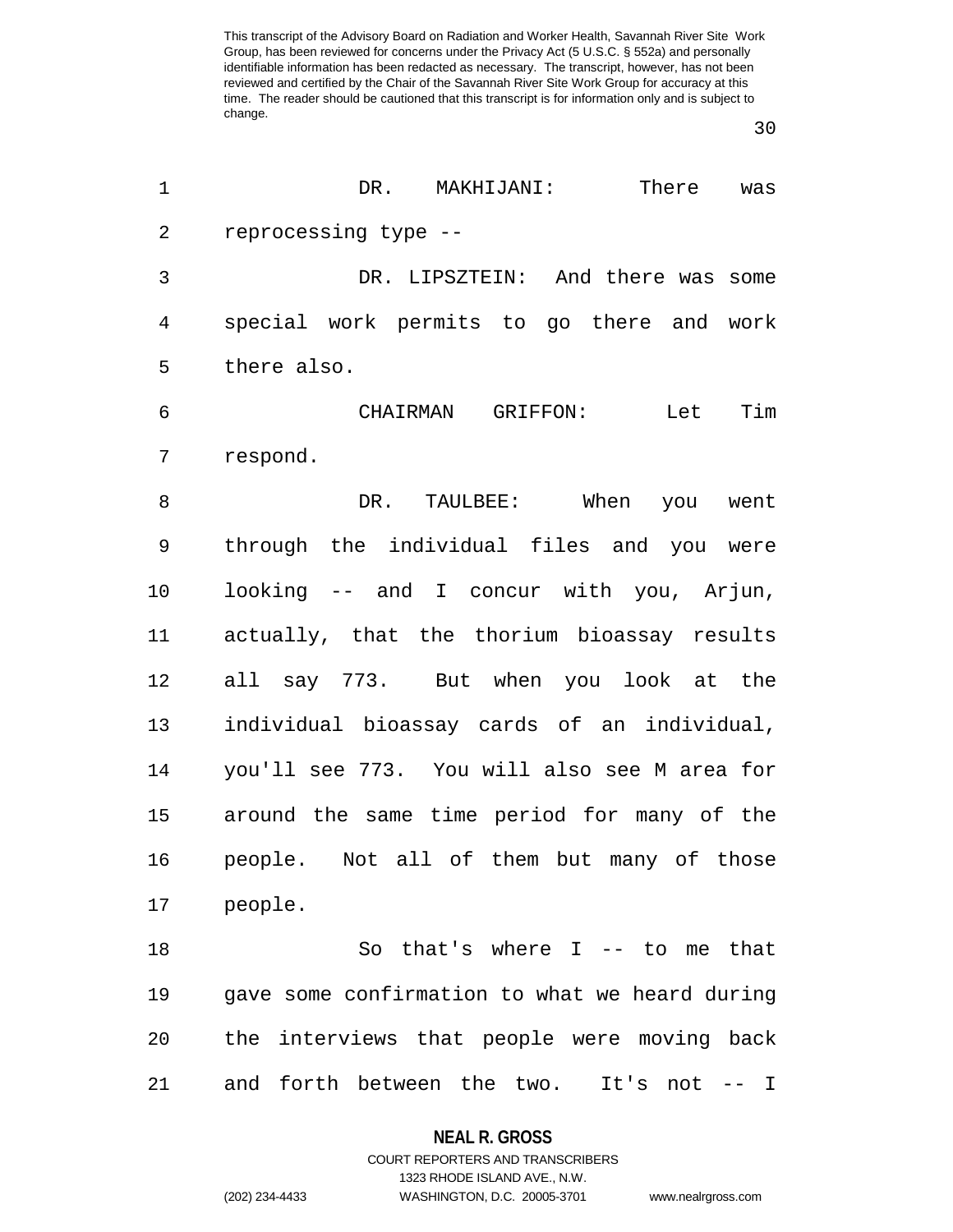DR. MAKHIJANI: There was reprocessing type --

DR. LIPSZTEIN: And there was some special work permits to go there and work there also.

CHAIRMAN GRIFFON: Let Tim respond.

DR. TAULBEE: When you went through the individual files and you were looking -- and I concur with you, Arjun, actually, that the thorium bioassay results all say 773. But when you look at the individual bioassay cards of an individual, you'll see 773. You will also see M area for around the same time period for many of the people. Not all of them but many of those people.

So that's where I -- to me that gave some confirmation to what we heard during the interviews that people were moving back and forth between the two. It's not -- I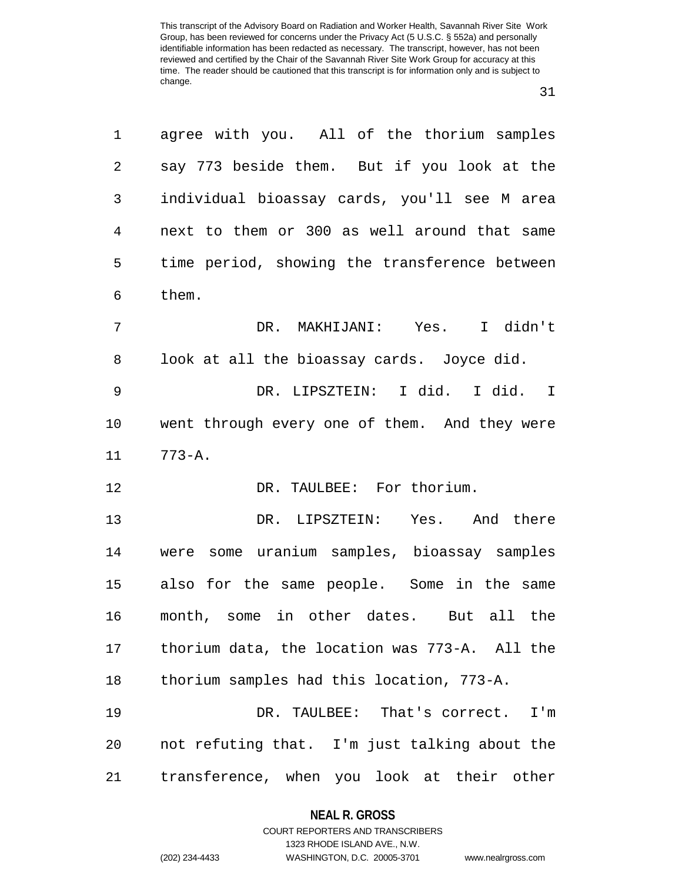agree with you. All of the thorium samples say 773 beside them. But if you look at the individual bioassay cards, you'll see M area next to them or 300 as well around that same time period, showing the transference between them.

DR. MAKHIJANI: Yes. I didn't look at all the bioassay cards. Joyce did.

DR. LIPSZTEIN: I did. I did. I went through every one of them. And they were 773-A.

DR. TAULBEE: For thorium.

DR. LIPSZTEIN: Yes. And there were some uranium samples, bioassay samples also for the same people. Some in the same month, some in other dates. But all the thorium data, the location was 773-A. All the thorium samples had this location, 773-A.

DR. TAULBEE: That's correct. I'm not refuting that. I'm just talking about the transference, when you look at their other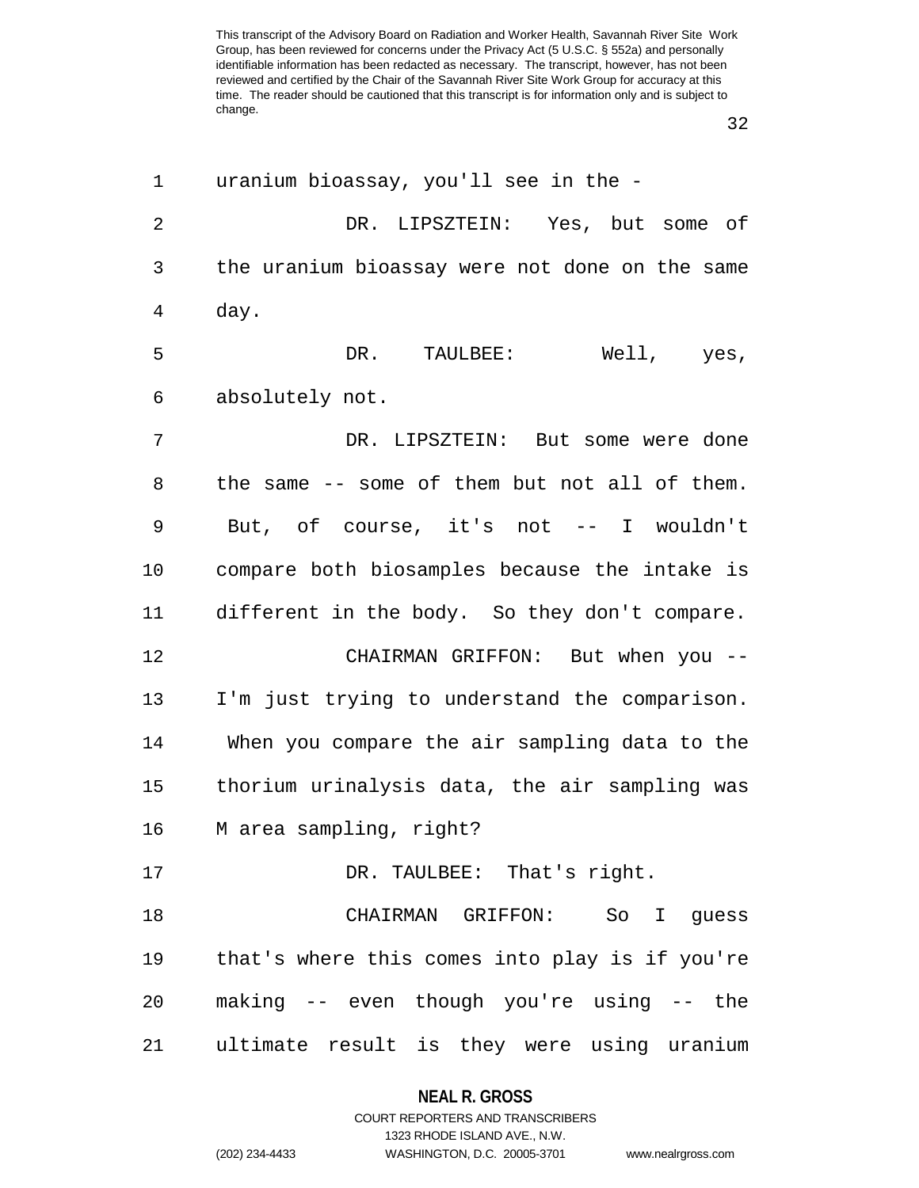uranium bioassay, you'll see in the -

DR. LIPSZTEIN: Yes, but some of the uranium bioassay were not done on the same day.

DR. TAULBEE: Well, yes, absolutely not.

DR. LIPSZTEIN: But some were done the same -- some of them but not all of them. But, of course, it's not -- I wouldn't compare both biosamples because the intake is different in the body. So they don't compare.

CHAIRMAN GRIFFON: But when you -- I'm just trying to understand the comparison. When you compare the air sampling data to the thorium urinalysis data, the air sampling was M area sampling, right?

DR. TAULBEE: That's right.

CHAIRMAN GRIFFON: So I guess that's where this comes into play is if you're making -- even though you're using -- the ultimate result is they were using uranium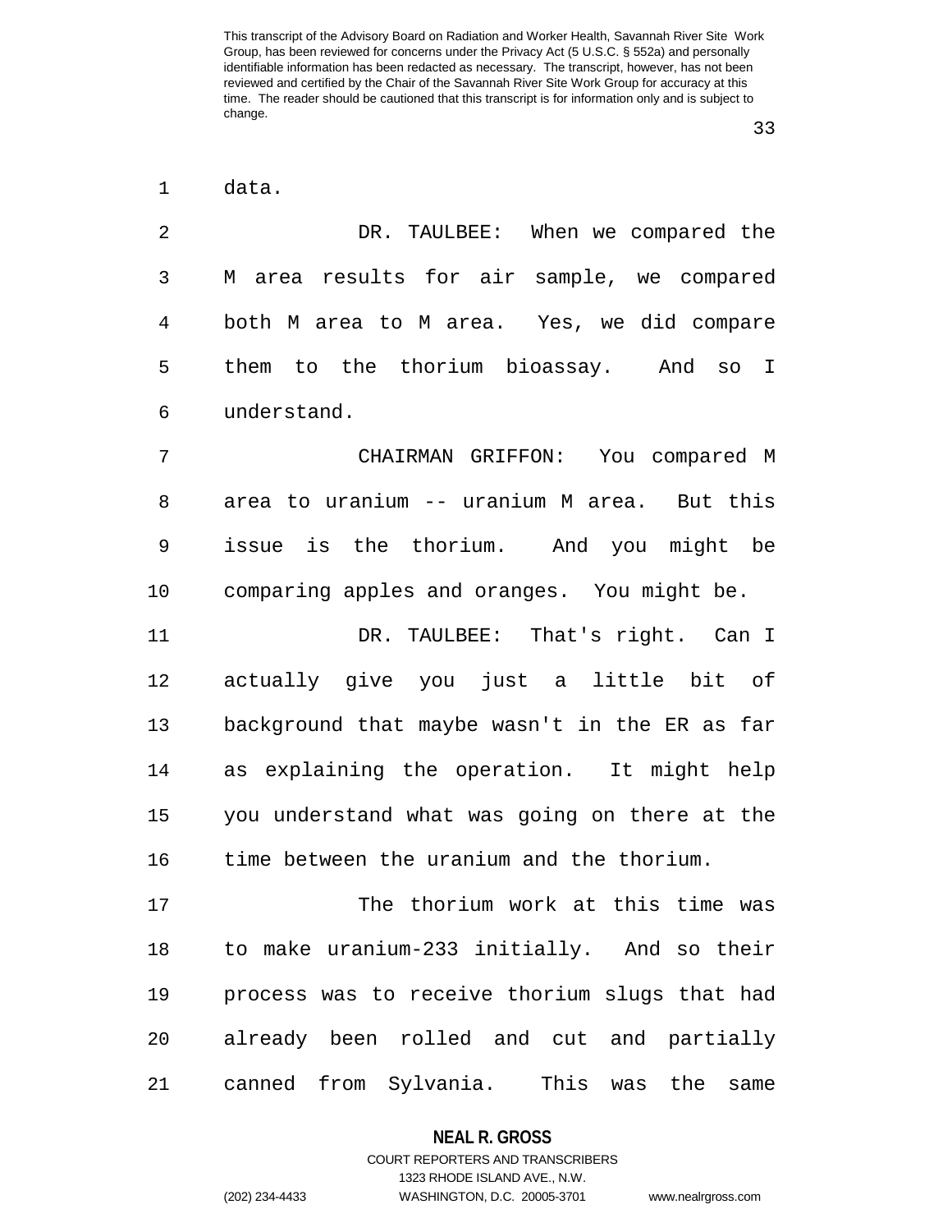data.

DR. TAULBEE: When we compared the M area results for air sample, we compared both M area to M area. Yes, we did compare them to the thorium bioassay. And so I understand.

CHAIRMAN GRIFFON: You compared M area to uranium -- uranium M area. But this issue is the thorium. And you might be comparing apples and oranges. You might be.

DR. TAULBEE: That's right. Can I actually give you just a little bit of background that maybe wasn't in the ER as far as explaining the operation. It might help you understand what was going on there at the time between the uranium and the thorium.

The thorium work at this time was to make uranium-233 initially. And so their process was to receive thorium slugs that had already been rolled and cut and partially canned from Sylvania. This was the same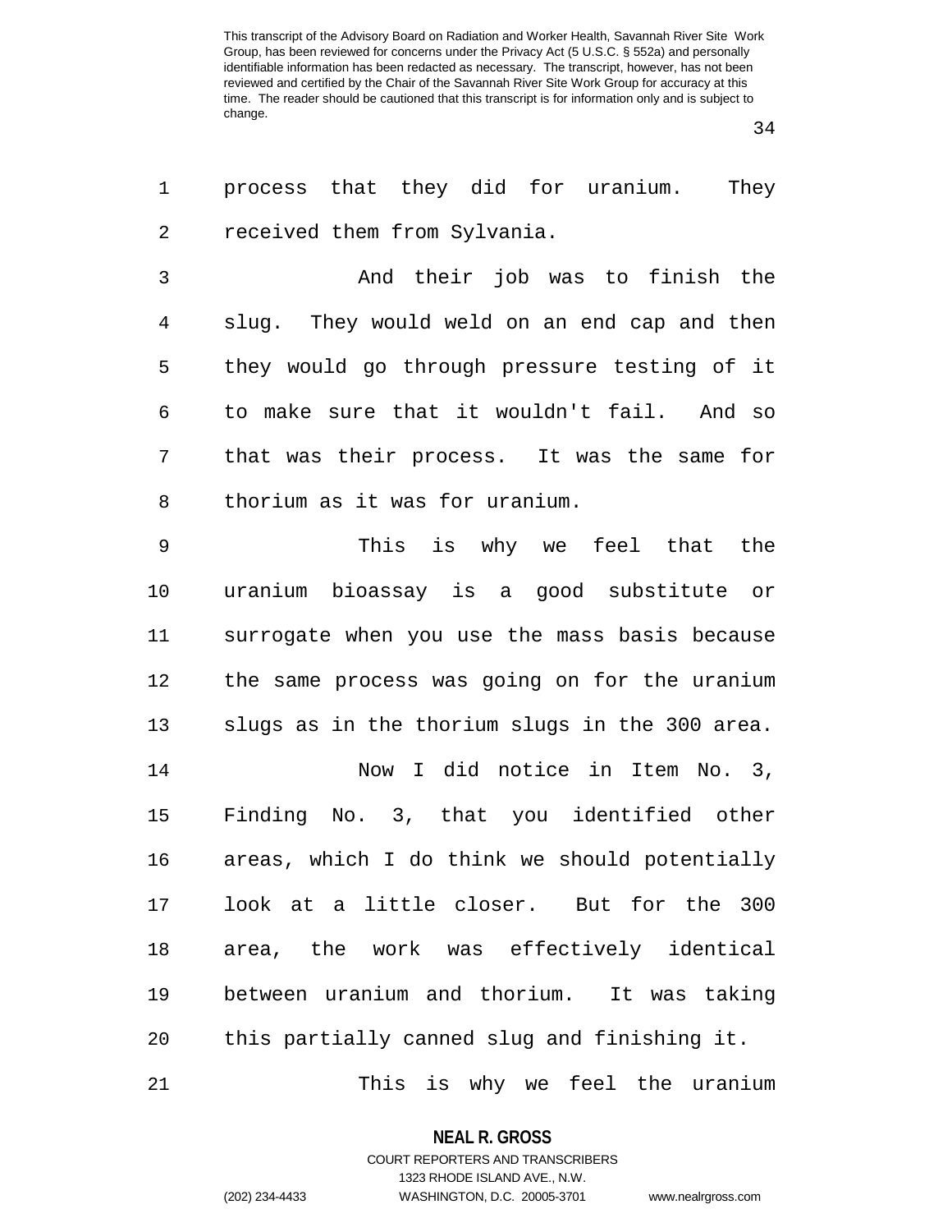process that they did for uranium. They received them from Sylvania.

And their job was to finish the slug. They would weld on an end cap and then they would go through pressure testing of it to make sure that it wouldn't fail. And so that was their process. It was the same for thorium as it was for uranium.

This is why we feel that the uranium bioassay is a good substitute or surrogate when you use the mass basis because the same process was going on for the uranium slugs as in the thorium slugs in the 300 area.

Now I did notice in Item No. 3, Finding No. 3, that you identified other areas, which I do think we should potentially look at a little closer. But for the 300 area, the work was effectively identical between uranium and thorium. It was taking this partially canned slug and finishing it.

This is why we feel the uranium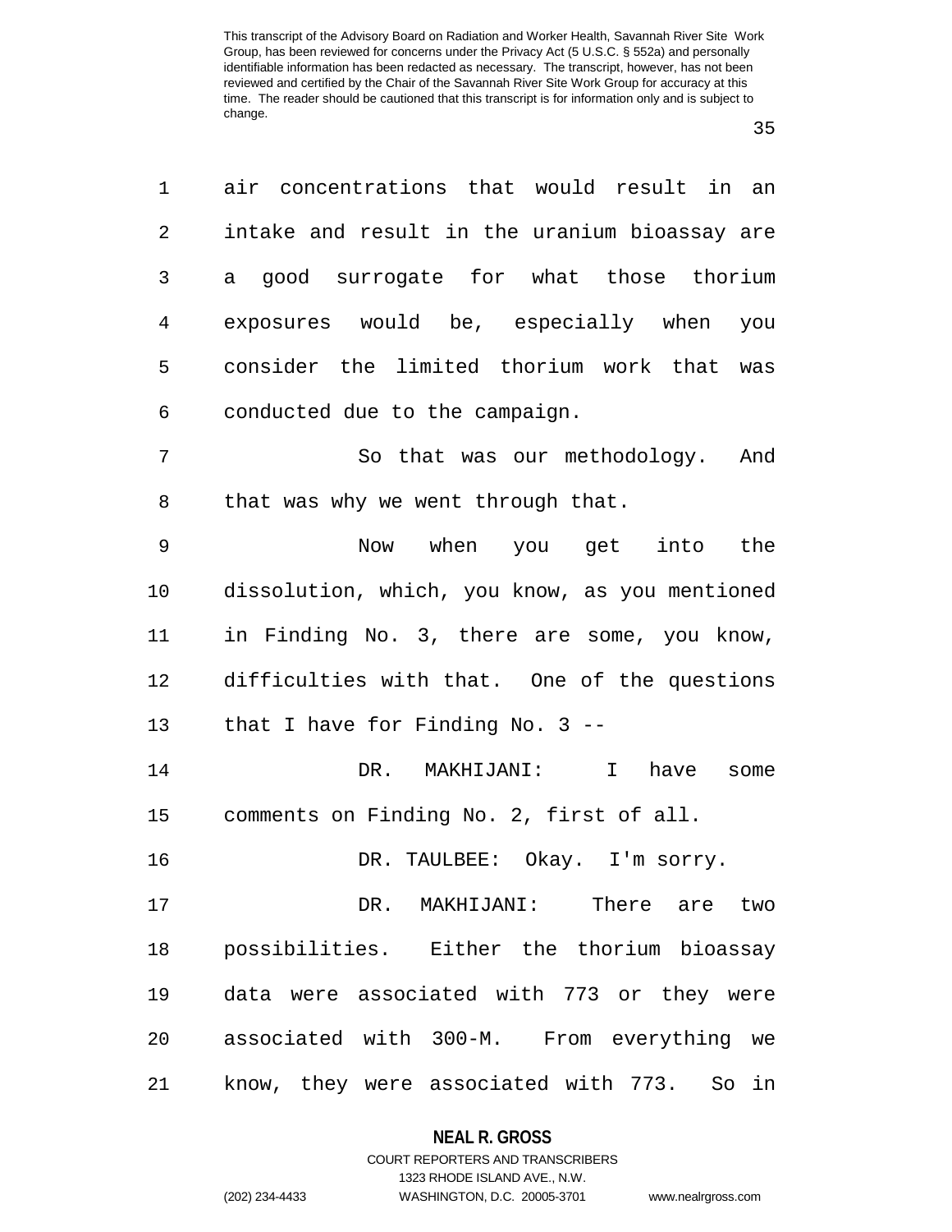air concentrations that would result in an intake and result in the uranium bioassay are a good surrogate for what those thorium exposures would be, especially when you consider the limited thorium work that was conducted due to the campaign.

So that was our methodology. And that was why we went through that.

Now when you get into the dissolution, which, you know, as you mentioned in Finding No. 3, there are some, you know, difficulties with that. One of the questions that I have for Finding No. 3 --

DR. MAKHIJANI: I have some comments on Finding No. 2, first of all.

DR. TAULBEE: Okay. I'm sorry.

DR. MAKHIJANI: There are two possibilities. Either the thorium bioassay data were associated with 773 or they were associated with 300-M. From everything we know, they were associated with 773. So in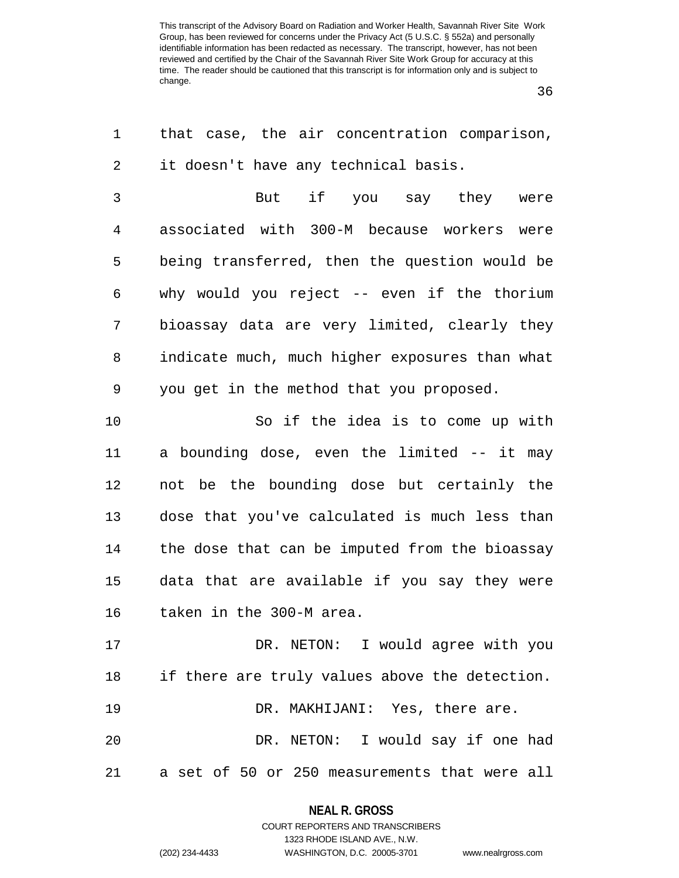that case, the air concentration comparison, it doesn't have any technical basis.

But if you say they were associated with 300-M because workers were being transferred, then the question would be why would you reject -- even if the thorium bioassay data are very limited, clearly they indicate much, much higher exposures than what you get in the method that you proposed.

So if the idea is to come up with a bounding dose, even the limited -- it may not be the bounding dose but certainly the dose that you've calculated is much less than the dose that can be imputed from the bioassay data that are available if you say they were taken in the 300-M area.

DR. NETON: I would agree with you if there are truly values above the detection.

DR. MAKHIJANI: Yes, there are.

DR. NETON: I would say if one had a set of 50 or 250 measurements that were all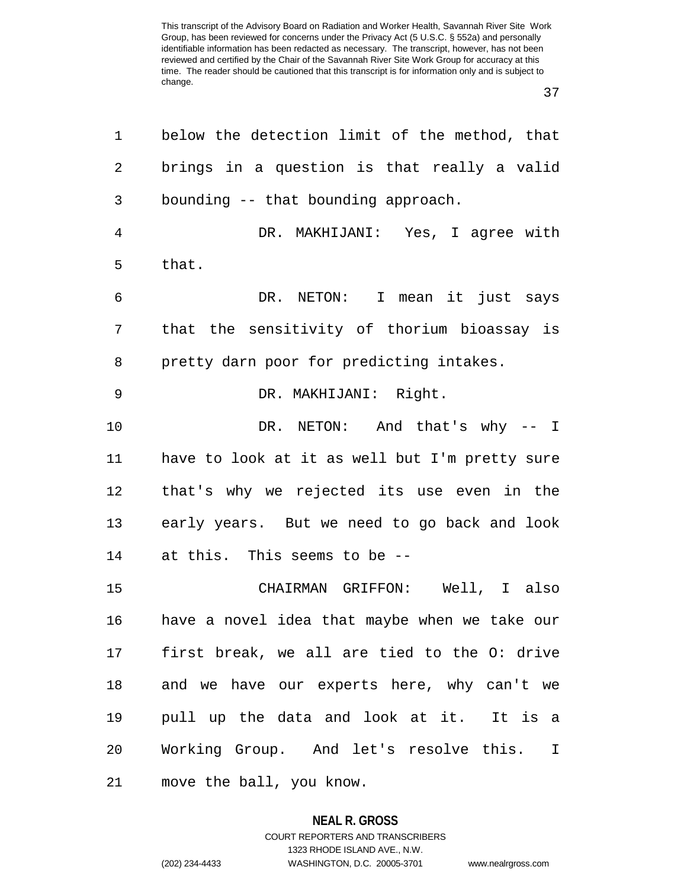below the detection limit of the method, that brings in a question is that really a valid bounding -- that bounding approach.

DR. MAKHIJANI: Yes, I agree with that.

DR. NETON: I mean it just says that the sensitivity of thorium bioassay is pretty darn poor for predicting intakes.

DR. MAKHIJANI: Right.

DR. NETON: And that's why -- I have to look at it as well but I'm pretty sure that's why we rejected its use even in the early years. But we need to go back and look at this. This seems to be --

CHAIRMAN GRIFFON: Well, I also have a novel idea that maybe when we take our first break, we all are tied to the O: drive and we have our experts here, why can't we pull up the data and look at it. It is a Working Group. And let's resolve this. I move the ball, you know.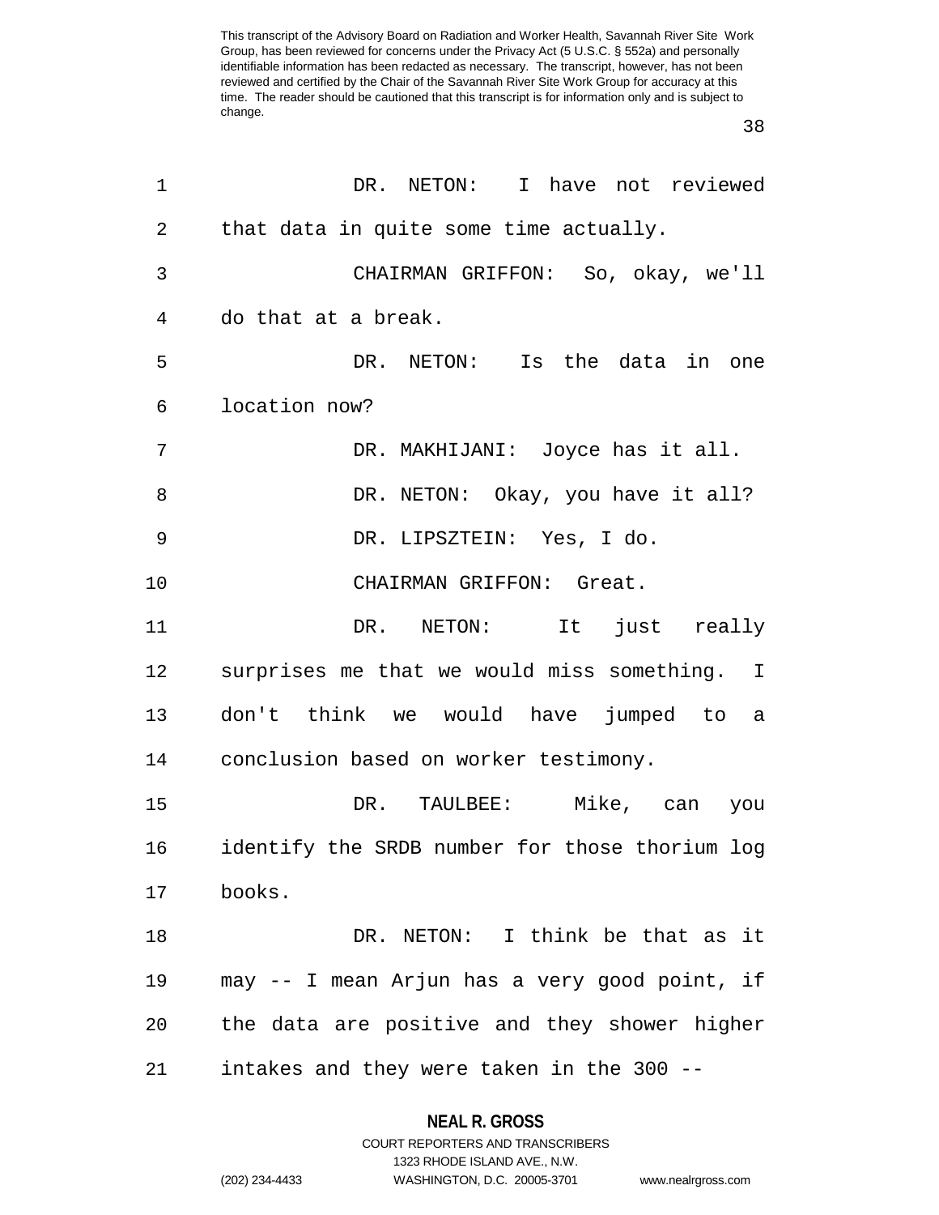DR. NETON: I have not reviewed that data in quite some time actually.

CHAIRMAN GRIFFON: So, okay, we'll do that at a break.

DR. NETON: Is the data in one location now?

DR. MAKHIJANI: Joyce has it all.

DR. NETON: Okay, you have it all?

DR. LIPSZTEIN: Yes, I do.

CHAIRMAN GRIFFON: Great.

DR. NETON: It just really surprises me that we would miss something. I don't think we would have jumped to a conclusion based on worker testimony.

DR. TAULBEE: Mike, can you identify the SRDB number for those thorium log books.

DR. NETON: I think be that as it may -- I mean Arjun has a very good point, if the data are positive and they shower higher intakes and they were taken in the 300 --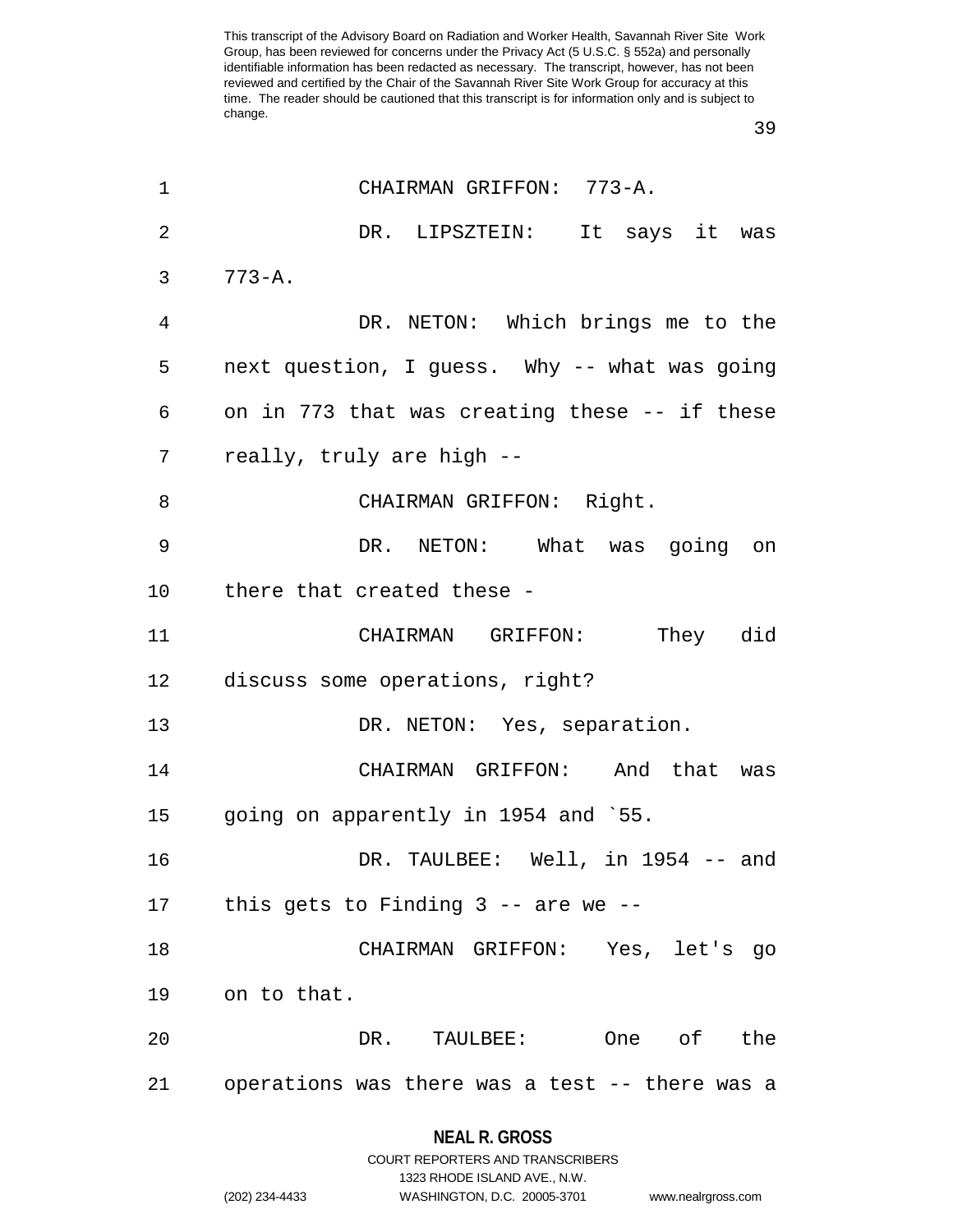CHAIRMAN GRIFFON: 773-A.

DR. LIPSZTEIN: It says it was 773-A.

DR. NETON: Which brings me to the next question, I guess. Why -- what was going on in 773 that was creating these -- if these really, truly are high --

CHAIRMAN GRIFFON: Right.

DR. NETON: What was going on there that created these -

CHAIRMAN GRIFFON: They did discuss some operations, right?

DR. NETON: Yes, separation.

CHAIRMAN GRIFFON: And that was going on apparently in 1954 and `55.

DR. TAULBEE: Well, in 1954 -- and this gets to Finding 3 -- are we --

CHAIRMAN GRIFFON: Yes, let's go on to that.

DR. TAULBEE: One of the operations was there was a test -- there was a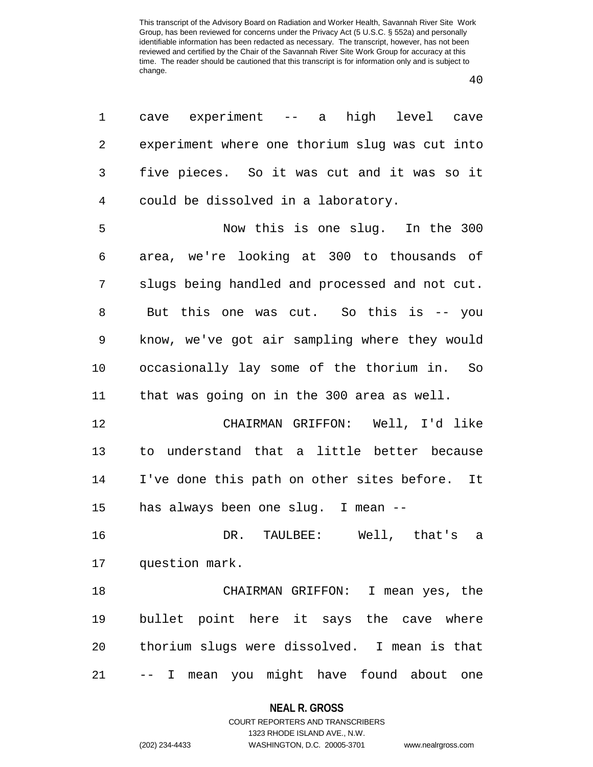cave experiment -- a high level cave experiment where one thorium slug was cut into five pieces. So it was cut and it was so it could be dissolved in a laboratory.

Now this is one slug. In the 300 area, we're looking at 300 to thousands of slugs being handled and processed and not cut. But this one was cut. So this is -- you know, we've got air sampling where they would occasionally lay some of the thorium in. So that was going on in the 300 area as well.

CHAIRMAN GRIFFON: Well, I'd like to understand that a little better because I've done this path on other sites before. It has always been one slug. I mean --

DR. TAULBEE: Well, that's a question mark.

CHAIRMAN GRIFFON: I mean yes, the bullet point here it says the cave where thorium slugs were dissolved. I mean is that -- I mean you might have found about one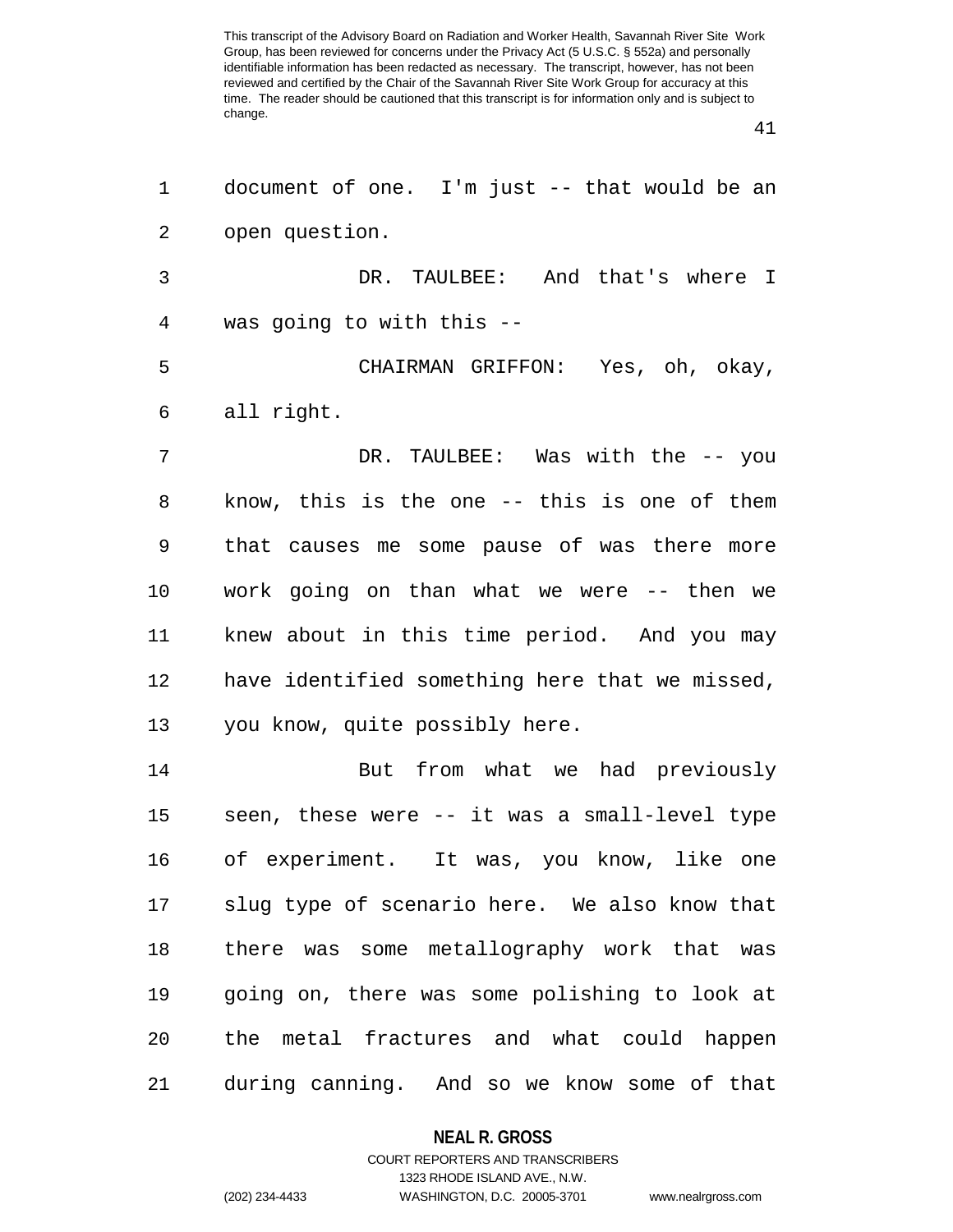document of one. I'm just -- that would be an open question.

DR. TAULBEE: And that's where I was going to with this --

CHAIRMAN GRIFFON: Yes, oh, okay, all right.

DR. TAULBEE: Was with the -- you know, this is the one -- this is one of them that causes me some pause of was there more work going on than what we were -- then we knew about in this time period. And you may have identified something here that we missed, you know, quite possibly here.

But from what we had previously seen, these were -- it was a small-level type of experiment. It was, you know, like one slug type of scenario here. We also know that there was some metallography work that was going on, there was some polishing to look at the metal fractures and what could happen during canning. And so we know some of that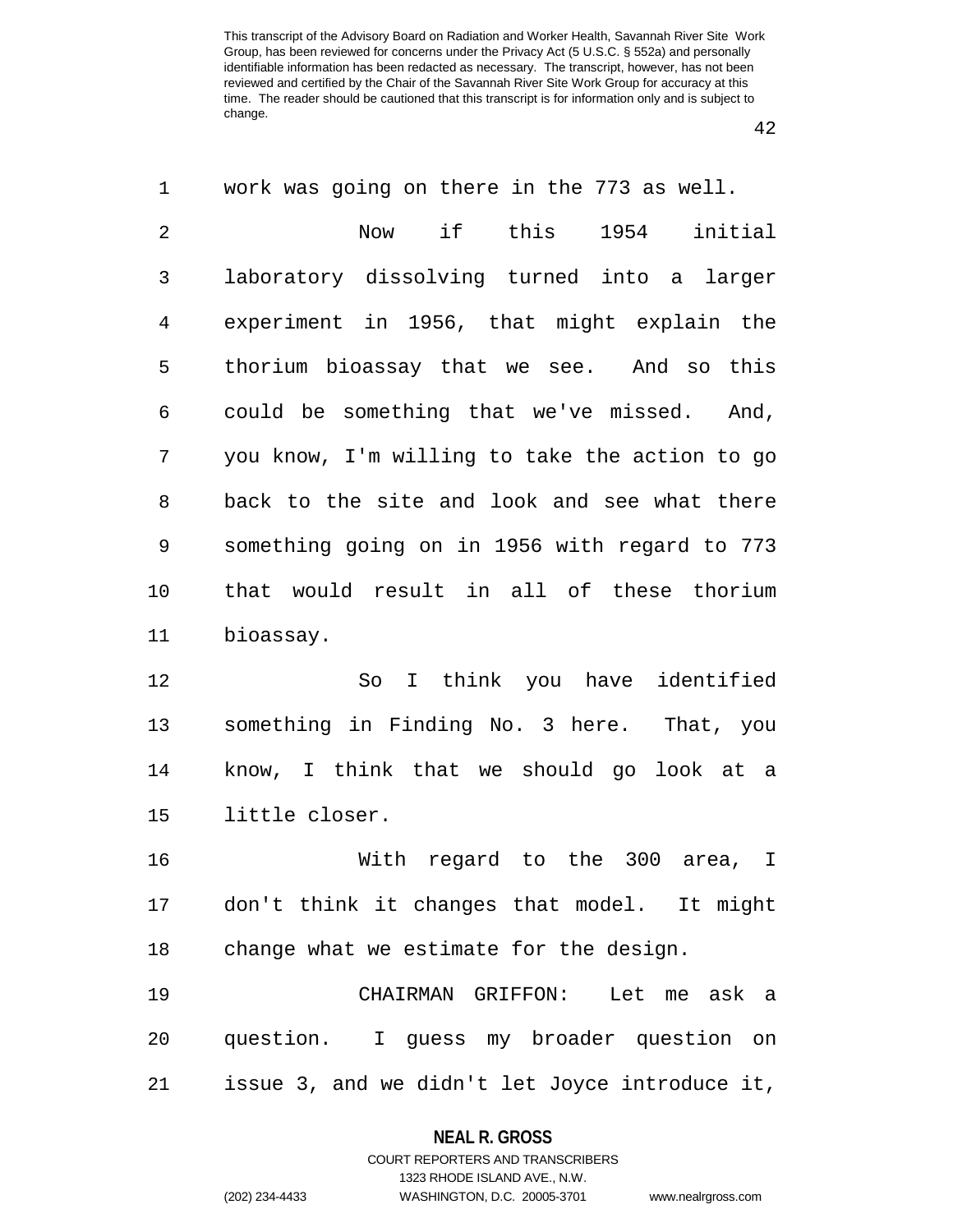work was going on there in the 773 as well.

Now if this 1954 initial laboratory dissolving turned into a larger experiment in 1956, that might explain the thorium bioassay that we see. And so this could be something that we've missed. And, you know, I'm willing to take the action to go back to the site and look and see what there something going on in 1956 with regard to 773 that would result in all of these thorium bioassay.

So I think you have identified something in Finding No. 3 here. That, you know, I think that we should go look at a little closer.

With regard to the 300 area, I don't think it changes that model. It might change what we estimate for the design.

CHAIRMAN GRIFFON: Let me ask a question. I guess my broader question on issue 3, and we didn't let Joyce introduce it,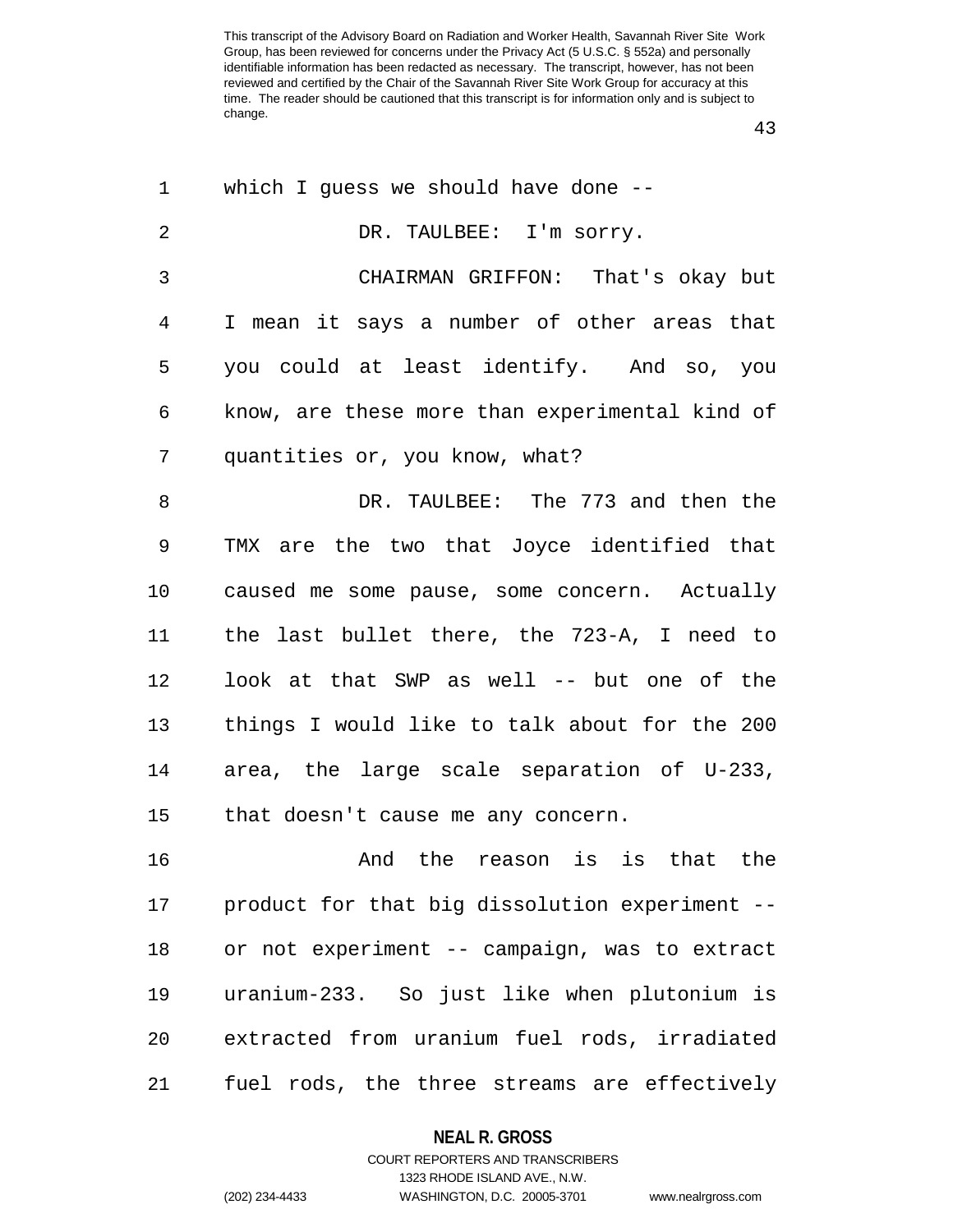which I guess we should have done --

DR. TAULBEE: I'm sorry.

CHAIRMAN GRIFFON: That's okay but I mean it says a number of other areas that you could at least identify. And so, you know, are these more than experimental kind of quantities or, you know, what?

DR. TAULBEE: The 773 and then the TMX are the two that Joyce identified that caused me some pause, some concern. Actually the last bullet there, the 723-A, I need to look at that SWP as well -- but one of the things I would like to talk about for the 200 area, the large scale separation of U-233, that doesn't cause me any concern.

And the reason is is that the product for that big dissolution experiment -- or not experiment -- campaign, was to extract uranium-233. So just like when plutonium is extracted from uranium fuel rods, irradiated fuel rods, the three streams are effectively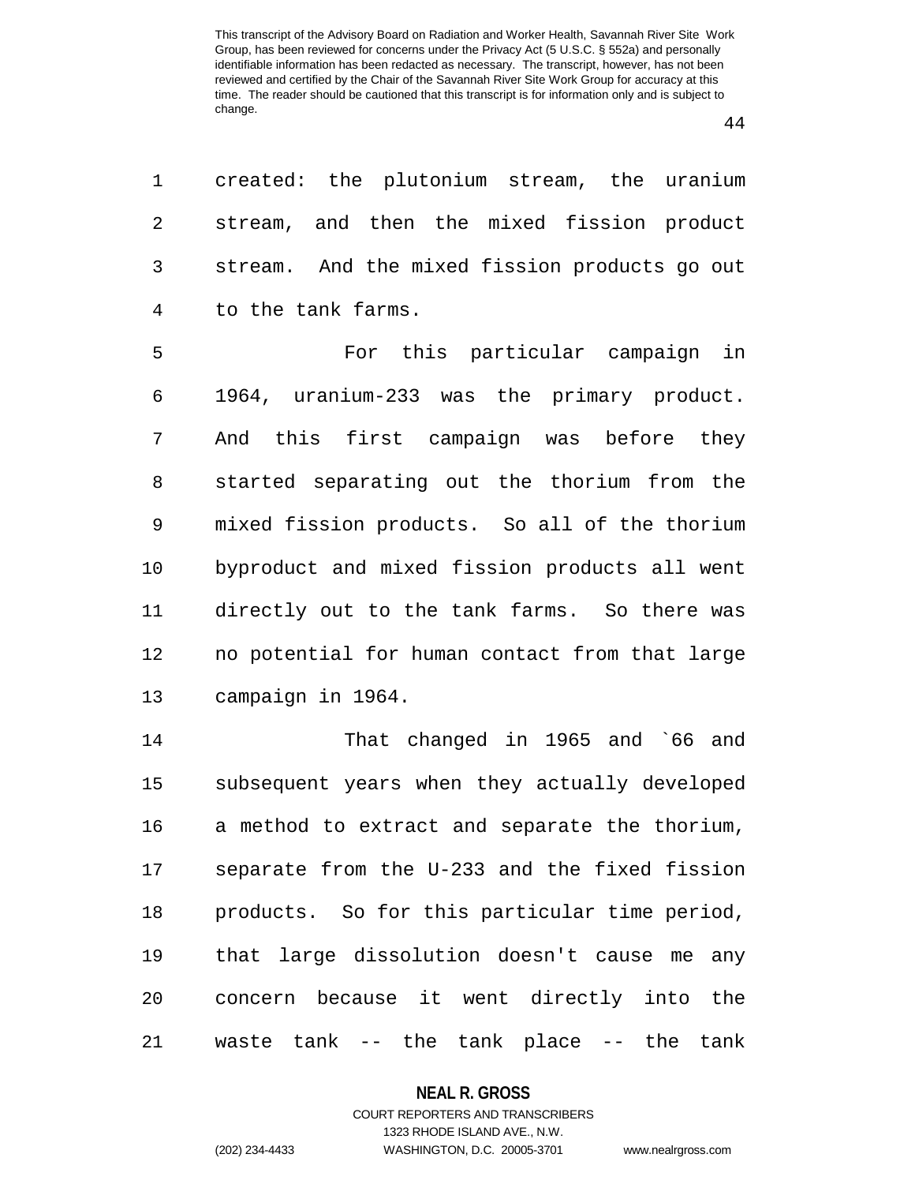created: the plutonium stream, the uranium stream, and then the mixed fission product stream. And the mixed fission products go out to the tank farms.

For this particular campaign in 1964, uranium-233 was the primary product. And this first campaign was before they started separating out the thorium from the mixed fission products. So all of the thorium byproduct and mixed fission products all went directly out to the tank farms. So there was no potential for human contact from that large campaign in 1964.

That changed in 1965 and `66 and subsequent years when they actually developed a method to extract and separate the thorium, separate from the U-233 and the fixed fission products. So for this particular time period, that large dissolution doesn't cause me any concern because it went directly into the waste tank -- the tank place -- the tank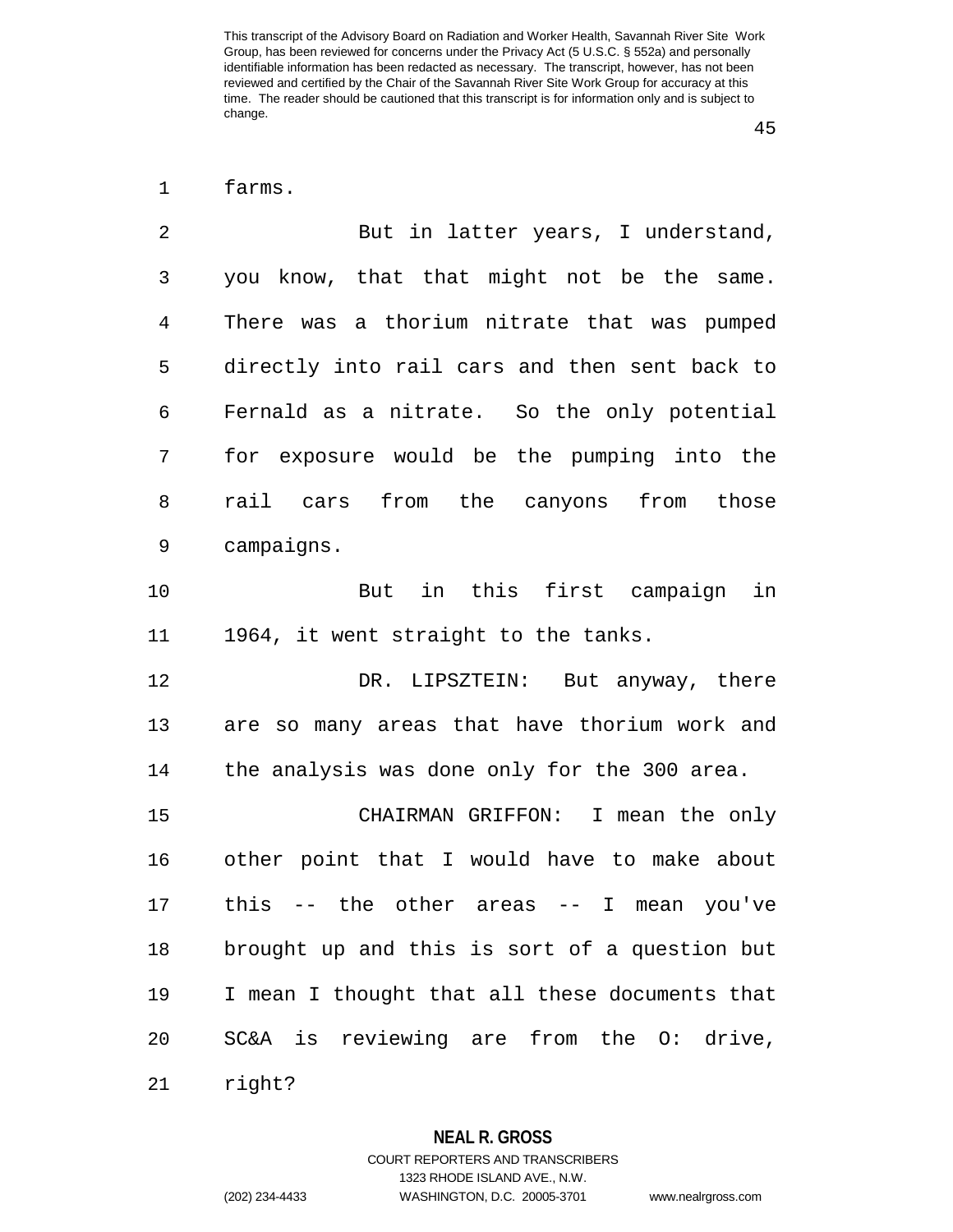farms.

But in latter years, I understand, you know, that that might not be the same. There was a thorium nitrate that was pumped directly into rail cars and then sent back to Fernald as a nitrate. So the only potential for exposure would be the pumping into the rail cars from the canyons from those campaigns.

But in this first campaign in 1964, it went straight to the tanks.

DR. LIPSZTEIN: But anyway, there are so many areas that have thorium work and the analysis was done only for the 300 area.

CHAIRMAN GRIFFON: I mean the only other point that I would have to make about this -- the other areas -- I mean you've brought up and this is sort of a question but I mean I thought that all these documents that SC&A is reviewing are from the O: drive, right?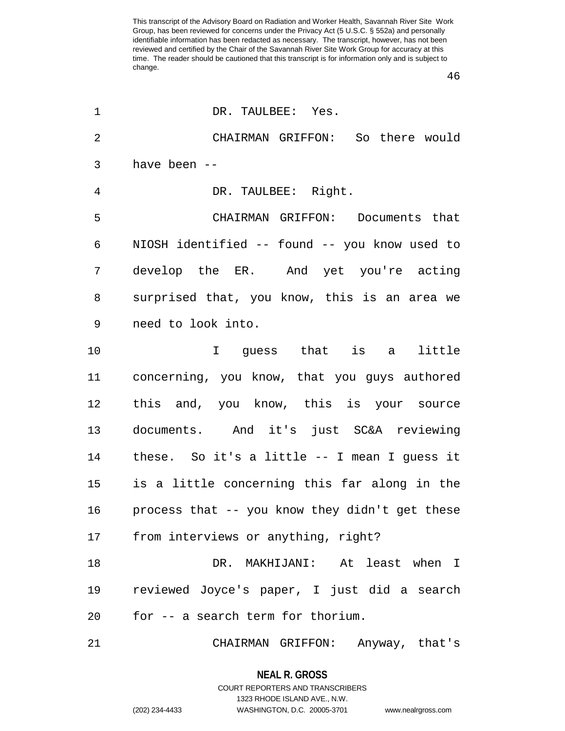DR. TAULBEE: Yes.

CHAIRMAN GRIFFON: So there would have been --

DR. TAULBEE: Right.

CHAIRMAN GRIFFON: Documents that NIOSH identified -- found -- you know used to develop the ER. And yet you're acting surprised that, you know, this is an area we need to look into.

I guess that is a little concerning, you know, that you guys authored this and, you know, this is your source documents. And it's just SC&A reviewing these. So it's a little -- I mean I guess it is a little concerning this far along in the process that -- you know they didn't get these from interviews or anything, right?

DR. MAKHIJANI: At least when I reviewed Joyce's paper, I just did a search for -- a search term for thorium.

CHAIRMAN GRIFFON: Anyway, that's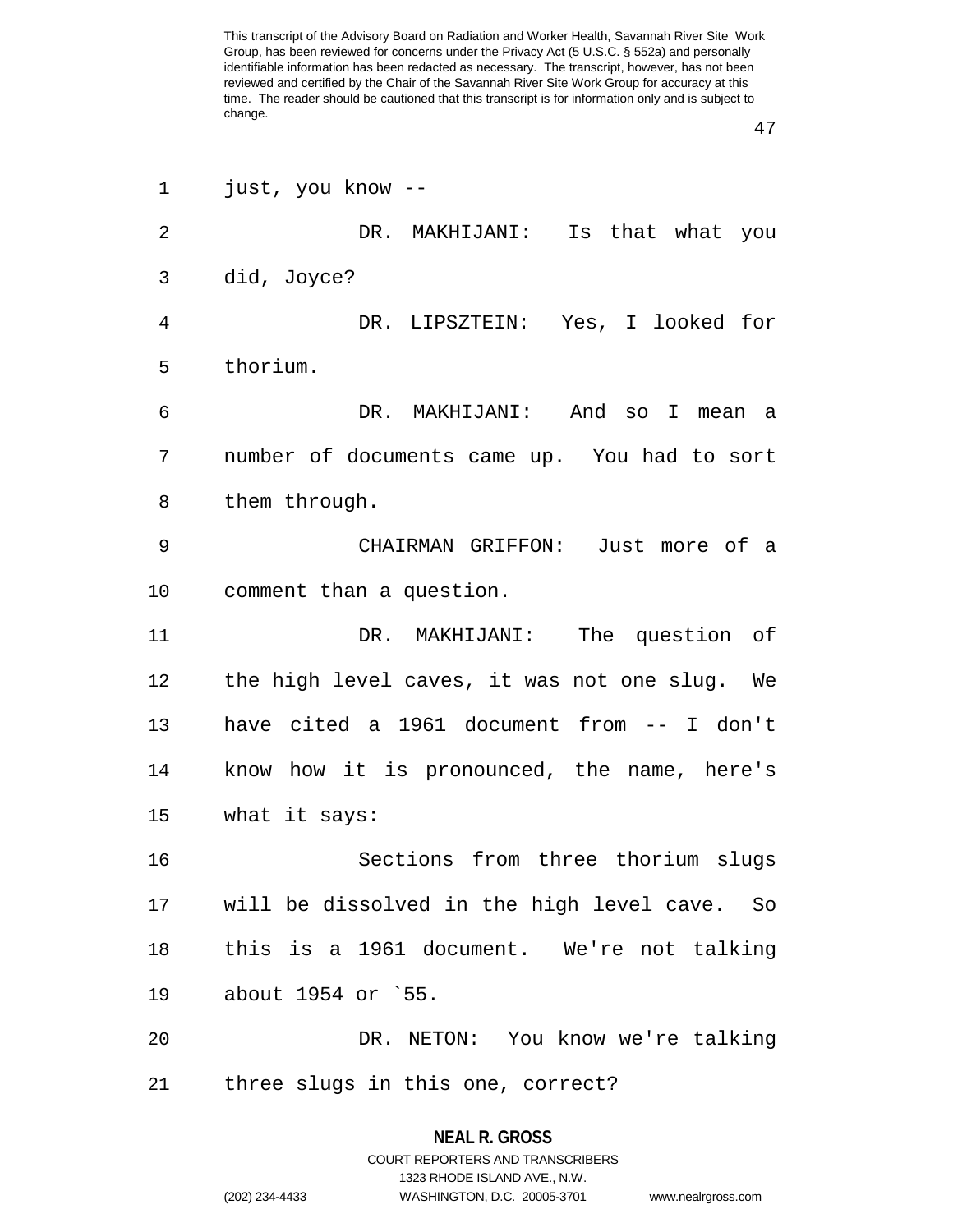just, you know --

DR. MAKHIJANI: Is that what you did, Joyce?

DR. LIPSZTEIN: Yes, I looked for thorium.

DR. MAKHIJANI: And so I mean a number of documents came up. You had to sort them through.

CHAIRMAN GRIFFON: Just more of a comment than a question.

DR. MAKHIJANI: The question of the high level caves, it was not one slug. We have cited a 1961 document from -- I don't know how it is pronounced, the name, here's what it says:

Sections from three thorium slugs will be dissolved in the high level cave. So this is a 1961 document. We're not talking about 1954 or `55.

DR. NETON: You know we're talking three slugs in this one, correct?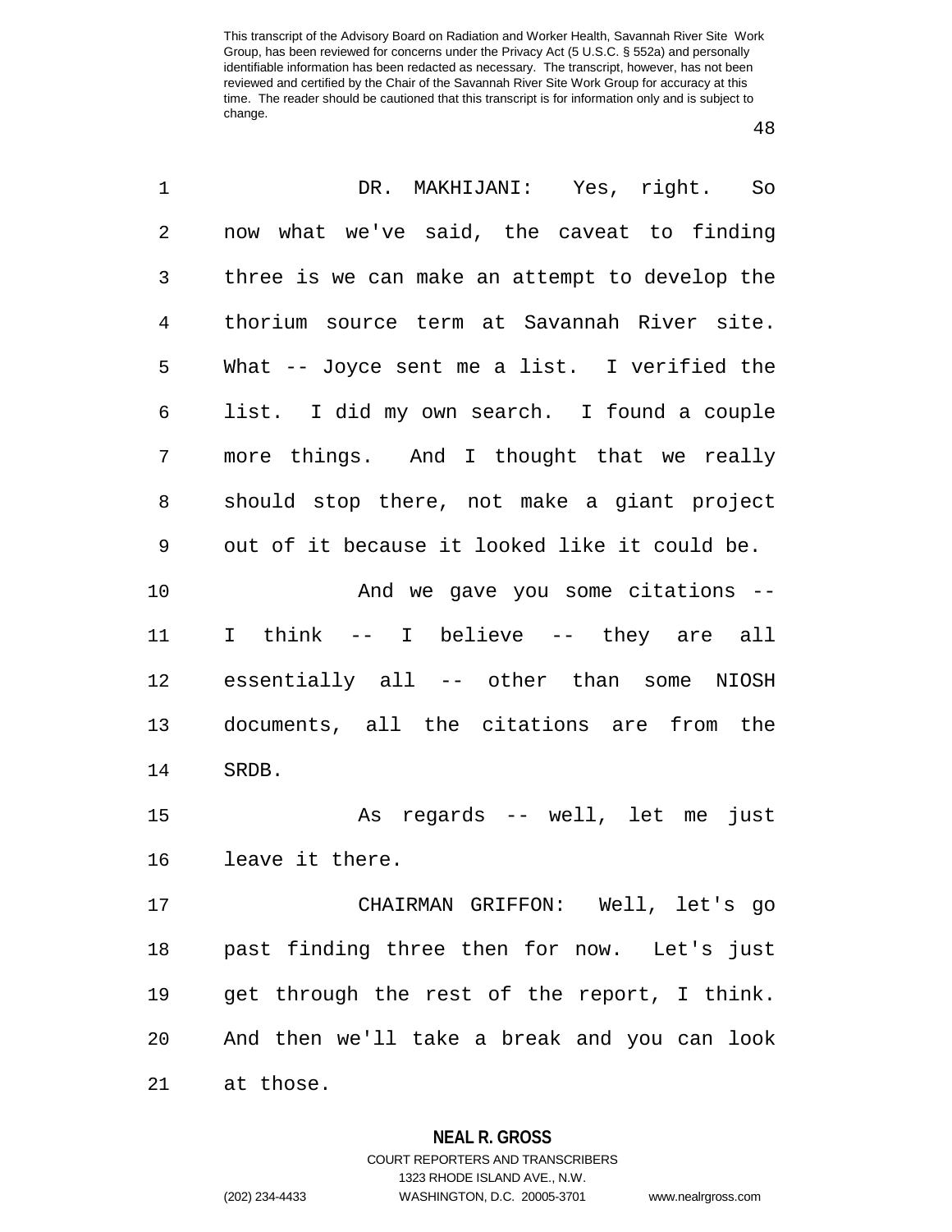DR. MAKHIJANI: Yes, right. So now what we've said, the caveat to finding three is we can make an attempt to develop the thorium source term at Savannah River site. What -- Joyce sent me a list. I verified the list. I did my own search. I found a couple more things. And I thought that we really should stop there, not make a giant project out of it because it looked like it could be.

And we gave you some citations -- I think -- I believe -- they are all essentially all -- other than some NIOSH documents, all the citations are from the SRDB.

As regards -- well, let me just leave it there.

CHAIRMAN GRIFFON: Well, let's go past finding three then for now. Let's just get through the rest of the report, I think. And then we'll take a break and you can look at those.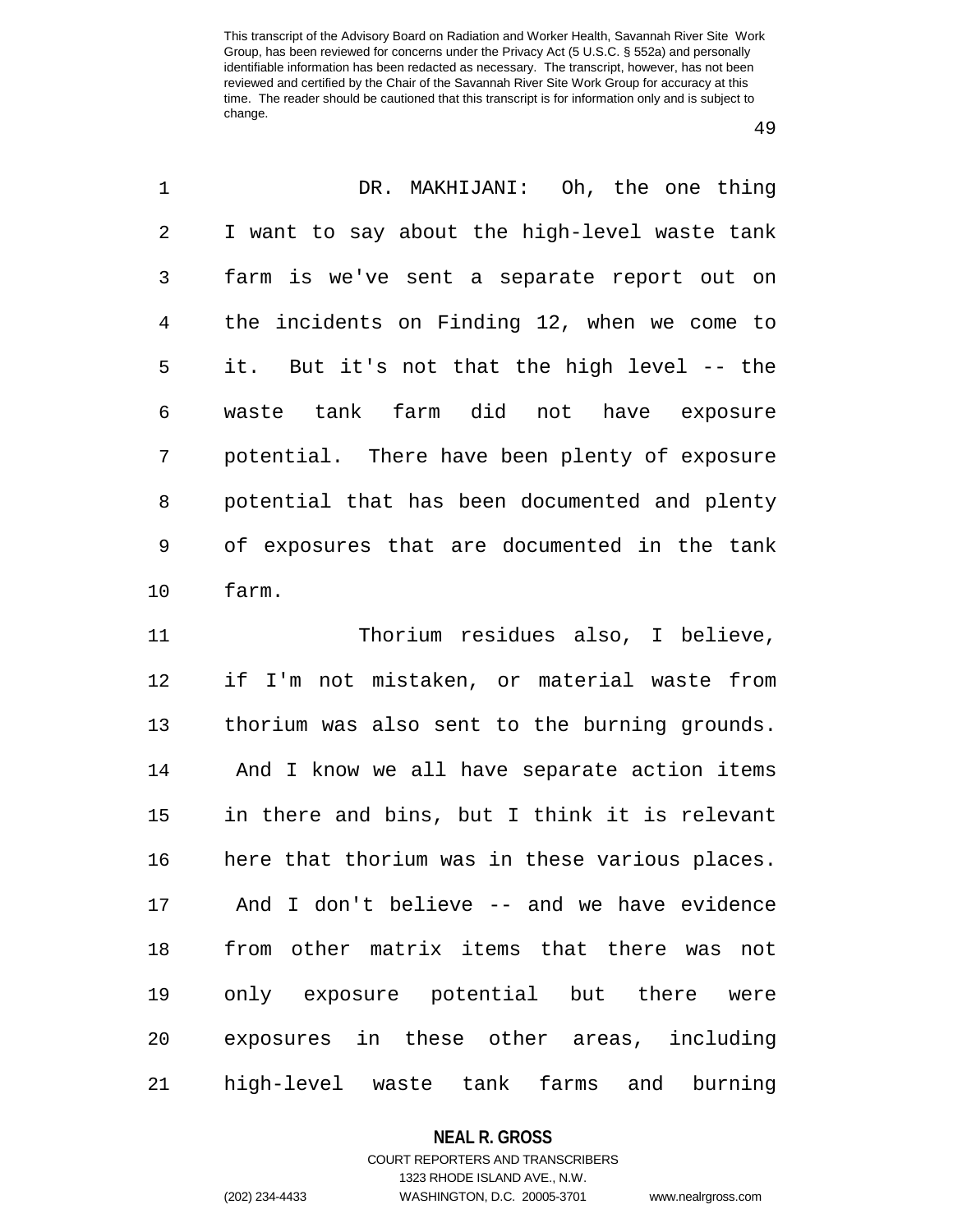DR. MAKHIJANI: Oh, the one thing I want to say about the high-level waste tank farm is we've sent a separate report out on the incidents on Finding 12, when we come to it. But it's not that the high level -- the waste tank farm did not have exposure potential. There have been plenty of exposure potential that has been documented and plenty of exposures that are documented in the tank farm.

Thorium residues also, I believe, if I'm not mistaken, or material waste from thorium was also sent to the burning grounds. And I know we all have separate action items in there and bins, but I think it is relevant here that thorium was in these various places. And I don't believe -- and we have evidence from other matrix items that there was not only exposure potential but there were exposures in these other areas, including high-level waste tank farms and burning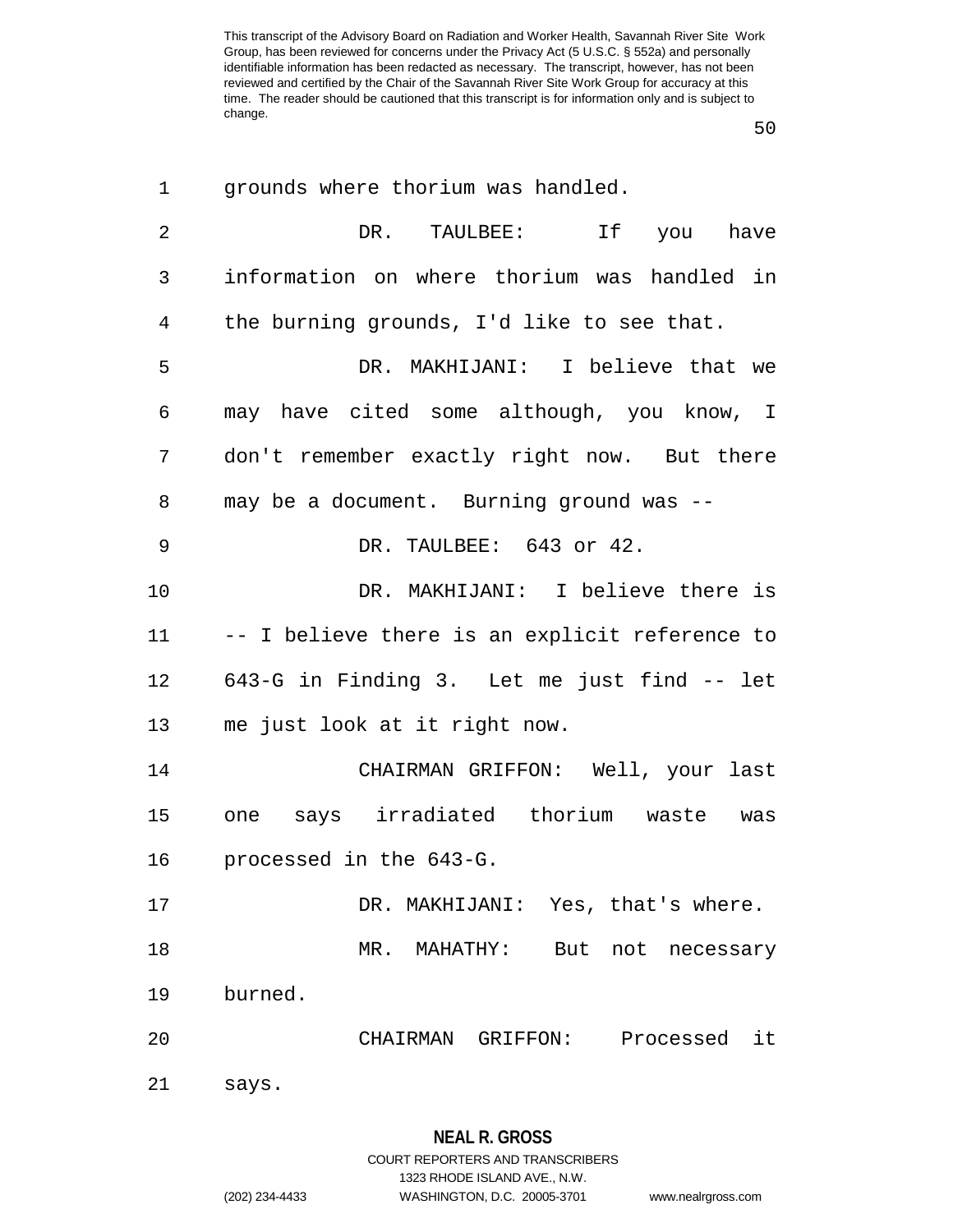grounds where thorium was handled.

DR. TAULBEE: If you have information on where thorium was handled in the burning grounds, I'd like to see that.

DR. MAKHIJANI: I believe that we may have cited some although, you know, I don't remember exactly right now. But there may be a document. Burning ground was --

DR. TAULBEE: 643 or 42.

DR. MAKHIJANI: I believe there is -- I believe there is an explicit reference to 643-G in Finding 3. Let me just find -- let me just look at it right now.

CHAIRMAN GRIFFON: Well, your last one says irradiated thorium waste was processed in the 643-G.

DR. MAKHIJANI: Yes, that's where.

MR. MAHATHY: But not necessary burned.

CHAIRMAN GRIFFON: Processed it says.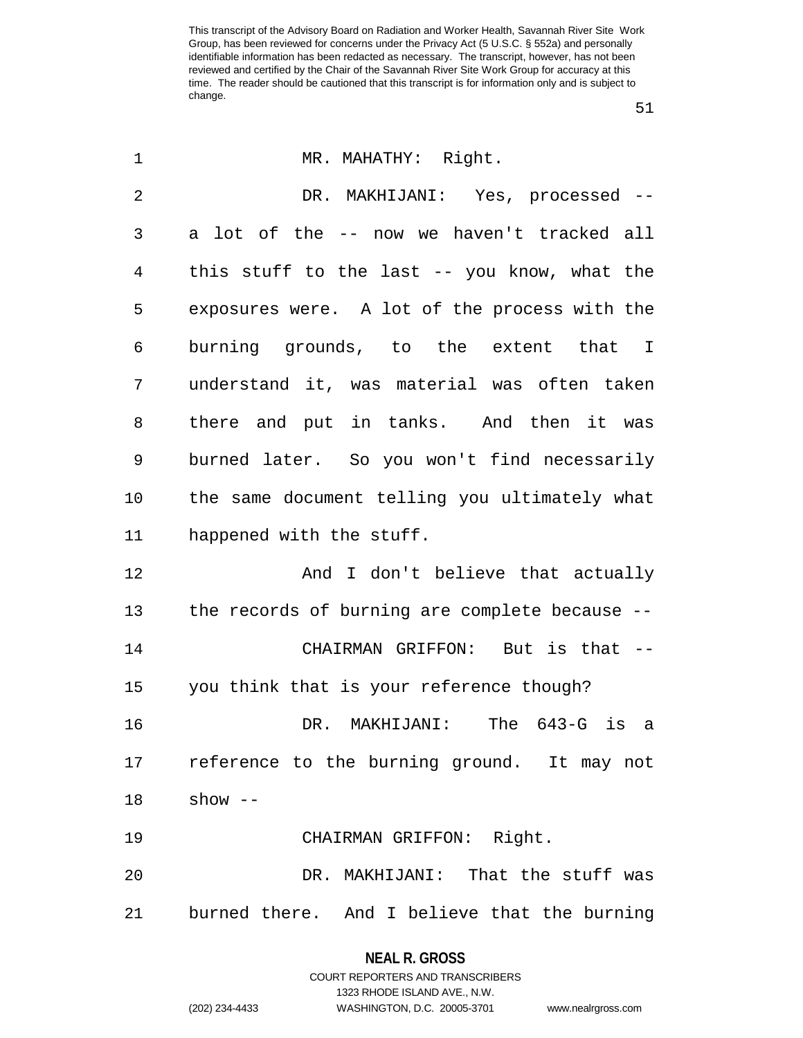MR. MAHATHY: Right.

DR. MAKHIJANI: Yes, processed -- a lot of the -- now we haven't tracked all this stuff to the last -- you know, what the exposures were. A lot of the process with the burning grounds, to the extent that I understand it, was material was often taken there and put in tanks. And then it was burned later. So you won't find necessarily the same document telling you ultimately what happened with the stuff.

And I don't believe that actually the records of burning are complete because --

CHAIRMAN GRIFFON: But is that -- you think that is your reference though?

DR. MAKHIJANI: The 643-G is a reference to the burning ground. It may not show --

CHAIRMAN GRIFFON: Right.

DR. MAKHIJANI: That the stuff was burned there. And I believe that the burning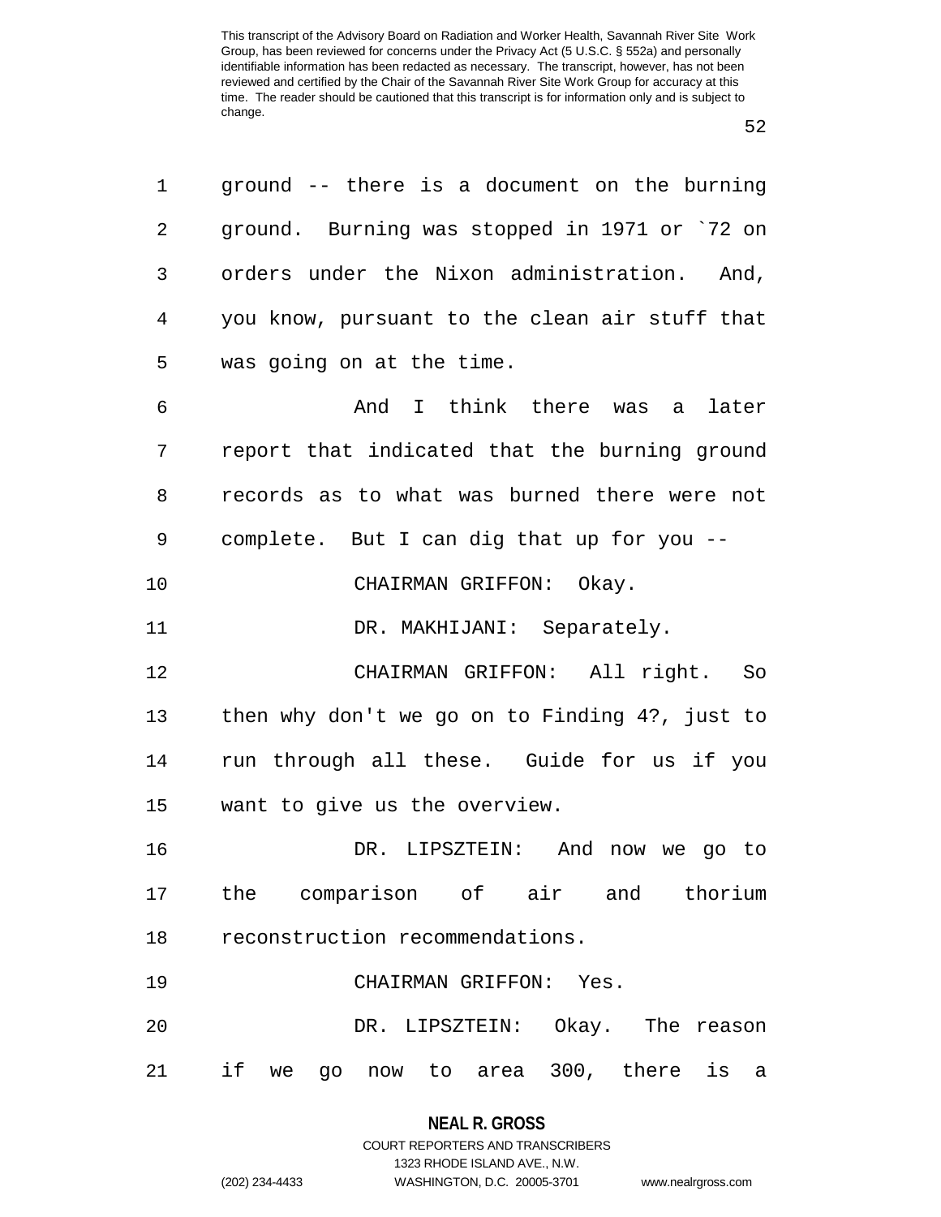ground -- there is a document on the burning ground. Burning was stopped in 1971 or `72 on orders under the Nixon administration. And, you know, pursuant to the clean air stuff that was going on at the time.

And I think there was a later report that indicated that the burning ground records as to what was burned there were not complete. But I can dig that up for you --

CHAIRMAN GRIFFON: Okay.

DR. MAKHIJANI: Separately.

CHAIRMAN GRIFFON: All right. So then why don't we go on to Finding 4?, just to run through all these. Guide for us if you want to give us the overview.

DR. LIPSZTEIN: And now we go to the comparison of air and thorium reconstruction recommendations.

CHAIRMAN GRIFFON: Yes.

DR. LIPSZTEIN: Okay. The reason if we go now to area 300, there is a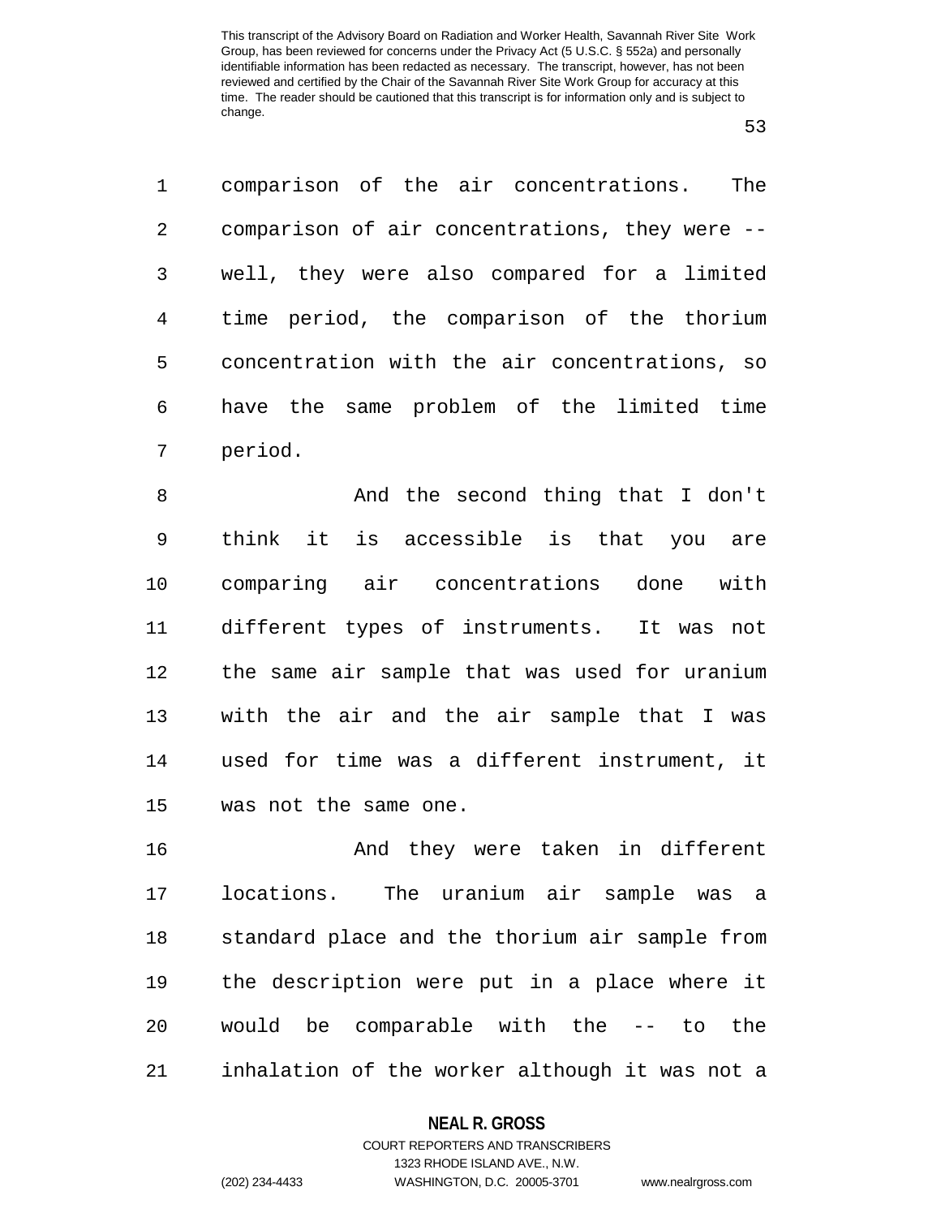comparison of the air concentrations. The comparison of air concentrations, they were -- well, they were also compared for a limited time period, the comparison of the thorium concentration with the air concentrations, so have the same problem of the limited time period.

And the second thing that I don't think it is accessible is that you are comparing air concentrations done with different types of instruments. It was not the same air sample that was used for uranium with the air and the air sample that I was used for time was a different instrument, it was not the same one.

And they were taken in different locations. The uranium air sample was a standard place and the thorium air sample from the description were put in a place where it would be comparable with the -- to the inhalation of the worker although it was not a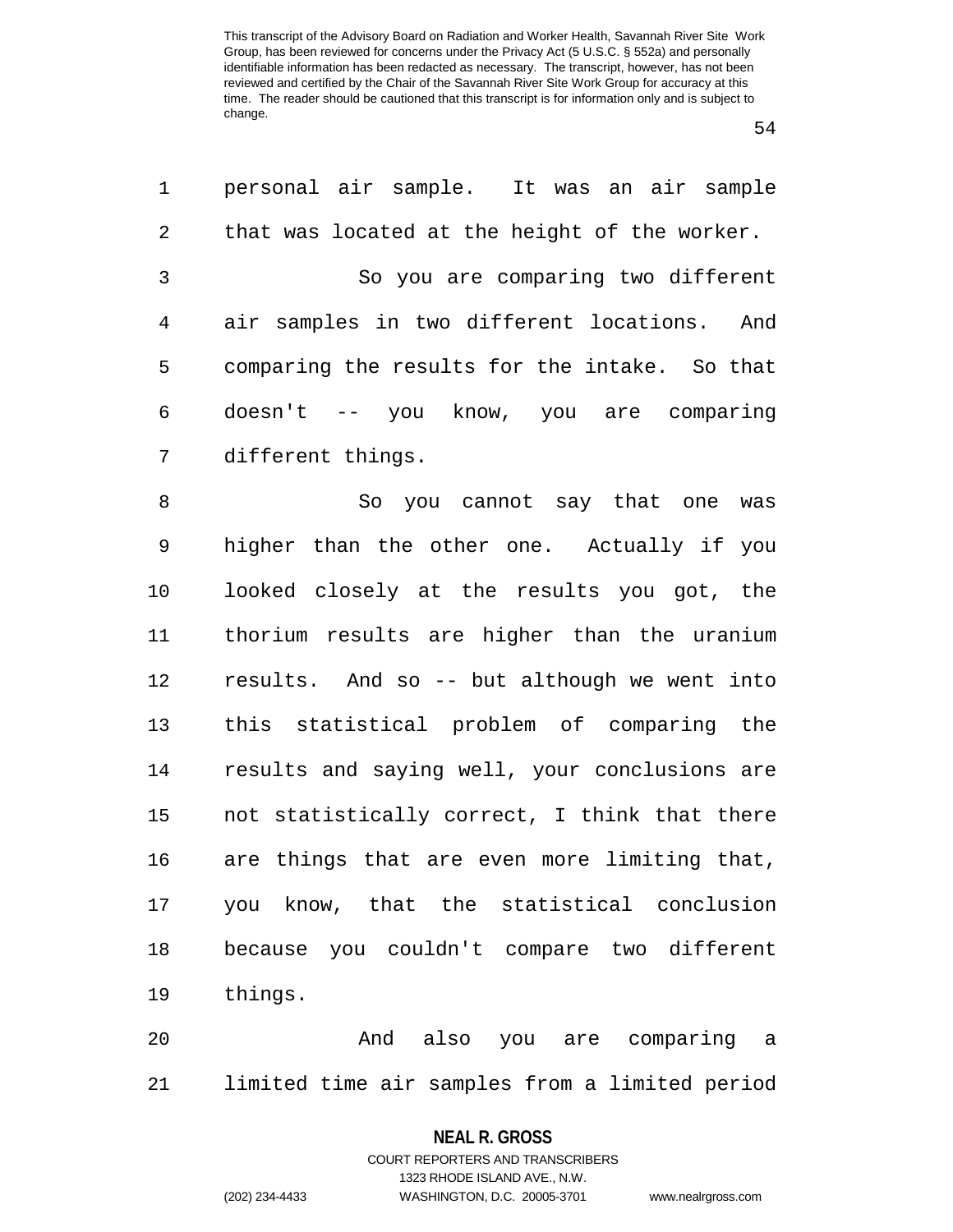personal air sample. It was an air sample that was located at the height of the worker.

So you are comparing two different air samples in two different locations. And comparing the results for the intake. So that doesn't -- you know, you are comparing different things.

So you cannot say that one was higher than the other one. Actually if you looked closely at the results you got, the thorium results are higher than the uranium results. And so -- but although we went into this statistical problem of comparing the results and saying well, your conclusions are not statistically correct, I think that there are things that are even more limiting that, you know, that the statistical conclusion because you couldn't compare two different things.

And also you are comparing a limited time air samples from a limited period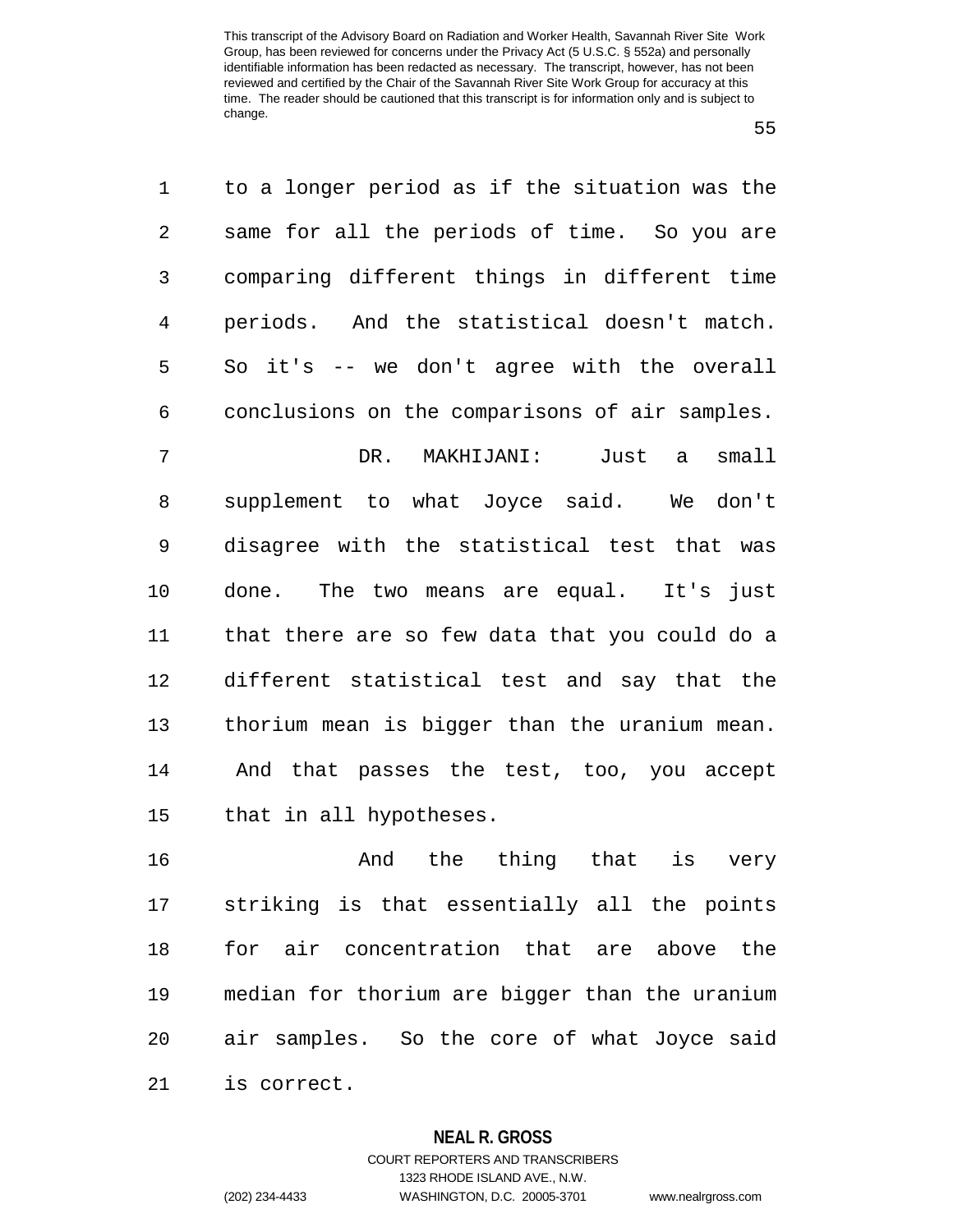to a longer period as if the situation was the same for all the periods of time. So you are comparing different things in different time periods. And the statistical doesn't match. So it's -- we don't agree with the overall conclusions on the comparisons of air samples.

DR. MAKHIJANI: Just a small supplement to what Joyce said. We don't disagree with the statistical test that was done. The two means are equal. It's just that there are so few data that you could do a different statistical test and say that the thorium mean is bigger than the uranium mean. And that passes the test, too, you accept that in all hypotheses.

And the thing that is very striking is that essentially all the points for air concentration that are above the median for thorium are bigger than the uranium air samples. So the core of what Joyce said is correct.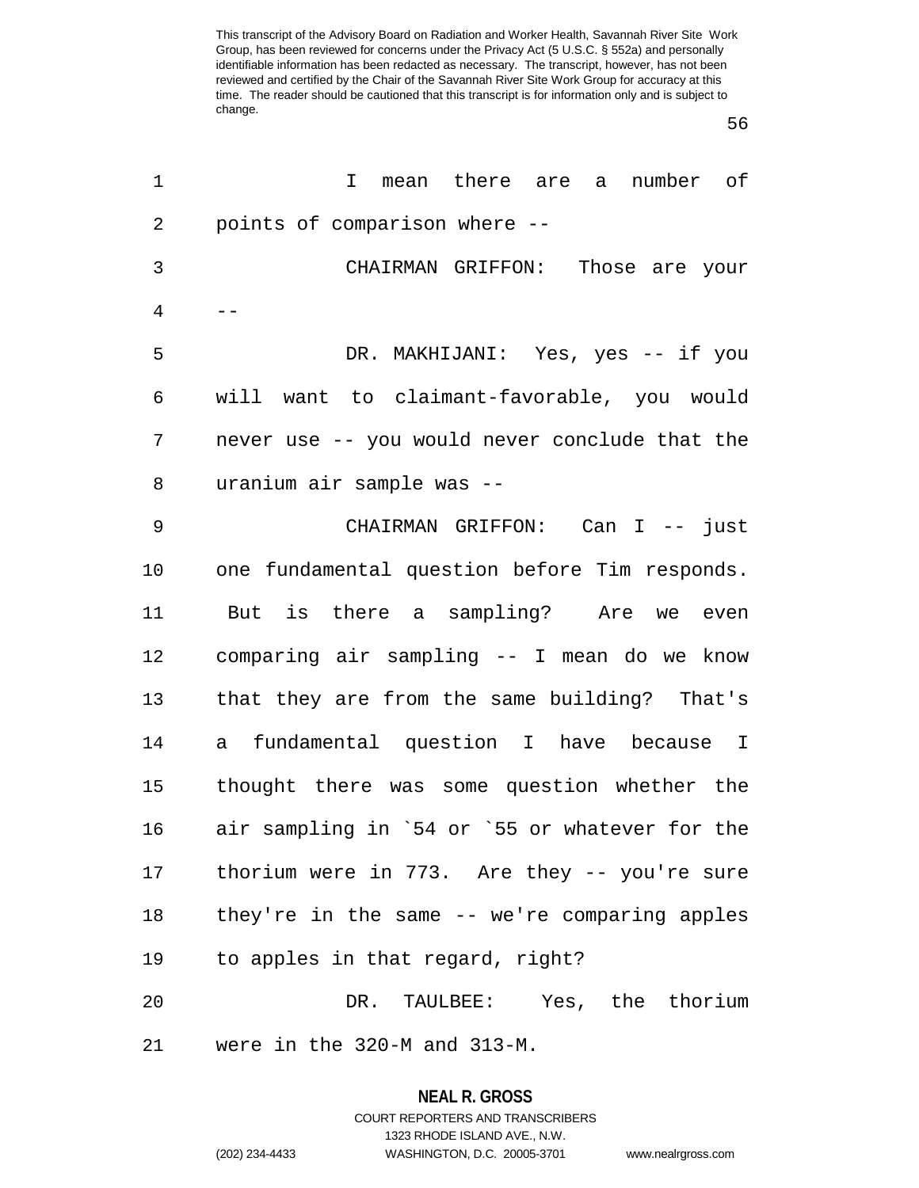I mean there are a number of points of comparison where --

CHAIRMAN GRIFFON: Those are your --

DR. MAKHIJANI: Yes, yes -- if you will want to claimant-favorable, you would never use -- you would never conclude that the uranium air sample was --

CHAIRMAN GRIFFON: Can I -- just one fundamental question before Tim responds. But is there a sampling? Are we even comparing air sampling -- I mean do we know that they are from the same building? That's a fundamental question I have because I thought there was some question whether the air sampling in `54 or `55 or whatever for the thorium were in 773. Are they -- you're sure they're in the same -- we're comparing apples to apples in that regard, right?

DR. TAULBEE: Yes, the thorium were in the 320-M and 313-M.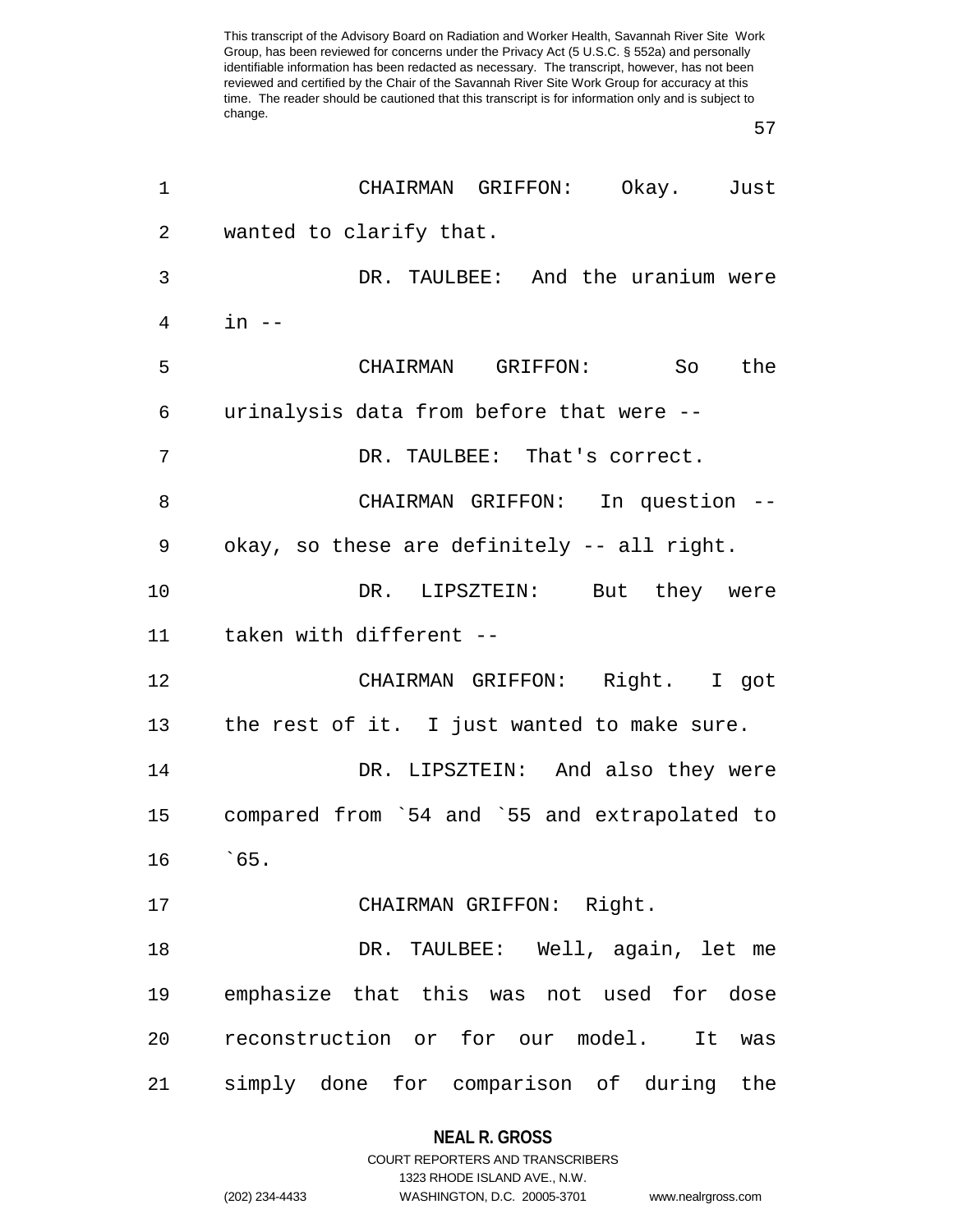CHAIRMAN GRIFFON: Okay. Just wanted to clarify that.

DR. TAULBEE: And the uranium were in --

CHAIRMAN GRIFFON: So the urinalysis data from before that were --

DR. TAULBEE: That's correct.

CHAIRMAN GRIFFON: In question -- okay, so these are definitely -- all right.

DR. LIPSZTEIN: But they were taken with different --

CHAIRMAN GRIFFON: Right. I got the rest of it. I just wanted to make sure.

DR. LIPSZTEIN: And also they were compared from `54 and `55 and extrapolated to `65.

CHAIRMAN GRIFFON: Right.

DR. TAULBEE: Well, again, let me emphasize that this was not used for dose reconstruction or for our model. It was simply done for comparison of during the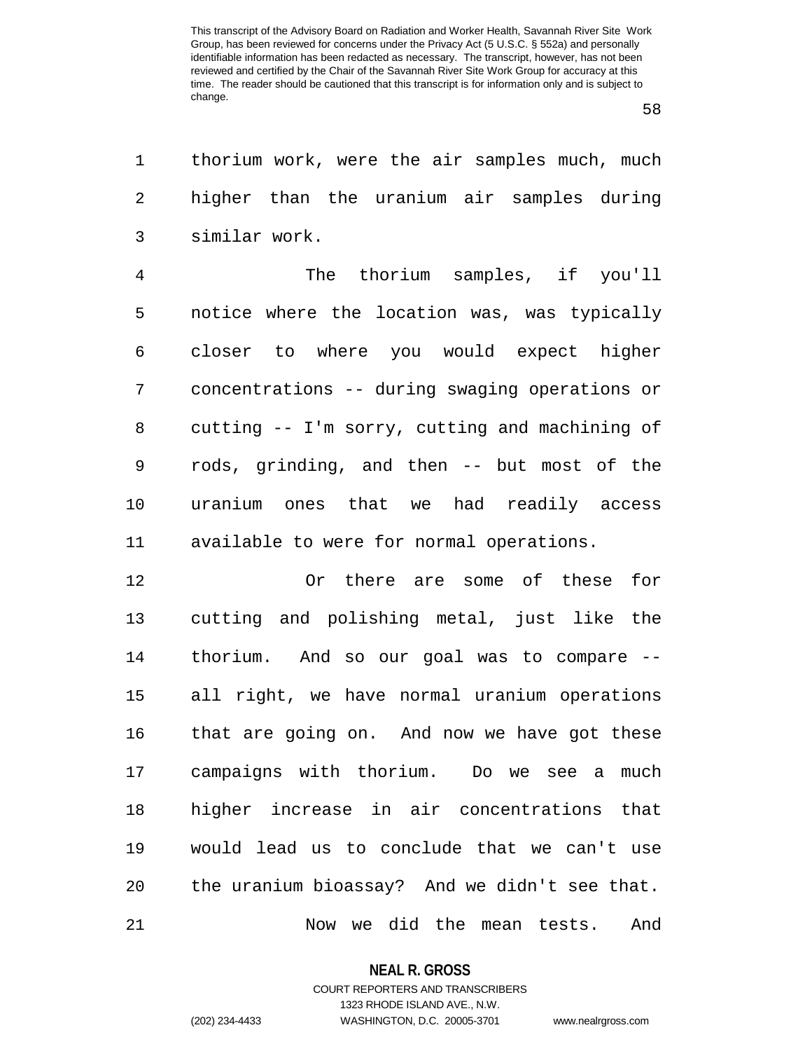thorium work, were the air samples much, much higher than the uranium air samples during similar work.

The thorium samples, if you'll notice where the location was, was typically closer to where you would expect higher concentrations -- during swaging operations or cutting -- I'm sorry, cutting and machining of rods, grinding, and then -- but most of the uranium ones that we had readily access available to were for normal operations.

Or there are some of these for cutting and polishing metal, just like the thorium. And so our goal was to compare -- all right, we have normal uranium operations that are going on. And now we have got these campaigns with thorium. Do we see a much higher increase in air concentrations that would lead us to conclude that we can't use the uranium bioassay? And we didn't see that.

Now we did the mean tests. And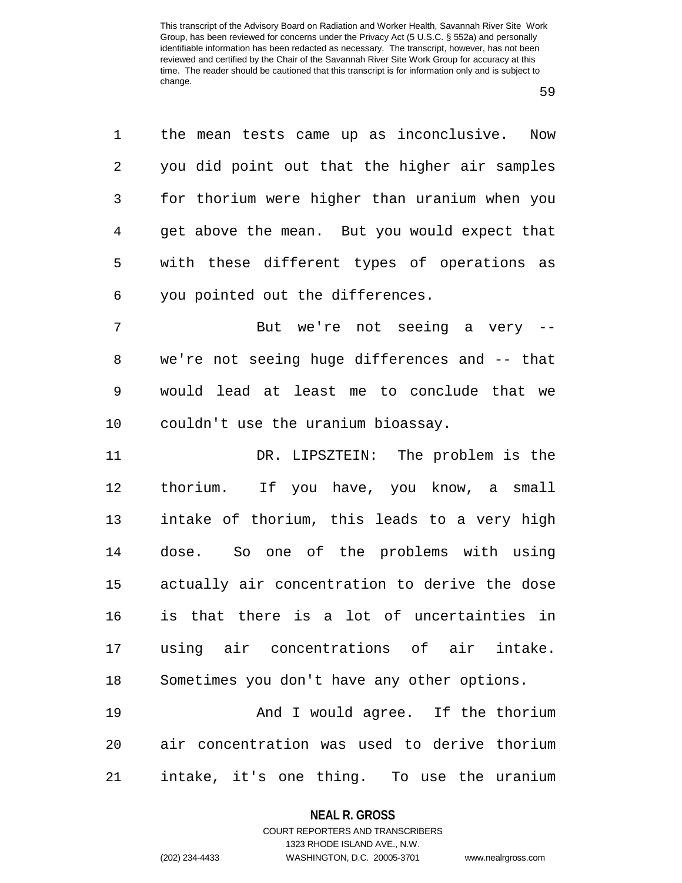the mean tests came up as inconclusive. Now you did point out that the higher air samples for thorium were higher than uranium when you get above the mean. But you would expect that with these different types of operations as you pointed out the differences.

But we're not seeing a very -- we're not seeing huge differences and -- that would lead at least me to conclude that we couldn't use the uranium bioassay.

DR. LIPSZTEIN: The problem is the thorium. If you have, you know, a small intake of thorium, this leads to a very high dose. So one of the problems with using actually air concentration to derive the dose is that there is a lot of uncertainties in using air concentrations of air intake. Sometimes you don't have any other options.

And I would agree. If the thorium air concentration was used to derive thorium intake, it's one thing. To use the uranium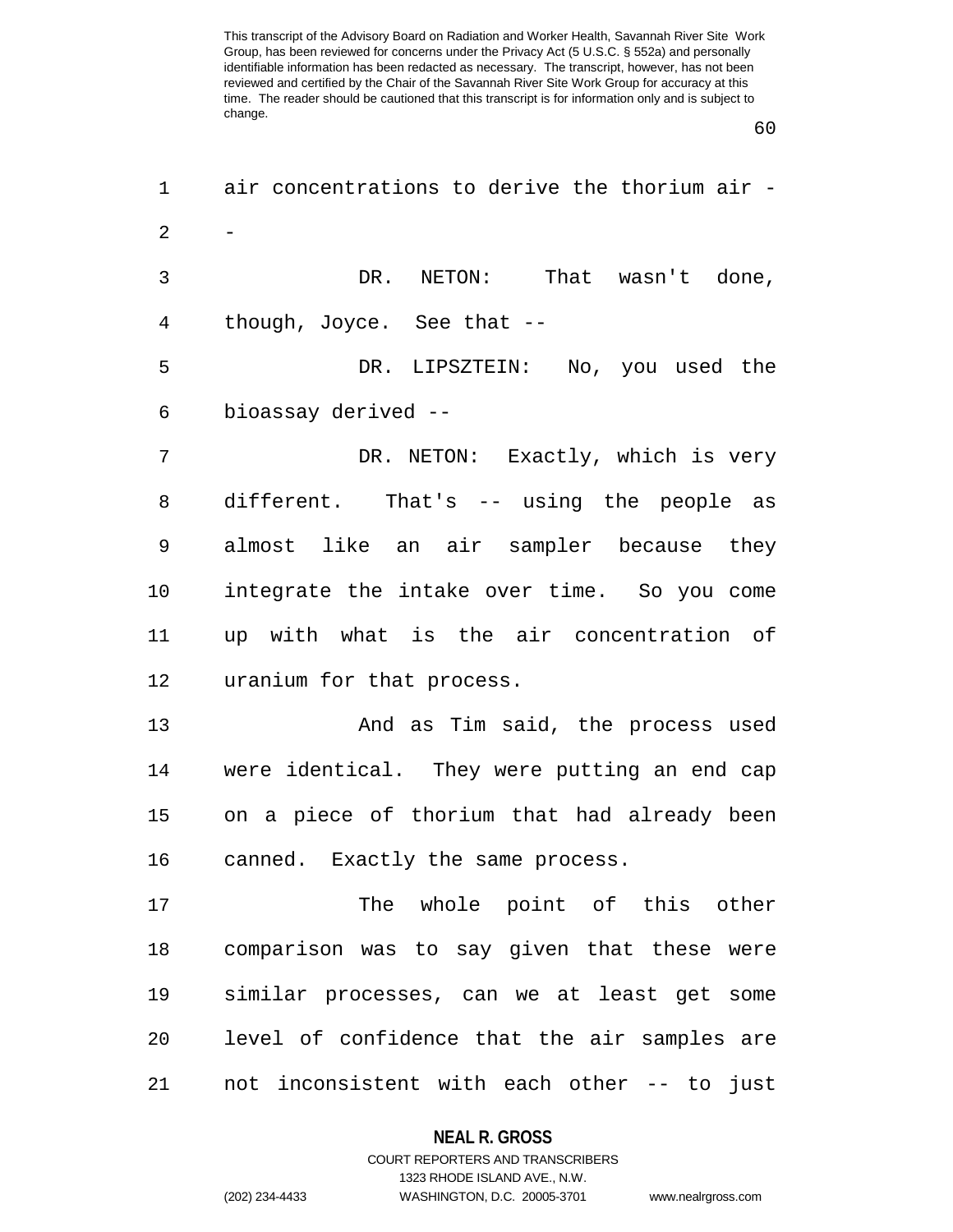air concentrations to derive the thorium air --

DR. NETON: That wasn't done, though, Joyce. See that --

DR. LIPSZTEIN: No, you used the bioassay derived --

DR. NETON: Exactly, which is very different. That's -- using the people as almost like an air sampler because they integrate the intake over time. So you come up with what is the air concentration of uranium for that process.

And as Tim said, the process used were identical. They were putting an end cap on a piece of thorium that had already been canned. Exactly the same process.

The whole point of this other comparison was to say given that these were similar processes, can we at least get some level of confidence that the air samples are not inconsistent with each other -- to just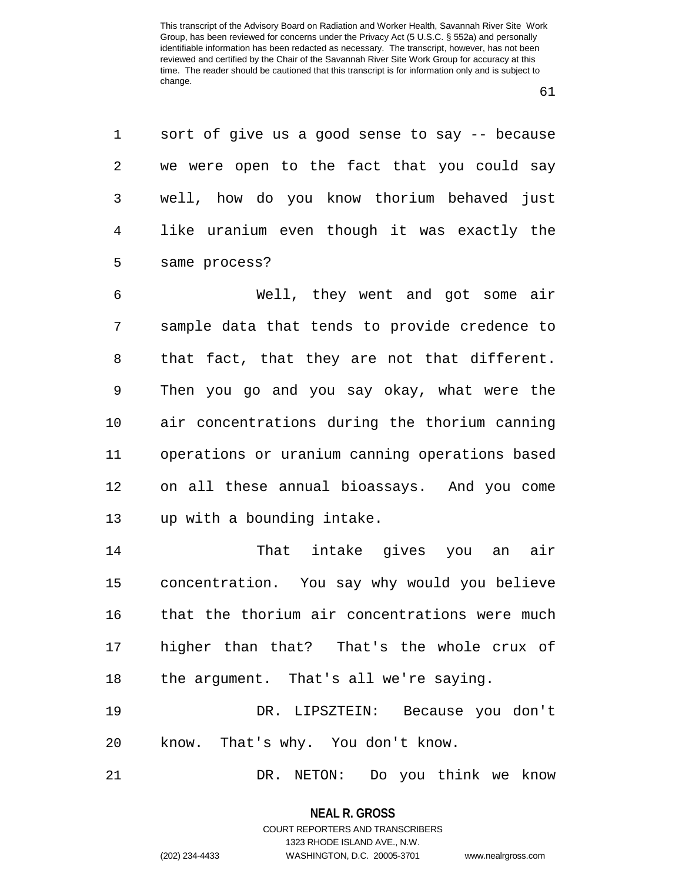sort of give us a good sense to say -- because we were open to the fact that you could say well, how do you know thorium behaved just like uranium even though it was exactly the same process?

Well, they went and got some air sample data that tends to provide credence to that fact, that they are not that different. Then you go and you say okay, what were the air concentrations during the thorium canning operations or uranium canning operations based on all these annual bioassays. And you come up with a bounding intake.

That intake gives you an air concentration. You say why would you believe that the thorium air concentrations were much higher than that? That's the whole crux of the argument. That's all we're saying.

DR. LIPSZTEIN: Because you don't know. That's why. You don't know.

DR. NETON: Do you think we know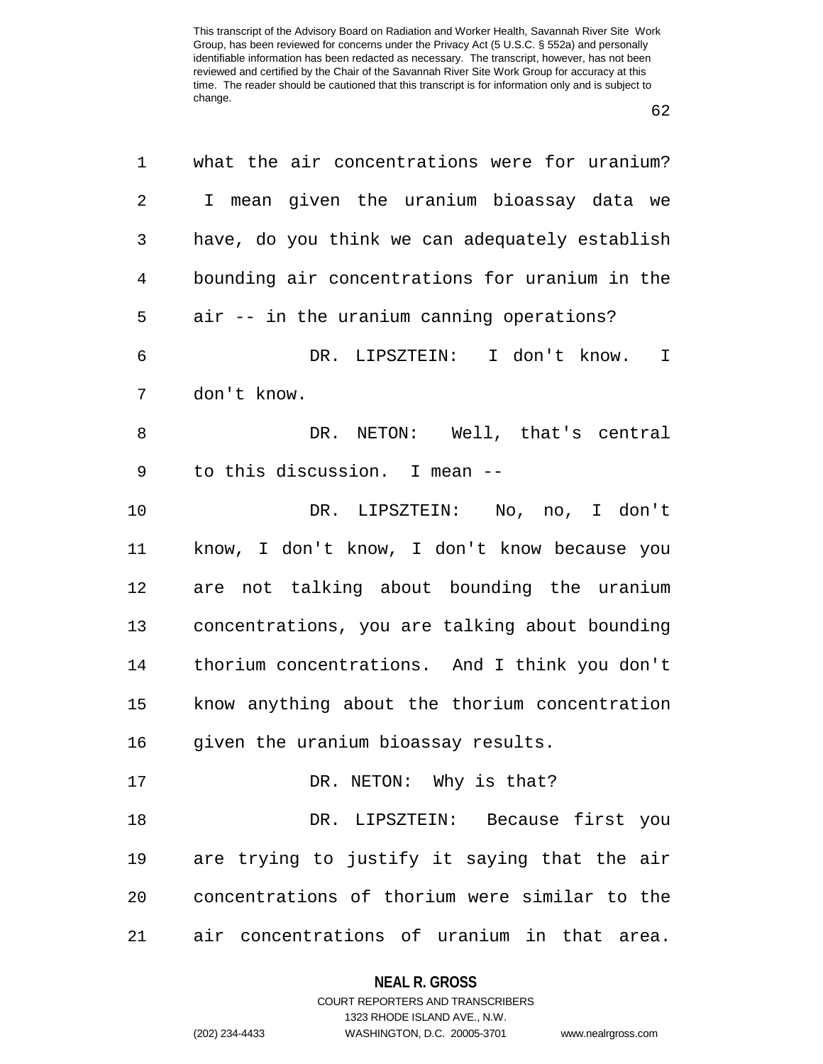what the air concentrations were for uranium? I mean given the uranium bioassay data we have, do you think we can adequately establish bounding air concentrations for uranium in the air -- in the uranium canning operations?

DR. LIPSZTEIN: I don't know. I don't know.

DR. NETON: Well, that's central to this discussion. I mean --

DR. LIPSZTEIN: No, no, I don't know, I don't know, I don't know because you are not talking about bounding the uranium concentrations, you are talking about bounding thorium concentrations. And I think you don't know anything about the thorium concentration given the uranium bioassay results.

DR. NETON: Why is that?

DR. LIPSZTEIN: Because first you are trying to justify it saying that the air concentrations of thorium were similar to the air concentrations of uranium in that area.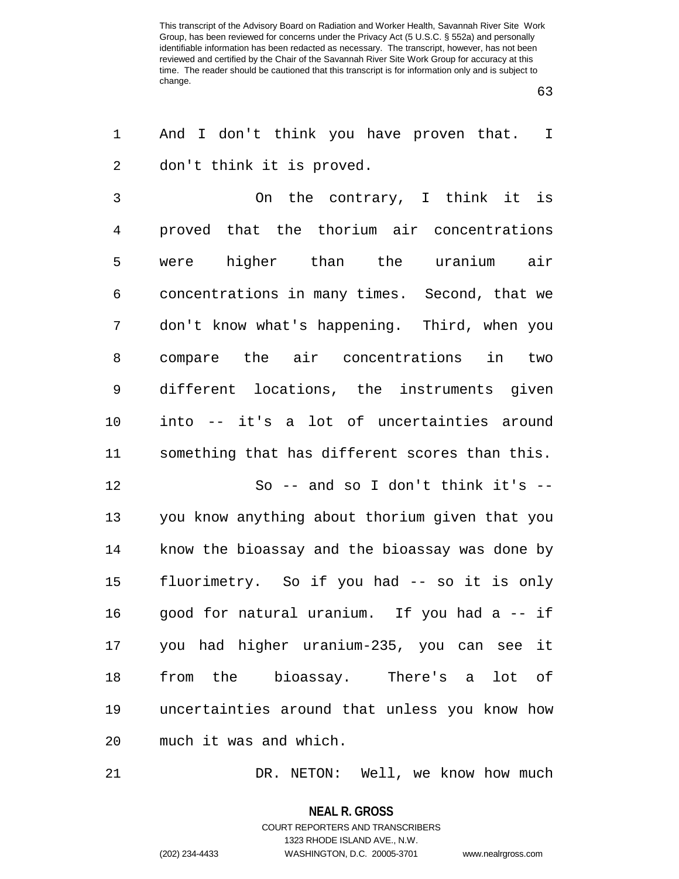And I don't think you have proven that. I don't think it is proved.

On the contrary, I think it is proved that the thorium air concentrations were higher than the uranium air concentrations in many times. Second, that we don't know what's happening. Third, when you compare the air concentrations in two different locations, the instruments given into -- it's a lot of uncertainties around something that has different scores than this.

So -- and so I don't think it's -- you know anything about thorium given that you know the bioassay and the bioassay was done by fluorimetry. So if you had -- so it is only good for natural uranium. If you had a -- if you had higher uranium-235, you can see it from the bioassay. There's a lot of uncertainties around that unless you know how much it was and which.

DR. NETON: Well, we know how much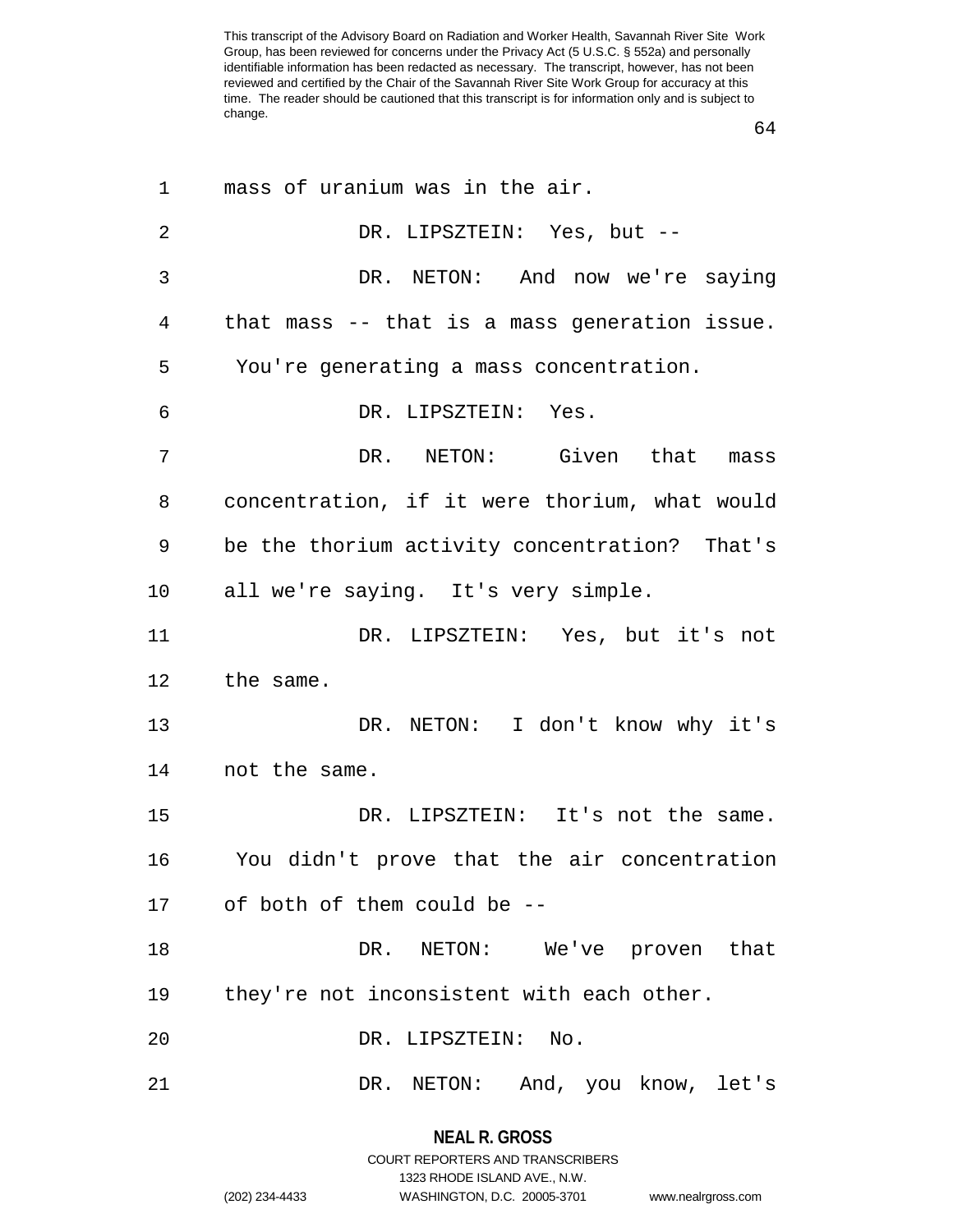mass of uranium was in the air.

DR. LIPSZTEIN: Yes, but --

DR. NETON: And now we're saying that mass -- that is a mass generation issue. You're generating a mass concentration.

DR. LIPSZTEIN: Yes.

DR. NETON: Given that mass concentration, if it were thorium, what would be the thorium activity concentration? That's all we're saying. It's very simple.

DR. LIPSZTEIN: Yes, but it's not the same.

DR. NETON: I don't know why it's not the same.

DR. LIPSZTEIN: It's not the same. You didn't prove that the air concentration of both of them could be --

DR. NETON: We've proven that they're not inconsistent with each other.

DR. LIPSZTEIN: No.

DR. NETON: And, you know, let's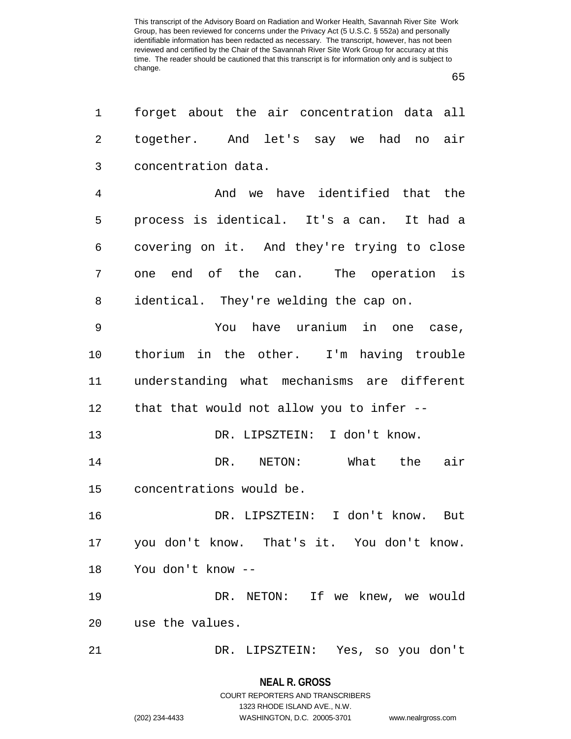forget about the air concentration data all together. And let's say we had no air concentration data.

And we have identified that the process is identical. It's a can. It had a covering on it. And they're trying to close one end of the can. The operation is identical. They're welding the cap on.

You have uranium in one case, thorium in the other. I'm having trouble understanding what mechanisms are different that that would not allow you to infer --

DR. LIPSZTEIN: I don't know.

DR. NETON: What the air concentrations would be.

DR. LIPSZTEIN: I don't know. But you don't know. That's it. You don't know. You don't know --

DR. NETON: If we knew, we would use the values.

DR. LIPSZTEIN: Yes, so you don't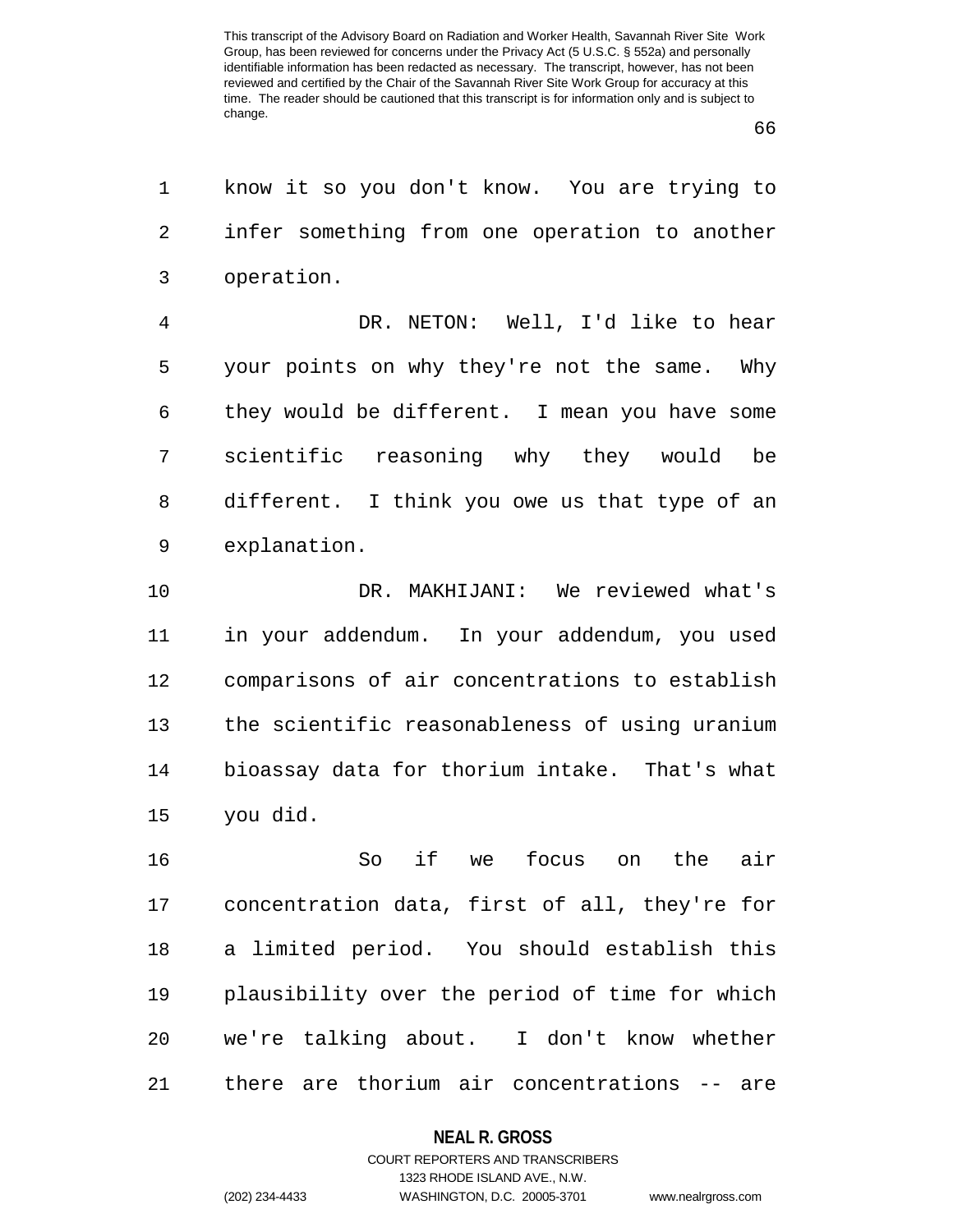know it so you don't know. You are trying to infer something from one operation to another operation.

DR. NETON: Well, I'd like to hear your points on why they're not the same. Why they would be different. I mean you have some scientific reasoning why they would be different. I think you owe us that type of an explanation.

DR. MAKHIJANI: We reviewed what's in your addendum. In your addendum, you used comparisons of air concentrations to establish the scientific reasonableness of using uranium bioassay data for thorium intake. That's what you did.

So if we focus on the air concentration data, first of all, they're for a limited period. You should establish this plausibility over the period of time for which we're talking about. I don't know whether there are thorium air concentrations -- are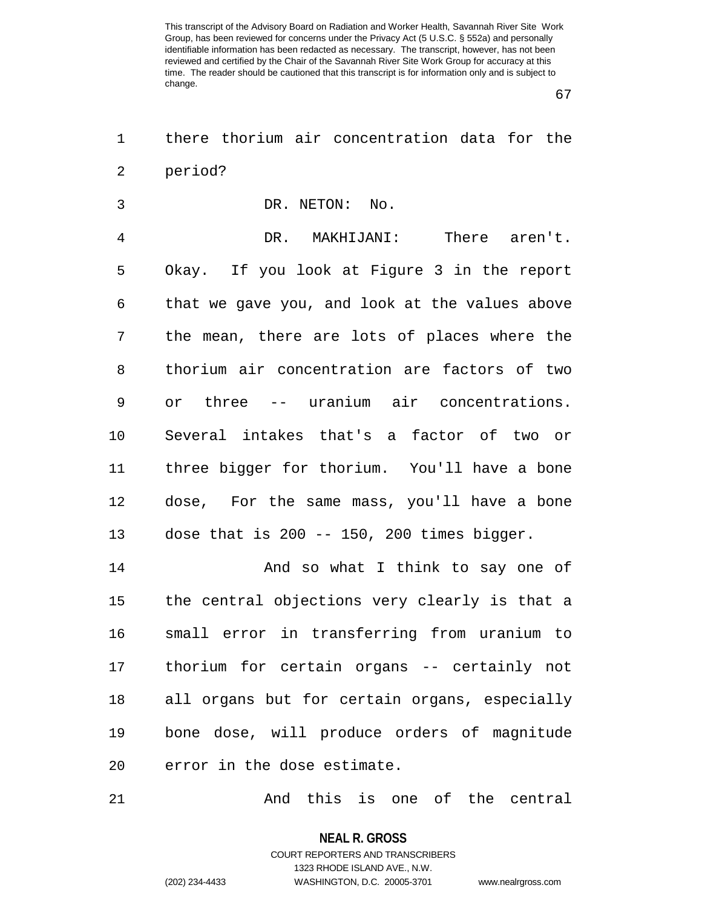there thorium air concentration data for the period?

DR. NETON: No.

DR. MAKHIJANI: There aren't. Okay. If you look at Figure 3 in the report that we gave you, and look at the values above the mean, there are lots of places where the thorium air concentration are factors of two or three -- uranium air concentrations. Several intakes that's a factor of two or three bigger for thorium. You'll have a bone dose, For the same mass, you'll have a bone dose that is 200 -- 150, 200 times bigger.

And so what I think to say one of the central objections very clearly is that a small error in transferring from uranium to thorium for certain organs -- certainly not all organs but for certain organs, especially bone dose, will produce orders of magnitude error in the dose estimate.

And this is one of the central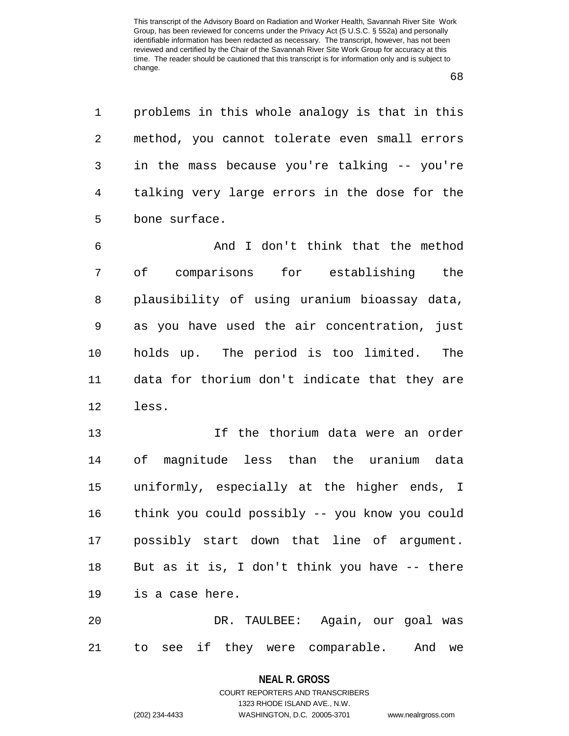problems in this whole analogy is that in this method, you cannot tolerate even small errors in the mass because you're talking -- you're talking very large errors in the dose for the bone surface.

And I don't think that the method of comparisons for establishing the plausibility of using uranium bioassay data, as you have used the air concentration, just holds up. The period is too limited. The data for thorium don't indicate that they are less.

If the thorium data were an order of magnitude less than the uranium data uniformly, especially at the higher ends, I think you could possibly -- you know you could possibly start down that line of argument. But as it is, I don't think you have -- there is a case here.

DR. TAULBEE: Again, our goal was to see if they were comparable. And we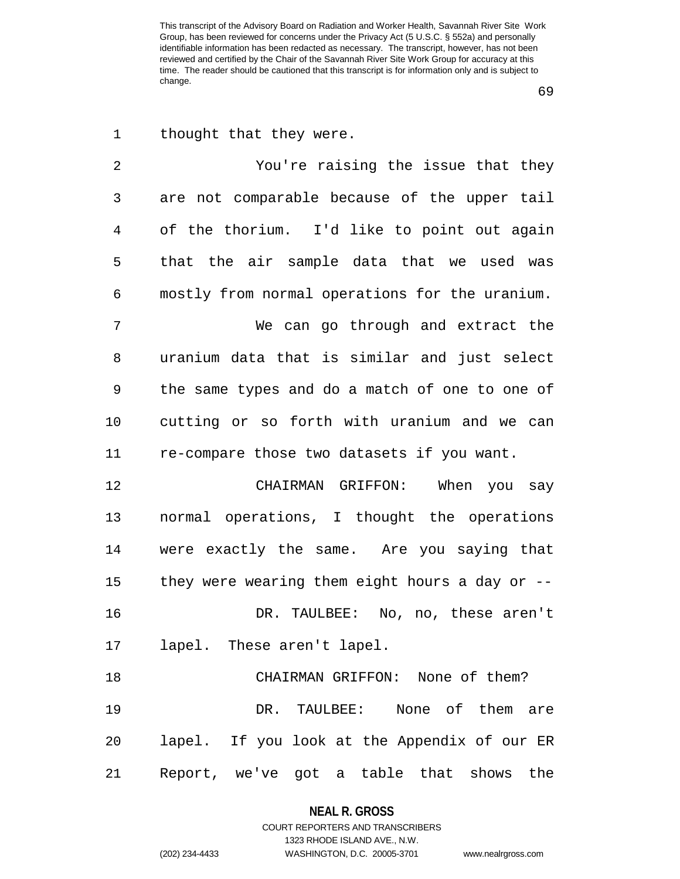thought that they were.

You're raising the issue that they are not comparable because of the upper tail of the thorium. I'd like to point out again that the air sample data that we used was mostly from normal operations for the uranium.

We can go through and extract the uranium data that is similar and just select the same types and do a match of one to one of cutting or so forth with uranium and we can re-compare those two datasets if you want.

CHAIRMAN GRIFFON: When you say normal operations, I thought the operations were exactly the same. Are you saying that they were wearing them eight hours a day or --

DR. TAULBEE: No, no, these aren't lapel. These aren't lapel.

CHAIRMAN GRIFFON: None of them?

DR. TAULBEE: None of them are lapel. If you look at the Appendix of our ER Report, we've got a table that shows the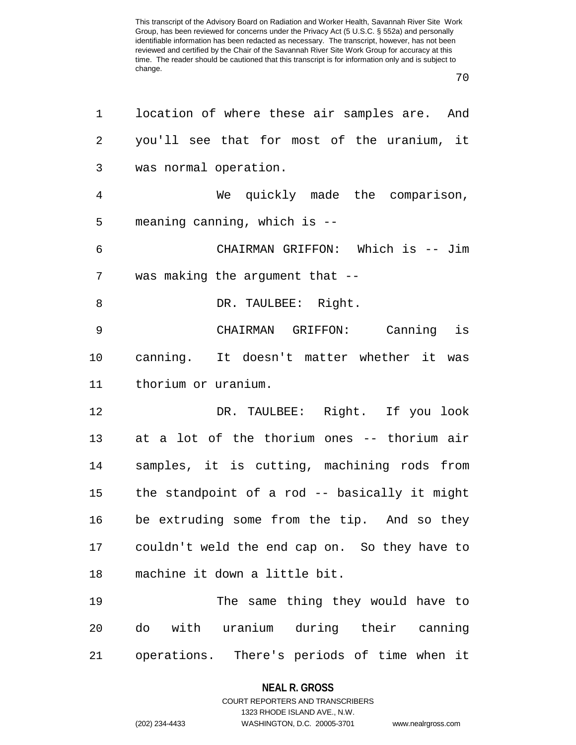location of where these air samples are. And you'll see that for most of the uranium, it was normal operation.

We quickly made the comparison, meaning canning, which is --

CHAIRMAN GRIFFON: Which is -- Jim was making the argument that --

DR. TAULBEE: Right.

CHAIRMAN GRIFFON: Canning is canning. It doesn't matter whether it was thorium or uranium.

DR. TAULBEE: Right. If you look at a lot of the thorium ones -- thorium air samples, it is cutting, machining rods from the standpoint of a rod -- basically it might be extruding some from the tip. And so they couldn't weld the end cap on. So they have to machine it down a little bit.

The same thing they would have to do with uranium during their canning operations. There's periods of time when it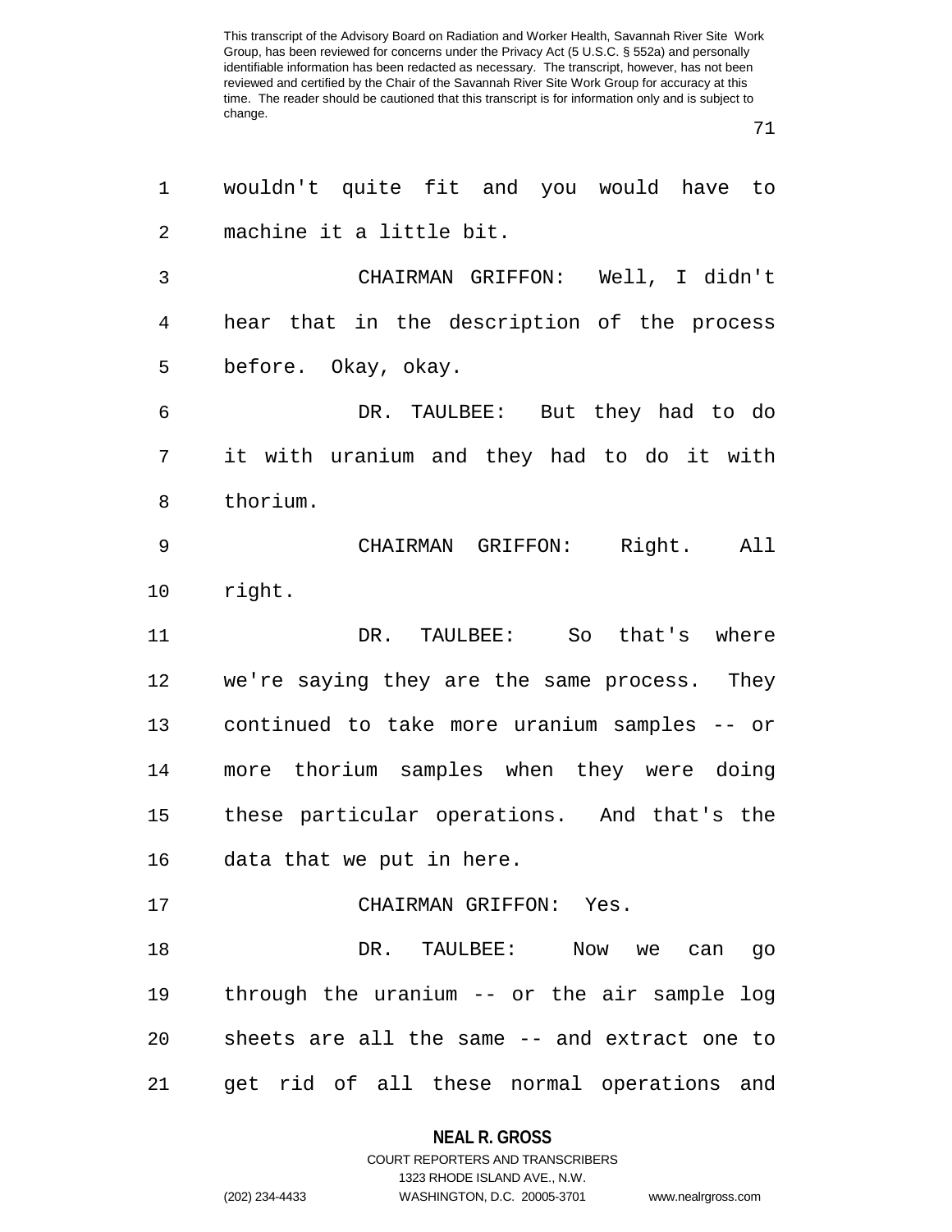wouldn't quite fit and you would have to machine it a little bit.

CHAIRMAN GRIFFON: Well, I didn't hear that in the description of the process before. Okay, okay.

DR. TAULBEE: But they had to do it with uranium and they had to do it with thorium.

CHAIRMAN GRIFFON: Right. All right.

DR. TAULBEE: So that's where we're saying they are the same process. They continued to take more uranium samples -- or more thorium samples when they were doing these particular operations. And that's the data that we put in here.

CHAIRMAN GRIFFON: Yes.

DR. TAULBEE: Now we can go through the uranium -- or the air sample log sheets are all the same -- and extract one to get rid of all these normal operations and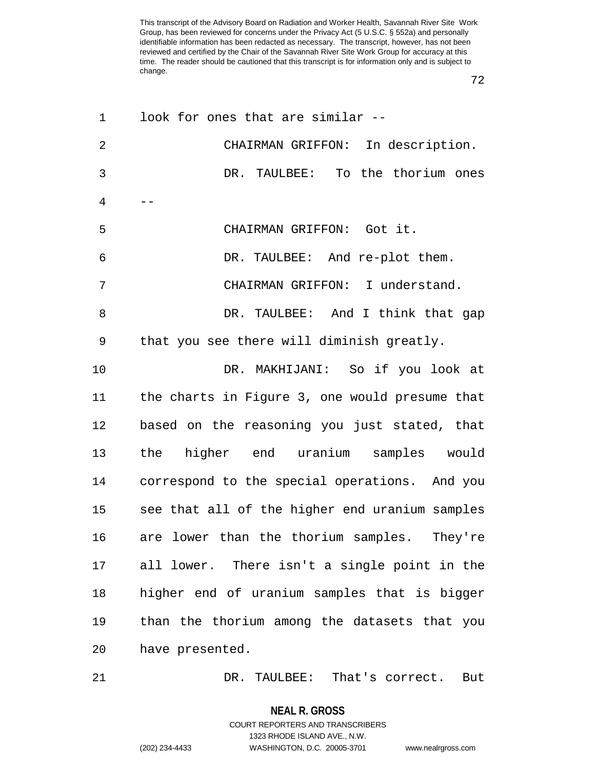look for ones that are similar --

CHAIRMAN GRIFFON: In description.

DR. TAULBEE: To the thorium ones --

CHAIRMAN GRIFFON: Got it.

DR. TAULBEE: And re-plot them.

CHAIRMAN GRIFFON: I understand.

DR. TAULBEE: And I think that gap that you see there will diminish greatly.

DR. MAKHIJANI: So if you look at the charts in Figure 3, one would presume that based on the reasoning you just stated, that the higher end uranium samples would correspond to the special operations. And you see that all of the higher end uranium samples are lower than the thorium samples. They're all lower. There isn't a single point in the higher end of uranium samples that is bigger than the thorium among the datasets that you have presented.

DR. TAULBEE: That's correct. But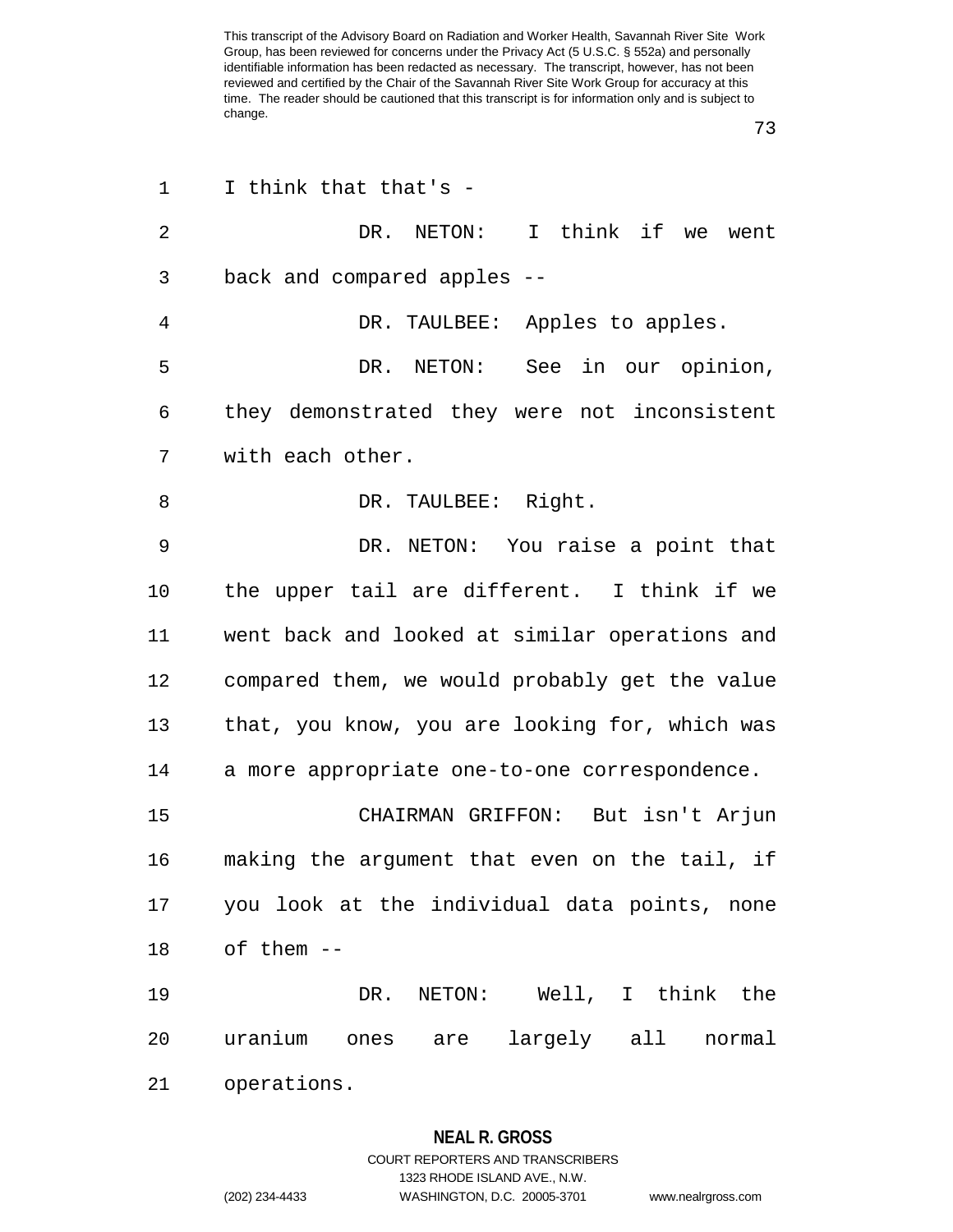I think that that's -

DR. NETON: I think if we went back and compared apples --

DR. TAULBEE: Apples to apples.

DR. NETON: See in our opinion, they demonstrated they were not inconsistent with each other.

DR. TAULBEE: Right.

DR. NETON: You raise a point that the upper tail are different. I think if we went back and looked at similar operations and compared them, we would probably get the value that, you know, you are looking for, which was a more appropriate one-to-one correspondence.

CHAIRMAN GRIFFON: But isn't Arjun making the argument that even on the tail, if you look at the individual data points, none of them --

DR. NETON: Well, I think the uranium ones are largely all normal operations.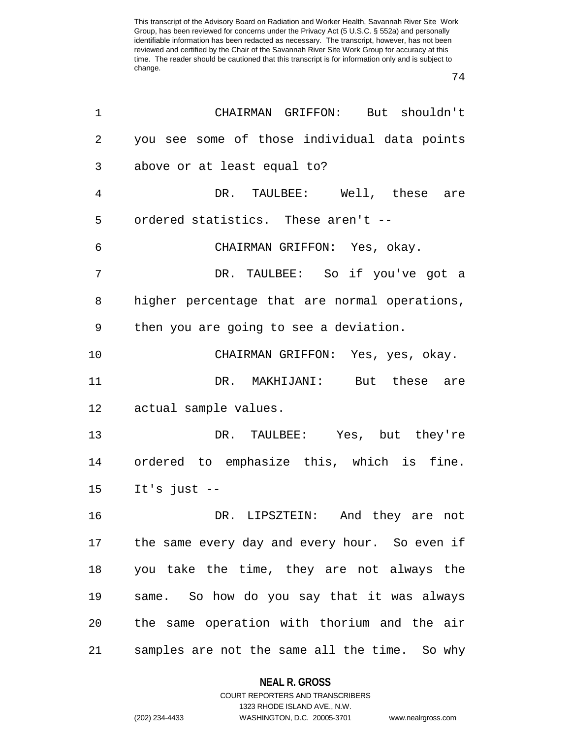CHAIRMAN GRIFFON: But shouldn't you see some of those individual data points above or at least equal to?

DR. TAULBEE: Well, these are ordered statistics. These aren't --

CHAIRMAN GRIFFON: Yes, okay.

DR. TAULBEE: So if you've got a higher percentage that are normal operations, then you are going to see a deviation.

CHAIRMAN GRIFFON: Yes, yes, okay.

DR. MAKHIJANI: But these are actual sample values.

DR. TAULBEE: Yes, but they're ordered to emphasize this, which is fine. It's just --

DR. LIPSZTEIN: And they are not the same every day and every hour. So even if you take the time, they are not always the same. So how do you say that it was always the same operation with thorium and the air samples are not the same all the time. So why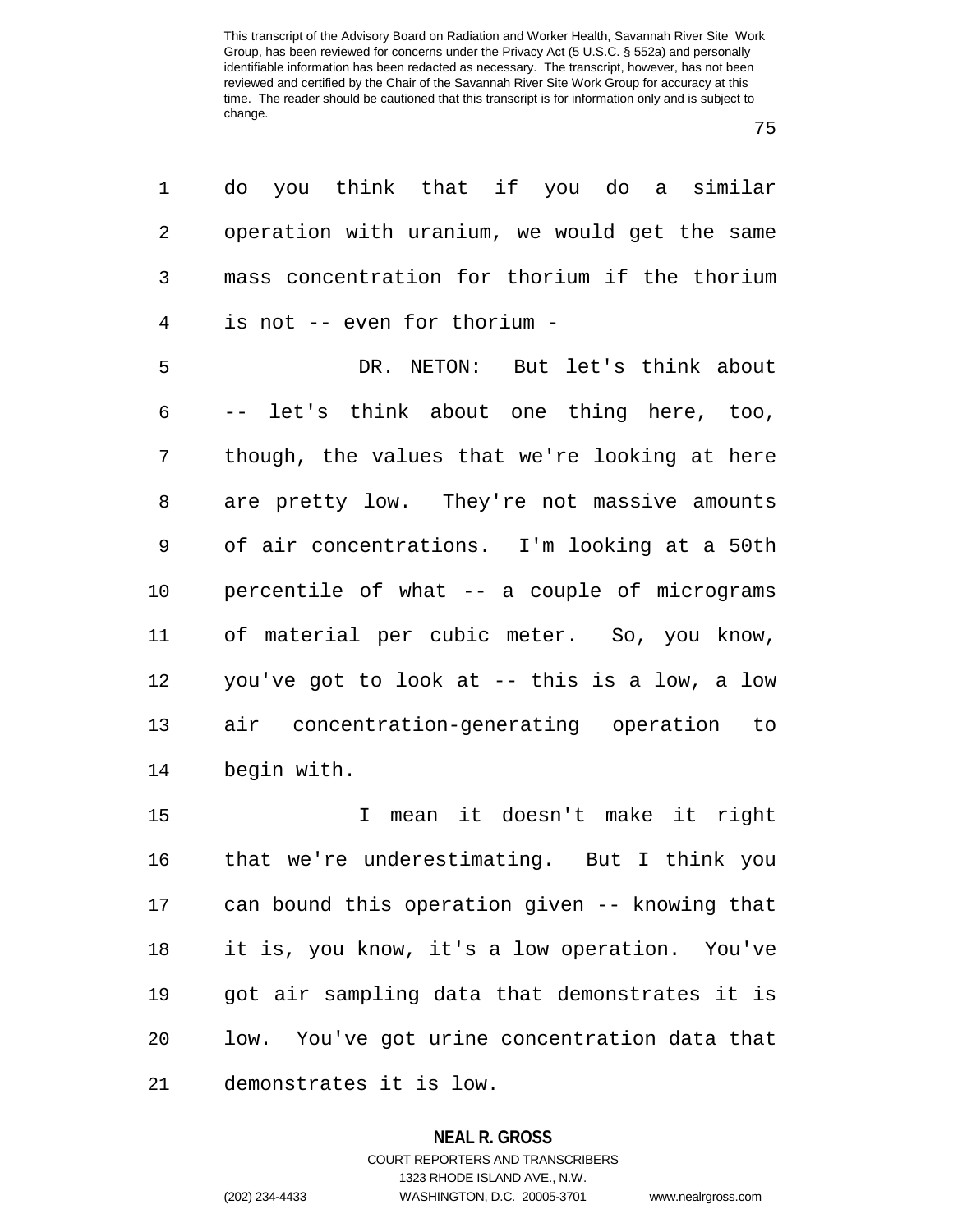do you think that if you do a similar operation with uranium, we would get the same mass concentration for thorium if the thorium is not -- even for thorium -

DR. NETON: But let's think about -- let's think about one thing here, too, though, the values that we're looking at here are pretty low. They're not massive amounts of air concentrations. I'm looking at a 50th percentile of what -- a couple of micrograms of material per cubic meter. So, you know, you've got to look at -- this is a low, a low air concentration-generating operation to begin with.

I mean it doesn't make it right that we're underestimating. But I think you can bound this operation given -- knowing that it is, you know, it's a low operation. You've got air sampling data that demonstrates it is low. You've got urine concentration data that demonstrates it is low.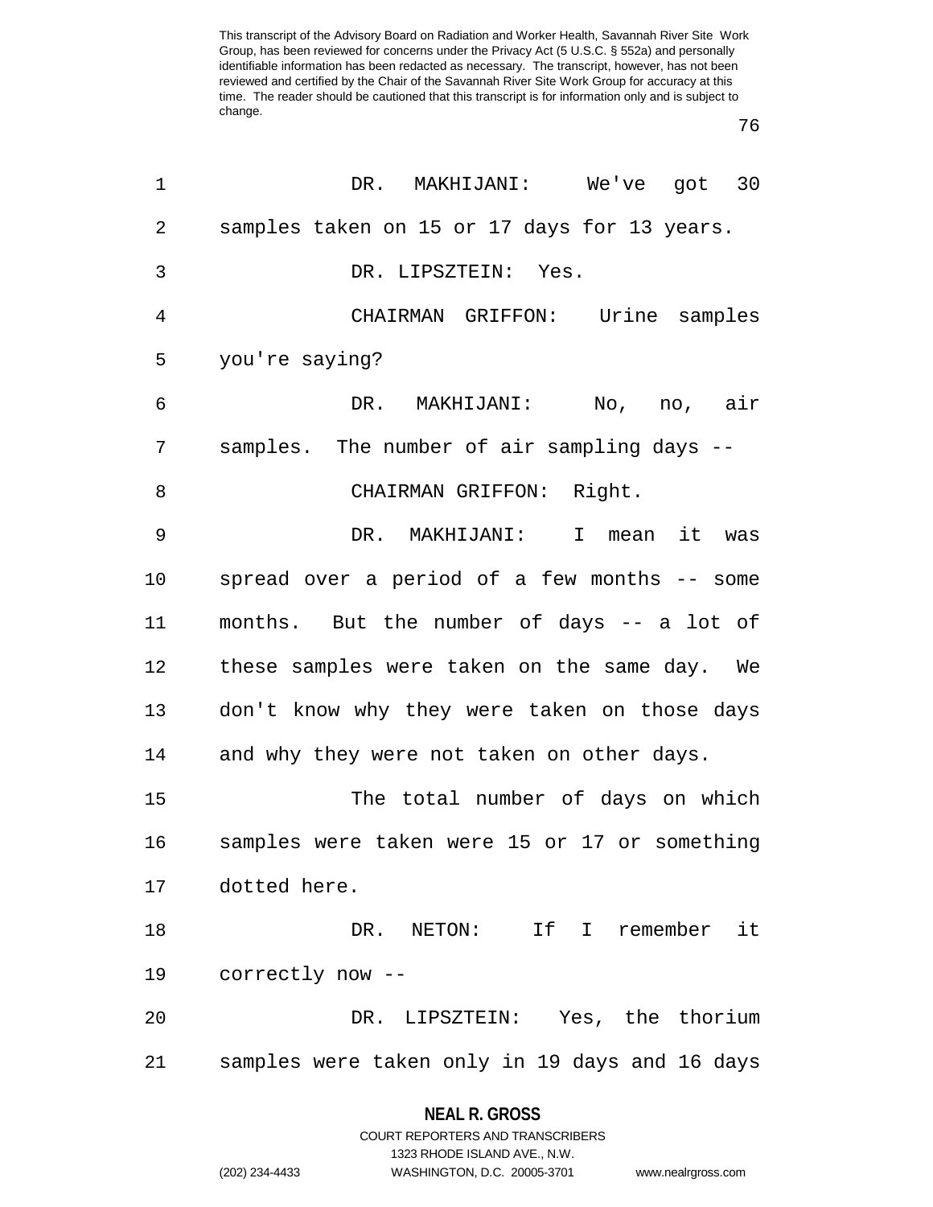DR. MAKHIJANI: We've got 30 samples taken on 15 or 17 days for 13 years.

DR. LIPSZTEIN: Yes.

CHAIRMAN GRIFFON: Urine samples you're saying?

DR. MAKHIJANI: No, no, air samples. The number of air sampling days --

CHAIRMAN GRIFFON: Right.

DR. MAKHIJANI: I mean it was spread over a period of a few months -- some months. But the number of days -- a lot of these samples were taken on the same day. We don't know why they were taken on those days and why they were not taken on other days.

The total number of days on which samples were taken were 15 or 17 or something dotted here.

DR. NETON: If I remember it correctly now --

DR. LIPSZTEIN: Yes, the thorium samples were taken only in 19 days and 16 days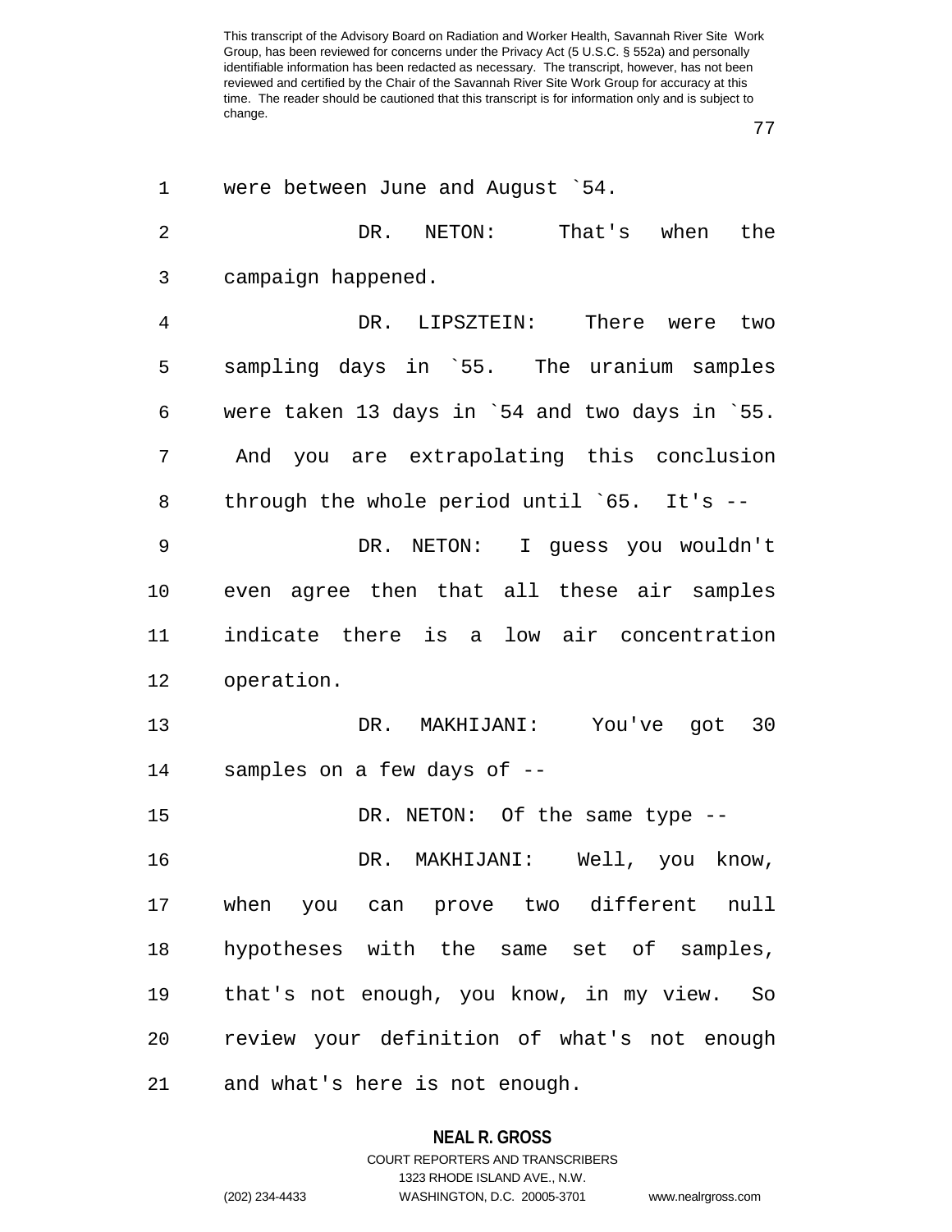were between June and August `54.

DR. NETON: That's when the campaign happened.

DR. LIPSZTEIN: There were two sampling days in `55. The uranium samples were taken 13 days in `54 and two days in `55. And you are extrapolating this conclusion through the whole period until `65. It's --

DR. NETON: I guess you wouldn't even agree then that all these air samples indicate there is a low air concentration operation.

DR. MAKHIJANI: You've got 30 samples on a few days of --

DR. NETON: Of the same type --

DR. MAKHIJANI: Well, you know, when you can prove two different null hypotheses with the same set of samples, that's not enough, you know, in my view. So review your definition of what's not enough and what's here is not enough.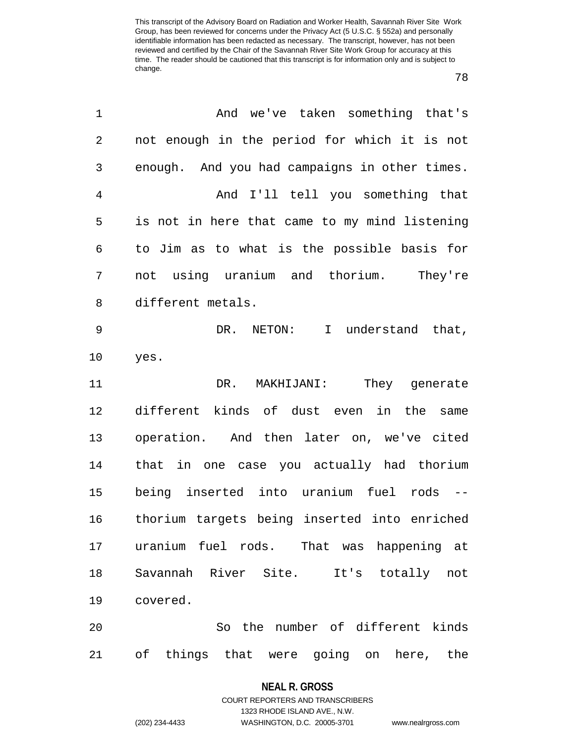And we've taken something that's not enough in the period for which it is not enough. And you had campaigns in other times.

And I'll tell you something that is not in here that came to my mind listening to Jim as to what is the possible basis for not using uranium and thorium. They're different metals.

DR. NETON: I understand that, yes.

DR. MAKHIJANI: They generate different kinds of dust even in the same operation. And then later on, we've cited that in one case you actually had thorium being inserted into uranium fuel rods -- thorium targets being inserted into enriched uranium fuel rods. That was happening at Savannah River Site. It's totally not covered.

So the number of different kinds of things that were going on here, the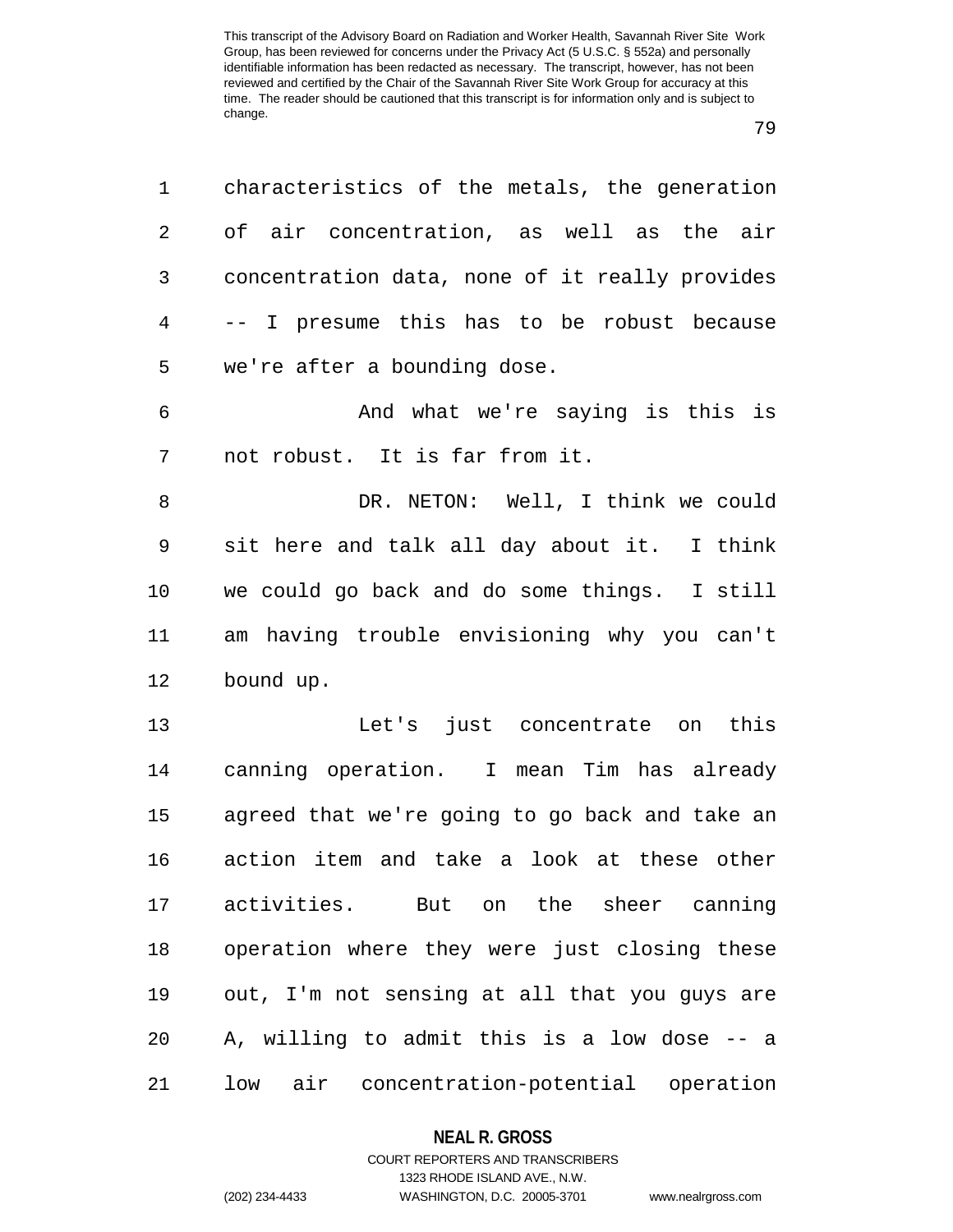characteristics of the metals, the generation of air concentration, as well as the air concentration data, none of it really provides -- I presume this has to be robust because we're after a bounding dose.

And what we're saying is this is not robust. It is far from it.

DR. NETON: Well, I think we could sit here and talk all day about it. I think we could go back and do some things. I still am having trouble envisioning why you can't bound up.

Let's just concentrate on this canning operation. I mean Tim has already agreed that we're going to go back and take an action item and take a look at these other activities. But on the sheer canning operation where they were just closing these out, I'm not sensing at all that you guys are A, willing to admit this is a low dose -- a low air concentration-potential operation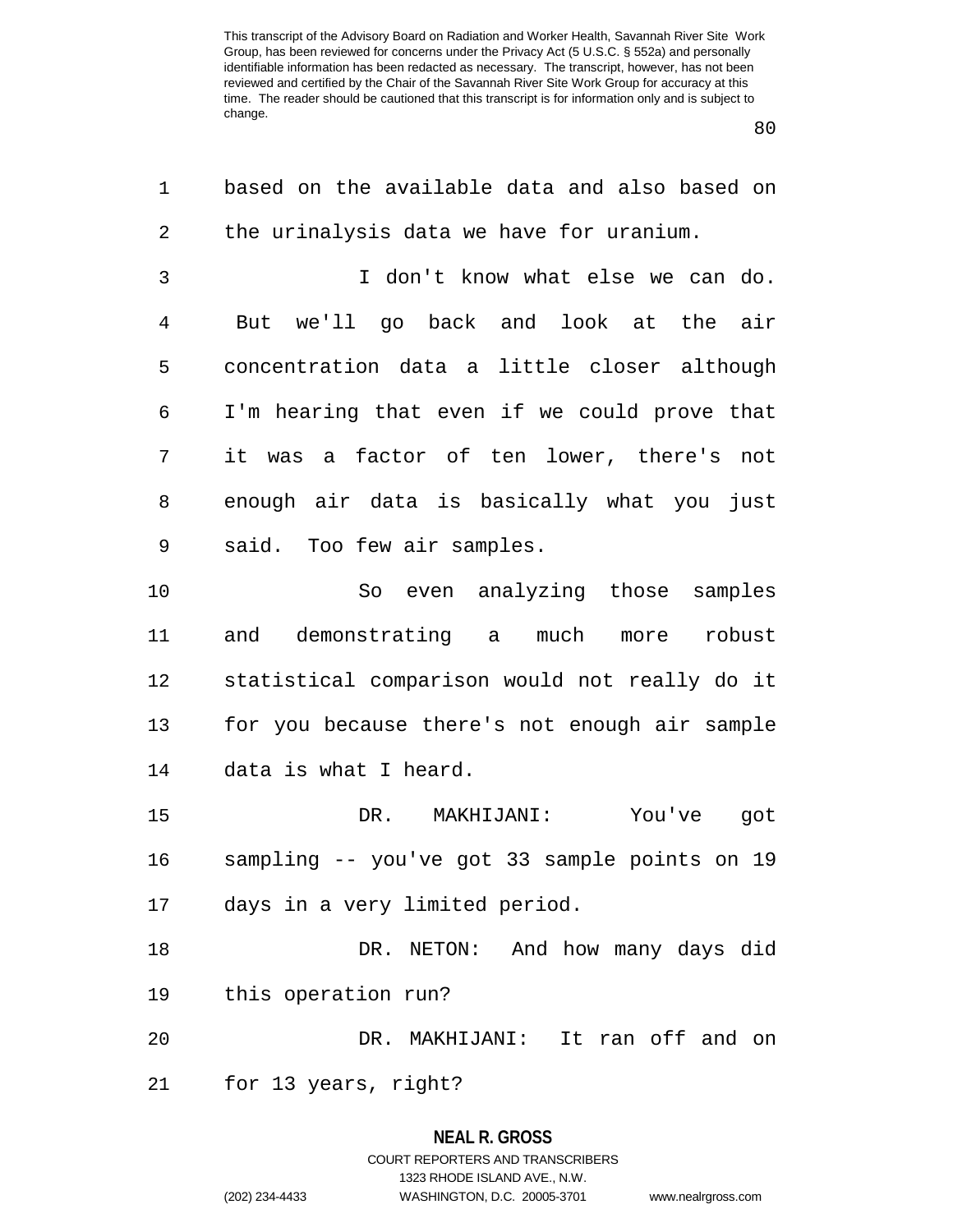based on the available data and also based on the urinalysis data we have for uranium.

I don't know what else we can do. But we'll go back and look at the air concentration data a little closer although I'm hearing that even if we could prove that it was a factor of ten lower, there's not enough air data is basically what you just said. Too few air samples.

So even analyzing those samples and demonstrating a much more robust statistical comparison would not really do it for you because there's not enough air sample data is what I heard.

DR. MAKHIJANI: You've got sampling -- you've got 33 sample points on 19 days in a very limited period.

DR. NETON: And how many days did this operation run?

DR. MAKHIJANI: It ran off and on for 13 years, right?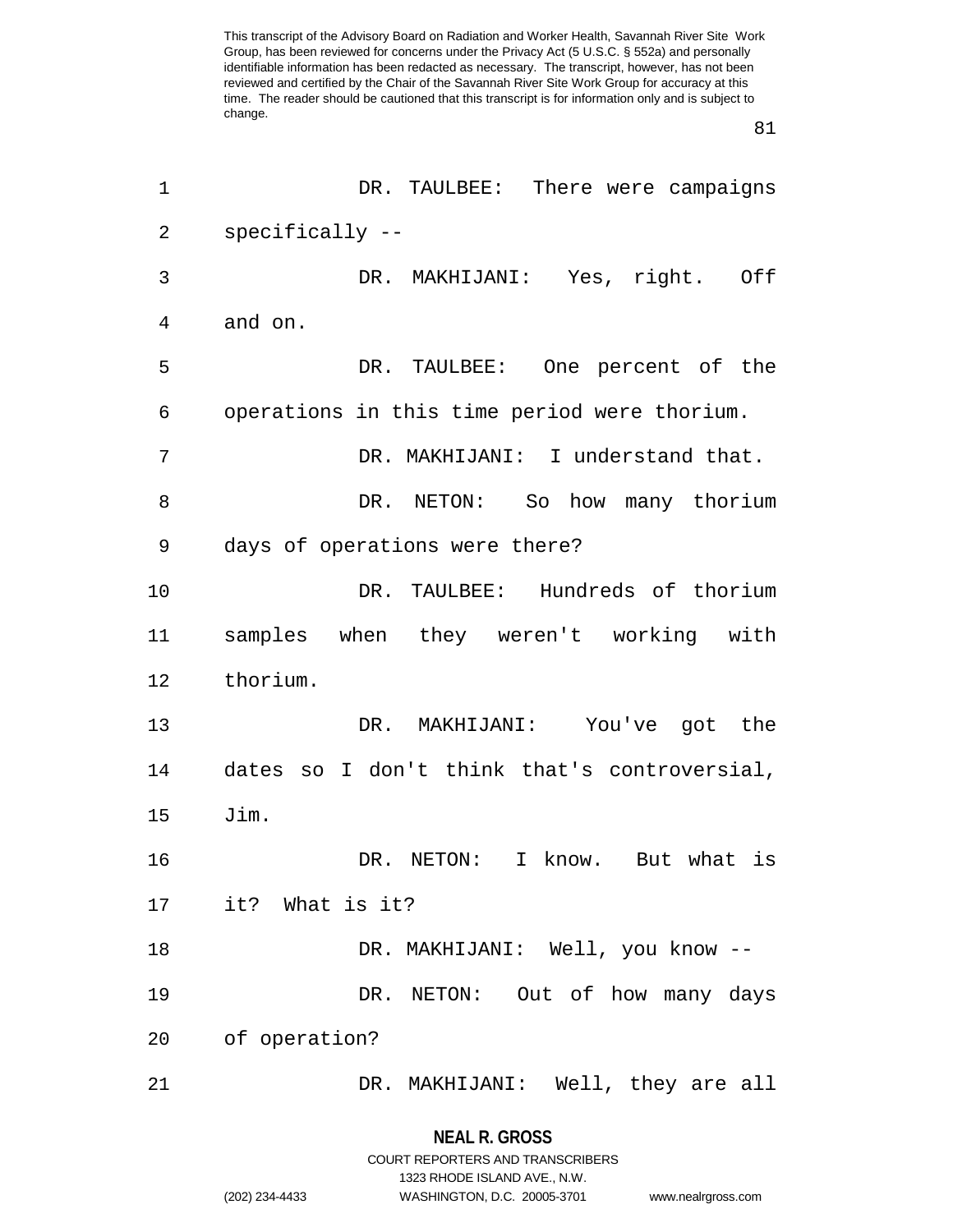DR. TAULBEE: There were campaigns specifically --

DR. MAKHIJANI: Yes, right. Off and on.

DR. TAULBEE: One percent of the operations in this time period were thorium.

DR. MAKHIJANI: I understand that.

DR. NETON: So how many thorium days of operations were there?

DR. TAULBEE: Hundreds of thorium samples when they weren't working with thorium.

DR. MAKHIJANI: You've got the dates so I don't think that's controversial, Jim.

DR. NETON: I know. But what is it? What is it?

DR. MAKHIJANI: Well, you know --

DR. NETON: Out of how many days of operation?

DR. MAKHIJANI: Well, they are all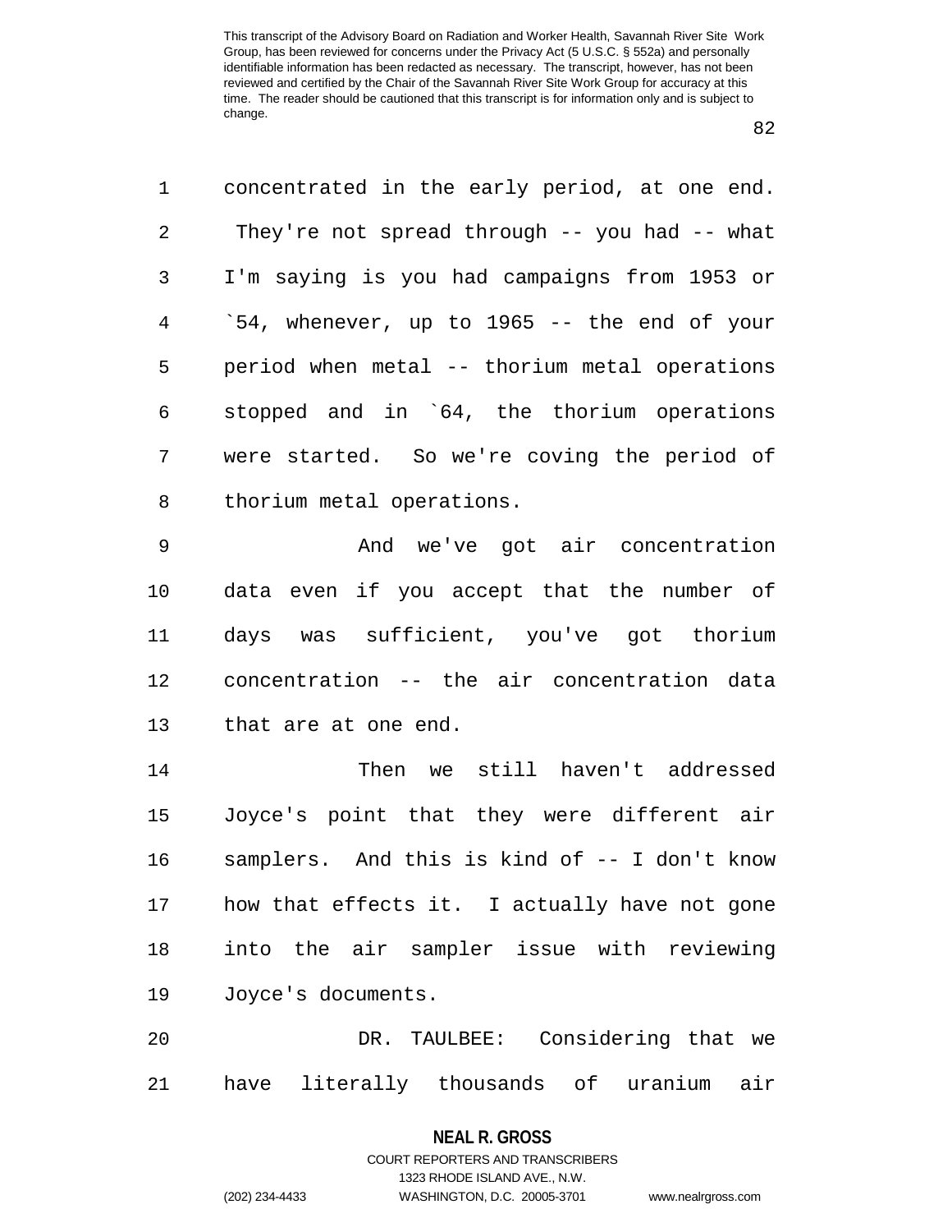concentrated in the early period, at one end. They're not spread through -- you had -- what I'm saying is you had campaigns from 1953 or `54, whenever, up to 1965 -- the end of your period when metal -- thorium metal operations stopped and in `64, the thorium operations were started. So we're coving the period of thorium metal operations.

And we've got air concentration data even if you accept that the number of days was sufficient, you've got thorium concentration -- the air concentration data that are at one end.

Then we still haven't addressed Joyce's point that they were different air samplers. And this is kind of -- I don't know how that effects it. I actually have not gone into the air sampler issue with reviewing Joyce's documents.

DR. TAULBEE: Considering that we have literally thousands of uranium air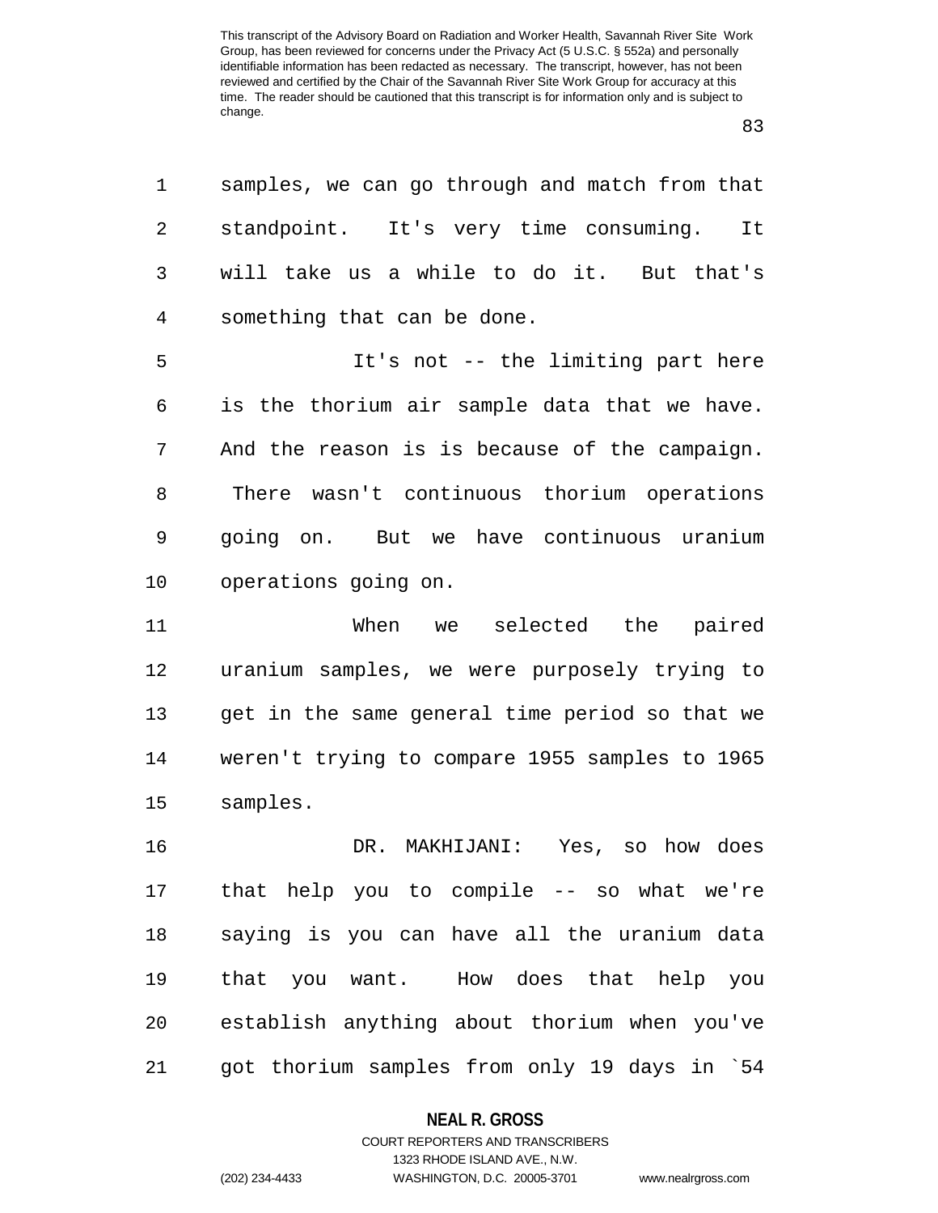samples, we can go through and match from that standpoint. It's very time consuming. It will take us a while to do it. But that's something that can be done.

It's not -- the limiting part here is the thorium air sample data that we have. And the reason is is because of the campaign. There wasn't continuous thorium operations going on. But we have continuous uranium operations going on.

When we selected the paired uranium samples, we were purposely trying to get in the same general time period so that we weren't trying to compare 1955 samples to 1965 samples.

DR. MAKHIJANI: Yes, so how does that help you to compile -- so what we're saying is you can have all the uranium data that you want. How does that help you establish anything about thorium when you've got thorium samples from only 19 days in `54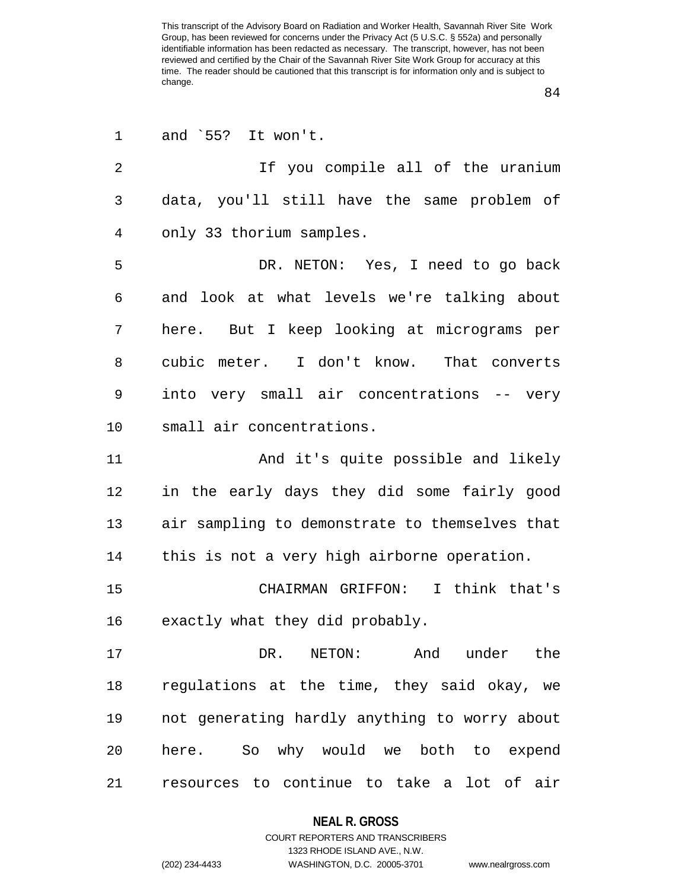and `55? It won't.

If you compile all of the uranium data, you'll still have the same problem of only 33 thorium samples.

DR. NETON: Yes, I need to go back and look at what levels we're talking about here. But I keep looking at micrograms per cubic meter. I don't know. That converts into very small air concentrations -- very small air concentrations.

And it's quite possible and likely in the early days they did some fairly good air sampling to demonstrate to themselves that this is not a very high airborne operation.

CHAIRMAN GRIFFON: I think that's exactly what they did probably.

DR. NETON: And under the regulations at the time, they said okay, we not generating hardly anything to worry about here. So why would we both to expend resources to continue to take a lot of air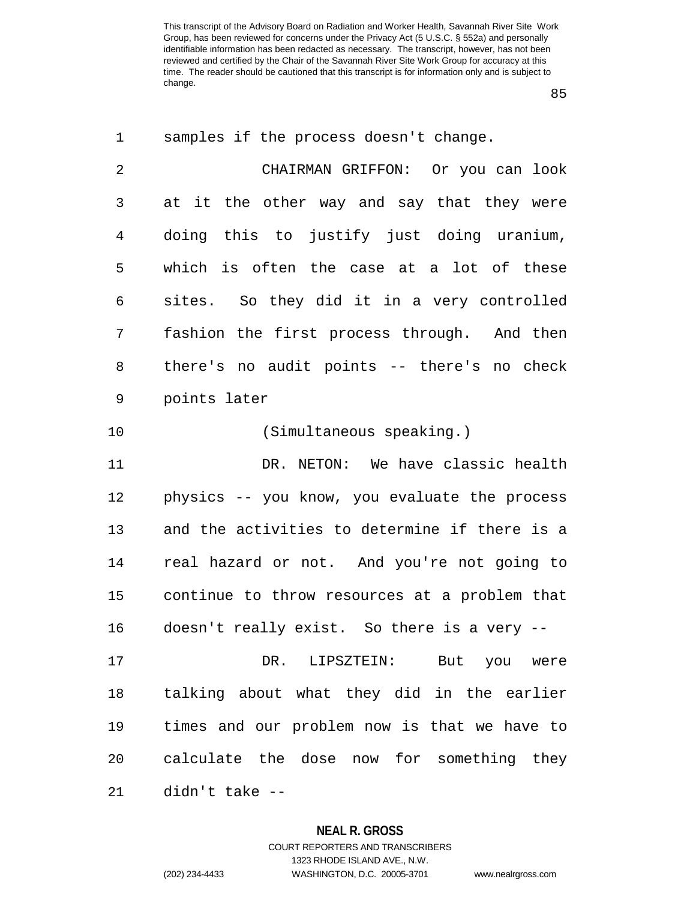samples if the process doesn't change.

CHAIRMAN GRIFFON: Or you can look at it the other way and say that they were doing this to justify just doing uranium, which is often the case at a lot of these sites. So they did it in a very controlled fashion the first process through. And then there's no audit points -- there's no check points later

(Simultaneous speaking.)

DR. NETON: We have classic health physics -- you know, you evaluate the process and the activities to determine if there is a real hazard or not. And you're not going to continue to throw resources at a problem that doesn't really exist. So there is a very --

DR. LIPSZTEIN: But you were talking about what they did in the earlier times and our problem now is that we have to calculate the dose now for something they didn't take --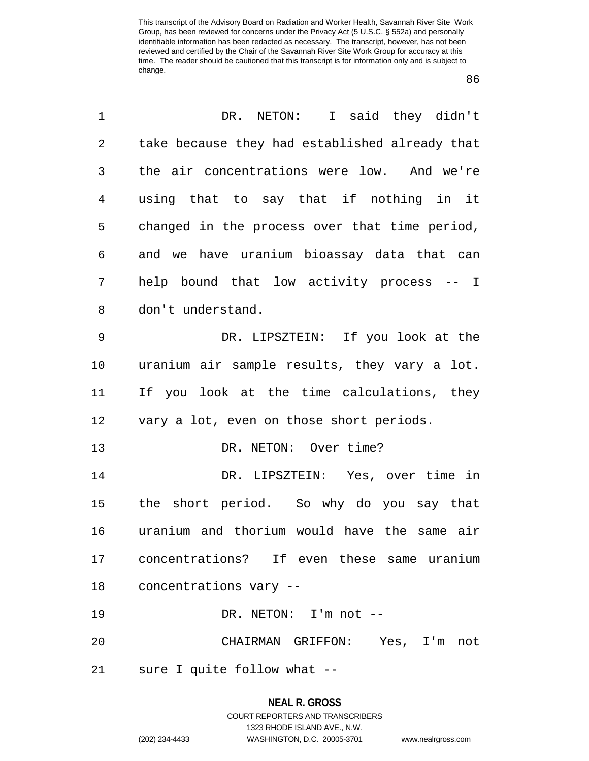DR. NETON: I said they didn't take because they had established already that the air concentrations were low. And we're using that to say that if nothing in it changed in the process over that time period, and we have uranium bioassay data that can help bound that low activity process -- I don't understand.

DR. LIPSZTEIN: If you look at the uranium air sample results, they vary a lot. If you look at the time calculations, they vary a lot, even on those short periods.

DR. NETON: Over time?

DR. LIPSZTEIN: Yes, over time in the short period. So why do you say that uranium and thorium would have the same air concentrations? If even these same uranium concentrations vary --

DR. NETON: I'm not --

CHAIRMAN GRIFFON: Yes, I'm not sure I quite follow what --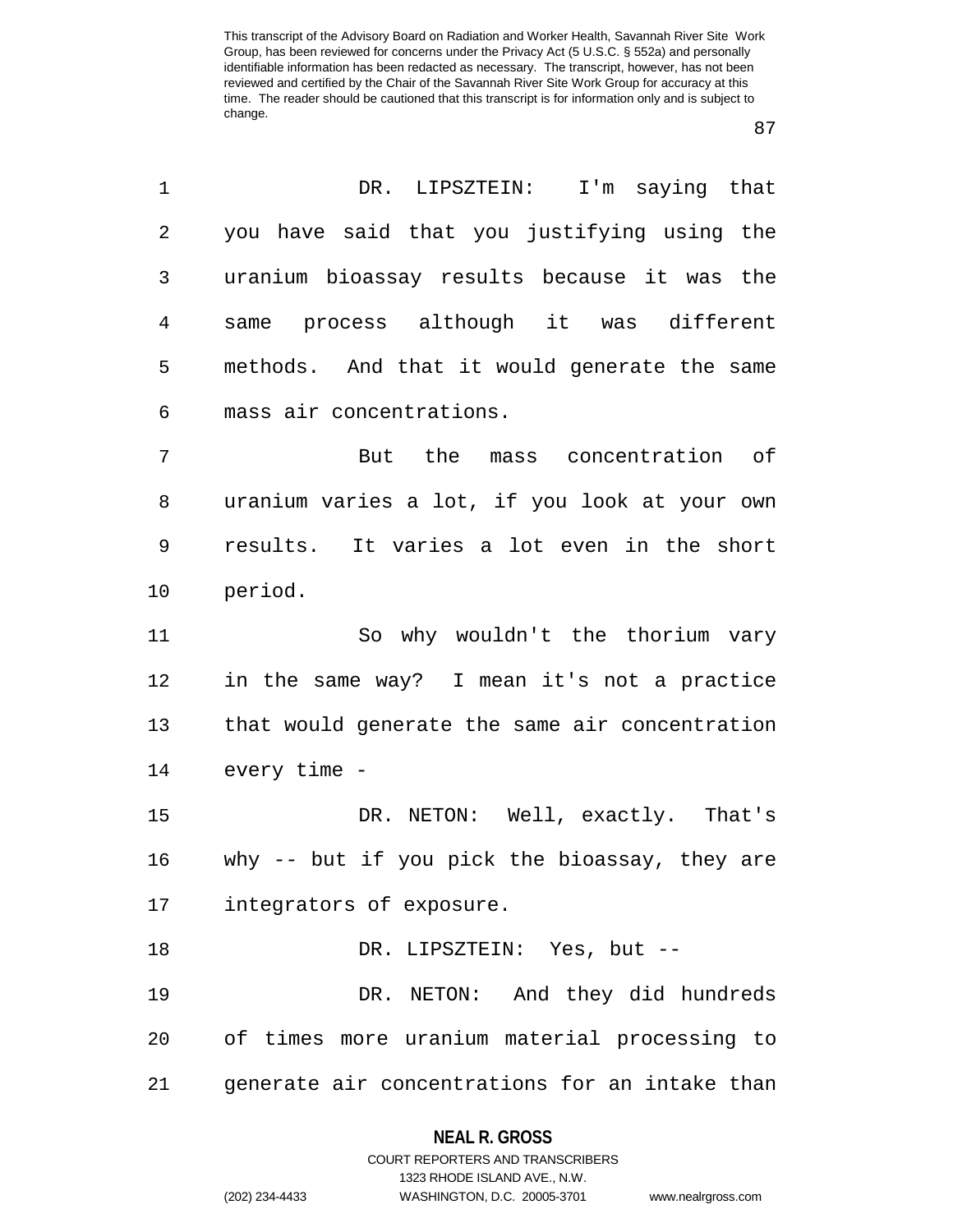DR. LIPSZTEIN: I'm saying that you have said that you justifying using the uranium bioassay results because it was the same process although it was different methods. And that it would generate the same mass air concentrations.

But the mass concentration of uranium varies a lot, if you look at your own results. It varies a lot even in the short period.

So why wouldn't the thorium vary in the same way? I mean it's not a practice that would generate the same air concentration every time -

DR. NETON: Well, exactly. That's why -- but if you pick the bioassay, they are integrators of exposure.

DR. LIPSZTEIN: Yes, but --

DR. NETON: And they did hundreds of times more uranium material processing to generate air concentrations for an intake than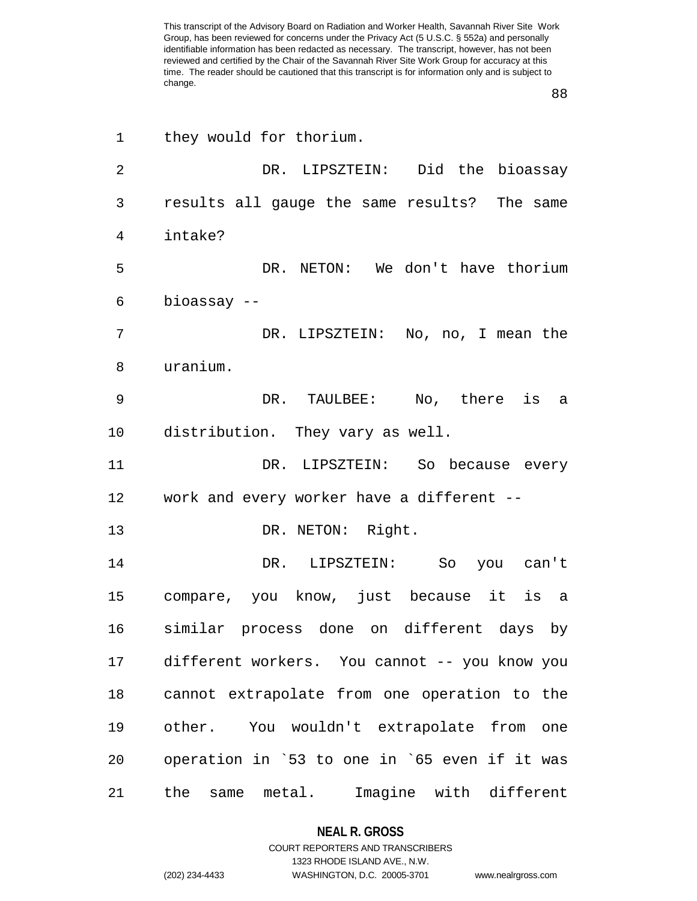they would for thorium.

DR. LIPSZTEIN: Did the bioassay results all gauge the same results? The same intake?

DR. NETON: We don't have thorium bioassay --

DR. LIPSZTEIN: No, no, I mean the uranium.

DR. TAULBEE: No, there is a distribution. They vary as well.

DR. LIPSZTEIN: So because every work and every worker have a different --

DR. NETON: Right.

DR. LIPSZTEIN: So you can't compare, you know, just because it is a similar process done on different days by different workers. You cannot -- you know you cannot extrapolate from one operation to the other. You wouldn't extrapolate from one operation in `53 to one in `65 even if it was the same metal. Imagine with different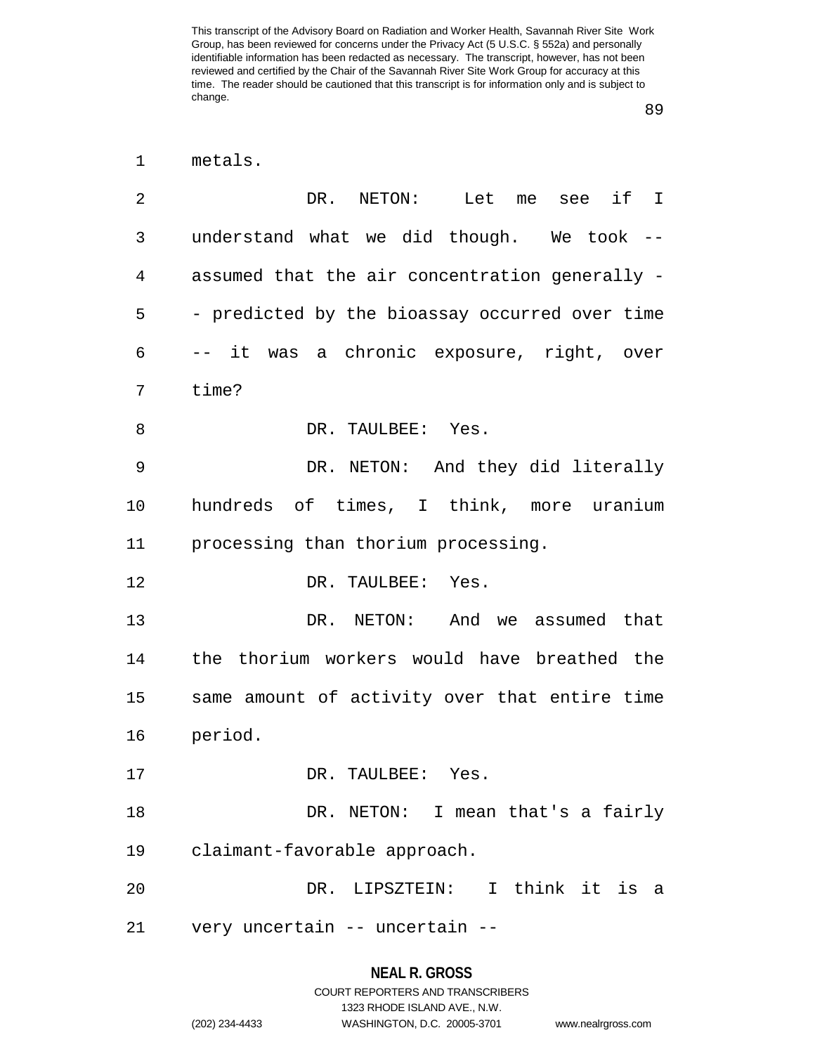metals.

DR. NETON: Let me see if I understand what we did though. We took -- assumed that the air concentration generally -- predicted by the bioassay occurred over time -- it was a chronic exposure, right, over time?

DR. TAULBEE: Yes.

DR. NETON: And they did literally hundreds of times, I think, more uranium processing than thorium processing.

DR. TAULBEE: Yes.

DR. NETON: And we assumed that the thorium workers would have breathed the same amount of activity over that entire time period.

DR. TAULBEE: Yes.

DR. NETON: I mean that's a fairly claimant-favorable approach.

DR. LIPSZTEIN: I think it is a very uncertain -- uncertain --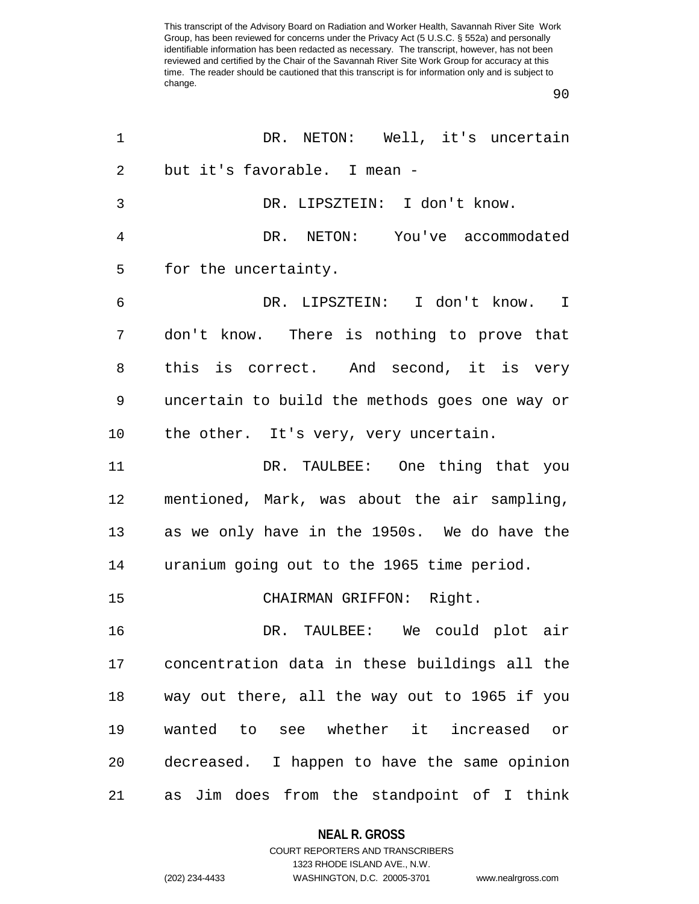DR. NETON: Well, it's uncertain but it's favorable. I mean -

DR. LIPSZTEIN: I don't know.

DR. NETON: You've accommodated for the uncertainty.

DR. LIPSZTEIN: I don't know. I don't know. There is nothing to prove that this is correct. And second, it is very uncertain to build the methods goes one way or the other. It's very, very uncertain.

DR. TAULBEE: One thing that you mentioned, Mark, was about the air sampling, as we only have in the 1950s. We do have the uranium going out to the 1965 time period.

CHAIRMAN GRIFFON: Right.

DR. TAULBEE: We could plot air concentration data in these buildings all the way out there, all the way out to 1965 if you wanted to see whether it increased or decreased. I happen to have the same opinion as Jim does from the standpoint of I think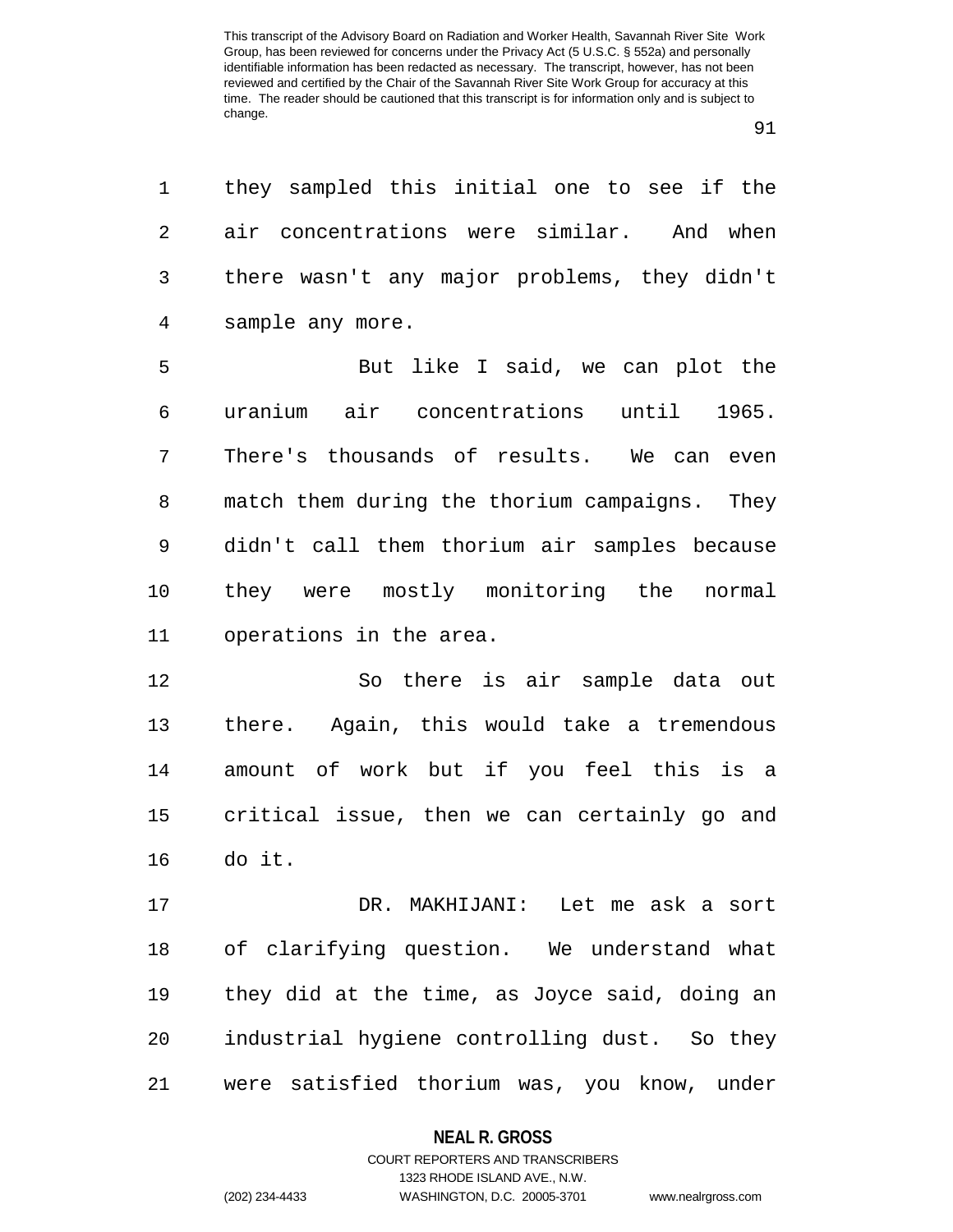they sampled this initial one to see if the air concentrations were similar. And when there wasn't any major problems, they didn't sample any more.

But like I said, we can plot the uranium air concentrations until 1965. There's thousands of results. We can even match them during the thorium campaigns. They didn't call them thorium air samples because they were mostly monitoring the normal operations in the area.

So there is air sample data out there. Again, this would take a tremendous amount of work but if you feel this is a critical issue, then we can certainly go and do it.

DR. MAKHIJANI: Let me ask a sort of clarifying question. We understand what they did at the time, as Joyce said, doing an industrial hygiene controlling dust. So they were satisfied thorium was, you know, under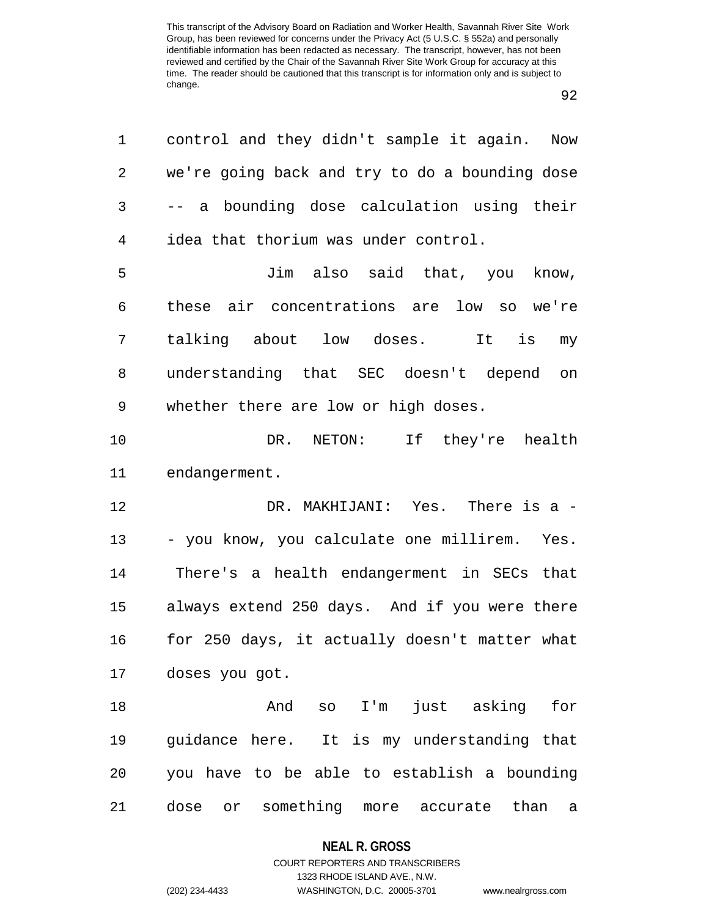control and they didn't sample it again. Now we're going back and try to do a bounding dose -- a bounding dose calculation using their idea that thorium was under control.

Jim also said that, you know, these air concentrations are low so we're talking about low doses. It is my understanding that SEC doesn't depend on whether there are low or high doses.

DR. NETON: If they're health endangerment.

DR. MAKHIJANI: Yes. There is a -- you know, you calculate one millirem. Yes. There's a health endangerment in SECs that always extend 250 days. And if you were there for 250 days, it actually doesn't matter what doses you got.

And so I'm just asking for guidance here. It is my understanding that you have to be able to establish a bounding dose or something more accurate than a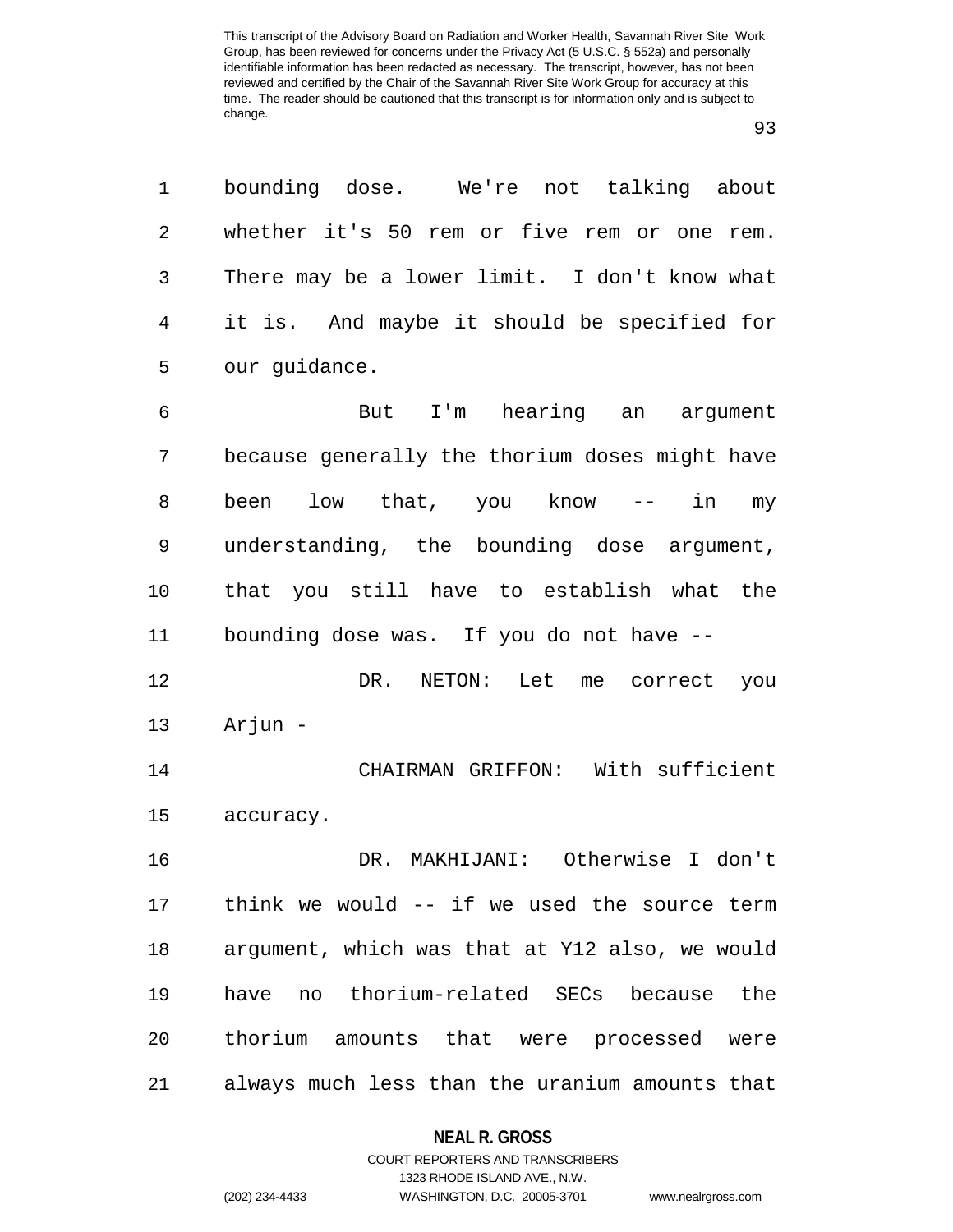bounding dose. We're not talking about whether it's 50 rem or five rem or one rem. There may be a lower limit. I don't know what it is. And maybe it should be specified for our guidance.

But I'm hearing an argument because generally the thorium doses might have been low that, you know -- in my understanding, the bounding dose argument, that you still have to establish what the bounding dose was. If you do not have --

DR. NETON: Let me correct you Arjun -

CHAIRMAN GRIFFON: With sufficient accuracy.

DR. MAKHIJANI: Otherwise I don't think we would -- if we used the source term argument, which was that at Y12 also, we would have no thorium-related SECs because the thorium amounts that were processed were always much less than the uranium amounts that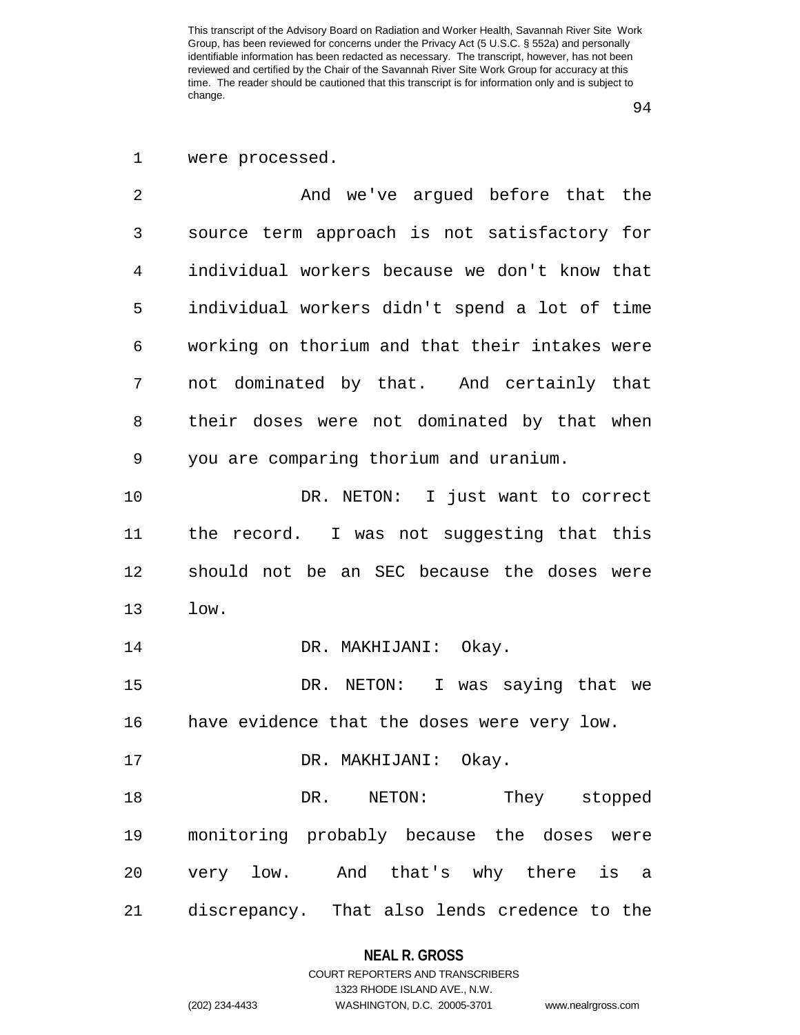were processed.

And we've argued before that the source term approach is not satisfactory for individual workers because we don't know that individual workers didn't spend a lot of time working on thorium and that their intakes were not dominated by that. And certainly that their doses were not dominated by that when you are comparing thorium and uranium.

DR. NETON: I just want to correct the record. I was not suggesting that this should not be an SEC because the doses were low.

DR. MAKHIJANI: Okay.

DR. NETON: I was saying that we have evidence that the doses were very low.

DR. MAKHIJANI: Okay.

DR. NETON: They stopped monitoring probably because the doses were very low. And that's why there is a discrepancy. That also lends credence to the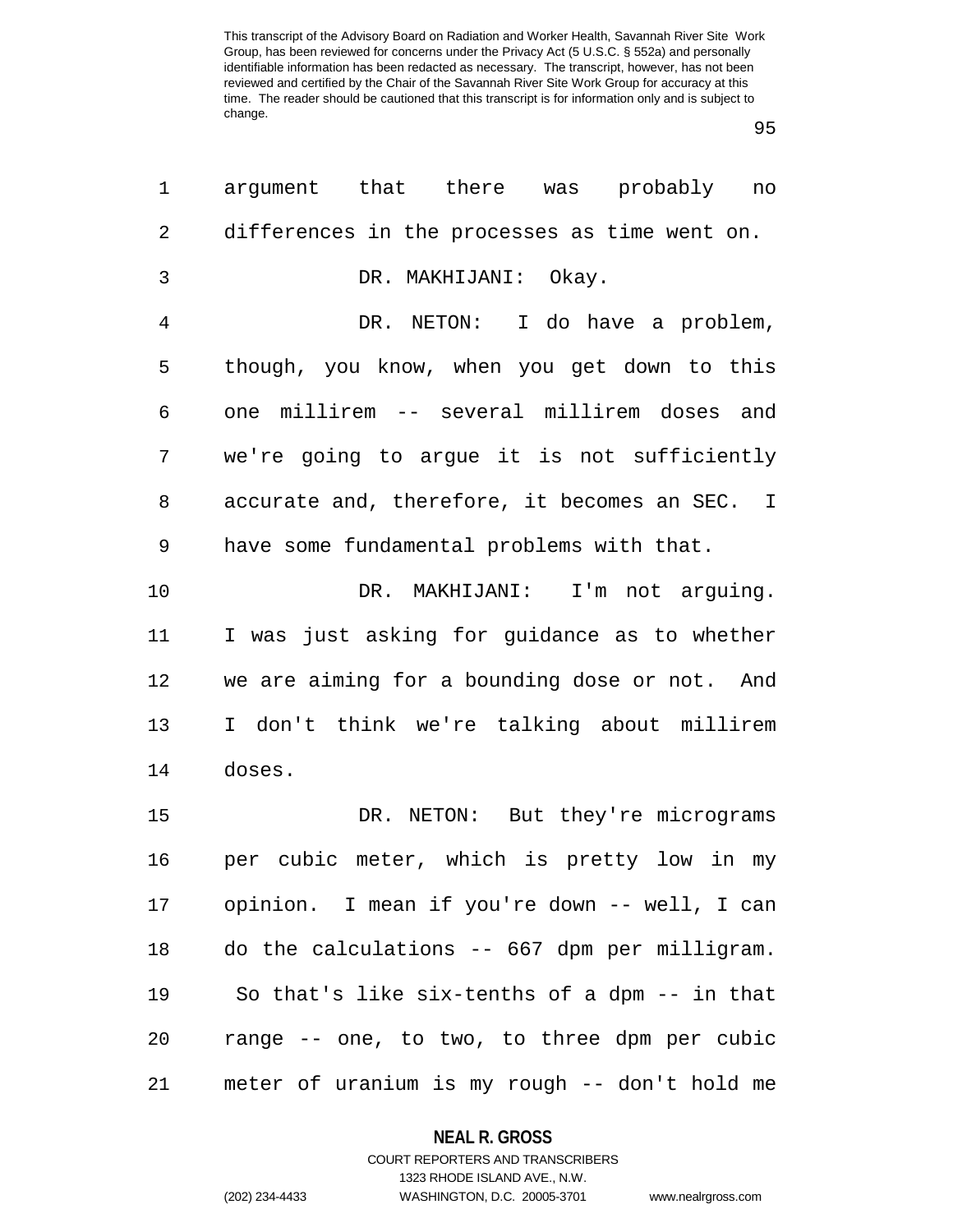argument that there was probably no differences in the processes as time went on.

DR. MAKHIJANI: Okay.

DR. NETON: I do have a problem, though, you know, when you get down to this one millirem -- several millirem doses and we're going to argue it is not sufficiently accurate and, therefore, it becomes an SEC. I have some fundamental problems with that.

DR. MAKHIJANI: I'm not arguing. I was just asking for guidance as to whether we are aiming for a bounding dose or not. And I don't think we're talking about millirem doses.

DR. NETON: But they're micrograms per cubic meter, which is pretty low in my opinion. I mean if you're down -- well, I can do the calculations -- 667 dpm per milligram. So that's like six-tenths of a dpm -- in that range -- one, to two, to three dpm per cubic meter of uranium is my rough -- don't hold me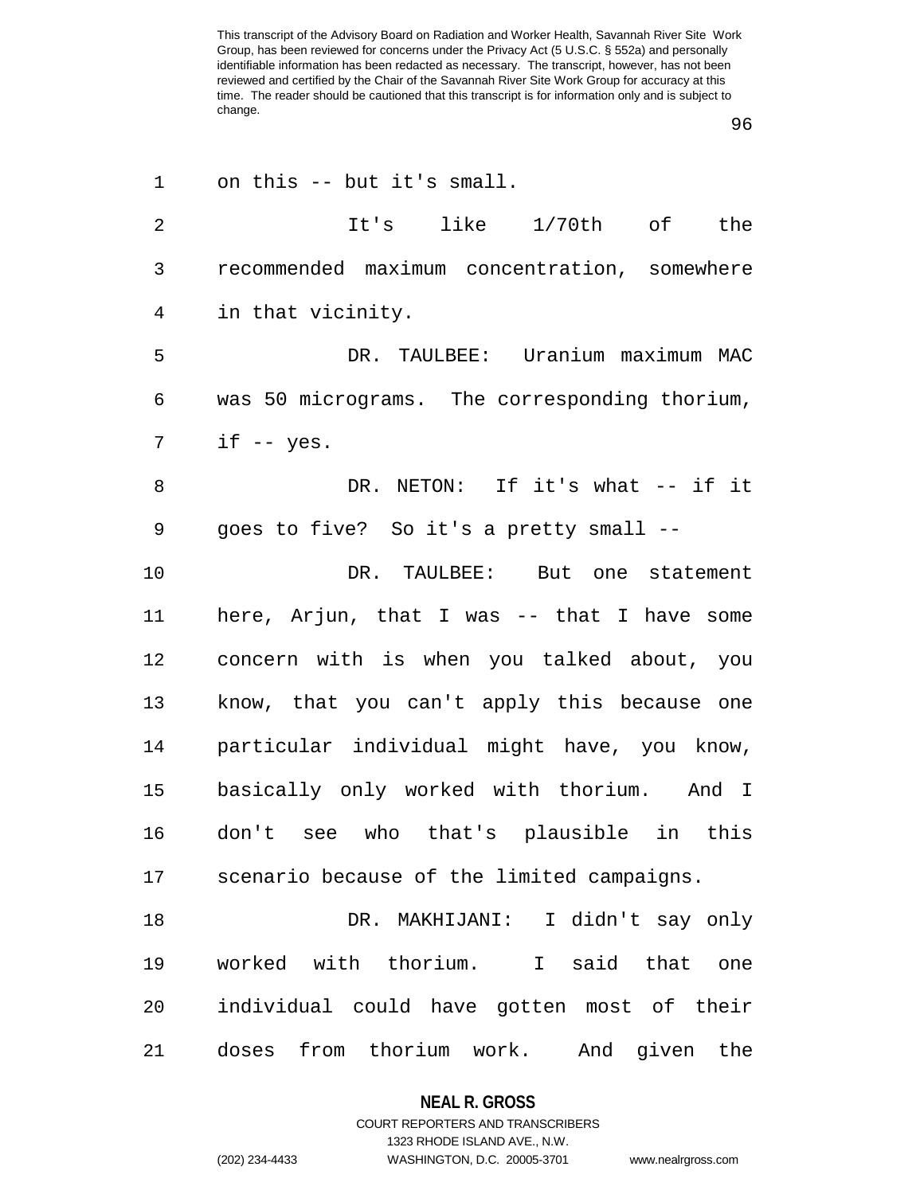on this -- but it's small.

It's like 1/70th of the recommended maximum concentration, somewhere in that vicinity.

DR. TAULBEE: Uranium maximum MAC was 50 micrograms. The corresponding thorium, if -- yes.

DR. NETON: If it's what -- if it goes to five? So it's a pretty small --

DR. TAULBEE: But one statement here, Arjun, that I was -- that I have some concern with is when you talked about, you know, that you can't apply this because one particular individual might have, you know, basically only worked with thorium. And I don't see who that's plausible in this scenario because of the limited campaigns.

DR. MAKHIJANI: I didn't say only worked with thorium. I said that one individual could have gotten most of their doses from thorium work. And given the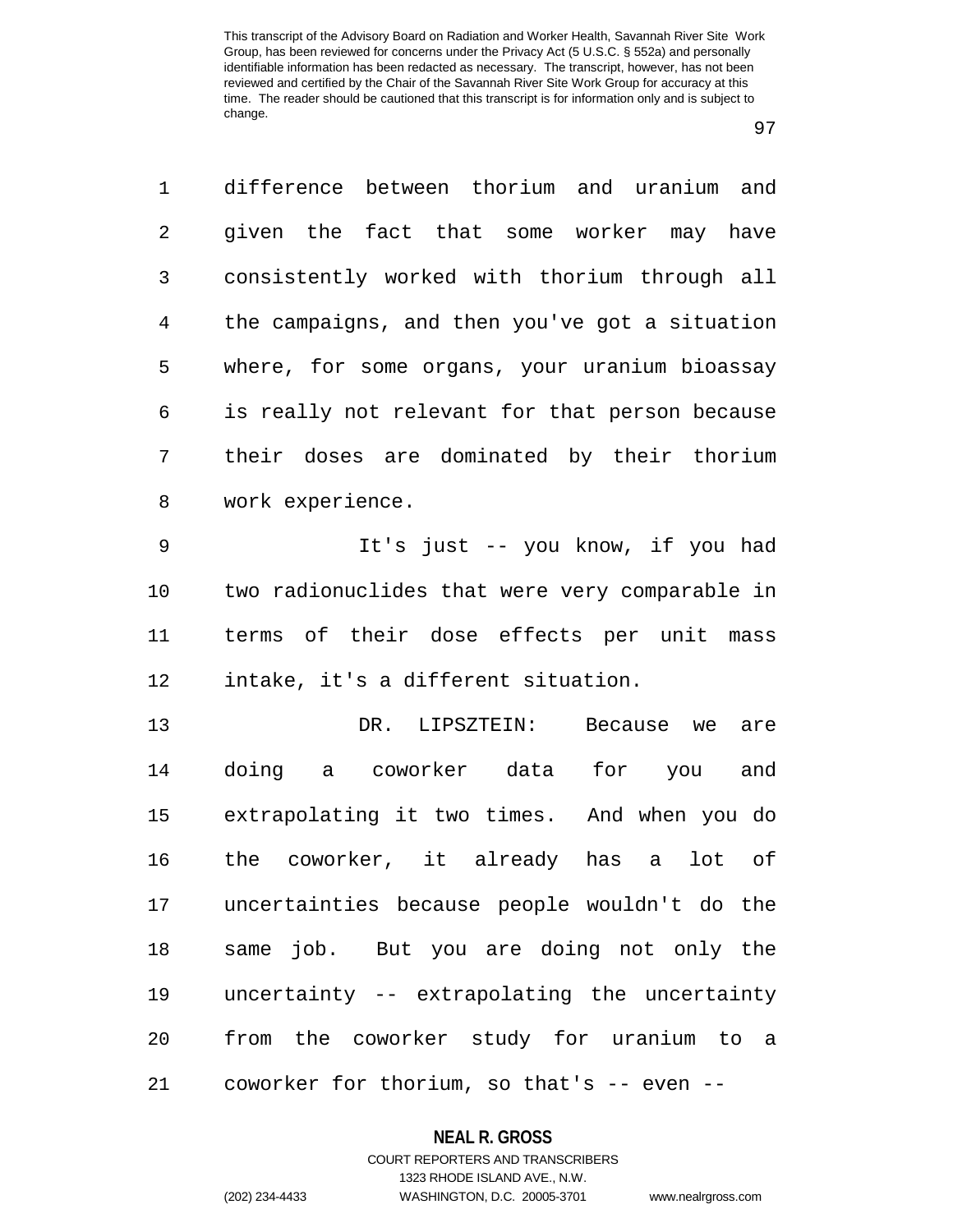difference between thorium and uranium and given the fact that some worker may have consistently worked with thorium through all the campaigns, and then you've got a situation where, for some organs, your uranium bioassay is really not relevant for that person because their doses are dominated by their thorium work experience.

It's just -- you know, if you had two radionuclides that were very comparable in terms of their dose effects per unit mass intake, it's a different situation.

DR. LIPSZTEIN: Because we are doing a coworker data for you and extrapolating it two times. And when you do the coworker, it already has a lot of uncertainties because people wouldn't do the same job. But you are doing not only the uncertainty -- extrapolating the uncertainty from the coworker study for uranium to a coworker for thorium, so that's -- even --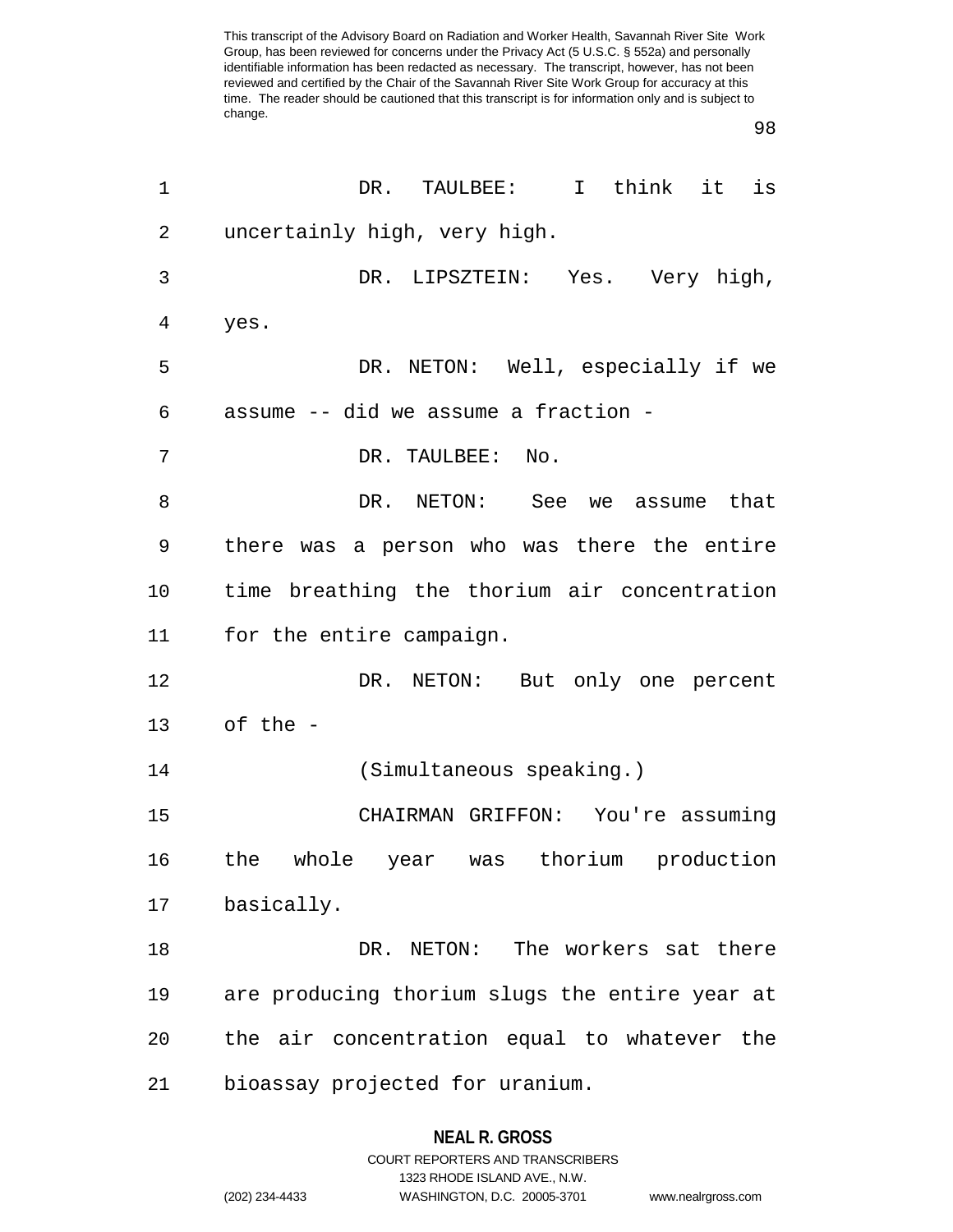DR. TAULBEE: I think it is uncertainly high, very high.

DR. LIPSZTEIN: Yes. Very high, yes.

DR. NETON: Well, especially if we assume -- did we assume a fraction -

DR. TAULBEE: No.

DR. NETON: See we assume that there was a person who was there the entire time breathing the thorium air concentration for the entire campaign.

DR. NETON: But only one percent of the -

(Simultaneous speaking.)

CHAIRMAN GRIFFON: You're assuming the whole year was thorium production basically.

DR. NETON: The workers sat there are producing thorium slugs the entire year at the air concentration equal to whatever the bioassay projected for uranium.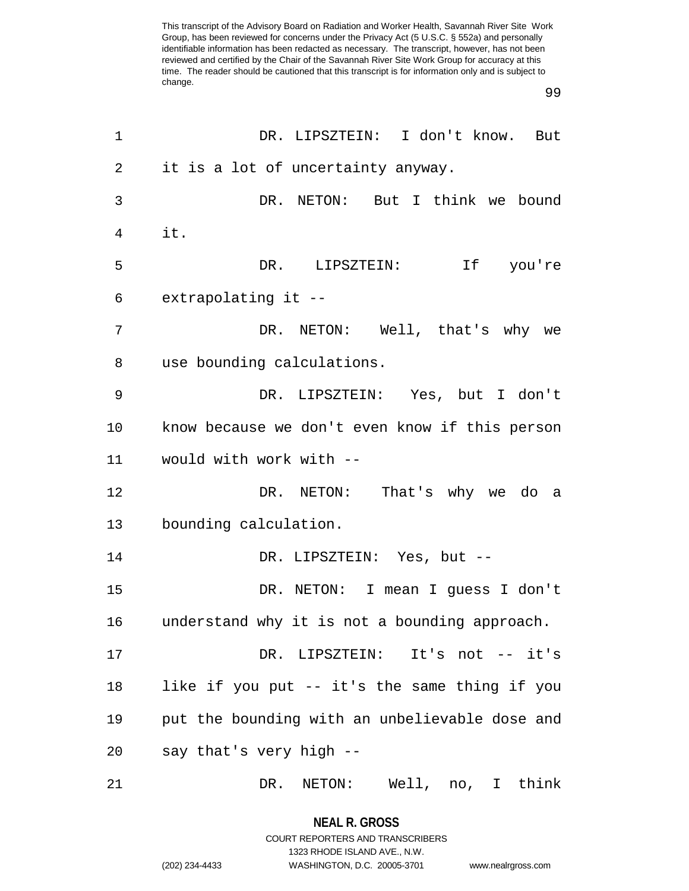DR. LIPSZTEIN: I don't know. But it is a lot of uncertainty anyway.

DR. NETON: But I think we bound it.

DR. LIPSZTEIN: If you're extrapolating it --

DR. NETON: Well, that's why we use bounding calculations.

DR. LIPSZTEIN: Yes, but I don't know because we don't even know if this person would with work with --

DR. NETON: That's why we do a bounding calculation.

DR. LIPSZTEIN: Yes, but --

DR. NETON: I mean I guess I don't understand why it is not a bounding approach.

DR. LIPSZTEIN: It's not -- it's like if you put -- it's the same thing if you put the bounding with an unbelievable dose and say that's very high --

DR. NETON: Well, no, I think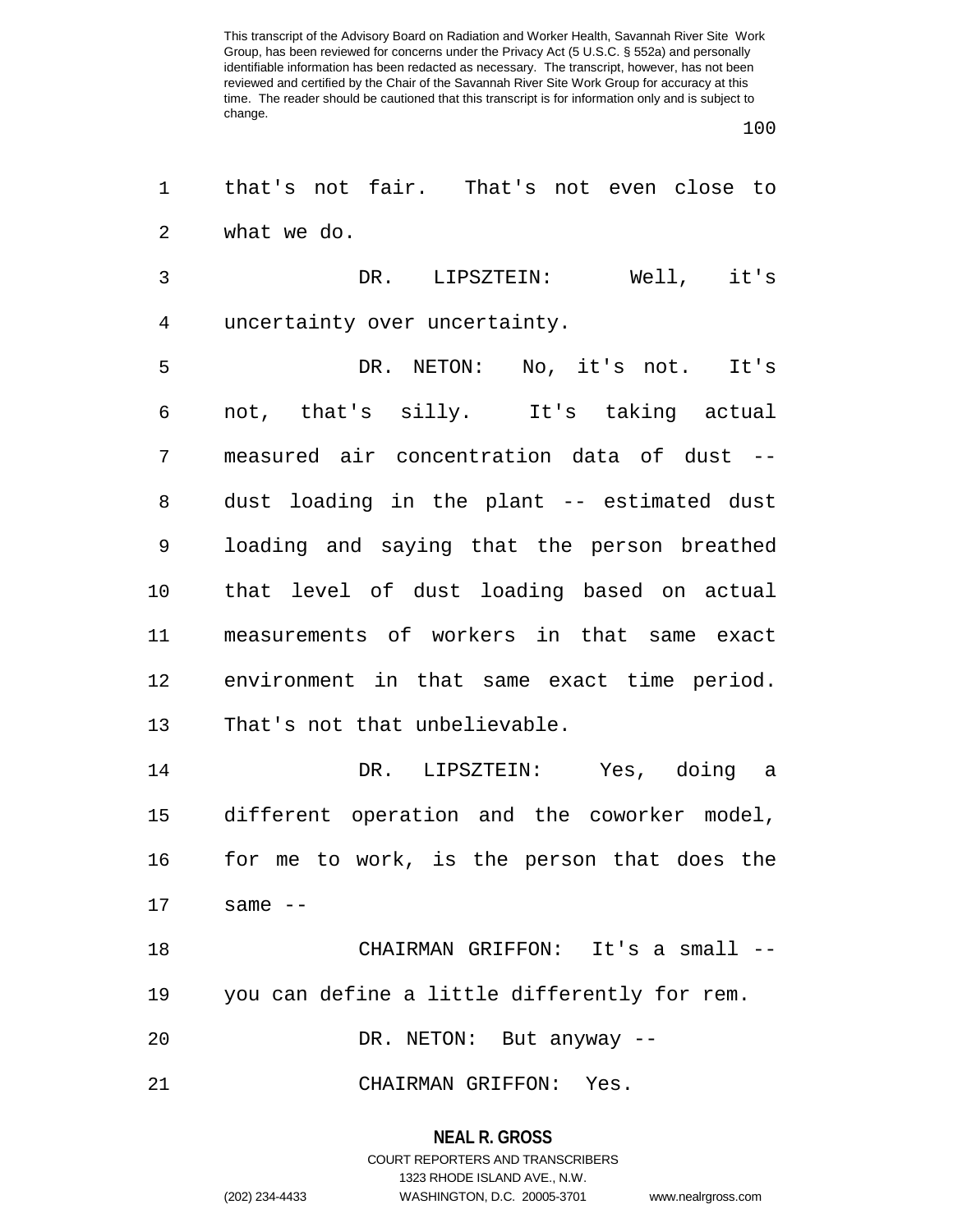that's not fair. That's not even close to what we do.

DR. LIPSZTEIN: Well, it's uncertainty over uncertainty.

DR. NETON: No, it's not. It's not, that's silly. It's taking actual measured air concentration data of dust -- dust loading in the plant -- estimated dust loading and saying that the person breathed that level of dust loading based on actual measurements of workers in that same exact environment in that same exact time period. That's not that unbelievable.

DR. LIPSZTEIN: Yes, doing a different operation and the coworker model, for me to work, is the person that does the same --

CHAIRMAN GRIFFON: It's a small -- you can define a little differently for rem.

DR. NETON: But anyway --

CHAIRMAN GRIFFON: Yes.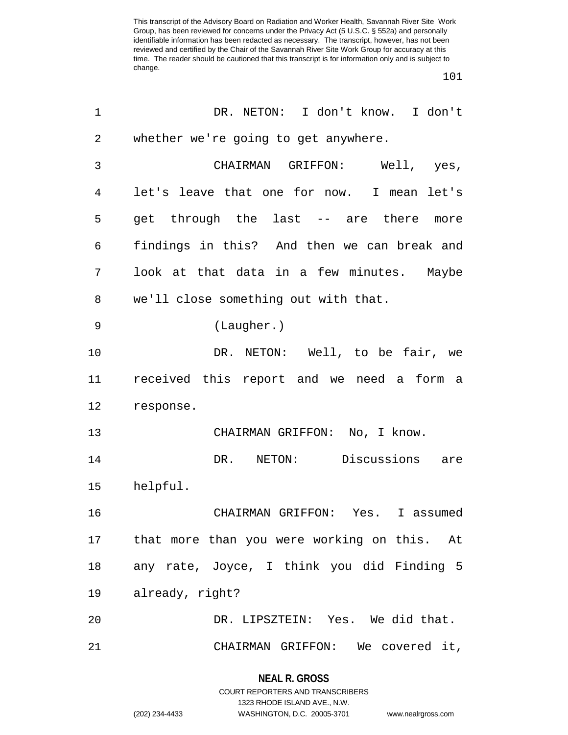DR. NETON: I don't know. I don't whether we're going to get anywhere.

CHAIRMAN GRIFFON: Well, yes, let's leave that one for now. I mean let's get through the last -- are there more findings in this? And then we can break and look at that data in a few minutes. Maybe we'll close something out with that.

(Laugher.)

DR. NETON: Well, to be fair, we received this report and we need a form a response.

CHAIRMAN GRIFFON: No, I know.

DR. NETON: Discussions are helpful.

CHAIRMAN GRIFFON: Yes. I assumed that more than you were working on this. At any rate, Joyce, I think you did Finding 5 already, right?

DR. LIPSZTEIN: Yes. We did that.

CHAIRMAN GRIFFON: We covered it,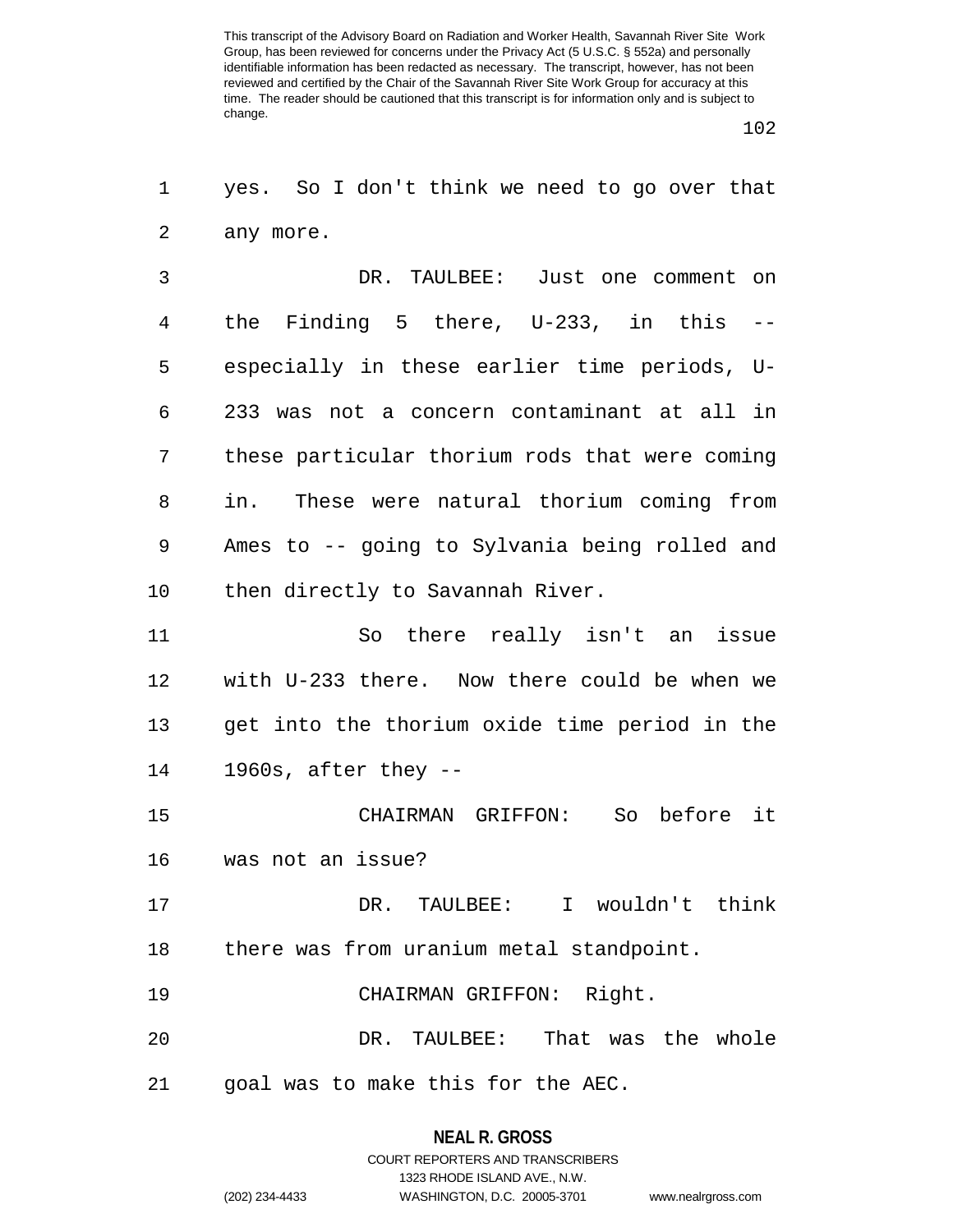yes. So I don't think we need to go over that any more.

DR. TAULBEE: Just one comment on the Finding 5 there, U-233, in this -- especially in these earlier time periods, U-233 was not a concern contaminant at all in these particular thorium rods that were coming in. These were natural thorium coming from Ames to -- going to Sylvania being rolled and then directly to Savannah River.

So there really isn't an issue with U-233 there. Now there could be when we get into the thorium oxide time period in the 1960s, after they --

CHAIRMAN GRIFFON: So before it was not an issue?

DR. TAULBEE: I wouldn't think there was from uranium metal standpoint.

CHAIRMAN GRIFFON: Right.

DR. TAULBEE: That was the whole goal was to make this for the AEC.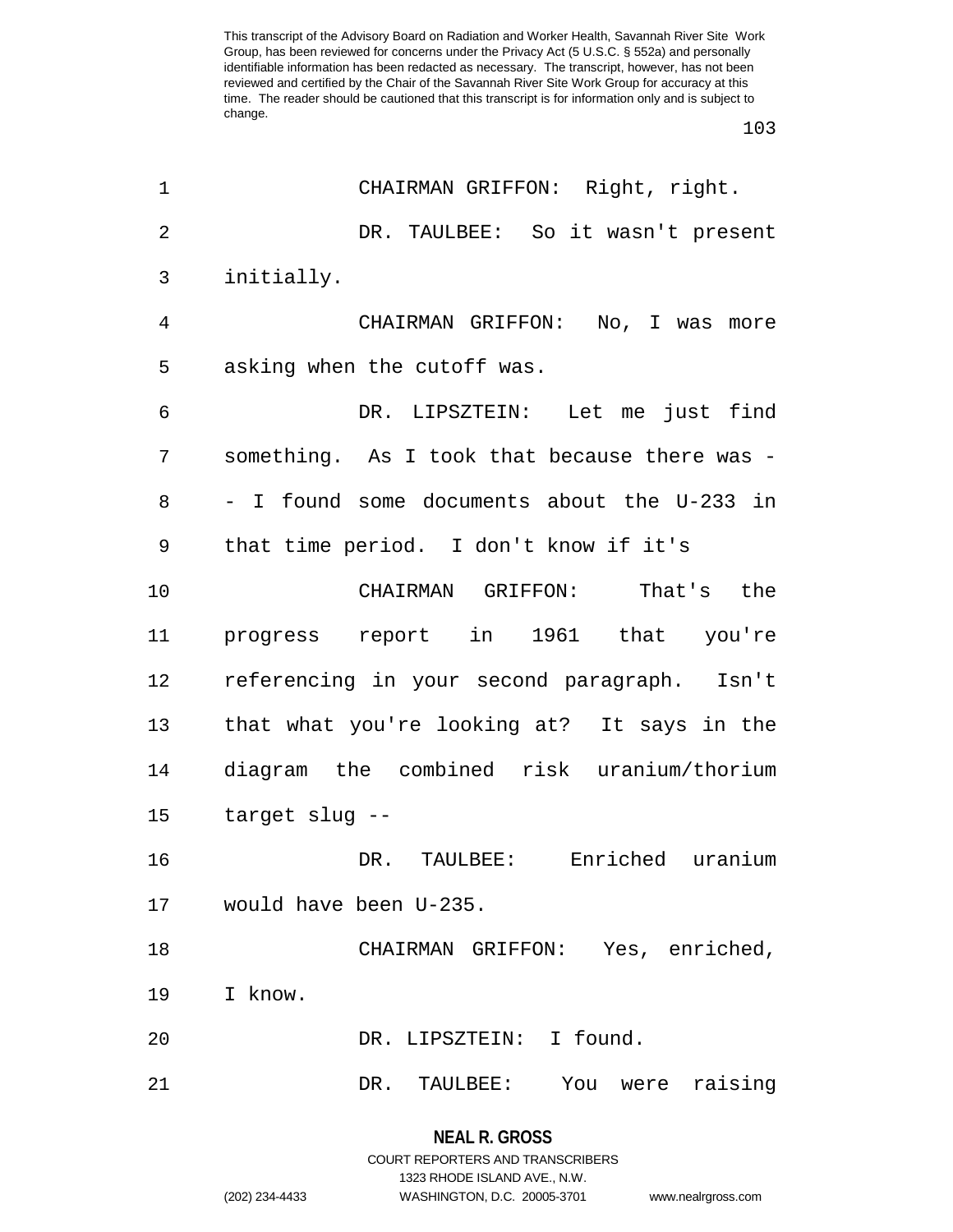CHAIRMAN GRIFFON: Right, right.

DR. TAULBEE: So it wasn't present initially.

CHAIRMAN GRIFFON: No, I was more asking when the cutoff was.

DR. LIPSZTEIN: Let me just find something. As I took that because there was -- I found some documents about the U-233 in that time period. I don't know if it's

CHAIRMAN GRIFFON: That's the progress report in 1961 that you're referencing in your second paragraph. Isn't that what you're looking at? It says in the diagram the combined risk uranium/thorium target slug --

DR. TAULBEE: Enriched uranium would have been U-235.

CHAIRMAN GRIFFON: Yes, enriched, I know.

DR. LIPSZTEIN: I found.

DR. TAULBEE: You were raising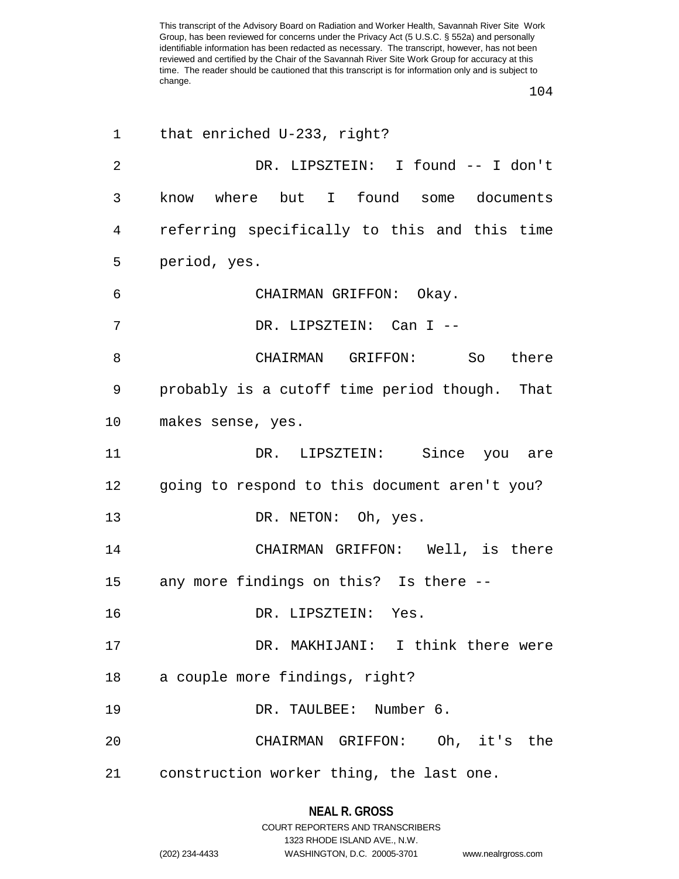that enriched U-233, right?

DR. LIPSZTEIN: I found -- I don't know where but I found some documents referring specifically to this and this time period, yes.

CHAIRMAN GRIFFON: Okay.

DR. LIPSZTEIN: Can I --

CHAIRMAN GRIFFON: So there probably is a cutoff time period though. That makes sense, yes.

DR. LIPSZTEIN: Since you are going to respond to this document aren't you?

DR. NETON: Oh, yes.

CHAIRMAN GRIFFON: Well, is there any more findings on this? Is there --

DR. LIPSZTEIN: Yes.

DR. MAKHIJANI: I think there were a couple more findings, right?

DR. TAULBEE: Number 6.

CHAIRMAN GRIFFON: Oh, it's the construction worker thing, the last one.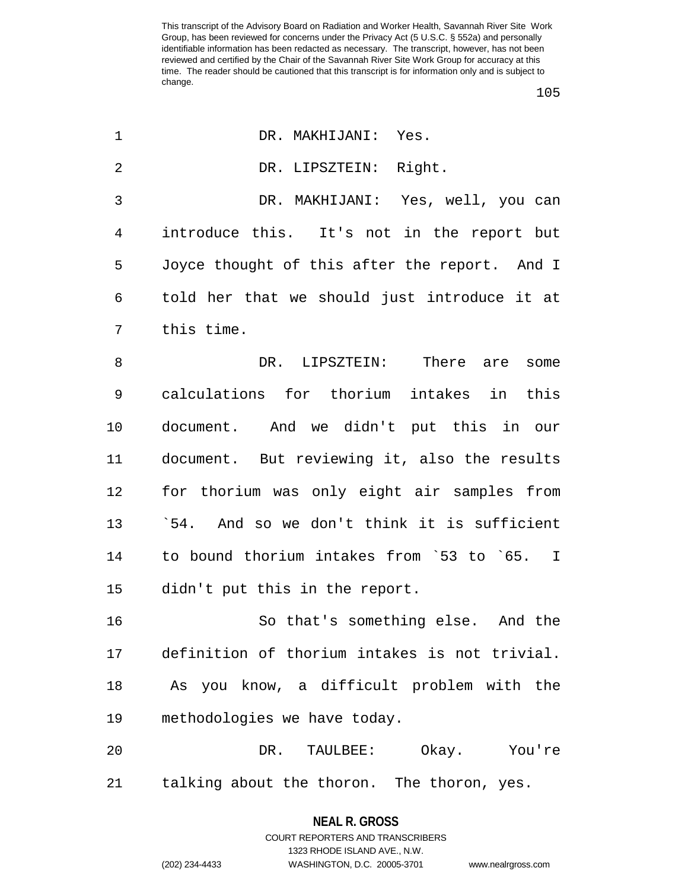DR. MAKHIJANI: Yes.

DR. LIPSZTEIN: Right.

DR. MAKHIJANI: Yes, well, you can introduce this. It's not in the report but Joyce thought of this after the report. And I told her that we should just introduce it at this time.

DR. LIPSZTEIN: There are some calculations for thorium intakes in this document. And we didn't put this in our document. But reviewing it, also the results for thorium was only eight air samples from `54. And so we don't think it is sufficient to bound thorium intakes from `53 to `65. I didn't put this in the report.

So that's something else. And the definition of thorium intakes is not trivial. As you know, a difficult problem with the methodologies we have today.

DR. TAULBEE: Okay. You're talking about the thoron. The thoron, yes.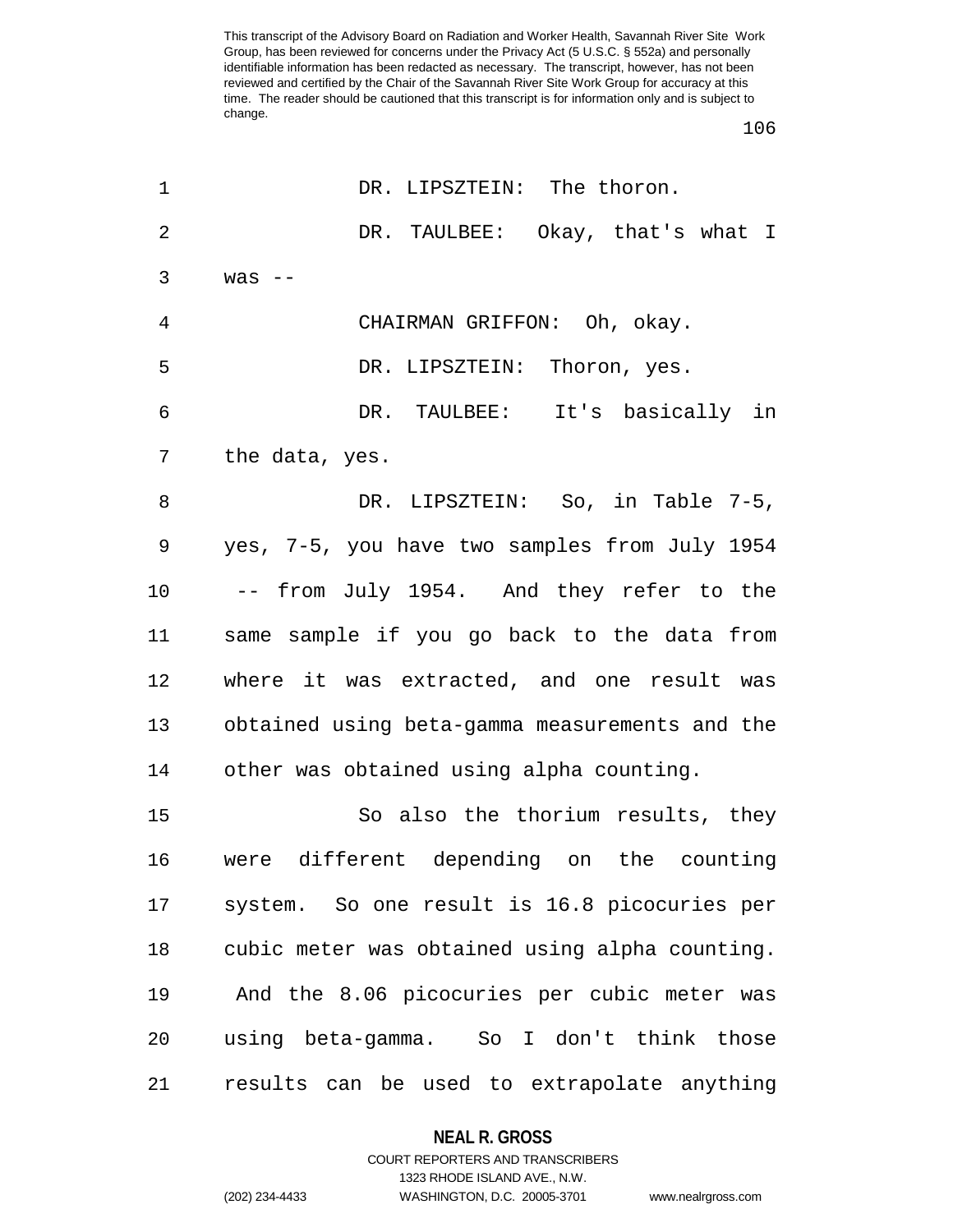DR. LIPSZTEIN: The thoron.

DR. TAULBEE: Okay, that's what I was --

CHAIRMAN GRIFFON: Oh, okay.

DR. LIPSZTEIN: Thoron, yes.

DR. TAULBEE: It's basically in the data, yes.

DR. LIPSZTEIN: So, in Table 7-5, yes, 7-5, you have two samples from July 1954 -- from July 1954. And they refer to the same sample if you go back to the data from where it was extracted, and one result was obtained using beta-gamma measurements and the other was obtained using alpha counting.

So also the thorium results, they were different depending on the counting system. So one result is 16.8 picocuries per cubic meter was obtained using alpha counting. And the 8.06 picocuries per cubic meter was using beta-gamma. So I don't think those results can be used to extrapolate anything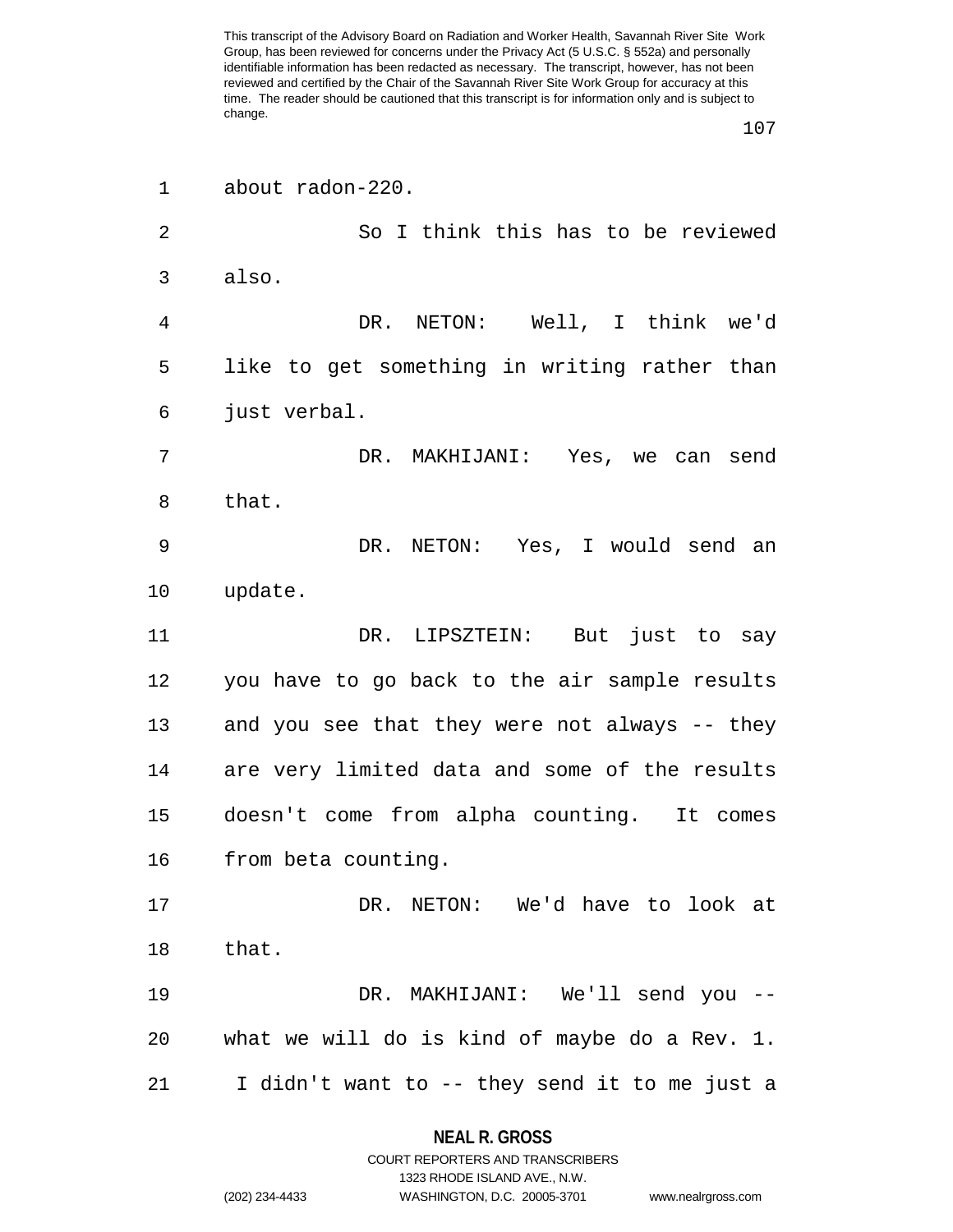about radon-220.

So I think this has to be reviewed also.

DR. NETON: Well, I think we'd like to get something in writing rather than just verbal.

DR. MAKHIJANI: Yes, we can send that.

DR. NETON: Yes, I would send an update.

DR. LIPSZTEIN: But just to say you have to go back to the air sample results and you see that they were not always -- they are very limited data and some of the results doesn't come from alpha counting. It comes from beta counting.

DR. NETON: We'd have to look at that.

DR. MAKHIJANI: We'll send you -- what we will do is kind of maybe do a Rev. 1. I didn't want to -- they send it to me just a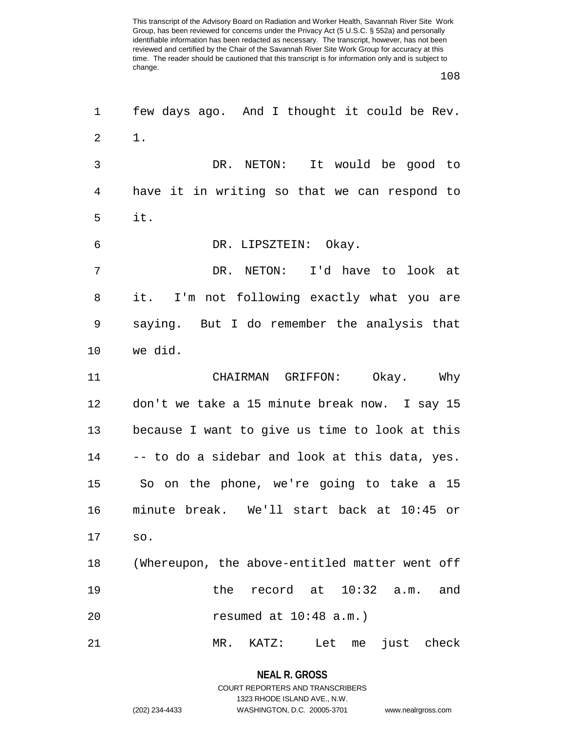few days ago. And I thought it could be Rev. 1.

DR. NETON: It would be good to have it in writing so that we can respond to it.

DR. LIPSZTEIN: Okay.

DR. NETON: I'd have to look at it. I'm not following exactly what you are saying. But I do remember the analysis that we did.

CHAIRMAN GRIFFON: Okay. Why don't we take a 15 minute break now. I say 15 because I want to give us time to look at this -- to do a sidebar and look at this data, yes. So on the phone, we're going to take a 15 minute break. We'll start back at 10:45 or so.

(Whereupon, the above-entitled matter went off the record at 10:32 a.m. and resumed at 10:48 a.m.)

MR. KATZ: Let me just check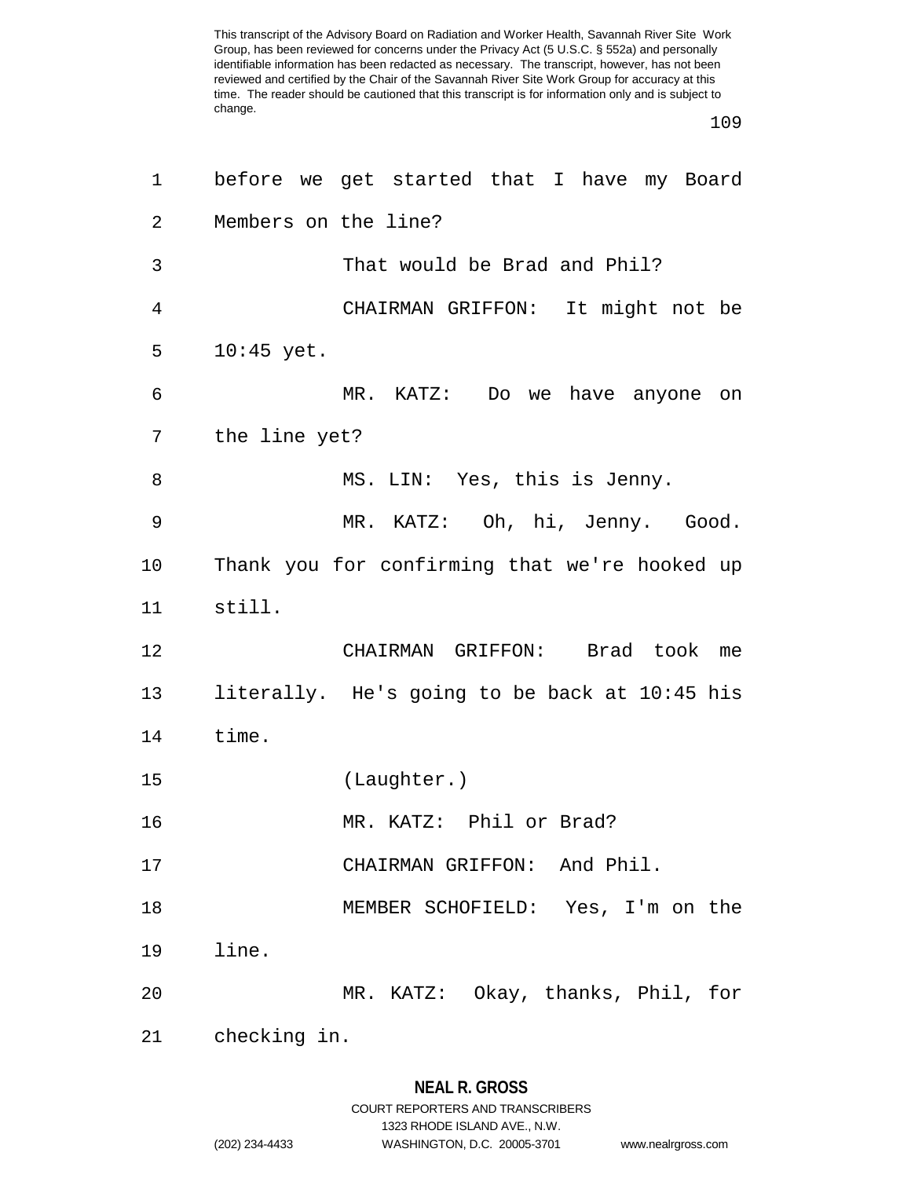before we get started that I have my Board Members on the line?

That would be Brad and Phil?

CHAIRMAN GRIFFON: It might not be 10:45 yet.

MR. KATZ: Do we have anyone on the line yet?

MS. LIN: Yes, this is Jenny.

MR. KATZ: Oh, hi, Jenny. Good. Thank you for confirming that we're hooked up still.

CHAIRMAN GRIFFON: Brad took me literally. He's going to be back at 10:45 his time.

(Laughter.)

MR. KATZ: Phil or Brad?

CHAIRMAN GRIFFON: And Phil.

MEMBER SCHOFIELD: Yes, I'm on the line.

MR. KATZ: Okay, thanks, Phil, for checking in.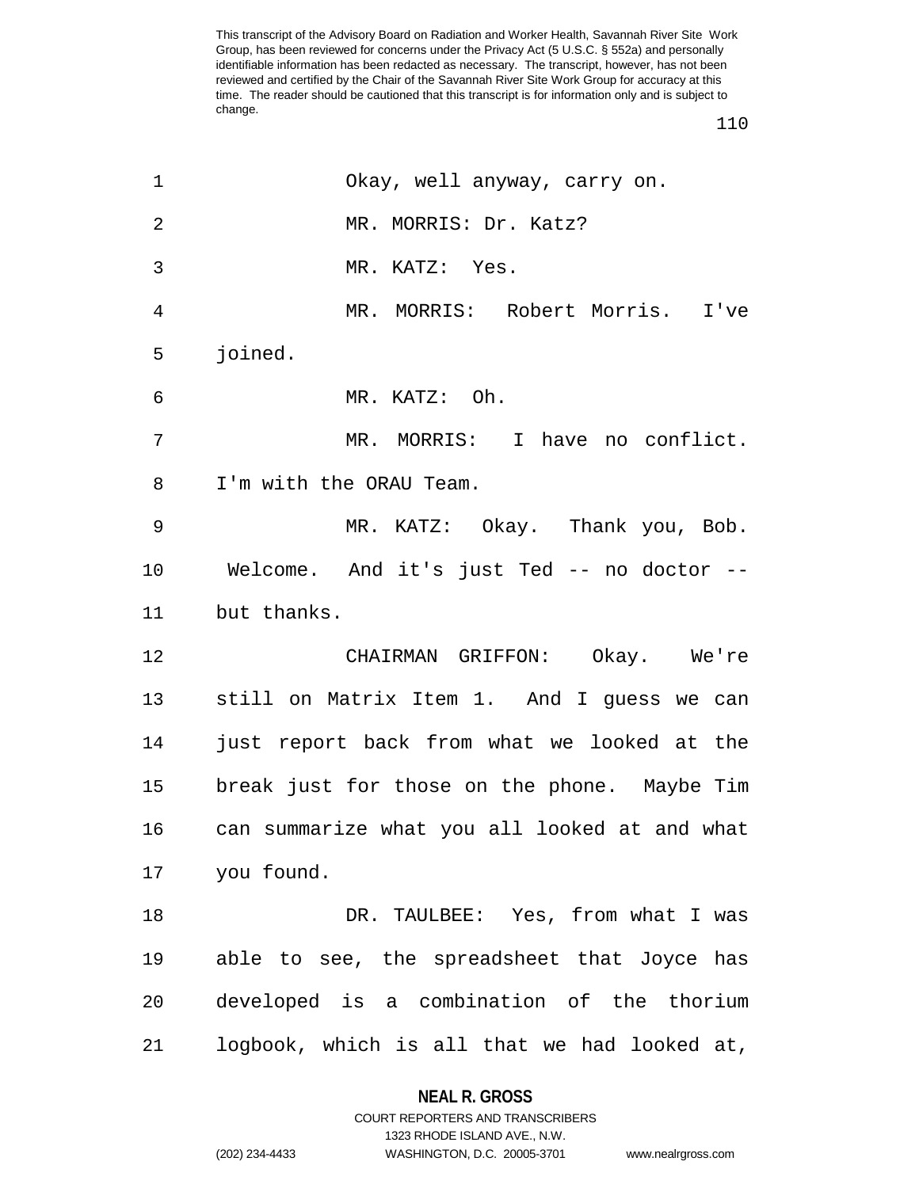Okay, well anyway, carry on.

MR. MORRIS: Dr. Katz?

MR. KATZ: Yes.

MR. MORRIS: Robert Morris. I've joined.

MR. KATZ: Oh.

MR. MORRIS: I have no conflict. I'm with the ORAU Team.

MR. KATZ: Okay. Thank you, Bob. Welcome. And it's just Ted -- no doctor -- but thanks.

CHAIRMAN GRIFFON: Okay. We're still on Matrix Item 1. And I guess we can just report back from what we looked at the break just for those on the phone. Maybe Tim can summarize what you all looked at and what you found.

DR. TAULBEE: Yes, from what I was able to see, the spreadsheet that Joyce has developed is a combination of the thorium logbook, which is all that we had looked at,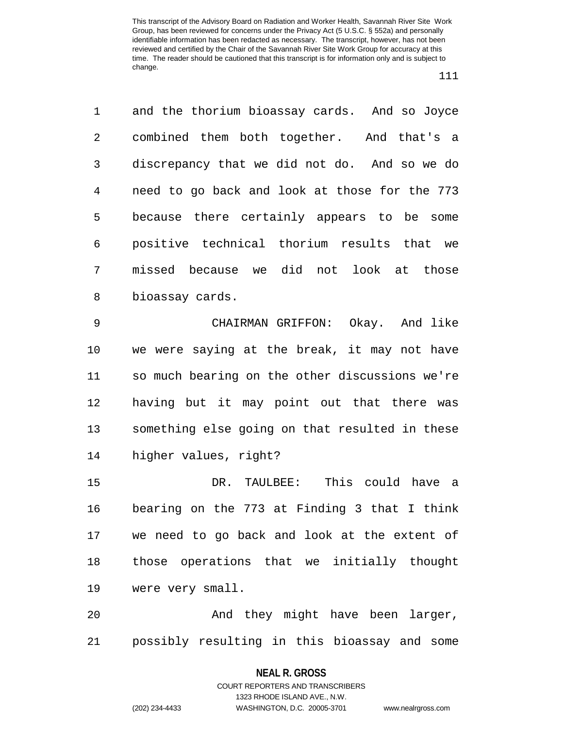and the thorium bioassay cards. And so Joyce combined them both together. And that's a discrepancy that we did not do. And so we do need to go back and look at those for the 773 because there certainly appears to be some positive technical thorium results that we missed because we did not look at those bioassay cards.

CHAIRMAN GRIFFON: Okay. And like we were saying at the break, it may not have so much bearing on the other discussions we're having but it may point out that there was something else going on that resulted in these higher values, right?

DR. TAULBEE: This could have a bearing on the 773 at Finding 3 that I think we need to go back and look at the extent of those operations that we initially thought were very small.

And they might have been larger, possibly resulting in this bioassay and some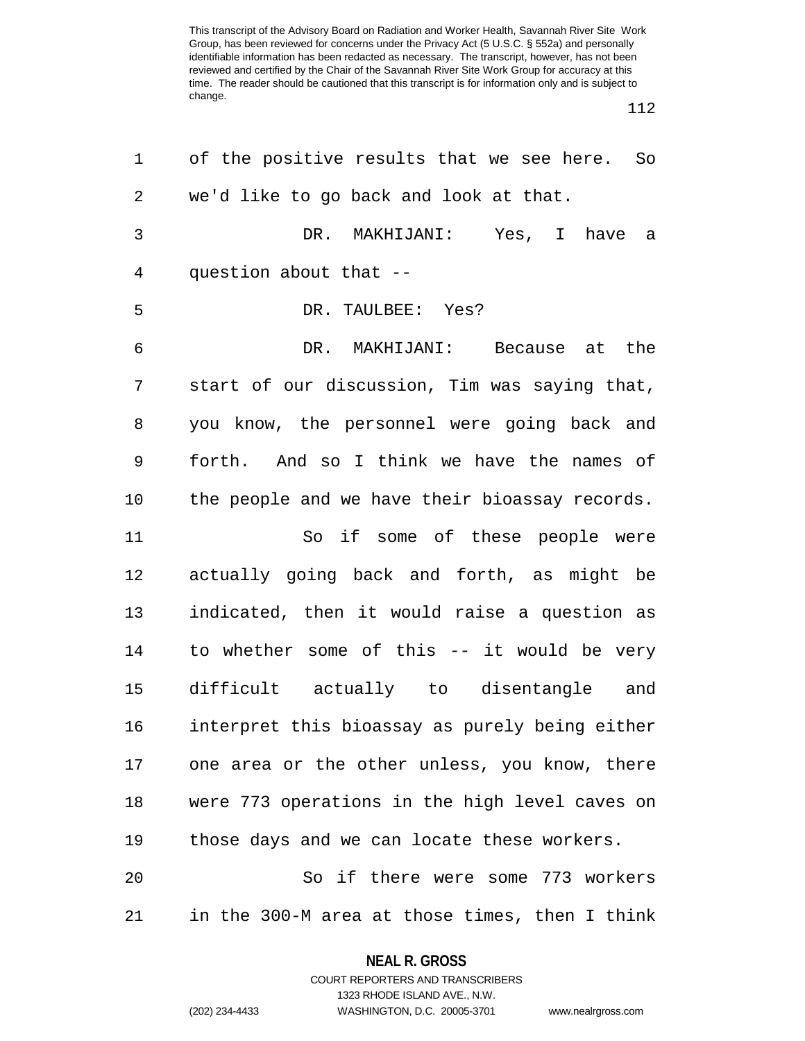of the positive results that we see here. So we'd like to go back and look at that.

DR. MAKHIJANI: Yes, I have a question about that --

DR. TAULBEE: Yes?

DR. MAKHIJANI: Because at the start of our discussion, Tim was saying that, you know, the personnel were going back and forth. And so I think we have the names of the people and we have their bioassay records.

So if some of these people were actually going back and forth, as might be indicated, then it would raise a question as to whether some of this -- it would be very difficult actually to disentangle and interpret this bioassay as purely being either one area or the other unless, you know, there were 773 operations in the high level caves on those days and we can locate these workers.

So if there were some 773 workers in the 300-M area at those times, then I think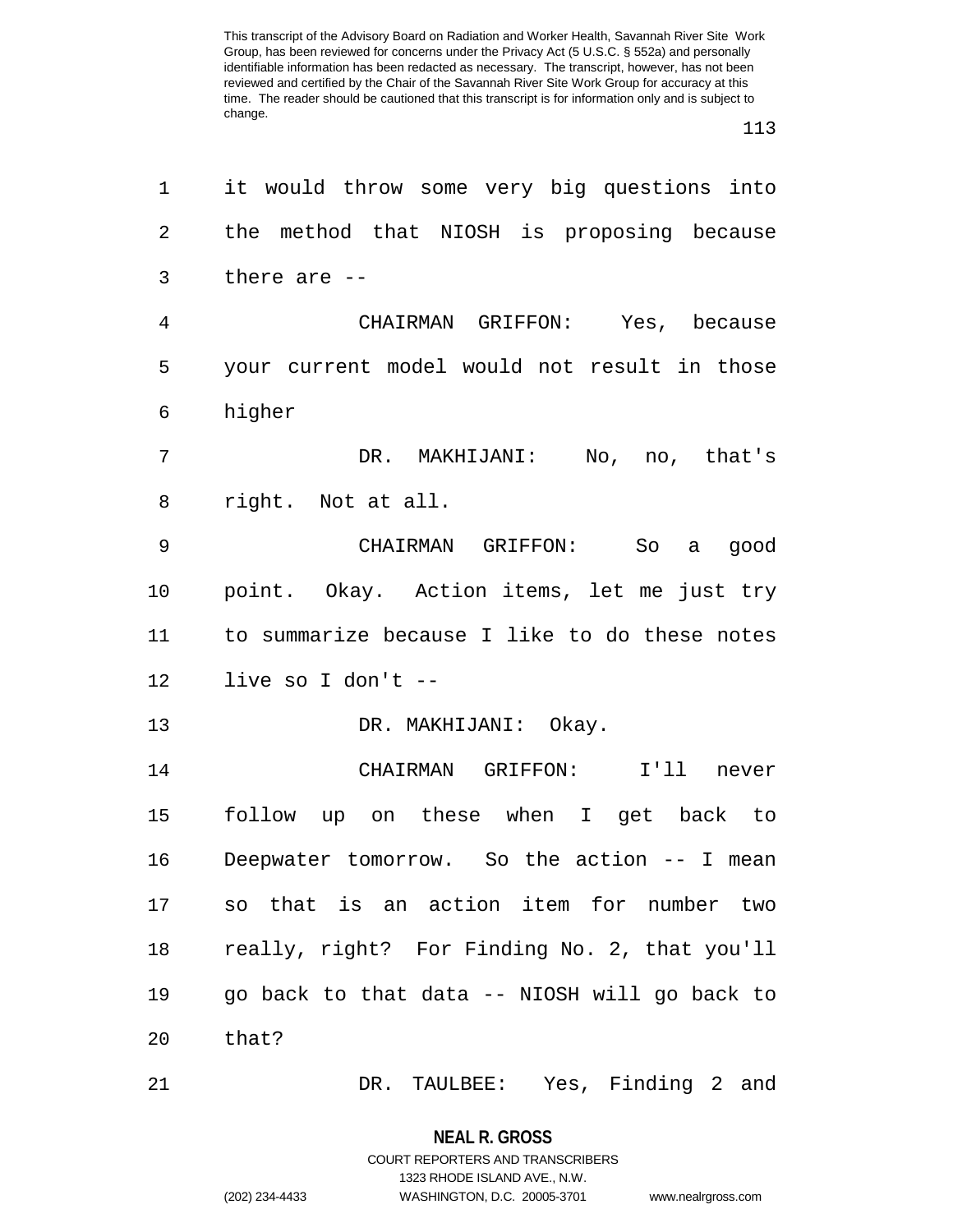it would throw some very big questions into the method that NIOSH is proposing because there are --

CHAIRMAN GRIFFON: Yes, because your current model would not result in those higher

DR. MAKHIJANI: No, no, that's right. Not at all.

CHAIRMAN GRIFFON: So a good point. Okay. Action items, let me just try to summarize because I like to do these notes live so I don't --

DR. MAKHIJANI: Okay.

CHAIRMAN GRIFFON: I'll never follow up on these when I get back to Deepwater tomorrow. So the action -- I mean so that is an action item for number two really, right? For Finding No. 2, that you'll go back to that data -- NIOSH will go back to that?

DR. TAULBEE: Yes, Finding 2 and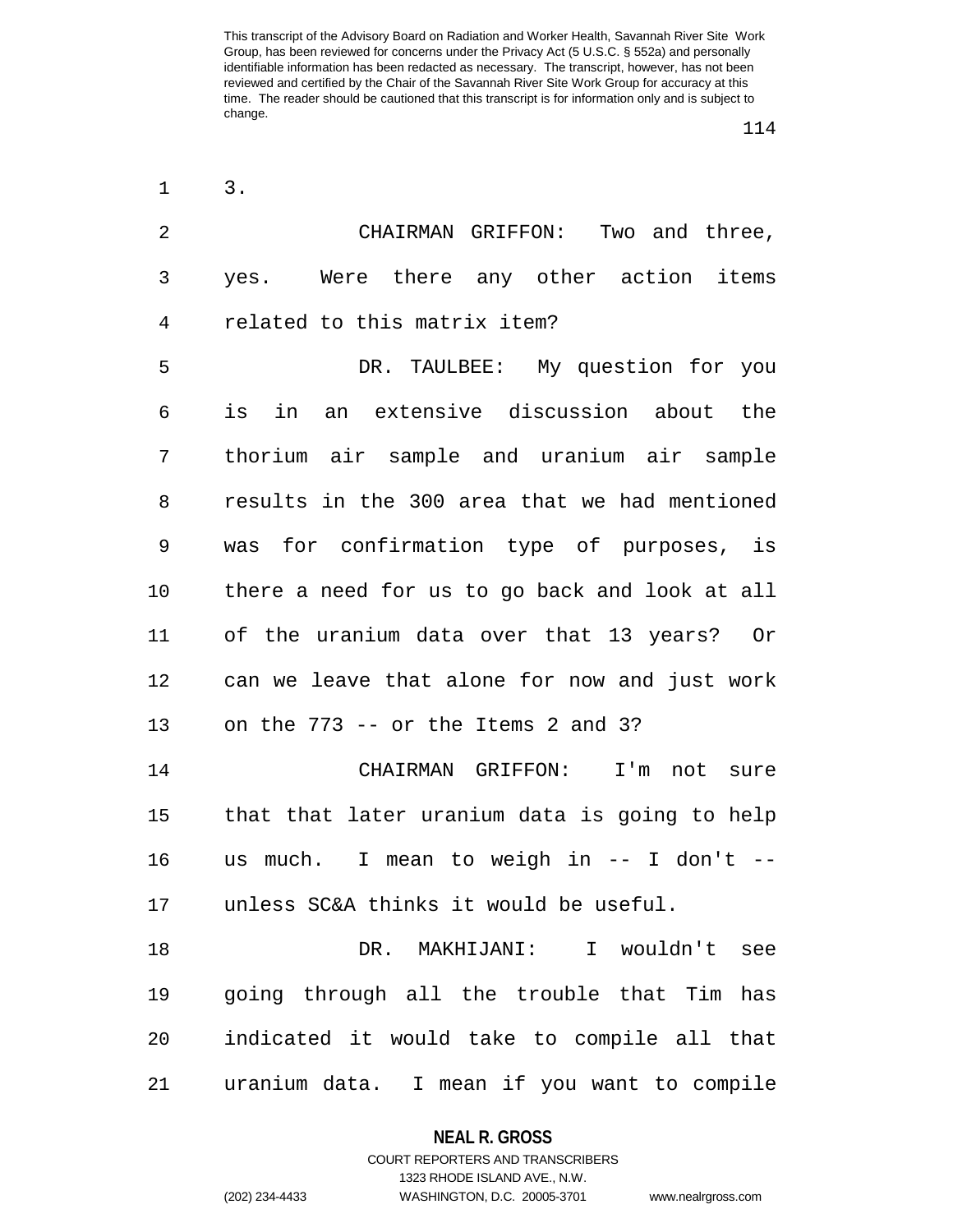3.

CHAIRMAN GRIFFON: Two and three, yes. Were there any other action items related to this matrix item?

DR. TAULBEE: My question for you is in an extensive discussion about the thorium air sample and uranium air sample results in the 300 area that we had mentioned was for confirmation type of purposes, is there a need for us to go back and look at all of the uranium data over that 13 years? Or can we leave that alone for now and just work on the 773 -- or the Items 2 and 3?

CHAIRMAN GRIFFON: I'm not sure that that later uranium data is going to help us much. I mean to weigh in -- I don't -- unless SC&A thinks it would be useful.

DR. MAKHIJANI: I wouldn't see going through all the trouble that Tim has indicated it would take to compile all that uranium data. I mean if you want to compile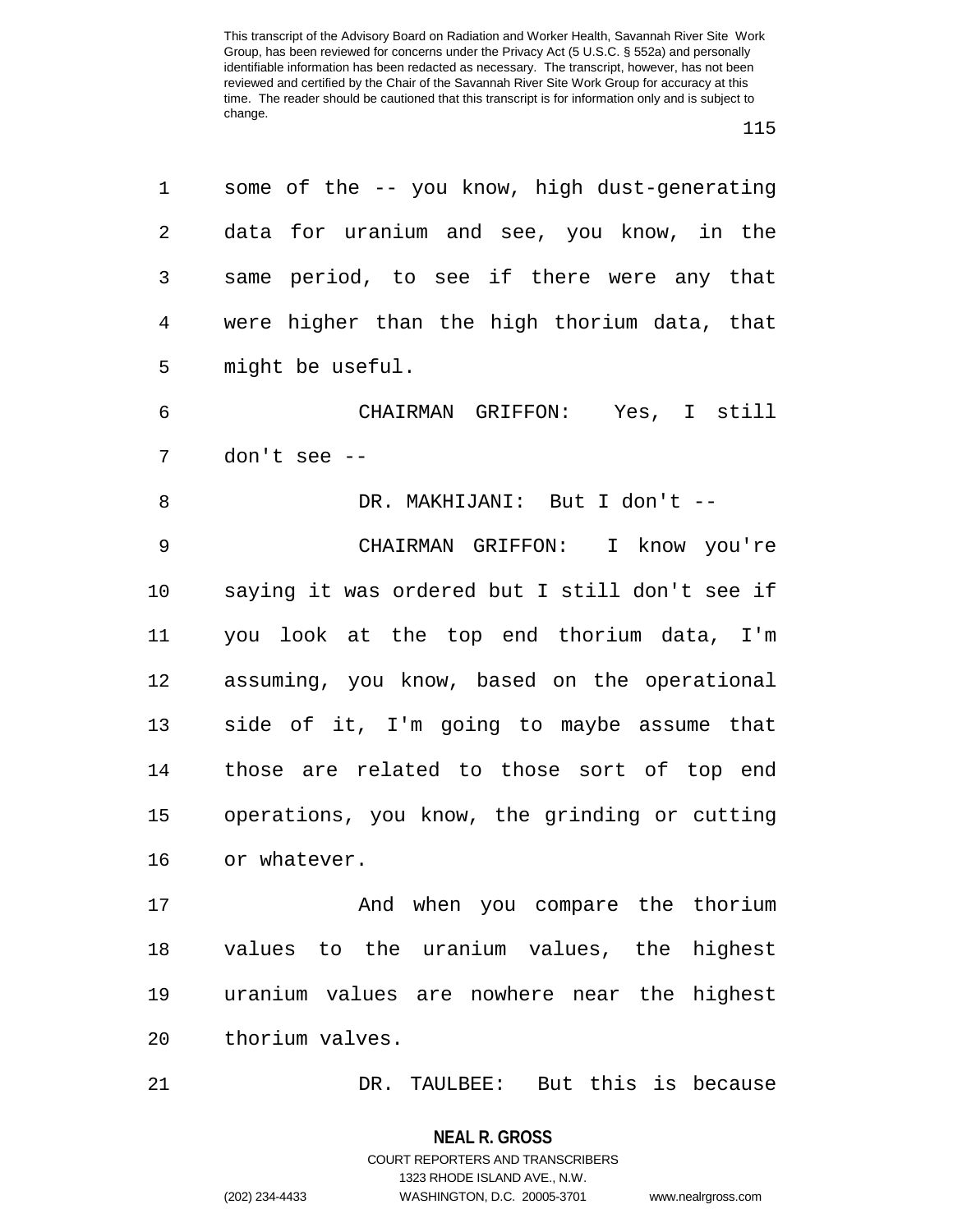some of the -- you know, high dust-generating data for uranium and see, you know, in the same period, to see if there were any that were higher than the high thorium data, that might be useful.

CHAIRMAN GRIFFON: Yes, I still don't see --

DR. MAKHIJANI: But I don't --

CHAIRMAN GRIFFON: I know you're saying it was ordered but I still don't see if you look at the top end thorium data, I'm assuming, you know, based on the operational side of it, I'm going to maybe assume that those are related to those sort of top end operations, you know, the grinding or cutting or whatever.

And when you compare the thorium values to the uranium values, the highest uranium values are nowhere near the highest thorium valves.

DR. TAULBEE: But this is because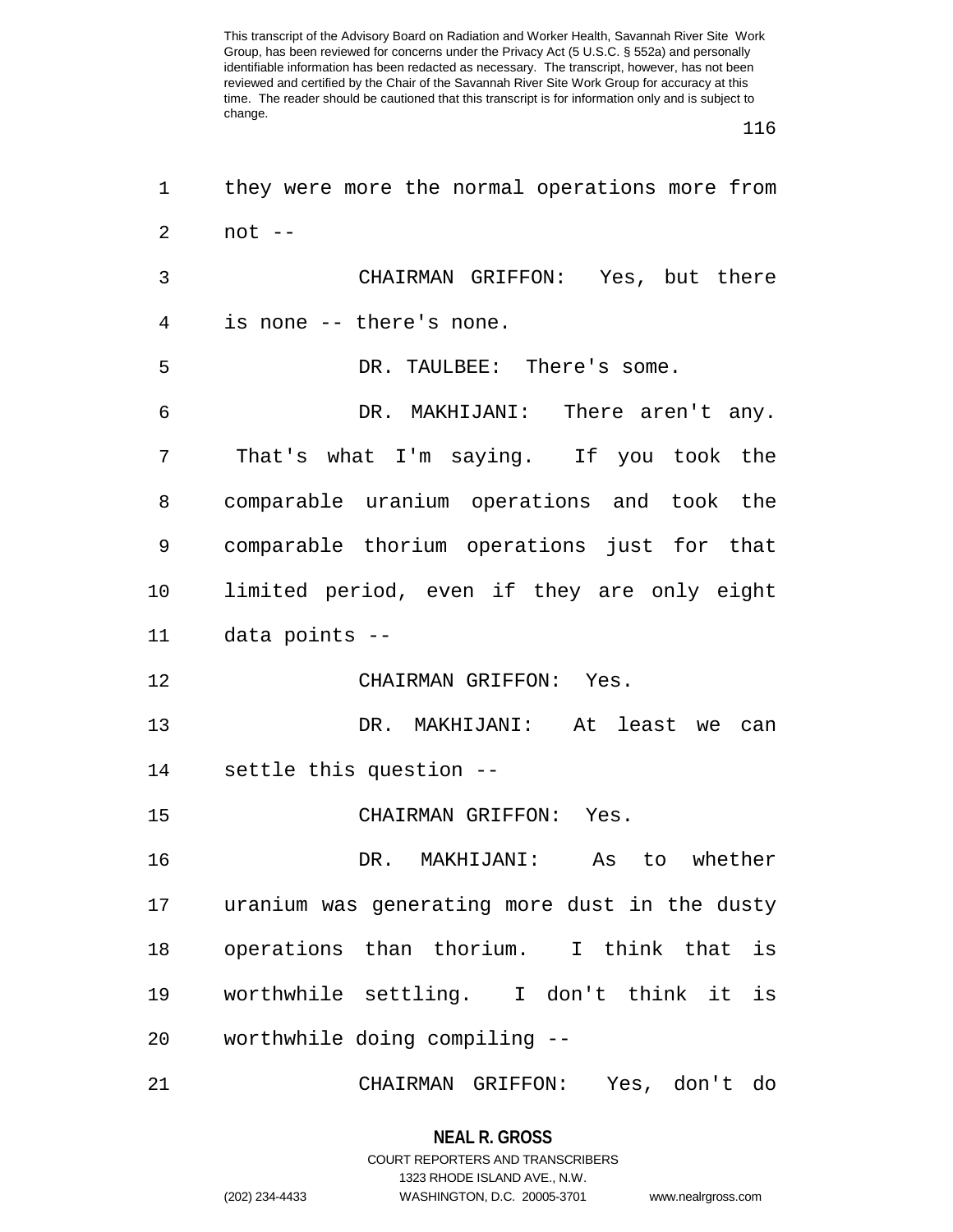they were more the normal operations more from not --

CHAIRMAN GRIFFON: Yes, but there is none -- there's none.

DR. TAULBEE: There's some.

DR. MAKHIJANI: There aren't any. That's what I'm saying. If you took the comparable uranium operations and took the comparable thorium operations just for that limited period, even if they are only eight data points --

CHAIRMAN GRIFFON: Yes.

DR. MAKHIJANI: At least we can settle this question --

CHAIRMAN GRIFFON: Yes.

DR. MAKHIJANI: As to whether uranium was generating more dust in the dusty operations than thorium. I think that is worthwhile settling. I don't think it is worthwhile doing compiling --

CHAIRMAN GRIFFON: Yes, don't do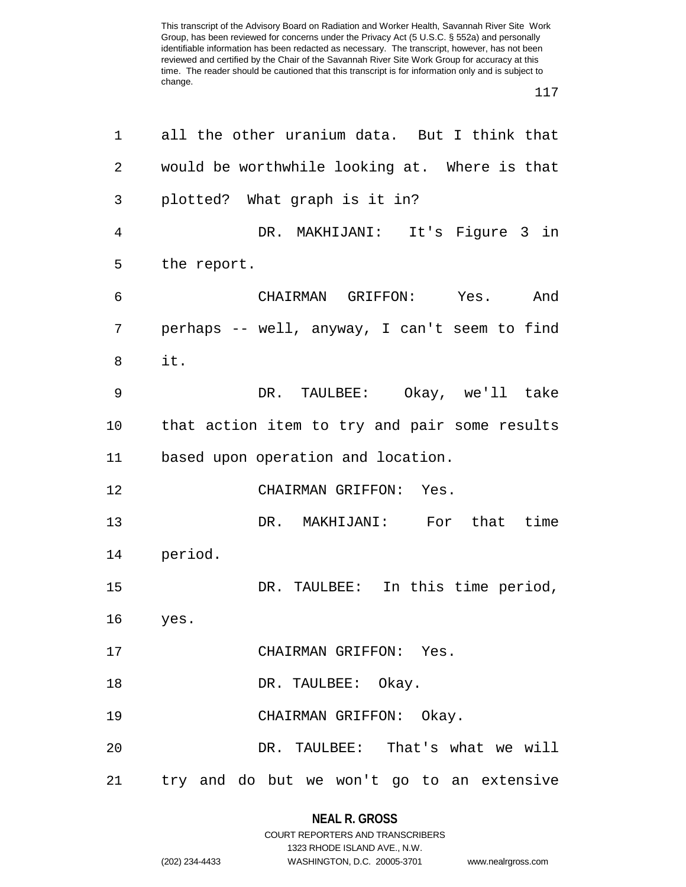all the other uranium data. But I think that would be worthwhile looking at. Where is that plotted? What graph is it in?

DR. MAKHIJANI: It's Figure 3 in the report.

CHAIRMAN GRIFFON: Yes. And perhaps -- well, anyway, I can't seem to find it.

DR. TAULBEE: Okay, we'll take that action item to try and pair some results based upon operation and location.

CHAIRMAN GRIFFON: Yes.

DR. MAKHIJANI: For that time period.

DR. TAULBEE: In this time period, yes.

CHAIRMAN GRIFFON: Yes.

DR. TAULBEE: Okay.

CHAIRMAN GRIFFON: Okay.

DR. TAULBEE: That's what we will try and do but we won't go to an extensive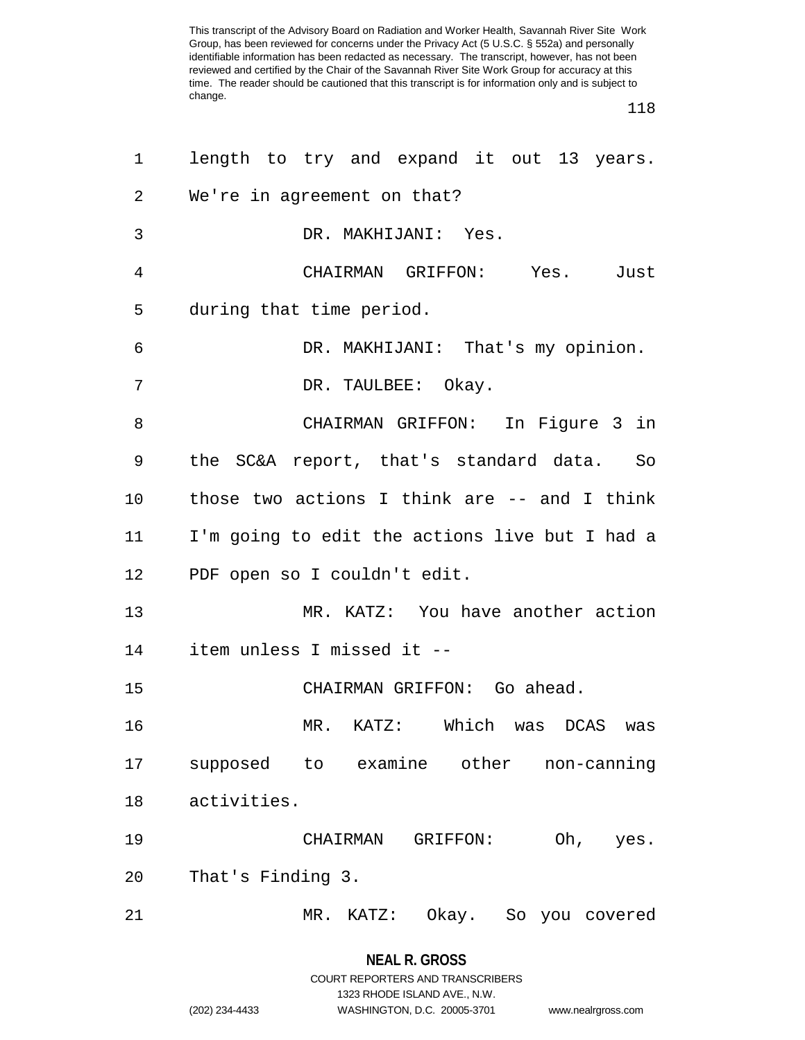length to try and expand it out 13 years. We're in agreement on that?

DR. MAKHIJANI: Yes.

CHAIRMAN GRIFFON: Yes. Just during that time period.

DR. MAKHIJANI: That's my opinion.

DR. TAULBEE: Okay.

CHAIRMAN GRIFFON: In Figure 3 in the SC&A report, that's standard data. So those two actions I think are -- and I think I'm going to edit the actions live but I had a PDF open so I couldn't edit.

MR. KATZ: You have another action item unless I missed it --

CHAIRMAN GRIFFON: Go ahead.

MR. KATZ: Which was DCAS was supposed to examine other non-canning activities.

CHAIRMAN GRIFFON: Oh, yes. That's Finding 3.

MR. KATZ: Okay. So you covered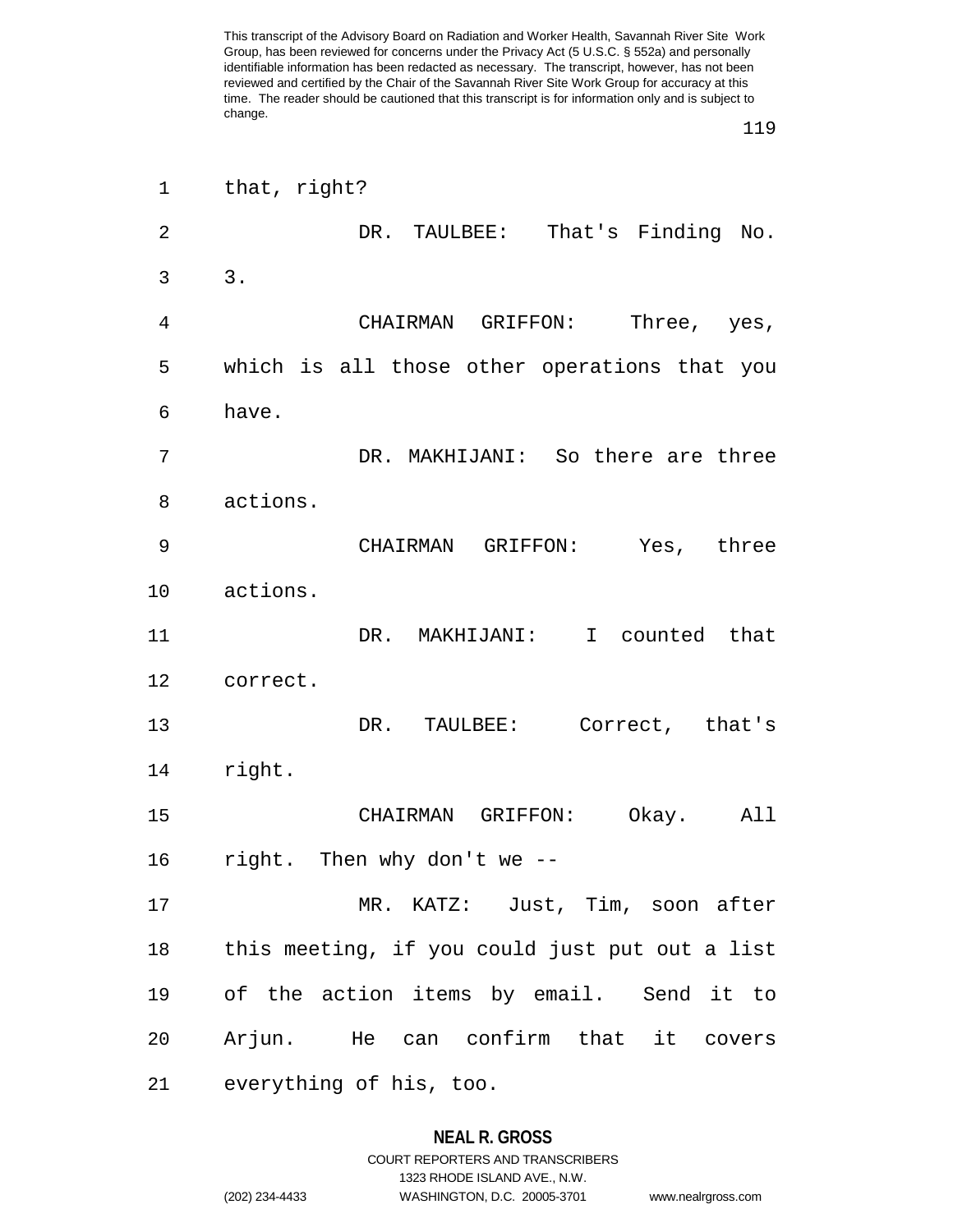that, right?

DR. TAULBEE: That's Finding No. 3.

CHAIRMAN GRIFFON: Three, yes, which is all those other operations that you have.

DR. MAKHIJANI: So there are three actions.

CHAIRMAN GRIFFON: Yes, three actions.

DR. MAKHIJANI: I counted that correct.

DR. TAULBEE: Correct, that's right.

CHAIRMAN GRIFFON: Okay. All right. Then why don't we --

MR. KATZ: Just, Tim, soon after this meeting, if you could just put out a list of the action items by email. Send it to Arjun. He can confirm that it covers everything of his, too.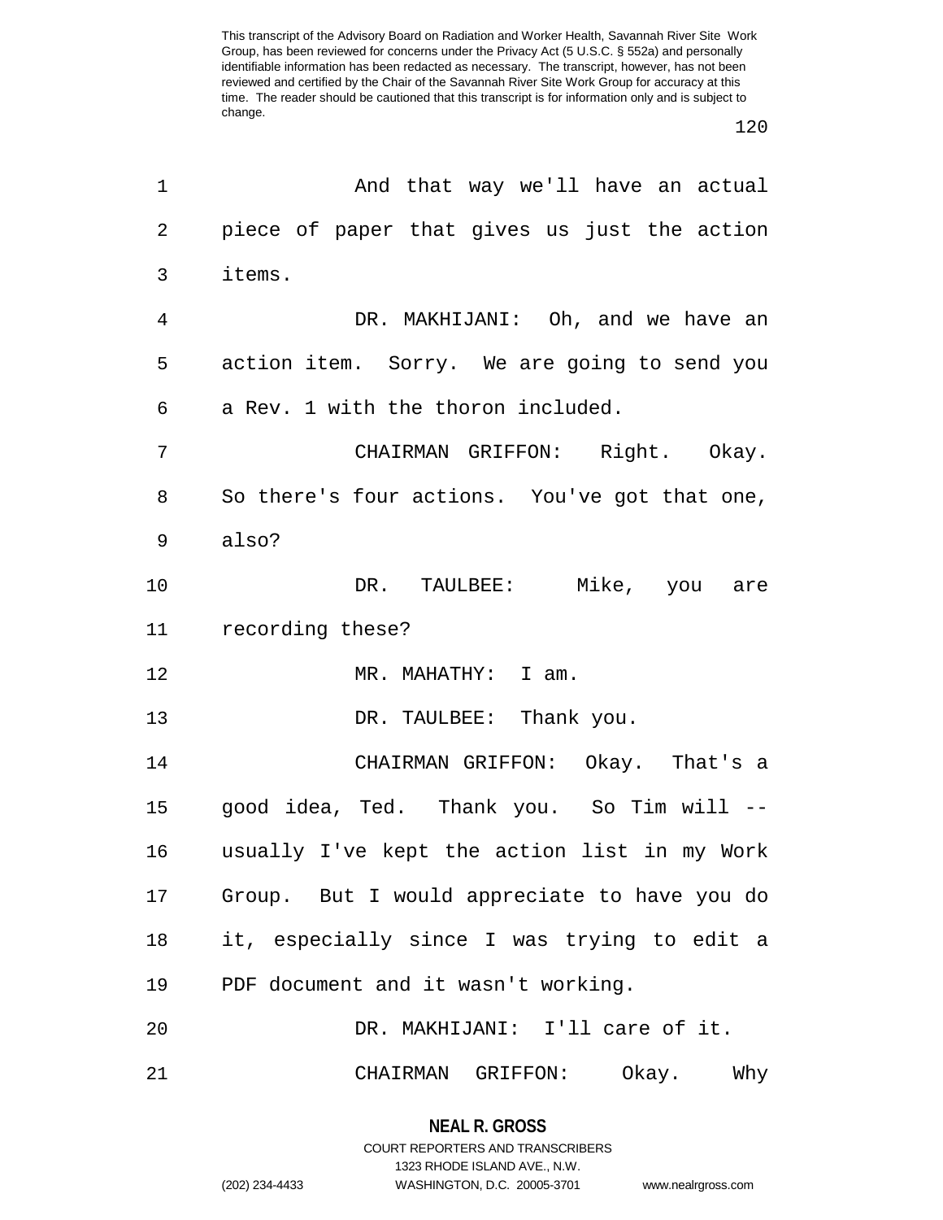And that way we'll have an actual piece of paper that gives us just the action items.

DR. MAKHIJANI: Oh, and we have an action item. Sorry. We are going to send you a Rev. 1 with the thoron included.

CHAIRMAN GRIFFON: Right. Okay. So there's four actions. You've got that one, also?

DR. TAULBEE: Mike, you are recording these?

MR. MAHATHY: I am.

DR. TAULBEE: Thank you.

CHAIRMAN GRIFFON: Okay. That's a good idea, Ted. Thank you. So Tim will -- usually I've kept the action list in my Work Group. But I would appreciate to have you do it, especially since I was trying to edit a PDF document and it wasn't working.

DR. MAKHIJANI: I'll care of it.

CHAIRMAN GRIFFON: Okay. Why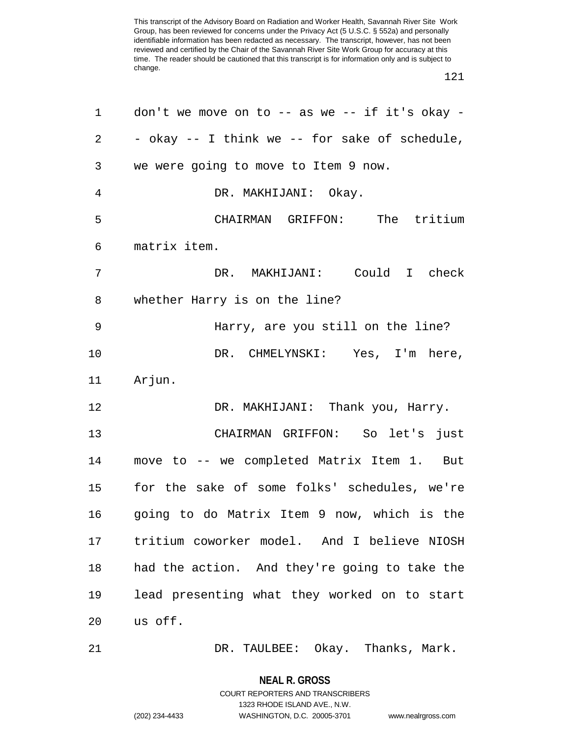don't we move on to -- as we -- if it's okay -- okay -- I think we -- for sake of schedule, we were going to move to Item 9 now.

DR. MAKHIJANI: Okay.

CHAIRMAN GRIFFON: The tritium matrix item.

DR. MAKHIJANI: Could I check whether Harry is on the line?

Harry, are you still on the line?

DR. CHMELYNSKI: Yes, I'm here, Arjun.

DR. MAKHIJANI: Thank you, Harry.

CHAIRMAN GRIFFON: So let's just move to -- we completed Matrix Item 1. But for the sake of some folks' schedules, we're going to do Matrix Item 9 now, which is the tritium coworker model. And I believe NIOSH had the action. And they're going to take the lead presenting what they worked on to start us off.

DR. TAULBEE: Okay. Thanks, Mark.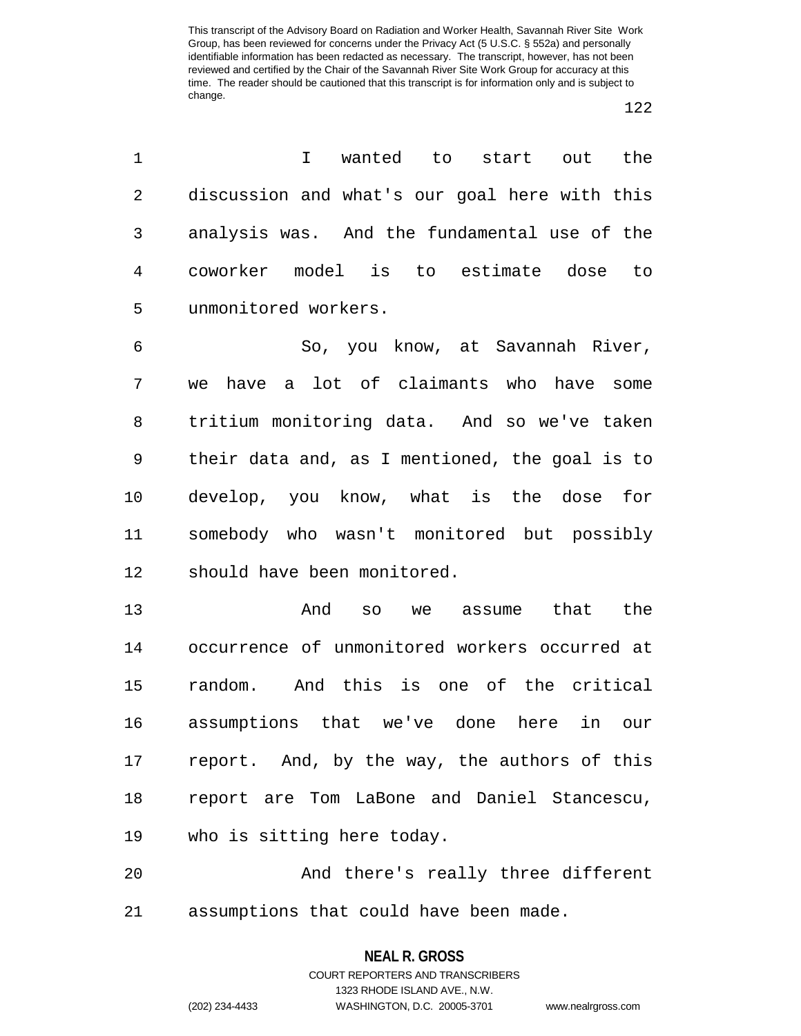I wanted to start out the discussion and what's our goal here with this analysis was. And the fundamental use of the coworker model is to estimate dose to unmonitored workers.

So, you know, at Savannah River, we have a lot of claimants who have some tritium monitoring data. And so we've taken their data and, as I mentioned, the goal is to develop, you know, what is the dose for somebody who wasn't monitored but possibly should have been monitored.

And so we assume that the occurrence of unmonitored workers occurred at random. And this is one of the critical assumptions that we've done here in our report. And, by the way, the authors of this report are Tom LaBone and Daniel Stancescu, who is sitting here today.

And there's really three different assumptions that could have been made.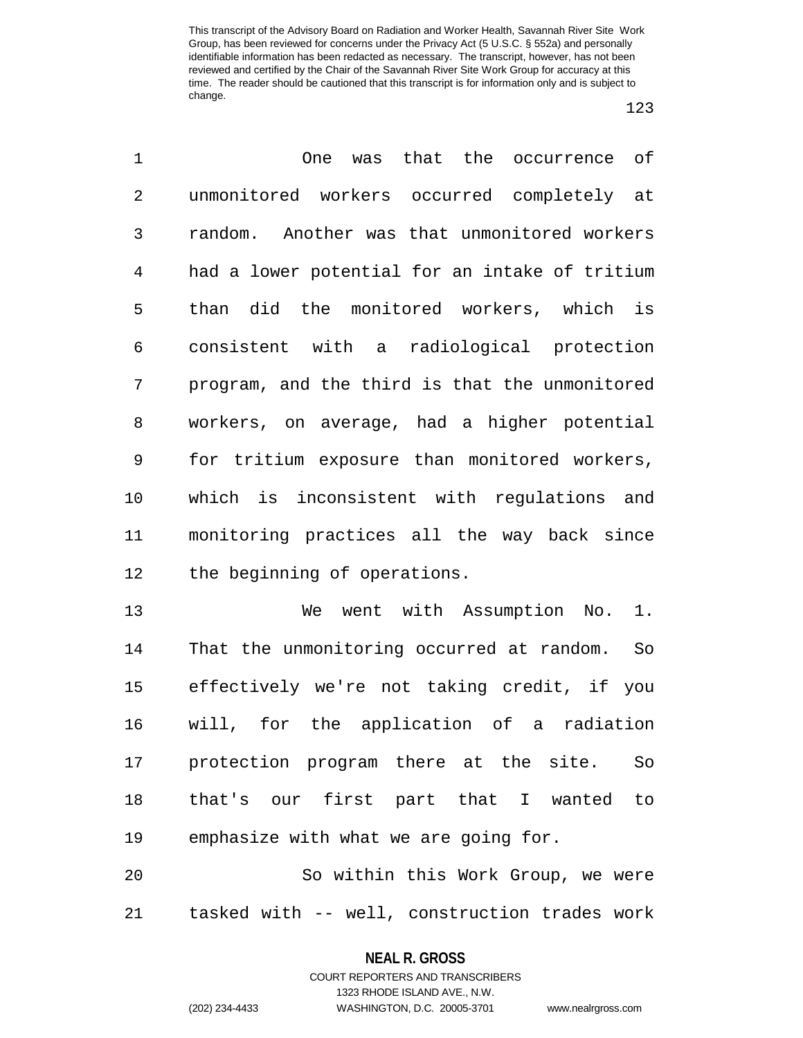One was that the occurrence of unmonitored workers occurred completely at random. Another was that unmonitored workers had a lower potential for an intake of tritium than did the monitored workers, which is consistent with a radiological protection program, and the third is that the unmonitored workers, on average, had a higher potential for tritium exposure than monitored workers, which is inconsistent with regulations and monitoring practices all the way back since the beginning of operations.

We went with Assumption No. 1. That the unmonitoring occurred at random. So effectively we're not taking credit, if you will, for the application of a radiation protection program there at the site. So that's our first part that I wanted to emphasize with what we are going for.

So within this Work Group, we were tasked with -- well, construction trades work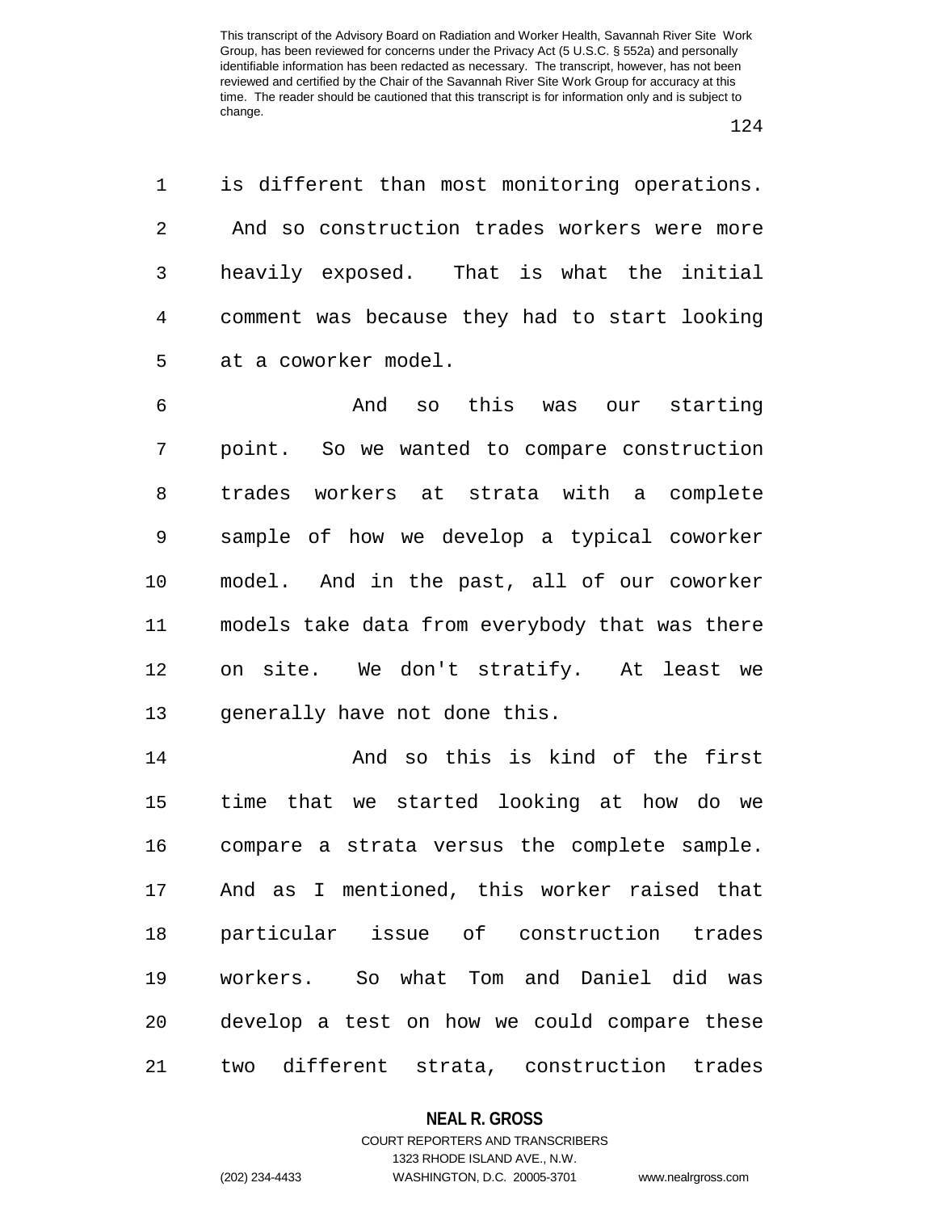is different than most monitoring operations. And so construction trades workers were more heavily exposed. That is what the initial comment was because they had to start looking at a coworker model.

And so this was our starting point. So we wanted to compare construction trades workers at strata with a complete sample of how we develop a typical coworker model. And in the past, all of our coworker models take data from everybody that was there on site. We don't stratify. At least we generally have not done this.

And so this is kind of the first time that we started looking at how do we compare a strata versus the complete sample. And as I mentioned, this worker raised that particular issue of construction trades workers. So what Tom and Daniel did was develop a test on how we could compare these two different strata, construction trades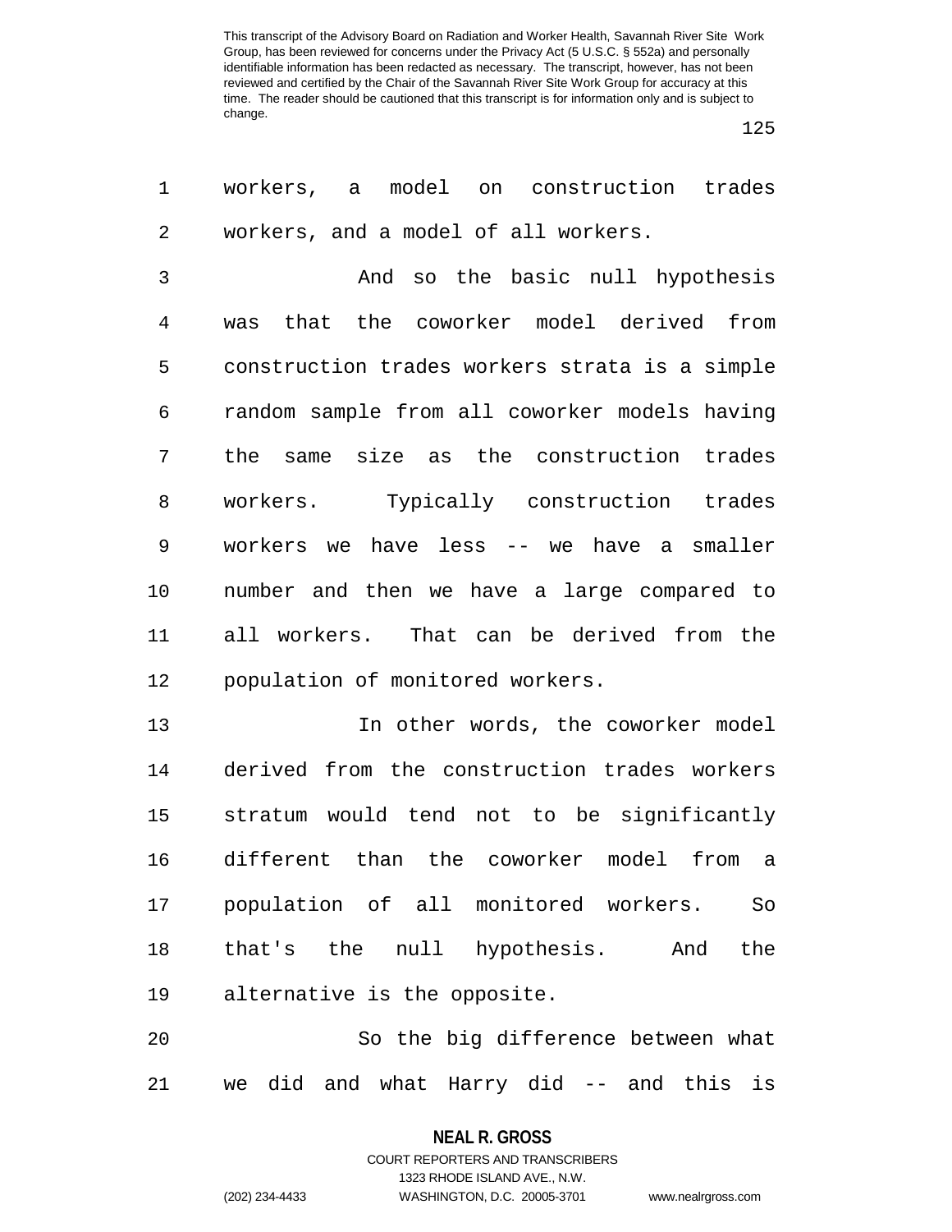workers, a model on construction trades workers, and a model of all workers.

And so the basic null hypothesis was that the coworker model derived from construction trades workers strata is a simple random sample from all coworker models having the same size as the construction trades workers. Typically construction trades workers we have less -- we have a smaller number and then we have a large compared to all workers. That can be derived from the population of monitored workers.

In other words, the coworker model derived from the construction trades workers stratum would tend not to be significantly different than the coworker model from a population of all monitored workers. So that's the null hypothesis. And the alternative is the opposite.

So the big difference between what we did and what Harry did -- and this is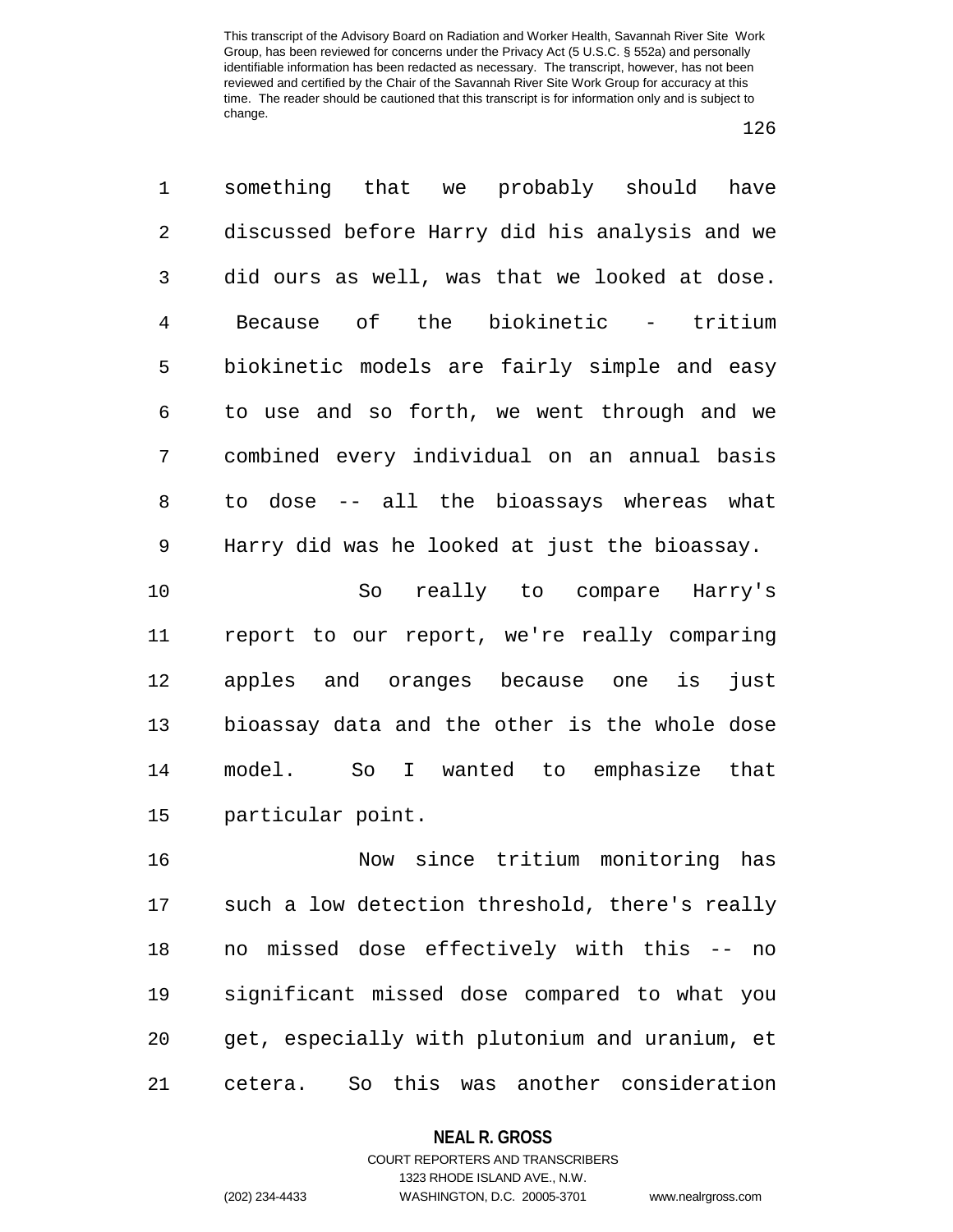something that we probably should have discussed before Harry did his analysis and we did ours as well, was that we looked at dose. Because of the biokinetic - tritium biokinetic models are fairly simple and easy to use and so forth, we went through and we combined every individual on an annual basis to dose -- all the bioassays whereas what Harry did was he looked at just the bioassay.

So really to compare Harry's report to our report, we're really comparing apples and oranges because one is just bioassay data and the other is the whole dose model. So I wanted to emphasize that particular point.

Now since tritium monitoring has such a low detection threshold, there's really no missed dose effectively with this -- no significant missed dose compared to what you get, especially with plutonium and uranium, et cetera. So this was another consideration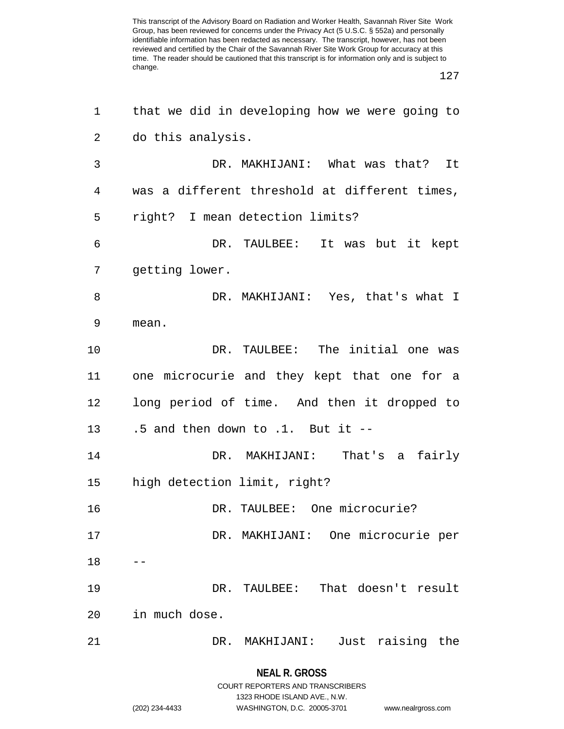that we did in developing how we were going to do this analysis.

DR. MAKHIJANI: What was that? It was a different threshold at different times, right? I mean detection limits?

DR. TAULBEE: It was but it kept getting lower.

DR. MAKHIJANI: Yes, that's what I mean.

DR. TAULBEE: The initial one was one microcurie and they kept that one for a long period of time. And then it dropped to .5 and then down to .1. But it --

DR. MAKHIJANI: That's a fairly high detection limit, right?

DR. TAULBEE: One microcurie?

DR. MAKHIJANI: One microcurie per --

DR. TAULBEE: That doesn't result in much dose.

DR. MAKHIJANI: Just raising the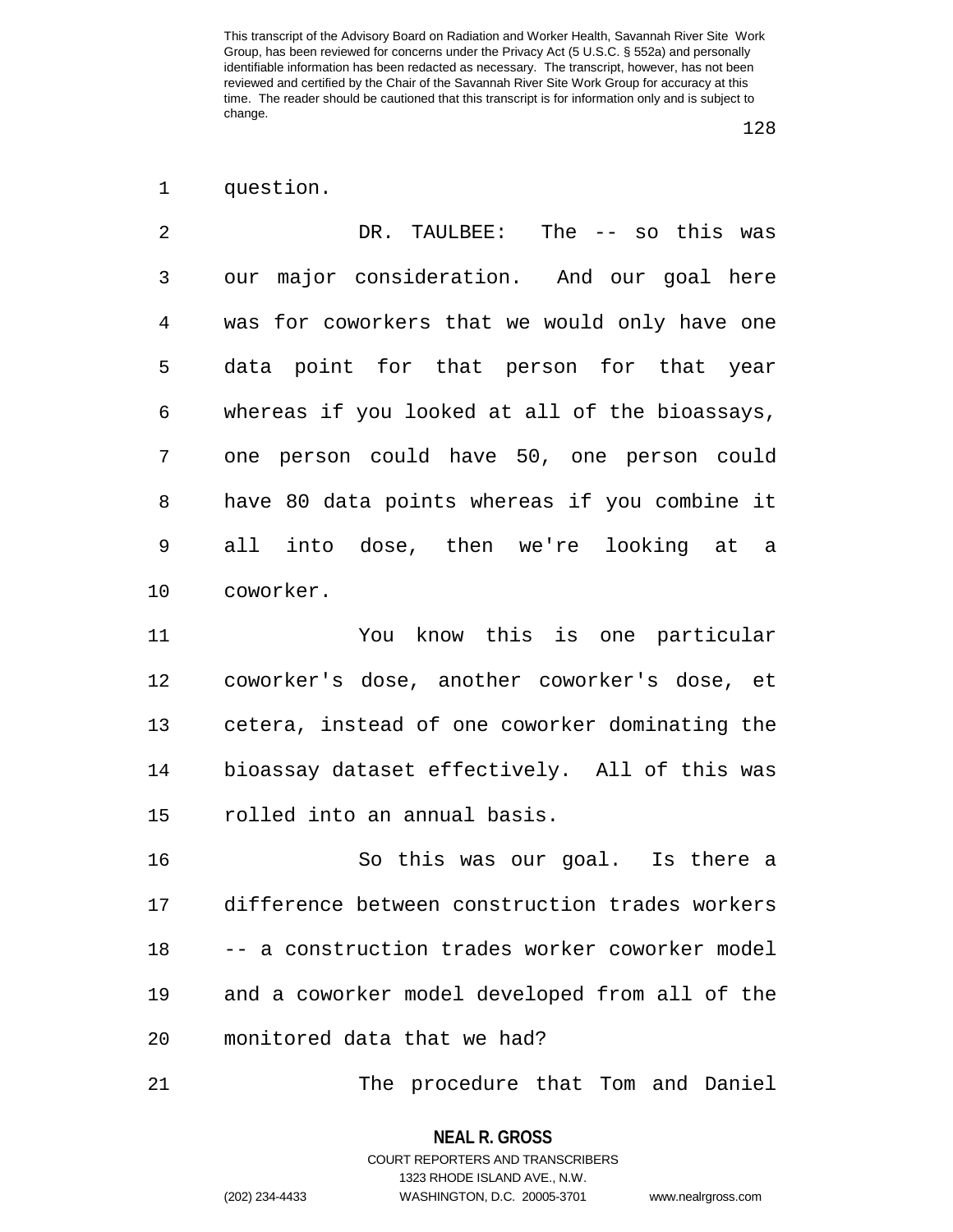question.

DR. TAULBEE: The -- so this was our major consideration. And our goal here was for coworkers that we would only have one data point for that person for that year whereas if you looked at all of the bioassays, one person could have 50, one person could have 80 data points whereas if you combine it all into dose, then we're looking at a coworker.

You know this is one particular coworker's dose, another coworker's dose, et cetera, instead of one coworker dominating the bioassay dataset effectively. All of this was rolled into an annual basis.

So this was our goal. Is there a difference between construction trades workers -- a construction trades worker coworker model and a coworker model developed from all of the monitored data that we had?

The procedure that Tom and Daniel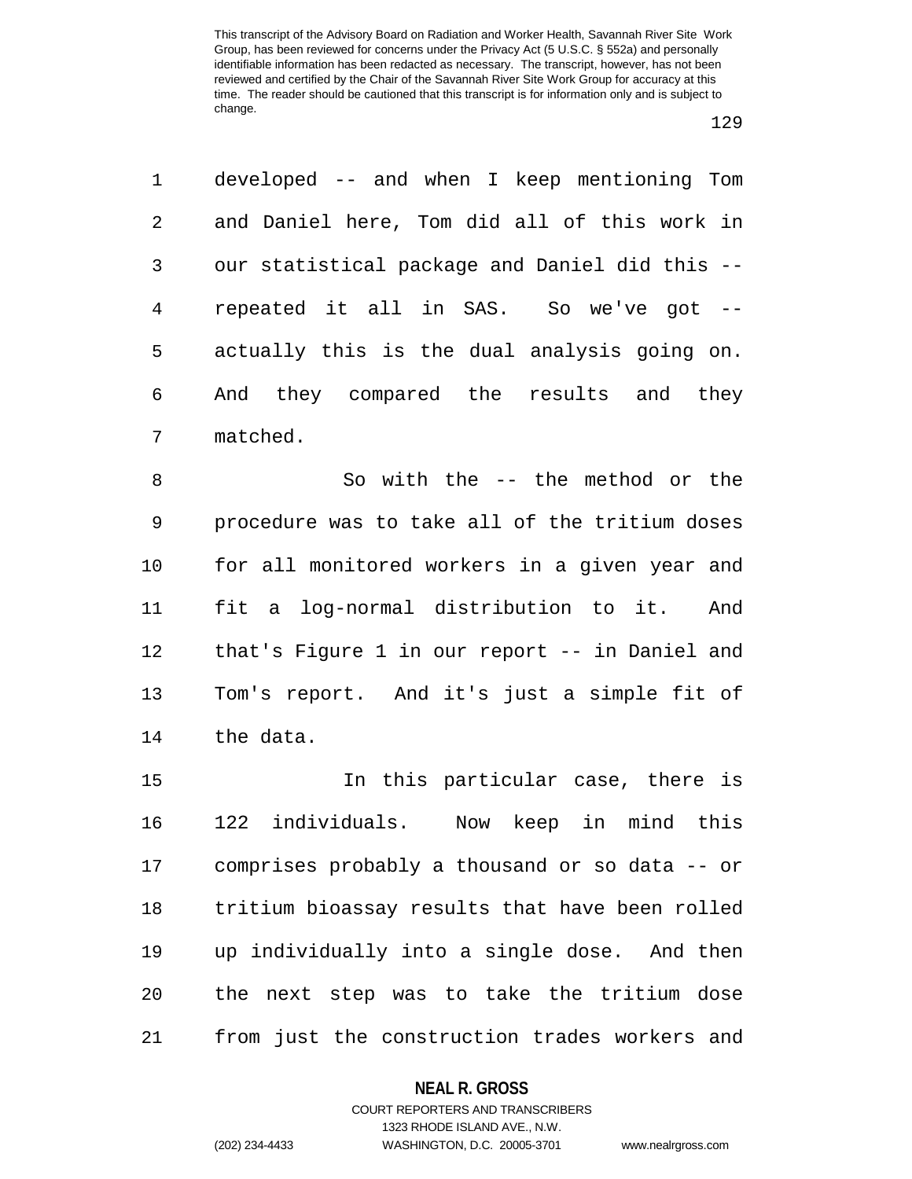developed -- and when I keep mentioning Tom and Daniel here, Tom did all of this work in our statistical package and Daniel did this -- repeated it all in SAS. So we've got -- actually this is the dual analysis going on. And they compared the results and they matched.

So with the -- the method or the procedure was to take all of the tritium doses for all monitored workers in a given year and fit a log-normal distribution to it. And that's Figure 1 in our report -- in Daniel and Tom's report. And it's just a simple fit of the data.

In this particular case, there is 122 individuals. Now keep in mind this comprises probably a thousand or so data -- or tritium bioassay results that have been rolled up individually into a single dose. And then the next step was to take the tritium dose from just the construction trades workers and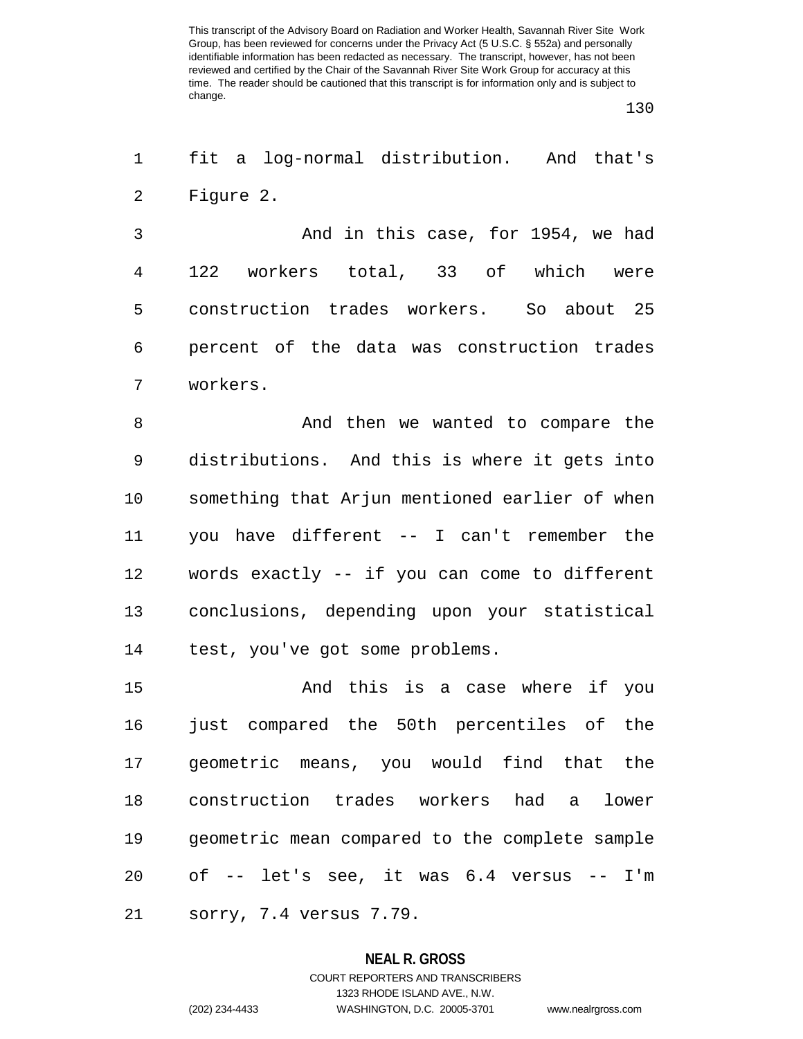fit a log-normal distribution. And that's Figure 2.

And in this case, for 1954, we had 122 workers total, 33 of which were construction trades workers. So about 25 percent of the data was construction trades workers.

And then we wanted to compare the distributions. And this is where it gets into something that Arjun mentioned earlier of when you have different -- I can't remember the words exactly -- if you can come to different conclusions, depending upon your statistical test, you've got some problems.

And this is a case where if you just compared the 50th percentiles of the geometric means, you would find that the construction trades workers had a lower geometric mean compared to the complete sample of -- let's see, it was 6.4 versus -- I'm sorry, 7.4 versus 7.79.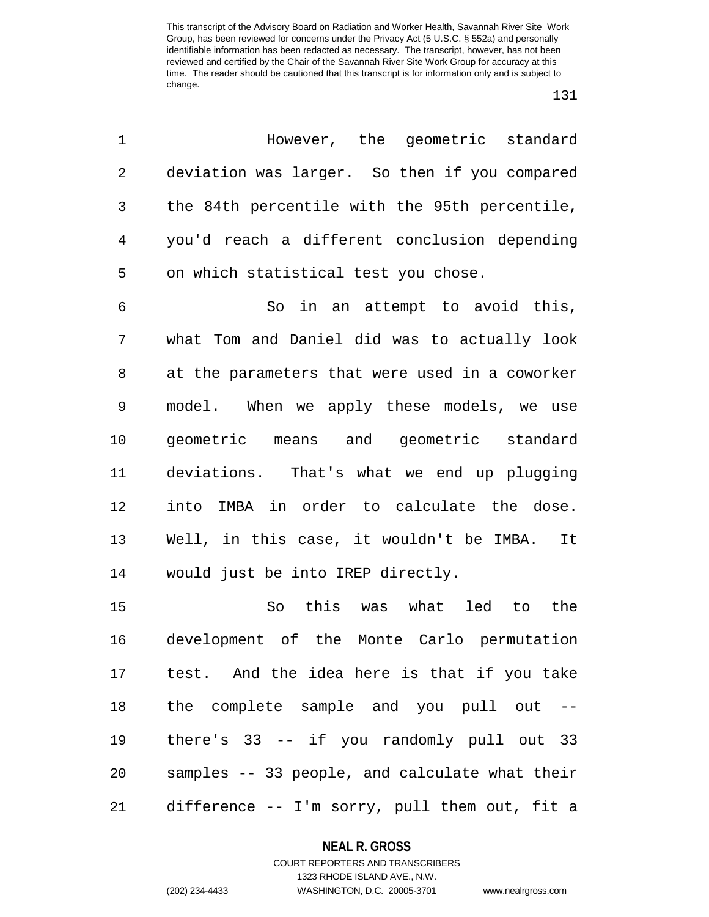However, the geometric standard deviation was larger. So then if you compared the 84th percentile with the 95th percentile, you'd reach a different conclusion depending on which statistical test you chose.

So in an attempt to avoid this, what Tom and Daniel did was to actually look at the parameters that were used in a coworker model. When we apply these models, we use geometric means and geometric standard deviations. That's what we end up plugging into IMBA in order to calculate the dose. Well, in this case, it wouldn't be IMBA. It would just be into IREP directly.

So this was what led to the development of the Monte Carlo permutation test. And the idea here is that if you take the complete sample and you pull out -- there's 33 -- if you randomly pull out 33 samples -- 33 people, and calculate what their difference -- I'm sorry, pull them out, fit a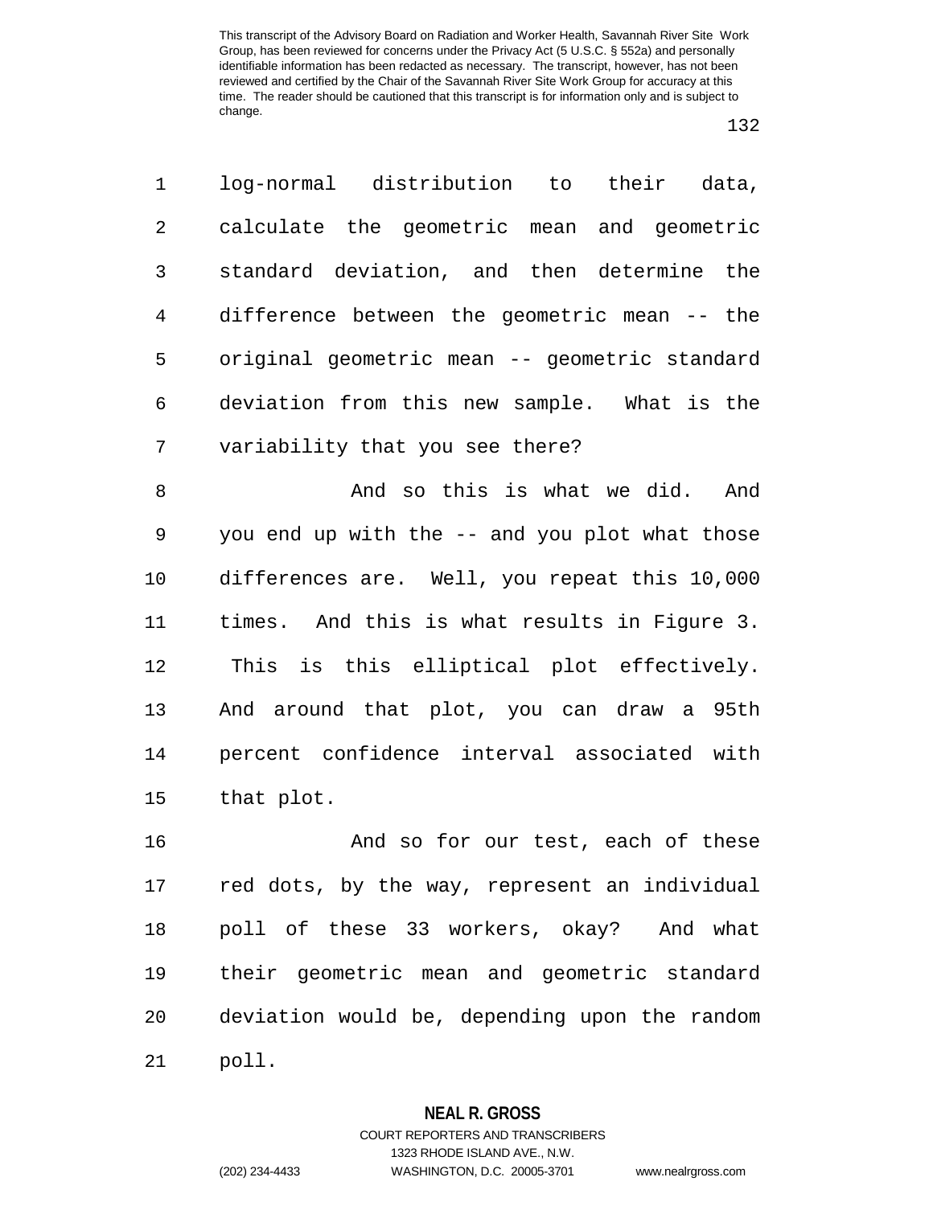log-normal distribution to their data, calculate the geometric mean and geometric standard deviation, and then determine the difference between the geometric mean -- the original geometric mean -- geometric standard deviation from this new sample. What is the variability that you see there?

And so this is what we did. And you end up with the -- and you plot what those differences are. Well, you repeat this 10,000 times. And this is what results in Figure 3. This is this elliptical plot effectively. And around that plot, you can draw a 95th percent confidence interval associated with that plot.

And so for our test, each of these red dots, by the way, represent an individual poll of these 33 workers, okay? And what their geometric mean and geometric standard deviation would be, depending upon the random poll.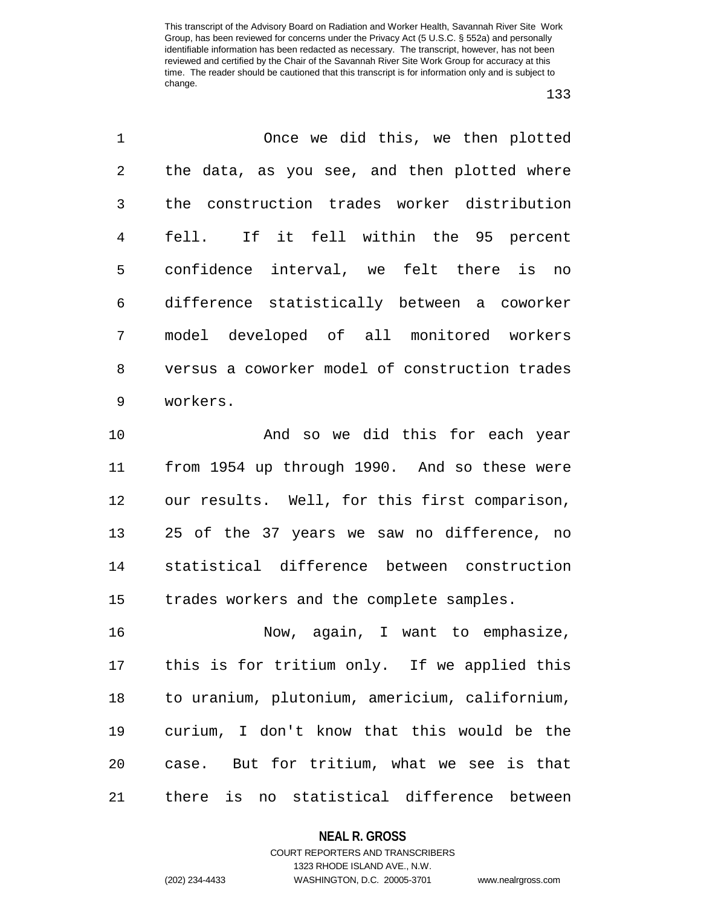Once we did this, we then plotted the data, as you see, and then plotted where the construction trades worker distribution fell. If it fell within the 95 percent confidence interval, we felt there is no difference statistically between a coworker model developed of all monitored workers versus a coworker model of construction trades workers.

And so we did this for each year from 1954 up through 1990. And so these were our results. Well, for this first comparison, 25 of the 37 years we saw no difference, no statistical difference between construction trades workers and the complete samples.

Now, again, I want to emphasize, this is for tritium only. If we applied this to uranium, plutonium, americium, californium, curium, I don't know that this would be the case. But for tritium, what we see is that there is no statistical difference between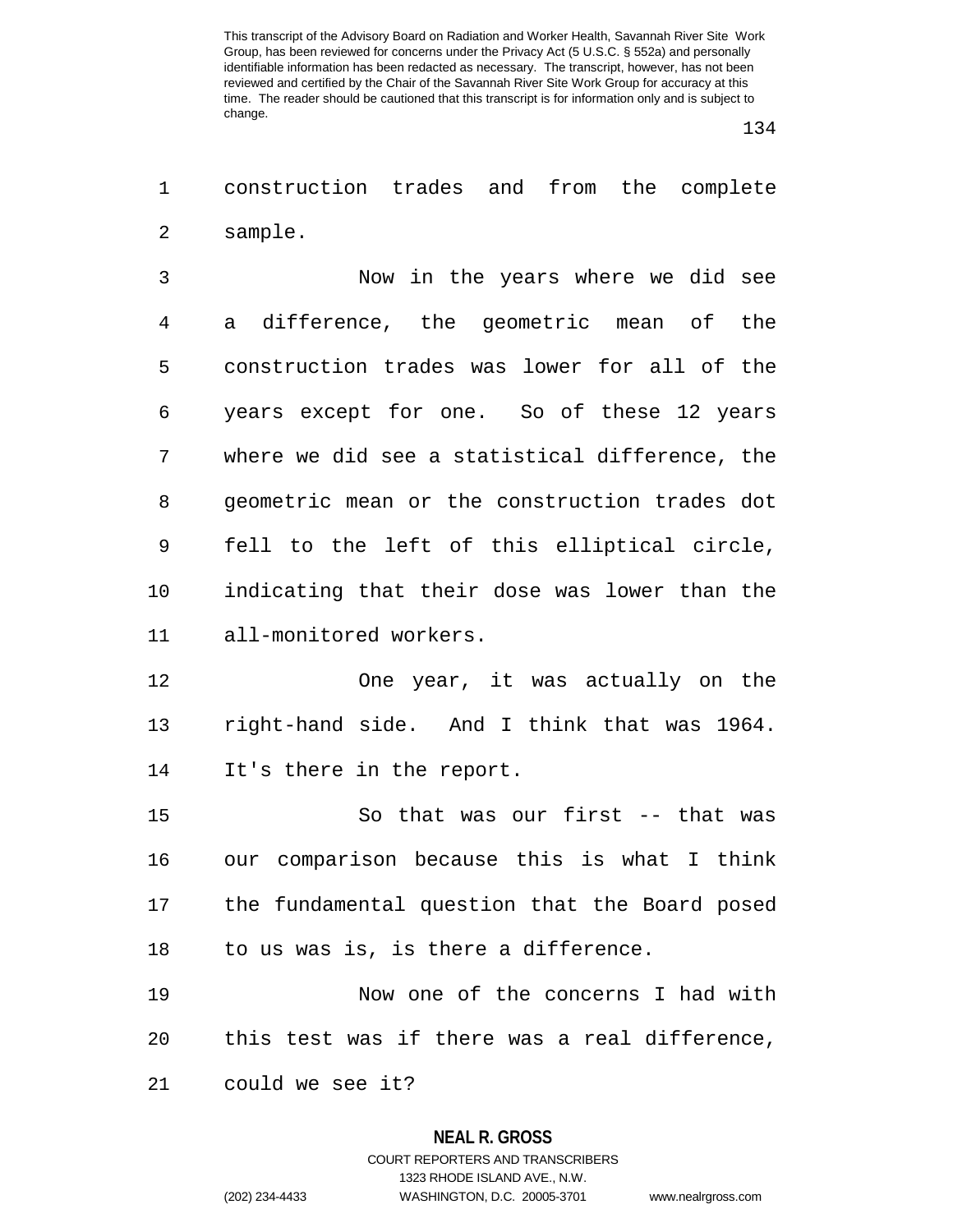construction trades and from the complete sample.

Now in the years where we did see a difference, the geometric mean of the construction trades was lower for all of the years except for one. So of these 12 years where we did see a statistical difference, the geometric mean or the construction trades dot fell to the left of this elliptical circle, indicating that their dose was lower than the all-monitored workers.

One year, it was actually on the right-hand side. And I think that was 1964. It's there in the report.

So that was our first -- that was our comparison because this is what I think the fundamental question that the Board posed to us was is, is there a difference.

Now one of the concerns I had with this test was if there was a real difference, could we see it?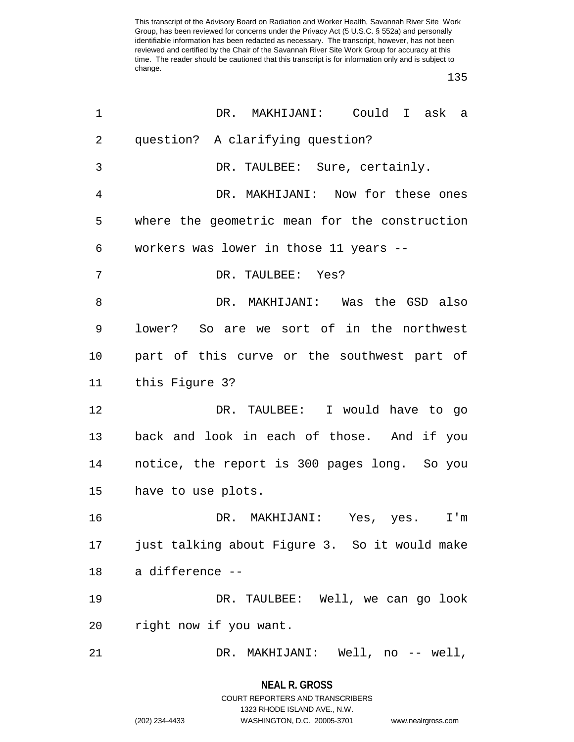DR. MAKHIJANI: Could I ask a question? A clarifying question?

DR. TAULBEE: Sure, certainly.

DR. MAKHIJANI: Now for these ones where the geometric mean for the construction workers was lower in those 11 years --

DR. TAULBEE: Yes?

DR. MAKHIJANI: Was the GSD also lower? So are we sort of in the northwest part of this curve or the southwest part of this Figure 3?

DR. TAULBEE: I would have to go back and look in each of those. And if you notice, the report is 300 pages long. So you have to use plots.

DR. MAKHIJANI: Yes, yes. I'm just talking about Figure 3. So it would make a difference --

DR. TAULBEE: Well, we can go look right now if you want.

DR. MAKHIJANI: Well, no -- well,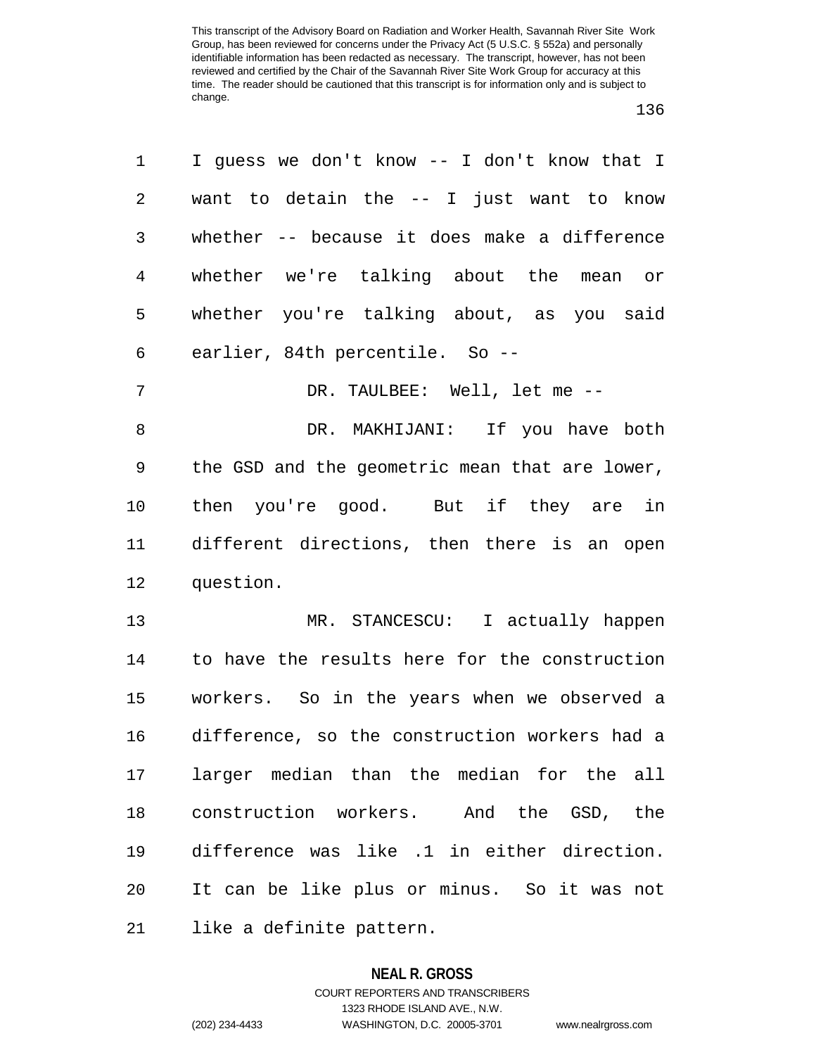I guess we don't know -- I don't know that I want to detain the -- I just want to know whether -- because it does make a difference whether we're talking about the mean or whether you're talking about, as you said earlier, 84th percentile. So --

DR. TAULBEE: Well, let me --

DR. MAKHIJANI: If you have both the GSD and the geometric mean that are lower, then you're good. But if they are in different directions, then there is an open question.

MR. STANCESCU: I actually happen to have the results here for the construction workers. So in the years when we observed a difference, so the construction workers had a larger median than the median for the all construction workers. And the GSD, the difference was like .1 in either direction. It can be like plus or minus. So it was not like a definite pattern.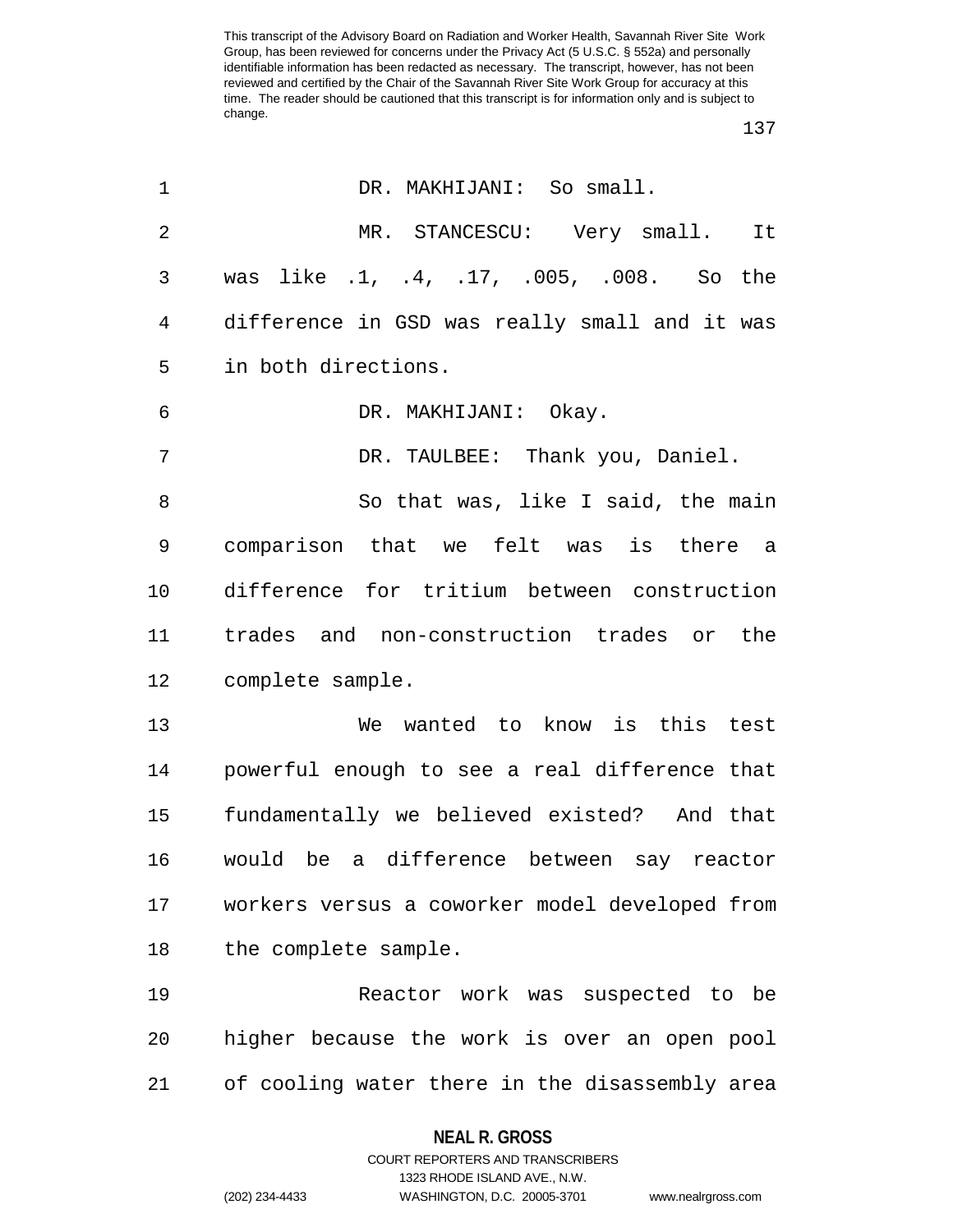DR. MAKHIJANI: So small.

MR. STANCESCU: Very small. It was like .1, .4, .17, .005, .008. So the difference in GSD was really small and it was in both directions.

DR. MAKHIJANI: Okay.

DR. TAULBEE: Thank you, Daniel.

So that was, like I said, the main comparison that we felt was is there a difference for tritium between construction trades and non-construction trades or the complete sample.

We wanted to know is this test powerful enough to see a real difference that fundamentally we believed existed? And that would be a difference between say reactor workers versus a coworker model developed from the complete sample.

Reactor work was suspected to be higher because the work is over an open pool of cooling water there in the disassembly area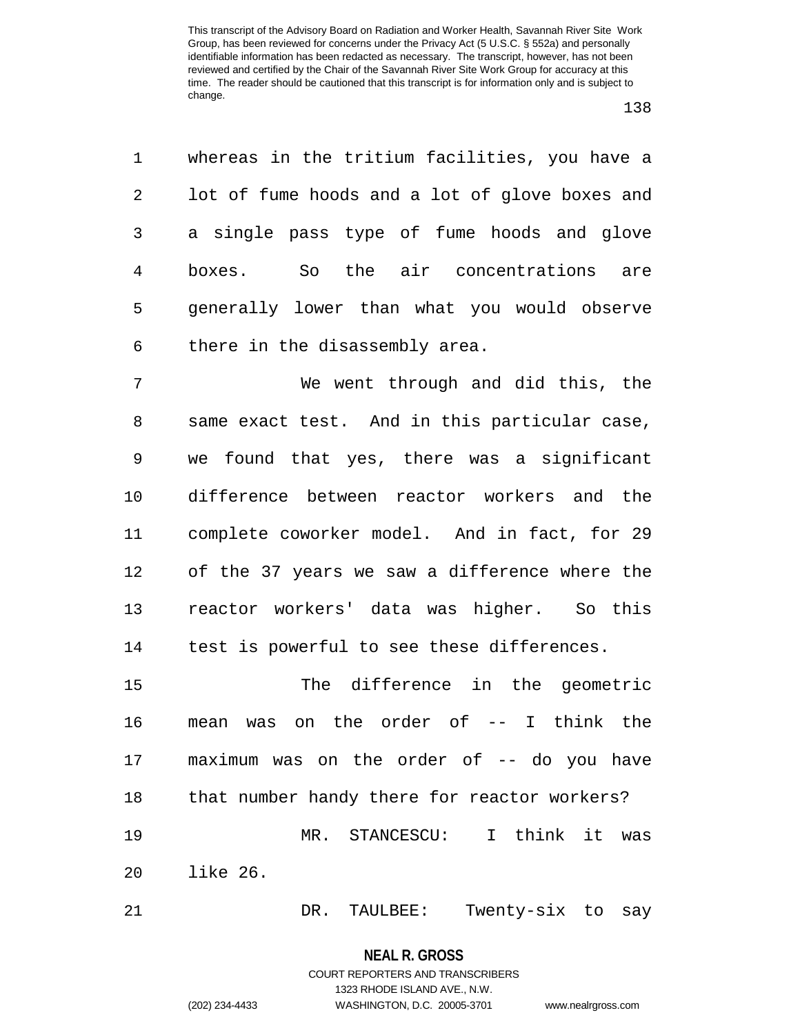whereas in the tritium facilities, you have a lot of fume hoods and a lot of glove boxes and a single pass type of fume hoods and glove boxes. So the air concentrations are generally lower than what you would observe there in the disassembly area.

We went through and did this, the same exact test. And in this particular case, we found that yes, there was a significant difference between reactor workers and the complete coworker model. And in fact, for 29 of the 37 years we saw a difference where the reactor workers' data was higher. So this test is powerful to see these differences.

The difference in the geometric mean was on the order of -- I think the maximum was on the order of -- do you have that number handy there for reactor workers?

MR. STANCESCU: I think it was like 26.

DR. TAULBEE: Twenty-six to say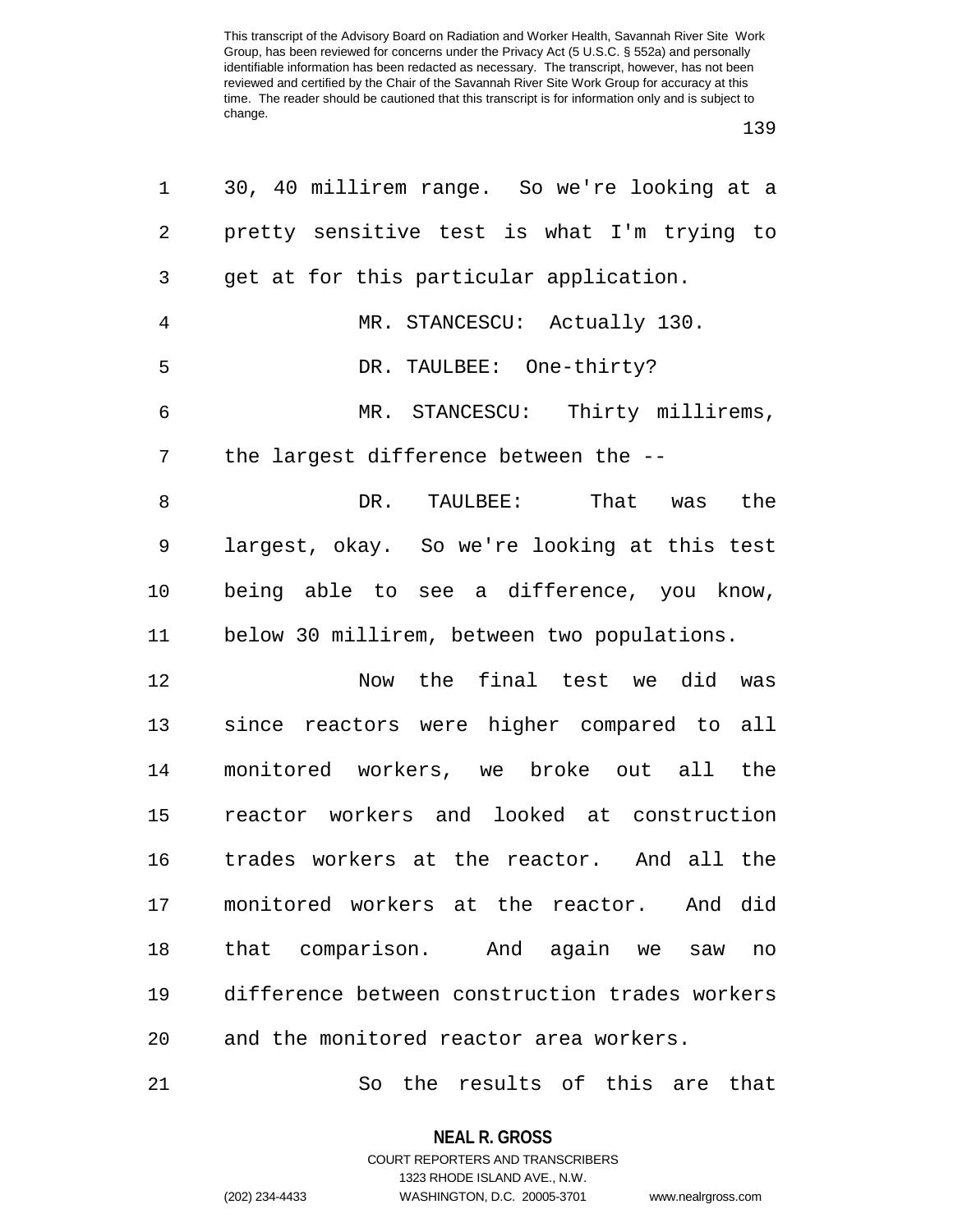30, 40 millirem range. So we're looking at a pretty sensitive test is what I'm trying to get at for this particular application.

MR. STANCESCU: Actually 130.

DR. TAULBEE: One-thirty?

MR. STANCESCU: Thirty millirems, the largest difference between the --

DR. TAULBEE: That was the largest, okay. So we're looking at this test being able to see a difference, you know, below 30 millirem, between two populations.

Now the final test we did was since reactors were higher compared to all monitored workers, we broke out all the reactor workers and looked at construction trades workers at the reactor. And all the monitored workers at the reactor. And did that comparison. And again we saw no difference between construction trades workers and the monitored reactor area workers.

So the results of this are that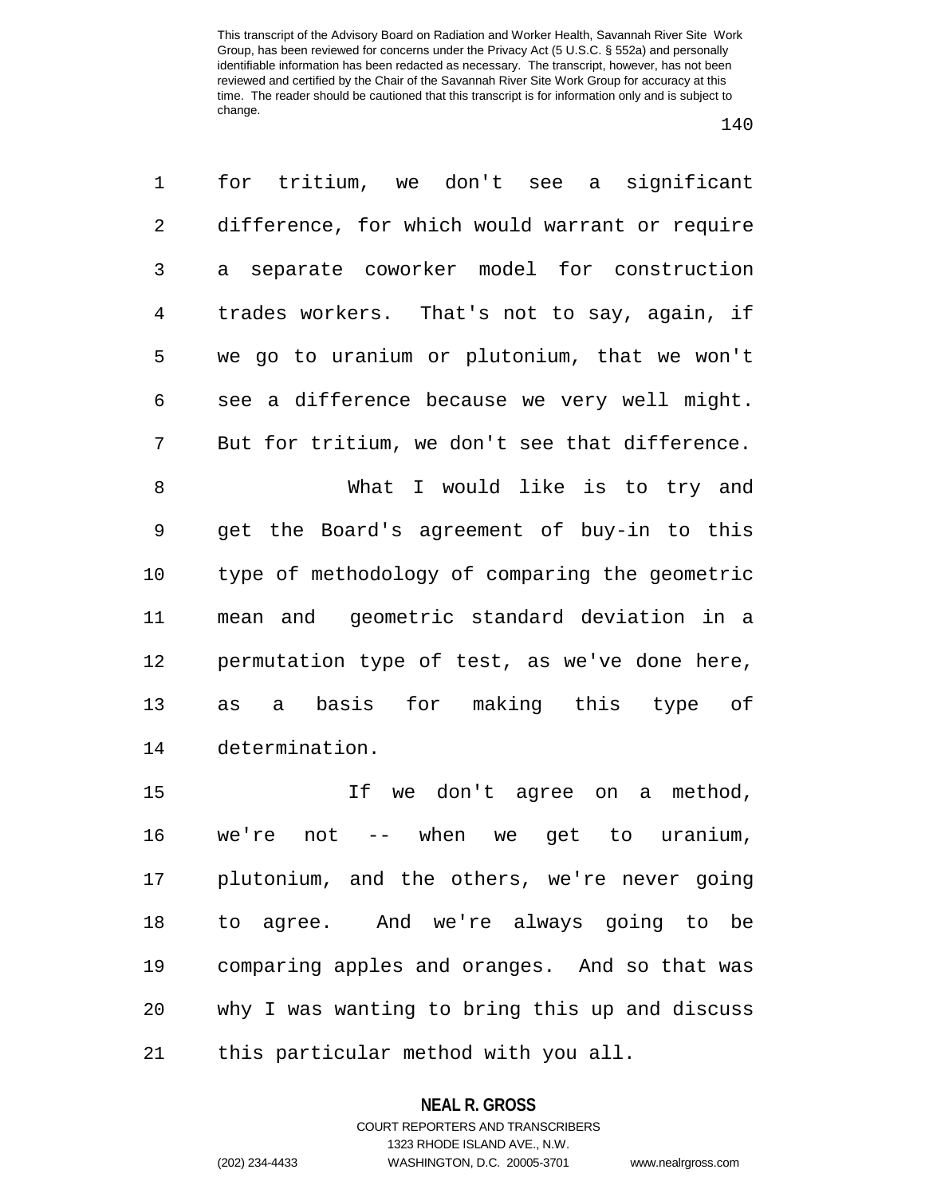for tritium, we don't see a significant difference, for which would warrant or require a separate coworker model for construction trades workers. That's not to say, again, if we go to uranium or plutonium, that we won't see a difference because we very well might. But for tritium, we don't see that difference.

What I would like is to try and get the Board's agreement of buy-in to this type of methodology of comparing the geometric mean and geometric standard deviation in a permutation type of test, as we've done here, as a basis for making this type of determination.

If we don't agree on a method, we're not -- when we get to uranium, plutonium, and the others, we're never going to agree. And we're always going to be comparing apples and oranges. And so that was why I was wanting to bring this up and discuss this particular method with you all.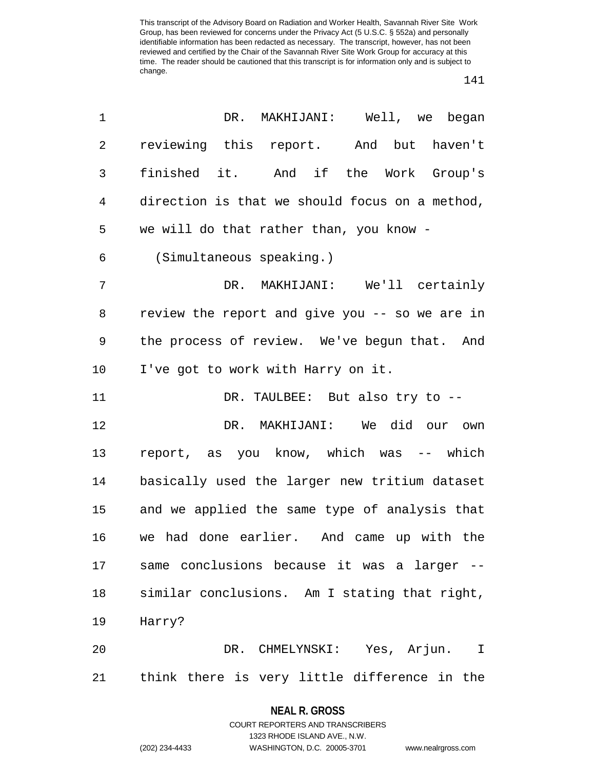DR. MAKHIJANI: Well, we began reviewing this report. And but haven't finished it. And if the Work Group's direction is that we should focus on a method, we will do that rather than, you know -

(Simultaneous speaking.)

DR. MAKHIJANI: We'll certainly review the report and give you -- so we are in the process of review. We've begun that. And I've got to work with Harry on it.

DR. TAULBEE: But also try to --

DR. MAKHIJANI: We did our own report, as you know, which was -- which basically used the larger new tritium dataset and we applied the same type of analysis that we had done earlier. And came up with the same conclusions because it was a larger -- similar conclusions. Am I stating that right, Harry?

DR. CHMELYNSKI: Yes, Arjun. I think there is very little difference in the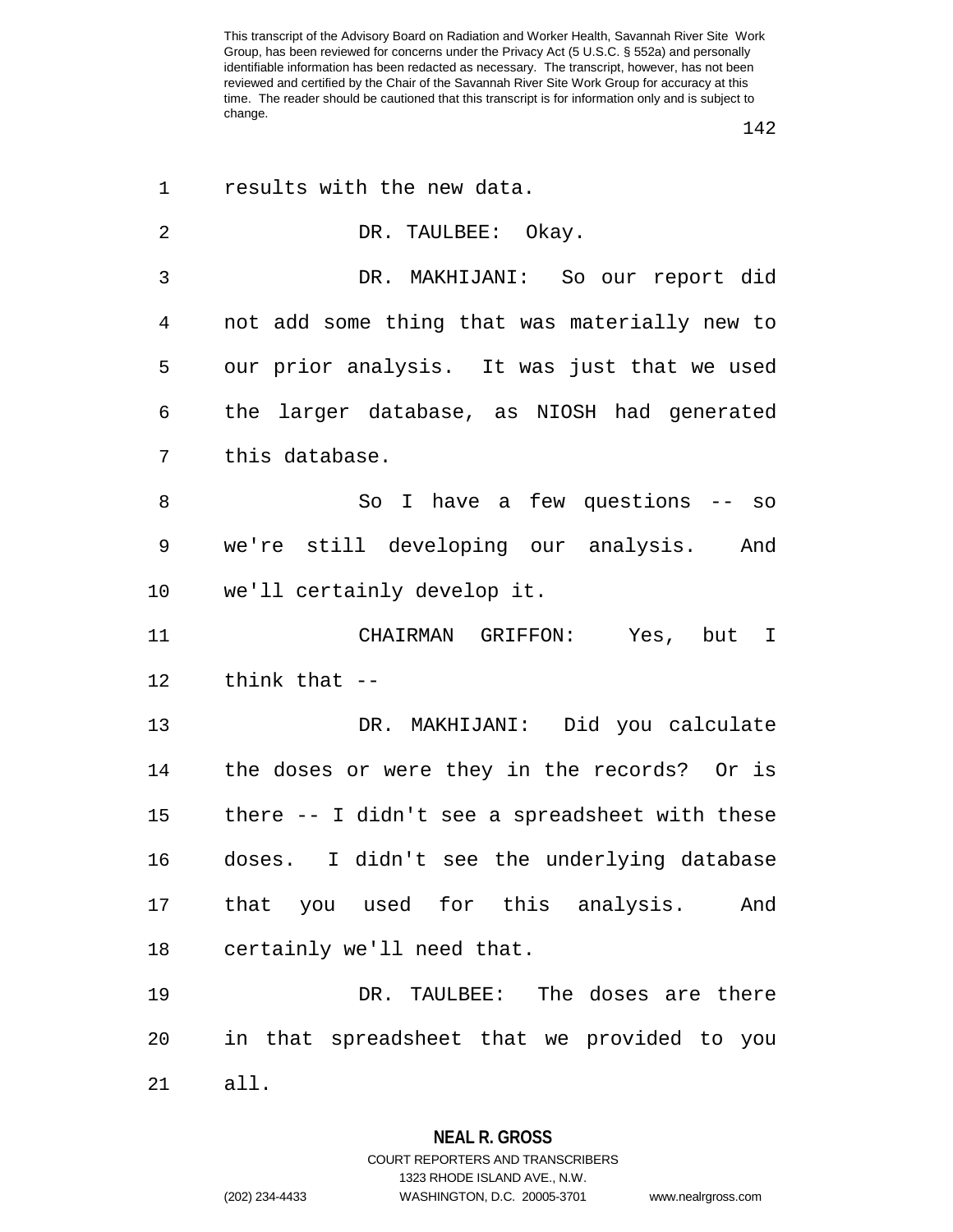results with the new data.

DR. TAULBEE: Okay.

DR. MAKHIJANI: So our report did not add some thing that was materially new to our prior analysis. It was just that we used the larger database, as NIOSH had generated this database.

So I have a few questions -- so we're still developing our analysis. And we'll certainly develop it.

CHAIRMAN GRIFFON: Yes, but I think that --

DR. MAKHIJANI: Did you calculate the doses or were they in the records? Or is there -- I didn't see a spreadsheet with these doses. I didn't see the underlying database that you used for this analysis. And certainly we'll need that.

DR. TAULBEE: The doses are there in that spreadsheet that we provided to you all.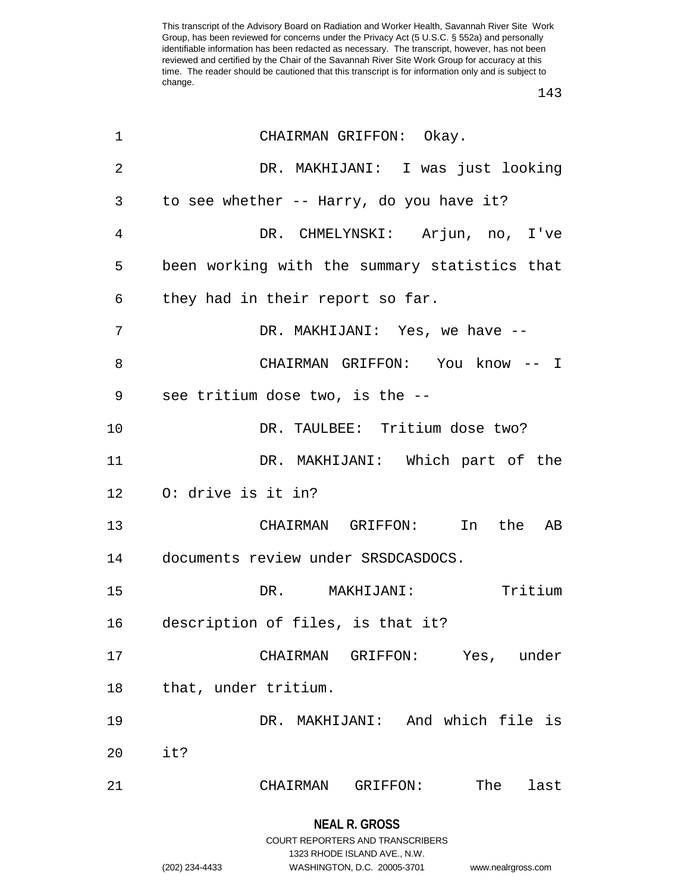CHAIRMAN GRIFFON: Okay.

DR. MAKHIJANI: I was just looking to see whether -- Harry, do you have it?

DR. CHMELYNSKI: Arjun, no, I've been working with the summary statistics that they had in their report so far.

DR. MAKHIJANI: Yes, we have --

CHAIRMAN GRIFFON: You know -- I see tritium dose two, is the --

DR. TAULBEE: Tritium dose two?

DR. MAKHIJANI: Which part of the O: drive is it in?

CHAIRMAN GRIFFON: In the AB documents review under SRSDCASDOCS.

DR. MAKHIJANI: Tritium description of files, is that it?

CHAIRMAN GRIFFON: Yes, under that, under tritium.

DR. MAKHIJANI: And which file is it?

CHAIRMAN GRIFFON: The last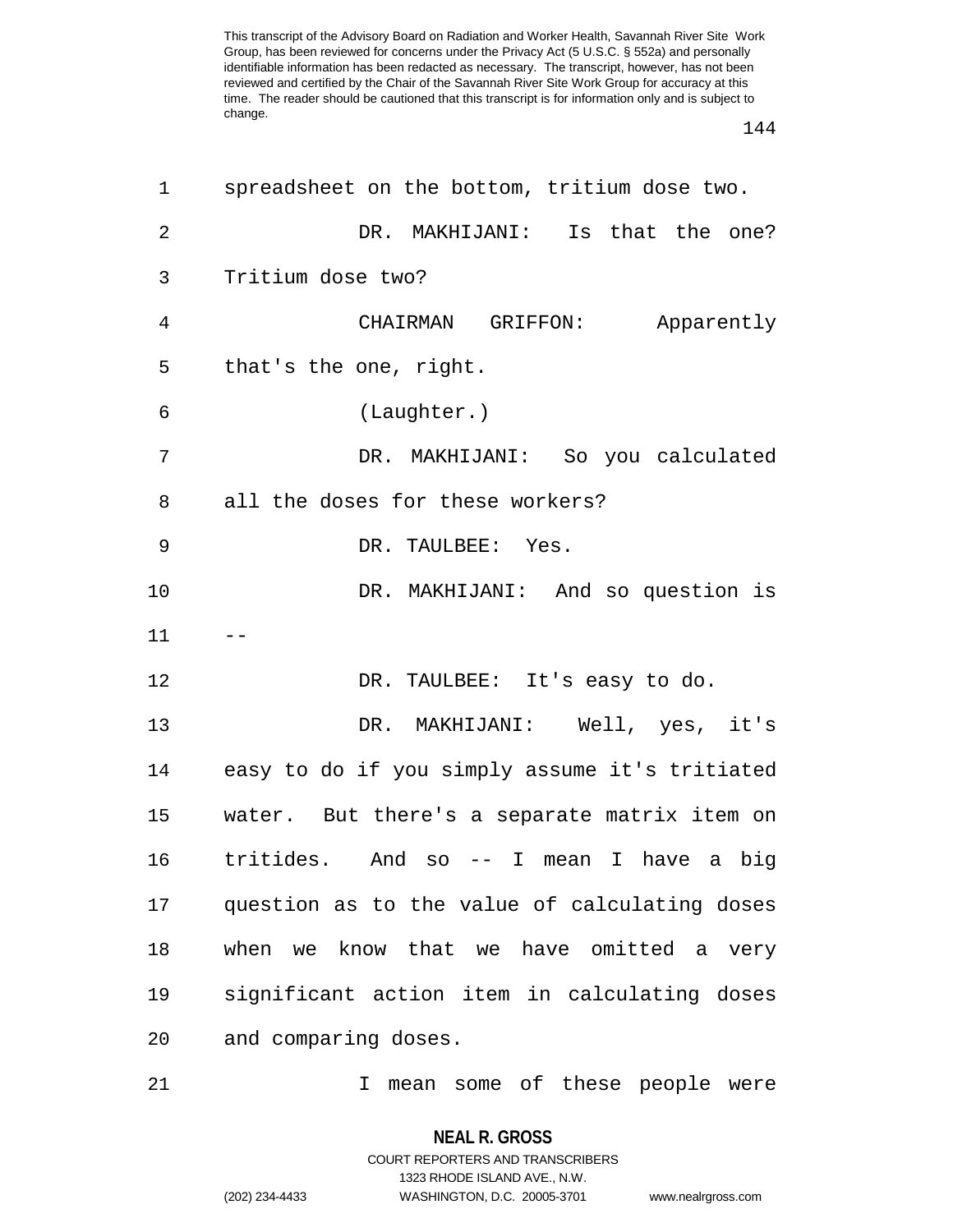spreadsheet on the bottom, tritium dose two.

DR. MAKHIJANI: Is that the one? Tritium dose two?

CHAIRMAN GRIFFON: Apparently that's the one, right.

(Laughter.)

DR. MAKHIJANI: So you calculated all the doses for these workers?

DR. TAULBEE: Yes.

DR. MAKHIJANI: And so question is --

DR. TAULBEE: It's easy to do.

DR. MAKHIJANI: Well, yes, it's easy to do if you simply assume it's tritiated water. But there's a separate matrix item on tritides. And so -- I mean I have a big question as to the value of calculating doses when we know that we have omitted a very significant action item in calculating doses and comparing doses.

I mean some of these people were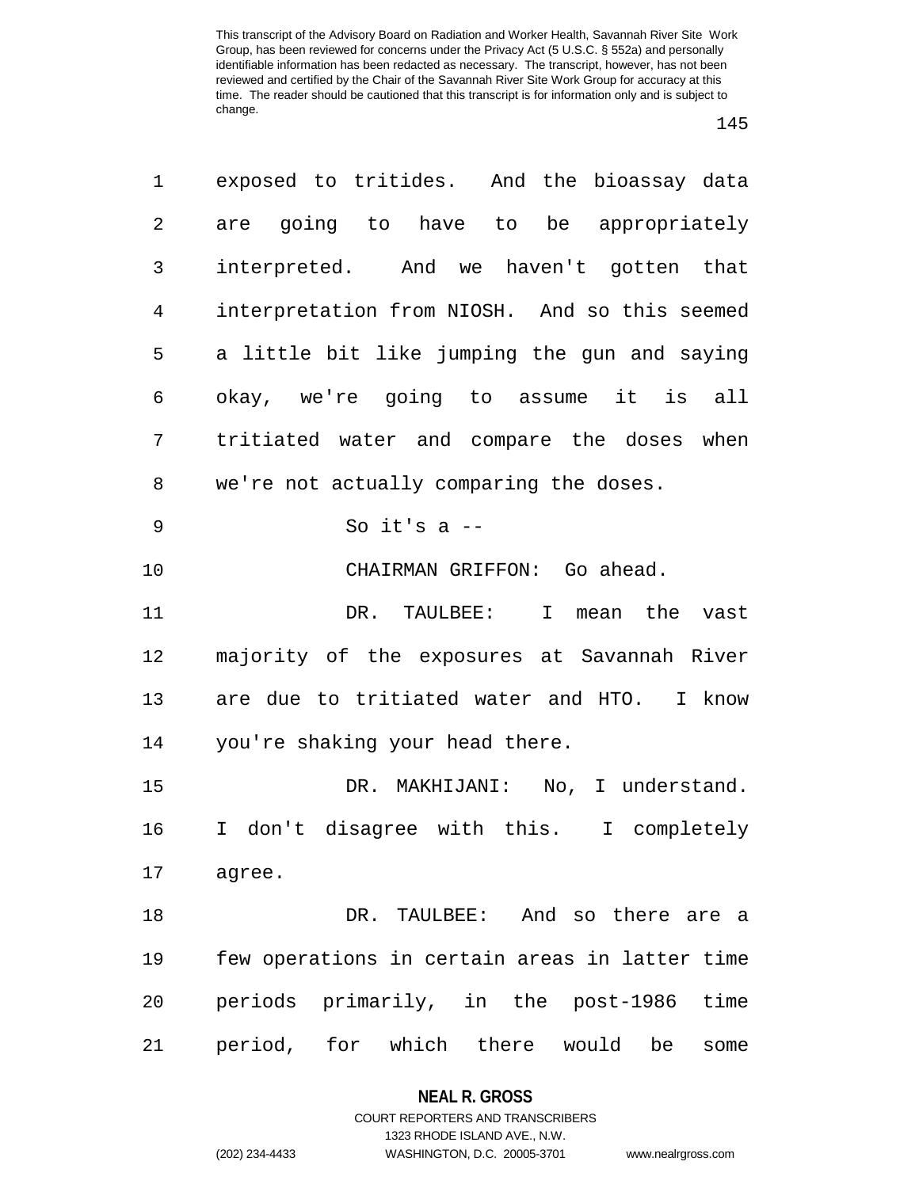exposed to tritides. And the bioassay data are going to have to be appropriately interpreted. And we haven't gotten that interpretation from NIOSH. And so this seemed a little bit like jumping the gun and saying okay, we're going to assume it is all tritiated water and compare the doses when we're not actually comparing the doses.

So it's a --

CHAIRMAN GRIFFON: Go ahead.

DR. TAULBEE: I mean the vast majority of the exposures at Savannah River are due to tritiated water and HTO. I know you're shaking your head there.

DR. MAKHIJANI: No, I understand. I don't disagree with this. I completely agree.

DR. TAULBEE: And so there are a few operations in certain areas in latter time periods primarily, in the post-1986 time period, for which there would be some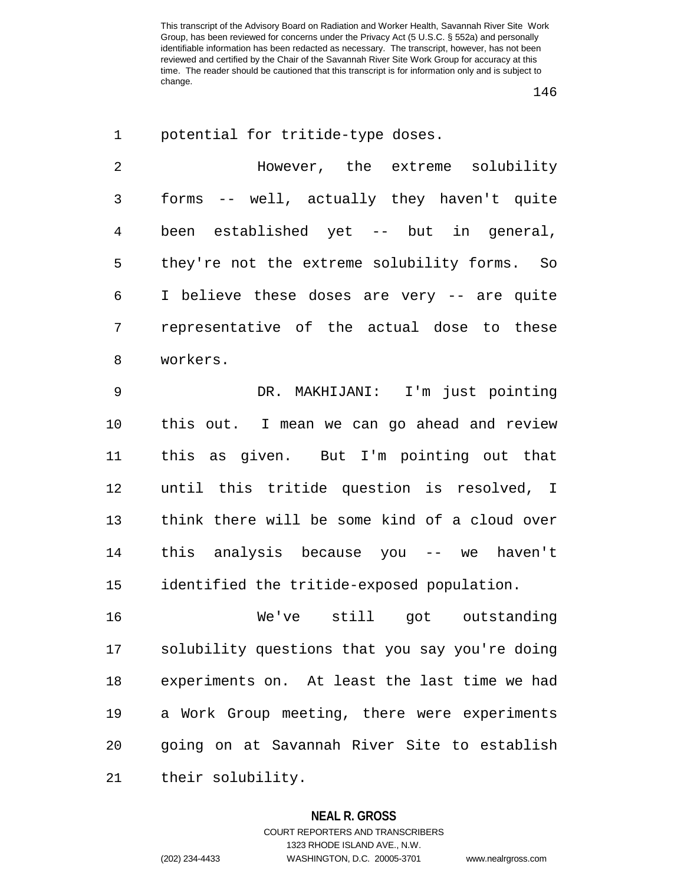potential for tritide-type doses.

However, the extreme solubility forms -- well, actually they haven't quite been established yet -- but in general, they're not the extreme solubility forms. So I believe these doses are very -- are quite representative of the actual dose to these workers.

DR. MAKHIJANI: I'm just pointing this out. I mean we can go ahead and review this as given. But I'm pointing out that until this tritide question is resolved, I think there will be some kind of a cloud over this analysis because you -- we haven't identified the tritide-exposed population.

We've still got outstanding solubility questions that you say you're doing experiments on. At least the last time we had a Work Group meeting, there were experiments going on at Savannah River Site to establish their solubility.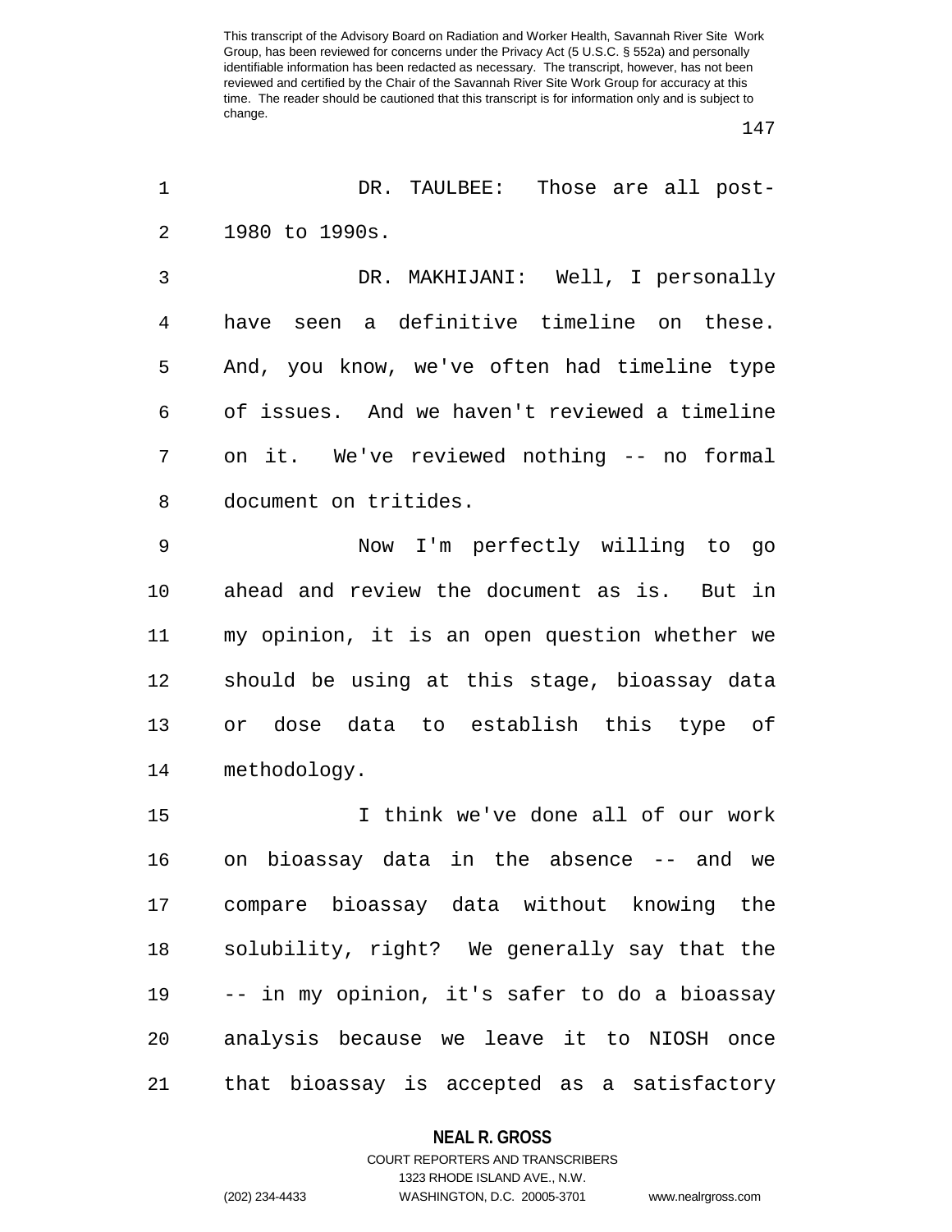DR. TAULBEE: Those are all post-1980 to 1990s.

DR. MAKHIJANI: Well, I personally have seen a definitive timeline on these. And, you know, we've often had timeline type of issues. And we haven't reviewed a timeline on it. We've reviewed nothing -- no formal document on tritides.

Now I'm perfectly willing to go ahead and review the document as is. But in my opinion, it is an open question whether we should be using at this stage, bioassay data or dose data to establish this type of methodology.

I think we've done all of our work on bioassay data in the absence -- and we compare bioassay data without knowing the solubility, right? We generally say that the -- in my opinion, it's safer to do a bioassay analysis because we leave it to NIOSH once that bioassay is accepted as a satisfactory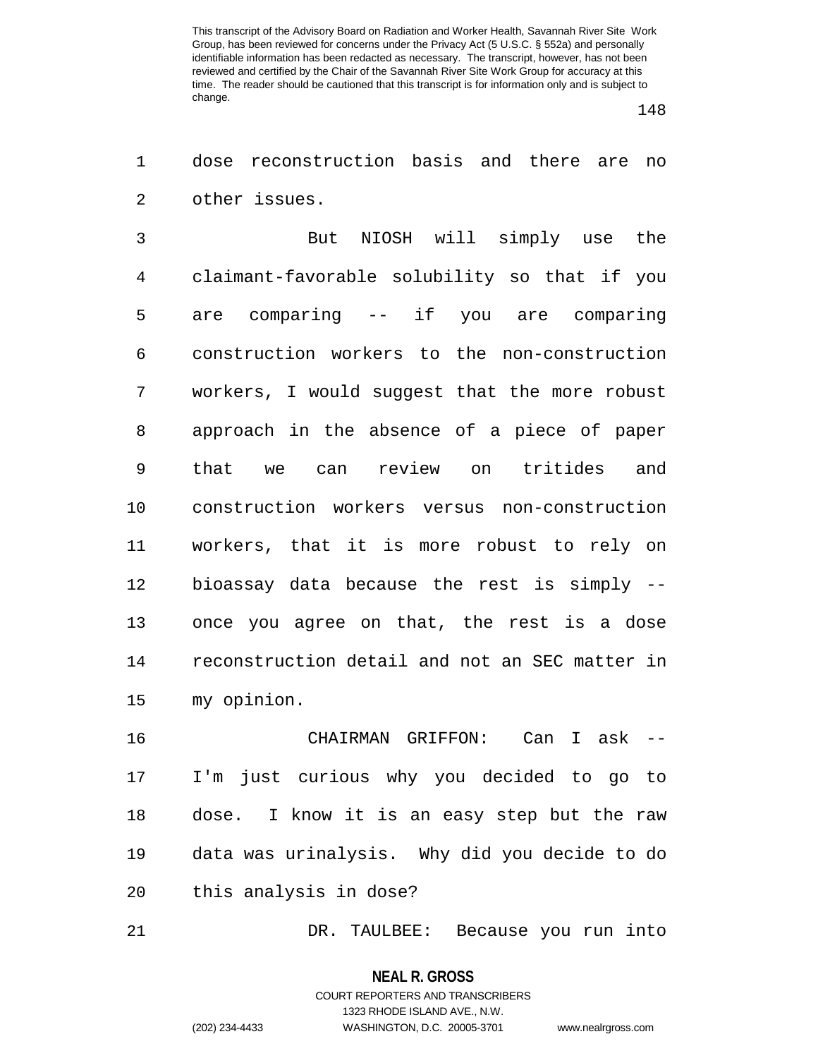dose reconstruction basis and there are no other issues.

But NIOSH will simply use the claimant-favorable solubility so that if you are comparing -- if you are comparing construction workers to the non-construction workers, I would suggest that the more robust approach in the absence of a piece of paper that we can review on tritides and construction workers versus non-construction workers, that it is more robust to rely on bioassay data because the rest is simply -- once you agree on that, the rest is a dose reconstruction detail and not an SEC matter in my opinion.

CHAIRMAN GRIFFON: Can I ask -- I'm just curious why you decided to go to dose. I know it is an easy step but the raw data was urinalysis. Why did you decide to do this analysis in dose?

DR. TAULBEE: Because you run into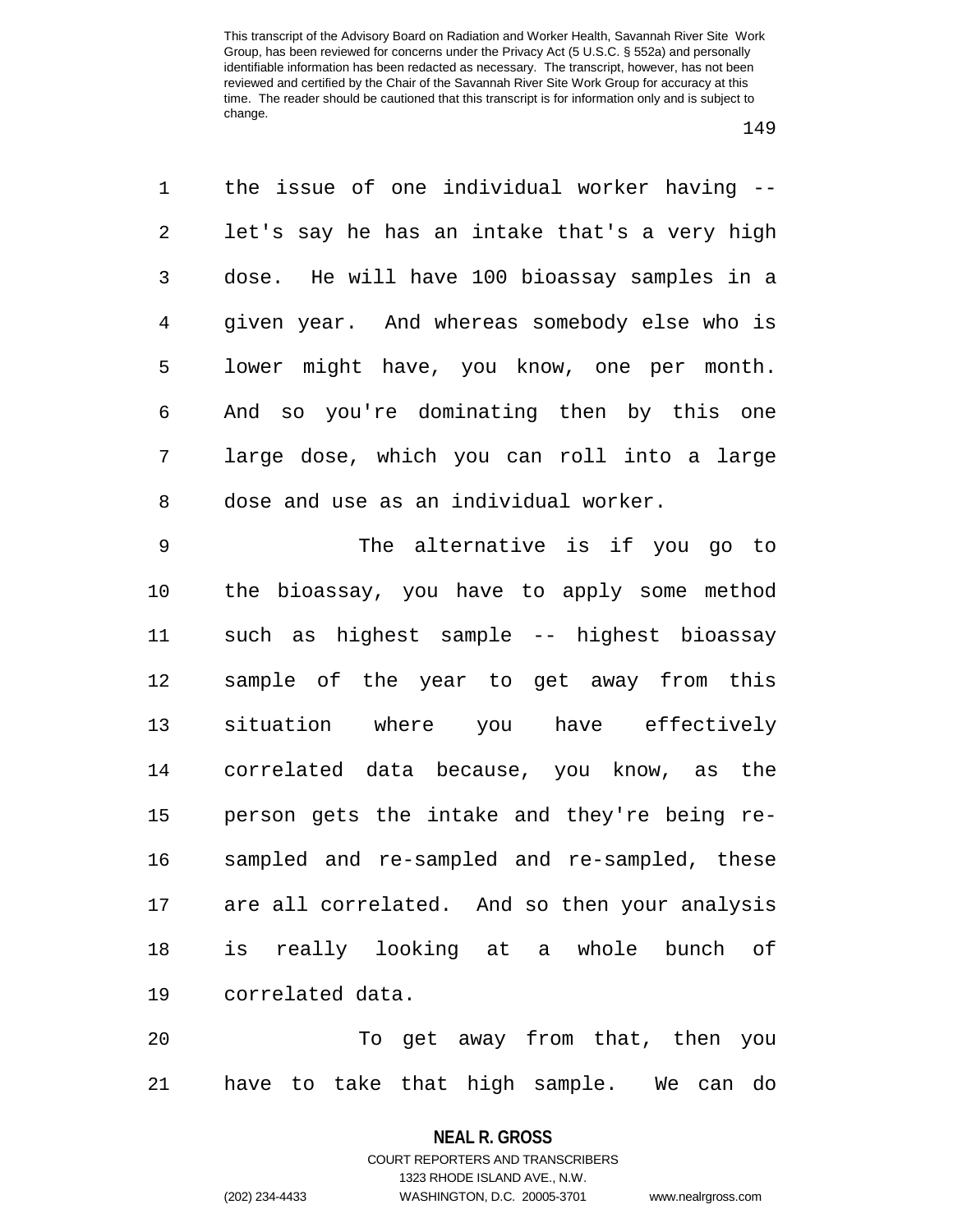the issue of one individual worker having -- let's say he has an intake that's a very high dose. He will have 100 bioassay samples in a given year. And whereas somebody else who is lower might have, you know, one per month. And so you're dominating then by this one large dose, which you can roll into a large dose and use as an individual worker.

The alternative is if you go to the bioassay, you have to apply some method such as highest sample -- highest bioassay sample of the year to get away from this situation where you have effectively correlated data because, you know, as the person gets the intake and they're being re-sampled and re-sampled and re-sampled, these are all correlated. And so then your analysis is really looking at a whole bunch of correlated data.

To get away from that, then you have to take that high sample. We can do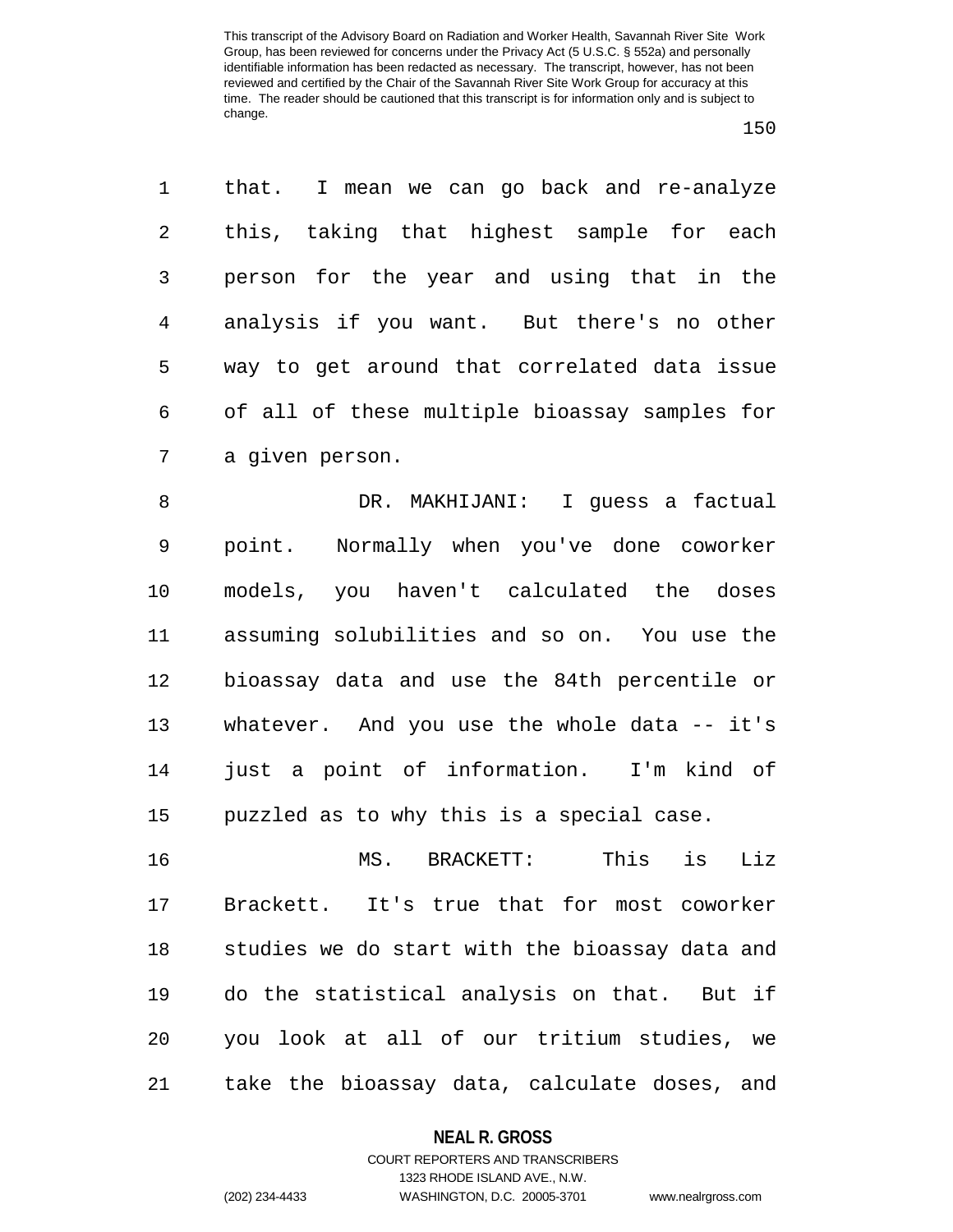that. I mean we can go back and re-analyze this, taking that highest sample for each person for the year and using that in the analysis if you want. But there's no other way to get around that correlated data issue of all of these multiple bioassay samples for a given person.

DR. MAKHIJANI: I guess a factual point. Normally when you've done coworker models, you haven't calculated the doses assuming solubilities and so on. You use the bioassay data and use the 84th percentile or whatever. And you use the whole data -- it's just a point of information. I'm kind of puzzled as to why this is a special case.

MS. BRACKETT: This is Liz Brackett. It's true that for most coworker studies we do start with the bioassay data and do the statistical analysis on that. But if you look at all of our tritium studies, we take the bioassay data, calculate doses, and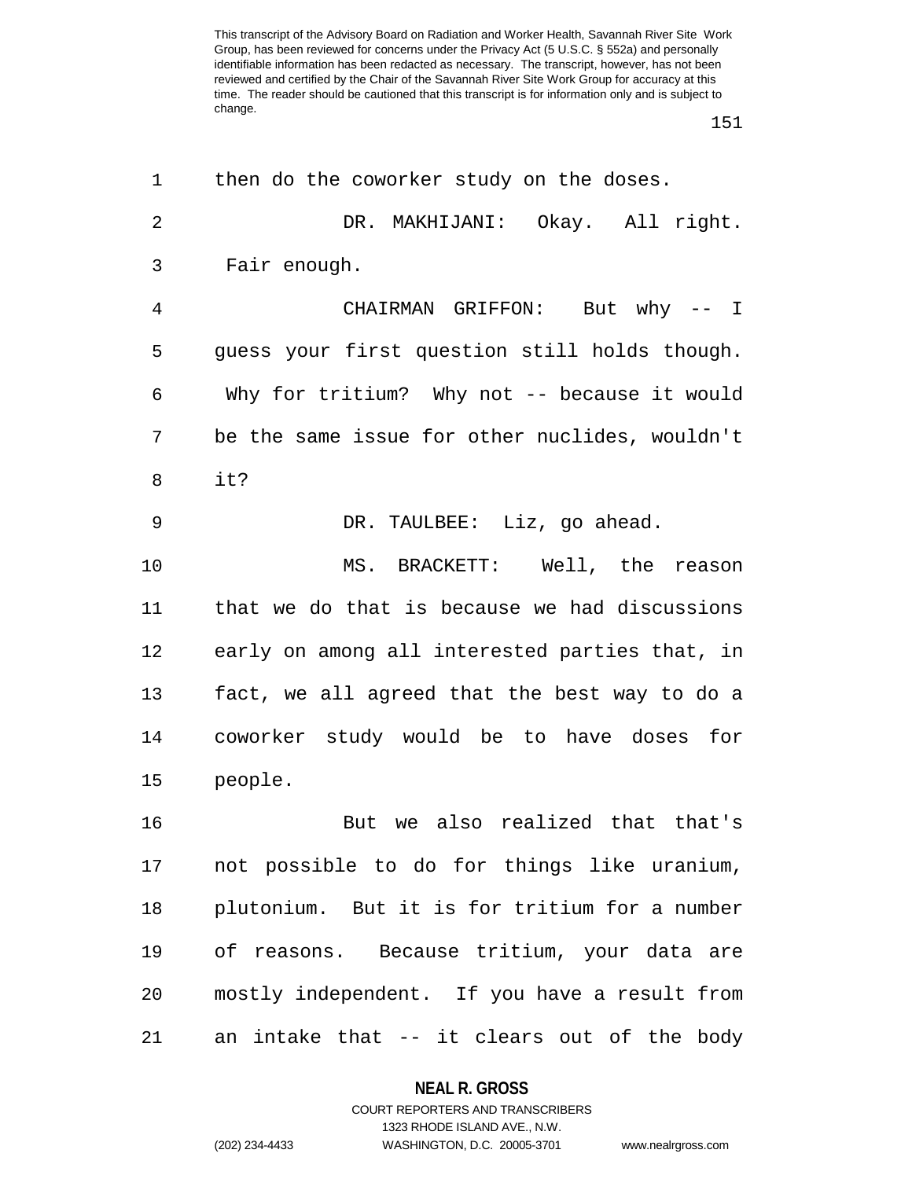then do the coworker study on the doses.

DR. MAKHIJANI: Okay. All right. Fair enough.

CHAIRMAN GRIFFON: But why -- I guess your first question still holds though. Why for tritium? Why not -- because it would be the same issue for other nuclides, wouldn't it?

DR. TAULBEE: Liz, go ahead.

MS. BRACKETT: Well, the reason that we do that is because we had discussions early on among all interested parties that, in fact, we all agreed that the best way to do a coworker study would be to have doses for people.

But we also realized that that's not possible to do for things like uranium, plutonium. But it is for tritium for a number of reasons. Because tritium, your data are mostly independent. If you have a result from an intake that -- it clears out of the body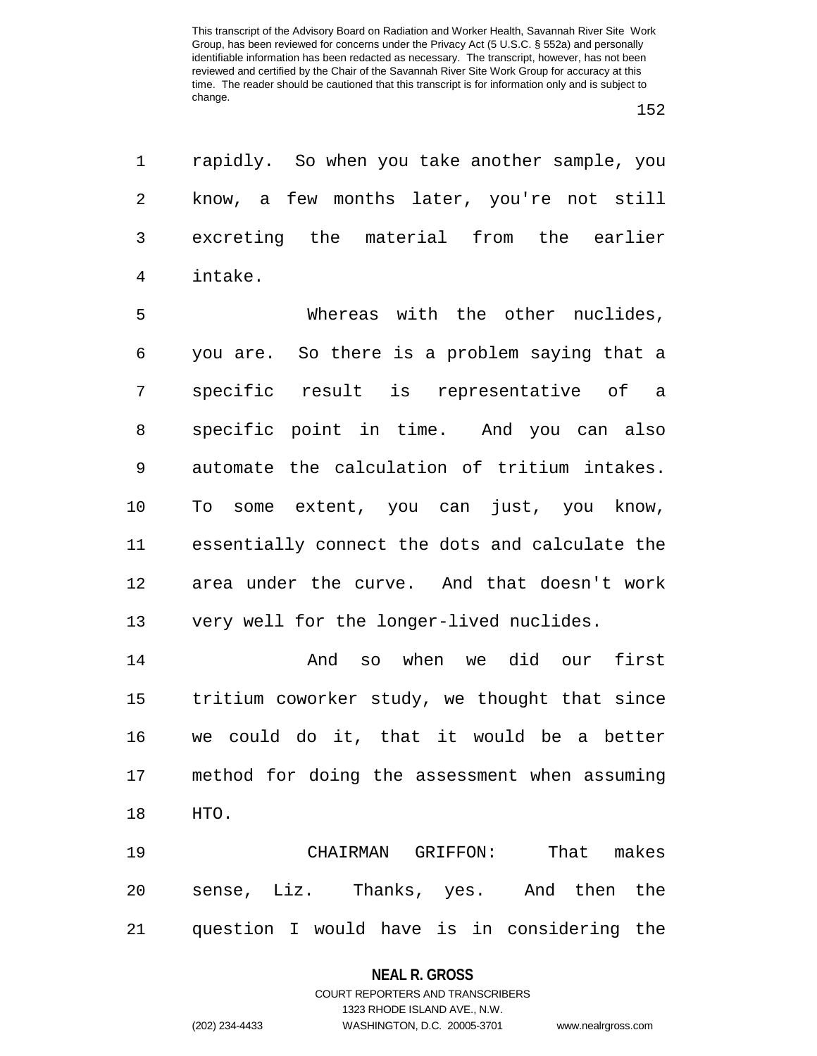rapidly. So when you take another sample, you know, a few months later, you're not still excreting the material from the earlier intake.

Whereas with the other nuclides, you are. So there is a problem saying that a specific result is representative of a specific point in time. And you can also automate the calculation of tritium intakes. To some extent, you can just, you know, essentially connect the dots and calculate the area under the curve. And that doesn't work very well for the longer-lived nuclides.

And so when we did our first tritium coworker study, we thought that since we could do it, that it would be a better method for doing the assessment when assuming HTO.

CHAIRMAN GRIFFON: That makes sense, Liz. Thanks, yes. And then the question I would have is in considering the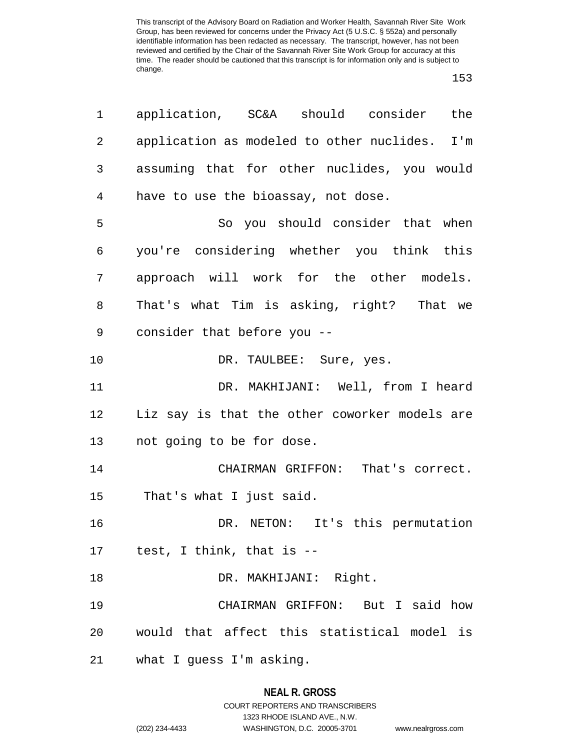application, SC&A should consider the application as modeled to other nuclides. I'm assuming that for other nuclides, you would have to use the bioassay, not dose.

So you should consider that when you're considering whether you think this approach will work for the other models. That's what Tim is asking, right? That we consider that before you --

DR. TAULBEE: Sure, yes.

DR. MAKHIJANI: Well, from I heard Liz say is that the other coworker models are not going to be for dose.

CHAIRMAN GRIFFON: That's correct. That's what I just said.

DR. NETON: It's this permutation test, I think, that is --

DR. MAKHIJANI: Right.

CHAIRMAN GRIFFON: But I said how would that affect this statistical model is what I guess I'm asking.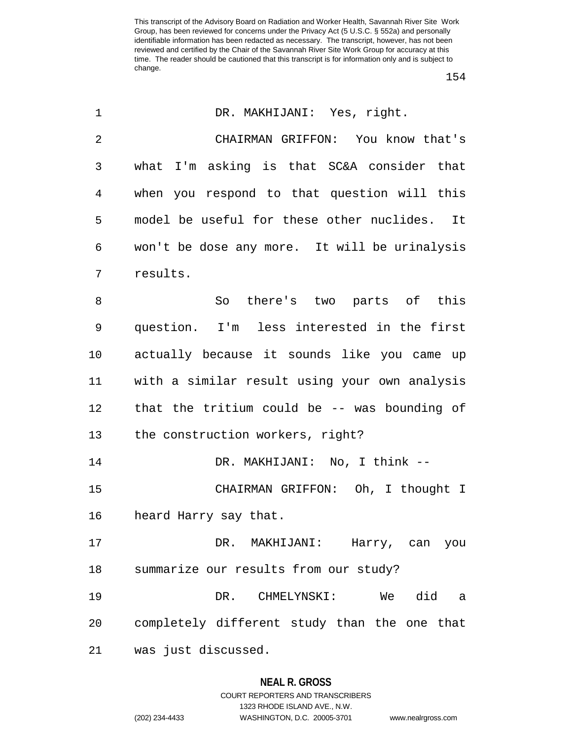DR. MAKHIJANI: Yes, right.

CHAIRMAN GRIFFON: You know that's what I'm asking is that SC&A consider that when you respond to that question will this model be useful for these other nuclides. It won't be dose any more. It will be urinalysis results.

So there's two parts of this question. I'm less interested in the first actually because it sounds like you came up with a similar result using your own analysis that the tritium could be -- was bounding of the construction workers, right?

DR. MAKHIJANI: No, I think --

CHAIRMAN GRIFFON: Oh, I thought I heard Harry say that.

DR. MAKHIJANI: Harry, can you summarize our results from our study?

DR. CHMELYNSKI: We did a completely different study than the one that was just discussed.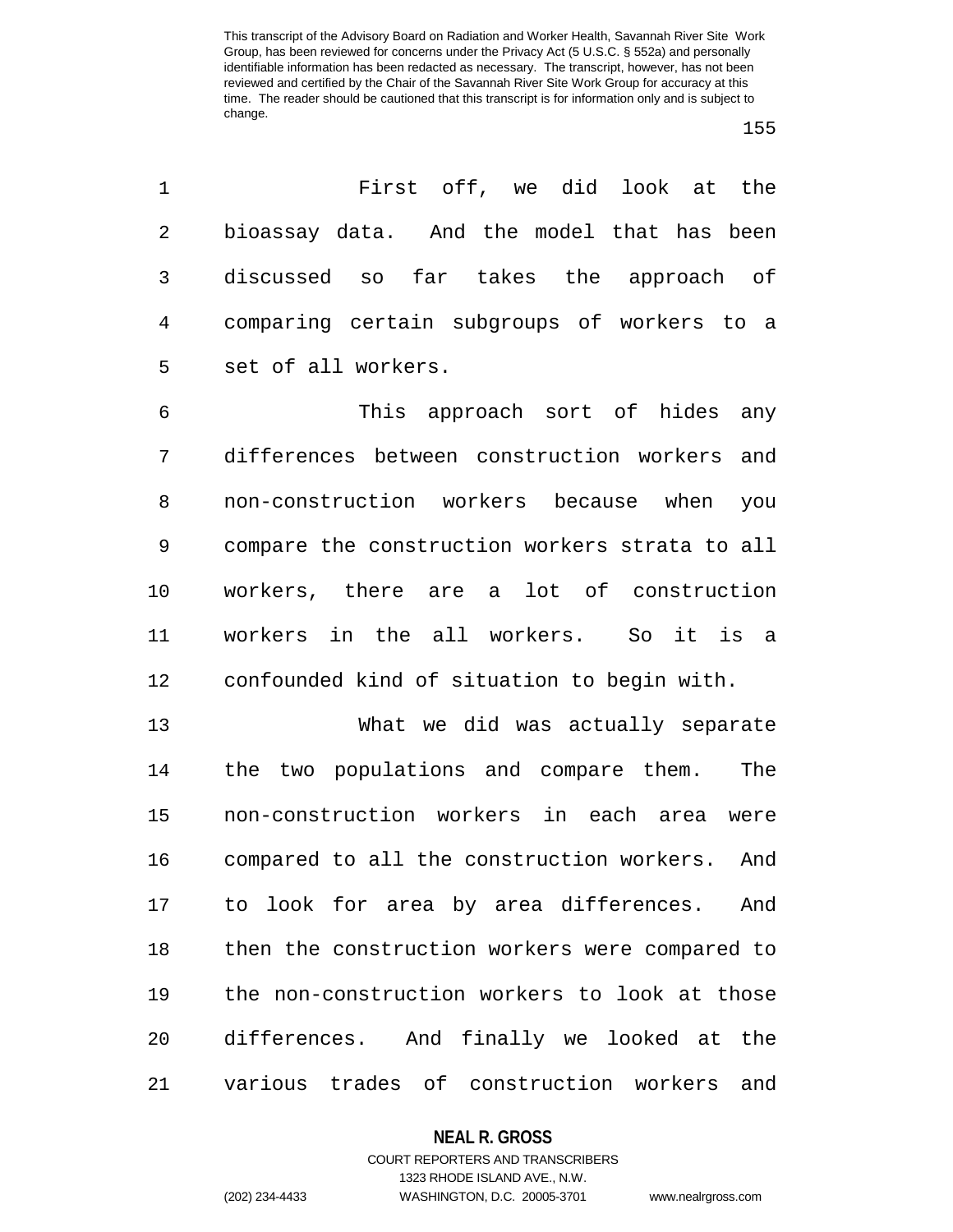First off, we did look at the bioassay data. And the model that has been discussed so far takes the approach of comparing certain subgroups of workers to a set of all workers.

This approach sort of hides any differences between construction workers and non-construction workers because when you compare the construction workers strata to all workers, there are a lot of construction workers in the all workers. So it is a confounded kind of situation to begin with.

What we did was actually separate the two populations and compare them. The non-construction workers in each area were compared to all the construction workers. And to look for area by area differences. And then the construction workers were compared to the non-construction workers to look at those differences. And finally we looked at the various trades of construction workers and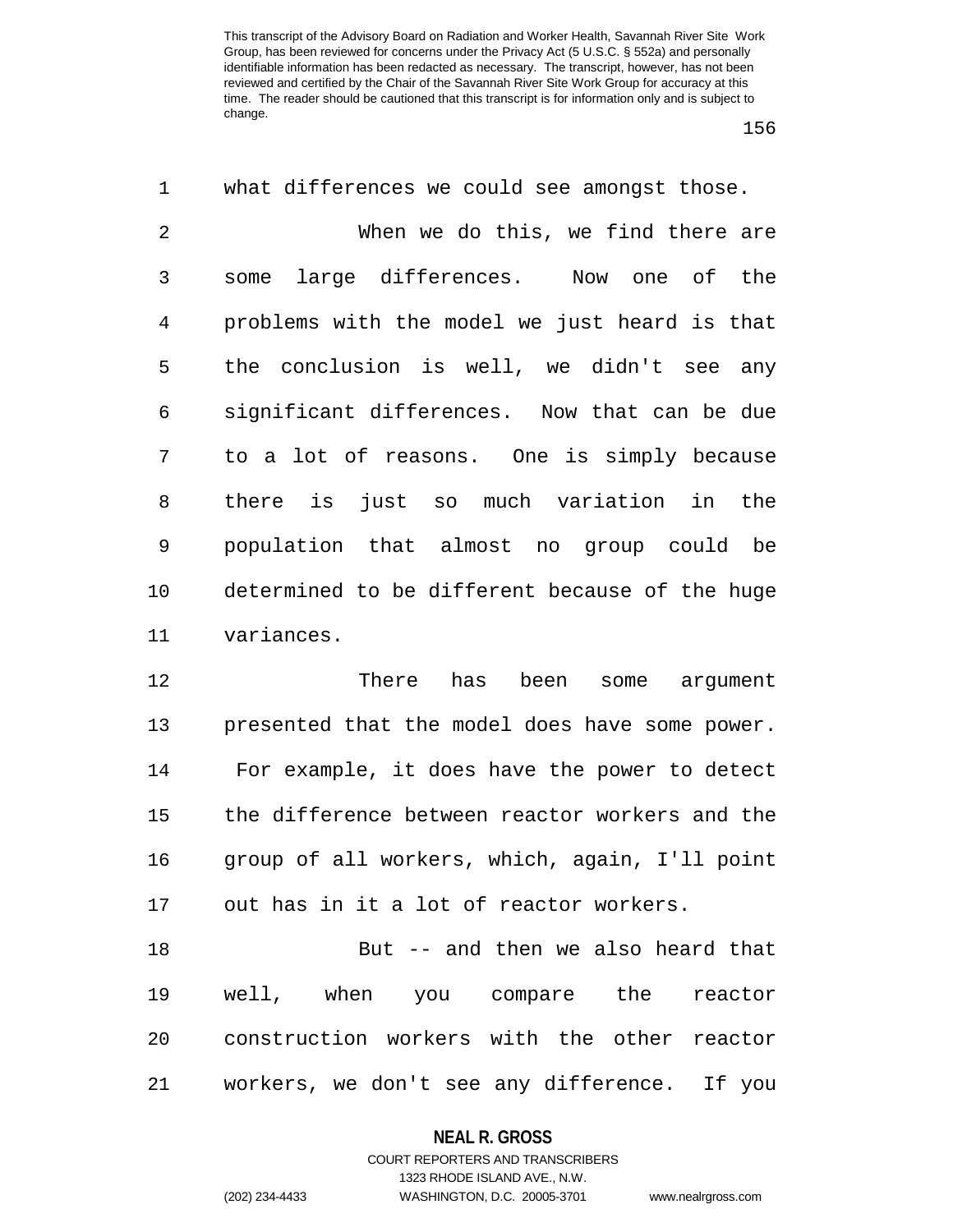what differences we could see amongst those.

When we do this, we find there are some large differences. Now one of the problems with the model we just heard is that the conclusion is well, we didn't see any significant differences. Now that can be due to a lot of reasons. One is simply because there is just so much variation in the population that almost no group could be determined to be different because of the huge variances.

There has been some argument presented that the model does have some power. For example, it does have the power to detect the difference between reactor workers and the group of all workers, which, again, I'll point out has in it a lot of reactor workers.

But -- and then we also heard that well, when you compare the reactor construction workers with the other reactor workers, we don't see any difference. If you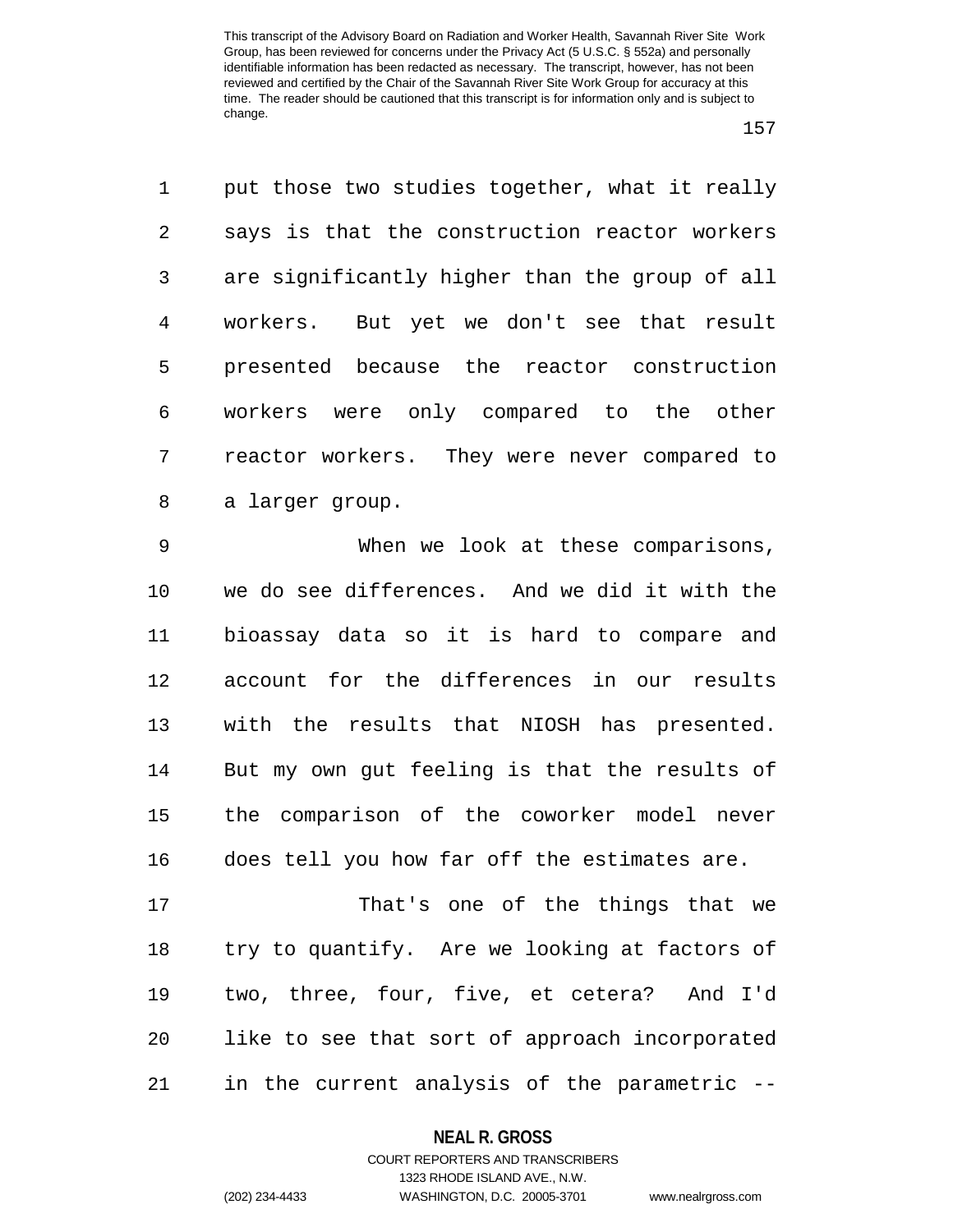put those two studies together, what it really says is that the construction reactor workers are significantly higher than the group of all workers. But yet we don't see that result presented because the reactor construction workers were only compared to the other reactor workers. They were never compared to a larger group.

When we look at these comparisons, we do see differences. And we did it with the bioassay data so it is hard to compare and account for the differences in our results with the results that NIOSH has presented. But my own gut feeling is that the results of the comparison of the coworker model never does tell you how far off the estimates are.

That's one of the things that we try to quantify. Are we looking at factors of two, three, four, five, et cetera? And I'd like to see that sort of approach incorporated in the current analysis of the parametric --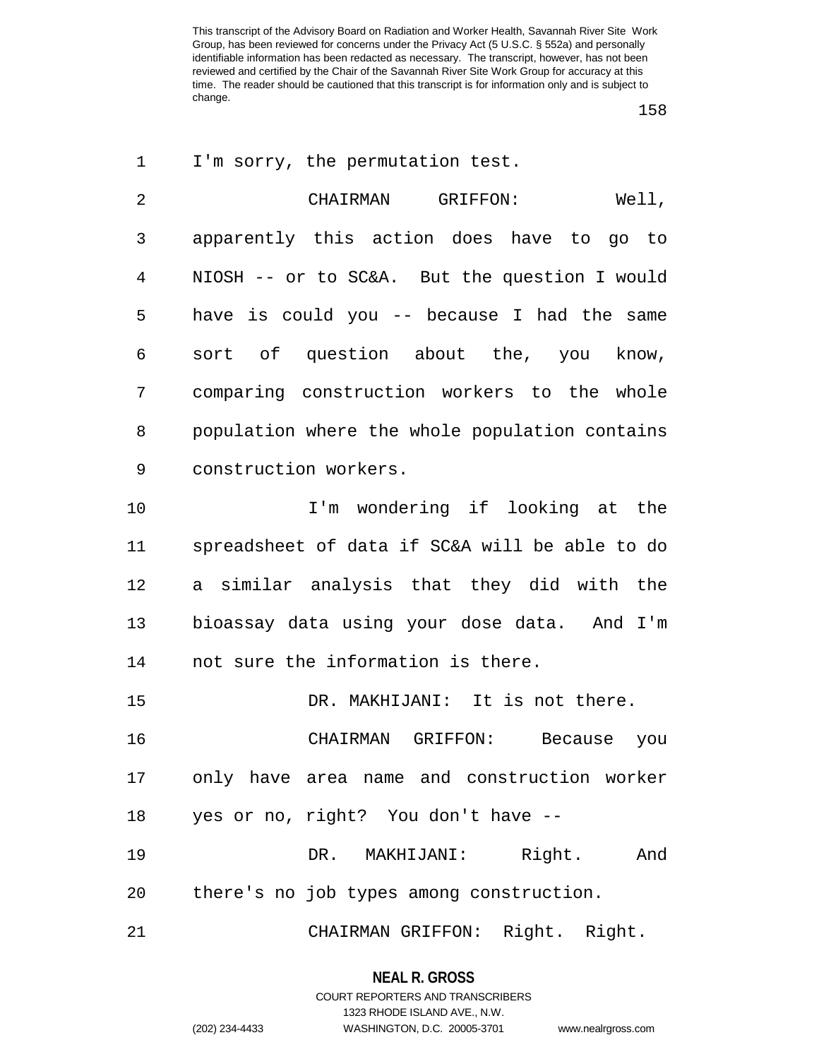I'm sorry, the permutation test.

CHAIRMAN GRIFFON: Well, apparently this action does have to go to NIOSH -- or to SC&A. But the question I would have is could you -- because I had the same sort of question about the, you know, comparing construction workers to the whole population where the whole population contains construction workers.

I'm wondering if looking at the spreadsheet of data if SC&A will be able to do a similar analysis that they did with the bioassay data using your dose data. And I'm not sure the information is there.

DR. MAKHIJANI: It is not there.

CHAIRMAN GRIFFON: Because you only have area name and construction worker yes or no, right? You don't have --

DR. MAKHIJANI: Right. And there's no job types among construction.

CHAIRMAN GRIFFON: Right. Right.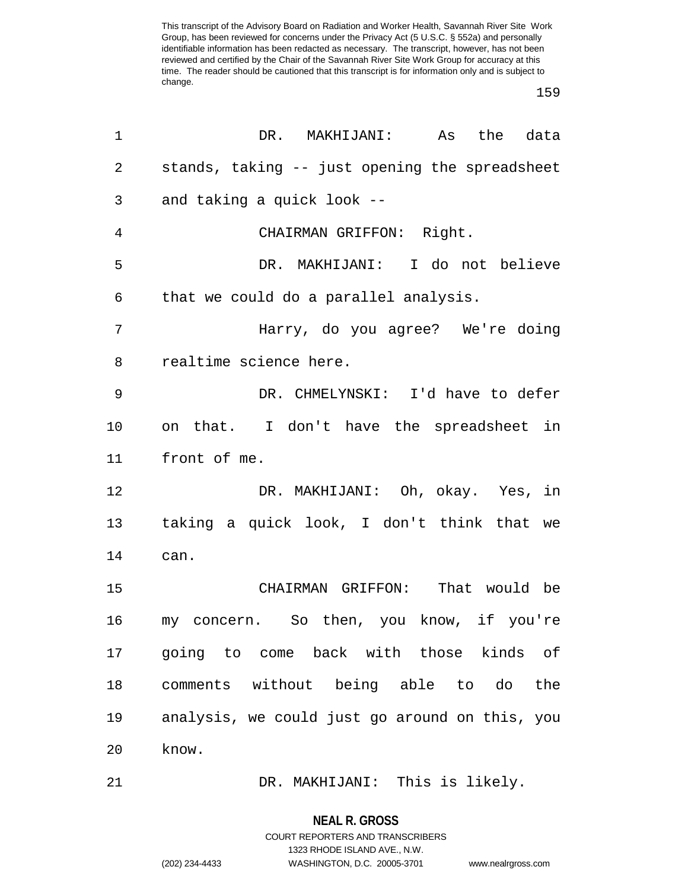DR. MAKHIJANI: As the data stands, taking -- just opening the spreadsheet and taking a quick look --

CHAIRMAN GRIFFON: Right.

DR. MAKHIJANI: I do not believe that we could do a parallel analysis.

Harry, do you agree? We're doing realtime science here.

DR. CHMELYNSKI: I'd have to defer on that. I don't have the spreadsheet in front of me.

DR. MAKHIJANI: Oh, okay. Yes, in taking a quick look, I don't think that we can.

CHAIRMAN GRIFFON: That would be my concern. So then, you know, if you're going to come back with those kinds of comments without being able to do the analysis, we could just go around on this, you know.

DR. MAKHIJANI: This is likely.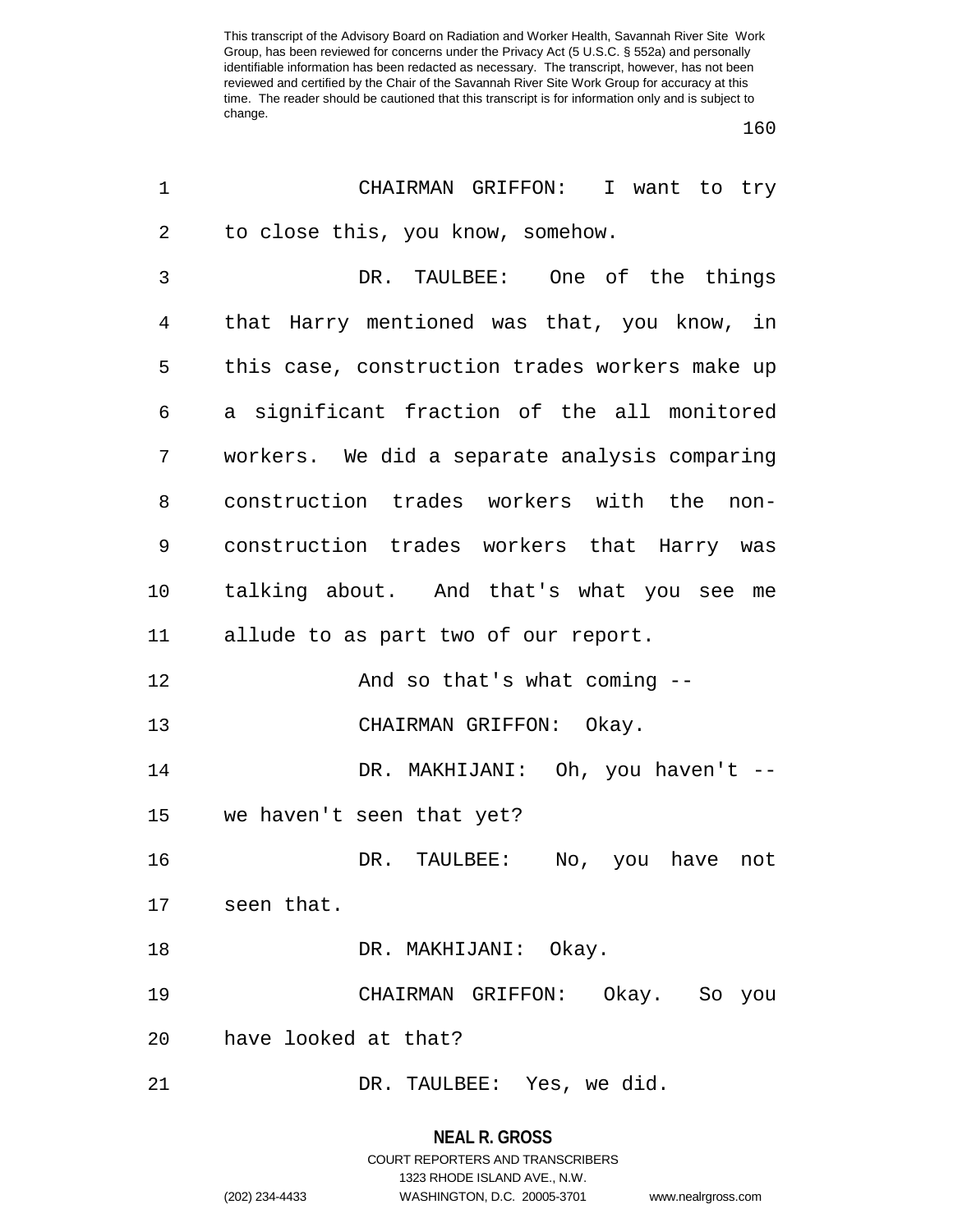CHAIRMAN GRIFFON: I want to try to close this, you know, somehow.

DR. TAULBEE: One of the things that Harry mentioned was that, you know, in this case, construction trades workers make up a significant fraction of the all monitored workers. We did a separate analysis comparing construction trades workers with the non-construction trades workers that Harry was talking about. And that's what you see me allude to as part two of our report.

And so that's what coming --

CHAIRMAN GRIFFON: Okay.

DR. MAKHIJANI: Oh, you haven't -- we haven't seen that yet?

DR. TAULBEE: No, you have not seen that.

DR. MAKHIJANI: Okay.

CHAIRMAN GRIFFON: Okay. So you have looked at that?

DR. TAULBEE: Yes, we did.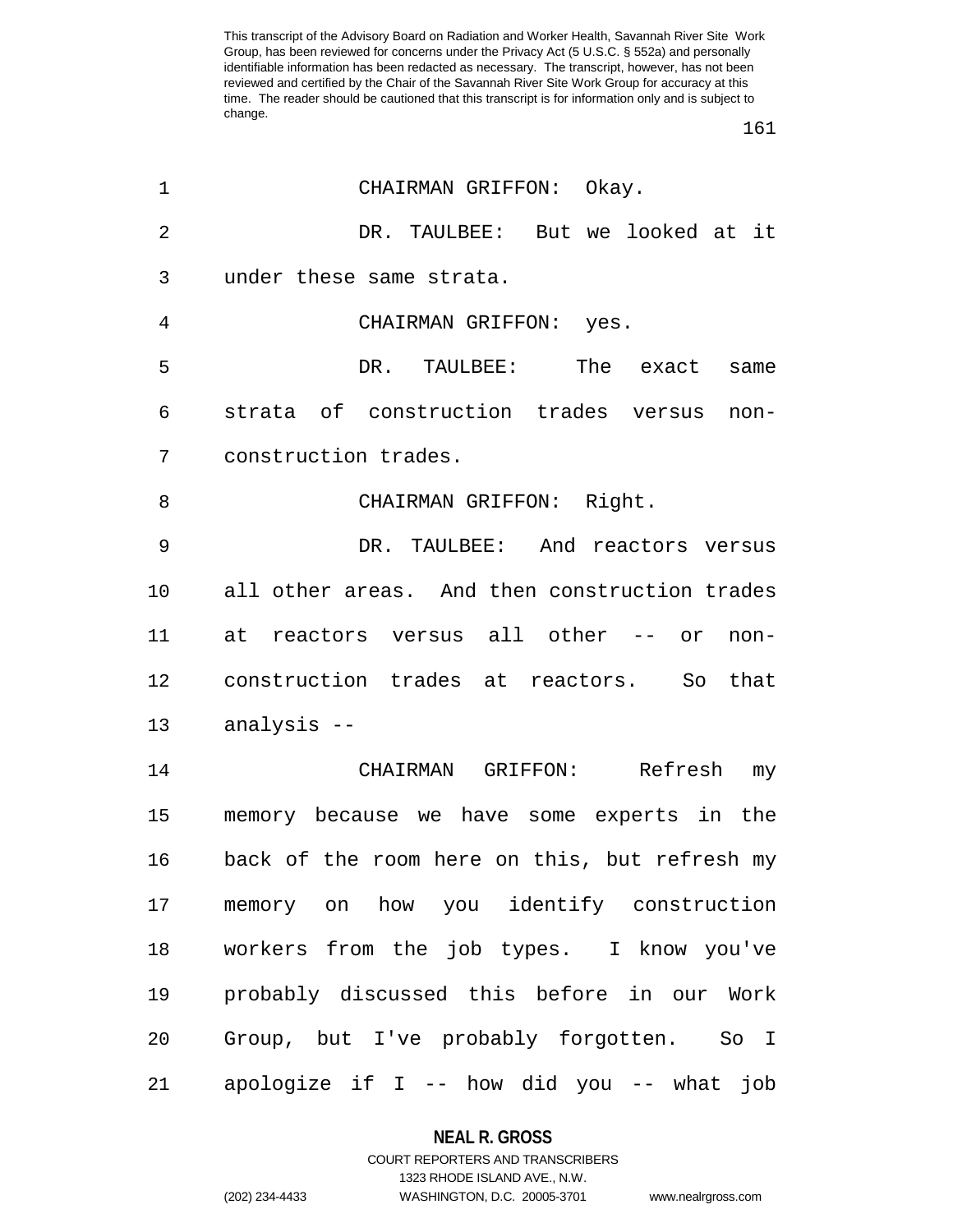CHAIRMAN GRIFFON: Okay.

DR. TAULBEE: But we looked at it under these same strata.

CHAIRMAN GRIFFON: yes.

DR. TAULBEE: The exact same strata of construction trades versus non-construction trades.

CHAIRMAN GRIFFON: Right.

DR. TAULBEE: And reactors versus all other areas. And then construction trades at reactors versus all other -- or non-construction trades at reactors. So that analysis --

CHAIRMAN GRIFFON: Refresh my memory because we have some experts in the back of the room here on this, but refresh my memory on how you identify construction workers from the job types. I know you've probably discussed this before in our Work Group, but I've probably forgotten. So I apologize if I -- how did you -- what job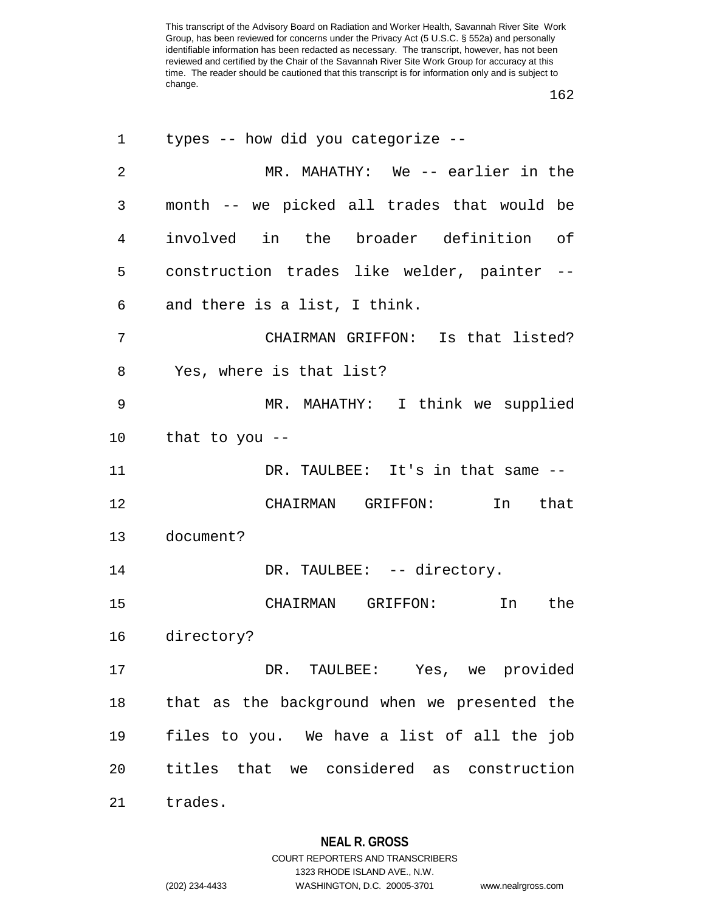types -- how did you categorize --

MR. MAHATHY: We -- earlier in the month -- we picked all trades that would be involved in the broader definition of construction trades like welder, painter -- and there is a list, I think.

CHAIRMAN GRIFFON: Is that listed? Yes, where is that list?

MR. MAHATHY: I think we supplied that to you --

DR. TAULBEE: It's in that same --

CHAIRMAN GRIFFON: In that document?

DR. TAULBEE: -- directory.

CHAIRMAN GRIFFON: In the directory?

DR. TAULBEE: Yes, we provided that as the background when we presented the files to you. We have a list of all the job titles that we considered as construction trades.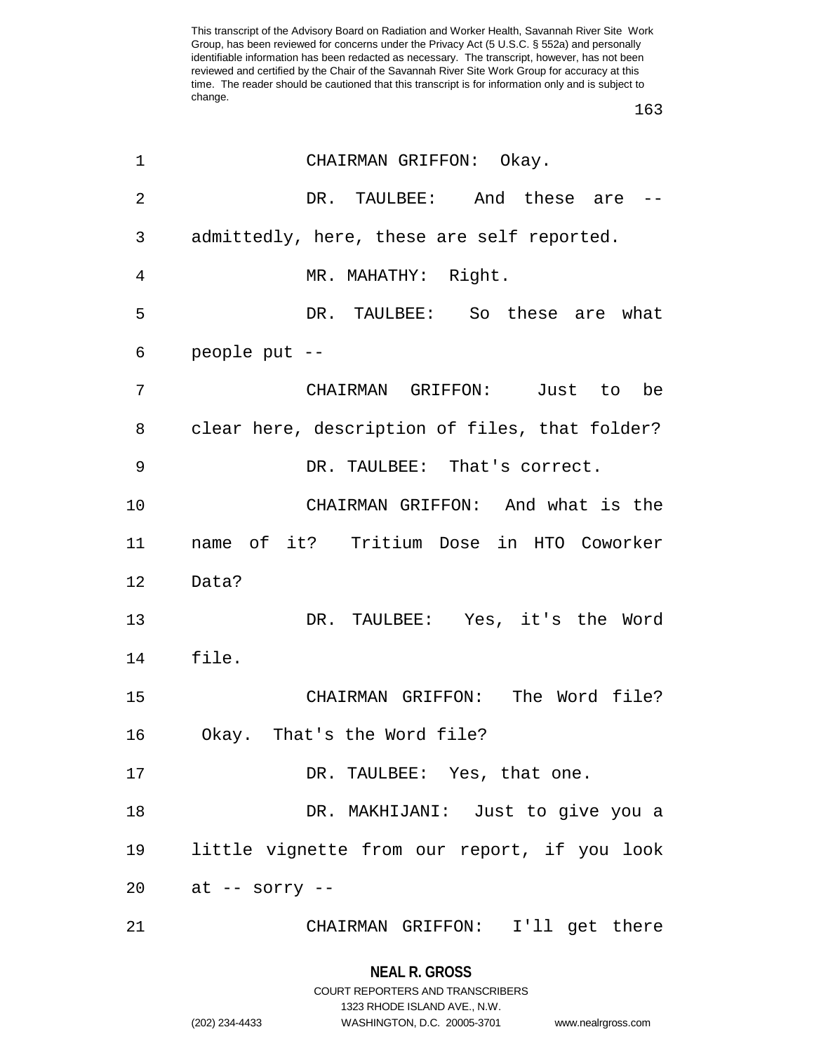CHAIRMAN GRIFFON: Okay.

DR. TAULBEE: And these are -- admittedly, here, these are self reported.

MR. MAHATHY: Right.

DR. TAULBEE: So these are what people put --

CHAIRMAN GRIFFON: Just to be clear here, description of files, that folder?

DR. TAULBEE: That's correct.

CHAIRMAN GRIFFON: And what is the name of it? Tritium Dose in HTO Coworker Data?

DR. TAULBEE: Yes, it's the Word file.

CHAIRMAN GRIFFON: The Word file? Okay. That's the Word file?

DR. TAULBEE: Yes, that one.

DR. MAKHIJANI: Just to give you a little vignette from our report, if you look at -- sorry --

CHAIRMAN GRIFFON: I'll get there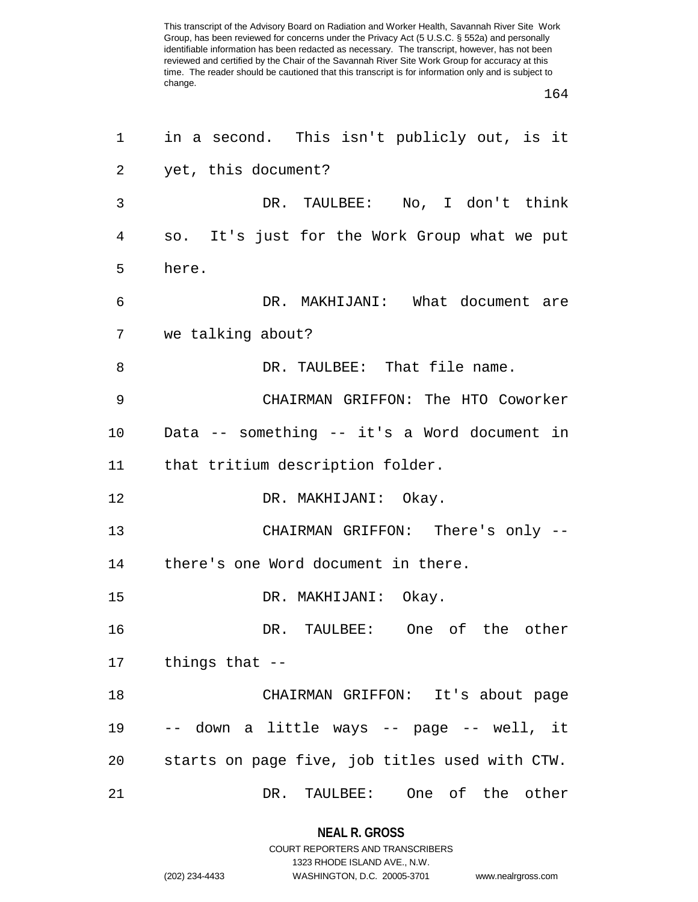in a second. This isn't publicly out, is it yet, this document?

DR. TAULBEE: No, I don't think so. It's just for the Work Group what we put here.

DR. MAKHIJANI: What document are we talking about?

DR. TAULBEE: That file name.

CHAIRMAN GRIFFON: The HTO Coworker Data -- something -- it's a Word document in that tritium description folder.

DR. MAKHIJANI: Okay.

CHAIRMAN GRIFFON: There's only -- there's one Word document in there.

DR. MAKHIJANI: Okay.

DR. TAULBEE: One of the other things that --

CHAIRMAN GRIFFON: It's about page -- down a little ways -- page -- well, it starts on page five, job titles used with CTW.

DR. TAULBEE: One of the other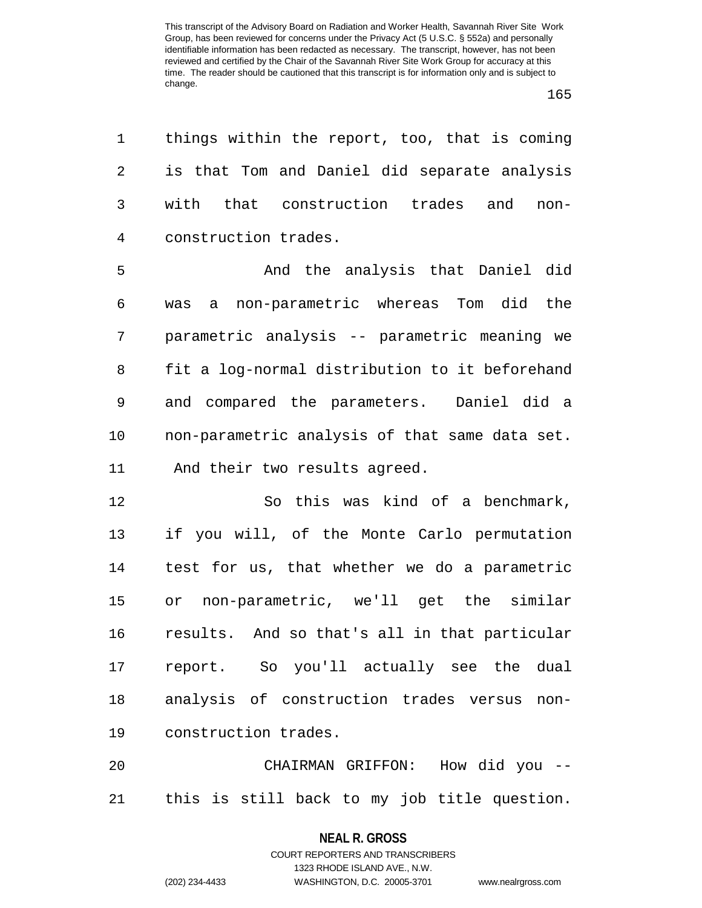things within the report, too, that is coming is that Tom and Daniel did separate analysis with that construction trades and non-construction trades.

And the analysis that Daniel did was a non-parametric whereas Tom did the parametric analysis -- parametric meaning we fit a log-normal distribution to it beforehand and compared the parameters. Daniel did a non-parametric analysis of that same data set. And their two results agreed.

So this was kind of a benchmark, if you will, of the Monte Carlo permutation test for us, that whether we do a parametric or non-parametric, we'll get the similar results. And so that's all in that particular report. So you'll actually see the dual analysis of construction trades versus non-construction trades.

CHAIRMAN GRIFFON: How did you -- this is still back to my job title question.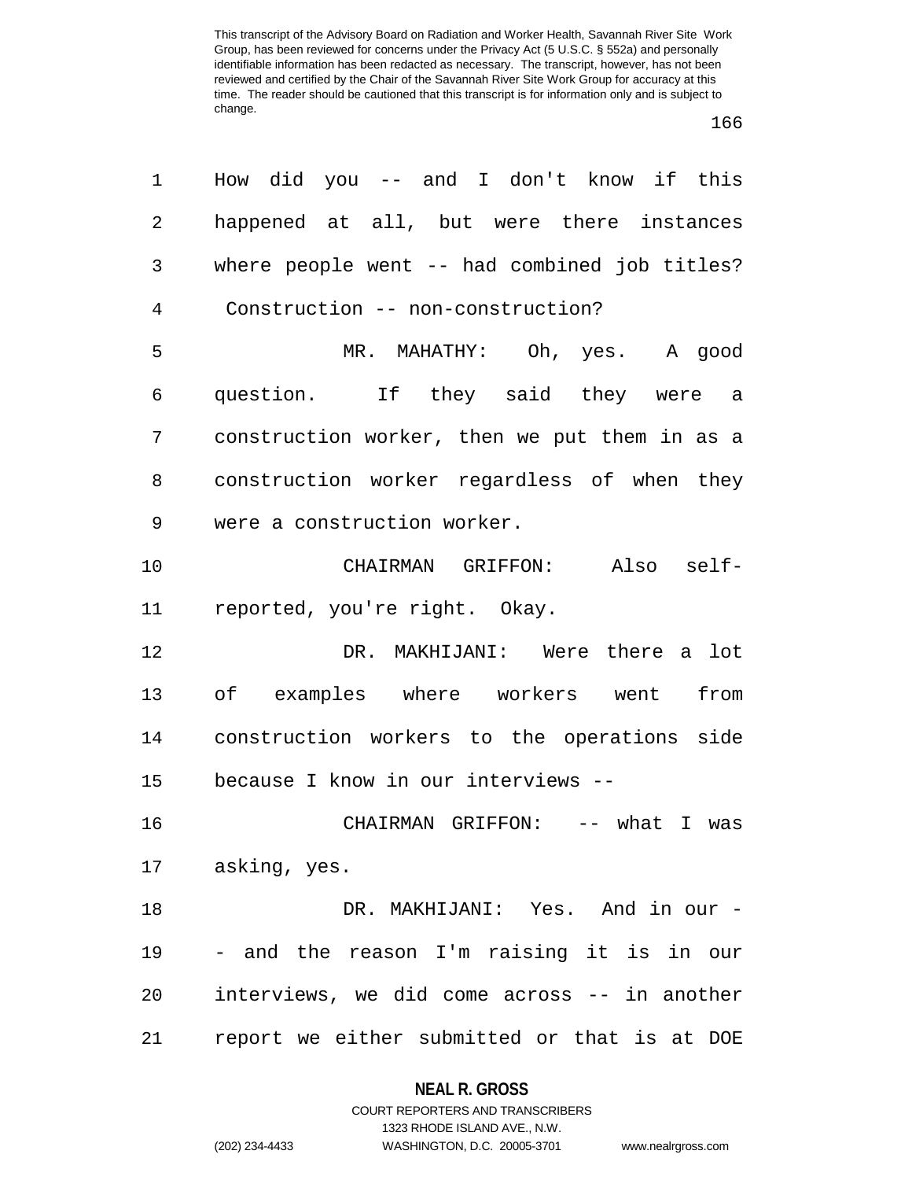How did you -- and I don't know if this happened at all, but were there instances where people went -- had combined job titles? Construction -- non-construction?

MR. MAHATHY: Oh, yes. A good question. If they said they were a construction worker, then we put them in as a construction worker regardless of when they were a construction worker.

CHAIRMAN GRIFFON: Also self-reported, you're right. Okay.

DR. MAKHIJANI: Were there a lot of examples where workers went from construction workers to the operations side because I know in our interviews --

CHAIRMAN GRIFFON: -- what I was asking, yes.

DR. MAKHIJANI: Yes. And in our -- and the reason I'm raising it is in our interviews, we did come across -- in another report we either submitted or that is at DOE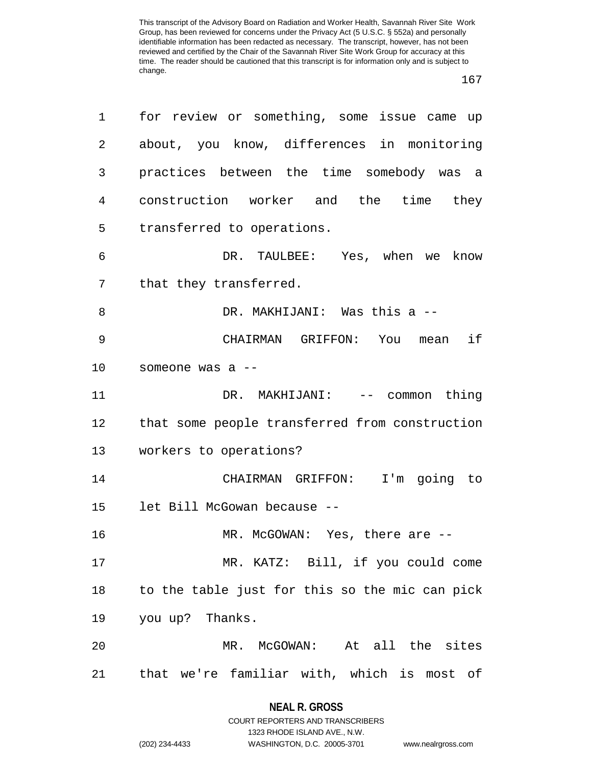for review or something, some issue came up about, you know, differences in monitoring practices between the time somebody was a construction worker and the time they transferred to operations.

DR. TAULBEE: Yes, when we know that they transferred.

DR. MAKHIJANI: Was this a --

CHAIRMAN GRIFFON: You mean if someone was a --

DR. MAKHIJANI: -- common thing that some people transferred from construction workers to operations?

CHAIRMAN GRIFFON: I'm going to let Bill McGowan because --

MR. McGOWAN: Yes, there are --

MR. KATZ: Bill, if you could come to the table just for this so the mic can pick you up? Thanks.

MR. McGOWAN: At all the sites that we're familiar with, which is most of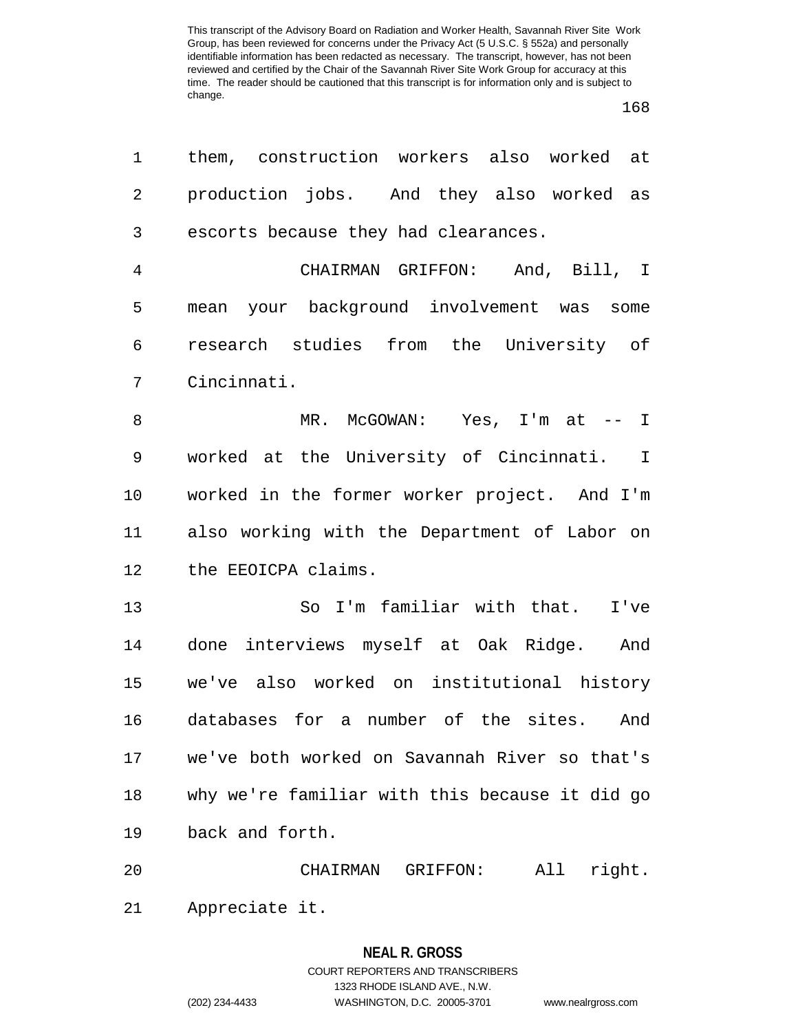them, construction workers also worked at production jobs. And they also worked as escorts because they had clearances.

CHAIRMAN GRIFFON: And, Bill, I mean your background involvement was some research studies from the University of Cincinnati.

MR. McGOWAN: Yes, I'm at -- I worked at the University of Cincinnati. I worked in the former worker project. And I'm also working with the Department of Labor on the EEOICPA claims.

So I'm familiar with that. I've done interviews myself at Oak Ridge. And we've also worked on institutional history databases for a number of the sites. And we've both worked on Savannah River so that's why we're familiar with this because it did go back and forth.

CHAIRMAN GRIFFON: All right. Appreciate it.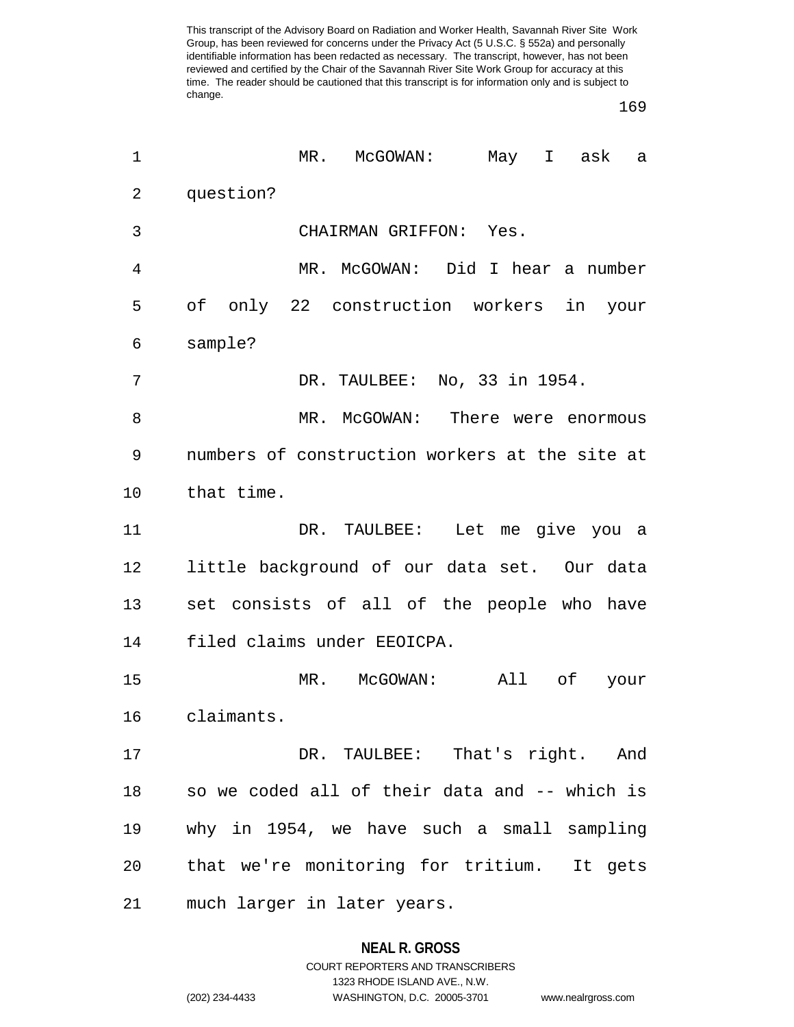MR. McGOWAN: May I ask a question?

CHAIRMAN GRIFFON: Yes.

MR. McGOWAN: Did I hear a number of only 22 construction workers in your sample?

DR. TAULBEE: No, 33 in 1954.

MR. McGOWAN: There were enormous numbers of construction workers at the site at that time.

DR. TAULBEE: Let me give you a little background of our data set. Our data set consists of all of the people who have filed claims under EEOICPA.

MR. McGOWAN: All of your claimants.

DR. TAULBEE: That's right. And so we coded all of their data and -- which is why in 1954, we have such a small sampling that we're monitoring for tritium. It gets much larger in later years.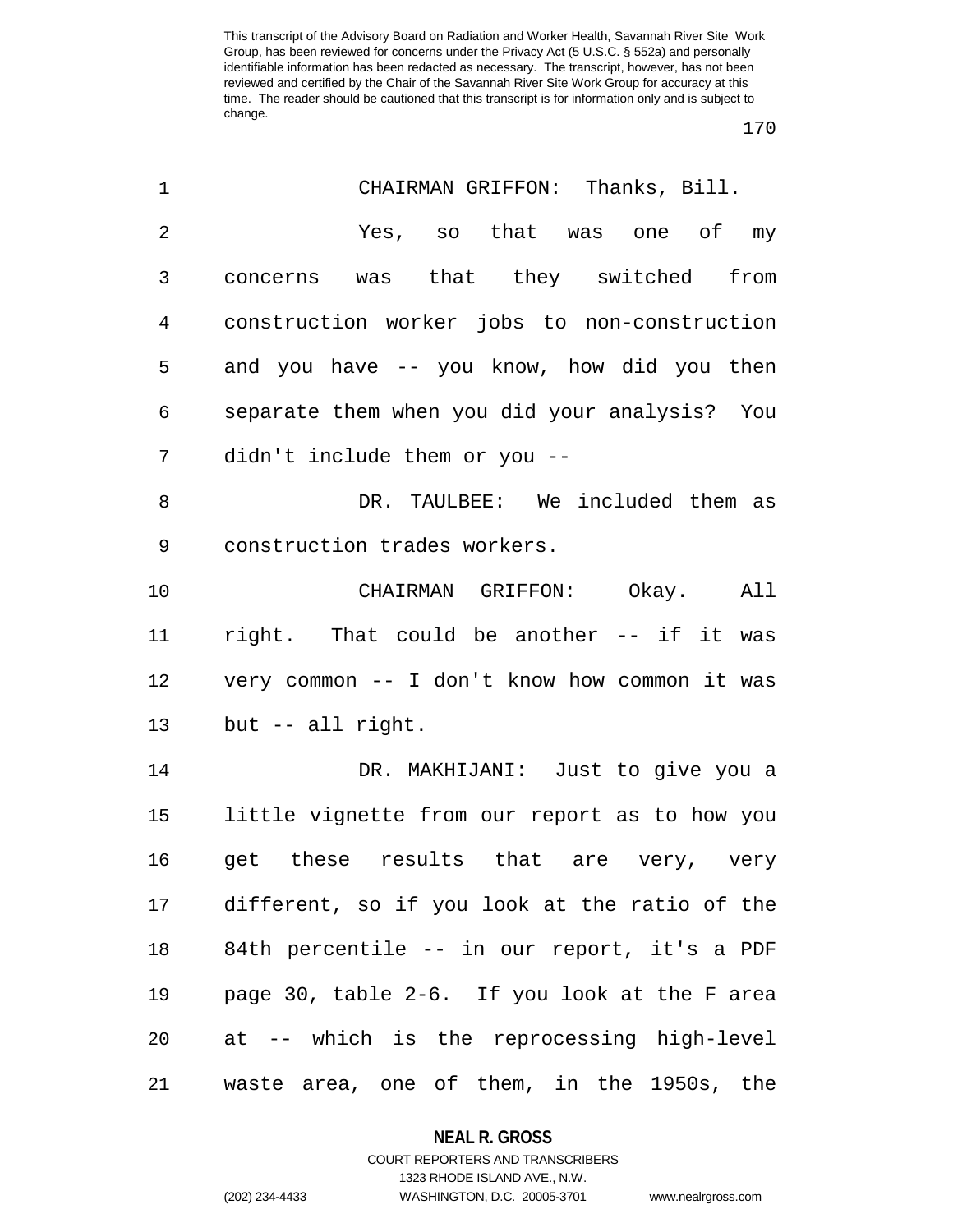CHAIRMAN GRIFFON: Thanks, Bill.

Yes, so that was one of my concerns was that they switched from construction worker jobs to non-construction and you have -- you know, how did you then separate them when you did your analysis? You didn't include them or you --

DR. TAULBEE: We included them as construction trades workers.

CHAIRMAN GRIFFON: Okay. All right. That could be another -- if it was very common -- I don't know how common it was but -- all right.

DR. MAKHIJANI: Just to give you a little vignette from our report as to how you get these results that are very, very different, so if you look at the ratio of the 84th percentile -- in our report, it's a PDF page 30, table 2-6. If you look at the F area at -- which is the reprocessing high-level waste area, one of them, in the 1950s, the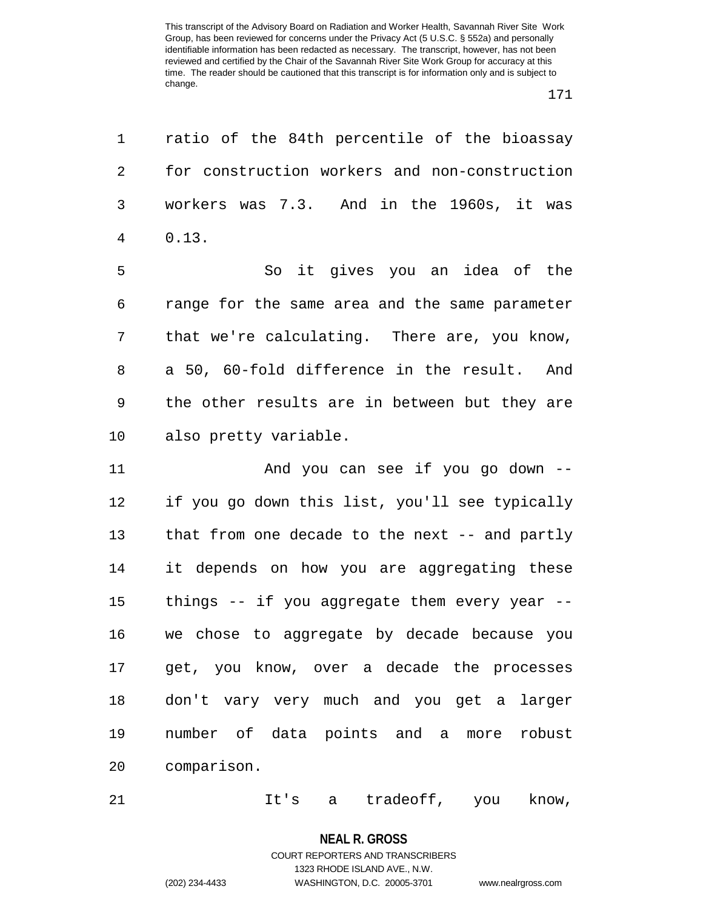ratio of the 84th percentile of the bioassay for construction workers and non-construction workers was 7.3. And in the 1960s, it was 0.13.

So it gives you an idea of the range for the same area and the same parameter that we're calculating. There are, you know, a 50, 60-fold difference in the result. And the other results are in between but they are also pretty variable.

And you can see if you go down -- if you go down this list, you'll see typically that from one decade to the next -- and partly it depends on how you are aggregating these things -- if you aggregate them every year -- we chose to aggregate by decade because you get, you know, over a decade the processes don't vary very much and you get a larger number of data points and a more robust comparison.

It's a tradeoff, you know,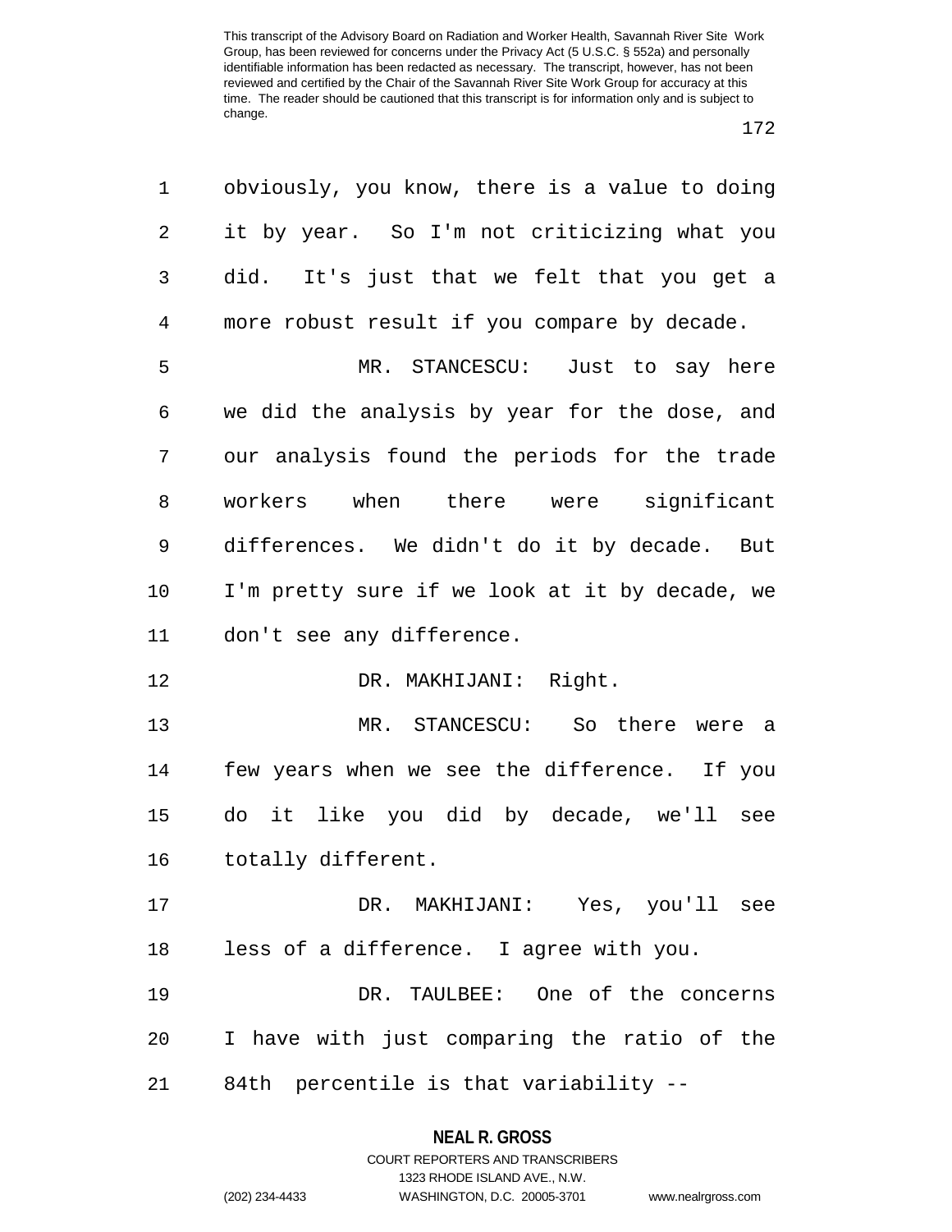obviously, you know, there is a value to doing it by year. So I'm not criticizing what you did. It's just that we felt that you get a more robust result if you compare by decade.

MR. STANCESCU: Just to say here we did the analysis by year for the dose, and our analysis found the periods for the trade workers when there were significant differences. We didn't do it by decade. But I'm pretty sure if we look at it by decade, we don't see any difference.

DR. MAKHIJANI: Right.

MR. STANCESCU: So there were a few years when we see the difference. If you do it like you did by decade, we'll see totally different.

DR. MAKHIJANI: Yes, you'll see less of a difference. I agree with you.

DR. TAULBEE: One of the concerns I have with just comparing the ratio of the 84th percentile is that variability --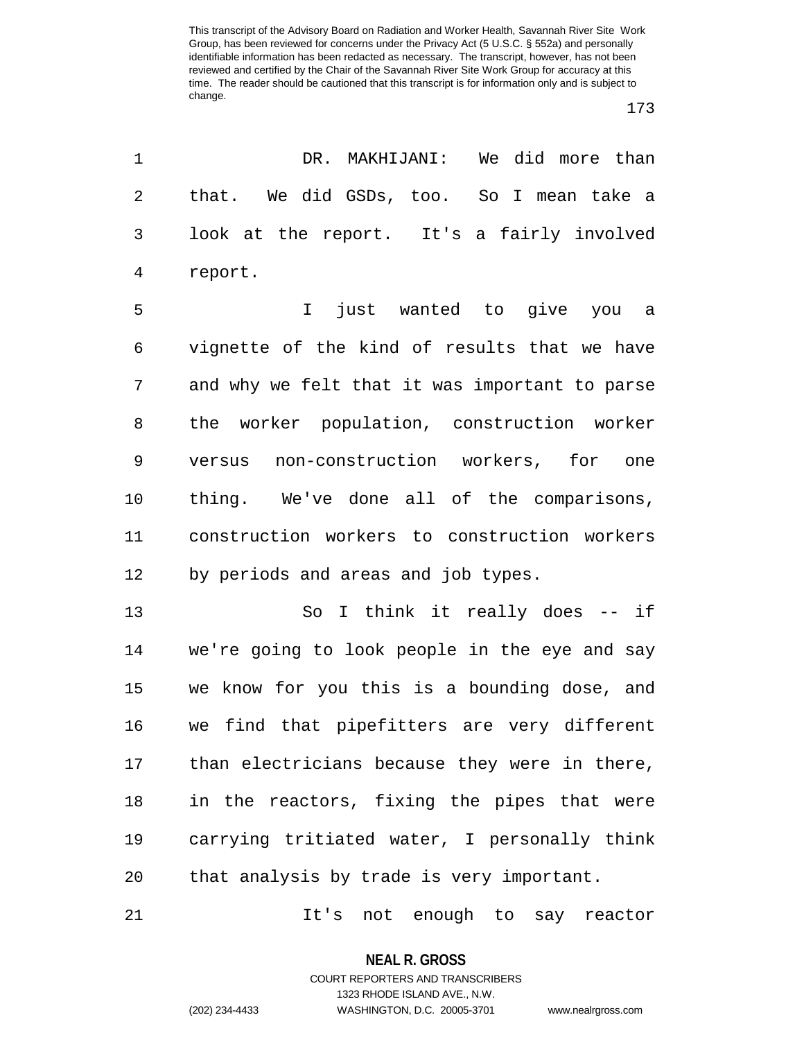DR. MAKHIJANI: We did more than that. We did GSDs, too. So I mean take a look at the report. It's a fairly involved report.

I just wanted to give you a vignette of the kind of results that we have and why we felt that it was important to parse the worker population, construction worker versus non-construction workers, for one thing. We've done all of the comparisons, construction workers to construction workers by periods and areas and job types.

So I think it really does -- if we're going to look people in the eye and say we know for you this is a bounding dose, and we find that pipefitters are very different than electricians because they were in there, in the reactors, fixing the pipes that were carrying tritiated water, I personally think that analysis by trade is very important.

It's not enough to say reactor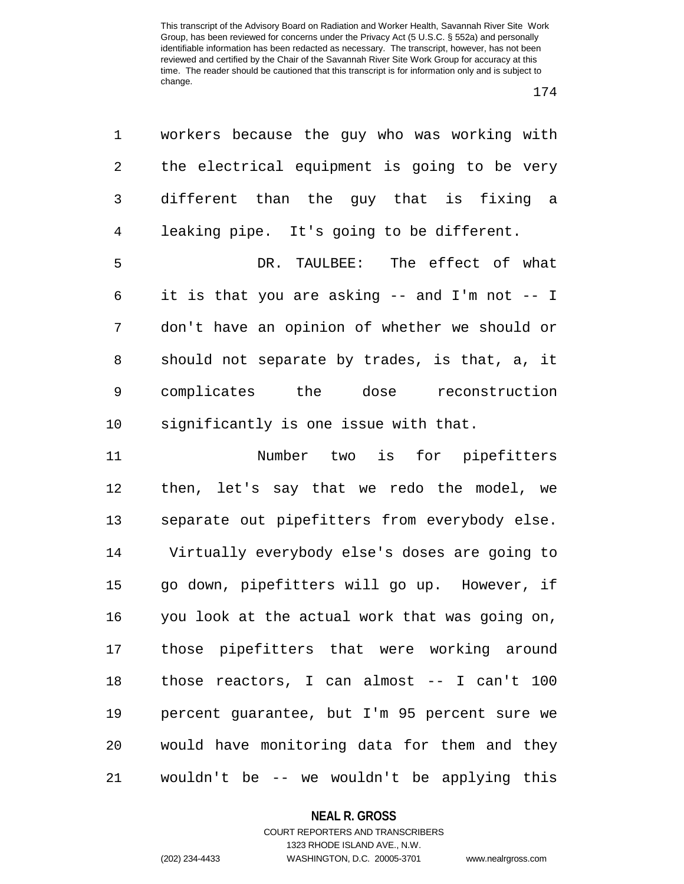workers because the guy who was working with the electrical equipment is going to be very different than the guy that is fixing a leaking pipe. It's going to be different.

DR. TAULBEE: The effect of what it is that you are asking -- and I'm not -- I don't have an opinion of whether we should or should not separate by trades, is that, a, it complicates the dose reconstruction significantly is one issue with that.

Number two is for pipefitters then, let's say that we redo the model, we separate out pipefitters from everybody else. Virtually everybody else's doses are going to go down, pipefitters will go up. However, if you look at the actual work that was going on, those pipefitters that were working around those reactors, I can almost -- I can't 100 percent guarantee, but I'm 95 percent sure we would have monitoring data for them and they wouldn't be -- we wouldn't be applying this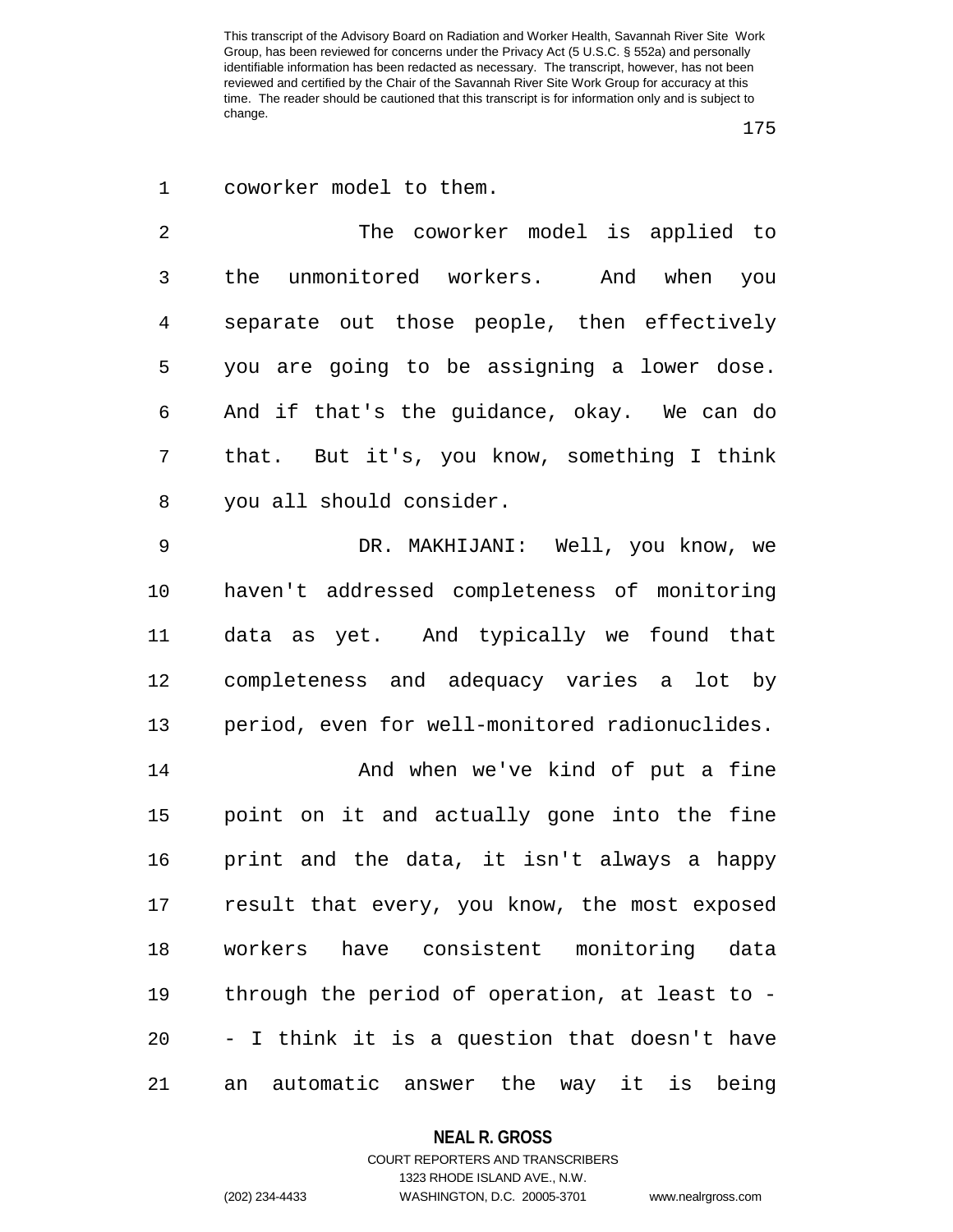coworker model to them.

The coworker model is applied to the unmonitored workers. And when you separate out those people, then effectively you are going to be assigning a lower dose. And if that's the guidance, okay. We can do that. But it's, you know, something I think you all should consider.

DR. MAKHIJANI: Well, you know, we haven't addressed completeness of monitoring data as yet. And typically we found that completeness and adequacy varies a lot by period, even for well-monitored radionuclides.

And when we've kind of put a fine point on it and actually gone into the fine print and the data, it isn't always a happy result that every, you know, the most exposed workers have consistent monitoring data through the period of operation, at least to -- I think it is a question that doesn't have an automatic answer the way it is being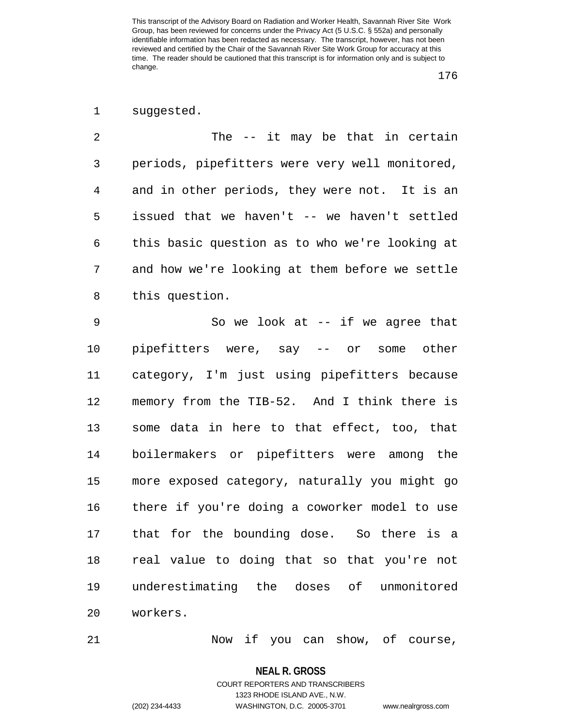suggested.

The -- it may be that in certain periods, pipefitters were very well monitored, and in other periods, they were not. It is an issued that we haven't -- we haven't settled this basic question as to who we're looking at and how we're looking at them before we settle this question.

So we look at -- if we agree that pipefitters were, say -- or some other category, I'm just using pipefitters because memory from the TIB-52. And I think there is some data in here to that effect, too, that boilermakers or pipefitters were among the more exposed category, naturally you might go there if you're doing a coworker model to use that for the bounding dose. So there is a real value to doing that so that you're not underestimating the doses of unmonitored workers.

Now if you can show, of course,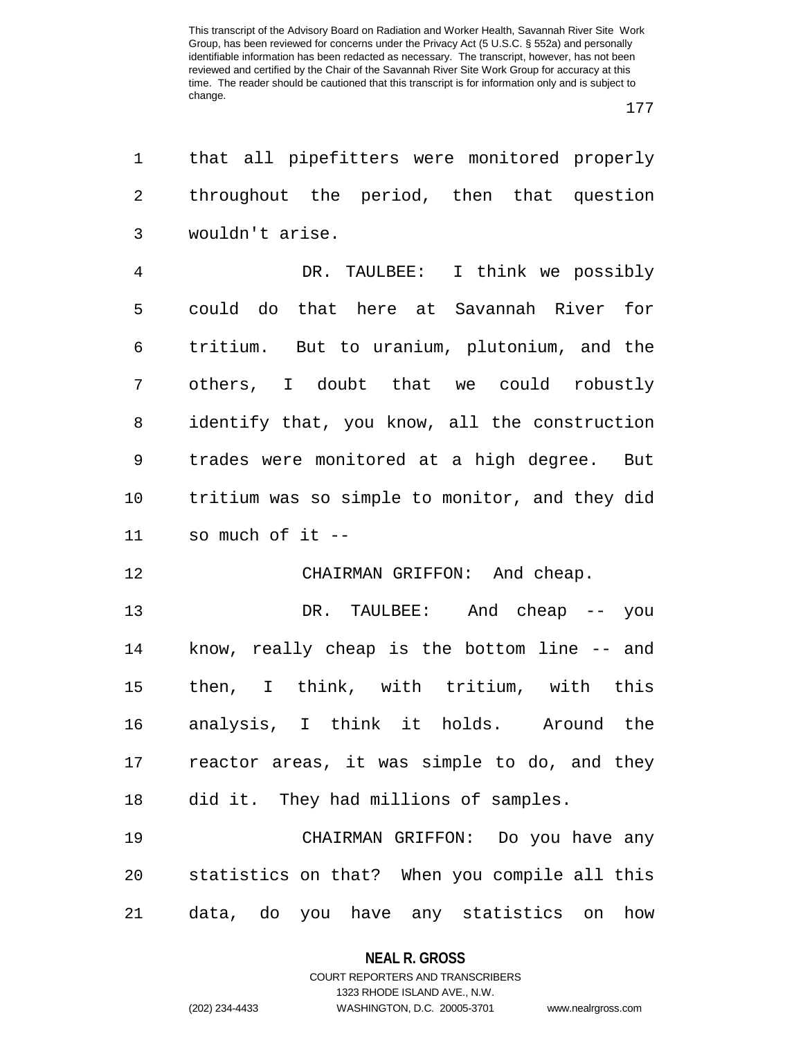that all pipefitters were monitored properly throughout the period, then that question wouldn't arise.

DR. TAULBEE: I think we possibly could do that here at Savannah River for tritium. But to uranium, plutonium, and the others, I doubt that we could robustly identify that, you know, all the construction trades were monitored at a high degree. But tritium was so simple to monitor, and they did so much of it --

CHAIRMAN GRIFFON: And cheap.

DR. TAULBEE: And cheap -- you know, really cheap is the bottom line -- and then, I think, with tritium, with this analysis, I think it holds. Around the reactor areas, it was simple to do, and they did it. They had millions of samples.

CHAIRMAN GRIFFON: Do you have any statistics on that? When you compile all this data, do you have any statistics on how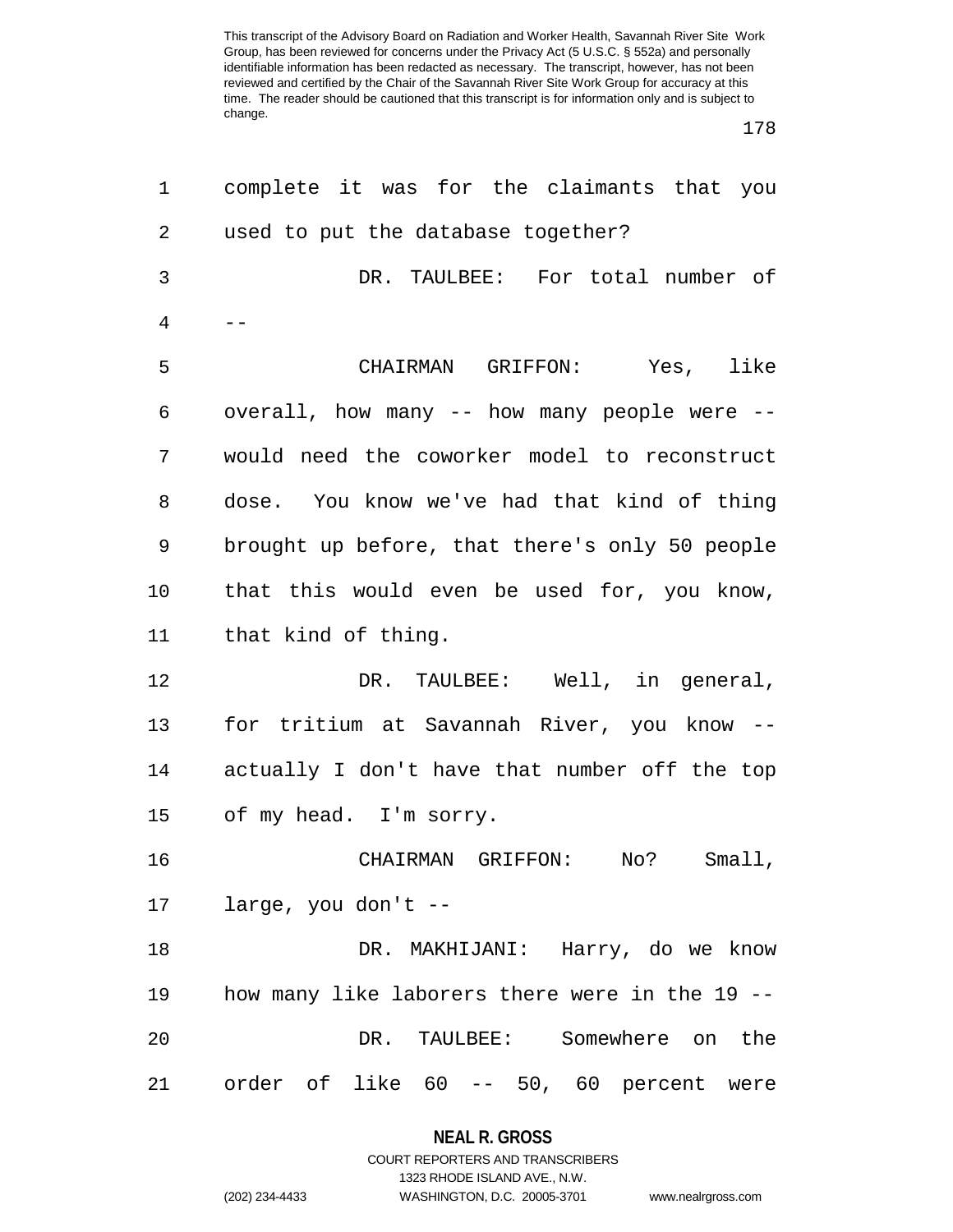complete it was for the claimants that you used to put the database together?

DR. TAULBEE: For total number of --

CHAIRMAN GRIFFON: Yes, like overall, how many -- how many people were -- would need the coworker model to reconstruct dose. You know we've had that kind of thing brought up before, that there's only 50 people that this would even be used for, you know, that kind of thing.

DR. TAULBEE: Well, in general, for tritium at Savannah River, you know -- actually I don't have that number off the top of my head. I'm sorry.

CHAIRMAN GRIFFON: No? Small, large, you don't --

DR. MAKHIJANI: Harry, do we know how many like laborers there were in the 19 --

DR. TAULBEE: Somewhere on the order of like 60 -- 50, 60 percent were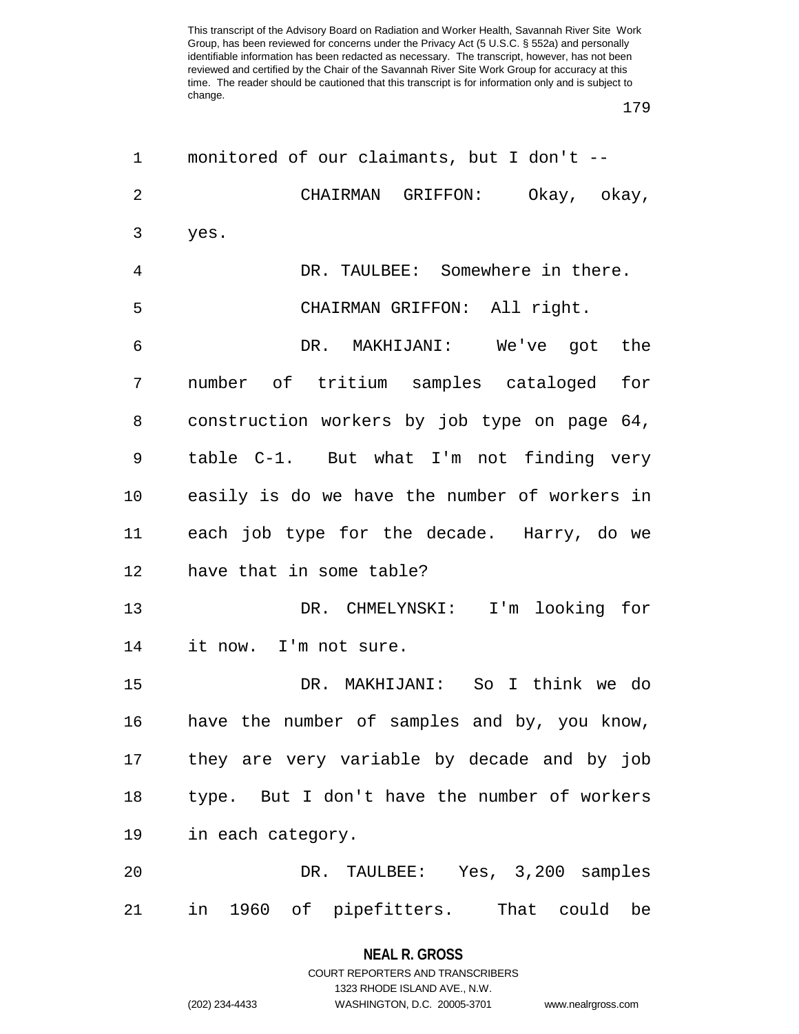monitored of our claimants, but I don't --

CHAIRMAN GRIFFON: Okay, okay, yes.

DR. TAULBEE: Somewhere in there.

CHAIRMAN GRIFFON: All right.

DR. MAKHIJANI: We've got the number of tritium samples cataloged for construction workers by job type on page 64, table C-1. But what I'm not finding very easily is do we have the number of workers in each job type for the decade. Harry, do we have that in some table?

DR. CHMELYNSKI: I'm looking for it now. I'm not sure.

DR. MAKHIJANI: So I think we do have the number of samples and by, you know, they are very variable by decade and by job type. But I don't have the number of workers in each category.

DR. TAULBEE: Yes, 3,200 samples in 1960 of pipefitters. That could be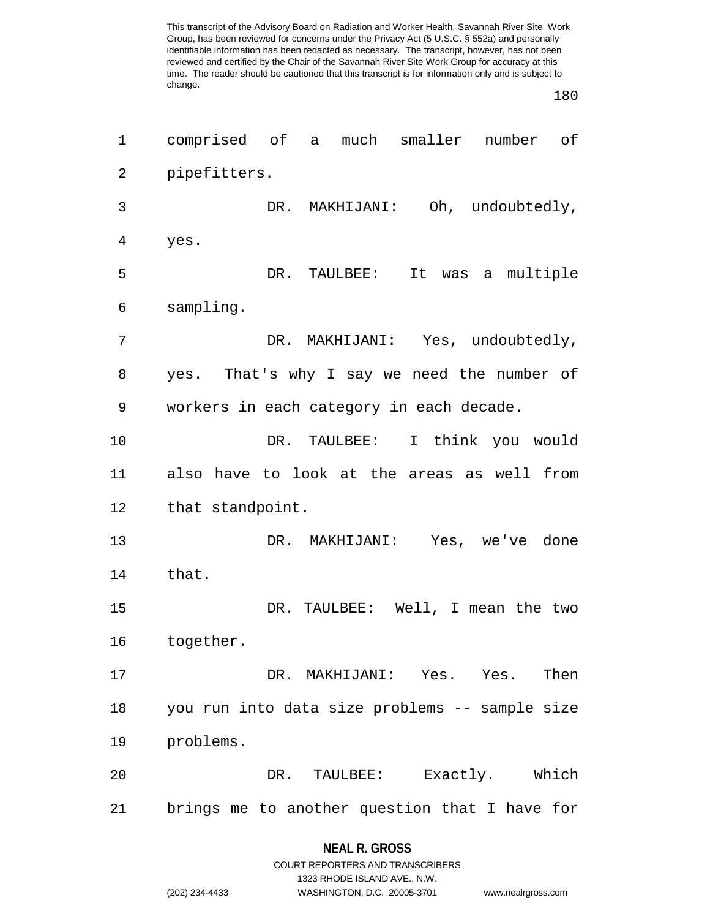comprised of a much smaller number of pipefitters.

DR. MAKHIJANI: Oh, undoubtedly, yes.

DR. TAULBEE: It was a multiple sampling.

DR. MAKHIJANI: Yes, undoubtedly, yes. That's why I say we need the number of workers in each category in each decade.

DR. TAULBEE: I think you would also have to look at the areas as well from that standpoint.

DR. MAKHIJANI: Yes, we've done that.

DR. TAULBEE: Well, I mean the two together.

DR. MAKHIJANI: Yes. Yes. Then you run into data size problems -- sample size problems.

DR. TAULBEE: Exactly. Which brings me to another question that I have for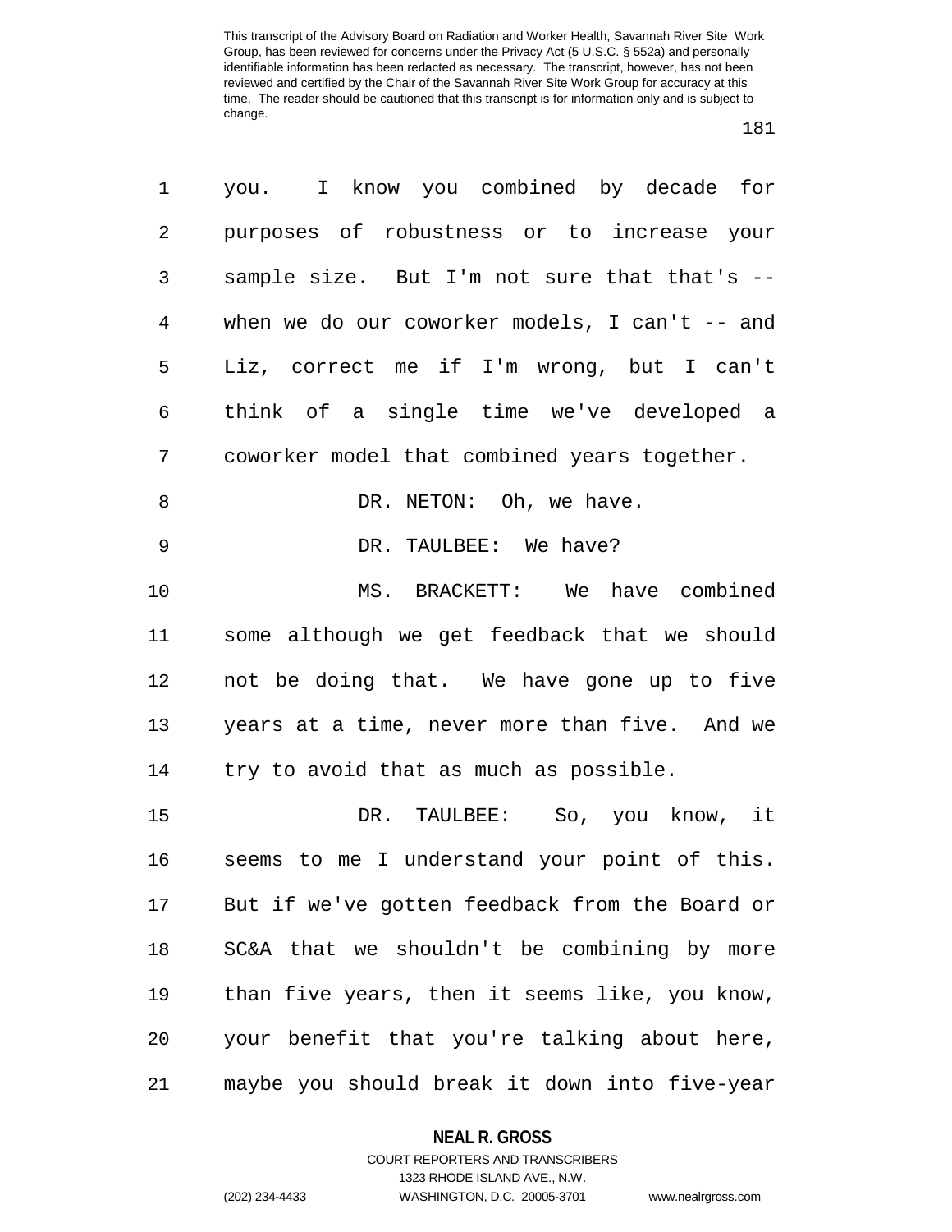you. I know you combined by decade for purposes of robustness or to increase your sample size. But I'm not sure that that's -- when we do our coworker models, I can't -- and Liz, correct me if I'm wrong, but I can't think of a single time we've developed a coworker model that combined years together.

DR. NETON: Oh, we have.

DR. TAULBEE: We have?

MS. BRACKETT: We have combined some although we get feedback that we should not be doing that. We have gone up to five years at a time, never more than five. And we try to avoid that as much as possible.

DR. TAULBEE: So, you know, it seems to me I understand your point of this. But if we've gotten feedback from the Board or SC&A that we shouldn't be combining by more than five years, then it seems like, you know, your benefit that you're talking about here, maybe you should break it down into five-year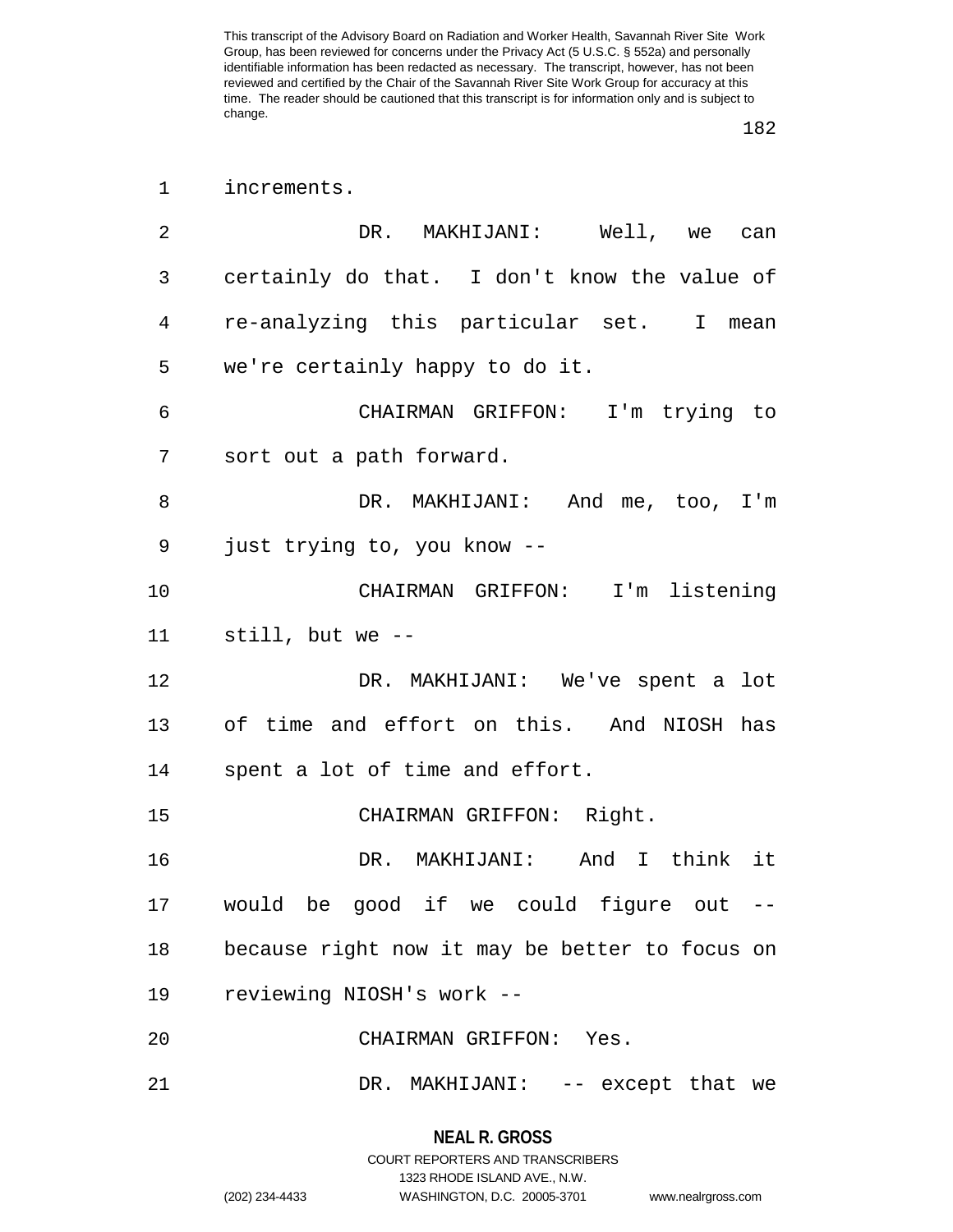increments.

DR. MAKHIJANI: Well, we can certainly do that. I don't know the value of re-analyzing this particular set. I mean we're certainly happy to do it.

CHAIRMAN GRIFFON: I'm trying to sort out a path forward.

DR. MAKHIJANI: And me, too, I'm just trying to, you know --

CHAIRMAN GRIFFON: I'm listening still, but we --

DR. MAKHIJANI: We've spent a lot of time and effort on this. And NIOSH has spent a lot of time and effort.

CHAIRMAN GRIFFON: Right.

DR. MAKHIJANI: And I think it would be good if we could figure out -- because right now it may be better to focus on reviewing NIOSH's work --

CHAIRMAN GRIFFON: Yes.

DR. MAKHIJANI: -- except that we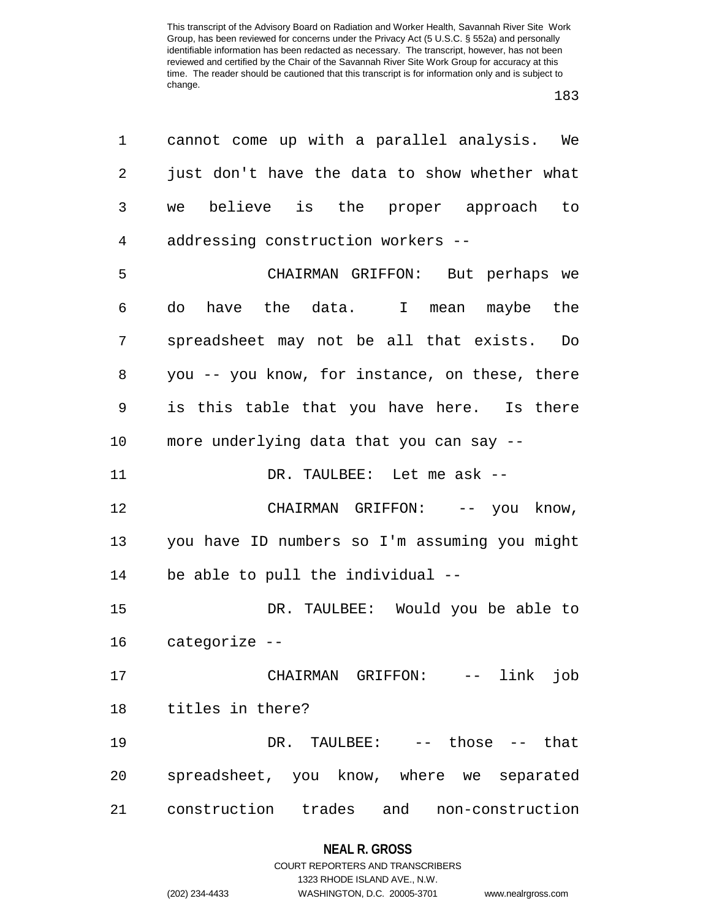cannot come up with a parallel analysis. We just don't have the data to show whether what we believe is the proper approach to addressing construction workers --

CHAIRMAN GRIFFON: But perhaps we do have the data. I mean maybe the spreadsheet may not be all that exists. Do you -- you know, for instance, on these, there is this table that you have here. Is there more underlying data that you can say --

DR. TAULBEE: Let me ask --

CHAIRMAN GRIFFON: -- you know, you have ID numbers so I'm assuming you might be able to pull the individual --

DR. TAULBEE: Would you be able to categorize --

CHAIRMAN GRIFFON: -- link job titles in there?

DR. TAULBEE: -- those -- that spreadsheet, you know, where we separated construction trades and non-construction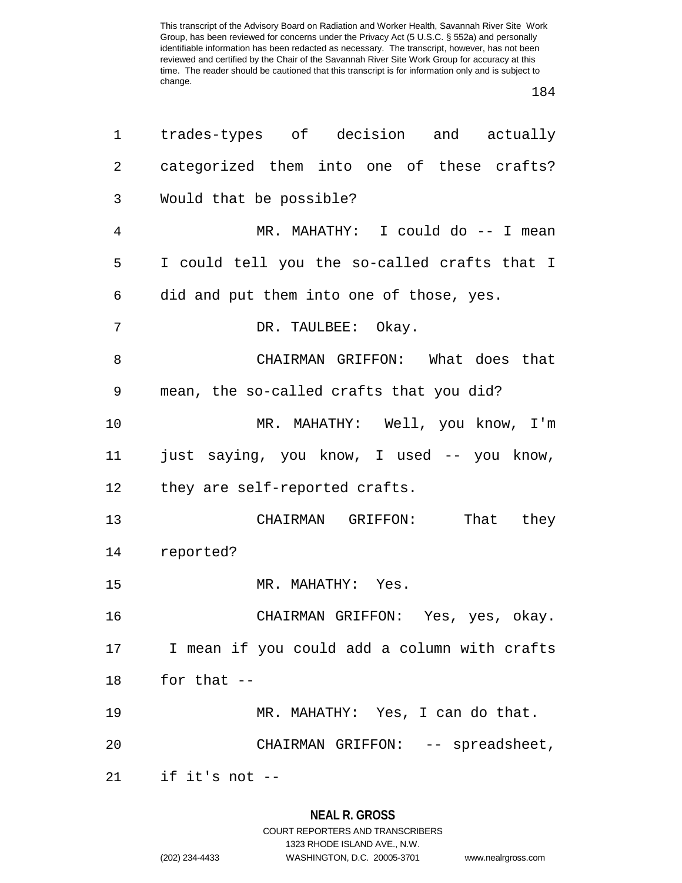trades-types of decision and actually categorized them into one of these crafts? Would that be possible?

MR. MAHATHY: I could do -- I mean I could tell you the so-called crafts that I did and put them into one of those, yes.

DR. TAULBEE: Okay.

CHAIRMAN GRIFFON: What does that mean, the so-called crafts that you did?

MR. MAHATHY: Well, you know, I'm just saying, you know, I used -- you know, they are self-reported crafts.

CHAIRMAN GRIFFON: That they reported?

MR. MAHATHY: Yes.

CHAIRMAN GRIFFON: Yes, yes, okay. I mean if you could add a column with crafts for that --

MR. MAHATHY: Yes, I can do that.

CHAIRMAN GRIFFON: -- spreadsheet, if it's not --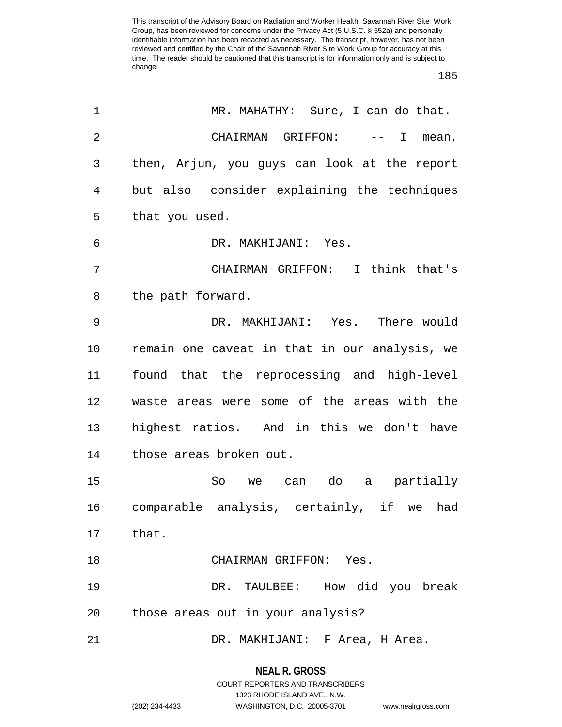MR. MAHATHY: Sure, I can do that.

CHAIRMAN GRIFFON: -- I mean, then, Arjun, you guys can look at the report but also consider explaining the techniques that you used.

DR. MAKHIJANI: Yes.

CHAIRMAN GRIFFON: I think that's the path forward.

DR. MAKHIJANI: Yes. There would remain one caveat in that in our analysis, we found that the reprocessing and high-level waste areas were some of the areas with the highest ratios. And in this we don't have those areas broken out.

So we can do a partially comparable analysis, certainly, if we had that.

CHAIRMAN GRIFFON: Yes.

DR. TAULBEE: How did you break those areas out in your analysis?

DR. MAKHIJANI: F Area, H Area.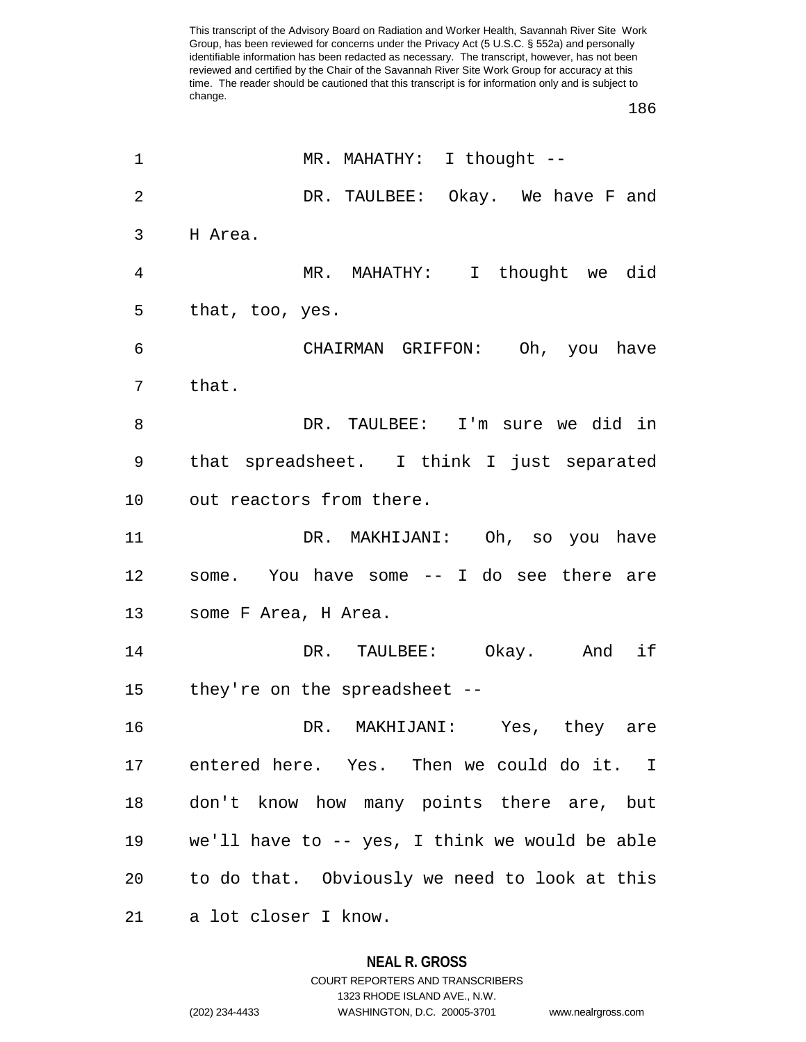MR. MAHATHY: I thought --

DR. TAULBEE: Okay. We have F and H Area.

MR. MAHATHY: I thought we did that, too, yes.

CHAIRMAN GRIFFON: Oh, you have that.

DR. TAULBEE: I'm sure we did in that spreadsheet. I think I just separated out reactors from there.

DR. MAKHIJANI: Oh, so you have some. You have some -- I do see there are some F Area, H Area.

DR. TAULBEE: Okay. And if they're on the spreadsheet --

DR. MAKHIJANI: Yes, they are entered here. Yes. Then we could do it. I don't know how many points there are, but we'll have to -- yes, I think we would be able to do that. Obviously we need to look at this a lot closer I know.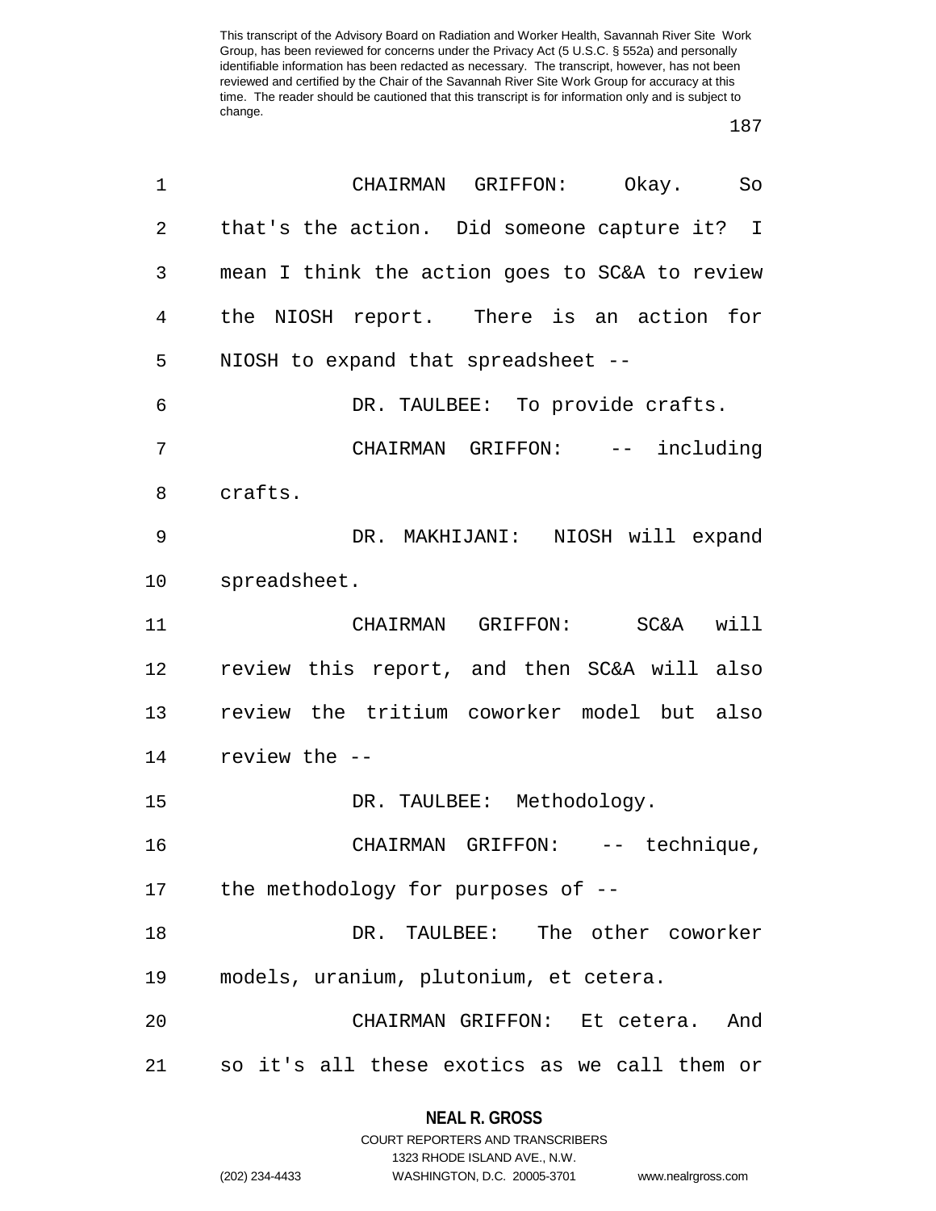CHAIRMAN GRIFFON: Okay. So that's the action. Did someone capture it? I mean I think the action goes to SC&A to review the NIOSH report. There is an action for NIOSH to expand that spreadsheet --

DR. TAULBEE: To provide crafts.

CHAIRMAN GRIFFON: -- including crafts.

DR. MAKHIJANI: NIOSH will expand spreadsheet.

CHAIRMAN GRIFFON: SC&A will review this report, and then SC&A will also review the tritium coworker model but also review the --

DR. TAULBEE: Methodology.

CHAIRMAN GRIFFON: -- technique, the methodology for purposes of --

DR. TAULBEE: The other coworker models, uranium, plutonium, et cetera.

CHAIRMAN GRIFFON: Et cetera. And so it's all these exotics as we call them or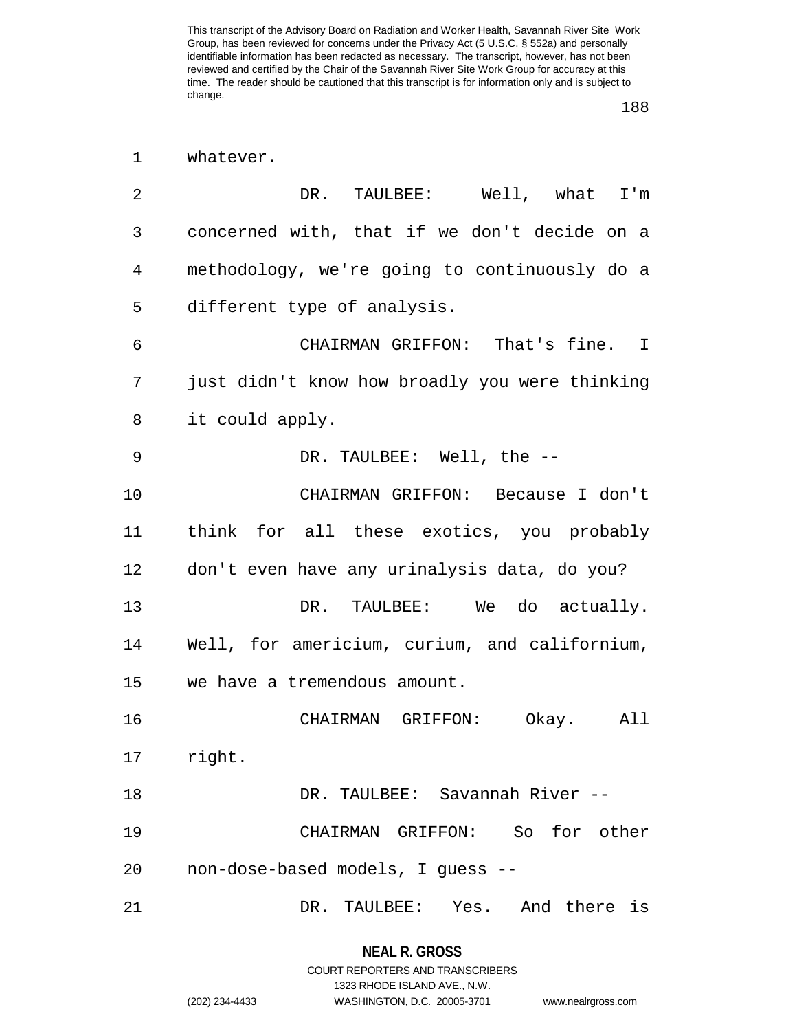whatever.

DR. TAULBEE: Well, what I'm concerned with, that if we don't decide on a methodology, we're going to continuously do a different type of analysis.

CHAIRMAN GRIFFON: That's fine. I just didn't know how broadly you were thinking it could apply.

DR. TAULBEE: Well, the --

CHAIRMAN GRIFFON: Because I don't think for all these exotics, you probably don't even have any urinalysis data, do you?

DR. TAULBEE: We do actually. Well, for americium, curium, and californium, we have a tremendous amount.

CHAIRMAN GRIFFON: Okay. All right.

DR. TAULBEE: Savannah River --

CHAIRMAN GRIFFON: So for other non-dose-based models, I guess --

DR. TAULBEE: Yes. And there is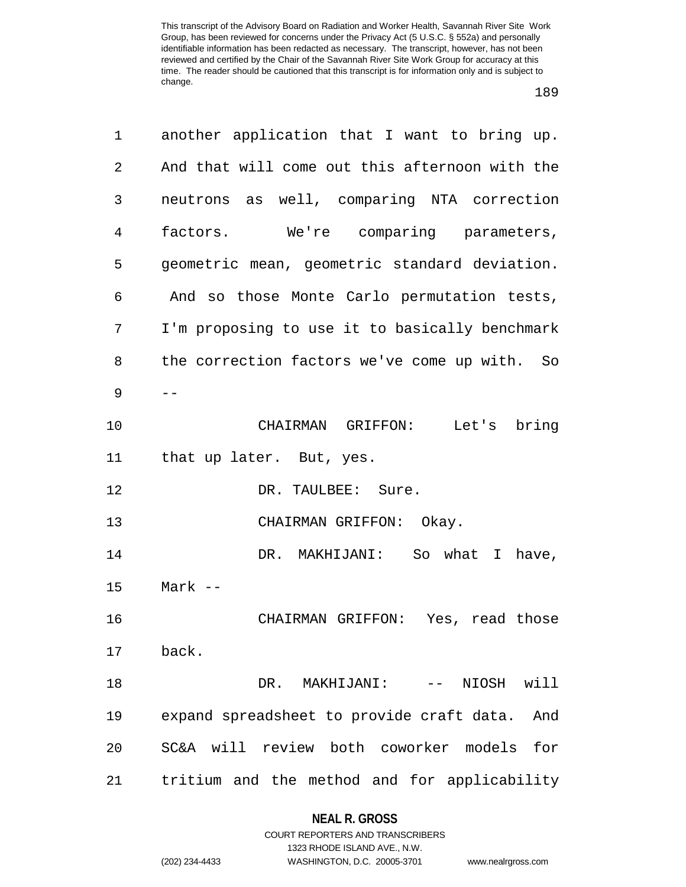another application that I want to bring up. And that will come out this afternoon with the neutrons as well, comparing NTA correction factors. We're comparing parameters, geometric mean, geometric standard deviation. And so those Monte Carlo permutation tests, I'm proposing to use it to basically benchmark the correction factors we've come up with. So --

CHAIRMAN GRIFFON: Let's bring that up later. But, yes.

DR. TAULBEE: Sure.

CHAIRMAN GRIFFON: Okay.

DR. MAKHIJANI: So what I have, Mark --

CHAIRMAN GRIFFON: Yes, read those back.

DR. MAKHIJANI: -- NIOSH will expand spreadsheet to provide craft data. And SC&A will review both coworker models for tritium and the method and for applicability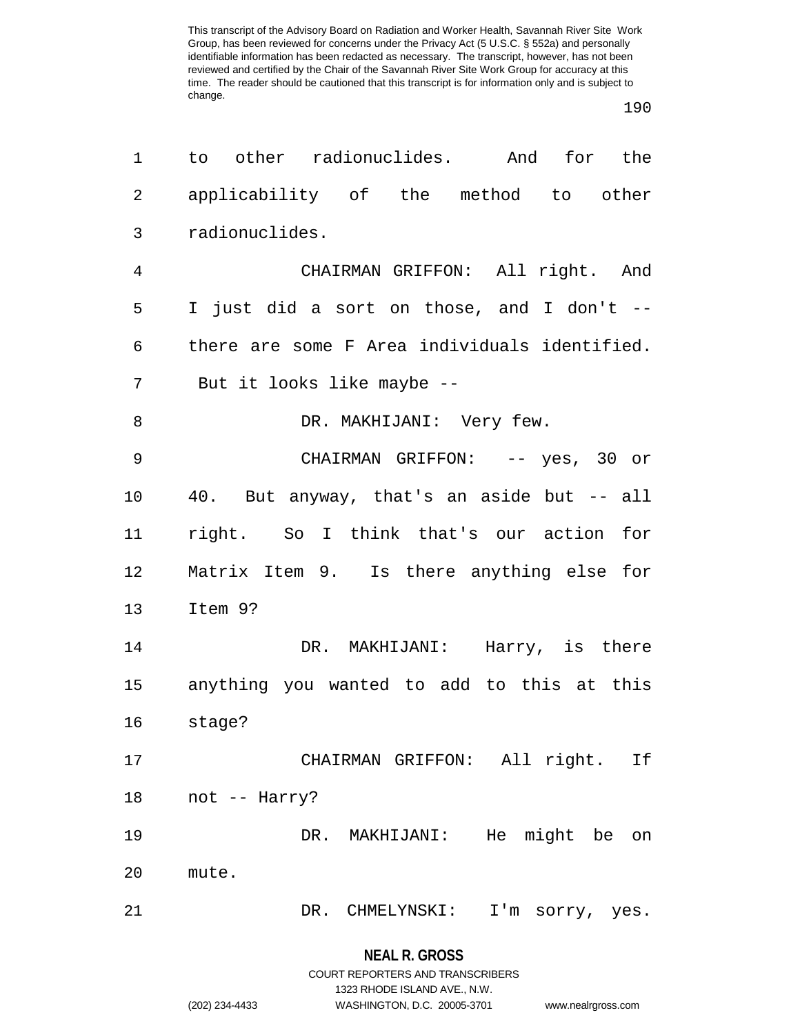to other radionuclides. And for the applicability of the method to other radionuclides.

CHAIRMAN GRIFFON: All right. And I just did a sort on those, and I don't -- there are some F Area individuals identified. But it looks like maybe --

DR. MAKHIJANI: Very few.

CHAIRMAN GRIFFON: -- yes, 30 or 40. But anyway, that's an aside but -- all right. So I think that's our action for Matrix Item 9. Is there anything else for Item 9?

DR. MAKHIJANI: Harry, is there anything you wanted to add to this at this stage?

CHAIRMAN GRIFFON: All right. If not -- Harry?

DR. MAKHIJANI: He might be on mute.

DR. CHMELYNSKI: I'm sorry, yes.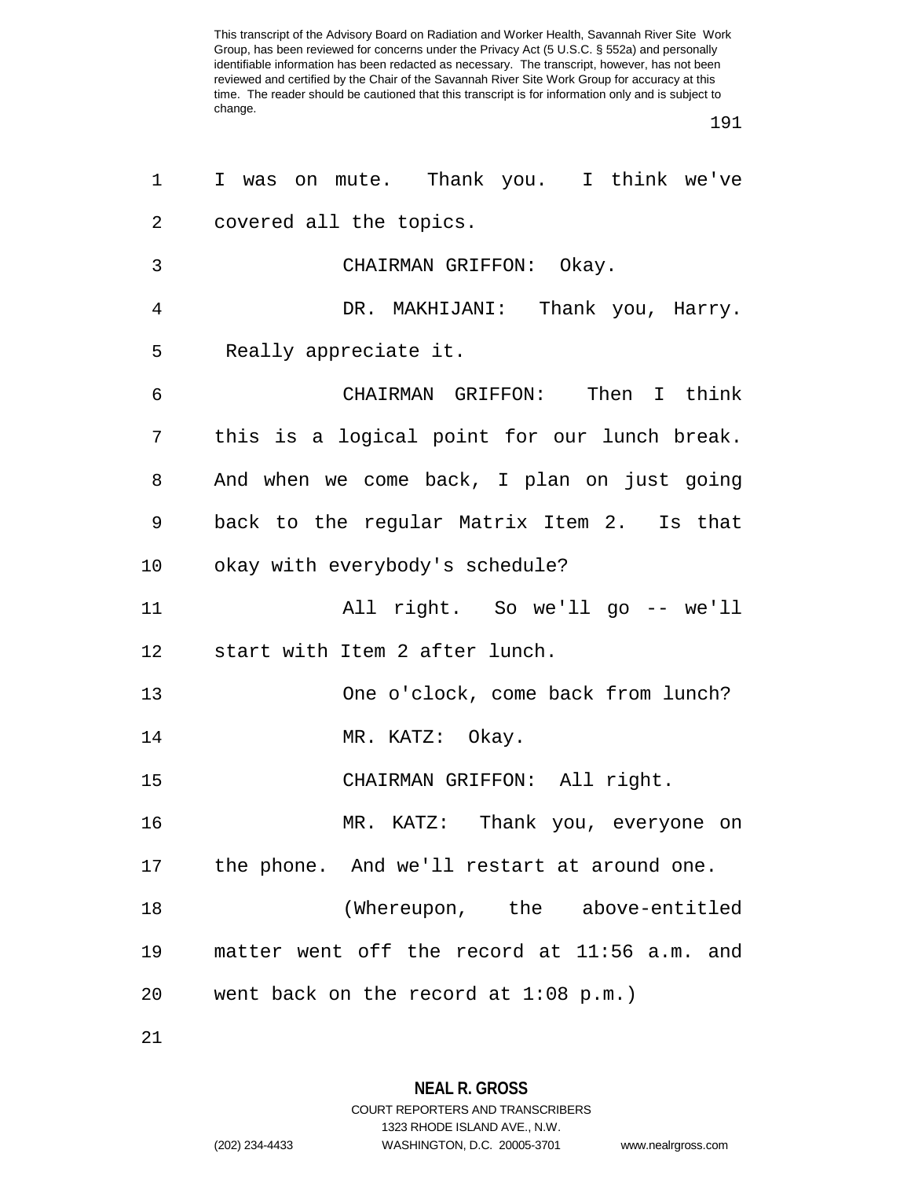I was on mute. Thank you. I think we've covered all the topics.

CHAIRMAN GRIFFON: Okay.

DR. MAKHIJANI: Thank you, Harry. Really appreciate it.

CHAIRMAN GRIFFON: Then I think this is a logical point for our lunch break. And when we come back, I plan on just going back to the regular Matrix Item 2. Is that okay with everybody's schedule?

All right. So we'll go -- we'll start with Item 2 after lunch.

One o'clock, come back from lunch?

MR. KATZ: Okay.

CHAIRMAN GRIFFON: All right.

MR. KATZ: Thank you, everyone on the phone. And we'll restart at around one.

(Whereupon, the above-entitled matter went off the record at 11:56 a.m. and went back on the record at 1:08 p.m.)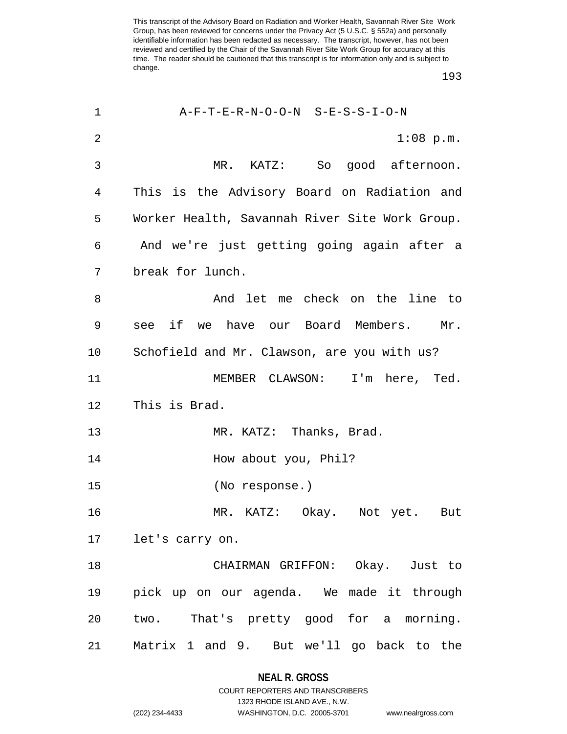A-F-T-E-R-N-O-O-N S-E-S-S-I-O-N

1:08 p.m.

MR. KATZ: So good afternoon. This is the Advisory Board on Radiation and Worker Health, Savannah River Site Work Group. And we're just getting going again after a break for lunch.

And let me check on the line to see if we have our Board Members. Mr. Schofield and Mr. Clawson, are you with us?

MEMBER CLAWSON: I'm here, Ted. This is Brad.

MR. KATZ: Thanks, Brad.

How about you, Phil?

(No response.)

MR. KATZ: Okay. Not yet. But let's carry on.

CHAIRMAN GRIFFON: Okay. Just to pick up on our agenda. We made it through two. That's pretty good for a morning. Matrix 1 and 9. But we'll go back to the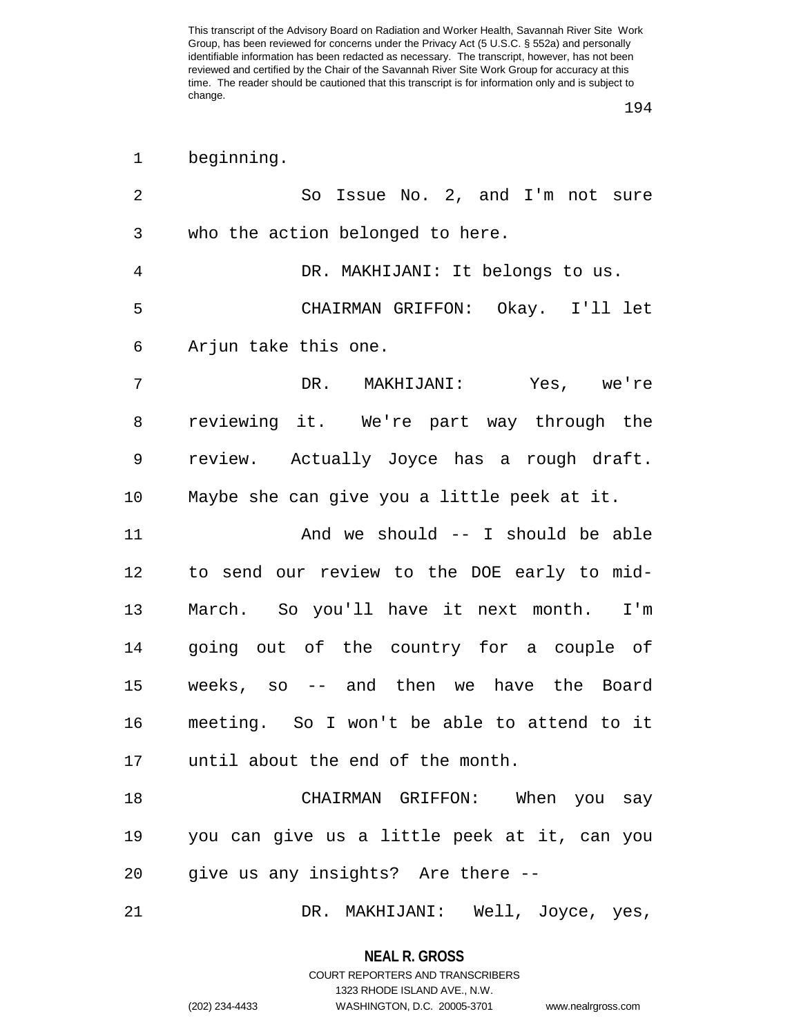beginning.

So Issue No. 2, and I'm not sure who the action belonged to here.

DR. MAKHIJANI: It belongs to us.

CHAIRMAN GRIFFON: Okay. I'll let Arjun take this one.

DR. MAKHIJANI: Yes, we're reviewing it. We're part way through the review. Actually Joyce has a rough draft. Maybe she can give you a little peek at it.

And we should -- I should be able to send our review to the DOE early to mid-March. So you'll have it next month. I'm going out of the country for a couple of weeks, so -- and then we have the Board meeting. So I won't be able to attend to it until about the end of the month.

CHAIRMAN GRIFFON: When you say you can give us a little peek at it, can you give us any insights? Are there --

DR. MAKHIJANI: Well, Joyce, yes,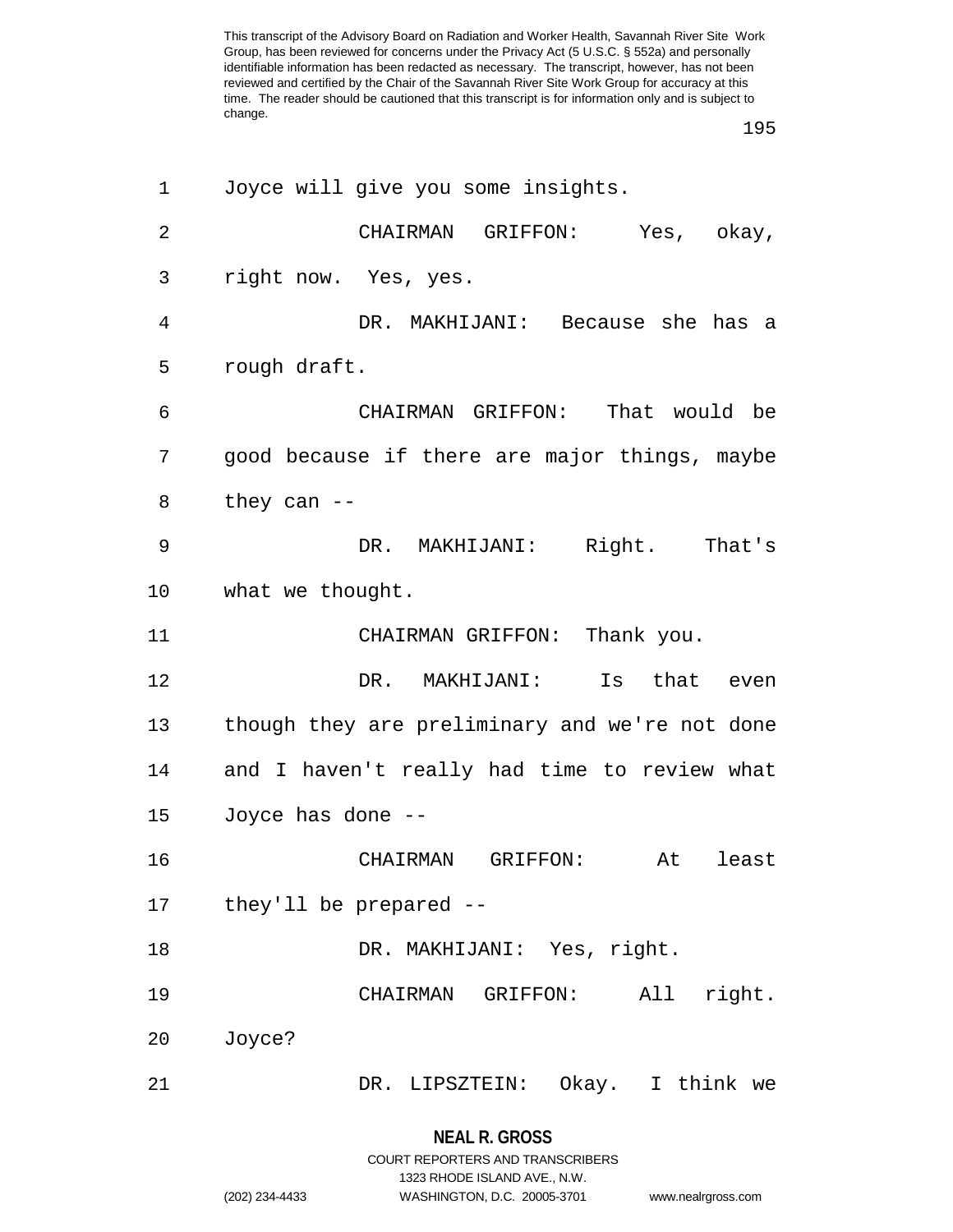Joyce will give you some insights.

CHAIRMAN GRIFFON: Yes, okay, right now. Yes, yes.

DR. MAKHIJANI: Because she has a rough draft.

CHAIRMAN GRIFFON: That would be good because if there are major things, maybe they can --

DR. MAKHIJANI: Right. That's what we thought.

CHAIRMAN GRIFFON: Thank you.

DR. MAKHIJANI: Is that even though they are preliminary and we're not done and I haven't really had time to review what Joyce has done --

CHAIRMAN GRIFFON: At least they'll be prepared --

DR. MAKHIJANI: Yes, right.

CHAIRMAN GRIFFON: All right. Joyce?

DR. LIPSZTEIN: Okay. I think we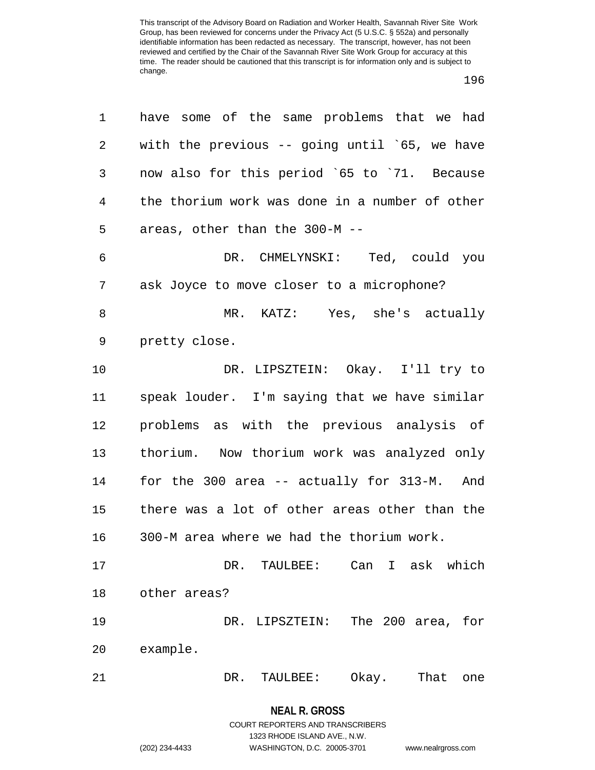have some of the same problems that we had with the previous -- going until `65, we have now also for this period `65 to `71. Because the thorium work was done in a number of other areas, other than the 300-M --

DR. CHMELYNSKI: Ted, could you ask Joyce to move closer to a microphone?

MR. KATZ: Yes, she's actually pretty close.

DR. LIPSZTEIN: Okay. I'll try to speak louder. I'm saying that we have similar problems as with the previous analysis of thorium. Now thorium work was analyzed only for the 300 area -- actually for 313-M. And there was a lot of other areas other than the 300-M area where we had the thorium work.

DR. TAULBEE: Can I ask which other areas?

DR. LIPSZTEIN: The 200 area, for example.

DR. TAULBEE: Okay. That one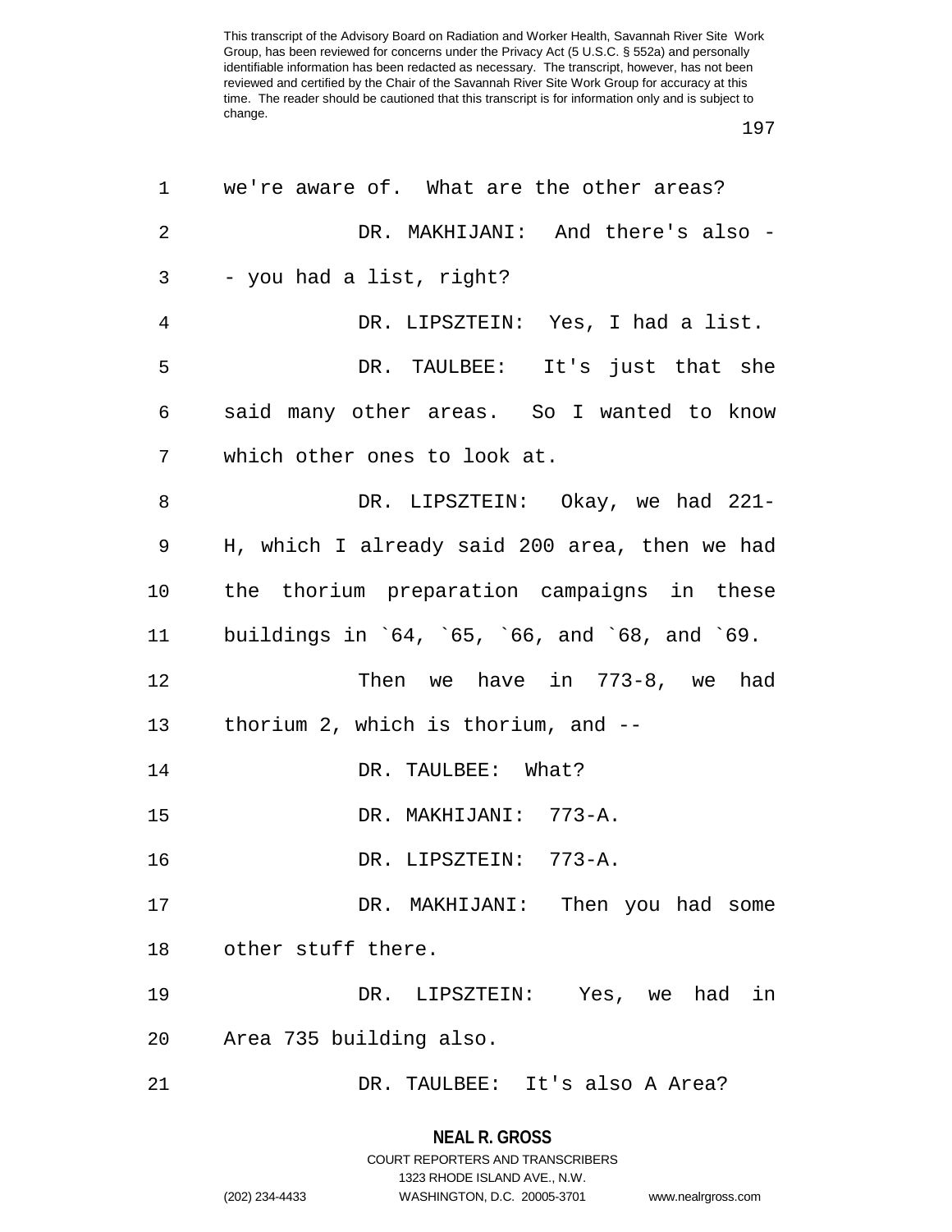we're aware of. What are the other areas?

DR. MAKHIJANI: And there's also -- you had a list, right?

DR. LIPSZTEIN: Yes, I had a list.

DR. TAULBEE: It's just that she said many other areas. So I wanted to know which other ones to look at.

DR. LIPSZTEIN: Okay, we had 221-H, which I already said 200 area, then we had the thorium preparation campaigns in these buildings in `64, `65, `66, and `68, and `69.

Then we have in 773-8, we had thorium 2, which is thorium, and --

DR. TAULBEE: What?

DR. MAKHIJANI: 773-A.

DR. LIPSZTEIN: 773-A.

DR. MAKHIJANI: Then you had some other stuff there.

DR. LIPSZTEIN: Yes, we had in Area 735 building also.

DR. TAULBEE: It's also A Area?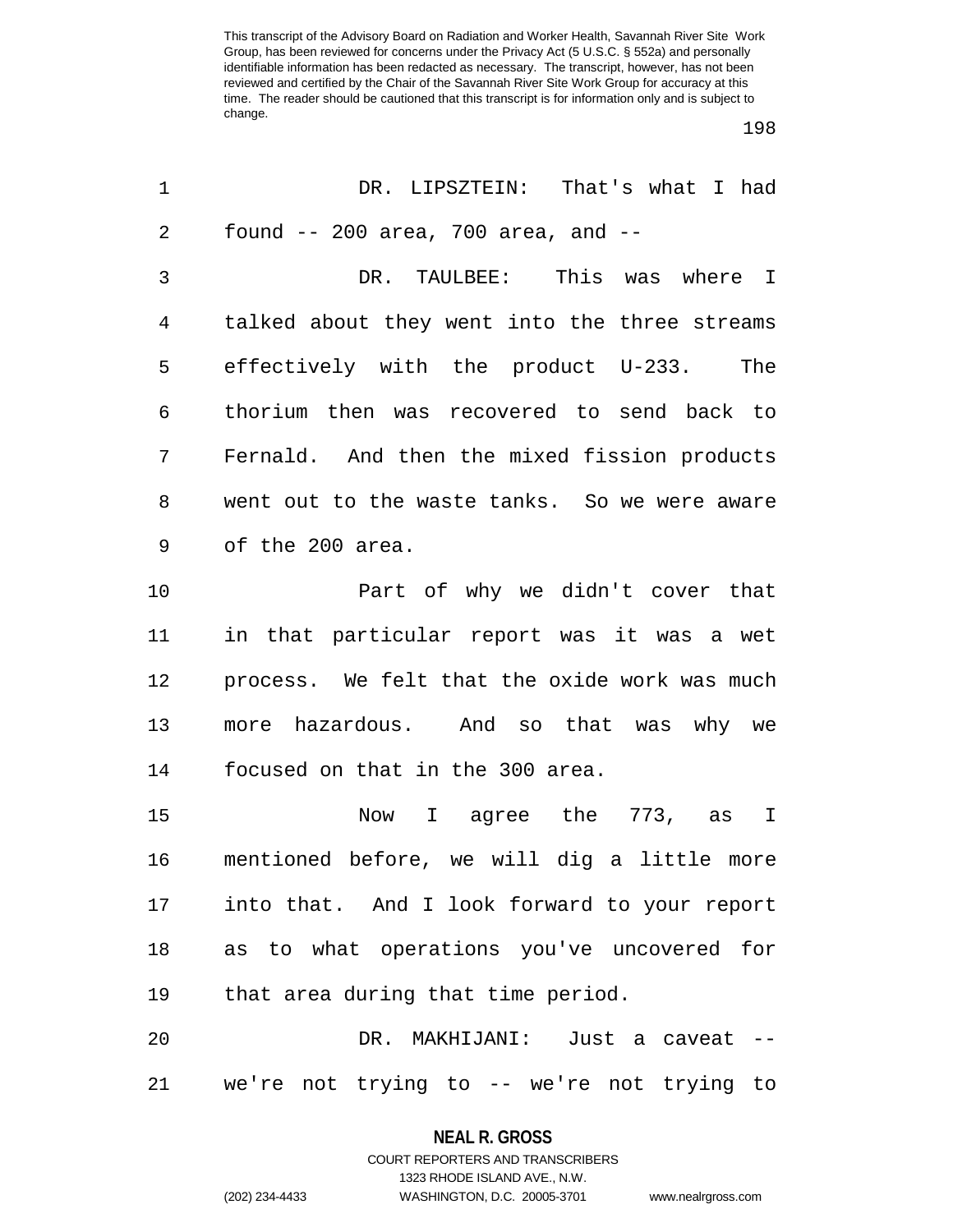DR. LIPSZTEIN: That's what I had found -- 200 area, 700 area, and --

DR. TAULBEE: This was where I talked about they went into the three streams effectively with the product U-233. The thorium then was recovered to send back to Fernald. And then the mixed fission products went out to the waste tanks. So we were aware of the 200 area.

Part of why we didn't cover that in that particular report was it was a wet process. We felt that the oxide work was much more hazardous. And so that was why we focused on that in the 300 area.

Now I agree the 773, as I mentioned before, we will dig a little more into that. And I look forward to your report as to what operations you've uncovered for that area during that time period.

DR. MAKHIJANI: Just a caveat -- we're not trying to -- we're not trying to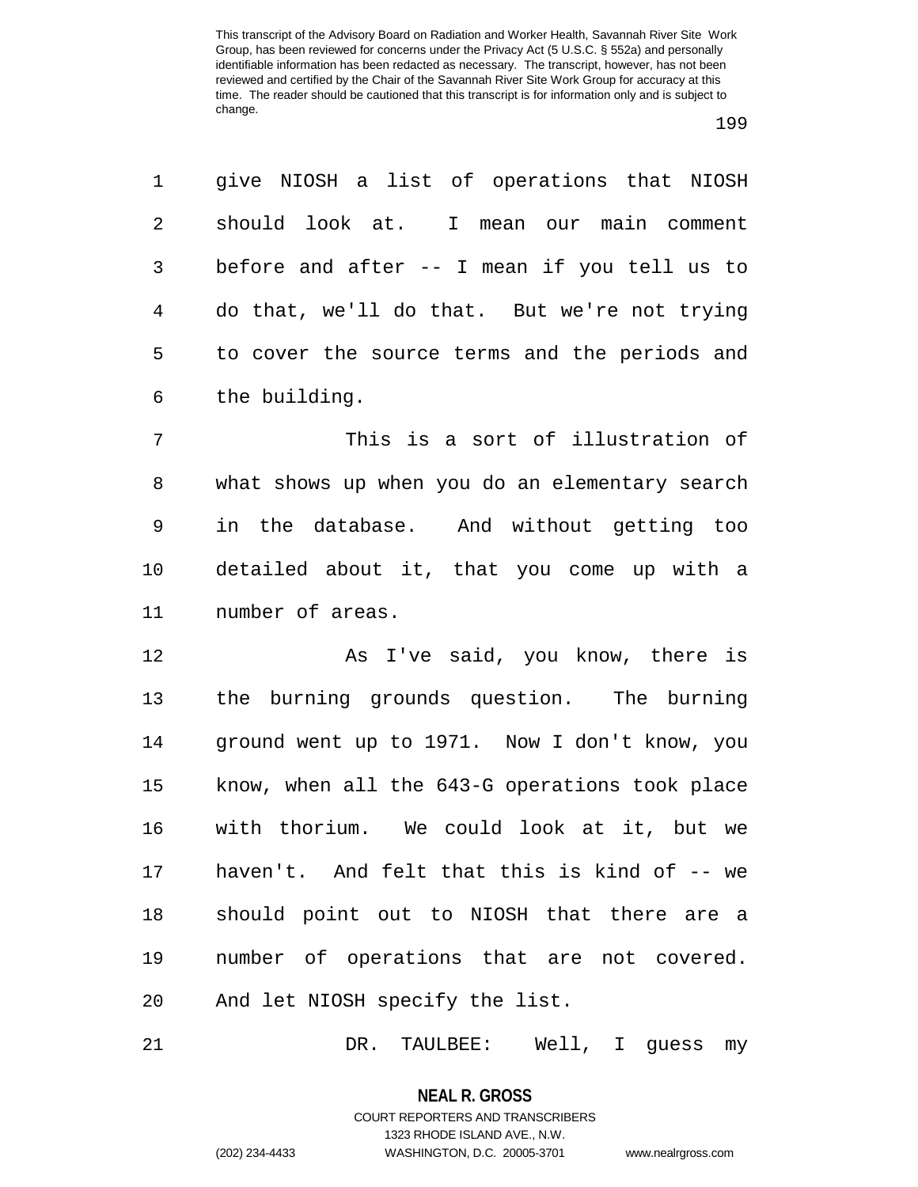give NIOSH a list of operations that NIOSH should look at. I mean our main comment before and after -- I mean if you tell us to do that, we'll do that. But we're not trying to cover the source terms and the periods and the building.

This is a sort of illustration of what shows up when you do an elementary search in the database. And without getting too detailed about it, that you come up with a number of areas.

As I've said, you know, there is the burning grounds question. The burning ground went up to 1971. Now I don't know, you know, when all the 643-G operations took place with thorium. We could look at it, but we haven't. And felt that this is kind of -- we should point out to NIOSH that there are a number of operations that are not covered. And let NIOSH specify the list.

DR. TAULBEE: Well, I guess my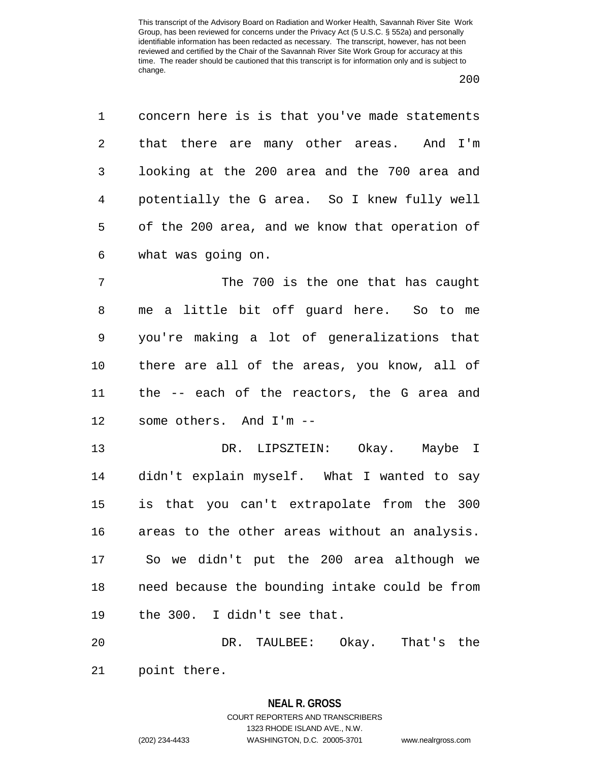concern here is is that you've made statements that there are many other areas. And I'm looking at the 200 area and the 700 area and potentially the G area. So I knew fully well of the 200 area, and we know that operation of what was going on.

The 700 is the one that has caught me a little bit off guard here. So to me you're making a lot of generalizations that there are all of the areas, you know, all of the -- each of the reactors, the G area and some others. And I'm --

DR. LIPSZTEIN: Okay. Maybe I didn't explain myself. What I wanted to say is that you can't extrapolate from the 300 areas to the other areas without an analysis. So we didn't put the 200 area although we need because the bounding intake could be from the 300. I didn't see that.

DR. TAULBEE: Okay. That's the point there.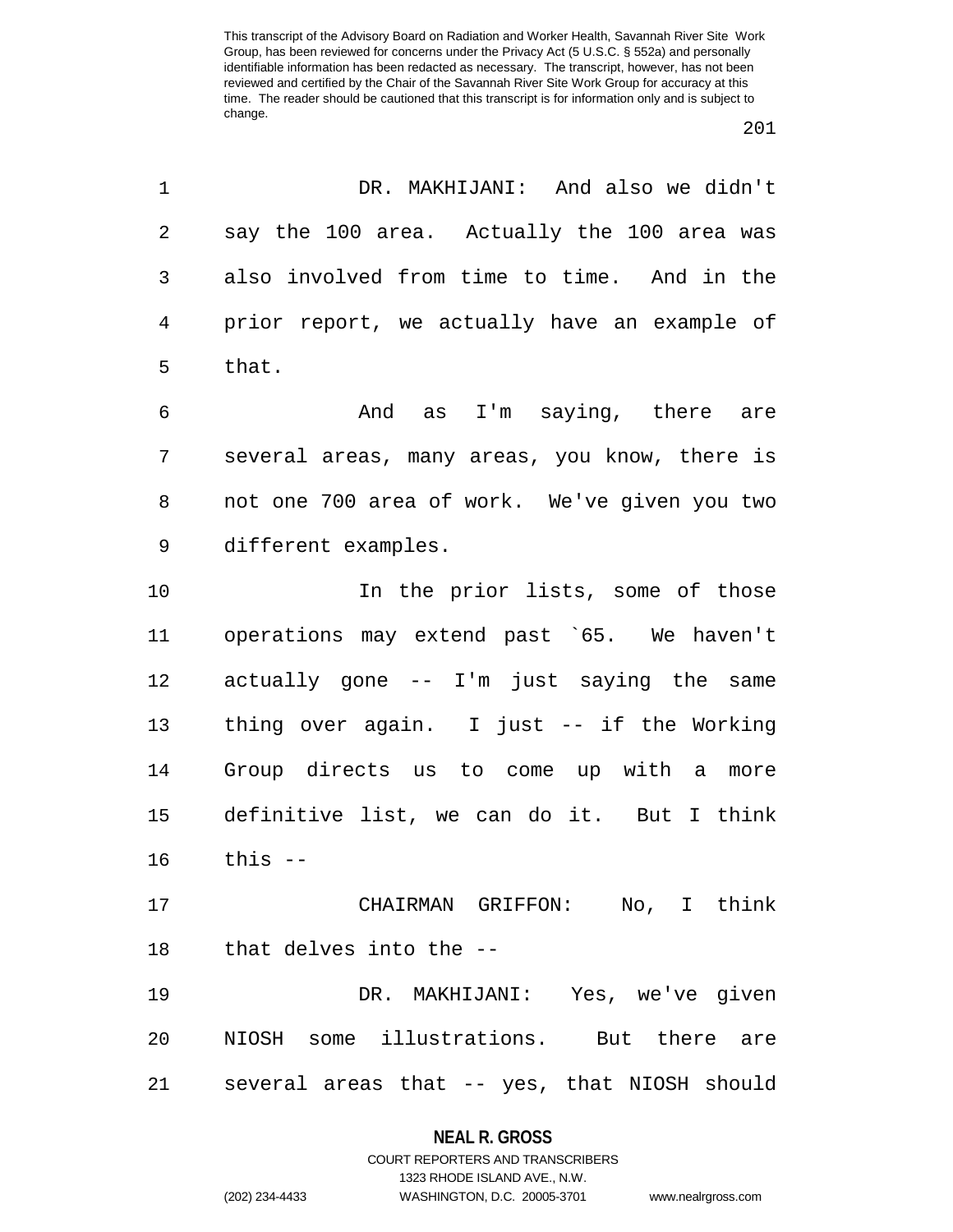DR. MAKHIJANI: And also we didn't say the 100 area. Actually the 100 area was also involved from time to time. And in the prior report, we actually have an example of that.

And as I'm saying, there are several areas, many areas, you know, there is not one 700 area of work. We've given you two different examples.

In the prior lists, some of those operations may extend past `65. We haven't actually gone -- I'm just saying the same thing over again. I just -- if the Working Group directs us to come up with a more definitive list, we can do it. But I think this --

CHAIRMAN GRIFFON: No, I think that delves into the --

DR. MAKHIJANI: Yes, we've given NIOSH some illustrations. But there are several areas that -- yes, that NIOSH should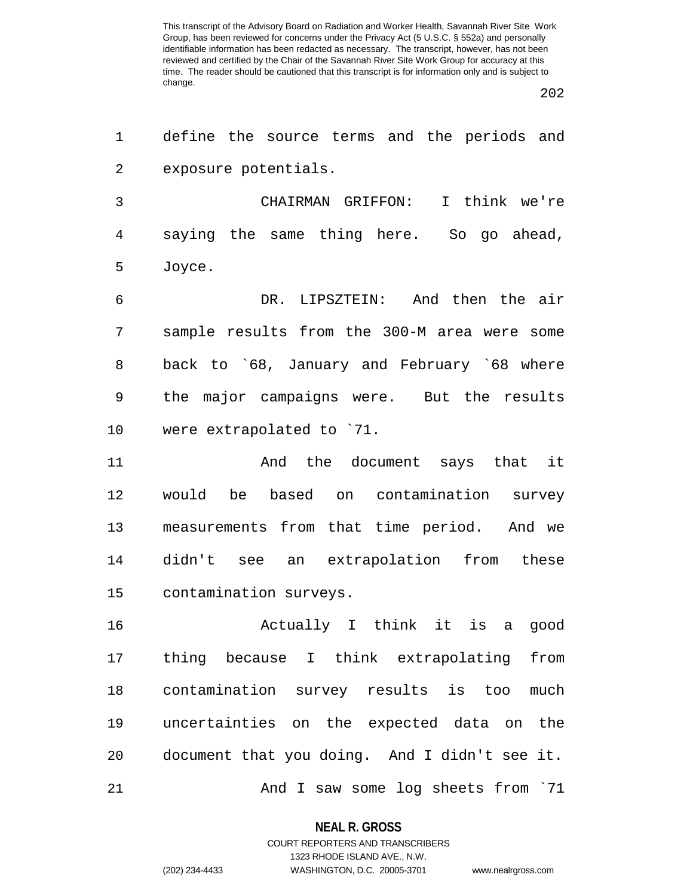define the source terms and the periods and exposure potentials.

CHAIRMAN GRIFFON: I think we're saying the same thing here. So go ahead, Joyce.

DR. LIPSZTEIN: And then the air sample results from the 300-M area were some back to `68, January and February `68 where the major campaigns were. But the results were extrapolated to `71.

And the document says that it would be based on contamination survey measurements from that time period. And we didn't see an extrapolation from these contamination surveys.

Actually I think it is a good thing because I think extrapolating from contamination survey results is too much uncertainties on the expected data on the document that you doing. And I didn't see it.

And I saw some log sheets from `71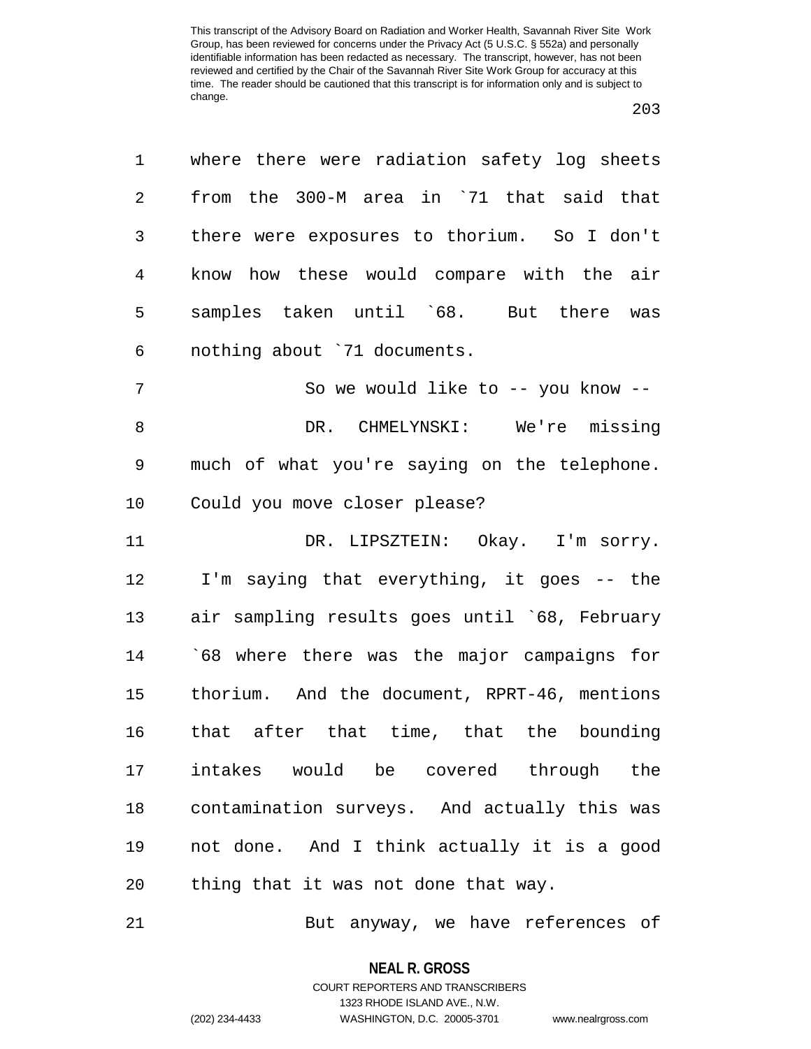where there were radiation safety log sheets from the 300-M area in `71 that said that there were exposures to thorium. So I don't know how these would compare with the air samples taken until `68. But there was nothing about `71 documents.

So we would like to -- you know --

DR. CHMELYNSKI: We're missing much of what you're saying on the telephone. Could you move closer please?

DR. LIPSZTEIN: Okay. I'm sorry. I'm saying that everything, it goes -- the air sampling results goes until `68, February `68 where there was the major campaigns for thorium. And the document, RPRT-46, mentions that after that time, that the bounding intakes would be covered through the contamination surveys. And actually this was not done. And I think actually it is a good thing that it was not done that way.

But anyway, we have references of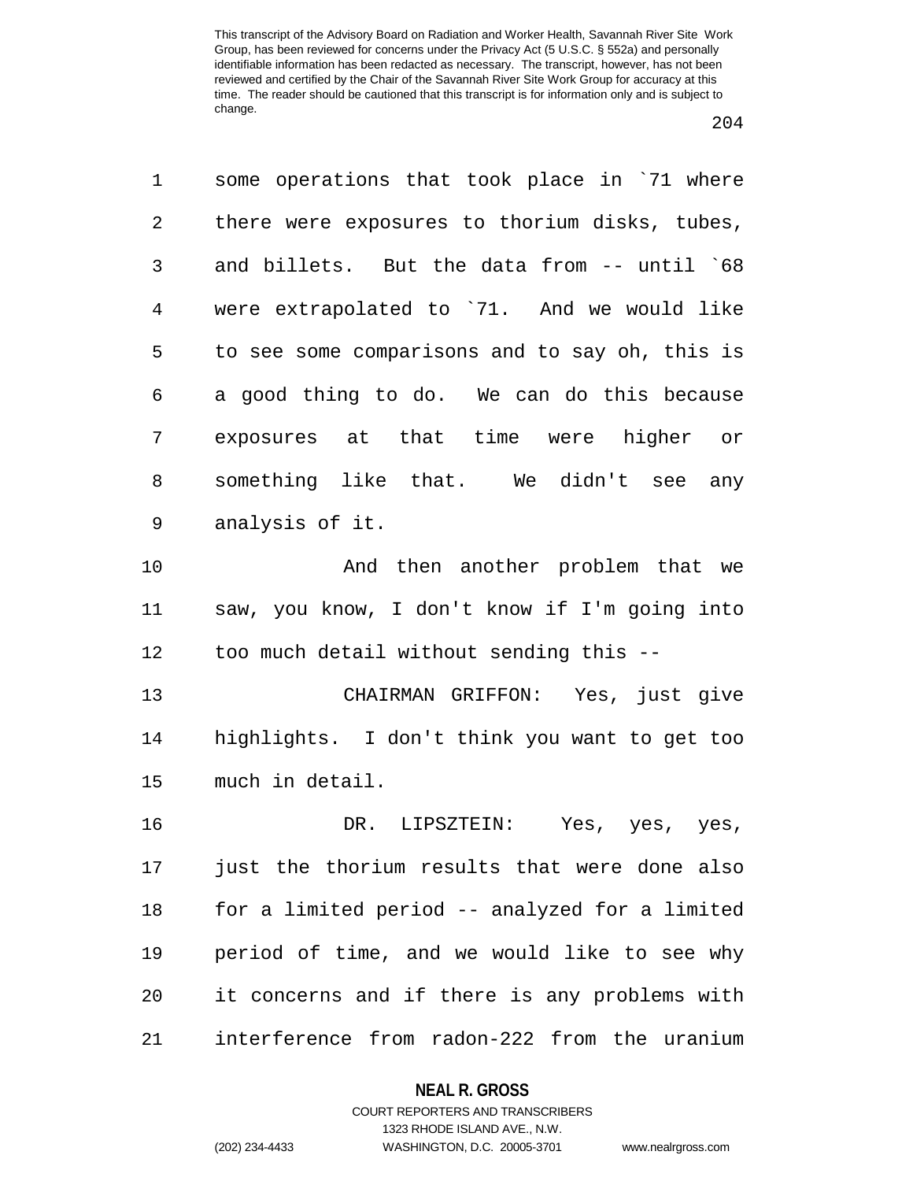some operations that took place in `71 where there were exposures to thorium disks, tubes, and billets. But the data from -- until `68 were extrapolated to `71. And we would like to see some comparisons and to say oh, this is a good thing to do. We can do this because exposures at that time were higher or something like that. We didn't see any analysis of it.

And then another problem that we saw, you know, I don't know if I'm going into too much detail without sending this --

CHAIRMAN GRIFFON: Yes, just give highlights. I don't think you want to get too much in detail.

DR. LIPSZTEIN: Yes, yes, yes, just the thorium results that were done also for a limited period -- analyzed for a limited period of time, and we would like to see why it concerns and if there is any problems with interference from radon-222 from the uranium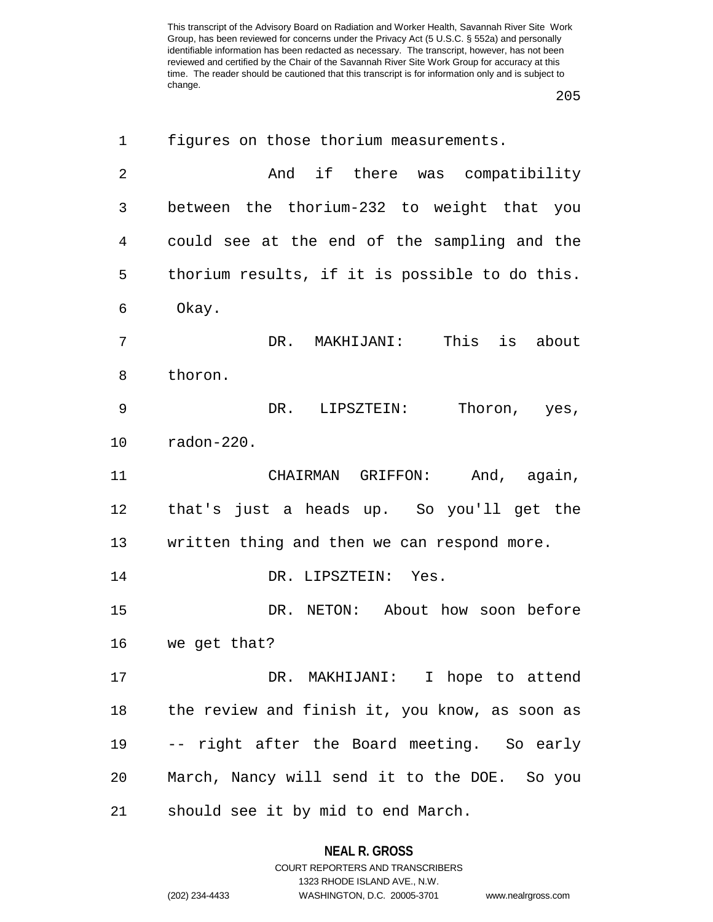figures on those thorium measurements.

And if there was compatibility between the thorium-232 to weight that you could see at the end of the sampling and the thorium results, if it is possible to do this. Okay.

DR. MAKHIJANI: This is about thoron.

DR. LIPSZTEIN: Thoron, yes, radon-220.

CHAIRMAN GRIFFON: And, again, that's just a heads up. So you'll get the written thing and then we can respond more.

DR. LIPSZTEIN: Yes.

DR. NETON: About how soon before we get that?

DR. MAKHIJANI: I hope to attend the review and finish it, you know, as soon as -- right after the Board meeting. So early March, Nancy will send it to the DOE. So you should see it by mid to end March.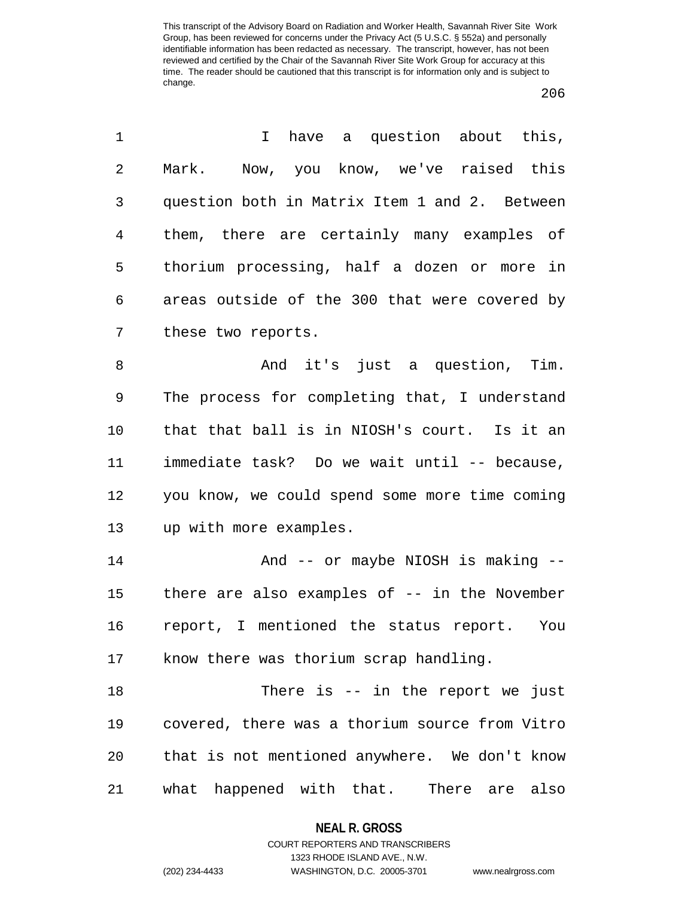I have a question about this, Mark. Now, you know, we've raised this question both in Matrix Item 1 and 2. Between them, there are certainly many examples of thorium processing, half a dozen or more in areas outside of the 300 that were covered by these two reports.

And it's just a question, Tim. The process for completing that, I understand that that ball is in NIOSH's court. Is it an immediate task? Do we wait until -- because, you know, we could spend some more time coming up with more examples.

And -- or maybe NIOSH is making -- there are also examples of -- in the November report, I mentioned the status report. You know there was thorium scrap handling.

There is -- in the report we just covered, there was a thorium source from Vitro that is not mentioned anywhere. We don't know what happened with that. There are also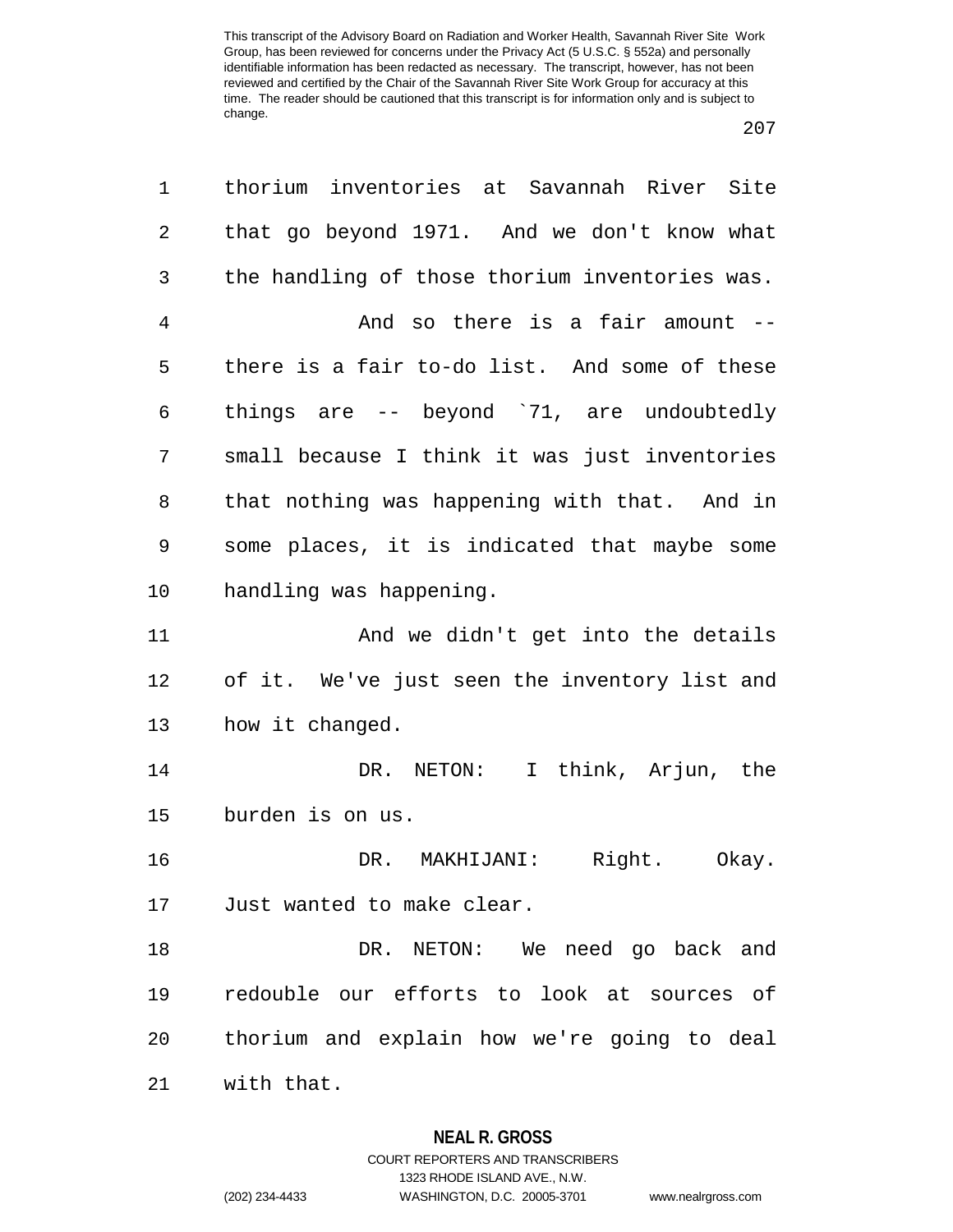thorium inventories at Savannah River Site that go beyond 1971. And we don't know what the handling of those thorium inventories was.

And so there is a fair amount -- there is a fair to-do list. And some of these things are -- beyond `71, are undoubtedly small because I think it was just inventories that nothing was happening with that. And in some places, it is indicated that maybe some handling was happening.

And we didn't get into the details of it. We've just seen the inventory list and how it changed.

DR. NETON: I think, Arjun, the burden is on us.

DR. MAKHIJANI: Right. Okay. Just wanted to make clear.

DR. NETON: We need go back and redouble our efforts to look at sources of thorium and explain how we're going to deal with that.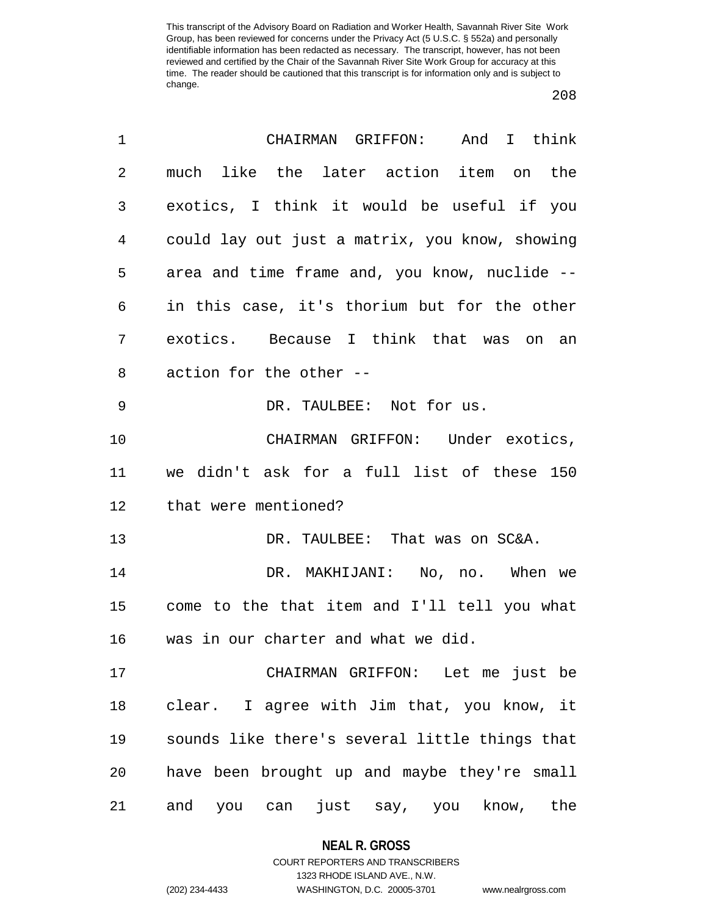CHAIRMAN GRIFFON: And I think much like the later action item on the exotics, I think it would be useful if you could lay out just a matrix, you know, showing area and time frame and, you know, nuclide -- in this case, it's thorium but for the other exotics. Because I think that was on an action for the other --

DR. TAULBEE: Not for us.

CHAIRMAN GRIFFON: Under exotics, we didn't ask for a full list of these 150 that were mentioned?

DR. TAULBEE: That was on SC&A.

DR. MAKHIJANI: No, no. When we come to the that item and I'll tell you what was in our charter and what we did.

CHAIRMAN GRIFFON: Let me just be clear. I agree with Jim that, you know, it sounds like there's several little things that have been brought up and maybe they're small and you can just say, you know, the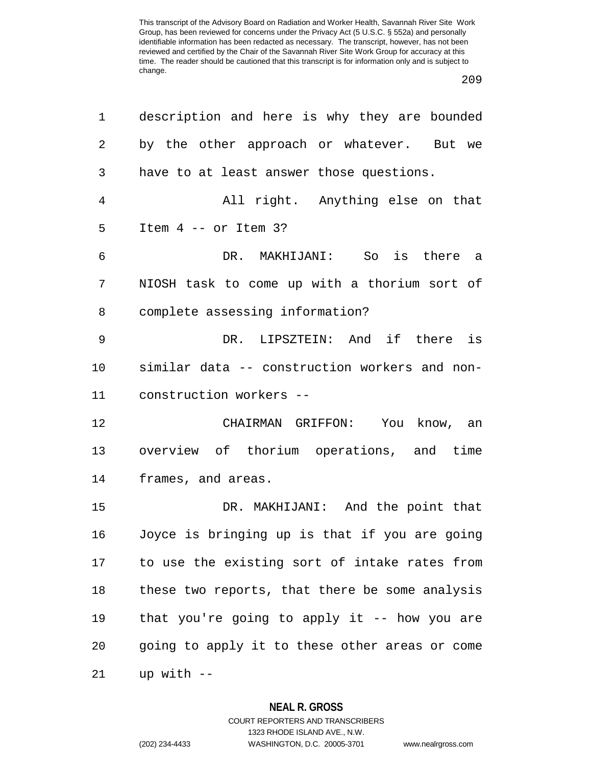description and here is why they are bounded by the other approach or whatever. But we have to at least answer those questions.

All right. Anything else on that Item 4 -- or Item 3?

DR. MAKHIJANI: So is there a NIOSH task to come up with a thorium sort of complete assessing information?

DR. LIPSZTEIN: And if there is similar data -- construction workers and non-construction workers --

CHAIRMAN GRIFFON: You know, an overview of thorium operations, and time frames, and areas.

DR. MAKHIJANI: And the point that Joyce is bringing up is that if you are going to use the existing sort of intake rates from these two reports, that there be some analysis that you're going to apply it -- how you are going to apply it to these other areas or come up with --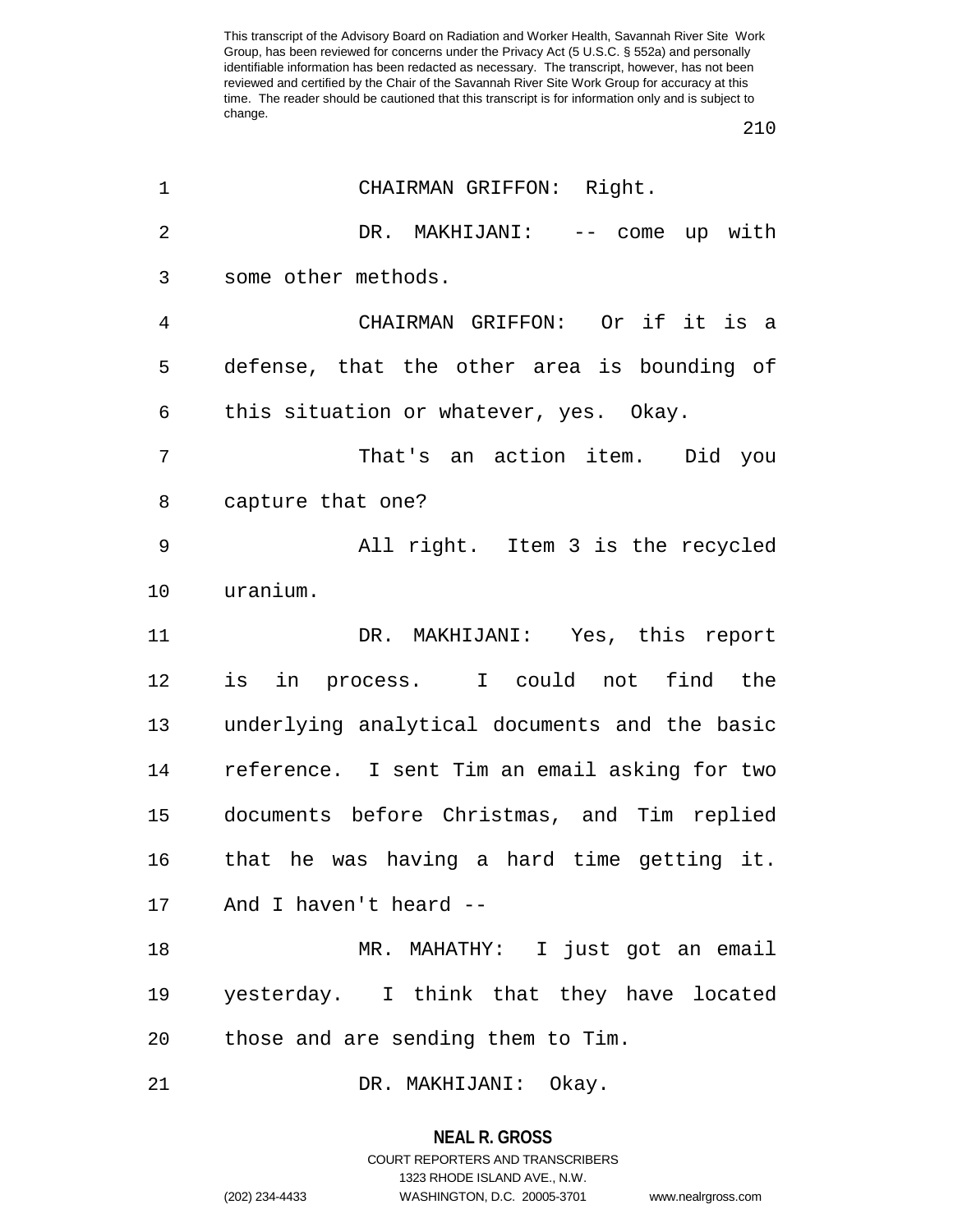CHAIRMAN GRIFFON: Right.

DR. MAKHIJANI: -- come up with some other methods.

CHAIRMAN GRIFFON: Or if it is a defense, that the other area is bounding of this situation or whatever, yes. Okay.

That's an action item. Did you capture that one?

All right. Item 3 is the recycled uranium.

DR. MAKHIJANI: Yes, this report is in process. I could not find the underlying analytical documents and the basic reference. I sent Tim an email asking for two documents before Christmas, and Tim replied that he was having a hard time getting it. And I haven't heard --

MR. MAHATHY: I just got an email yesterday. I think that they have located those and are sending them to Tim.

DR. MAKHIJANI: Okay.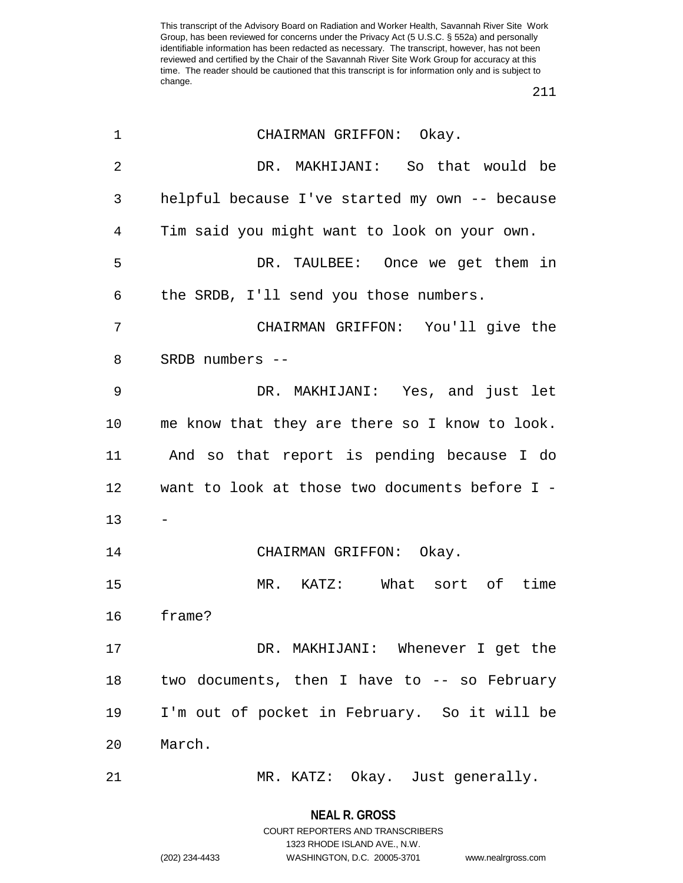CHAIRMAN GRIFFON: Okay.

DR. MAKHIJANI: So that would be helpful because I've started my own -- because Tim said you might want to look on your own.

DR. TAULBEE: Once we get them in the SRDB, I'll send you those numbers.

CHAIRMAN GRIFFON: You'll give the SRDB numbers --

DR. MAKHIJANI: Yes, and just let me know that they are there so I know to look. And so that report is pending because I do want to look at those two documents before I --

CHAIRMAN GRIFFON: Okay.

MR. KATZ: What sort of time frame?

DR. MAKHIJANI: Whenever I get the two documents, then I have to -- so February I'm out of pocket in February. So it will be March.

MR. KATZ: Okay. Just generally.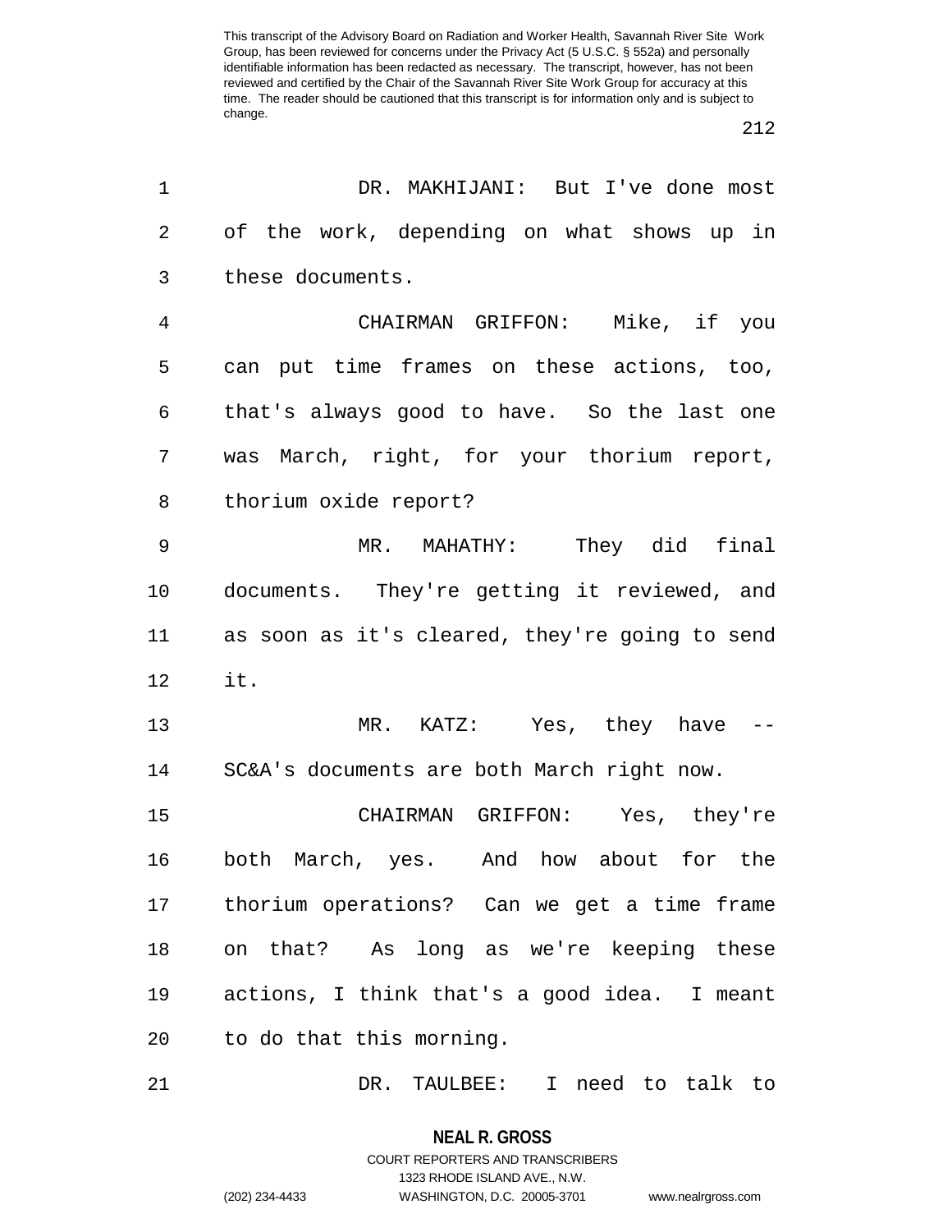DR. MAKHIJANI: But I've done most of the work, depending on what shows up in these documents.

CHAIRMAN GRIFFON: Mike, if you can put time frames on these actions, too, that's always good to have. So the last one was March, right, for your thorium report, thorium oxide report?

MR. MAHATHY: They did final documents. They're getting it reviewed, and as soon as it's cleared, they're going to send it.

MR. KATZ: Yes, they have -- SC&A's documents are both March right now.

CHAIRMAN GRIFFON: Yes, they're both March, yes. And how about for the thorium operations? Can we get a time frame on that? As long as we're keeping these actions, I think that's a good idea. I meant to do that this morning.

DR. TAULBEE: I need to talk to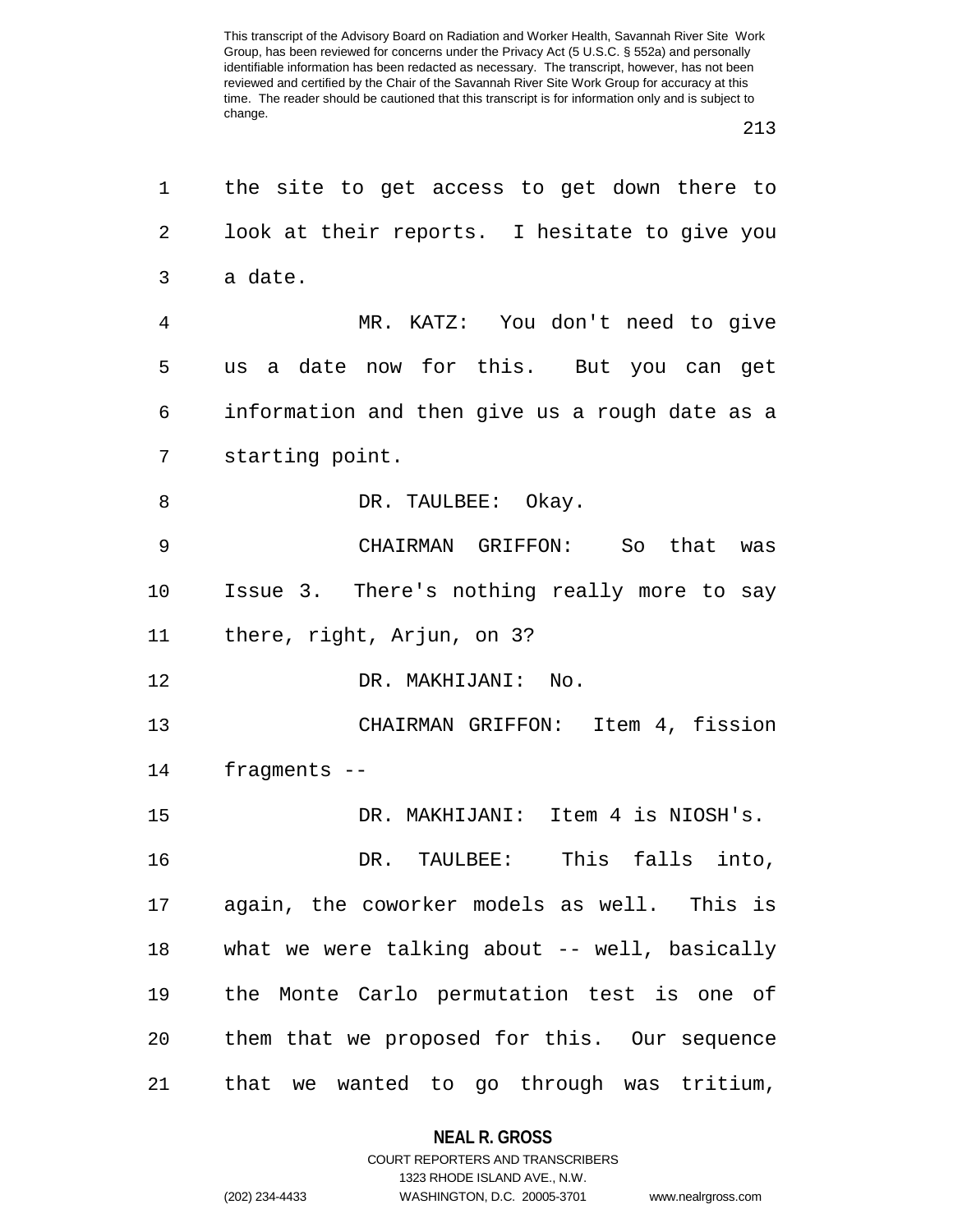the site to get access to get down there to look at their reports. I hesitate to give you a date.

MR. KATZ: You don't need to give us a date now for this. But you can get information and then give us a rough date as a starting point.

DR. TAULBEE: Okay.

CHAIRMAN GRIFFON: So that was Issue 3. There's nothing really more to say there, right, Arjun, on 3?

DR. MAKHIJANI: No.

CHAIRMAN GRIFFON: Item 4, fission fragments --

DR. MAKHIJANI: Item 4 is NIOSH's.

DR. TAULBEE: This falls into, again, the coworker models as well. This is what we were talking about -- well, basically the Monte Carlo permutation test is one of them that we proposed for this. Our sequence that we wanted to go through was tritium,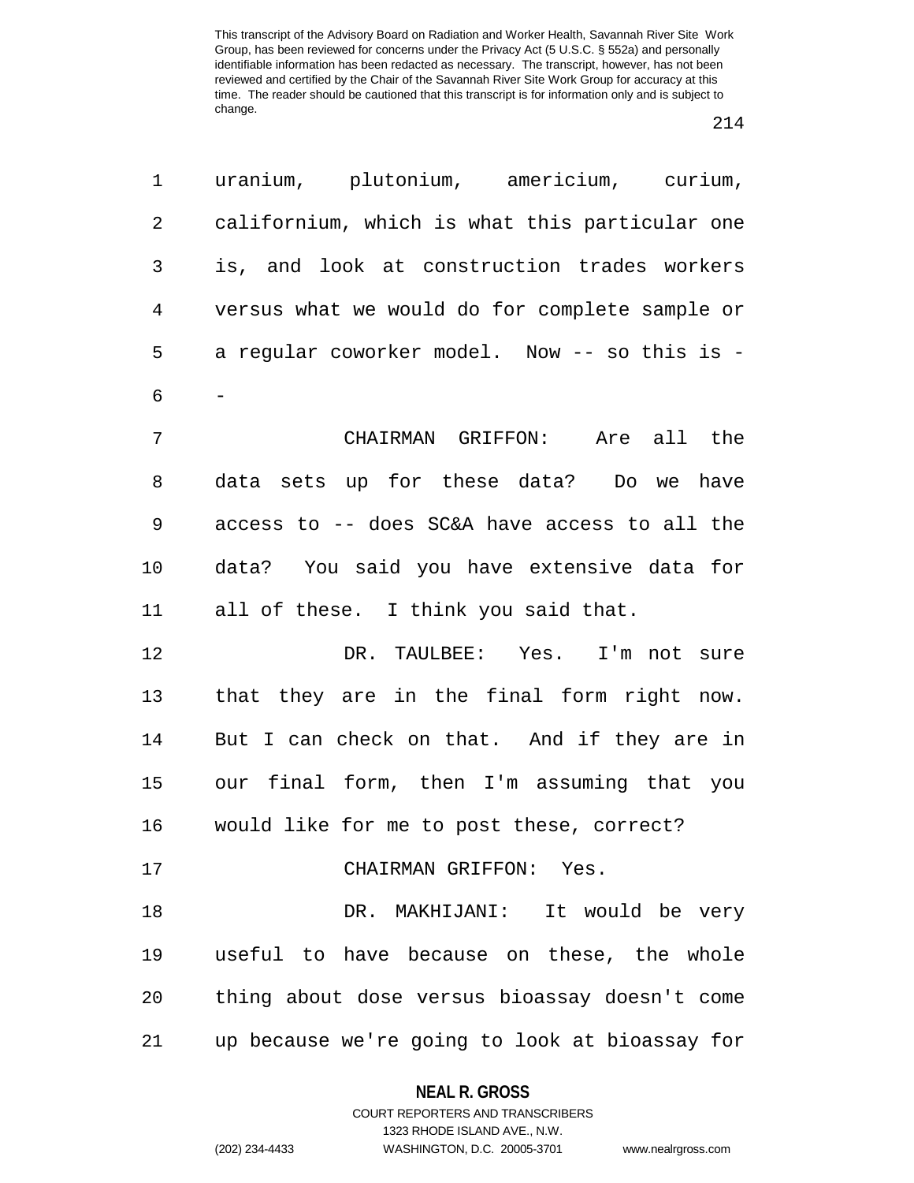uranium, plutonium, americium, curium, californium, which is what this particular one is, and look at construction trades workers versus what we would do for complete sample or a regular coworker model. Now -- so this is --

CHAIRMAN GRIFFON: Are all the data sets up for these data? Do we have access to -- does SC&A have access to all the data? You said you have extensive data for all of these. I think you said that.

DR. TAULBEE: Yes. I'm not sure that they are in the final form right now. But I can check on that. And if they are in our final form, then I'm assuming that you would like for me to post these, correct?

CHAIRMAN GRIFFON: Yes.

DR. MAKHIJANI: It would be very useful to have because on these, the whole thing about dose versus bioassay doesn't come up because we're going to look at bioassay for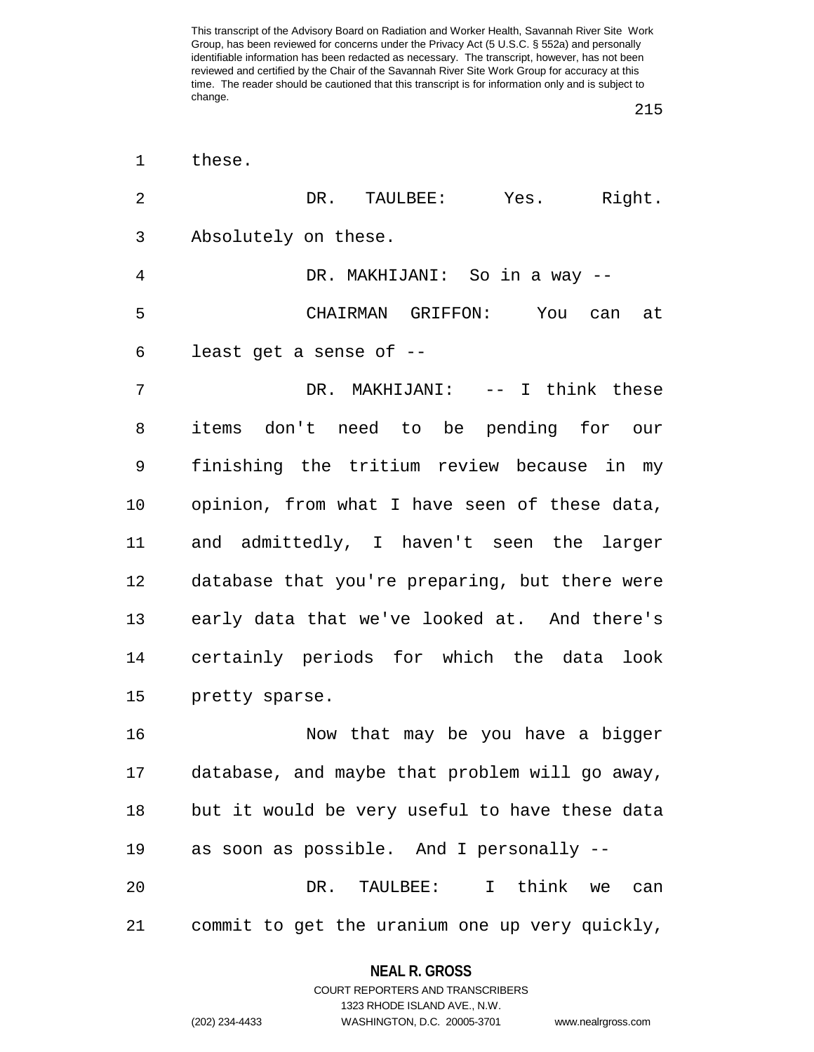these.

DR. TAULBEE: Yes. Right. Absolutely on these.

DR. MAKHIJANI: So in a way --

CHAIRMAN GRIFFON: You can at least get a sense of --

DR. MAKHIJANI: -- I think these items don't need to be pending for our finishing the tritium review because in my opinion, from what I have seen of these data, and admittedly, I haven't seen the larger database that you're preparing, but there were early data that we've looked at. And there's certainly periods for which the data look pretty sparse.

Now that may be you have a bigger database, and maybe that problem will go away, but it would be very useful to have these data as soon as possible. And I personally --

DR. TAULBEE: I think we can commit to get the uranium one up very quickly,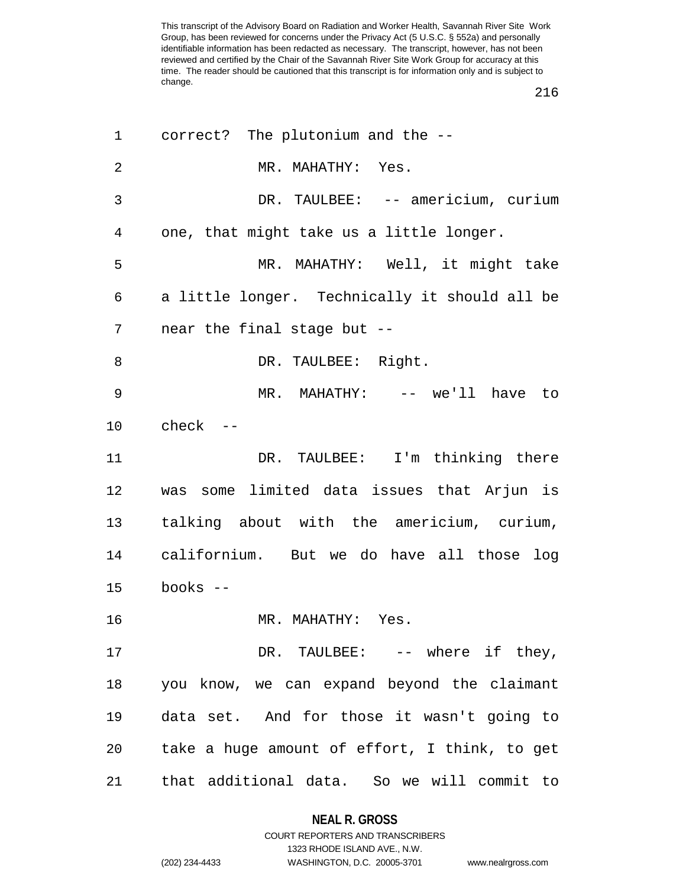correct? The plutonium and the --

MR. MAHATHY: Yes.

DR. TAULBEE: -- americium, curium one, that might take us a little longer.

MR. MAHATHY: Well, it might take a little longer. Technically it should all be near the final stage but --

DR. TAULBEE: Right.

MR. MAHATHY: -- we'll have to check --

DR. TAULBEE: I'm thinking there was some limited data issues that Arjun is talking about with the americium, curium, californium. But we do have all those log books --

MR. MAHATHY: Yes.

DR. TAULBEE: -- where if they, you know, we can expand beyond the claimant data set. And for those it wasn't going to take a huge amount of effort, I think, to get that additional data. So we will commit to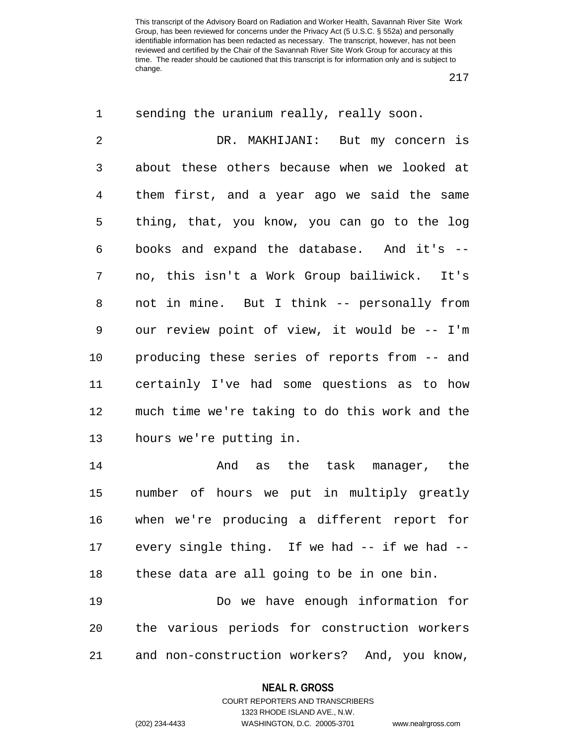sending the uranium really, really soon.

DR. MAKHIJANI: But my concern is about these others because when we looked at them first, and a year ago we said the same thing, that, you know, you can go to the log books and expand the database. And it's -- no, this isn't a Work Group bailiwick. It's not in mine. But I think -- personally from our review point of view, it would be -- I'm producing these series of reports from -- and certainly I've had some questions as to how much time we're taking to do this work and the hours we're putting in.

And as the task manager, the number of hours we put in multiply greatly when we're producing a different report for every single thing. If we had -- if we had -- these data are all going to be in one bin.

Do we have enough information for the various periods for construction workers and non-construction workers? And, you know,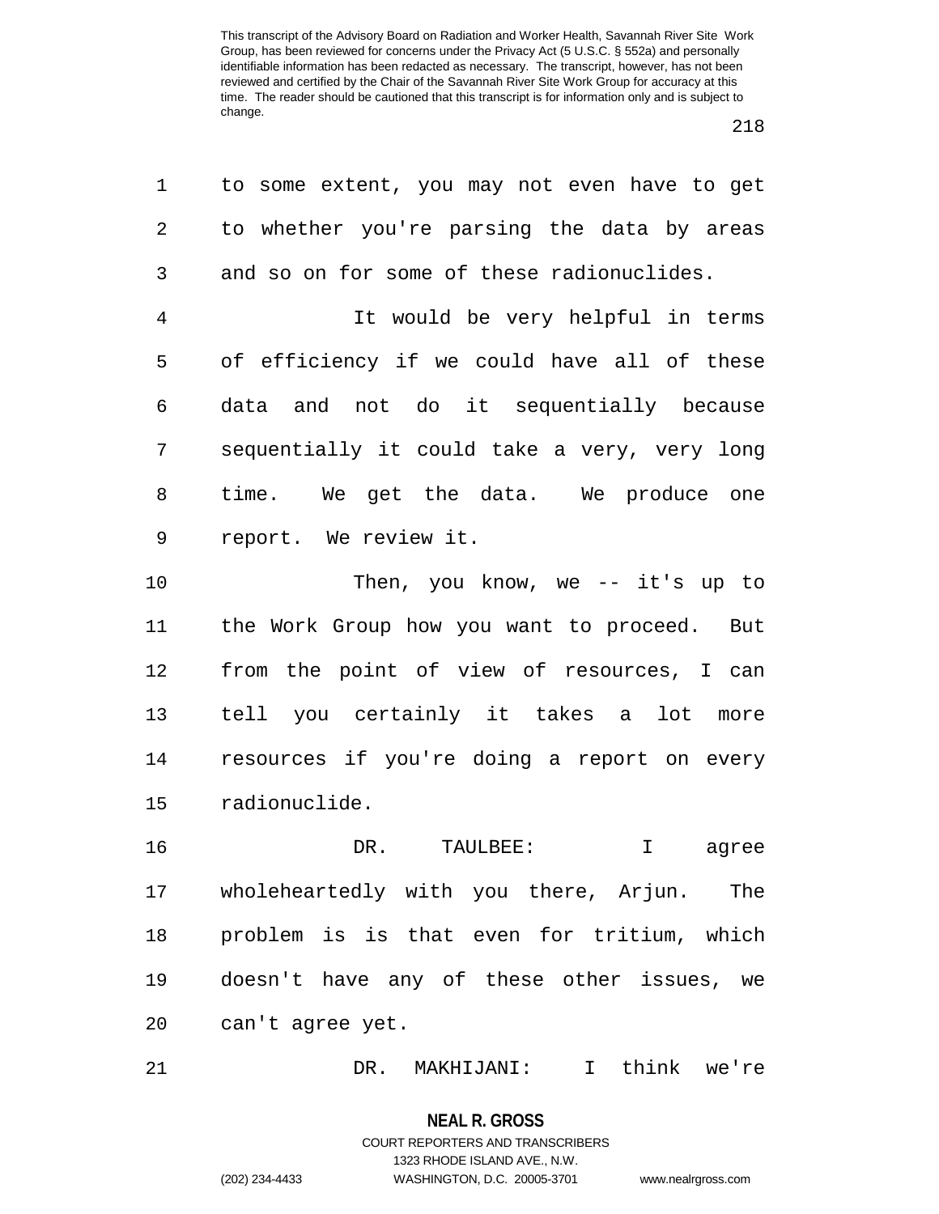to some extent, you may not even have to get to whether you're parsing the data by areas and so on for some of these radionuclides.

It would be very helpful in terms of efficiency if we could have all of these data and not do it sequentially because sequentially it could take a very, very long time. We get the data. We produce one report. We review it.

Then, you know, we -- it's up to the Work Group how you want to proceed. But from the point of view of resources, I can tell you certainly it takes a lot more resources if you're doing a report on every radionuclide.

DR. TAULBEE: I agree wholeheartedly with you there, Arjun. The problem is is that even for tritium, which doesn't have any of these other issues, we can't agree yet.

DR. MAKHIJANI: I think we're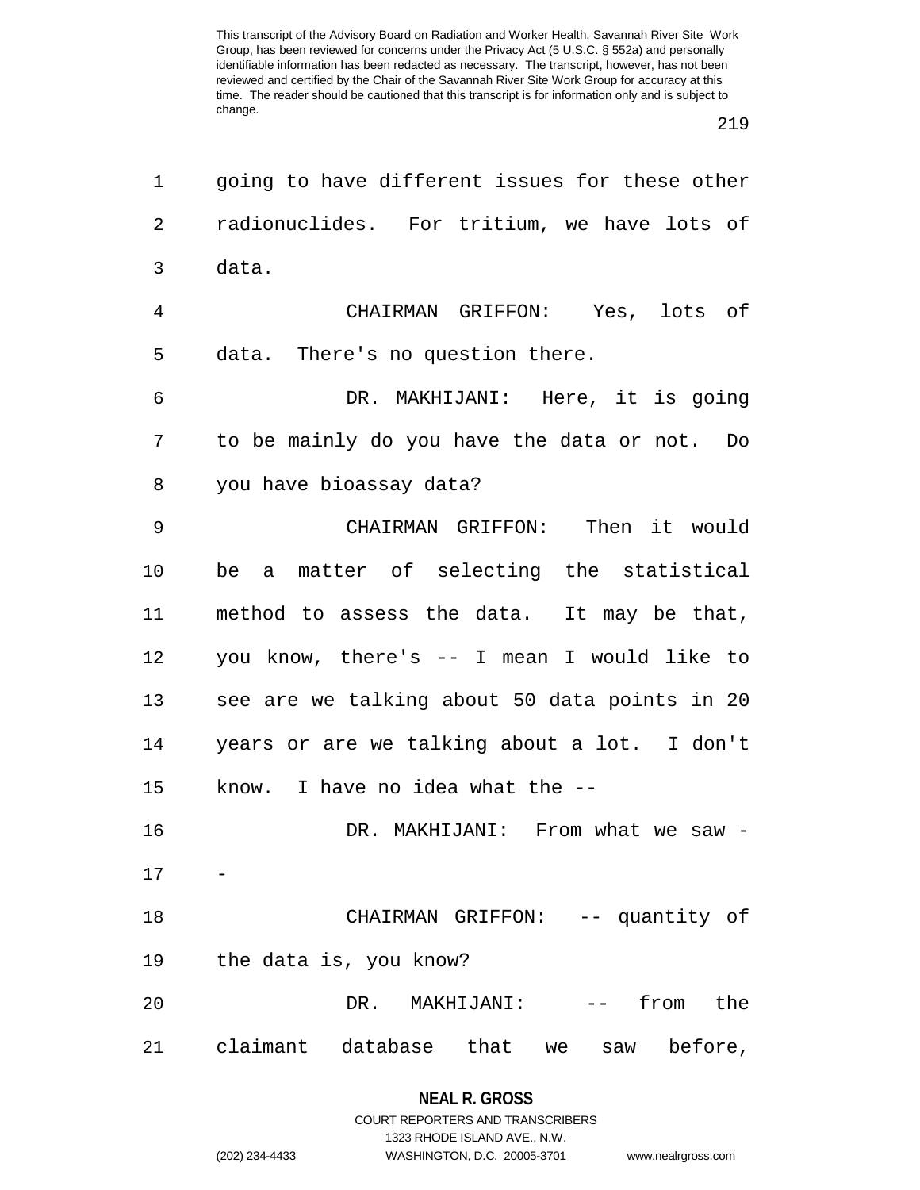going to have different issues for these other radionuclides. For tritium, we have lots of data.

CHAIRMAN GRIFFON: Yes, lots of data. There's no question there.

DR. MAKHIJANI: Here, it is going to be mainly do you have the data or not. Do you have bioassay data?

CHAIRMAN GRIFFON: Then it would be a matter of selecting the statistical method to assess the data. It may be that, you know, there's -- I mean I would like to see are we talking about 50 data points in 20 years or are we talking about a lot. I don't know. I have no idea what the --

DR. MAKHIJANI: From what we saw --

CHAIRMAN GRIFFON: -- quantity of the data is, you know?

DR. MAKHIJANI: -- from the claimant database that we saw before,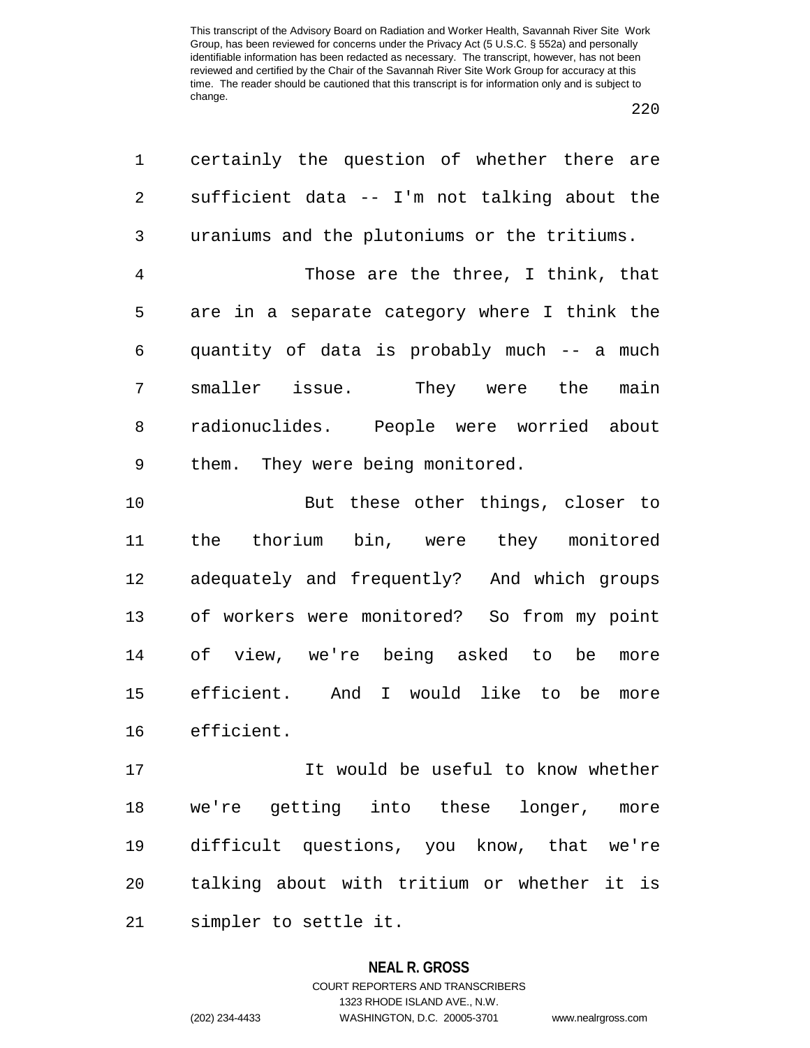certainly the question of whether there are sufficient data -- I'm not talking about the uraniums and the plutoniums or the tritiums.

Those are the three, I think, that are in a separate category where I think the quantity of data is probably much -- a much smaller issue. They were the main radionuclides. People were worried about them. They were being monitored.

But these other things, closer to the thorium bin, were they monitored adequately and frequently? And which groups of workers were monitored? So from my point of view, we're being asked to be more efficient. And I would like to be more efficient.

It would be useful to know whether we're getting into these longer, more difficult questions, you know, that we're talking about with tritium or whether it is simpler to settle it.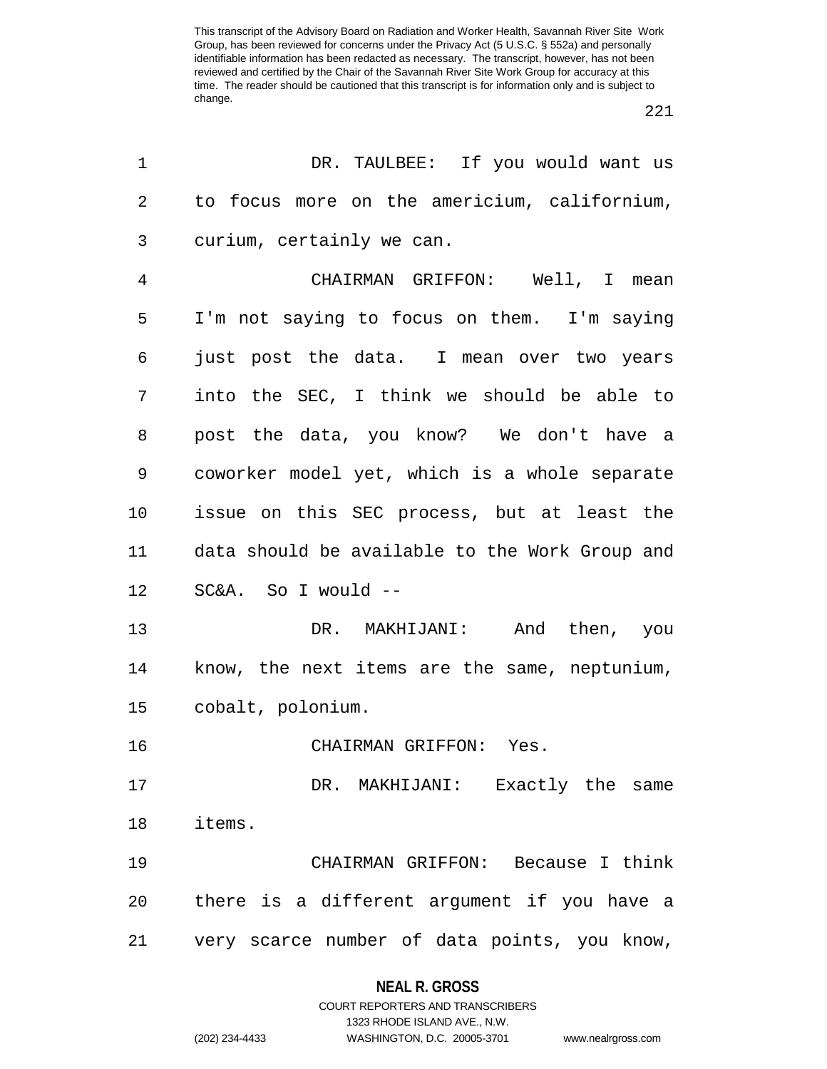DR. TAULBEE: If you would want us to focus more on the americium, californium, curium, certainly we can.

CHAIRMAN GRIFFON: Well, I mean I'm not saying to focus on them. I'm saying just post the data. I mean over two years into the SEC, I think we should be able to post the data, you know? We don't have a coworker model yet, which is a whole separate issue on this SEC process, but at least the data should be available to the Work Group and SC&A. So I would --

DR. MAKHIJANI: And then, you know, the next items are the same, neptunium, cobalt, polonium.

CHAIRMAN GRIFFON: Yes.

DR. MAKHIJANI: Exactly the same items.

CHAIRMAN GRIFFON: Because I think there is a different argument if you have a very scarce number of data points, you know,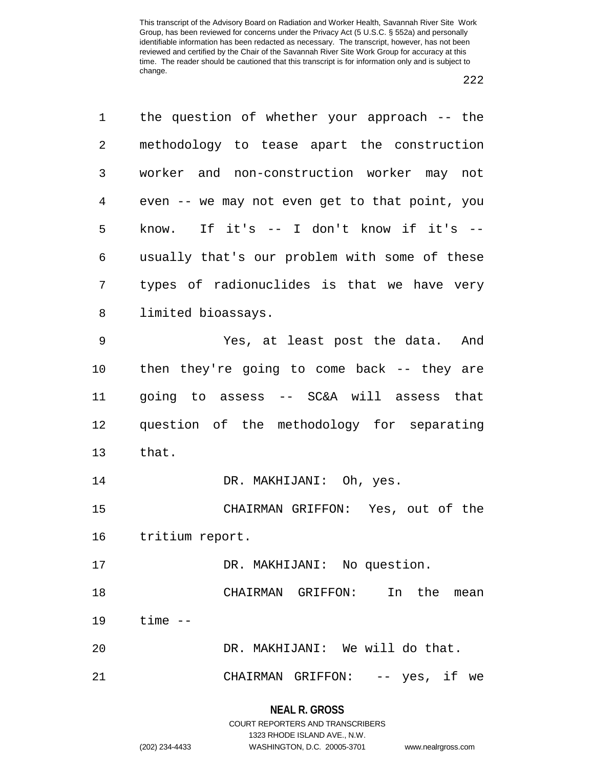the question of whether your approach -- the methodology to tease apart the construction worker and non-construction worker may not even -- we may not even get to that point, you know. If it's -- I don't know if it's -- usually that's our problem with some of these types of radionuclides is that we have very limited bioassays.

Yes, at least post the data. And then they're going to come back -- they are going to assess -- SC&A will assess that question of the methodology for separating that.

DR. MAKHIJANI: Oh, yes.

CHAIRMAN GRIFFON: Yes, out of the tritium report.

DR. MAKHIJANI: No question.

CHAIRMAN GRIFFON: In the mean time --

DR. MAKHIJANI: We will do that.

CHAIRMAN GRIFFON: -- yes, if we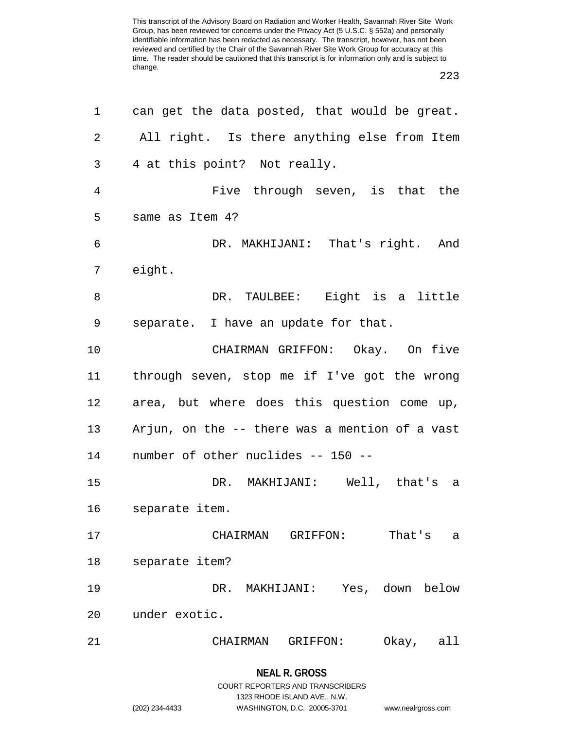can get the data posted, that would be great. All right. Is there anything else from Item 4 at this point? Not really.

Five through seven, is that the same as Item 4?

DR. MAKHIJANI: That's right. And eight.

DR. TAULBEE: Eight is a little separate. I have an update for that.

CHAIRMAN GRIFFON: Okay. On five through seven, stop me if I've got the wrong area, but where does this question come up, Arjun, on the -- there was a mention of a vast number of other nuclides -- 150 --

DR. MAKHIJANI: Well, that's a separate item.

CHAIRMAN GRIFFON: That's a separate item?

DR. MAKHIJANI: Yes, down below under exotic.

CHAIRMAN GRIFFON: Okay, all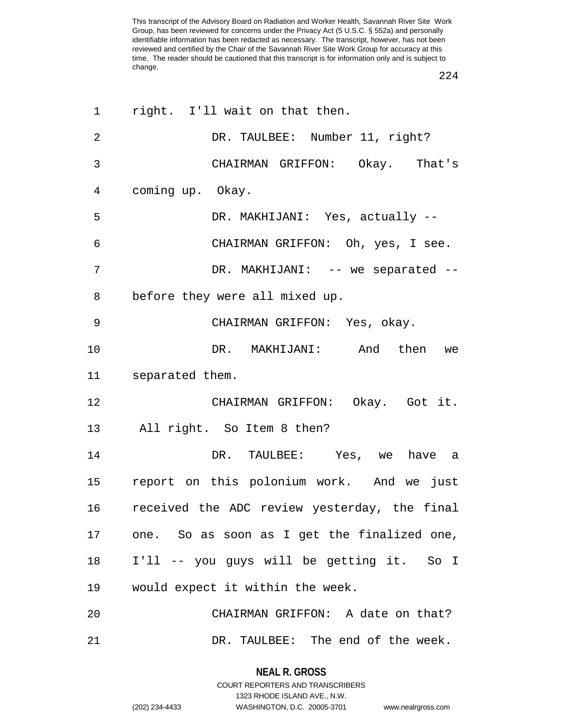right. I'll wait on that then.

DR. TAULBEE: Number 11, right?

CHAIRMAN GRIFFON: Okay. That's coming up. Okay.

DR. MAKHIJANI: Yes, actually --

CHAIRMAN GRIFFON: Oh, yes, I see.

DR. MAKHIJANI: -- we separated -- before they were all mixed up.

CHAIRMAN GRIFFON: Yes, okay.

DR. MAKHIJANI: And then we separated them.

CHAIRMAN GRIFFON: Okay. Got it. All right. So Item 8 then?

DR. TAULBEE: Yes, we have a report on this polonium work. And we just received the ADC review yesterday, the final one. So as soon as I get the finalized one, I'll -- you guys will be getting it. So I would expect it within the week.

CHAIRMAN GRIFFON: A date on that?

DR. TAULBEE: The end of the week.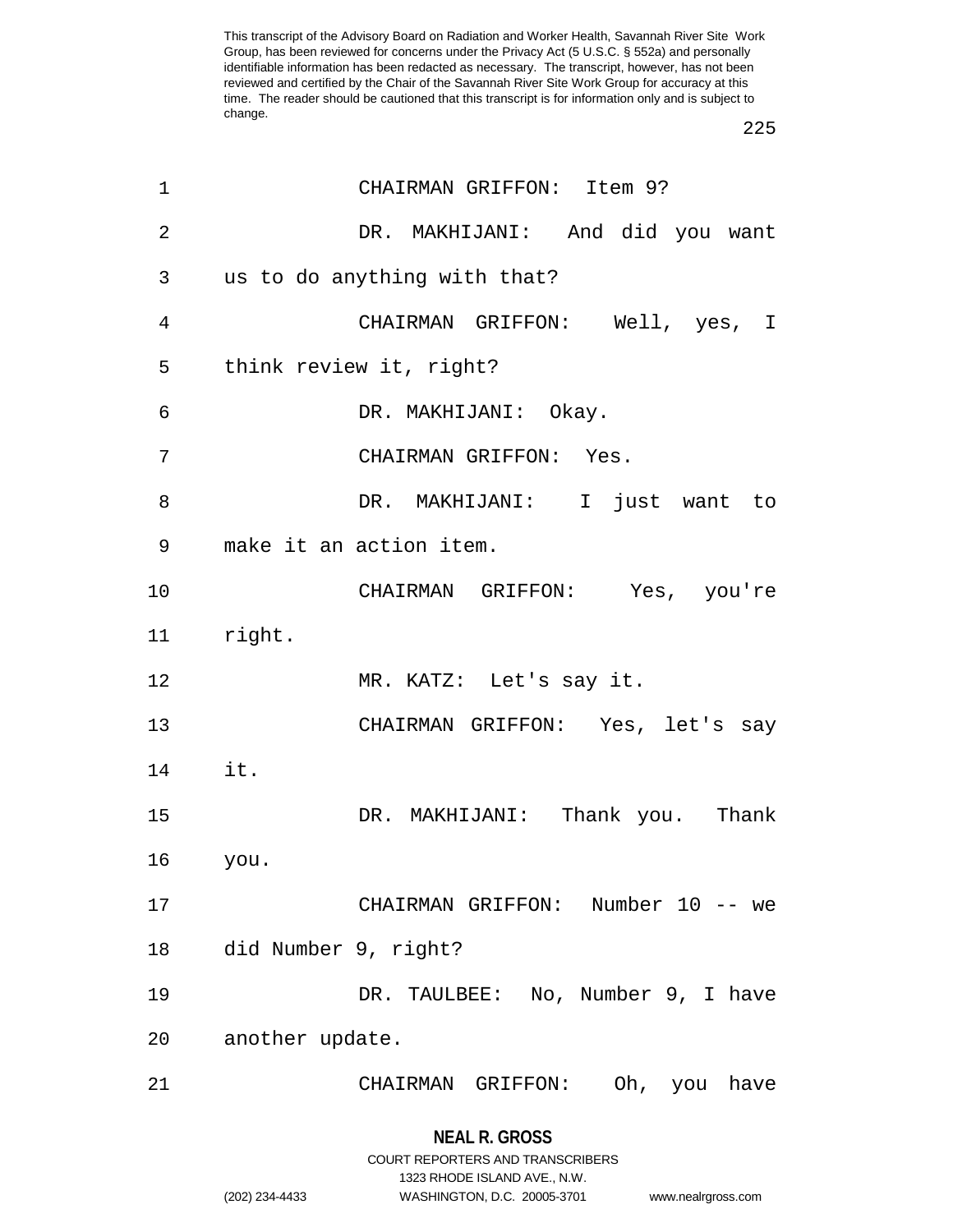CHAIRMAN GRIFFON: Item 9?

DR. MAKHIJANI: And did you want us to do anything with that?

CHAIRMAN GRIFFON: Well, yes, I think review it, right?

DR. MAKHIJANI: Okay.

CHAIRMAN GRIFFON: Yes.

DR. MAKHIJANI: I just want to make it an action item.

CHAIRMAN GRIFFON: Yes, you're right.

MR. KATZ: Let's say it.

CHAIRMAN GRIFFON: Yes, let's say it.

DR. MAKHIJANI: Thank you. Thank you.

CHAIRMAN GRIFFON: Number 10 -- we did Number 9, right?

DR. TAULBEE: No, Number 9, I have another update.

CHAIRMAN GRIFFON: Oh, you have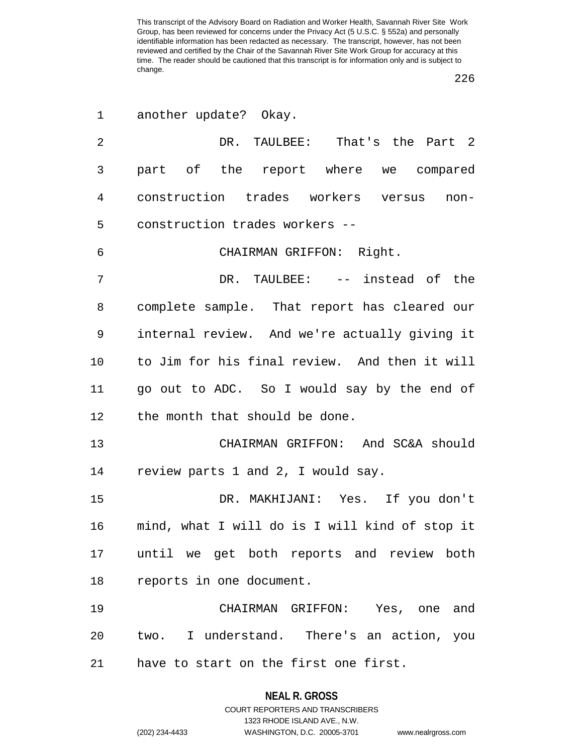another update? Okay.

DR. TAULBEE: That's the Part 2 part of the report where we compared construction trades workers versus non-construction trades workers --

CHAIRMAN GRIFFON: Right.

DR. TAULBEE: -- instead of the complete sample. That report has cleared our internal review. And we're actually giving it to Jim for his final review. And then it will go out to ADC. So I would say by the end of the month that should be done.

CHAIRMAN GRIFFON: And SC&A should review parts 1 and 2, I would say.

DR. MAKHIJANI: Yes. If you don't mind, what I will do is I will kind of stop it until we get both reports and review both reports in one document.

CHAIRMAN GRIFFON: Yes, one and two. I understand. There's an action, you have to start on the first one first.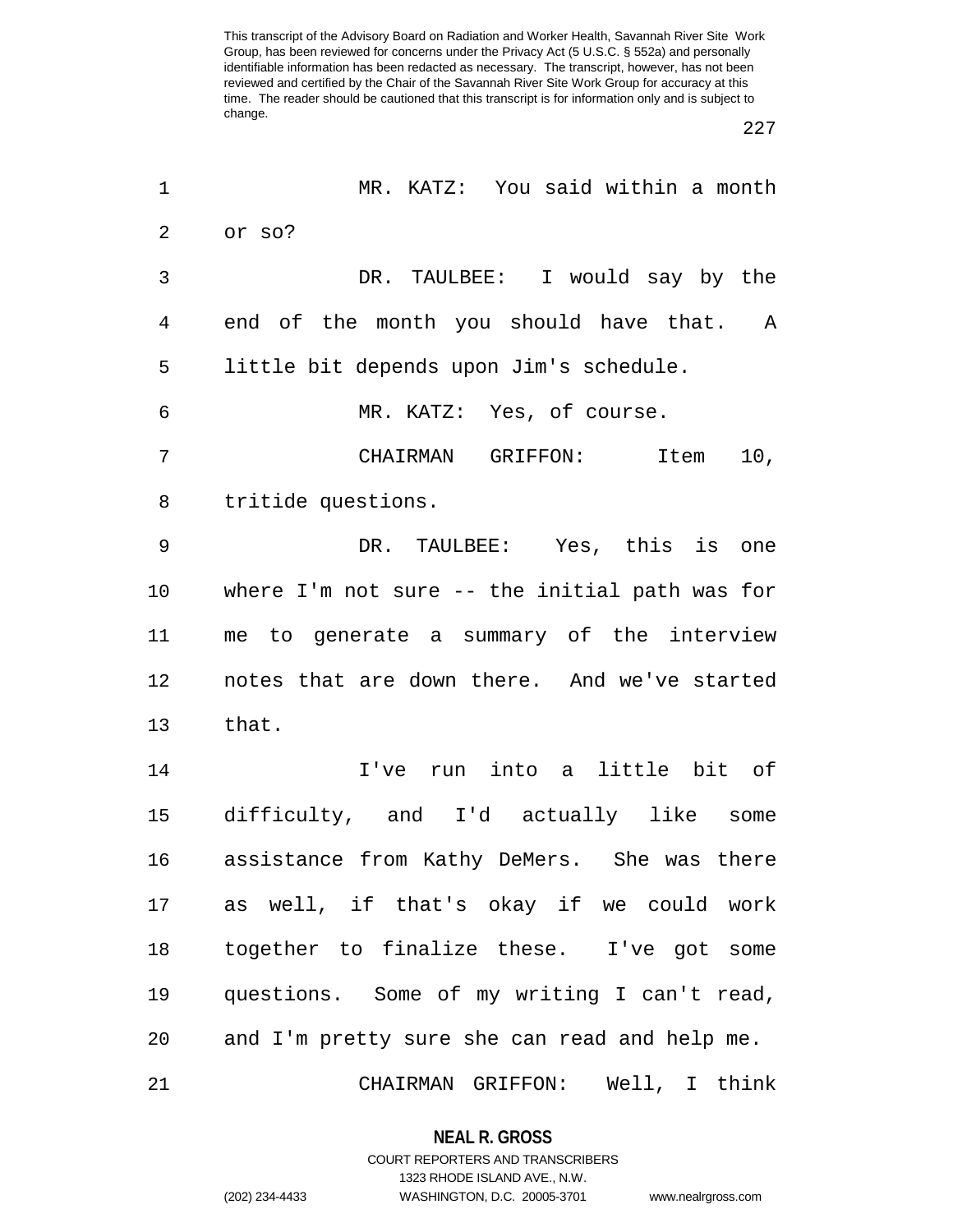MR. KATZ: You said within a month or so?

DR. TAULBEE: I would say by the end of the month you should have that. A little bit depends upon Jim's schedule.

MR. KATZ: Yes, of course.

CHAIRMAN GRIFFON: Item 10, tritide questions.

DR. TAULBEE: Yes, this is one where I'm not sure -- the initial path was for me to generate a summary of the interview notes that are down there. And we've started that.

I've run into a little bit of difficulty, and I'd actually like some assistance from Kathy DeMers. She was there as well, if that's okay if we could work together to finalize these. I've got some questions. Some of my writing I can't read, and I'm pretty sure she can read and help me.

CHAIRMAN GRIFFON: Well, I think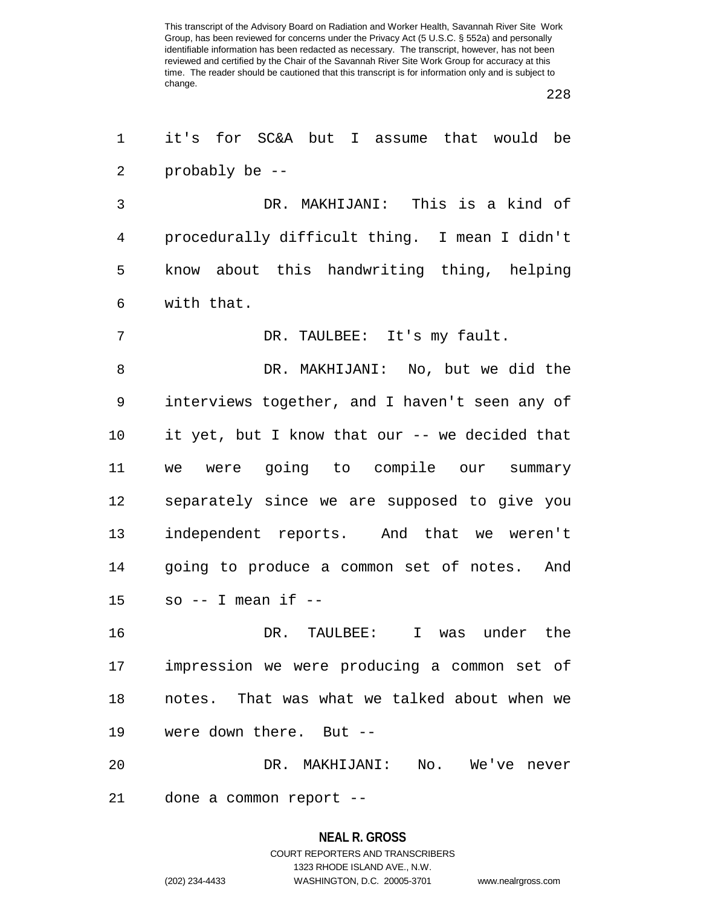it's for SC&A but I assume that would be probably be --

DR. MAKHIJANI: This is a kind of procedurally difficult thing. I mean I didn't know about this handwriting thing, helping with that.

DR. TAULBEE: It's my fault.

DR. MAKHIJANI: No, but we did the interviews together, and I haven't seen any of it yet, but I know that our -- we decided that we were going to compile our summary separately since we are supposed to give you independent reports. And that we weren't going to produce a common set of notes. And so -- I mean if --

DR. TAULBEE: I was under the impression we were producing a common set of notes. That was what we talked about when we were down there. But --

DR. MAKHIJANI: No. We've never done a common report --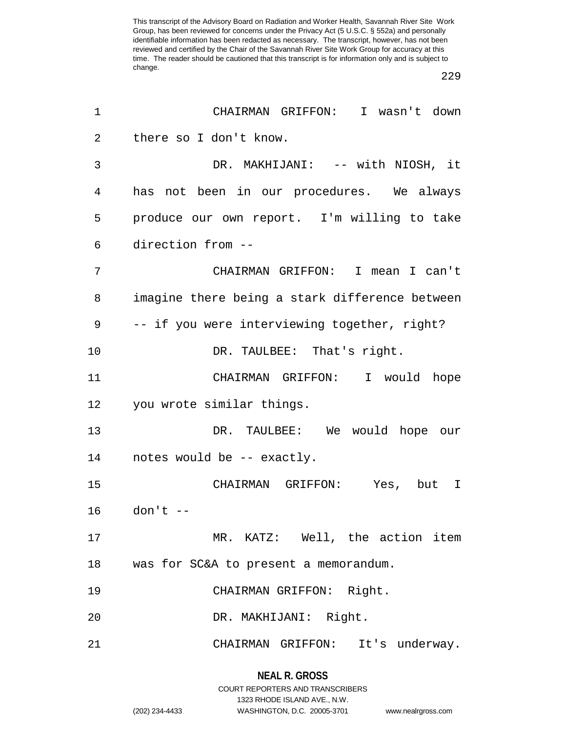CHAIRMAN GRIFFON: I wasn't down there so I don't know.

DR. MAKHIJANI: -- with NIOSH, it has not been in our procedures. We always produce our own report. I'm willing to take direction from --

CHAIRMAN GRIFFON: I mean I can't imagine there being a stark difference between -- if you were interviewing together, right?

DR. TAULBEE: That's right.

CHAIRMAN GRIFFON: I would hope you wrote similar things.

DR. TAULBEE: We would hope our notes would be -- exactly.

CHAIRMAN GRIFFON: Yes, but I don't --

MR. KATZ: Well, the action item was for SC&A to present a memorandum.

CHAIRMAN GRIFFON: Right.

DR. MAKHIJANI: Right.

CHAIRMAN GRIFFON: It's underway.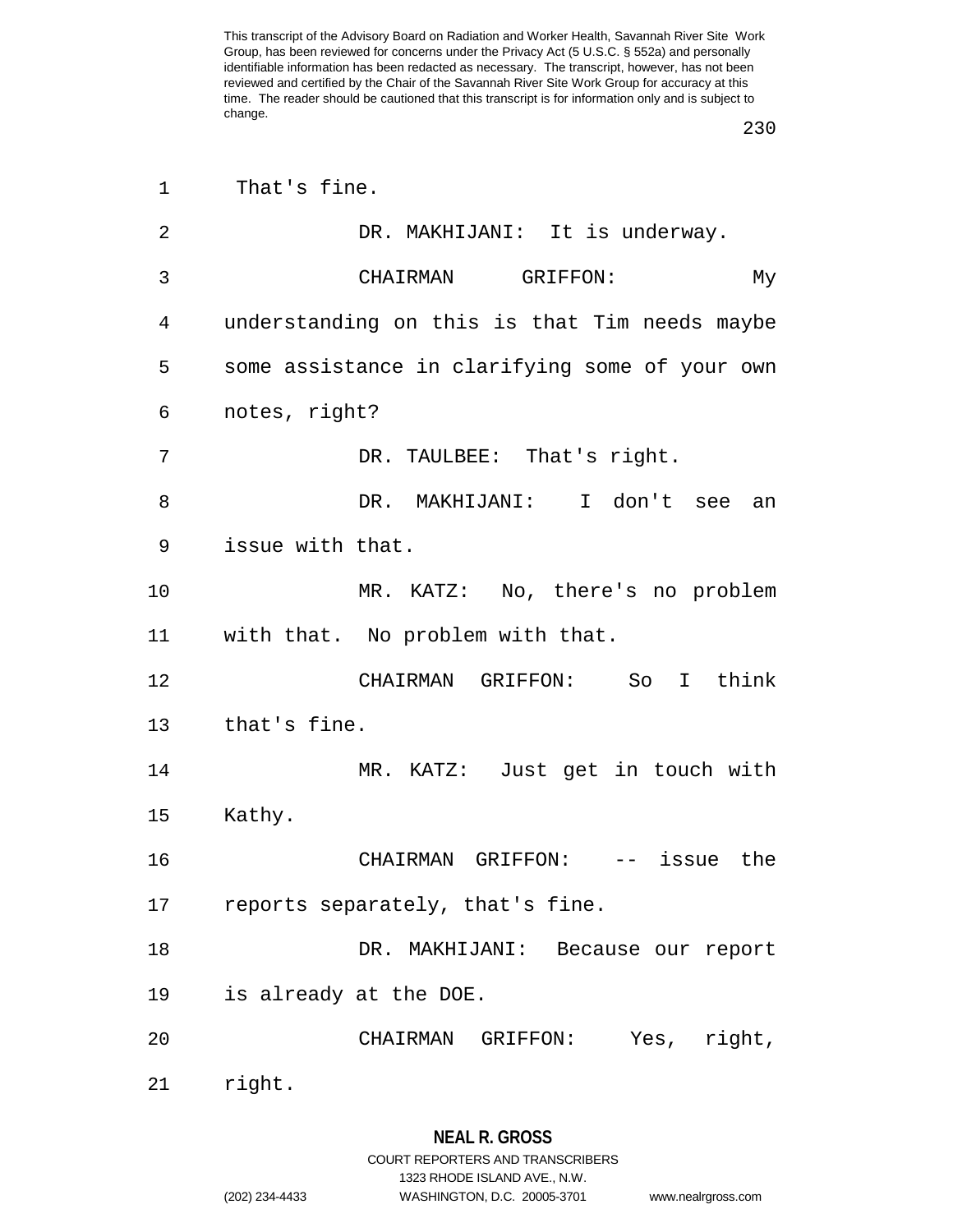That's fine.

DR. MAKHIJANI: It is underway.

CHAIRMAN GRIFFON: My understanding on this is that Tim needs maybe some assistance in clarifying some of your own notes, right?

DR. TAULBEE: That's right.

DR. MAKHIJANI: I don't see an issue with that.

MR. KATZ: No, there's no problem with that. No problem with that.

CHAIRMAN GRIFFON: So I think that's fine.

MR. KATZ: Just get in touch with Kathy.

CHAIRMAN GRIFFON: -- issue the reports separately, that's fine.

DR. MAKHIJANI: Because our report is already at the DOE.

CHAIRMAN GRIFFON: Yes, right, right.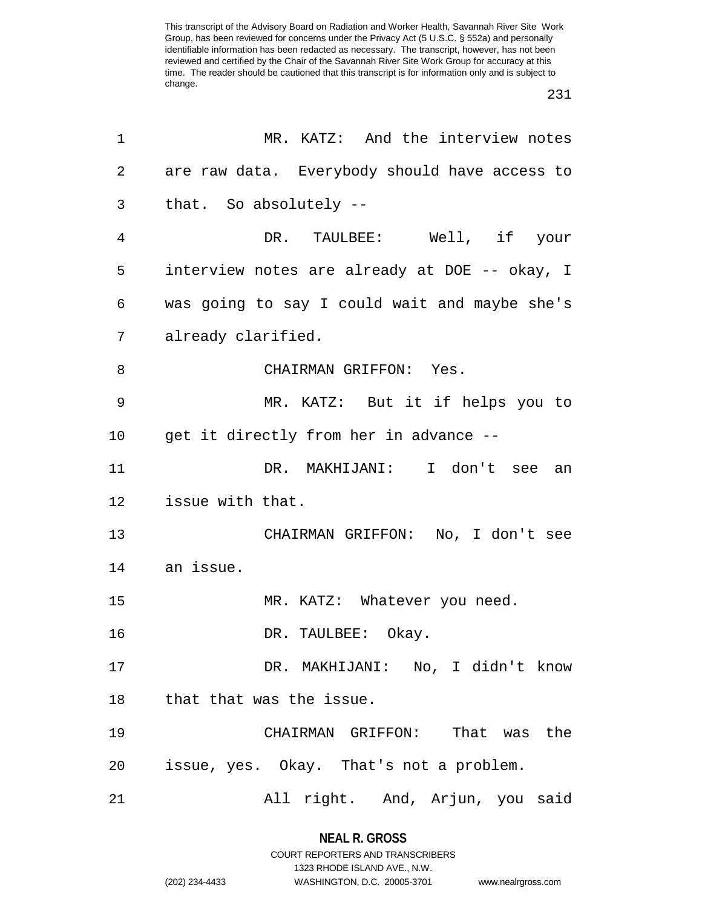MR. KATZ: And the interview notes are raw data. Everybody should have access to that. So absolutely --

DR. TAULBEE: Well, if your interview notes are already at DOE -- okay, I was going to say I could wait and maybe she's already clarified.

CHAIRMAN GRIFFON: Yes.

MR. KATZ: But it if helps you to get it directly from her in advance --

DR. MAKHIJANI: I don't see an issue with that.

CHAIRMAN GRIFFON: No, I don't see an issue.

MR. KATZ: Whatever you need.

DR. TAULBEE: Okay.

DR. MAKHIJANI: No, I didn't know that that was the issue.

CHAIRMAN GRIFFON: That was the issue, yes. Okay. That's not a problem.

All right. And, Arjun, you said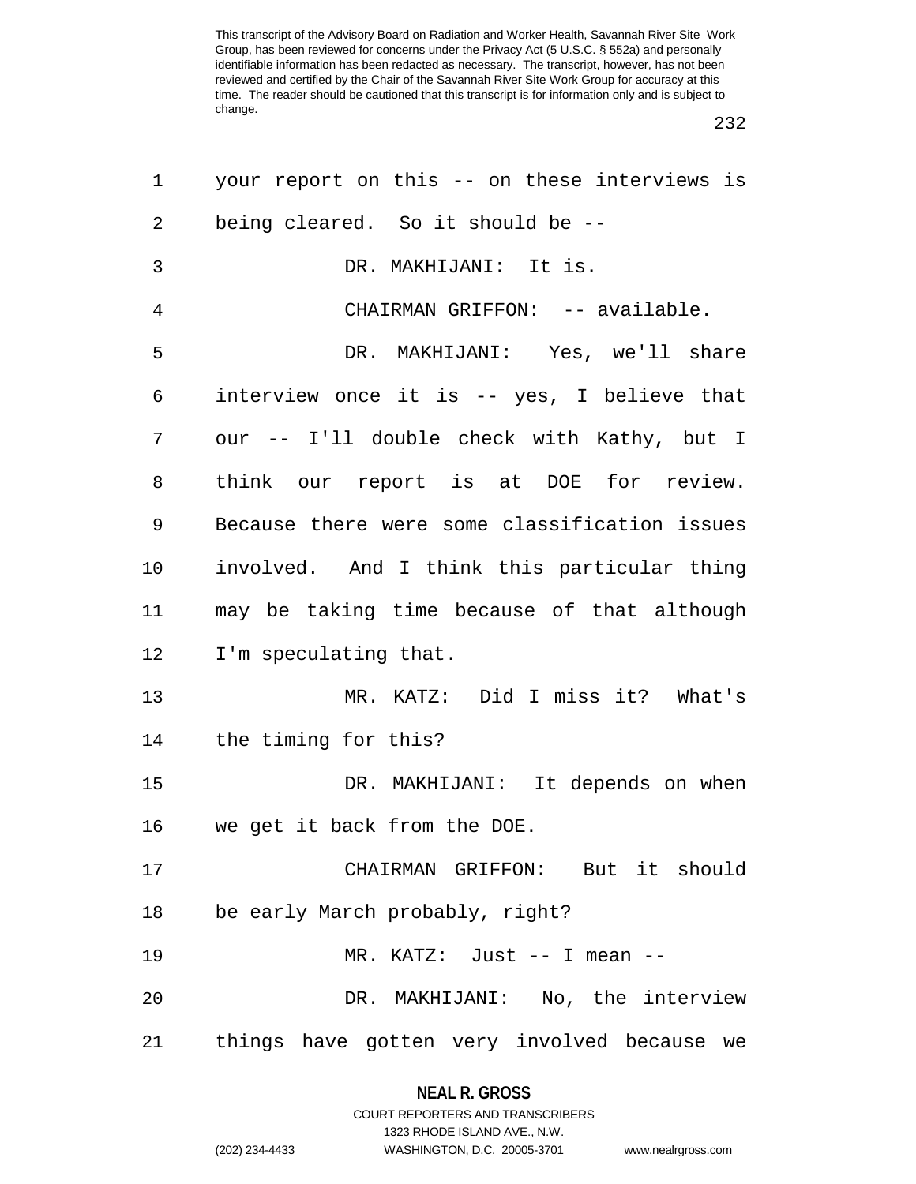your report on this -- on these interviews is being cleared. So it should be --

DR. MAKHIJANI: It is.

CHAIRMAN GRIFFON: -- available.

DR. MAKHIJANI: Yes, we'll share interview once it is -- yes, I believe that our -- I'll double check with Kathy, but I think our report is at DOE for review. Because there were some classification issues involved. And I think this particular thing may be taking time because of that although I'm speculating that.

MR. KATZ: Did I miss it? What's the timing for this?

DR. MAKHIJANI: It depends on when we get it back from the DOE.

CHAIRMAN GRIFFON: But it should be early March probably, right?

MR. KATZ: Just -- I mean --

DR. MAKHIJANI: No, the interview things have gotten very involved because we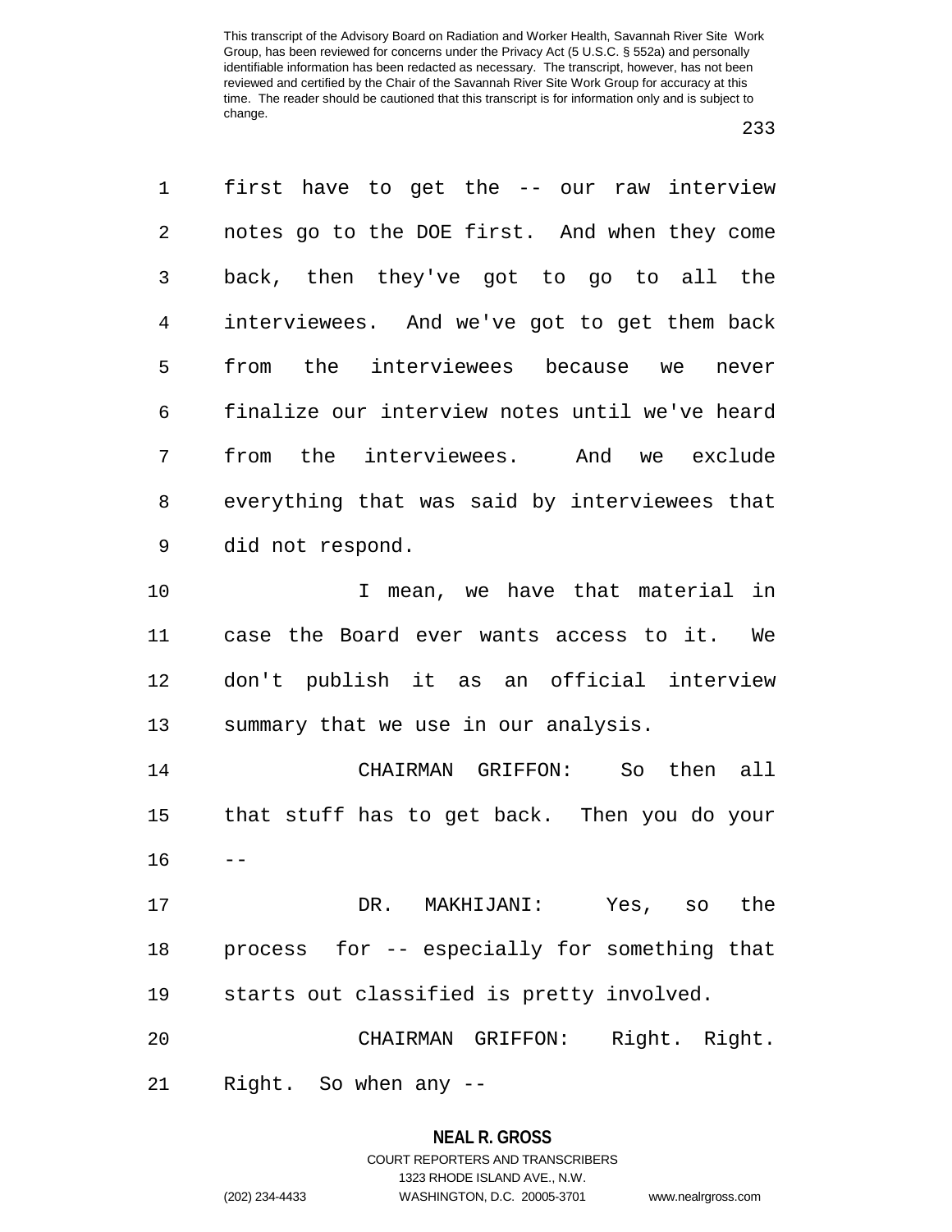first have to get the -- our raw interview notes go to the DOE first. And when they come back, then they've got to go to all the interviewees. And we've got to get them back from the interviewees because we never finalize our interview notes until we've heard from the interviewees. And we exclude everything that was said by interviewees that did not respond.

I mean, we have that material in case the Board ever wants access to it. We don't publish it as an official interview summary that we use in our analysis.

CHAIRMAN GRIFFON: So then all that stuff has to get back. Then you do your --

DR. MAKHIJANI: Yes, so the process for -- especially for something that starts out classified is pretty involved.

CHAIRMAN GRIFFON: Right. Right. Right. So when any --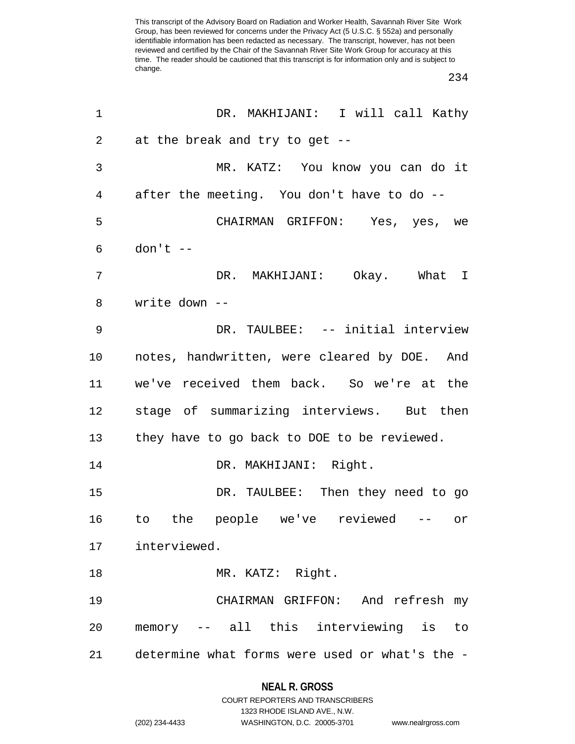DR. MAKHIJANI: I will call Kathy at the break and try to get --

MR. KATZ: You know you can do it after the meeting. You don't have to do --

CHAIRMAN GRIFFON: Yes, yes, we don't --

DR. MAKHIJANI: Okay. What I write down --

DR. TAULBEE: -- initial interview notes, handwritten, were cleared by DOE. And we've received them back. So we're at the stage of summarizing interviews. But then they have to go back to DOE to be reviewed.

DR. MAKHIJANI: Right.

DR. TAULBEE: Then they need to go to the people we've reviewed -- or interviewed.

MR. KATZ: Right.

CHAIRMAN GRIFFON: And refresh my memory -- all this interviewing is to determine what forms were used or what's the -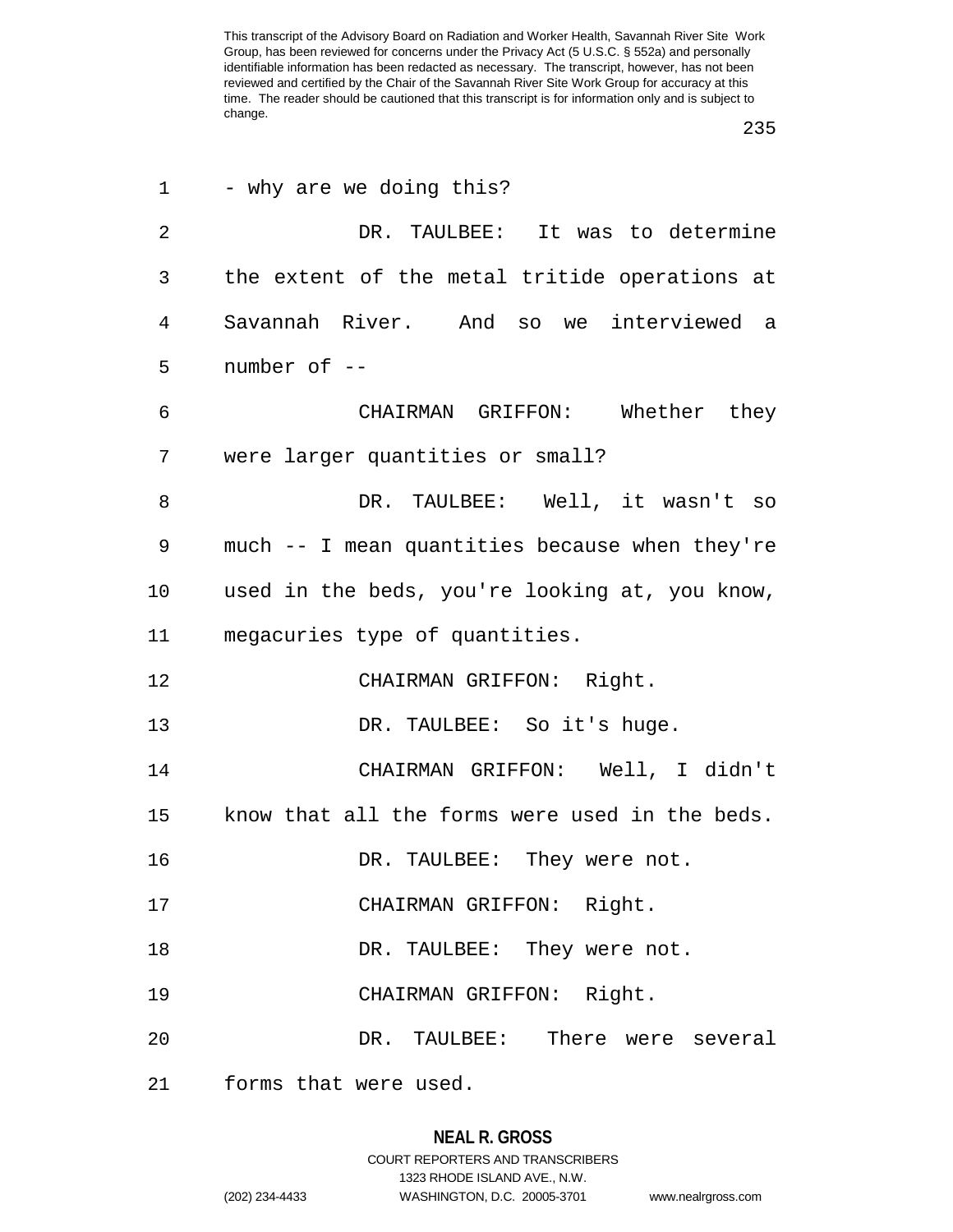- why are we doing this?

DR. TAULBEE: It was to determine the extent of the metal tritide operations at Savannah River. And so we interviewed a number of --

CHAIRMAN GRIFFON: Whether they were larger quantities or small?

DR. TAULBEE: Well, it wasn't so much -- I mean quantities because when they're used in the beds, you're looking at, you know, megacuries type of quantities.

CHAIRMAN GRIFFON: Right.

DR. TAULBEE: So it's huge.

CHAIRMAN GRIFFON: Well, I didn't know that all the forms were used in the beds.

DR. TAULBEE: They were not.

CHAIRMAN GRIFFON: Right.

DR. TAULBEE: They were not.

CHAIRMAN GRIFFON: Right.

DR. TAULBEE: There were several forms that were used.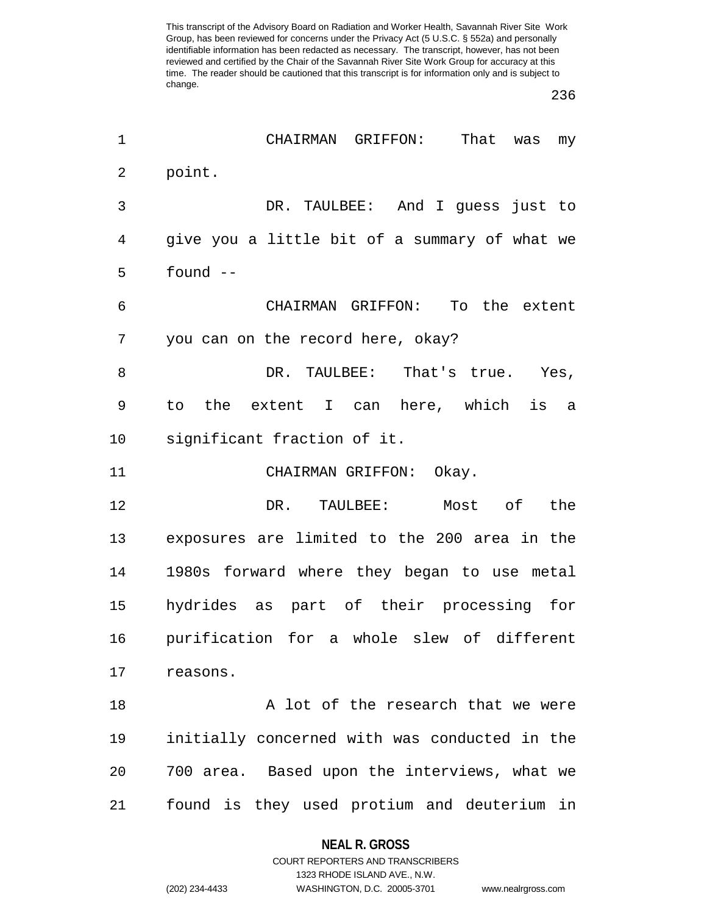CHAIRMAN GRIFFON: That was my point.

DR. TAULBEE: And I guess just to give you a little bit of a summary of what we found --

CHAIRMAN GRIFFON: To the extent you can on the record here, okay?

DR. TAULBEE: That's true. Yes, to the extent I can here, which is a significant fraction of it.

CHAIRMAN GRIFFON: Okay.

DR. TAULBEE: Most of the exposures are limited to the 200 area in the 1980s forward where they began to use metal hydrides as part of their processing for purification for a whole slew of different reasons.

A lot of the research that we were initially concerned with was conducted in the 700 area. Based upon the interviews, what we found is they used protium and deuterium in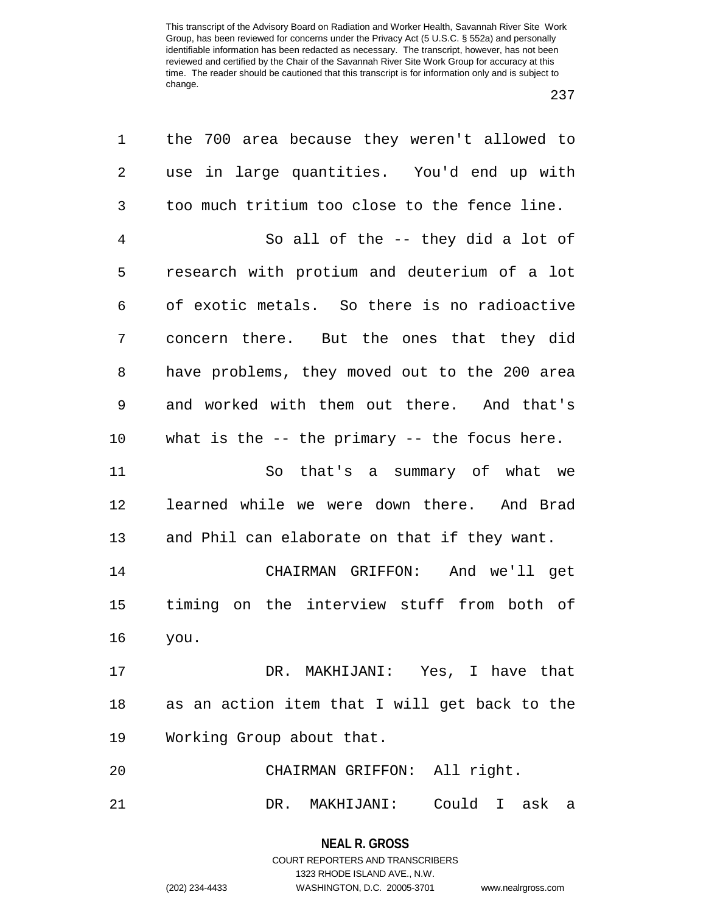the 700 area because they weren't allowed to use in large quantities. You'd end up with too much tritium too close to the fence line.

So all of the -- they did a lot of research with protium and deuterium of a lot of exotic metals. So there is no radioactive concern there. But the ones that they did have problems, they moved out to the 200 area and worked with them out there. And that's what is the -- the primary -- the focus here.

So that's a summary of what we learned while we were down there. And Brad and Phil can elaborate on that if they want.

CHAIRMAN GRIFFON: And we'll get timing on the interview stuff from both of you.

DR. MAKHIJANI: Yes, I have that as an action item that I will get back to the Working Group about that.

CHAIRMAN GRIFFON: All right.

DR. MAKHIJANI: Could I ask a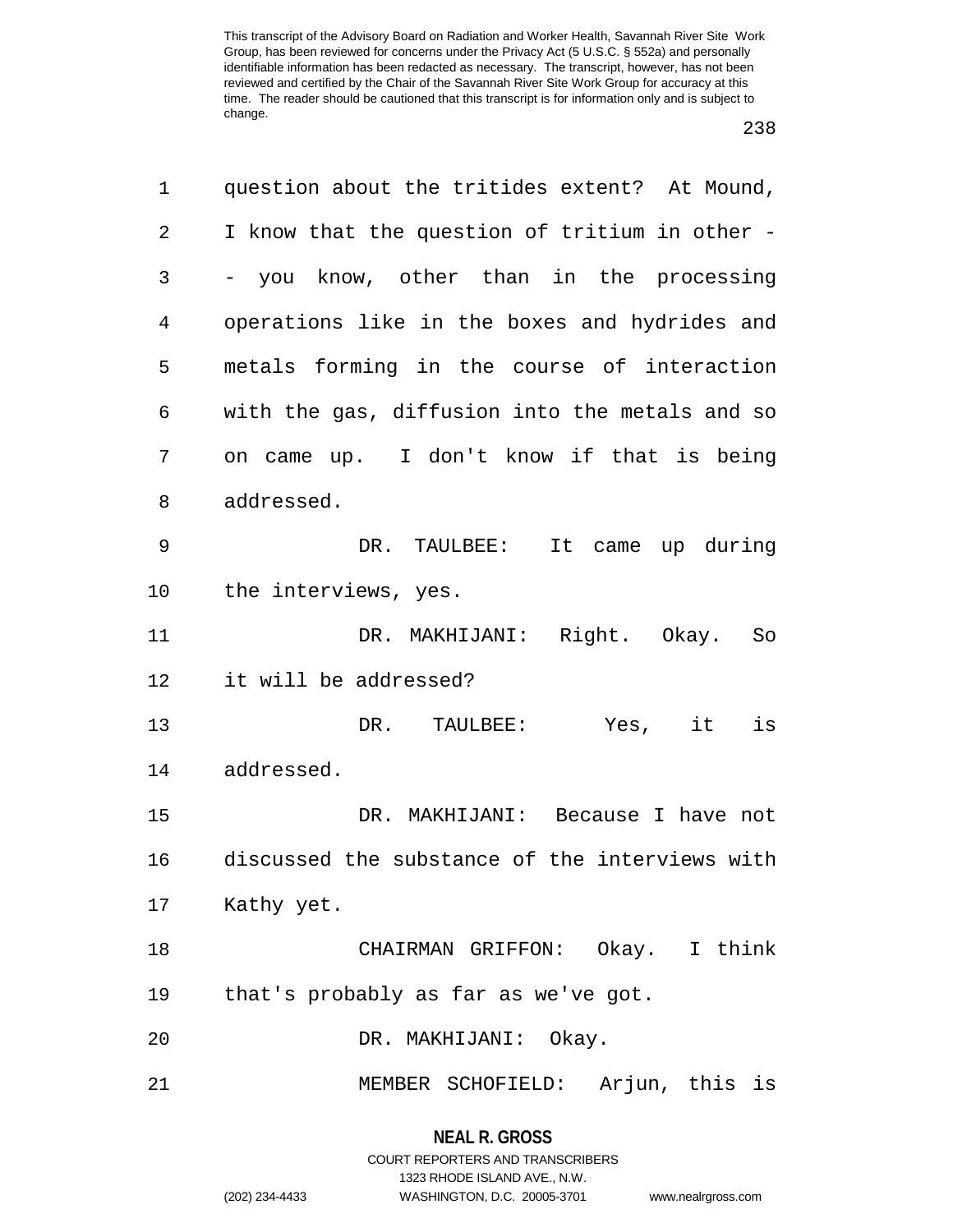question about the tritides extent? At Mound, I know that the question of tritium in other -- you know, other than in the processing operations like in the boxes and hydrides and metals forming in the course of interaction with the gas, diffusion into the metals and so on came up. I don't know if that is being addressed.

DR. TAULBEE: It came up during the interviews, yes.

DR. MAKHIJANI: Right. Okay. So it will be addressed?

DR. TAULBEE: Yes, it is addressed.

DR. MAKHIJANI: Because I have not discussed the substance of the interviews with Kathy yet.

CHAIRMAN GRIFFON: Okay. I think that's probably as far as we've got.

DR. MAKHIJANI: Okay.

MEMBER SCHOFIELD: Arjun, this is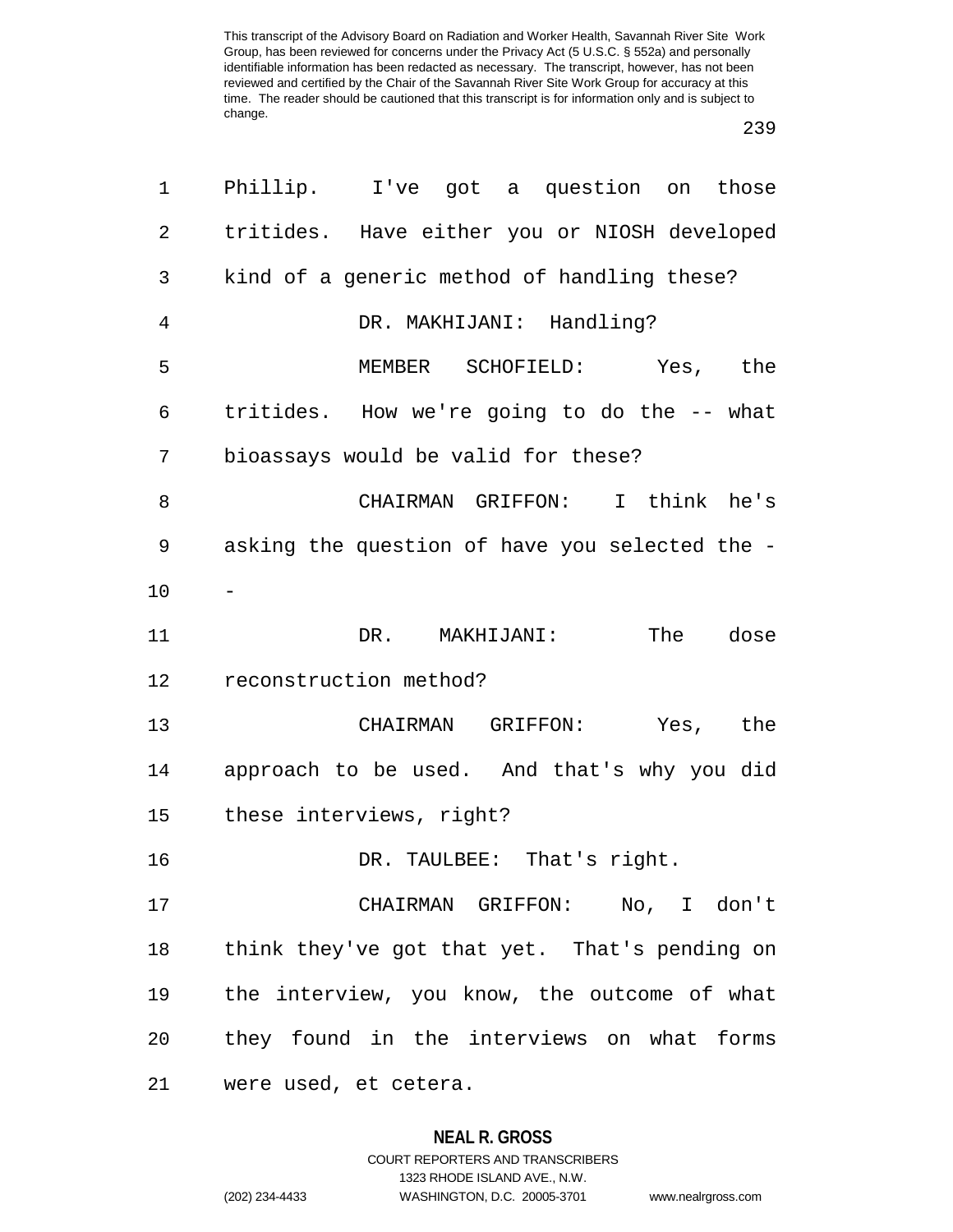Phillip. I've got a question on those tritides. Have either you or NIOSH developed kind of a generic method of handling these?

DR. MAKHIJANI: Handling?

MEMBER SCHOFIELD: Yes, the tritides. How we're going to do the -- what bioassays would be valid for these?

CHAIRMAN GRIFFON: I think he's asking the question of have you selected the --

DR. MAKHIJANI: The dose reconstruction method?

CHAIRMAN GRIFFON: Yes, the approach to be used. And that's why you did these interviews, right?

DR. TAULBEE: That's right.

CHAIRMAN GRIFFON: No, I don't think they've got that yet. That's pending on the interview, you know, the outcome of what they found in the interviews on what forms were used, et cetera.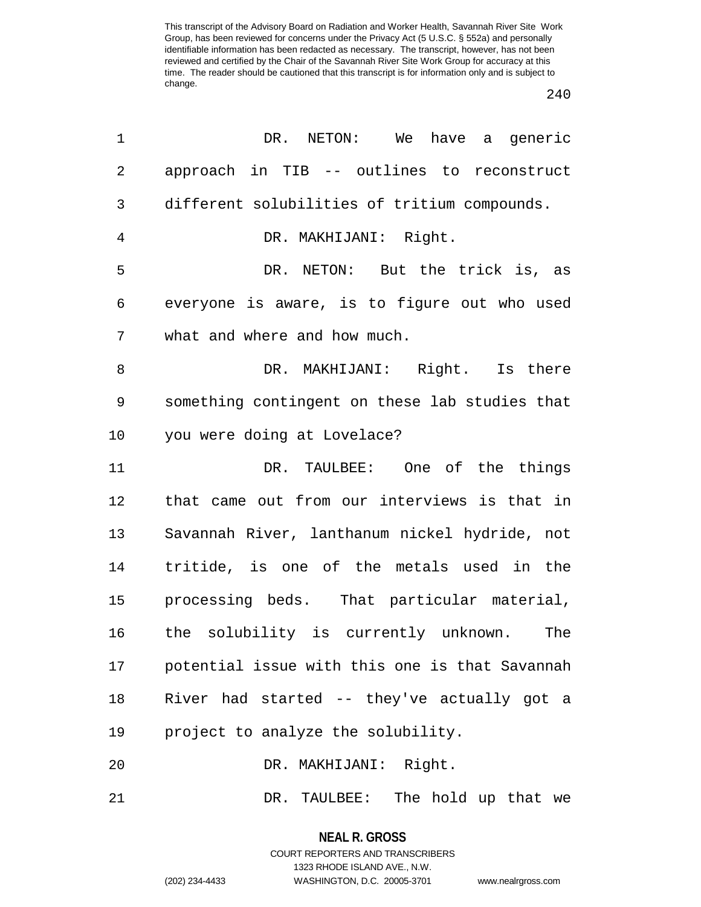DR. NETON: We have a generic approach in TIB -- outlines to reconstruct different solubilities of tritium compounds.

DR. MAKHIJANI: Right.

DR. NETON: But the trick is, as everyone is aware, is to figure out who used what and where and how much.

DR. MAKHIJANI: Right. Is there something contingent on these lab studies that you were doing at Lovelace?

DR. TAULBEE: One of the things that came out from our interviews is that in Savannah River, lanthanum nickel hydride, not tritide, is one of the metals used in the processing beds. That particular material, the solubility is currently unknown. The potential issue with this one is that Savannah River had started -- they've actually got a project to analyze the solubility.

DR. MAKHIJANI: Right.

DR. TAULBEE: The hold up that we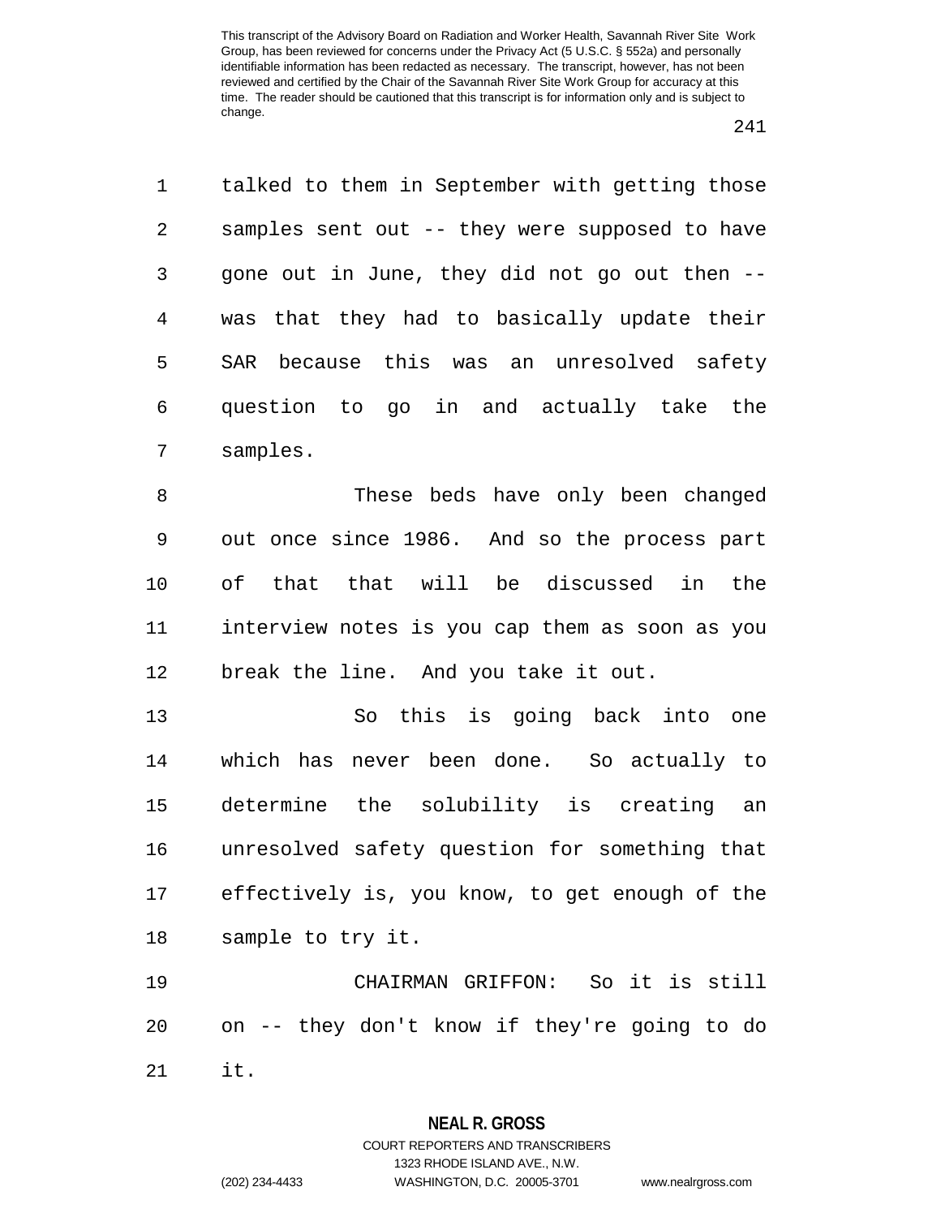talked to them in September with getting those samples sent out -- they were supposed to have gone out in June, they did not go out then -- was that they had to basically update their SAR because this was an unresolved safety question to go in and actually take the samples.

These beds have only been changed out once since 1986. And so the process part of that that will be discussed in the interview notes is you cap them as soon as you break the line. And you take it out.

So this is going back into one which has never been done. So actually to determine the solubility is creating an unresolved safety question for something that effectively is, you know, to get enough of the sample to try it.

CHAIRMAN GRIFFON: So it is still on -- they don't know if they're going to do it.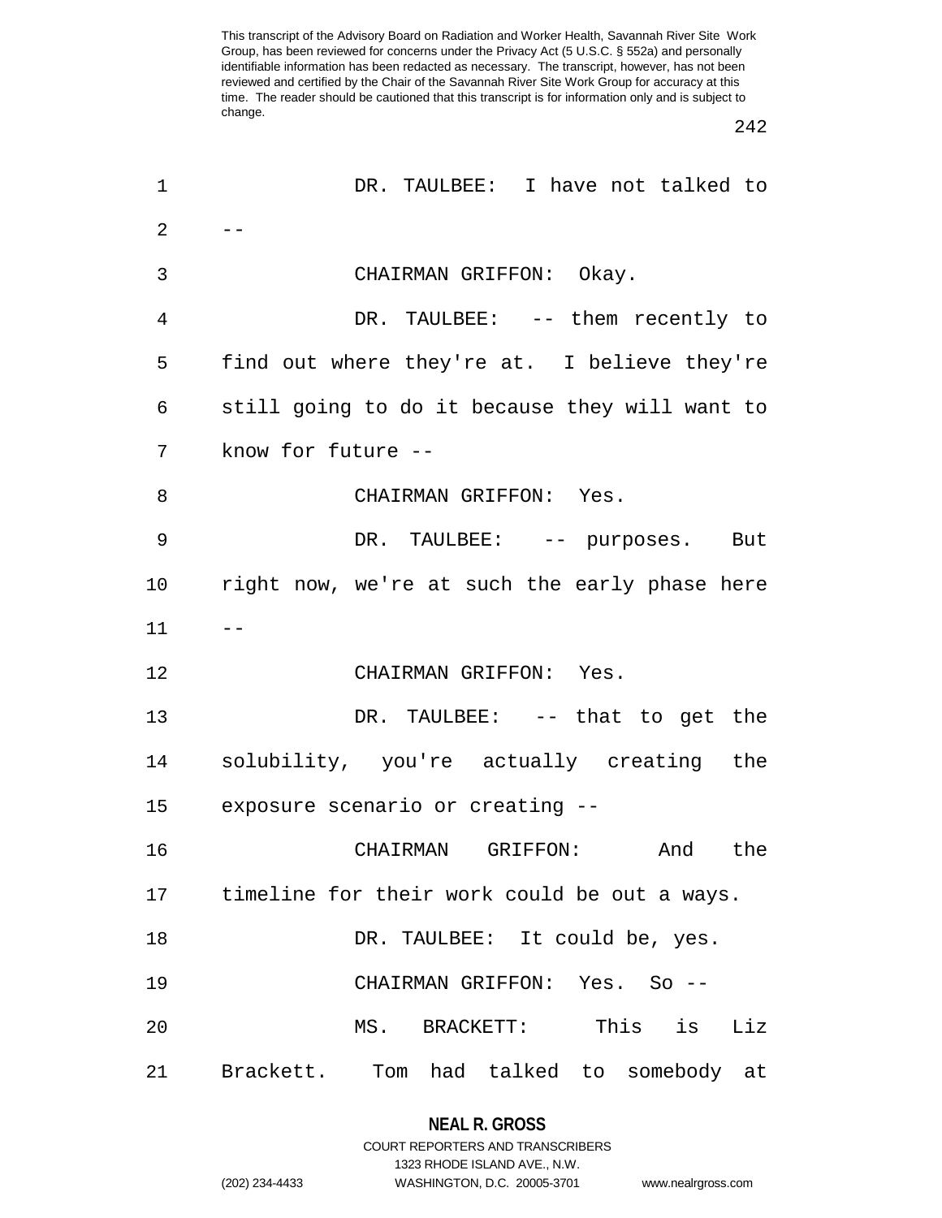DR. TAULBEE: I have not talked to --

CHAIRMAN GRIFFON: Okay.

DR. TAULBEE: -- them recently to find out where they're at. I believe they're still going to do it because they will want to know for future --

CHAIRMAN GRIFFON: Yes.

DR. TAULBEE: -- purposes. But right now, we're at such the early phase here --

CHAIRMAN GRIFFON: Yes.

DR. TAULBEE: -- that to get the solubility, you're actually creating the exposure scenario or creating --

CHAIRMAN GRIFFON: And the timeline for their work could be out a ways.

DR. TAULBEE: It could be, yes.

CHAIRMAN GRIFFON: Yes. So --

MS. BRACKETT: This is Liz Brackett. Tom had talked to somebody at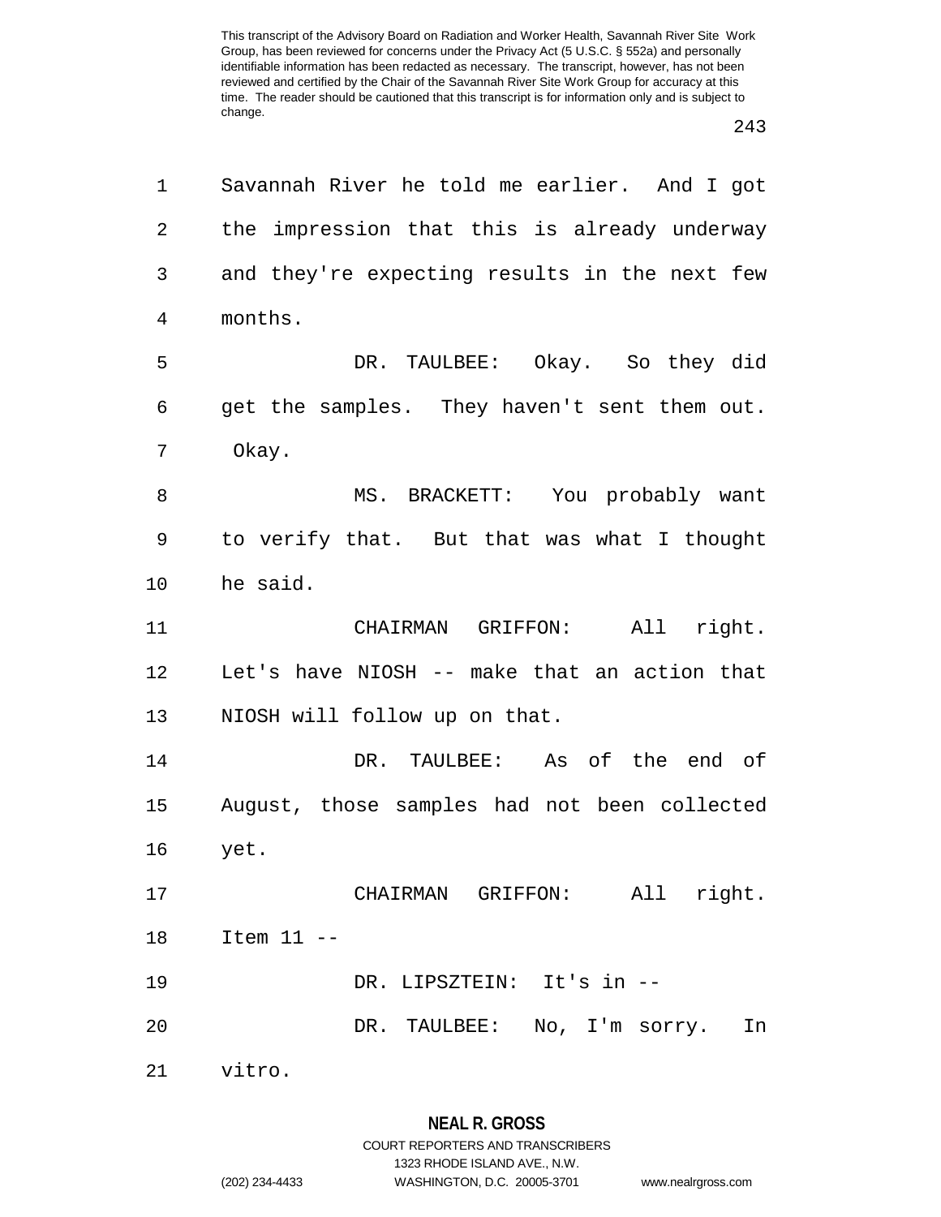Savannah River he told me earlier. And I got the impression that this is already underway and they're expecting results in the next few months.

DR. TAULBEE: Okay. So they did get the samples. They haven't sent them out. Okay.

MS. BRACKETT: You probably want to verify that. But that was what I thought he said.

CHAIRMAN GRIFFON: All right. Let's have NIOSH -- make that an action that NIOSH will follow up on that.

DR. TAULBEE: As of the end of August, those samples had not been collected yet.

CHAIRMAN GRIFFON: All right. Item 11 --

DR. LIPSZTEIN: It's in --

DR. TAULBEE: No, I'm sorry. In vitro.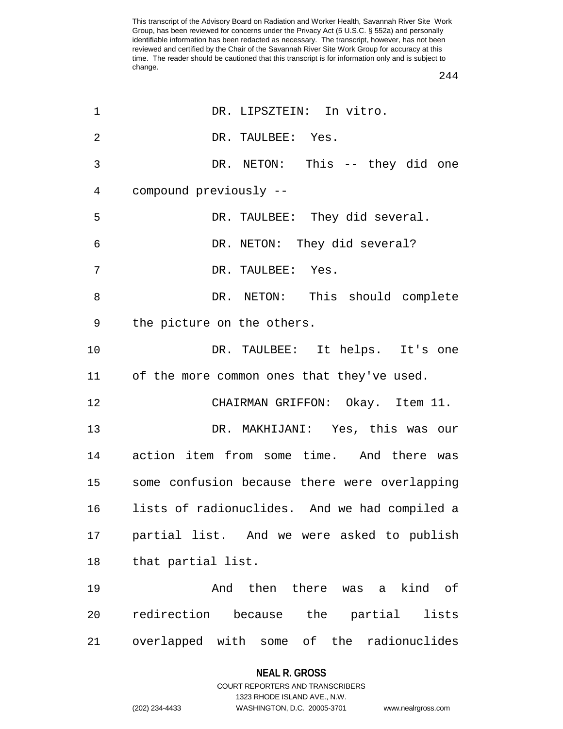DR. LIPSZTEIN: In vitro.

DR. TAULBEE: Yes.

DR. NETON: This -- they did one compound previously --

DR. TAULBEE: They did several.

DR. NETON: They did several?

DR. TAULBEE: Yes.

DR. NETON: This should complete the picture on the others.

DR. TAULBEE: It helps. It's one of the more common ones that they've used.

CHAIRMAN GRIFFON: Okay. Item 11.

DR. MAKHIJANI: Yes, this was our action item from some time. And there was some confusion because there were overlapping lists of radionuclides. And we had compiled a partial list. And we were asked to publish that partial list.

And then there was a kind of redirection because the partial lists overlapped with some of the radionuclides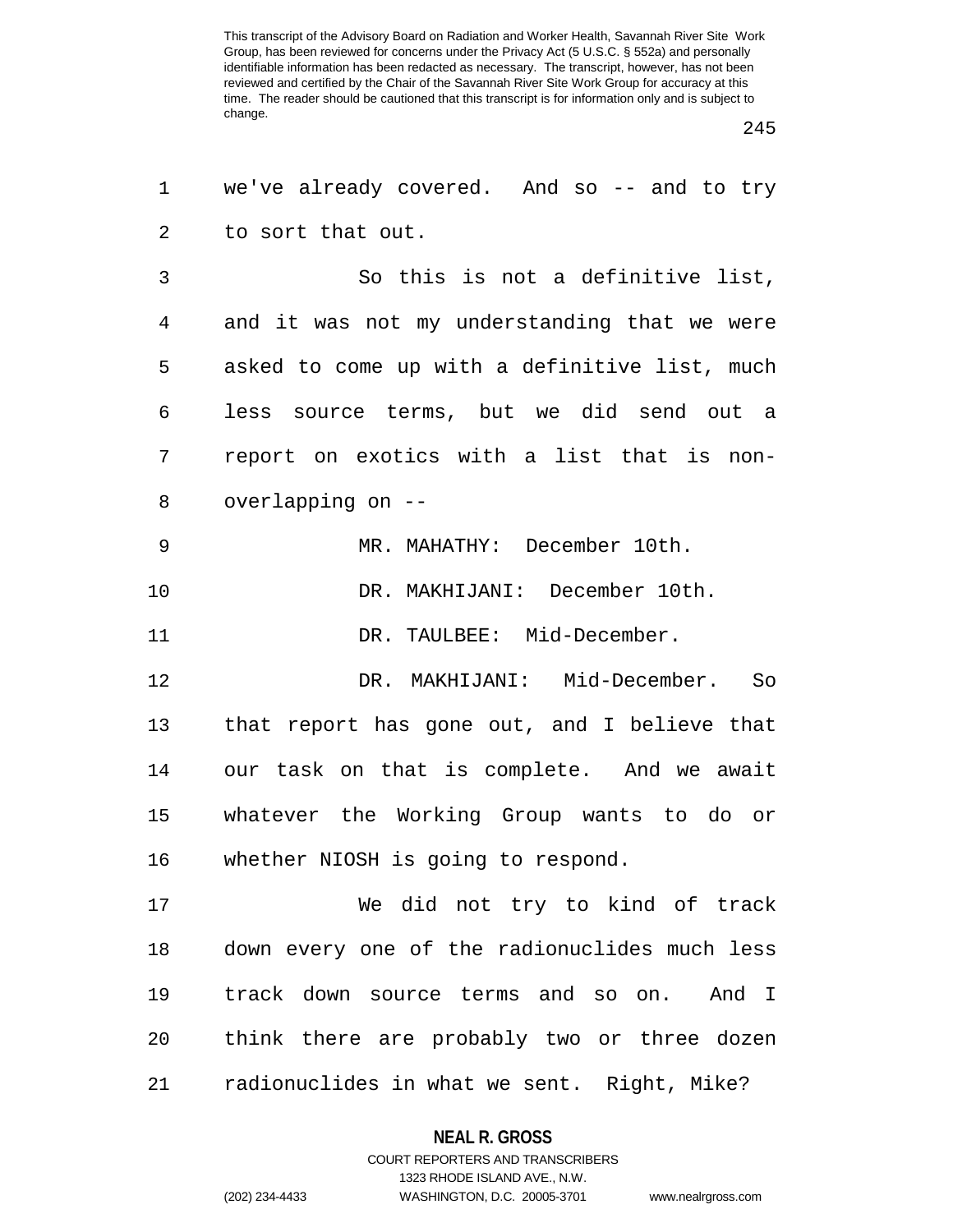we've already covered. And so -- and to try to sort that out.

So this is not a definitive list, and it was not my understanding that we were asked to come up with a definitive list, much less source terms, but we did send out a report on exotics with a list that is non-overlapping on --

MR. MAHATHY: December 10th.

DR. MAKHIJANI: December 10th.

DR. TAULBEE: Mid-December.

DR. MAKHIJANI: Mid-December. So that report has gone out, and I believe that our task on that is complete. And we await whatever the Working Group wants to do or whether NIOSH is going to respond.

We did not try to kind of track down every one of the radionuclides much less track down source terms and so on. And I think there are probably two or three dozen radionuclides in what we sent. Right, Mike?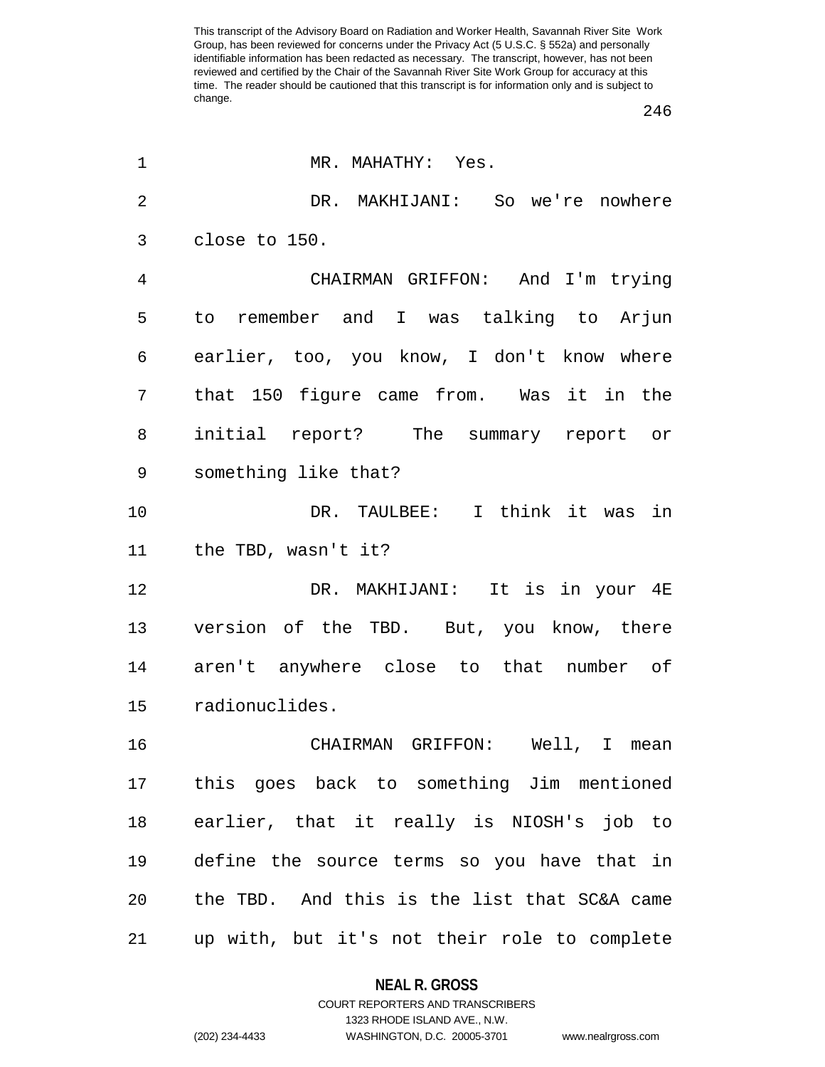MR. MAHATHY: Yes.

DR. MAKHIJANI: So we're nowhere close to 150.

CHAIRMAN GRIFFON: And I'm trying to remember and I was talking to Arjun earlier, too, you know, I don't know where that 150 figure came from. Was it in the initial report? The summary report or something like that?

DR. TAULBEE: I think it was in the TBD, wasn't it?

DR. MAKHIJANI: It is in your 4E version of the TBD. But, you know, there aren't anywhere close to that number of radionuclides.

CHAIRMAN GRIFFON: Well, I mean this goes back to something Jim mentioned earlier, that it really is NIOSH's job to define the source terms so you have that in the TBD. And this is the list that SC&A came up with, but it's not their role to complete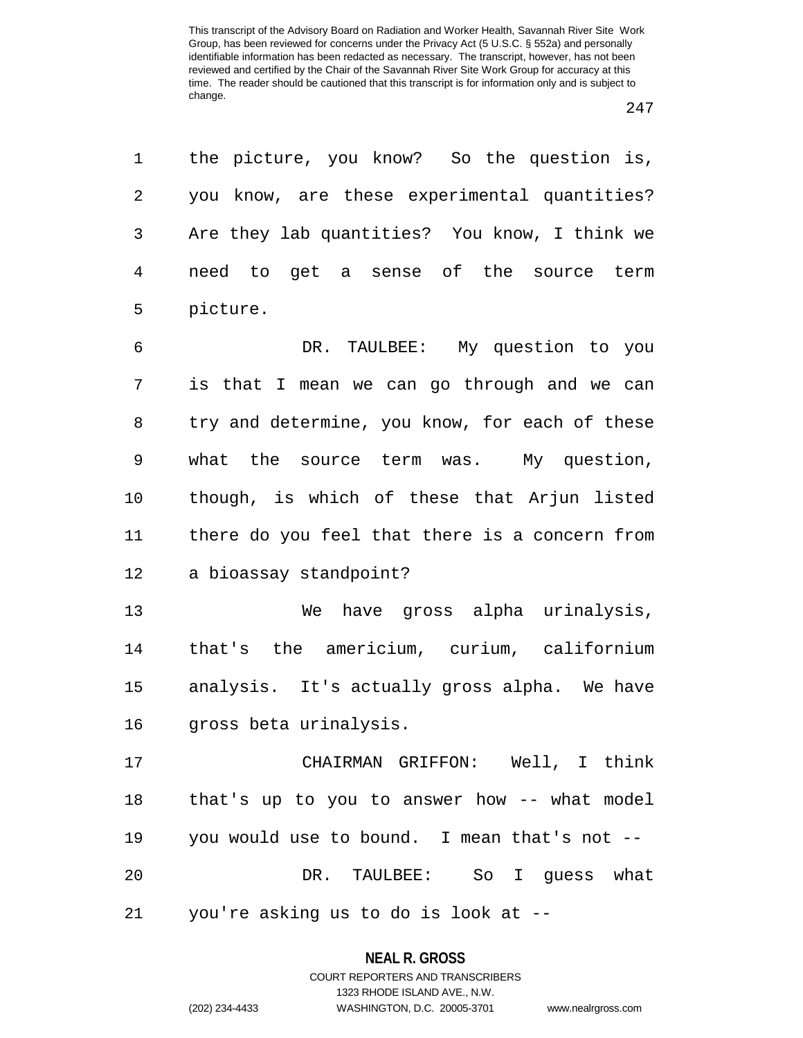the picture, you know? So the question is, you know, are these experimental quantities? Are they lab quantities? You know, I think we need to get a sense of the source term picture.

DR. TAULBEE: My question to you is that I mean we can go through and we can try and determine, you know, for each of these what the source term was. My question, though, is which of these that Arjun listed there do you feel that there is a concern from a bioassay standpoint?

We have gross alpha urinalysis, that's the americium, curium, californium analysis. It's actually gross alpha. We have gross beta urinalysis.

CHAIRMAN GRIFFON: Well, I think that's up to you to answer how -- what model you would use to bound. I mean that's not --

DR. TAULBEE: So I guess what you're asking us to do is look at --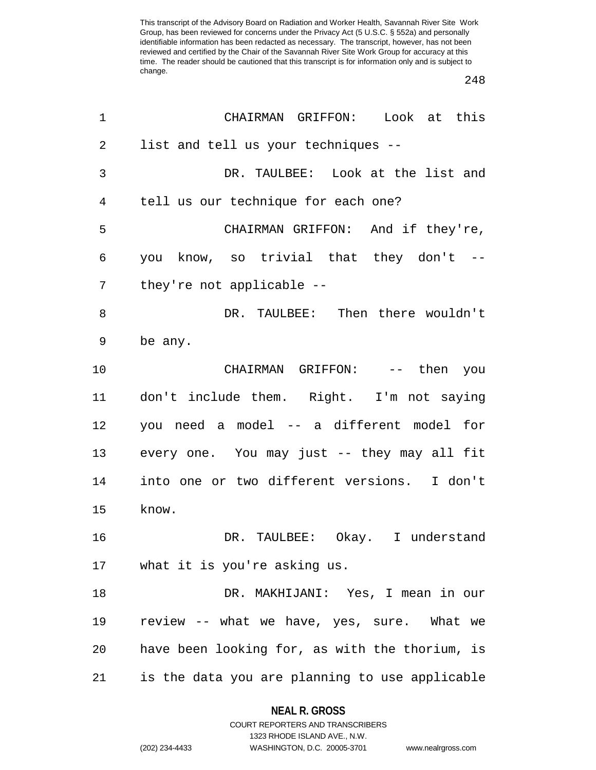CHAIRMAN GRIFFON: Look at this list and tell us your techniques --

DR. TAULBEE: Look at the list and tell us our technique for each one?

CHAIRMAN GRIFFON: And if they're, you know, so trivial that they don't -- they're not applicable --

DR. TAULBEE: Then there wouldn't be any.

CHAIRMAN GRIFFON: -- then you don't include them. Right. I'm not saying you need a model -- a different model for every one. You may just -- they may all fit into one or two different versions. I don't know.

DR. TAULBEE: Okay. I understand what it is you're asking us.

DR. MAKHIJANI: Yes, I mean in our review -- what we have, yes, sure. What we have been looking for, as with the thorium, is is the data you are planning to use applicable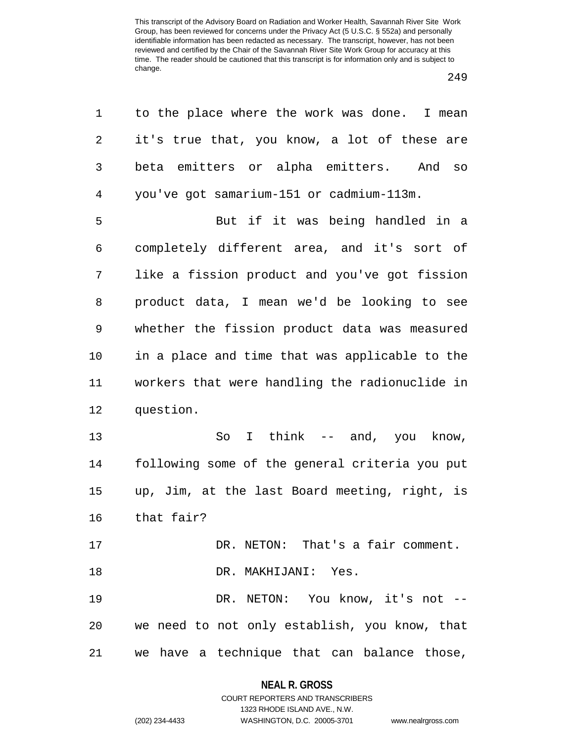to the place where the work was done. I mean it's true that, you know, a lot of these are beta emitters or alpha emitters. And so you've got samarium-151 or cadmium-113m.

But if it was being handled in a completely different area, and it's sort of like a fission product and you've got fission product data, I mean we'd be looking to see whether the fission product data was measured in a place and time that was applicable to the workers that were handling the radionuclide in question.

So I think -- and, you know, following some of the general criteria you put up, Jim, at the last Board meeting, right, is that fair?

DR. NETON: That's a fair comment.

DR. MAKHIJANI: Yes.

DR. NETON: You know, it's not -- we need to not only establish, you know, that we have a technique that can balance those,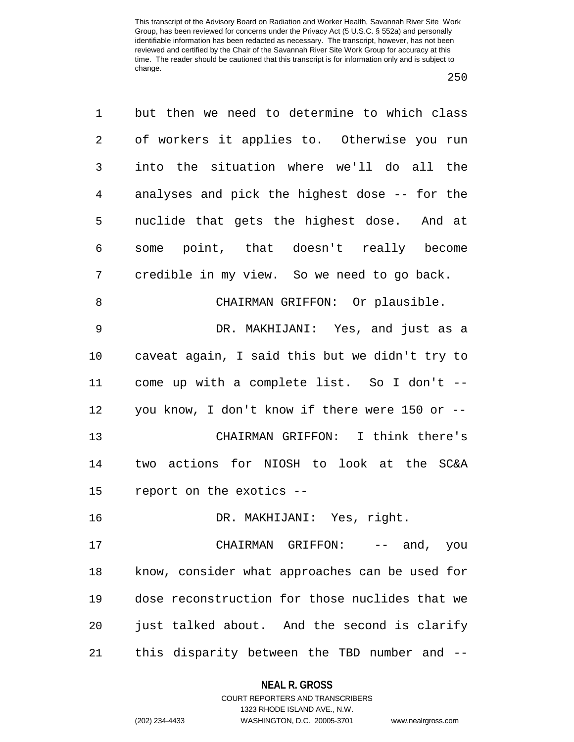but then we need to determine to which class of workers it applies to. Otherwise you run into the situation where we'll do all the analyses and pick the highest dose -- for the nuclide that gets the highest dose. And at some point, that doesn't really become credible in my view. So we need to go back.

CHAIRMAN GRIFFON: Or plausible.

DR. MAKHIJANI: Yes, and just as a caveat again, I said this but we didn't try to come up with a complete list. So I don't -- you know, I don't know if there were 150 or --

CHAIRMAN GRIFFON: I think there's two actions for NIOSH to look at the SC&A report on the exotics --

DR. MAKHIJANI: Yes, right.

CHAIRMAN GRIFFON: -- and, you know, consider what approaches can be used for dose reconstruction for those nuclides that we just talked about. And the second is clarify this disparity between the TBD number and --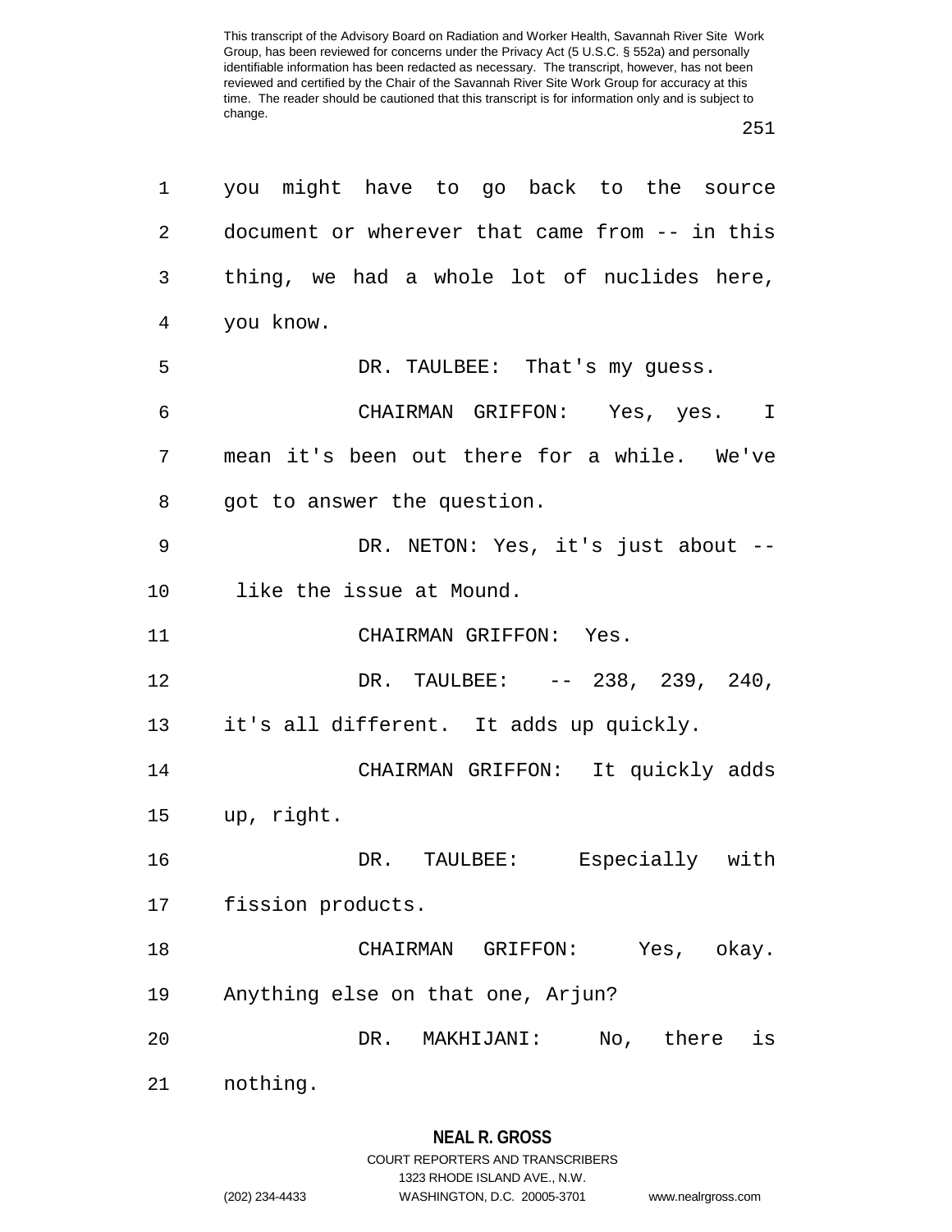you might have to go back to the source document or wherever that came from -- in this thing, we had a whole lot of nuclides here, you know.

DR. TAULBEE: That's my guess.

CHAIRMAN GRIFFON: Yes, yes. I mean it's been out there for a while. We've got to answer the question.

DR. NETON: Yes, it's just about -- like the issue at Mound.

CHAIRMAN GRIFFON: Yes.

DR. TAULBEE: -- 238, 239, 240, it's all different. It adds up quickly.

CHAIRMAN GRIFFON: It quickly adds up, right.

DR. TAULBEE: Especially with fission products.

CHAIRMAN GRIFFON: Yes, okay. Anything else on that one, Arjun?

DR. MAKHIJANI: No, there is nothing.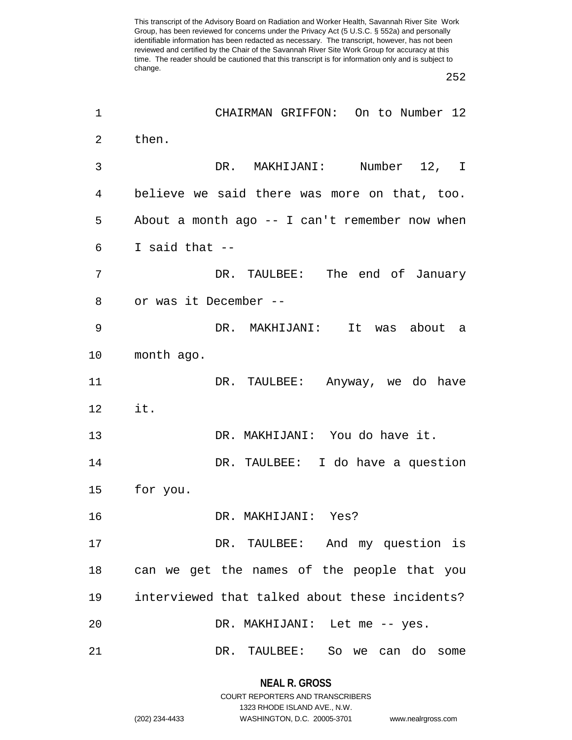CHAIRMAN GRIFFON: On to Number 12 then.

DR. MAKHIJANI: Number 12, I believe we said there was more on that, too. About a month ago -- I can't remember now when I said that --

DR. TAULBEE: The end of January or was it December --

DR. MAKHIJANI: It was about a month ago.

DR. TAULBEE: Anyway, we do have it.

DR. MAKHIJANI: You do have it.

DR. TAULBEE: I do have a question for you.

DR. MAKHIJANI: Yes?

DR. TAULBEE: And my question is can we get the names of the people that you interviewed that talked about these incidents?

DR. MAKHIJANI: Let me -- yes.

DR. TAULBEE: So we can do some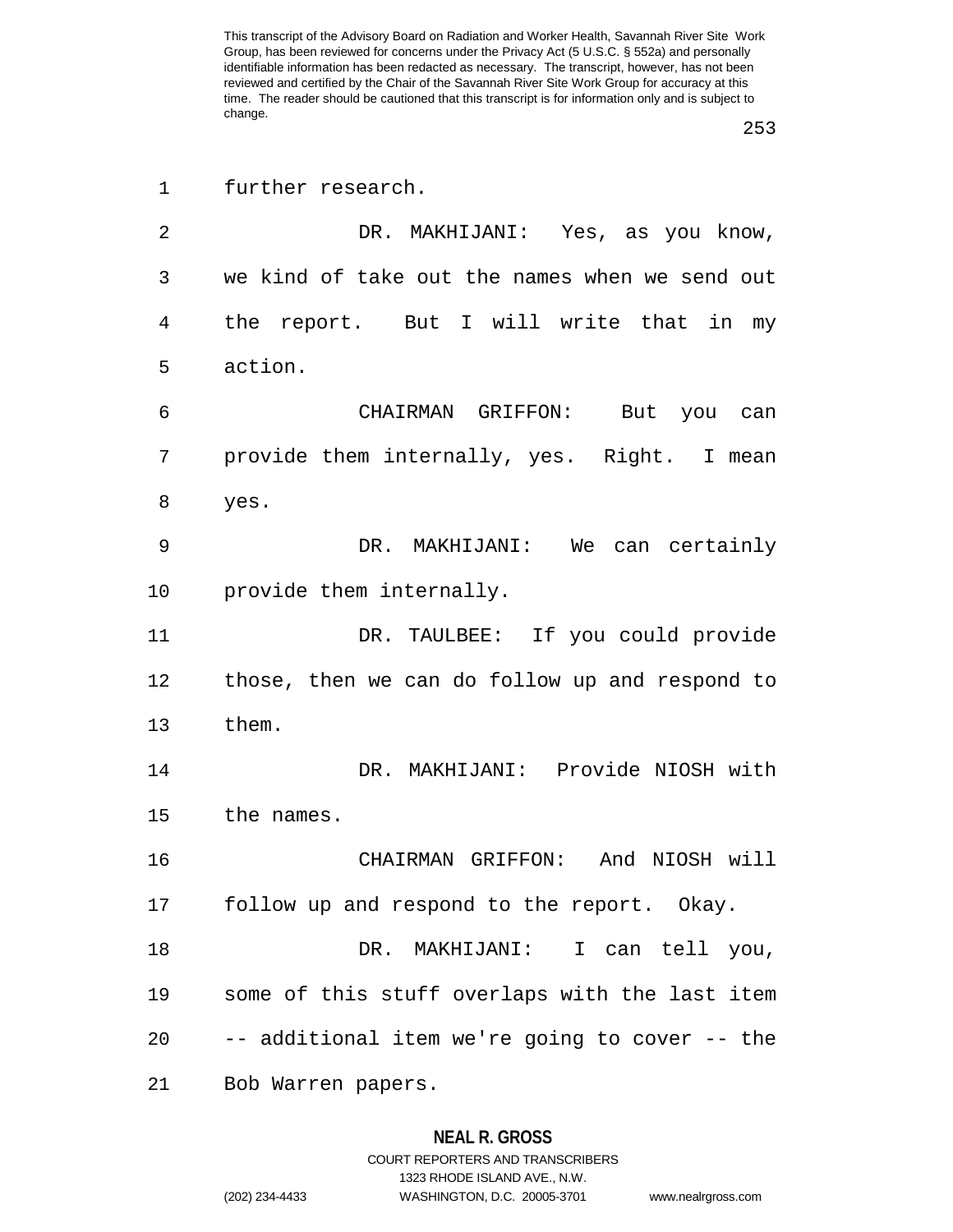further research.

DR. MAKHIJANI: Yes, as you know, we kind of take out the names when we send out the report. But I will write that in my action.

CHAIRMAN GRIFFON: But you can provide them internally, yes. Right. I mean yes.

DR. MAKHIJANI: We can certainly provide them internally.

DR. TAULBEE: If you could provide those, then we can do follow up and respond to them.

DR. MAKHIJANI: Provide NIOSH with the names.

CHAIRMAN GRIFFON: And NIOSH will follow up and respond to the report. Okay.

DR. MAKHIJANI: I can tell you, some of this stuff overlaps with the last item -- additional item we're going to cover -- the Bob Warren papers.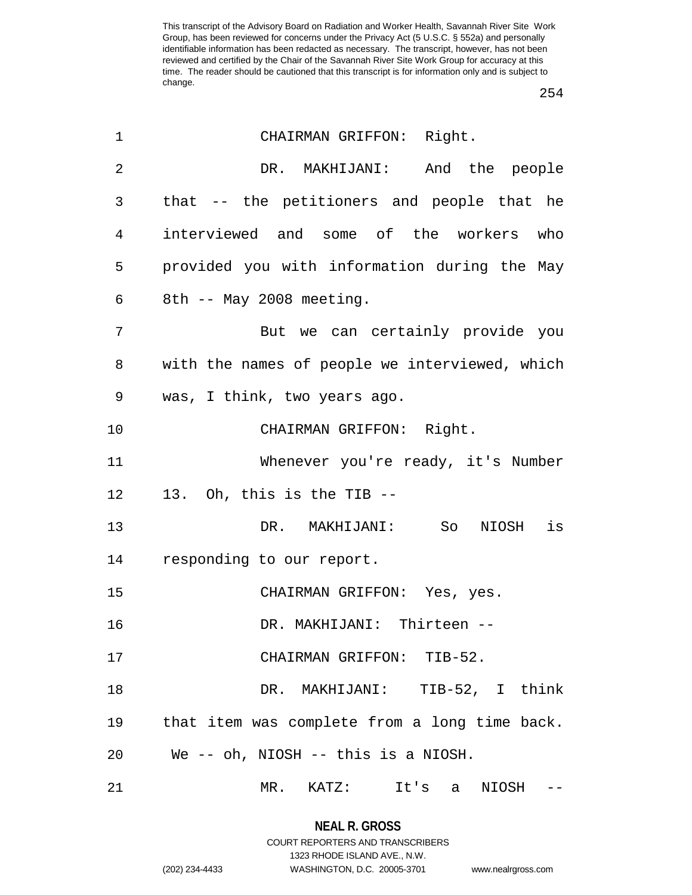CHAIRMAN GRIFFON: Right.

DR. MAKHIJANI: And the people that -- the petitioners and people that he interviewed and some of the workers who provided you with information during the May 8th -- May 2008 meeting.

But we can certainly provide you with the names of people we interviewed, which was, I think, two years ago.

CHAIRMAN GRIFFON: Right.

Whenever you're ready, it's Number 13. Oh, this is the TIB --

DR. MAKHIJANI: So NIOSH is responding to our report.

CHAIRMAN GRIFFON: Yes, yes.

DR. MAKHIJANI: Thirteen --

CHAIRMAN GRIFFON: TIB-52.

DR. MAKHIJANI: TIB-52, I think that item was complete from a long time back. We -- oh, NIOSH -- this is a NIOSH.

MR. KATZ: It's a NIOSH --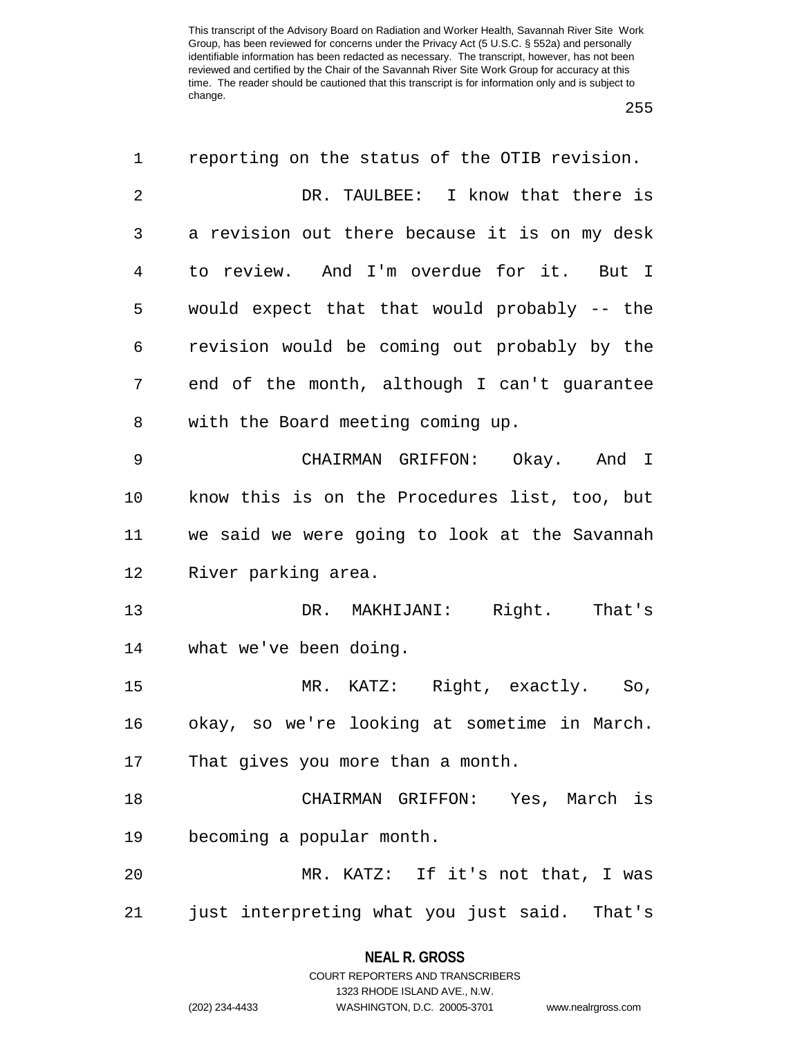reporting on the status of the OTIB revision.

DR. TAULBEE: I know that there is a revision out there because it is on my desk to review. And I'm overdue for it. But I would expect that that would probably -- the revision would be coming out probably by the end of the month, although I can't guarantee with the Board meeting coming up.

CHAIRMAN GRIFFON: Okay. And I know this is on the Procedures list, too, but we said we were going to look at the Savannah River parking area.

DR. MAKHIJANI: Right. That's what we've been doing.

MR. KATZ: Right, exactly. So, okay, so we're looking at sometime in March. That gives you more than a month.

CHAIRMAN GRIFFON: Yes, March is becoming a popular month.

MR. KATZ: If it's not that, I was just interpreting what you just said. That's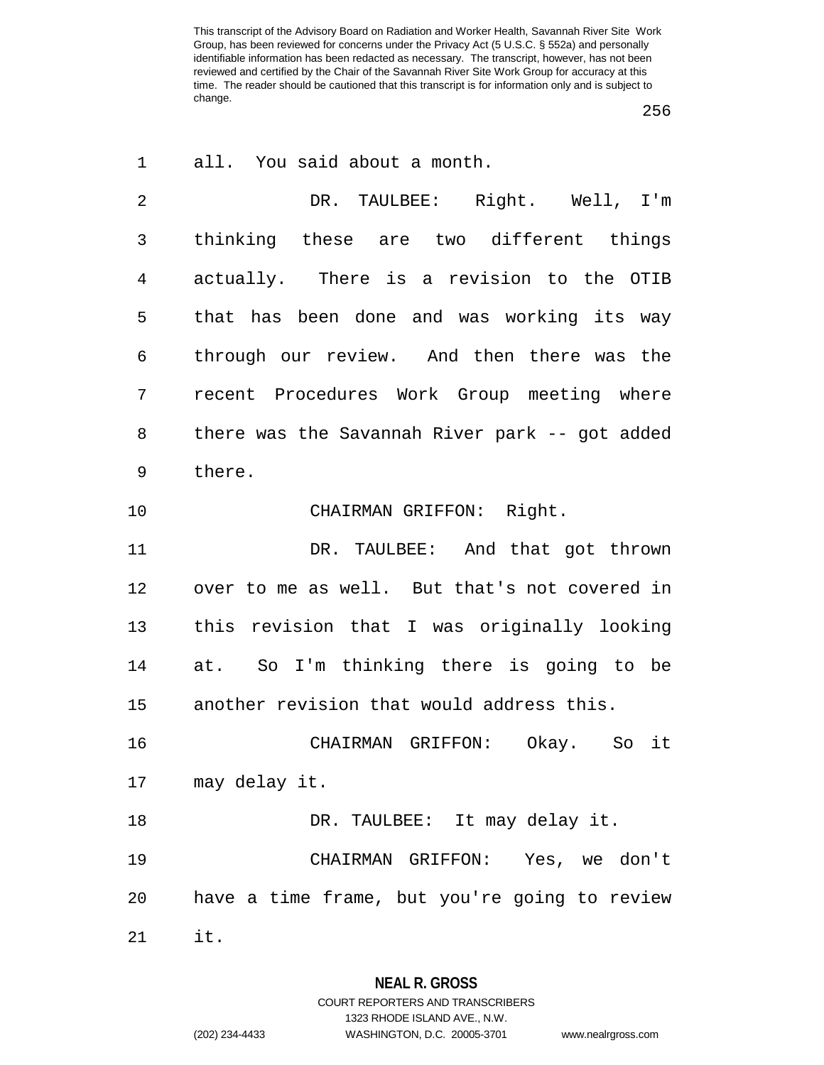all. You said about a month.

DR. TAULBEE: Right. Well, I'm thinking these are two different things actually. There is a revision to the OTIB that has been done and was working its way through our review. And then there was the recent Procedures Work Group meeting where there was the Savannah River park -- got added there.

CHAIRMAN GRIFFON: Right.

DR. TAULBEE: And that got thrown over to me as well. But that's not covered in this revision that I was originally looking at. So I'm thinking there is going to be another revision that would address this.

CHAIRMAN GRIFFON: Okay. So it may delay it.

DR. TAULBEE: It may delay it.

CHAIRMAN GRIFFON: Yes, we don't have a time frame, but you're going to review it.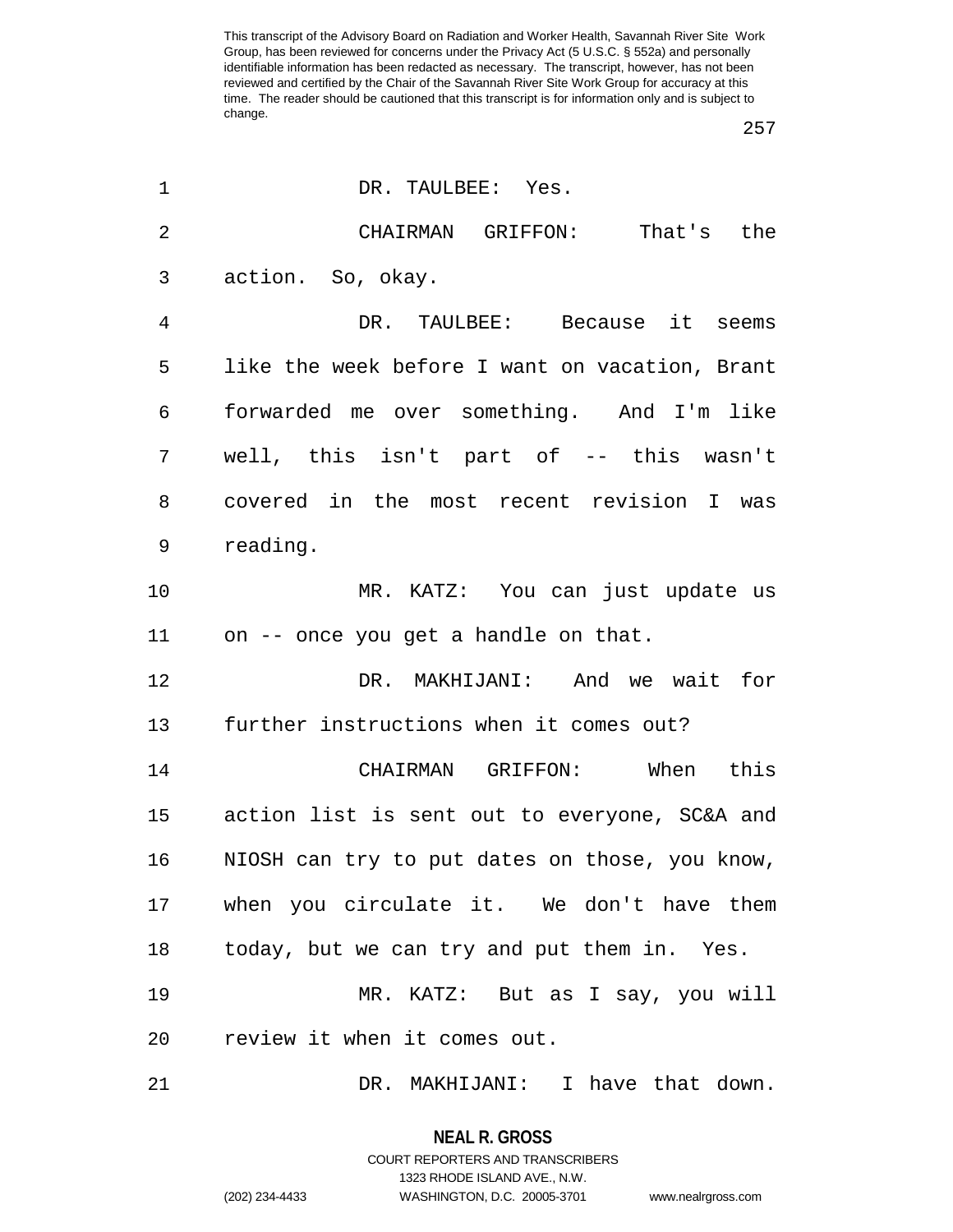DR. TAULBEE: Yes.

CHAIRMAN GRIFFON: That's the action. So, okay.

DR. TAULBEE: Because it seems like the week before I want on vacation, Brant forwarded me over something. And I'm like well, this isn't part of -- this wasn't covered in the most recent revision I was reading.

MR. KATZ: You can just update us on -- once you get a handle on that.

DR. MAKHIJANI: And we wait for further instructions when it comes out?

CHAIRMAN GRIFFON: When this action list is sent out to everyone, SC&A and NIOSH can try to put dates on those, you know, when you circulate it. We don't have them today, but we can try and put them in. Yes.

MR. KATZ: But as I say, you will review it when it comes out.

DR. MAKHIJANI: I have that down.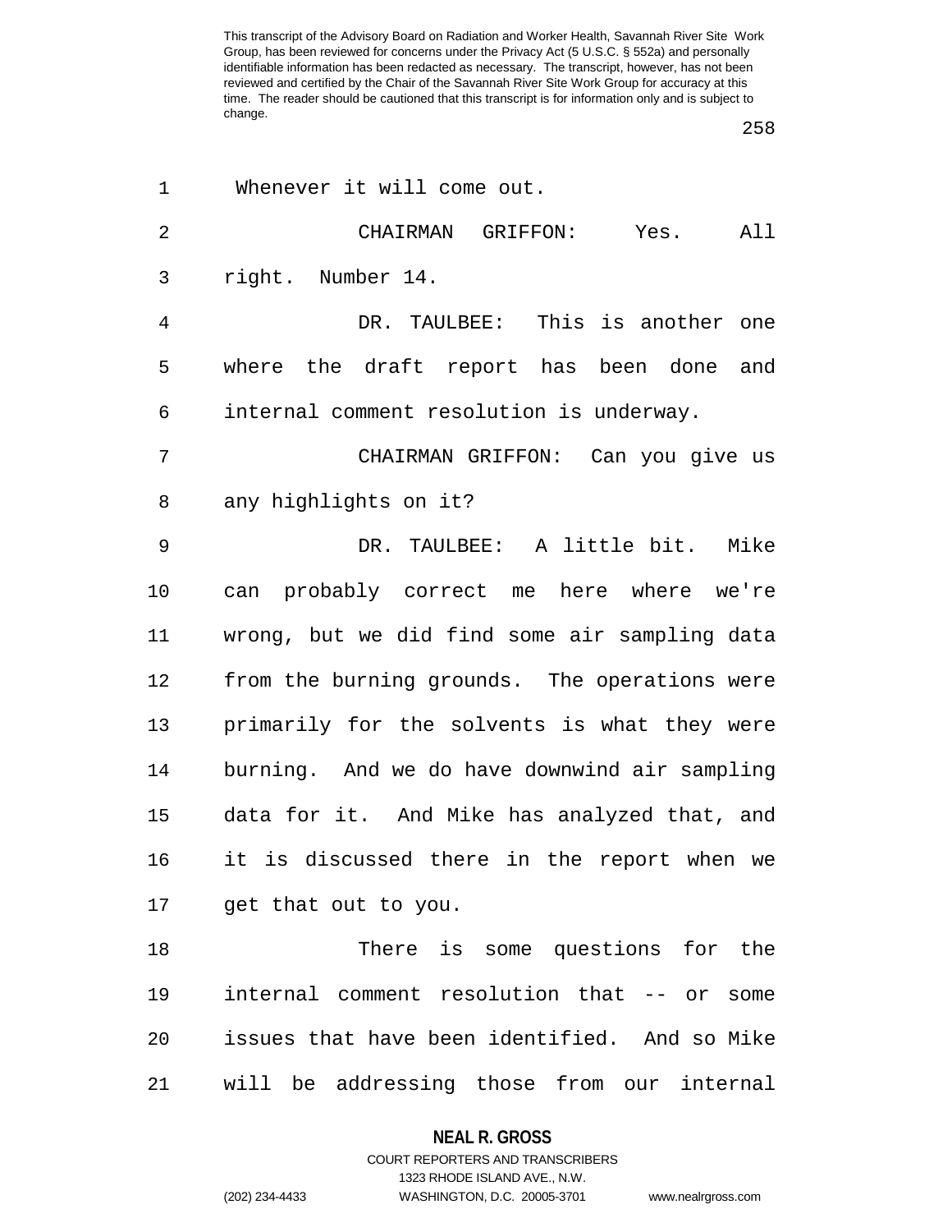Whenever it will come out.

CHAIRMAN GRIFFON: Yes. All right. Number 14.

DR. TAULBEE: This is another one where the draft report has been done and internal comment resolution is underway.

CHAIRMAN GRIFFON: Can you give us any highlights on it?

DR. TAULBEE: A little bit. Mike can probably correct me here where we're wrong, but we did find some air sampling data from the burning grounds. The operations were primarily for the solvents is what they were burning. And we do have downwind air sampling data for it. And Mike has analyzed that, and it is discussed there in the report when we get that out to you.

There is some questions for the internal comment resolution that -- or some issues that have been identified. And so Mike will be addressing those from our internal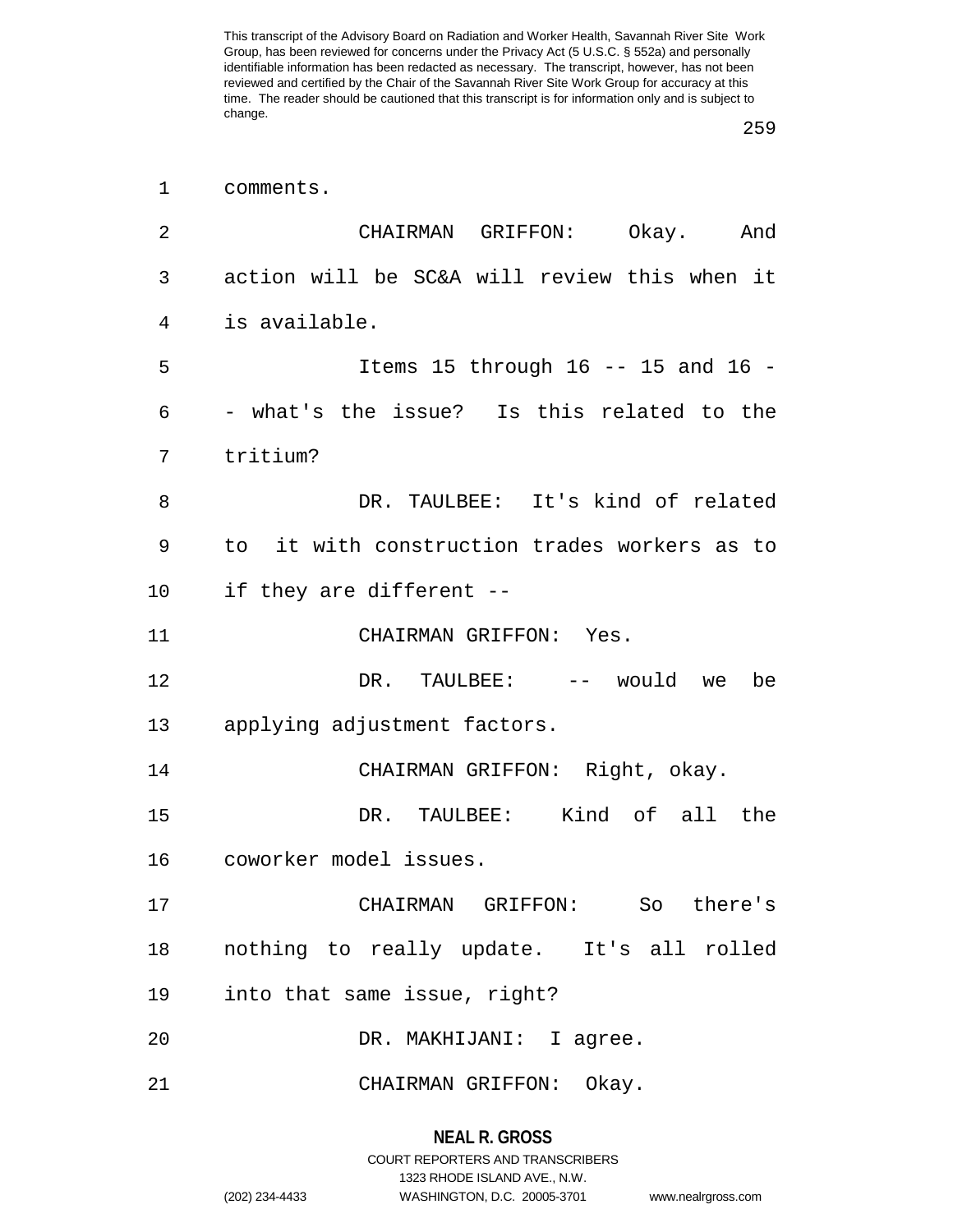comments.

CHAIRMAN GRIFFON: Okay. And action will be SC&A will review this when it is available.

Items 15 through 16 -- 15 and 16 -- what's the issue? Is this related to the tritium?

DR. TAULBEE: It's kind of related to it with construction trades workers as to if they are different --

CHAIRMAN GRIFFON: Yes.

DR. TAULBEE: -- would we be applying adjustment factors.

CHAIRMAN GRIFFON: Right, okay.

DR. TAULBEE: Kind of all the coworker model issues.

CHAIRMAN GRIFFON: So there's nothing to really update. It's all rolled into that same issue, right?

DR. MAKHIJANI: I agree.

CHAIRMAN GRIFFON: Okay.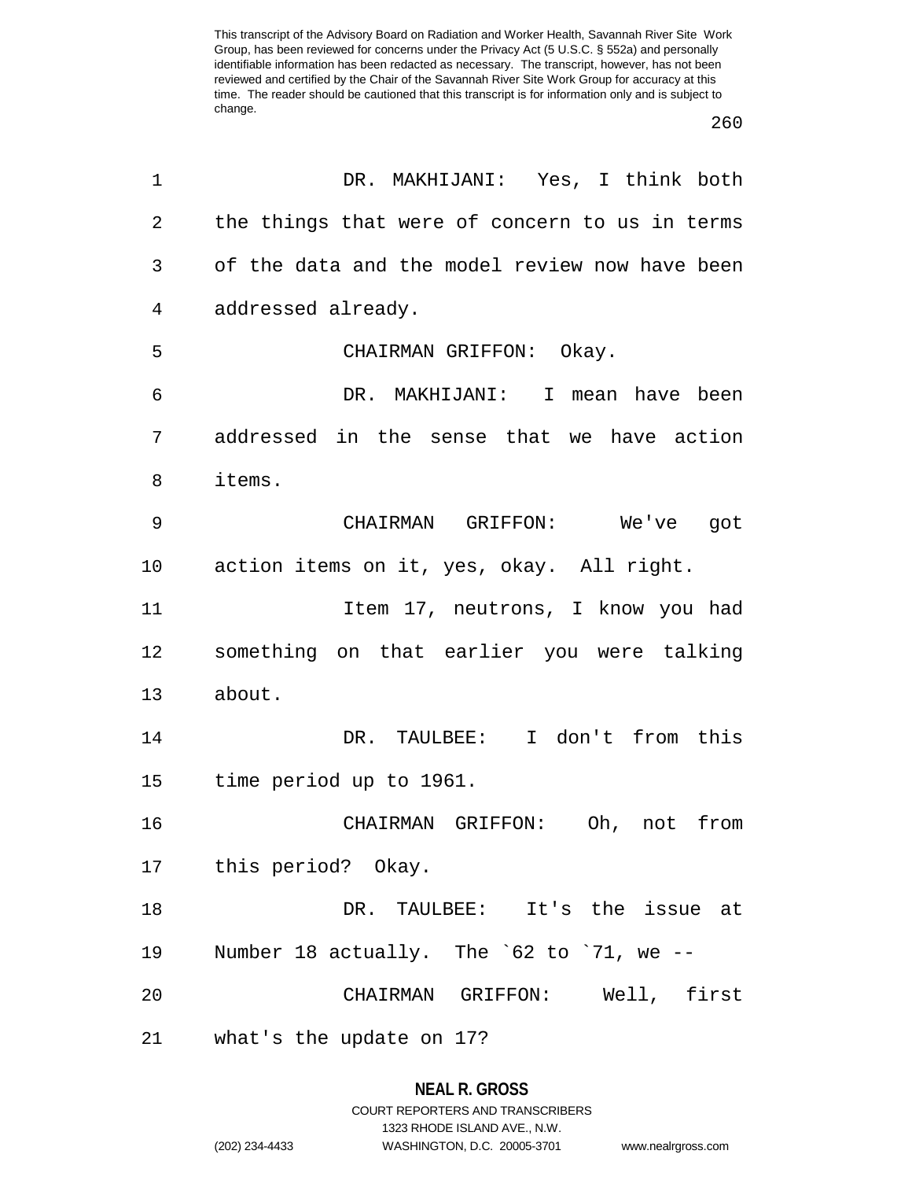DR. MAKHIJANI: Yes, I think both the things that were of concern to us in terms of the data and the model review now have been addressed already.

CHAIRMAN GRIFFON: Okay.

DR. MAKHIJANI: I mean have been addressed in the sense that we have action items.

CHAIRMAN GRIFFON: We've got action items on it, yes, okay. All right.

Item 17, neutrons, I know you had something on that earlier you were talking about.

DR. TAULBEE: I don't from this time period up to 1961.

CHAIRMAN GRIFFON: Oh, not from this period? Okay.

DR. TAULBEE: It's the issue at Number 18 actually. The `62 to `71, we --

CHAIRMAN GRIFFON: Well, first what's the update on 17?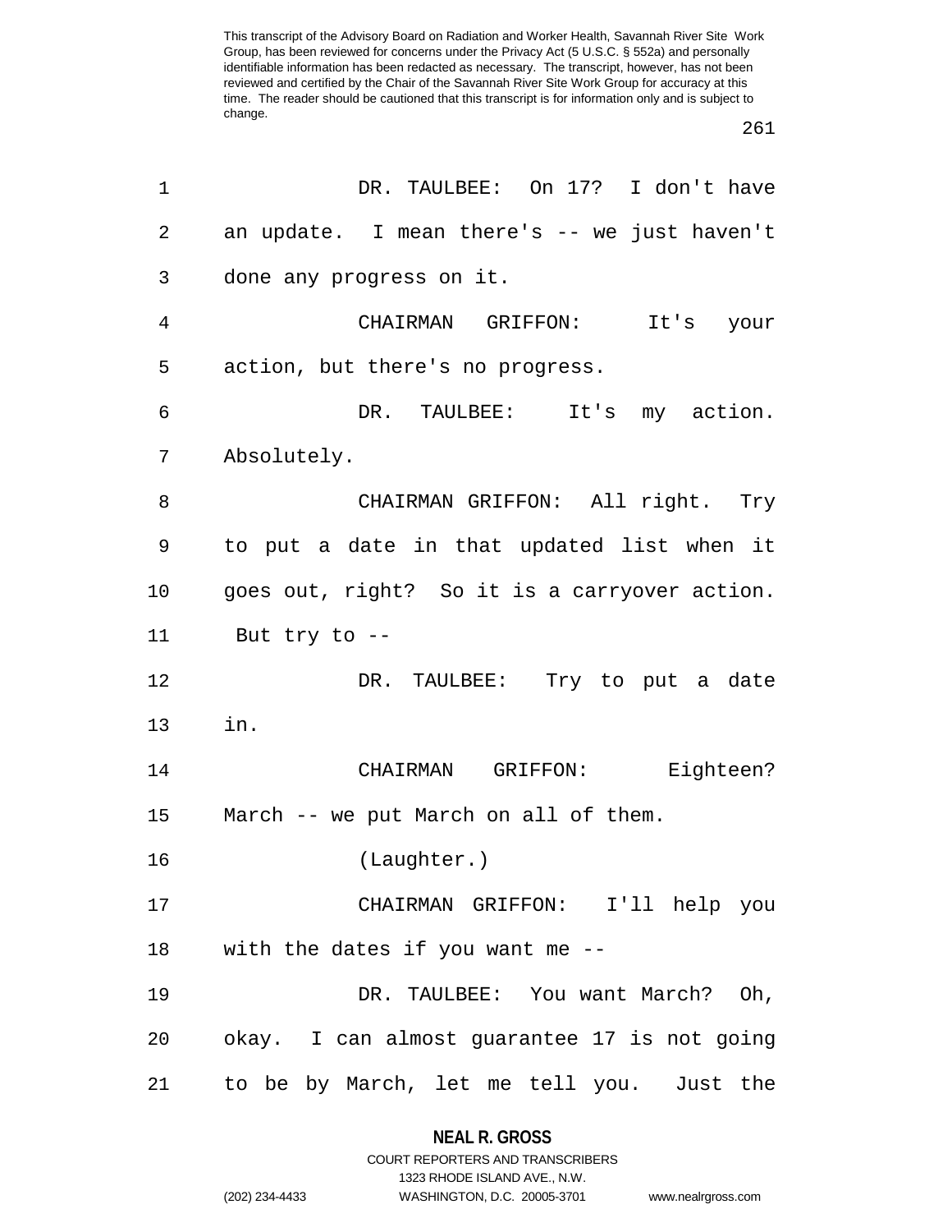DR. TAULBEE: On 17? I don't have an update. I mean there's -- we just haven't done any progress on it.

CHAIRMAN GRIFFON: It's your action, but there's no progress.

DR. TAULBEE: It's my action. Absolutely.

CHAIRMAN GRIFFON: All right. Try to put a date in that updated list when it goes out, right? So it is a carryover action. But try to --

DR. TAULBEE: Try to put a date in.

CHAIRMAN GRIFFON: Eighteen? March -- we put March on all of them.

(Laughter.)

CHAIRMAN GRIFFON: I'll help you with the dates if you want me --

DR. TAULBEE: You want March? Oh, okay. I can almost guarantee 17 is not going to be by March, let me tell you. Just the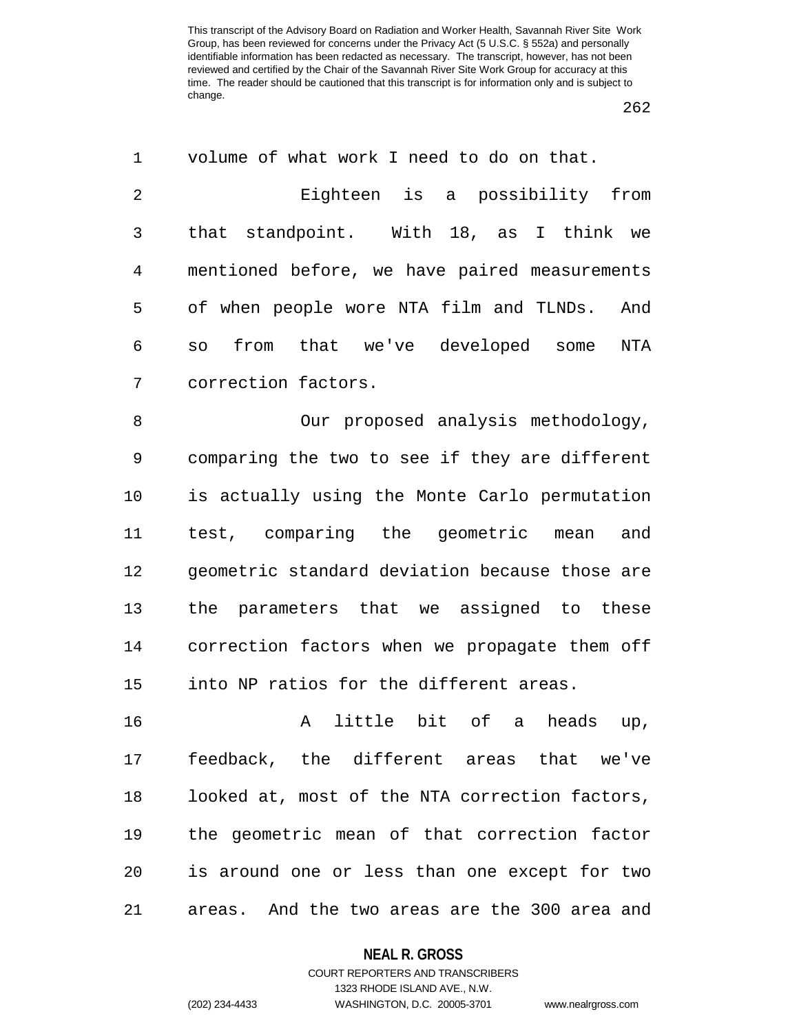volume of what work I need to do on that.

Eighteen is a possibility from that standpoint. With 18, as I think we mentioned before, we have paired measurements of when people wore NTA film and TLNDs. And so from that we've developed some NTA correction factors.

Our proposed analysis methodology, comparing the two to see if they are different is actually using the Monte Carlo permutation test, comparing the geometric mean and geometric standard deviation because those are the parameters that we assigned to these correction factors when we propagate them off into NP ratios for the different areas.

A little bit of a heads up, feedback, the different areas that we've looked at, most of the NTA correction factors, the geometric mean of that correction factor is around one or less than one except for two areas. And the two areas are the 300 area and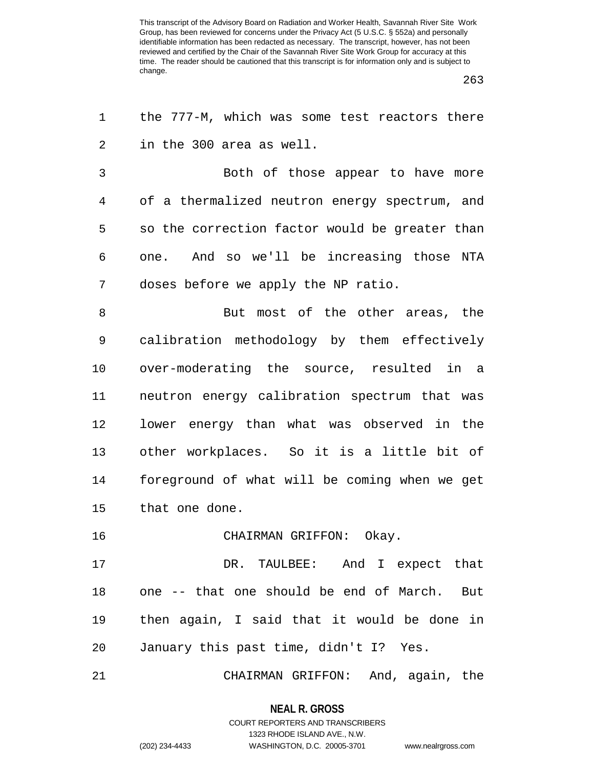the 777-M, which was some test reactors there in the 300 area as well.

Both of those appear to have more of a thermalized neutron energy spectrum, and so the correction factor would be greater than one. And so we'll be increasing those NTA doses before we apply the NP ratio.

But most of the other areas, the calibration methodology by them effectively over-moderating the source, resulted in a neutron energy calibration spectrum that was lower energy than what was observed in the other workplaces. So it is a little bit of foreground of what will be coming when we get that one done.

CHAIRMAN GRIFFON: Okay.

DR. TAULBEE: And I expect that one -- that one should be end of March. But then again, I said that it would be done in January this past time, didn't I? Yes.

CHAIRMAN GRIFFON: And, again, the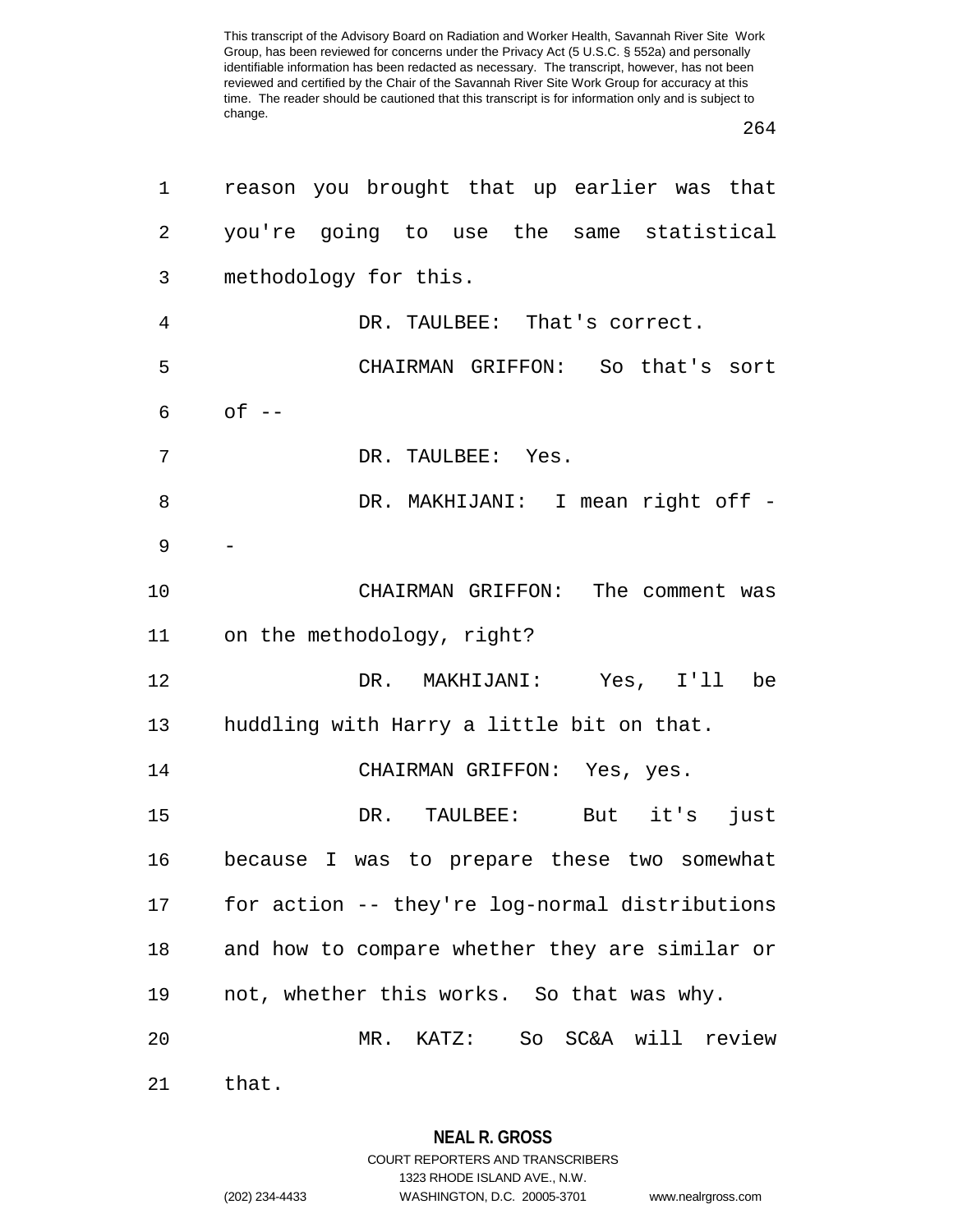reason you brought that up earlier was that you're going to use the same statistical methodology for this.

DR. TAULBEE: That's correct.

CHAIRMAN GRIFFON: So that's sort of --

DR. TAULBEE: Yes.

DR. MAKHIJANI: I mean right off --

CHAIRMAN GRIFFON: The comment was on the methodology, right?

DR. MAKHIJANI: Yes, I'll be huddling with Harry a little bit on that.

CHAIRMAN GRIFFON: Yes, yes.

DR. TAULBEE: But it's just because I was to prepare these two somewhat for action -- they're log-normal distributions and how to compare whether they are similar or not, whether this works. So that was why.

MR. KATZ: So SC&A will review that.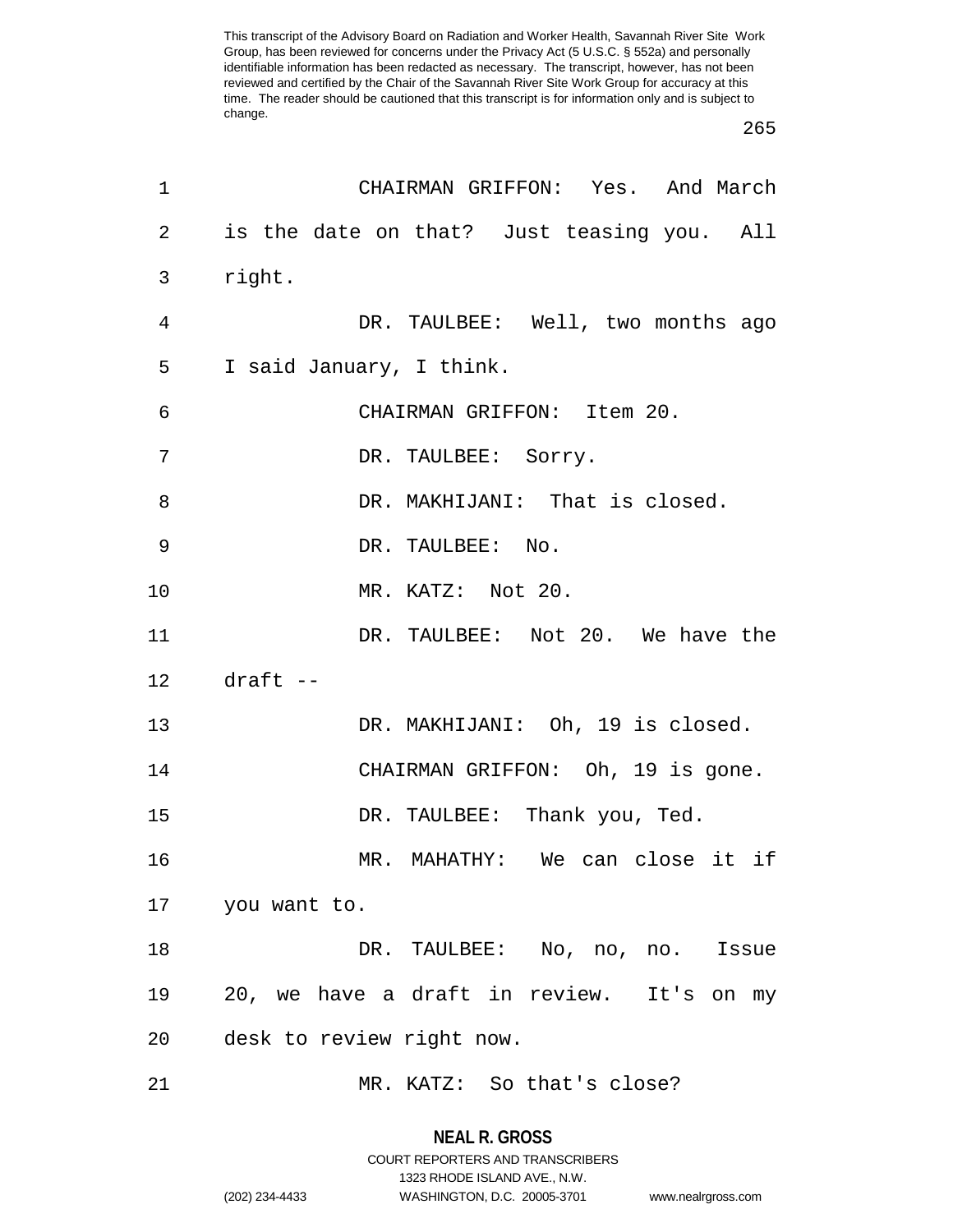CHAIRMAN GRIFFON: Yes. And March is the date on that? Just teasing you. All right.

DR. TAULBEE: Well, two months ago I said January, I think.

CHAIRMAN GRIFFON: Item 20.

DR. TAULBEE: Sorry.

DR. MAKHIJANI: That is closed.

DR. TAULBEE: No.

MR. KATZ: Not 20.

DR. TAULBEE: Not 20. We have the draft --

DR. MAKHIJANI: Oh, 19 is closed.

CHAIRMAN GRIFFON: Oh, 19 is gone.

DR. TAULBEE: Thank you, Ted.

MR. MAHATHY: We can close it if you want to.

DR. TAULBEE: No, no, no. Issue 20, we have a draft in review. It's on my desk to review right now.

MR. KATZ: So that's close?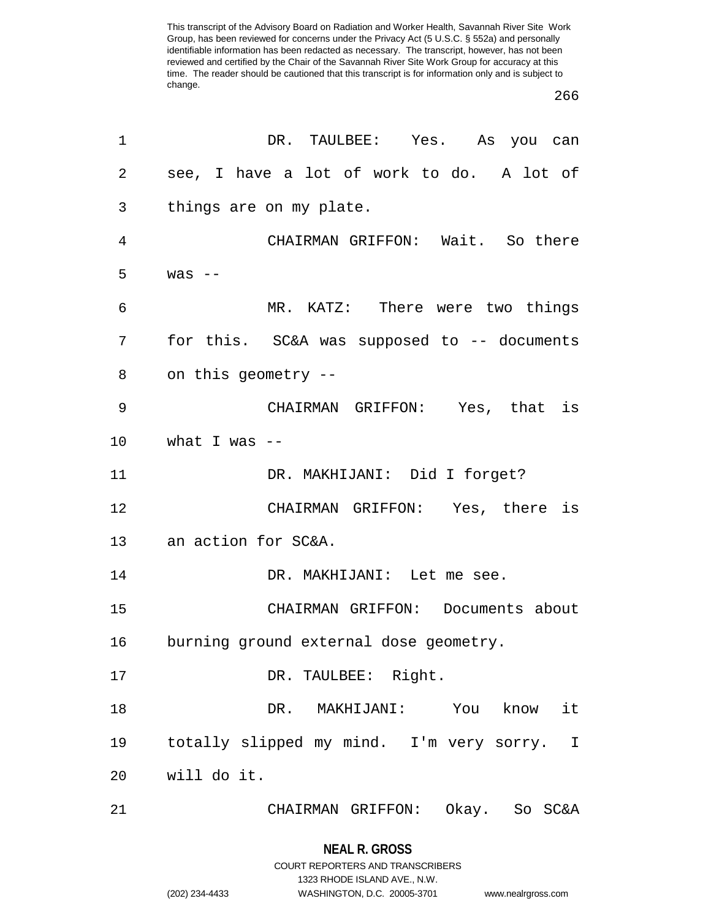DR. TAULBEE: Yes. As you can see, I have a lot of work to do. A lot of things are on my plate.

CHAIRMAN GRIFFON: Wait. So there was --

MR. KATZ: There were two things for this. SC&A was supposed to -- documents on this geometry --

CHAIRMAN GRIFFON: Yes, that is what I was --

DR. MAKHIJANI: Did I forget?

CHAIRMAN GRIFFON: Yes, there is an action for SC&A.

DR. MAKHIJANI: Let me see.

CHAIRMAN GRIFFON: Documents about burning ground external dose geometry.

DR. TAULBEE: Right.

DR. MAKHIJANI: You know it totally slipped my mind. I'm very sorry. I will do it.

CHAIRMAN GRIFFON: Okay. So SC&A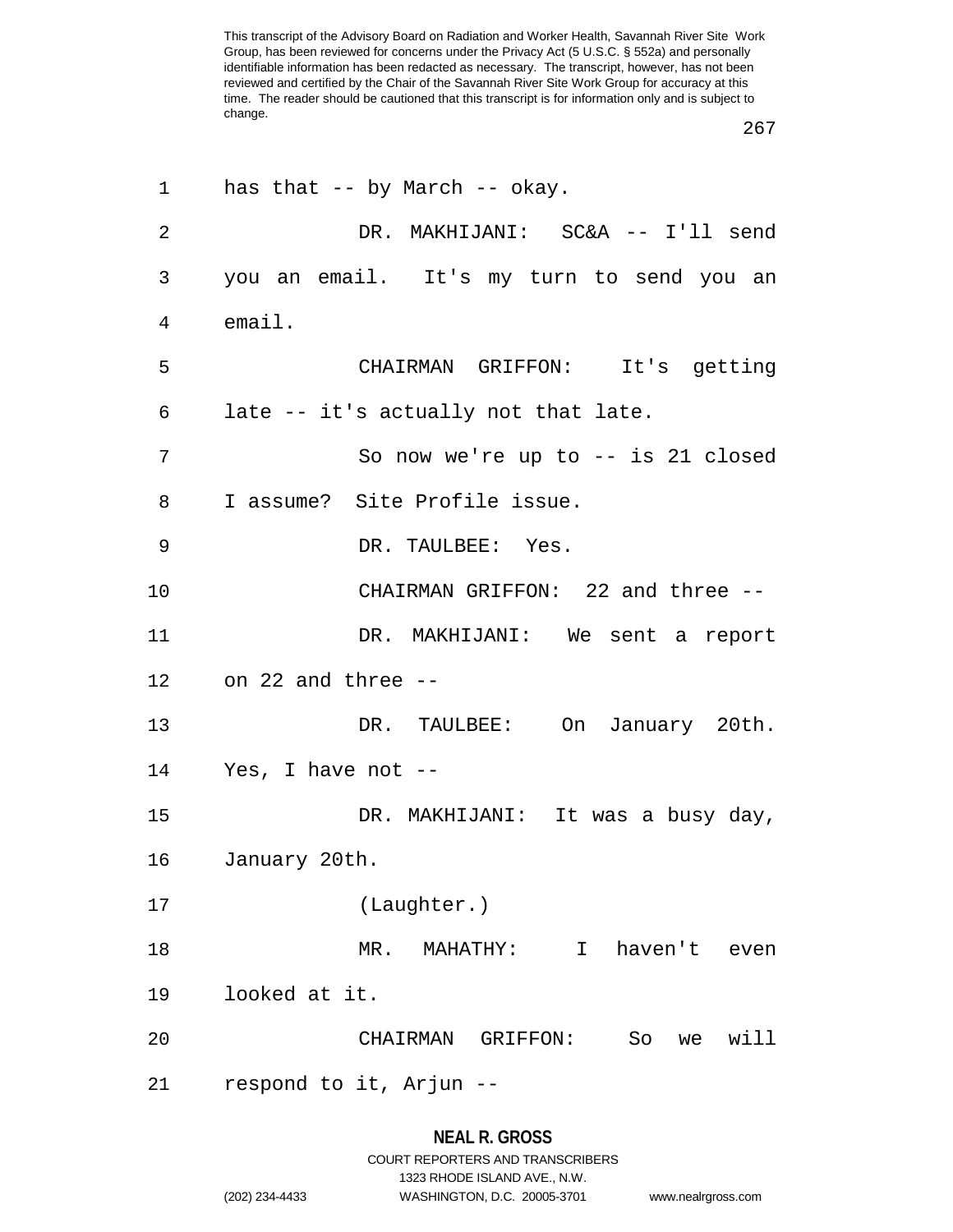has that -- by March -- okay.

DR. MAKHIJANI: SC&A -- I'll send you an email. It's my turn to send you an email.

CHAIRMAN GRIFFON: It's getting late -- it's actually not that late.

So now we're up to -- is 21 closed I assume? Site Profile issue.

DR. TAULBEE: Yes.

CHAIRMAN GRIFFON: 22 and three --

DR. MAKHIJANI: We sent a report on 22 and three --

DR. TAULBEE: On January 20th. Yes, I have not --

DR. MAKHIJANI: It was a busy day, January 20th.

(Laughter.)

MR. MAHATHY: I haven't even looked at it.

CHAIRMAN GRIFFON: So we will respond to it, Arjun --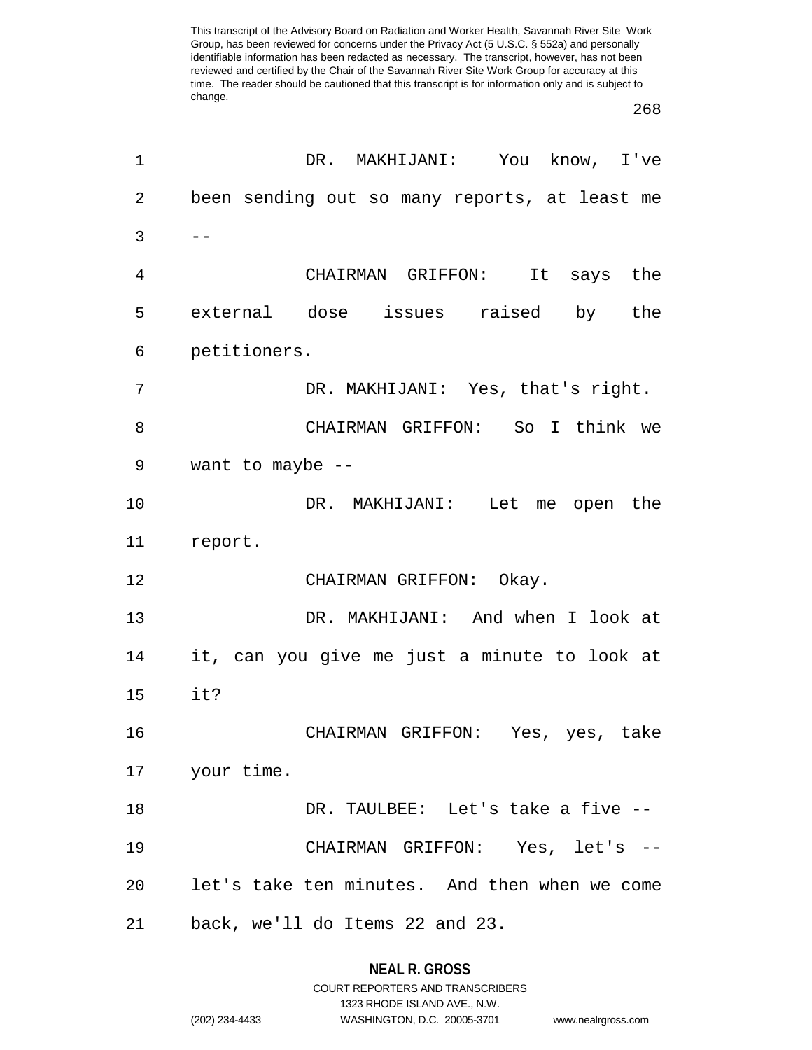DR. MAKHIJANI: You know, I've been sending out so many reports, at least me --

CHAIRMAN GRIFFON: It says the external dose issues raised by the petitioners.

DR. MAKHIJANI: Yes, that's right.

CHAIRMAN GRIFFON: So I think we want to maybe --

DR. MAKHIJANI: Let me open the report.

CHAIRMAN GRIFFON: Okay.

DR. MAKHIJANI: And when I look at it, can you give me just a minute to look at it?

CHAIRMAN GRIFFON: Yes, yes, take your time.

DR. TAULBEE: Let's take a five --

CHAIRMAN GRIFFON: Yes, let's -- let's take ten minutes. And then when we come back, we'll do Items 22 and 23.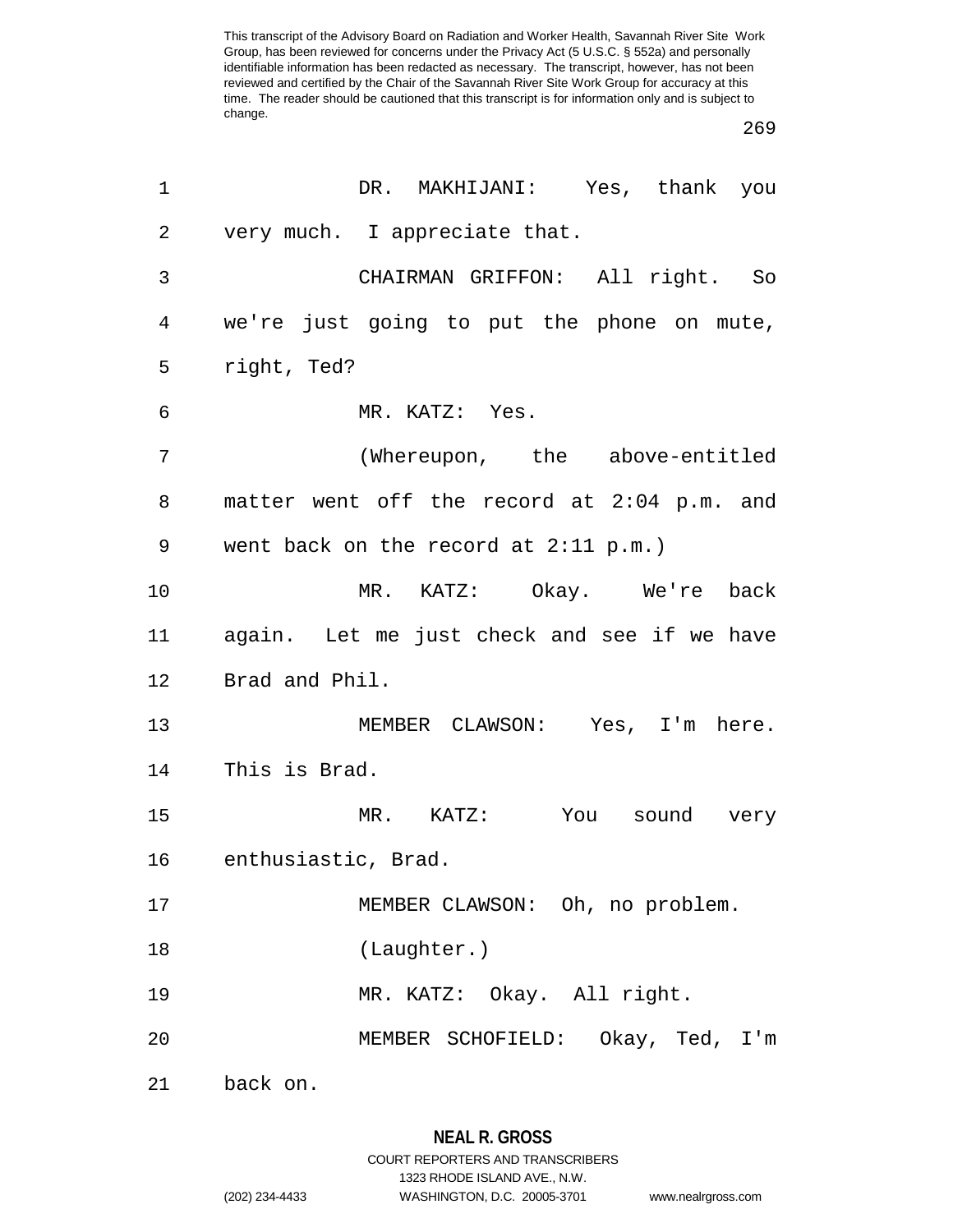DR. MAKHIJANI: Yes, thank you very much. I appreciate that.

CHAIRMAN GRIFFON: All right. So we're just going to put the phone on mute, right, Ted?

MR. KATZ: Yes.

(Whereupon, the above-entitled matter went off the record at 2:04 p.m. and went back on the record at 2:11 p.m.)

MR. KATZ: Okay. We're back again. Let me just check and see if we have Brad and Phil.

MEMBER CLAWSON: Yes, I'm here. This is Brad.

MR. KATZ: You sound very enthusiastic, Brad.

MEMBER CLAWSON: Oh, no problem.

(Laughter.)

MR. KATZ: Okay. All right.

MEMBER SCHOFIELD: Okay, Ted, I'm back on.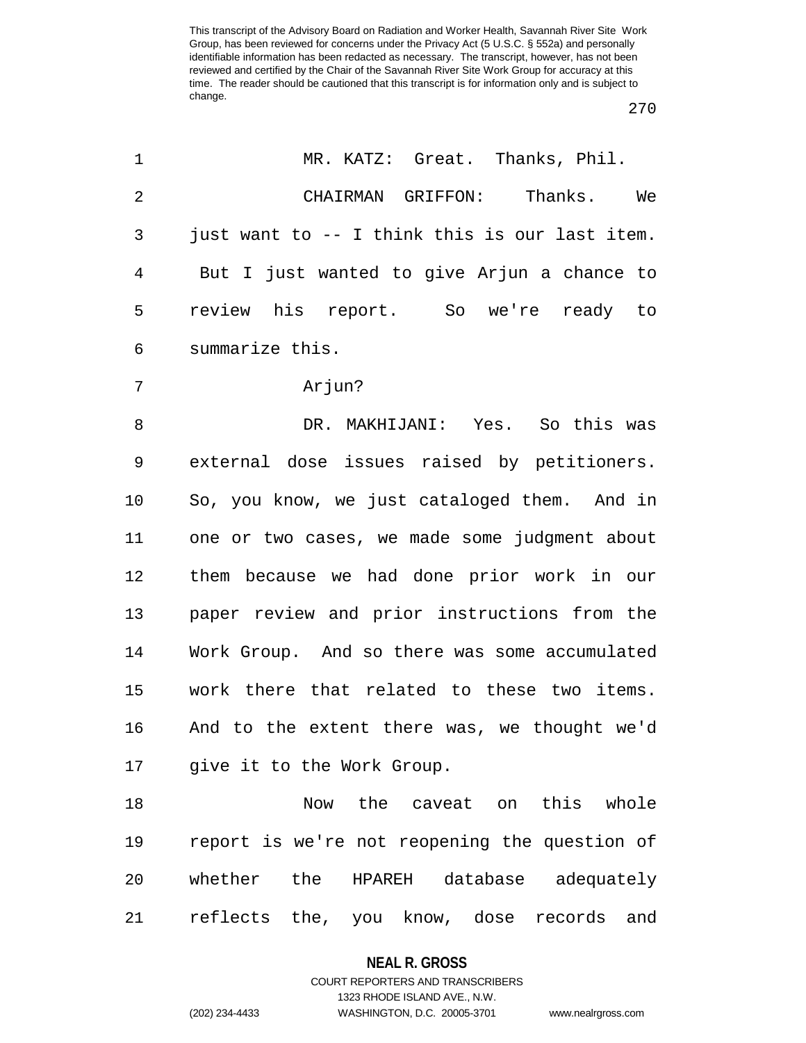MR. KATZ: Great. Thanks, Phil.

CHAIRMAN GRIFFON: Thanks. We just want to -- I think this is our last item. But I just wanted to give Arjun a chance to review his report. So we're ready to summarize this.

Arjun?

DR. MAKHIJANI: Yes. So this was external dose issues raised by petitioners. So, you know, we just cataloged them. And in one or two cases, we made some judgment about them because we had done prior work in our paper review and prior instructions from the Work Group. And so there was some accumulated work there that related to these two items. And to the extent there was, we thought we'd give it to the Work Group.

Now the caveat on this whole report is we're not reopening the question of whether the HPAREH database adequately reflects the, you know, dose records and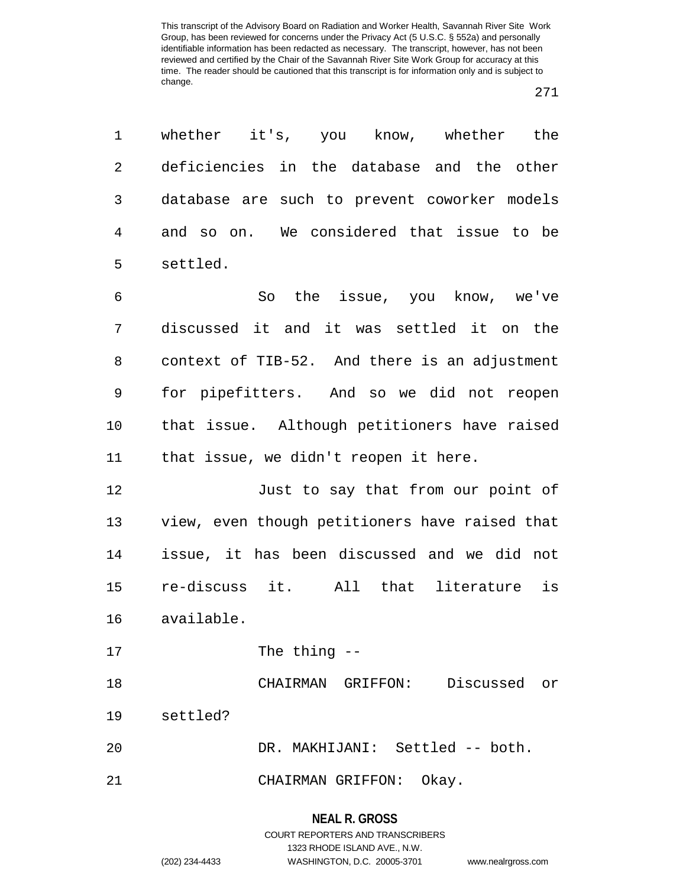whether it's, you know, whether the deficiencies in the database and the other database are such to prevent coworker models and so on. We considered that issue to be settled.

So the issue, you know, we've discussed it and it was settled it on the context of TIB-52. And there is an adjustment for pipefitters. And so we did not reopen that issue. Although petitioners have raised that issue, we didn't reopen it here.

Just to say that from our point of view, even though petitioners have raised that issue, it has been discussed and we did not re-discuss it. All that literature is available.

The thing --

CHAIRMAN GRIFFON: Discussed or settled?

DR. MAKHIJANI: Settled -- both.

CHAIRMAN GRIFFON: Okay.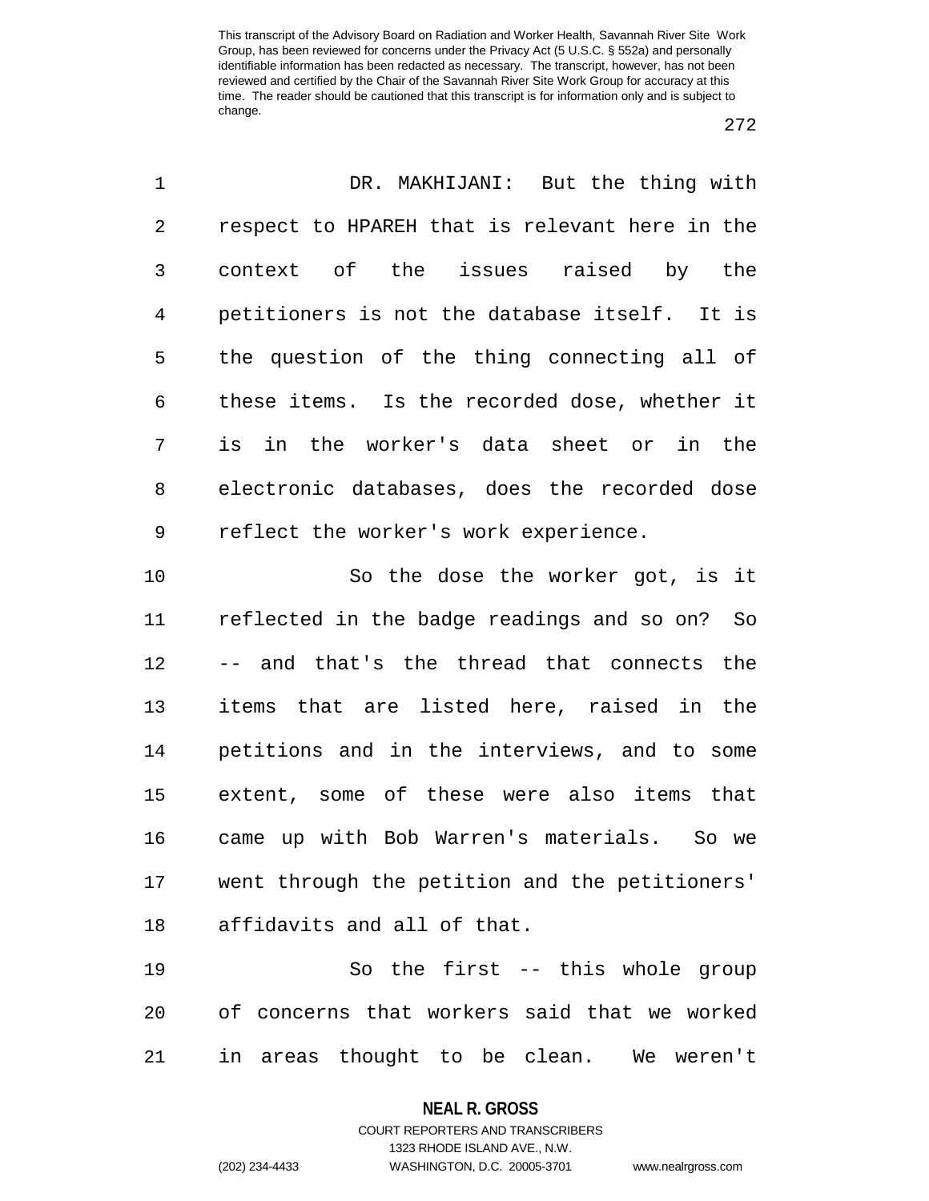DR. MAKHIJANI: But the thing with respect to HPAREH that is relevant here in the context of the issues raised by the petitioners is not the database itself. It is the question of the thing connecting all of these items. Is the recorded dose, whether it is in the worker's data sheet or in the electronic databases, does the recorded dose reflect the worker's work experience.

So the dose the worker got, is it reflected in the badge readings and so on? So -- and that's the thread that connects the items that are listed here, raised in the petitions and in the interviews, and to some extent, some of these were also items that came up with Bob Warren's materials. So we went through the petition and the petitioners' affidavits and all of that.

So the first -- this whole group of concerns that workers said that we worked in areas thought to be clean. We weren't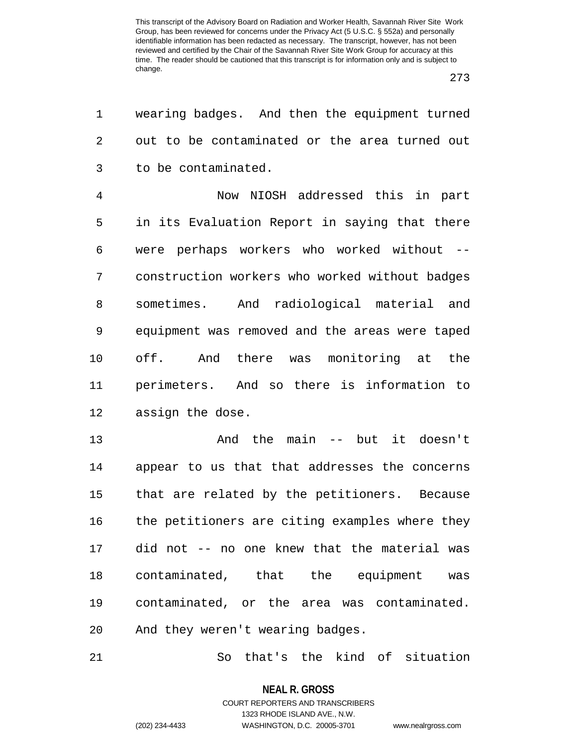wearing badges. And then the equipment turned out to be contaminated or the area turned out to be contaminated.

Now NIOSH addressed this in part in its Evaluation Report in saying that there were perhaps workers who worked without -- construction workers who worked without badges sometimes. And radiological material and equipment was removed and the areas were taped off. And there was monitoring at the perimeters. And so there is information to assign the dose.

And the main -- but it doesn't appear to us that that addresses the concerns that are related by the petitioners. Because the petitioners are citing examples where they did not -- no one knew that the material was contaminated, that the equipment was contaminated, or the area was contaminated. And they weren't wearing badges.

So that's the kind of situation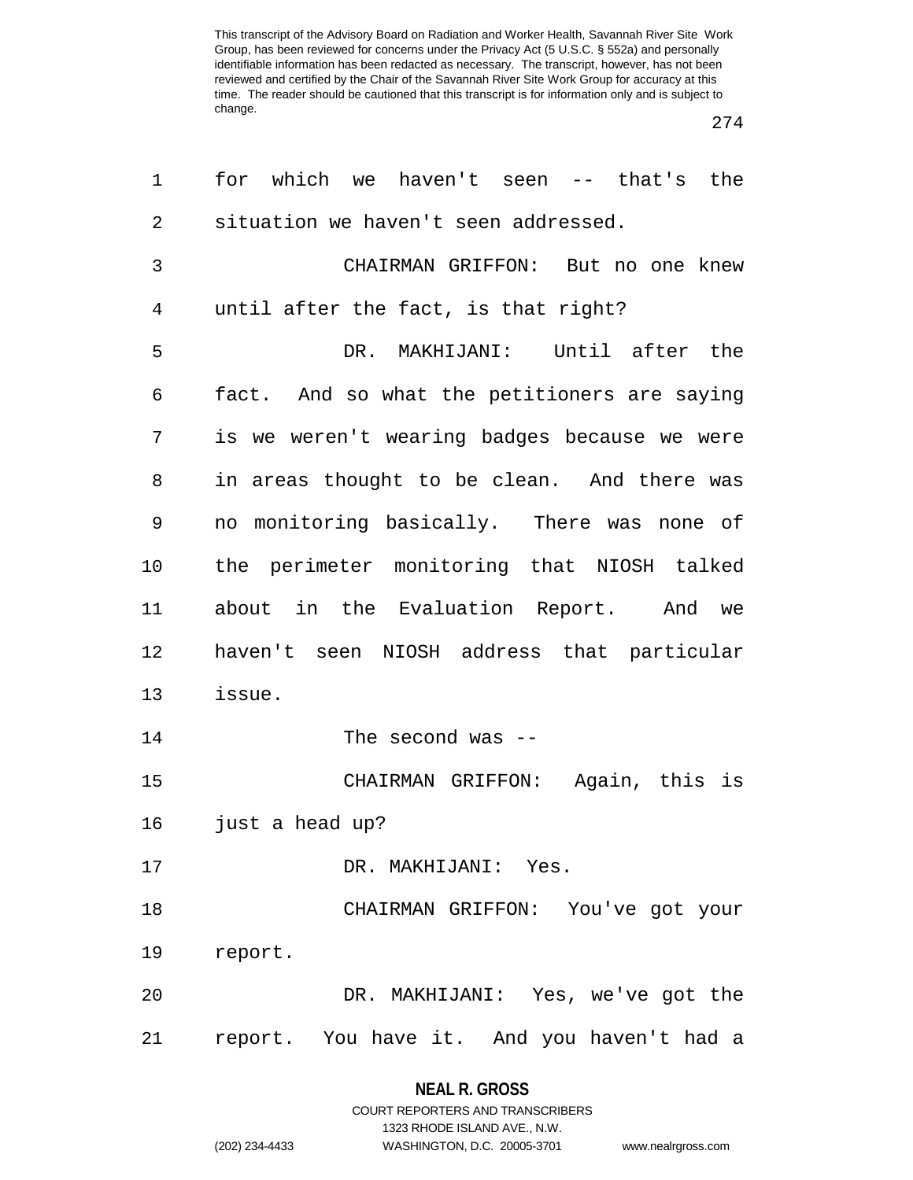for which we haven't seen -- that's the situation we haven't seen addressed.

CHAIRMAN GRIFFON: But no one knew until after the fact, is that right?

DR. MAKHIJANI: Until after the fact. And so what the petitioners are saying is we weren't wearing badges because we were in areas thought to be clean. And there was no monitoring basically. There was none of the perimeter monitoring that NIOSH talked about in the Evaluation Report. And we haven't seen NIOSH address that particular issue.

The second was --

CHAIRMAN GRIFFON: Again, this is just a head up?

DR. MAKHIJANI: Yes.

CHAIRMAN GRIFFON: You've got your report.

DR. MAKHIJANI: Yes, we've got the report. You have it. And you haven't had a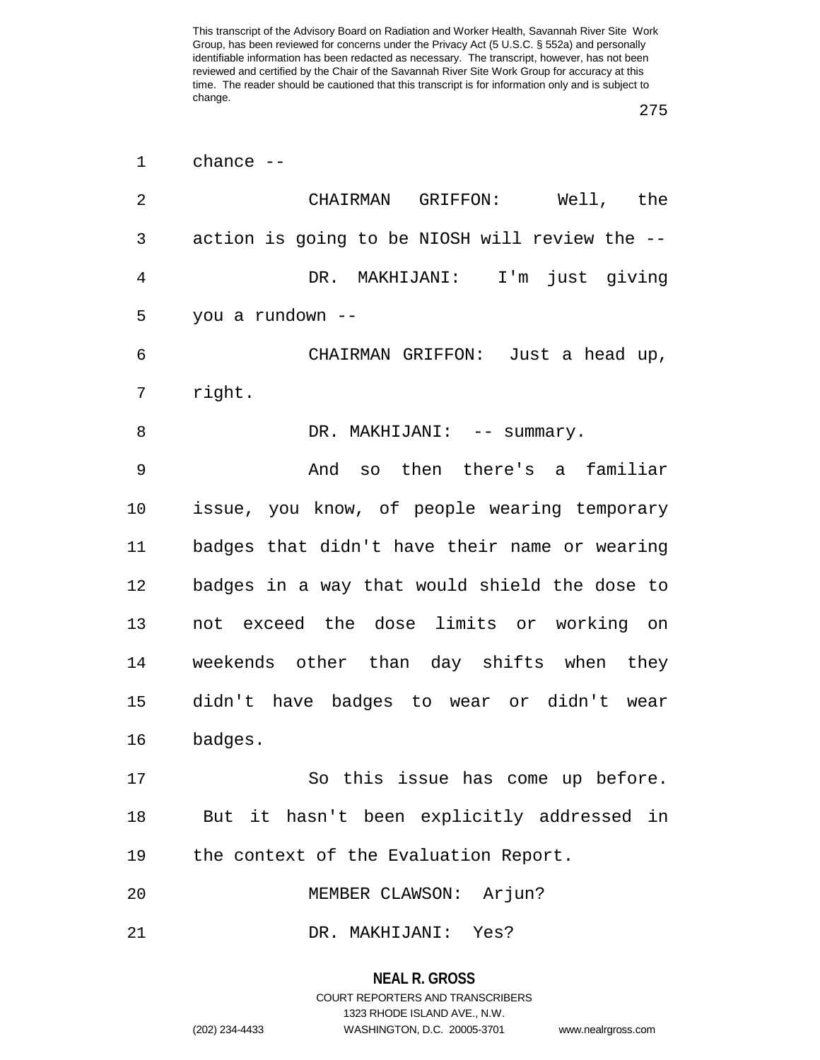chance --

CHAIRMAN GRIFFON: Well, the action is going to be NIOSH will review the --

DR. MAKHIJANI: I'm just giving you a rundown --

CHAIRMAN GRIFFON: Just a head up, right.

DR. MAKHIJANI: -- summary.

And so then there's a familiar issue, you know, of people wearing temporary badges that didn't have their name or wearing badges in a way that would shield the dose to not exceed the dose limits or working on weekends other than day shifts when they didn't have badges to wear or didn't wear badges.

So this issue has come up before. But it hasn't been explicitly addressed in the context of the Evaluation Report.

MEMBER CLAWSON: Arjun?

DR. MAKHIJANI: Yes?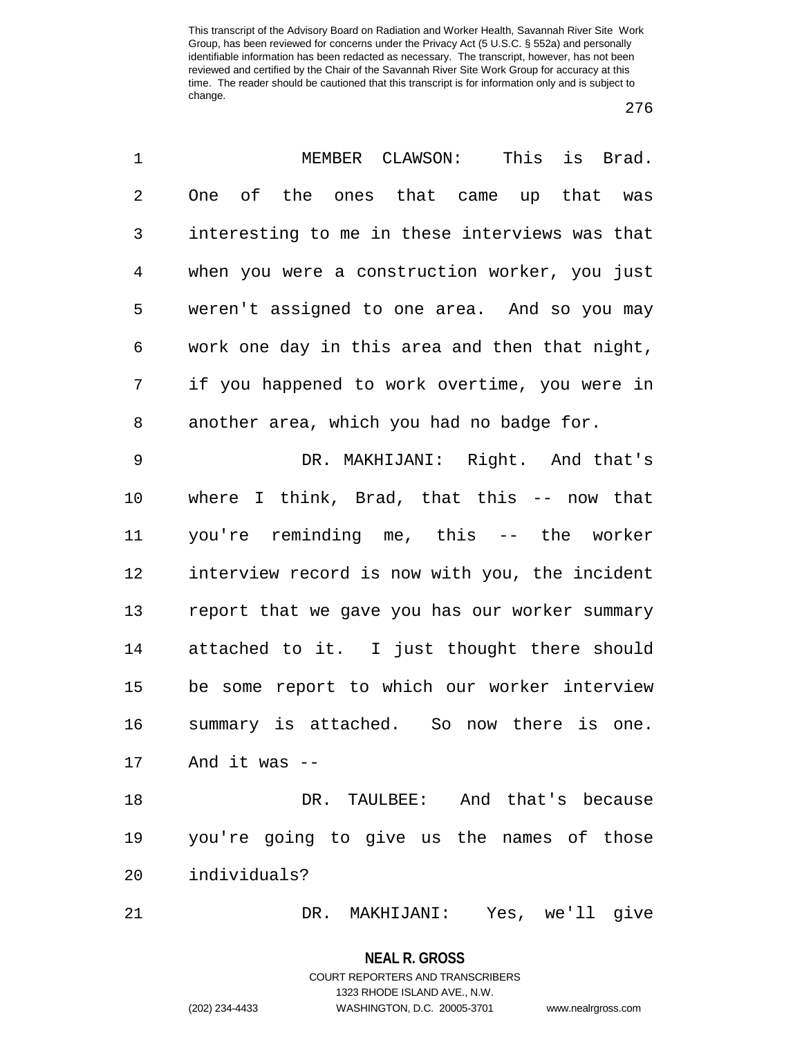MEMBER CLAWSON: This is Brad. One of the ones that came up that was interesting to me in these interviews was that when you were a construction worker, you just weren't assigned to one area. And so you may work one day in this area and then that night, if you happened to work overtime, you were in another area, which you had no badge for.

DR. MAKHIJANI: Right. And that's where I think, Brad, that this -- now that you're reminding me, this -- the worker interview record is now with you, the incident report that we gave you has our worker summary attached to it. I just thought there should be some report to which our worker interview summary is attached. So now there is one. And it was --

DR. TAULBEE: And that's because you're going to give us the names of those individuals?

DR. MAKHIJANI: Yes, we'll give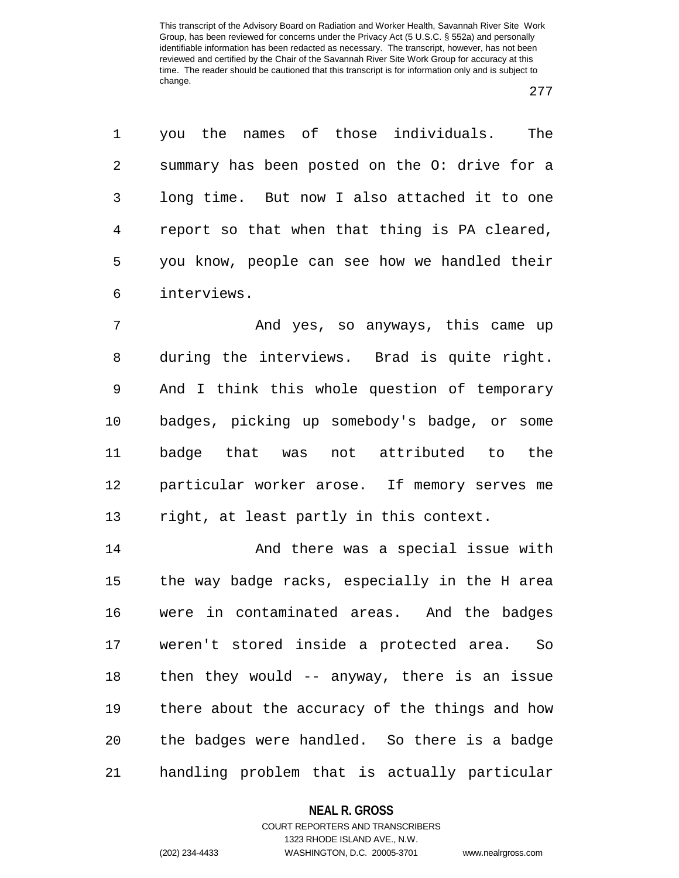you the names of those individuals. The summary has been posted on the O: drive for a long time. But now I also attached it to one report so that when that thing is PA cleared, you know, people can see how we handled their interviews.

And yes, so anyways, this came up during the interviews. Brad is quite right. And I think this whole question of temporary badges, picking up somebody's badge, or some badge that was not attributed to the particular worker arose. If memory serves me right, at least partly in this context.

And there was a special issue with the way badge racks, especially in the H area were in contaminated areas. And the badges weren't stored inside a protected area. So then they would -- anyway, there is an issue there about the accuracy of the things and how the badges were handled. So there is a badge handling problem that is actually particular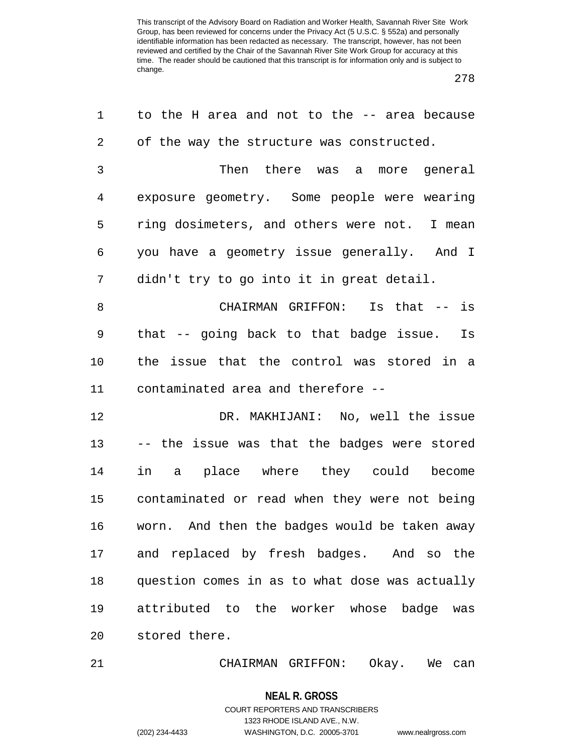to the H area and not to the -- area because of the way the structure was constructed.

Then there was a more general exposure geometry. Some people were wearing ring dosimeters, and others were not. I mean you have a geometry issue generally. And I didn't try to go into it in great detail.

CHAIRMAN GRIFFON: Is that -- is that -- going back to that badge issue. Is the issue that the control was stored in a contaminated area and therefore --

DR. MAKHIJANI: No, well the issue -- the issue was that the badges were stored in a place where they could become contaminated or read when they were not being worn. And then the badges would be taken away and replaced by fresh badges. And so the question comes in as to what dose was actually attributed to the worker whose badge was stored there.

CHAIRMAN GRIFFON: Okay. We can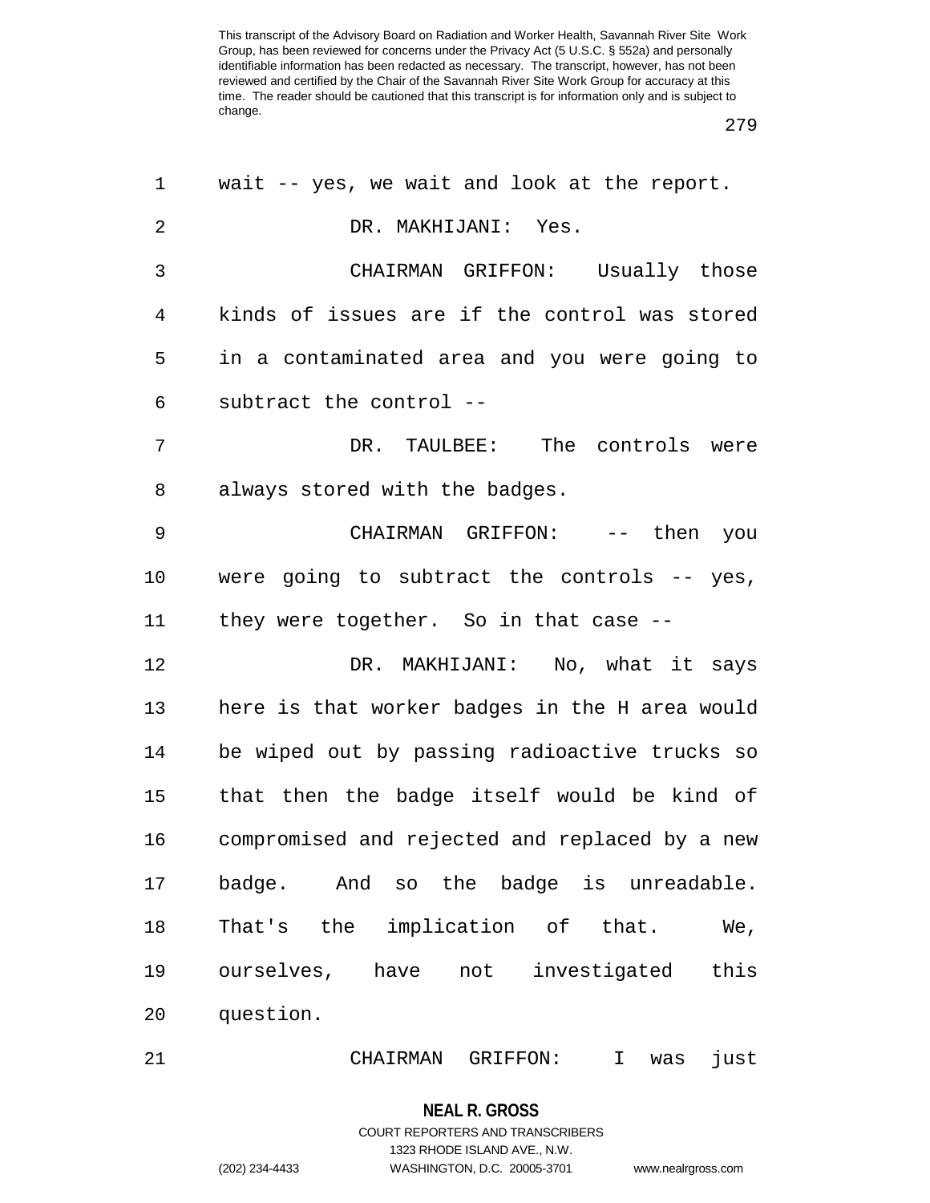wait -- yes, we wait and look at the report.

DR. MAKHIJANI: Yes.

CHAIRMAN GRIFFON: Usually those kinds of issues are if the control was stored in a contaminated area and you were going to subtract the control --

DR. TAULBEE: The controls were always stored with the badges.

CHAIRMAN GRIFFON: -- then you were going to subtract the controls -- yes, they were together. So in that case --

DR. MAKHIJANI: No, what it says here is that worker badges in the H area would be wiped out by passing radioactive trucks so that then the badge itself would be kind of compromised and rejected and replaced by a new badge. And so the badge is unreadable. That's the implication of that. We, ourselves, have not investigated this question.

CHAIRMAN GRIFFON: I was just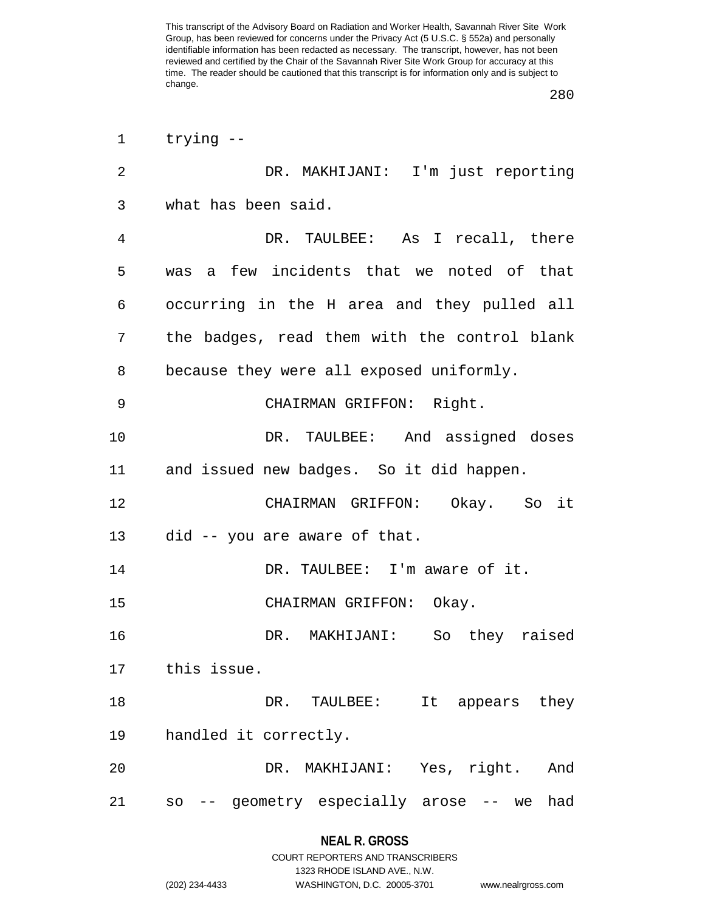trying --

DR. MAKHIJANI: I'm just reporting what has been said.

DR. TAULBEE: As I recall, there was a few incidents that we noted of that occurring in the H area and they pulled all the badges, read them with the control blank because they were all exposed uniformly.

CHAIRMAN GRIFFON: Right.

DR. TAULBEE: And assigned doses and issued new badges. So it did happen.

CHAIRMAN GRIFFON: Okay. So it did -- you are aware of that.

DR. TAULBEE: I'm aware of it.

CHAIRMAN GRIFFON: Okay.

DR. MAKHIJANI: So they raised this issue.

DR. TAULBEE: It appears they handled it correctly.

DR. MAKHIJANI: Yes, right. And so -- geometry especially arose -- we had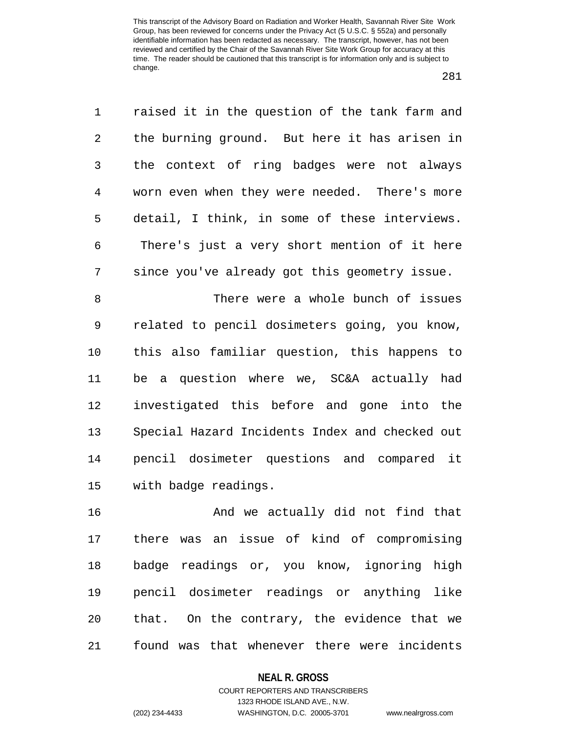raised it in the question of the tank farm and the burning ground. But here it has arisen in the context of ring badges were not always worn even when they were needed. There's more detail, I think, in some of these interviews. There's just a very short mention of it here since you've already got this geometry issue.

There were a whole bunch of issues related to pencil dosimeters going, you know, this also familiar question, this happens to be a question where we, SC&A actually had investigated this before and gone into the Special Hazard Incidents Index and checked out pencil dosimeter questions and compared it with badge readings.

And we actually did not find that there was an issue of kind of compromising badge readings or, you know, ignoring high pencil dosimeter readings or anything like that. On the contrary, the evidence that we found was that whenever there were incidents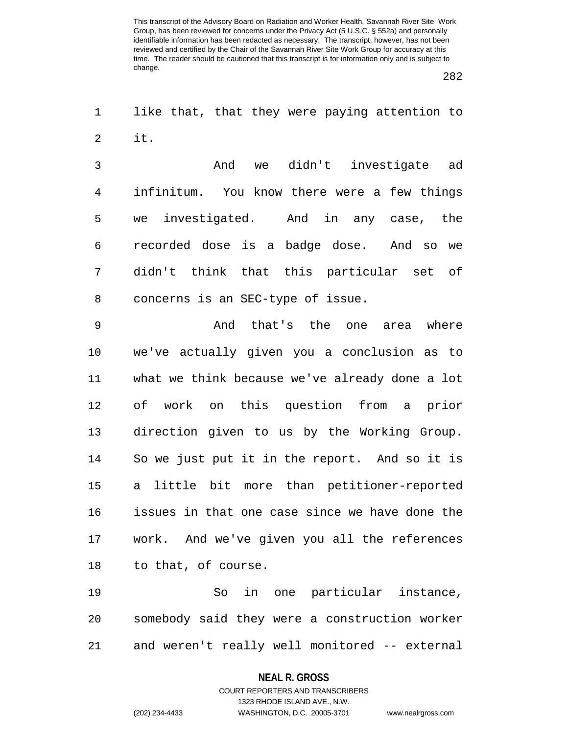like that, that they were paying attention to it.

And we didn't investigate ad infinitum. You know there were a few things we investigated. And in any case, the recorded dose is a badge dose. And so we didn't think that this particular set of concerns is an SEC-type of issue.

And that's the one area where we've actually given you a conclusion as to what we think because we've already done a lot of work on this question from a prior direction given to us by the Working Group. So we just put it in the report. And so it is a little bit more than petitioner-reported issues in that one case since we have done the work. And we've given you all the references to that, of course.

So in one particular instance, somebody said they were a construction worker and weren't really well monitored -- external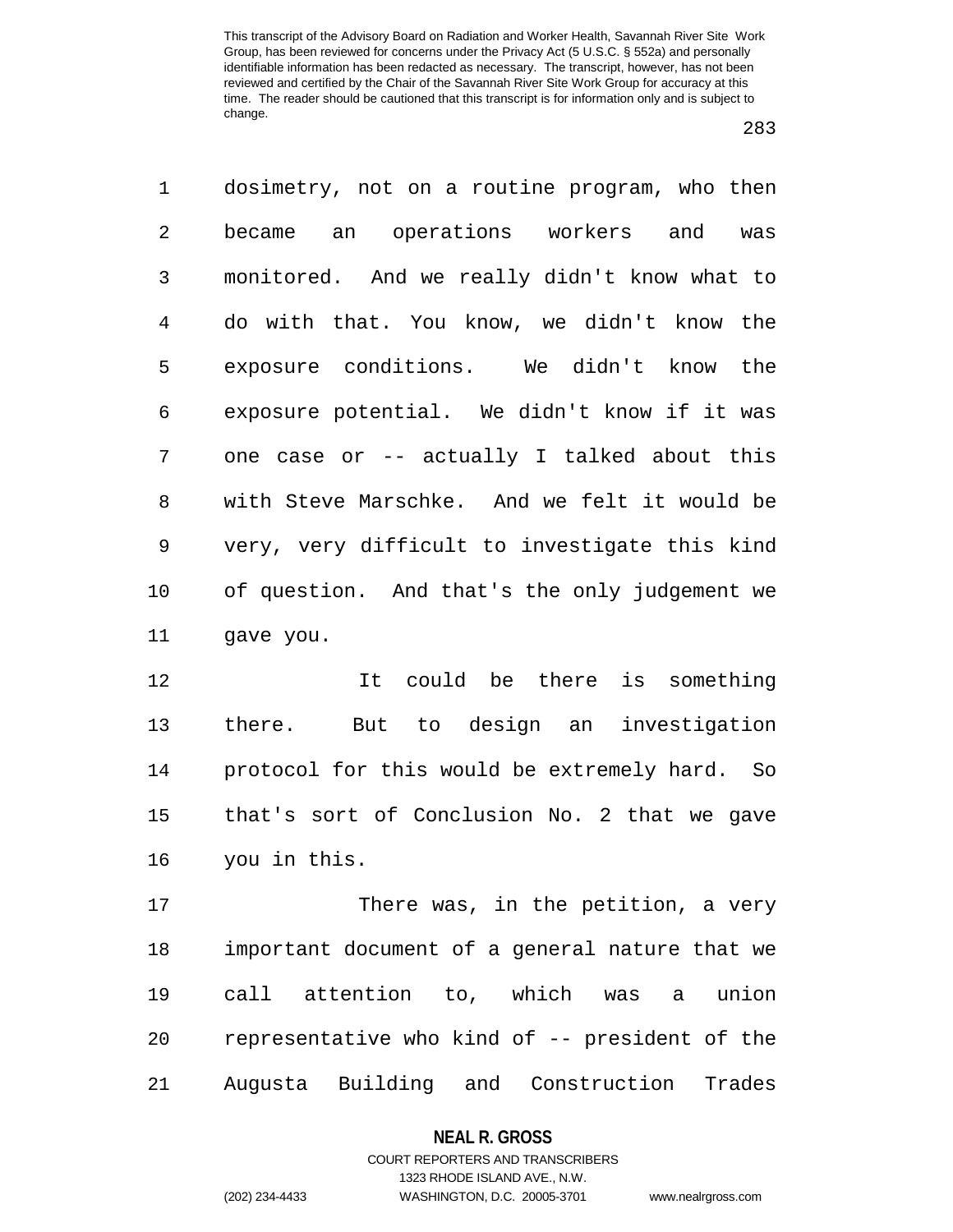dosimetry, not on a routine program, who then became an operations workers and was monitored. And we really didn't know what to do with that. You know, we didn't know the exposure conditions. We didn't know the exposure potential. We didn't know if it was one case or -- actually I talked about this with Steve Marschke. And we felt it would be very, very difficult to investigate this kind of question. And that's the only judgement we gave you.

It could be there is something there. But to design an investigation protocol for this would be extremely hard. So that's sort of Conclusion No. 2 that we gave you in this.

There was, in the petition, a very important document of a general nature that we call attention to, which was a union representative who kind of -- president of the Augusta Building and Construction Trades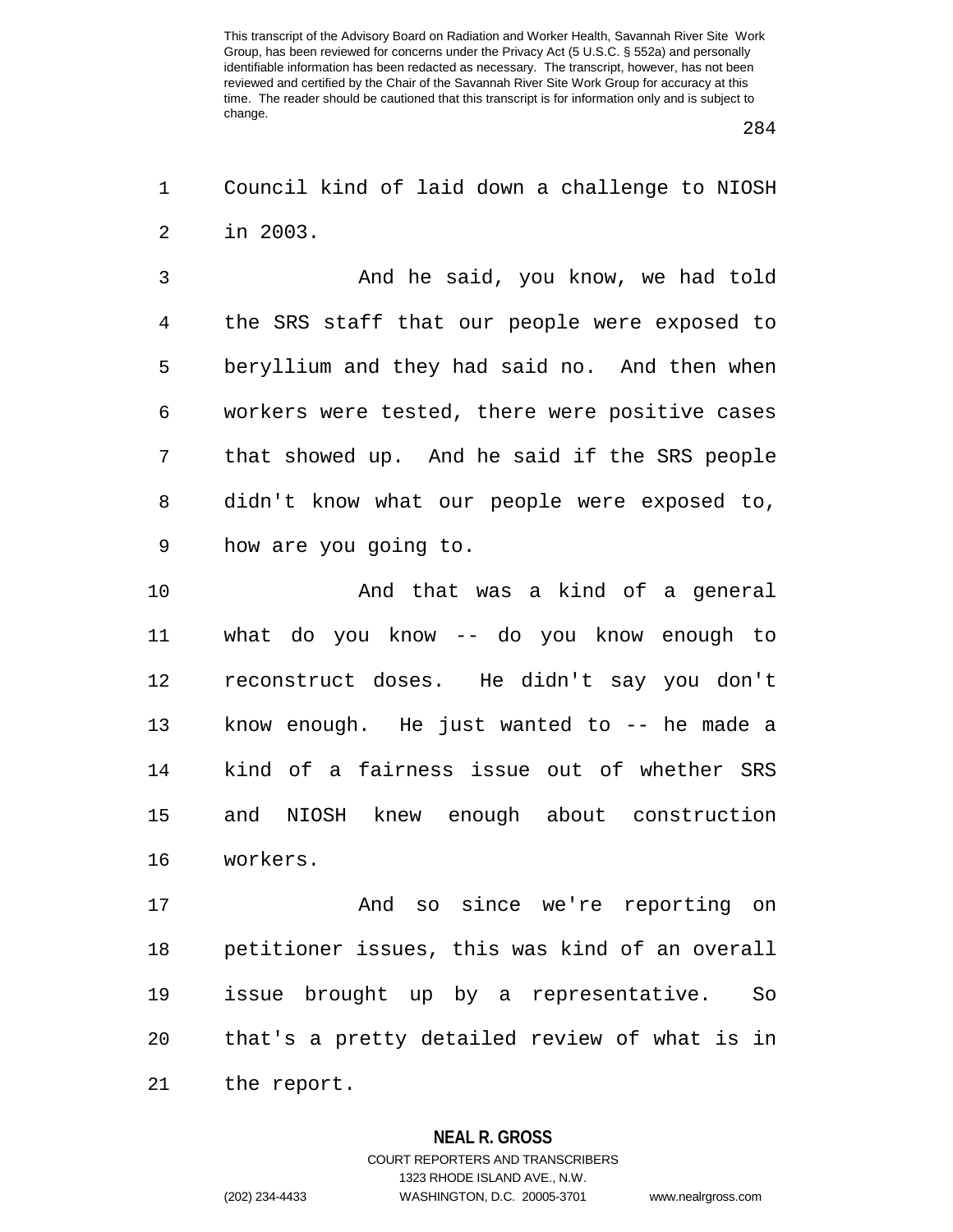Council kind of laid down a challenge to NIOSH in 2003.

And he said, you know, we had told the SRS staff that our people were exposed to beryllium and they had said no. And then when workers were tested, there were positive cases that showed up. And he said if the SRS people didn't know what our people were exposed to, how are you going to.

And that was a kind of a general what do you know -- do you know enough to reconstruct doses. He didn't say you don't know enough. He just wanted to -- he made a kind of a fairness issue out of whether SRS and NIOSH knew enough about construction workers.

And so since we're reporting on petitioner issues, this was kind of an overall issue brought up by a representative. So that's a pretty detailed review of what is in the report.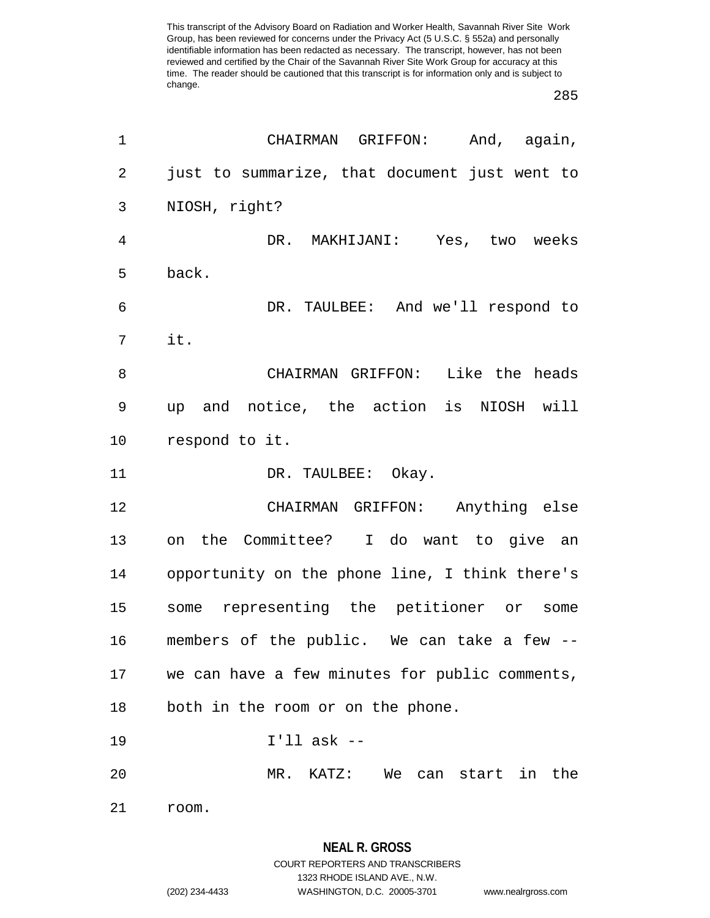CHAIRMAN GRIFFON: And, again, just to summarize, that document just went to NIOSH, right?

DR. MAKHIJANI: Yes, two weeks back.

DR. TAULBEE: And we'll respond to it.

CHAIRMAN GRIFFON: Like the heads up and notice, the action is NIOSH will respond to it.

DR. TAULBEE: Okay.

CHAIRMAN GRIFFON: Anything else on the Committee? I do want to give an opportunity on the phone line, I think there's some representing the petitioner or some members of the public. We can take a few -- we can have a few minutes for public comments, both in the room or on the phone.

I'll ask --

MR. KATZ: We can start in the room.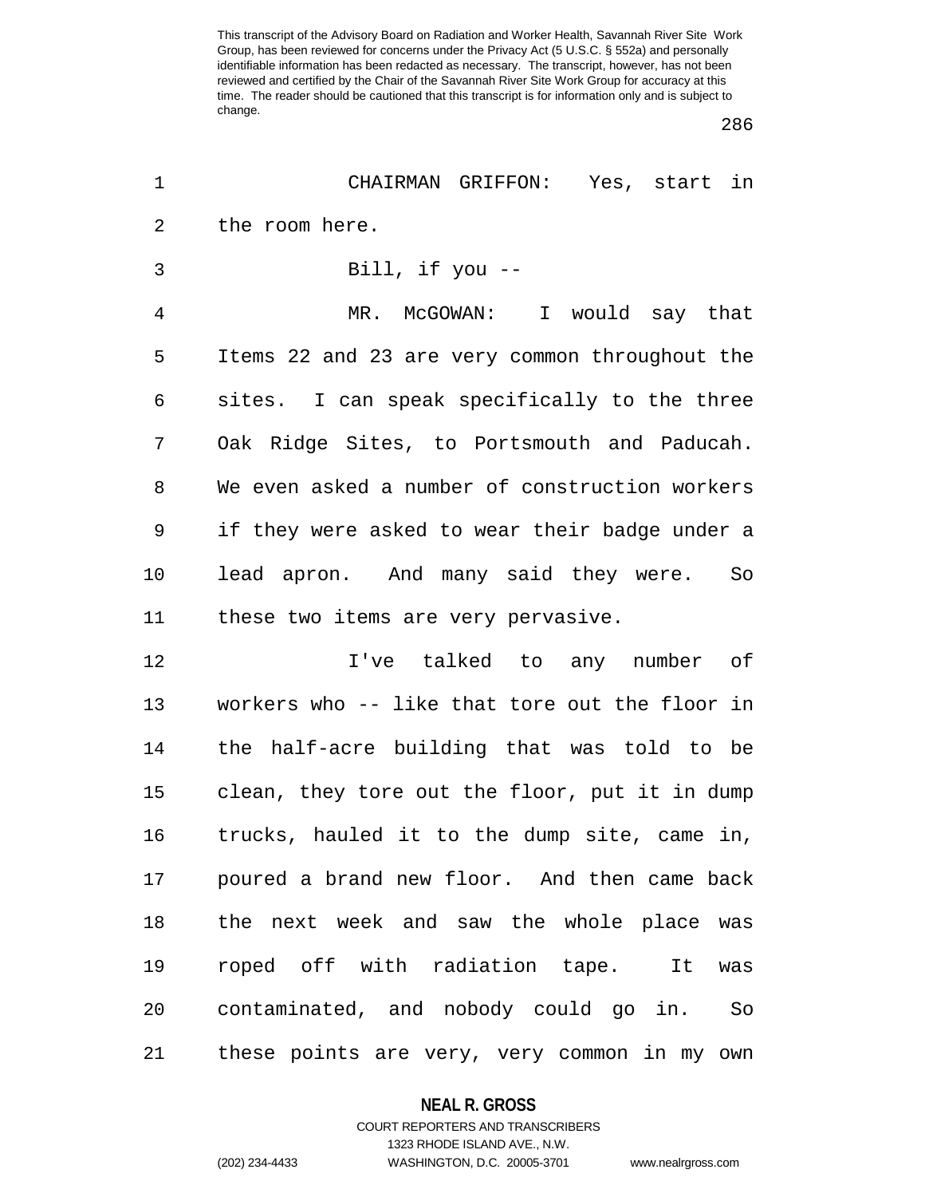CHAIRMAN GRIFFON: Yes, start in the room here.

Bill, if you --

MR. McGOWAN: I would say that Items 22 and 23 are very common throughout the sites. I can speak specifically to the three Oak Ridge Sites, to Portsmouth and Paducah. We even asked a number of construction workers if they were asked to wear their badge under a lead apron. And many said they were. So these two items are very pervasive.

I've talked to any number of workers who -- like that tore out the floor in the half-acre building that was told to be clean, they tore out the floor, put it in dump trucks, hauled it to the dump site, came in, poured a brand new floor. And then came back the next week and saw the whole place was roped off with radiation tape. It was contaminated, and nobody could go in. So these points are very, very common in my own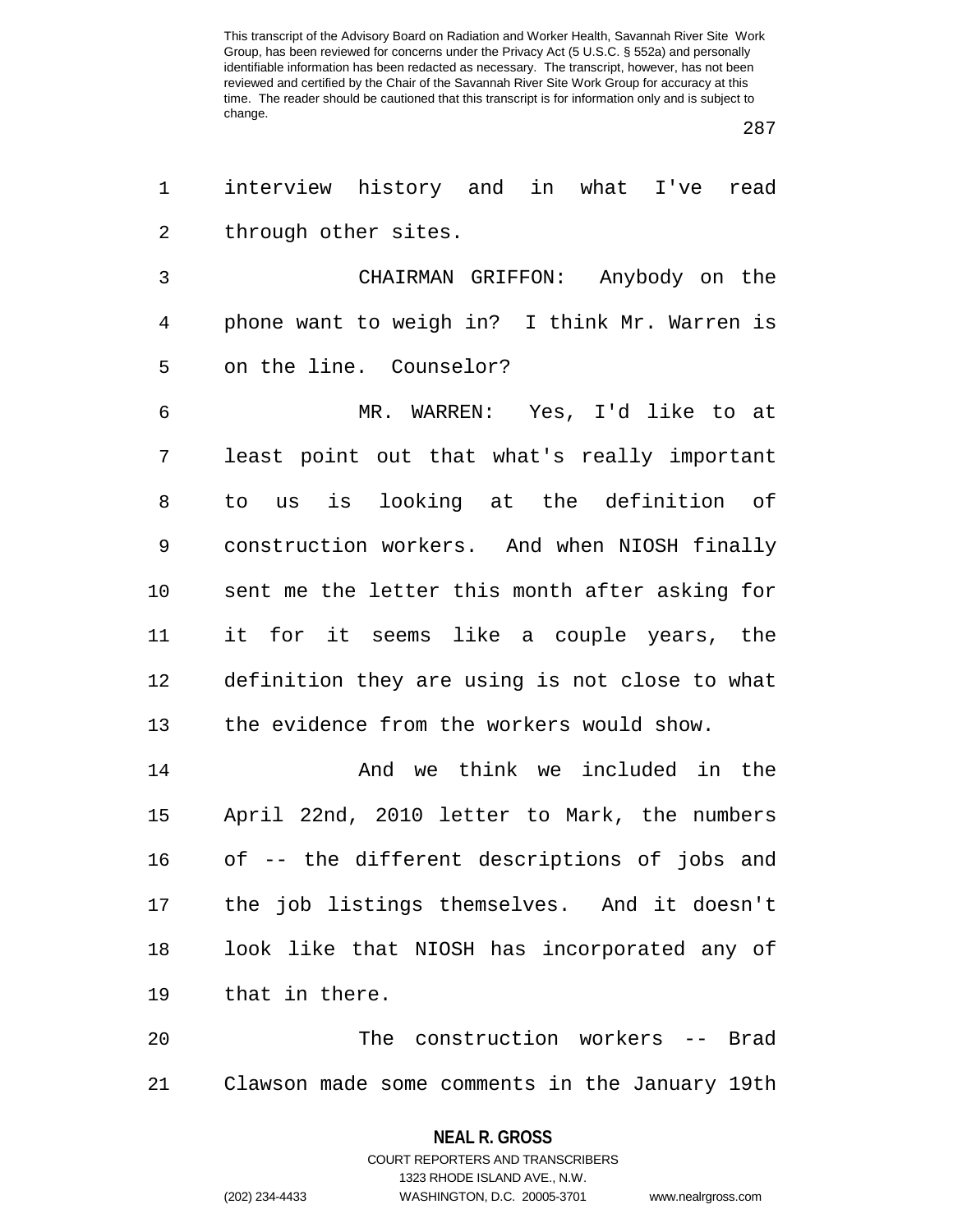interview history and in what I've read through other sites.

CHAIRMAN GRIFFON: Anybody on the phone want to weigh in? I think Mr. Warren is on the line. Counselor?

MR. WARREN: Yes, I'd like to at least point out that what's really important to us is looking at the definition of construction workers. And when NIOSH finally sent me the letter this month after asking for it for it seems like a couple years, the definition they are using is not close to what the evidence from the workers would show.

And we think we included in the April 22nd, 2010 letter to Mark, the numbers of -- the different descriptions of jobs and the job listings themselves. And it doesn't look like that NIOSH has incorporated any of that in there.

The construction workers -- Brad Clawson made some comments in the January 19th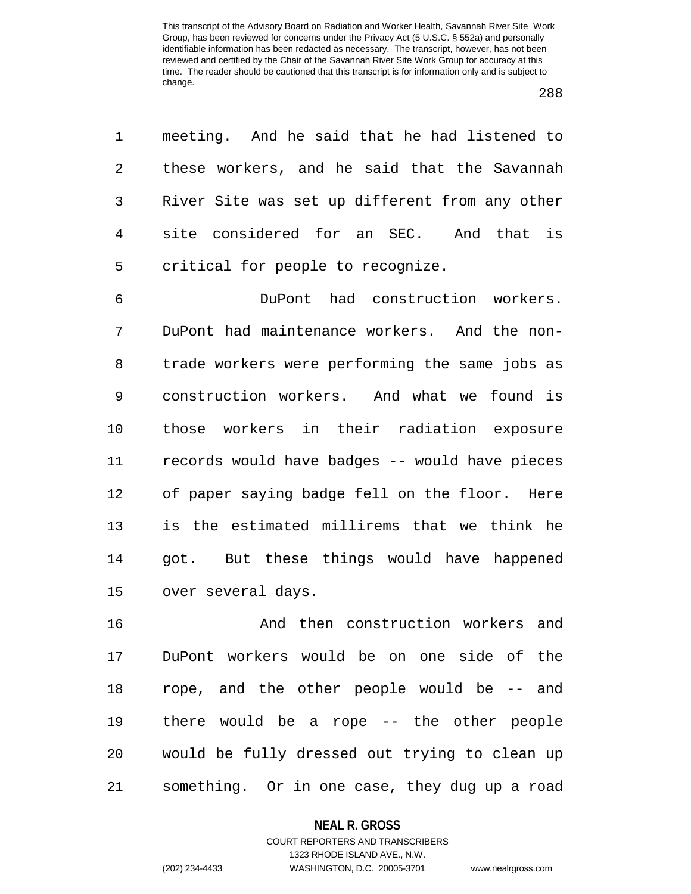meeting. And he said that he had listened to these workers, and he said that the Savannah River Site was set up different from any other site considered for an SEC. And that is critical for people to recognize.

DuPont had construction workers. DuPont had maintenance workers. And the non-trade workers were performing the same jobs as construction workers. And what we found is those workers in their radiation exposure records would have badges -- would have pieces of paper saying badge fell on the floor. Here is the estimated millirems that we think he got. But these things would have happened over several days.

And then construction workers and DuPont workers would be on one side of the rope, and the other people would be -- and there would be a rope -- the other people would be fully dressed out trying to clean up something. Or in one case, they dug up a road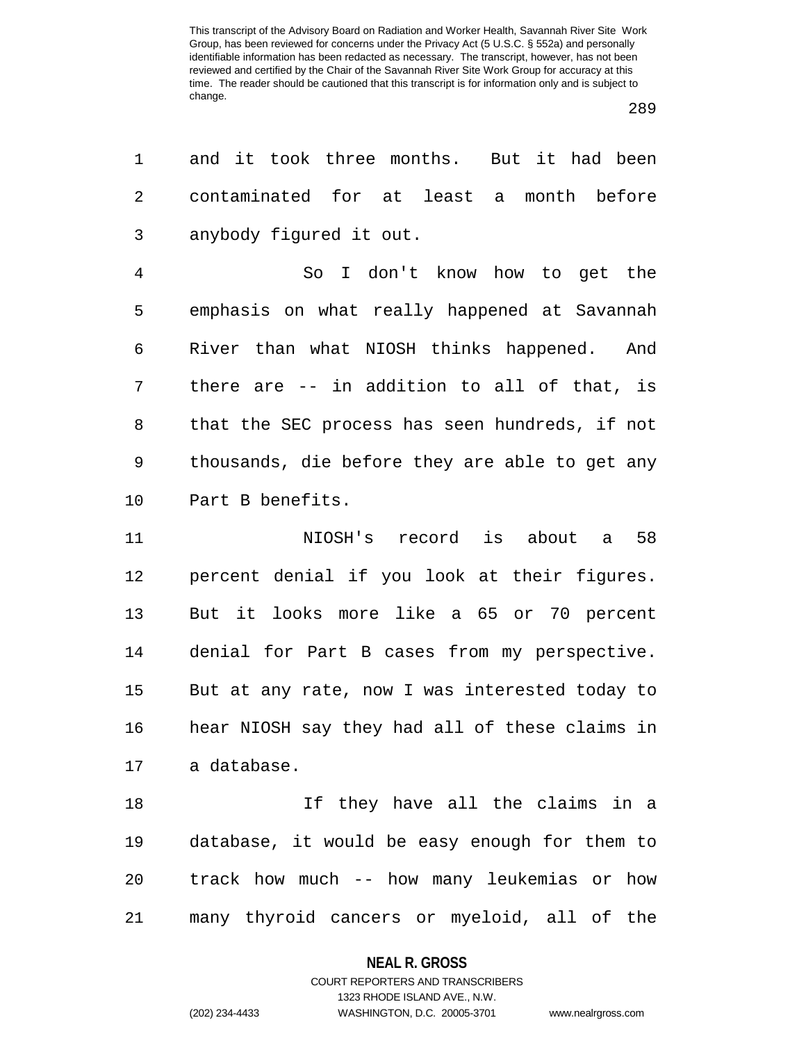and it took three months. But it had been contaminated for at least a month before anybody figured it out.

So I don't know how to get the emphasis on what really happened at Savannah River than what NIOSH thinks happened. And there are -- in addition to all of that, is that the SEC process has seen hundreds, if not thousands, die before they are able to get any Part B benefits.

NIOSH's record is about a 58 percent denial if you look at their figures. But it looks more like a 65 or 70 percent denial for Part B cases from my perspective. But at any rate, now I was interested today to hear NIOSH say they had all of these claims in a database.

If they have all the claims in a database, it would be easy enough for them to track how much -- how many leukemias or how many thyroid cancers or myeloid, all of the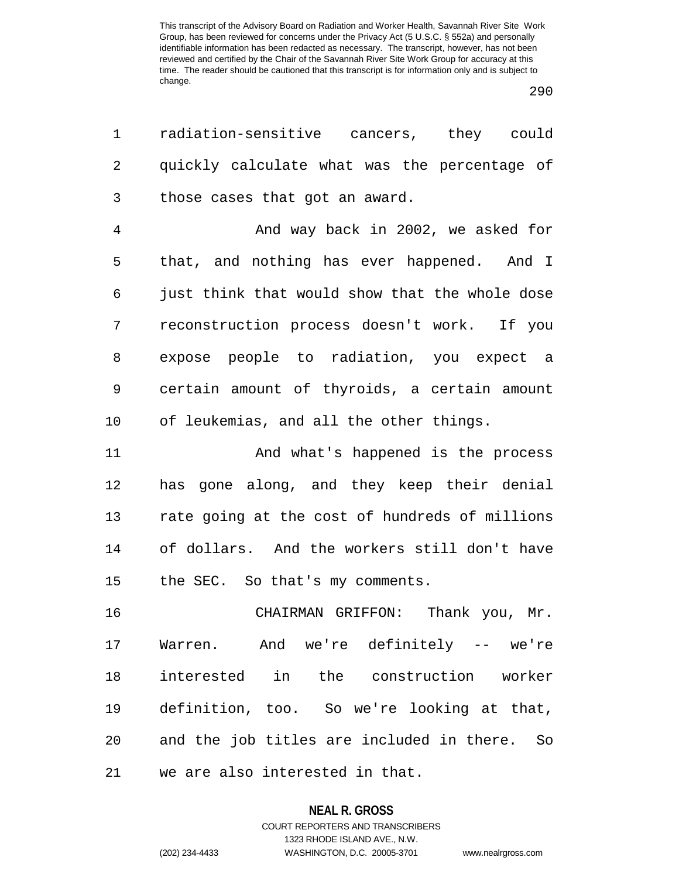radiation-sensitive cancers, they could quickly calculate what was the percentage of those cases that got an award.

And way back in 2002, we asked for that, and nothing has ever happened. And I just think that would show that the whole dose reconstruction process doesn't work. If you expose people to radiation, you expect a certain amount of thyroids, a certain amount of leukemias, and all the other things.

And what's happened is the process has gone along, and they keep their denial rate going at the cost of hundreds of millions of dollars. And the workers still don't have the SEC. So that's my comments.

CHAIRMAN GRIFFON: Thank you, Mr. Warren. And we're definitely -- we're interested in the construction worker definition, too. So we're looking at that, and the job titles are included in there. So we are also interested in that.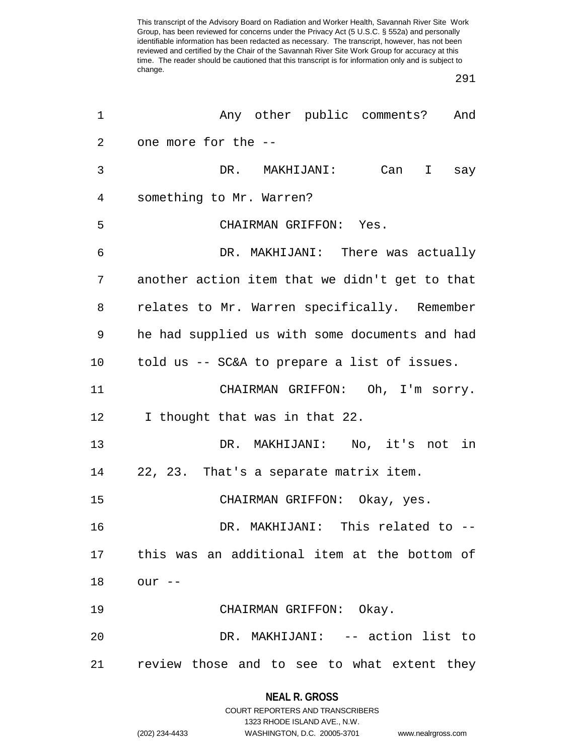Any other public comments? And one more for the --

DR. MAKHIJANI: Can I say something to Mr. Warren?

CHAIRMAN GRIFFON: Yes.

DR. MAKHIJANI: There was actually another action item that we didn't get to that relates to Mr. Warren specifically. Remember he had supplied us with some documents and had told us -- SC&A to prepare a list of issues.

CHAIRMAN GRIFFON: Oh, I'm sorry. I thought that was in that 22.

DR. MAKHIJANI: No, it's not in 22, 23. That's a separate matrix item.

CHAIRMAN GRIFFON: Okay, yes.

DR. MAKHIJANI: This related to -- this was an additional item at the bottom of our --

CHAIRMAN GRIFFON: Okay.

DR. MAKHIJANI: -- action list to review those and to see to what extent they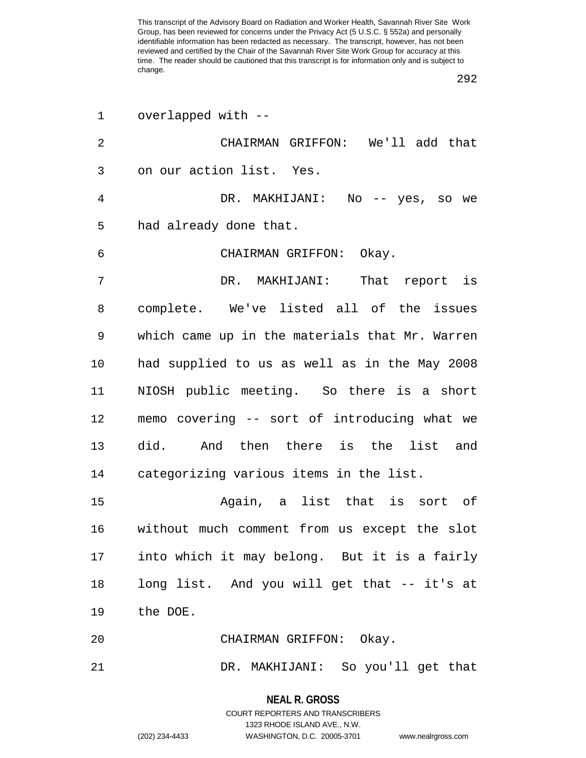overlapped with --

CHAIRMAN GRIFFON: We'll add that on our action list. Yes.

DR. MAKHIJANI: No -- yes, so we had already done that.

CHAIRMAN GRIFFON: Okay.

DR. MAKHIJANI: That report is complete. We've listed all of the issues which came up in the materials that Mr. Warren had supplied to us as well as in the May 2008 NIOSH public meeting. So there is a short memo covering -- sort of introducing what we did. And then there is the list and categorizing various items in the list.

Again, a list that is sort of without much comment from us except the slot into which it may belong. But it is a fairly long list. And you will get that -- it's at the DOE.

CHAIRMAN GRIFFON: Okay.

DR. MAKHIJANI: So you'll get that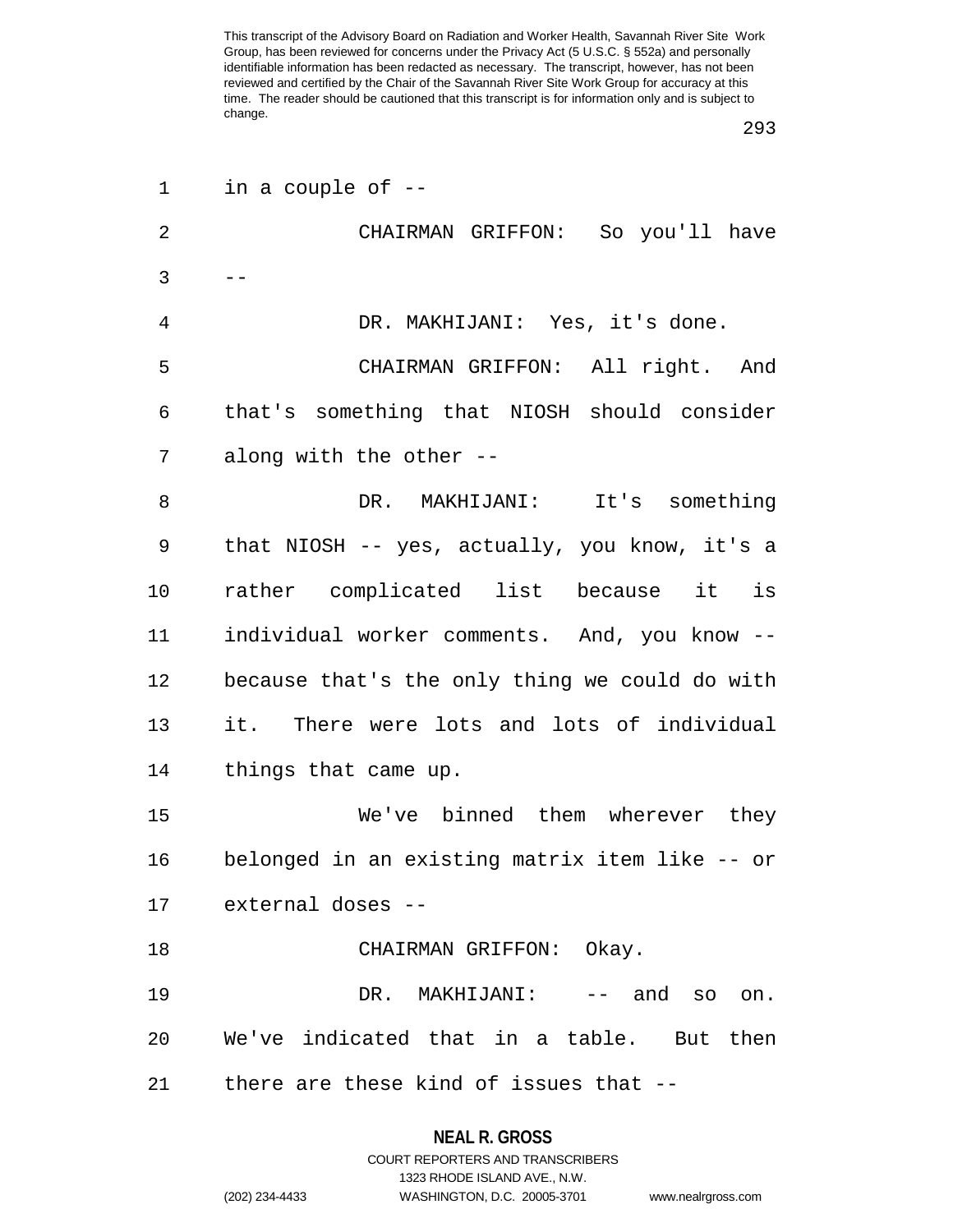in a couple of --

CHAIRMAN GRIFFON: So you'll have --

DR. MAKHIJANI: Yes, it's done.

CHAIRMAN GRIFFON: All right. And that's something that NIOSH should consider along with the other --

DR. MAKHIJANI: It's something that NIOSH -- yes, actually, you know, it's a rather complicated list because it is individual worker comments. And, you know -- because that's the only thing we could do with it. There were lots and lots of individual things that came up.

We've binned them wherever they belonged in an existing matrix item like -- or external doses --

CHAIRMAN GRIFFON: Okay.

DR. MAKHIJANI: -- and so on. We've indicated that in a table. But then there are these kind of issues that --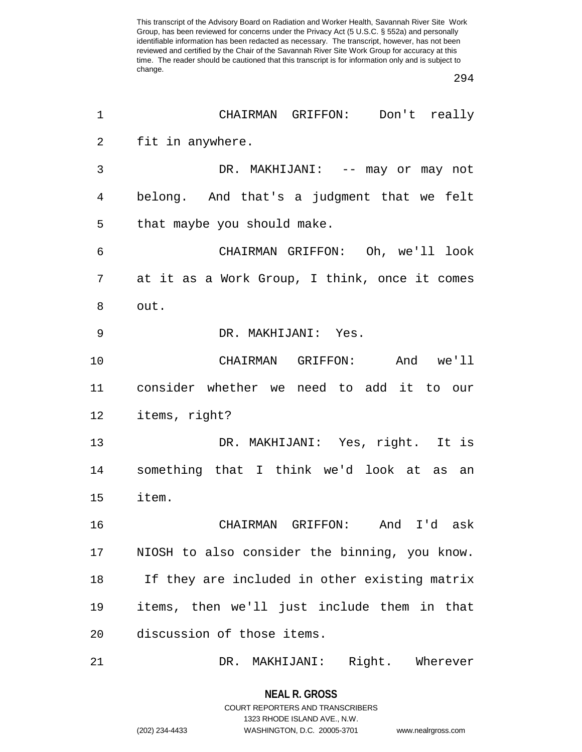CHAIRMAN GRIFFON: Don't really fit in anywhere.

DR. MAKHIJANI: -- may or may not belong. And that's a judgment that we felt that maybe you should make.

CHAIRMAN GRIFFON: Oh, we'll look at it as a Work Group, I think, once it comes out.

DR. MAKHIJANI: Yes.

CHAIRMAN GRIFFON: And we'll consider whether we need to add it to our items, right?

DR. MAKHIJANI: Yes, right. It is something that I think we'd look at as an item.

CHAIRMAN GRIFFON: And I'd ask NIOSH to also consider the binning, you know. If they are included in other existing matrix items, then we'll just include them in that discussion of those items.

DR. MAKHIJANI: Right. Wherever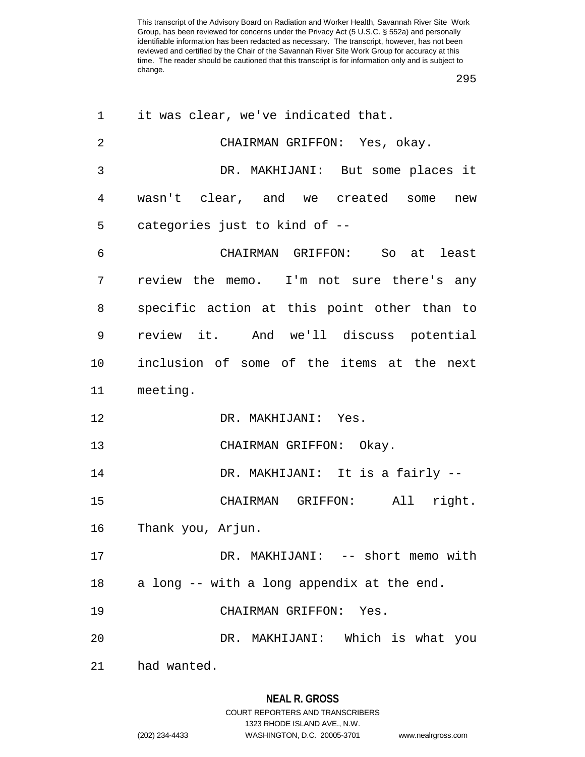it was clear, we've indicated that.

CHAIRMAN GRIFFON: Yes, okay.

DR. MAKHIJANI: But some places it wasn't clear, and we created some new categories just to kind of --

CHAIRMAN GRIFFON: So at least review the memo. I'm not sure there's any specific action at this point other than to review it. And we'll discuss potential inclusion of some of the items at the next meeting.

DR. MAKHIJANI: Yes.

CHAIRMAN GRIFFON: Okay.

DR. MAKHIJANI: It is a fairly --

CHAIRMAN GRIFFON: All right. Thank you, Arjun.

DR. MAKHIJANI: -- short memo with a long -- with a long appendix at the end.

CHAIRMAN GRIFFON: Yes.

DR. MAKHIJANI: Which is what you had wanted.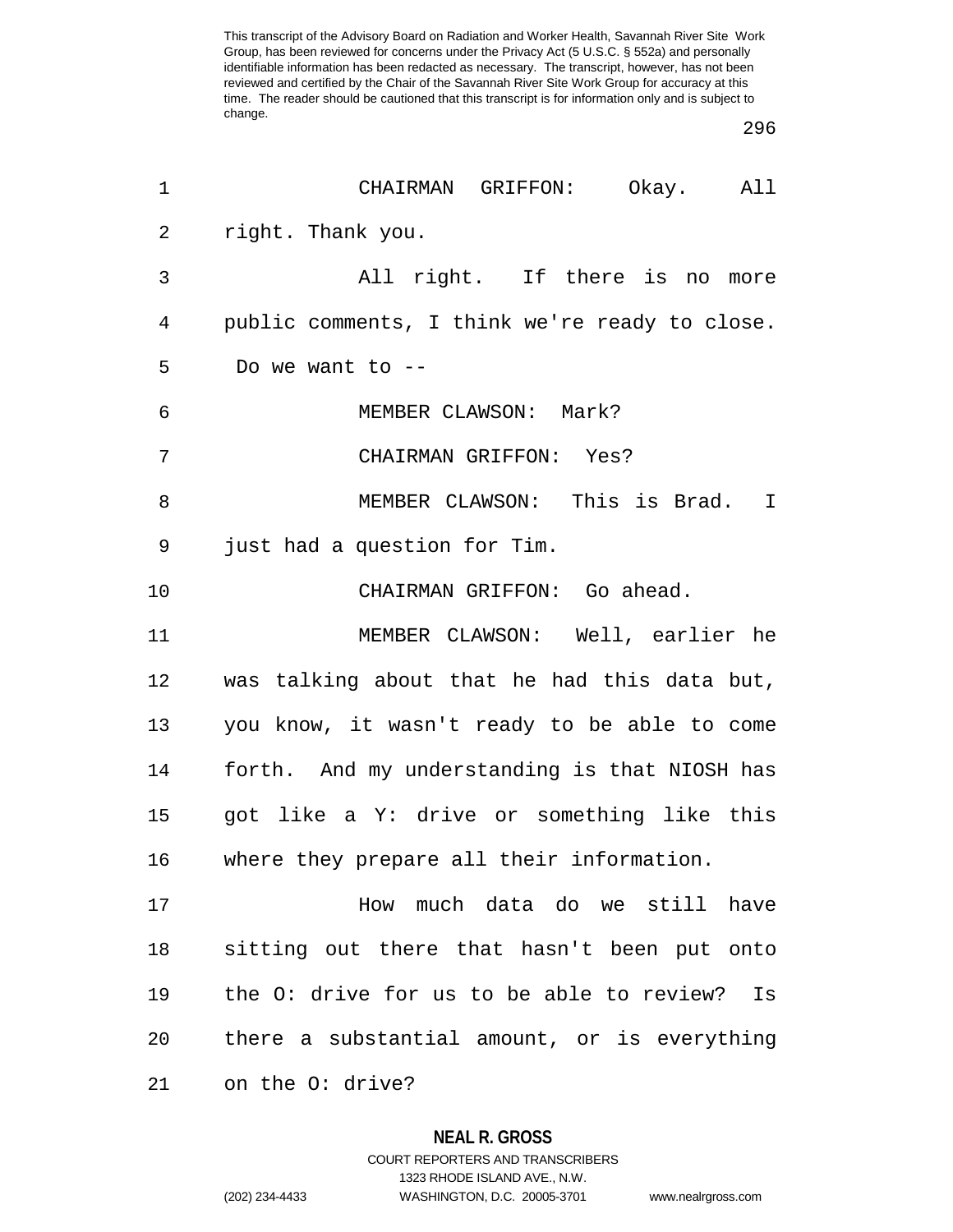CHAIRMAN GRIFFON: Okay. All right. Thank you.

All right. If there is no more public comments, I think we're ready to close. Do we want to --

MEMBER CLAWSON: Mark?

CHAIRMAN GRIFFON: Yes?

MEMBER CLAWSON: This is Brad. I just had a question for Tim.

CHAIRMAN GRIFFON: Go ahead.

MEMBER CLAWSON: Well, earlier he was talking about that he had this data but, you know, it wasn't ready to be able to come forth. And my understanding is that NIOSH has got like a Y: drive or something like this where they prepare all their information.

How much data do we still have sitting out there that hasn't been put onto the O: drive for us to be able to review? Is there a substantial amount, or is everything on the O: drive?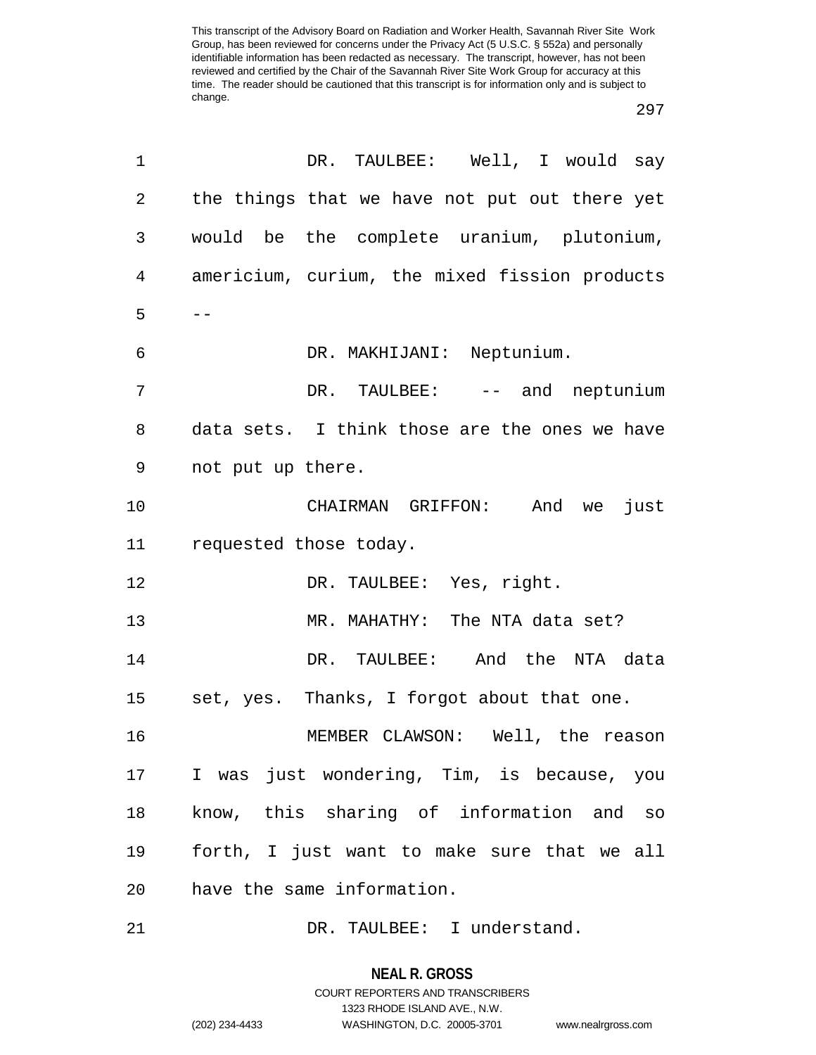DR. TAULBEE: Well, I would say the things that we have not put out there yet would be the complete uranium, plutonium, americium, curium, the mixed fission products --

DR. MAKHIJANI: Neptunium.

DR. TAULBEE: -- and neptunium data sets. I think those are the ones we have not put up there.

CHAIRMAN GRIFFON: And we just requested those today.

DR. TAULBEE: Yes, right.

MR. MAHATHY: The NTA data set?

DR. TAULBEE: And the NTA data set, yes. Thanks, I forgot about that one.

MEMBER CLAWSON: Well, the reason I was just wondering, Tim, is because, you know, this sharing of information and so forth, I just want to make sure that we all have the same information.

DR. TAULBEE: I understand.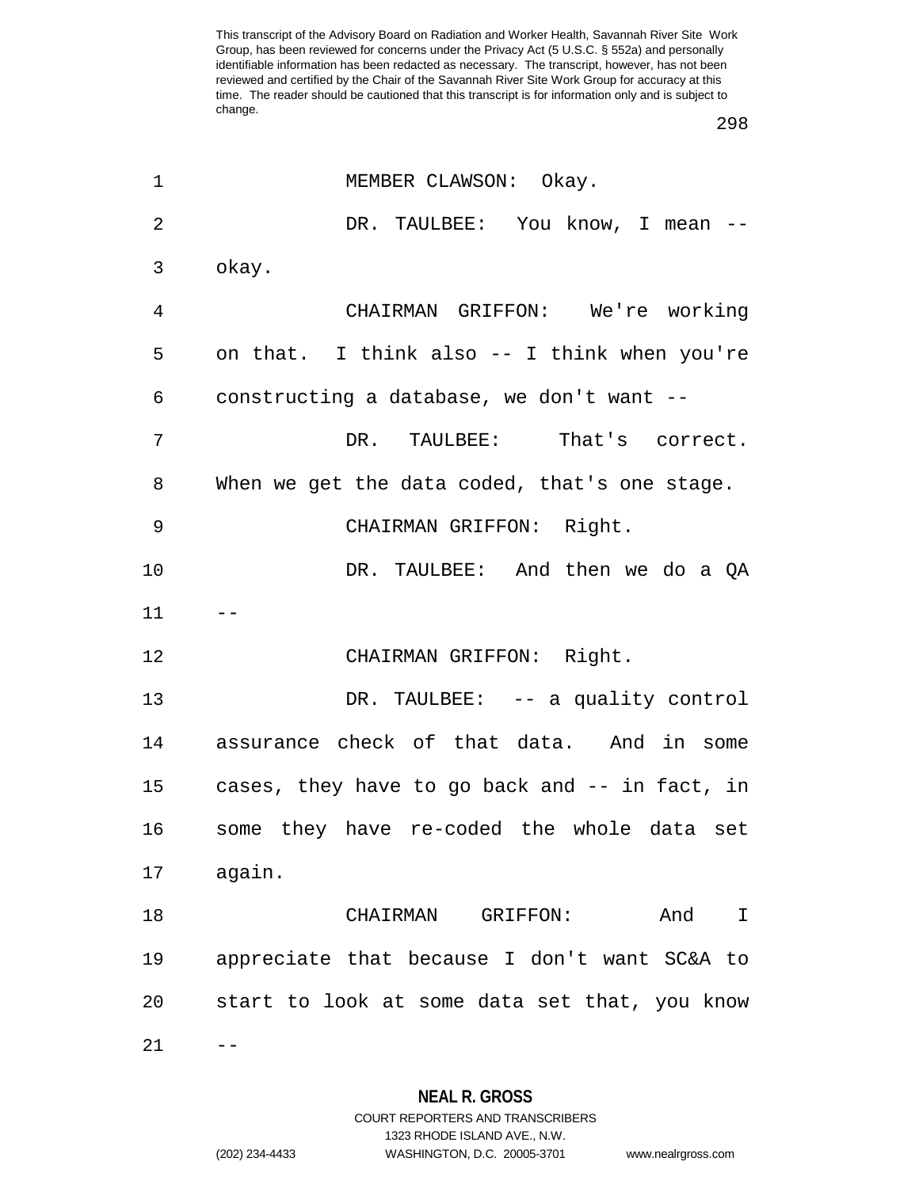MEMBER CLAWSON: Okay.

DR. TAULBEE: You know, I mean -- okay.

CHAIRMAN GRIFFON: We're working on that. I think also -- I think when you're constructing a database, we don't want --

DR. TAULBEE: That's correct. When we get the data coded, that's one stage.

CHAIRMAN GRIFFON: Right.

DR. TAULBEE: And then we do a QA --

CHAIRMAN GRIFFON: Right.

DR. TAULBEE: -- a quality control assurance check of that data. And in some cases, they have to go back and -- in fact, in some they have re-coded the whole data set again.

CHAIRMAN GRIFFON: And I appreciate that because I don't want SC&A to start to look at some data set that, you know --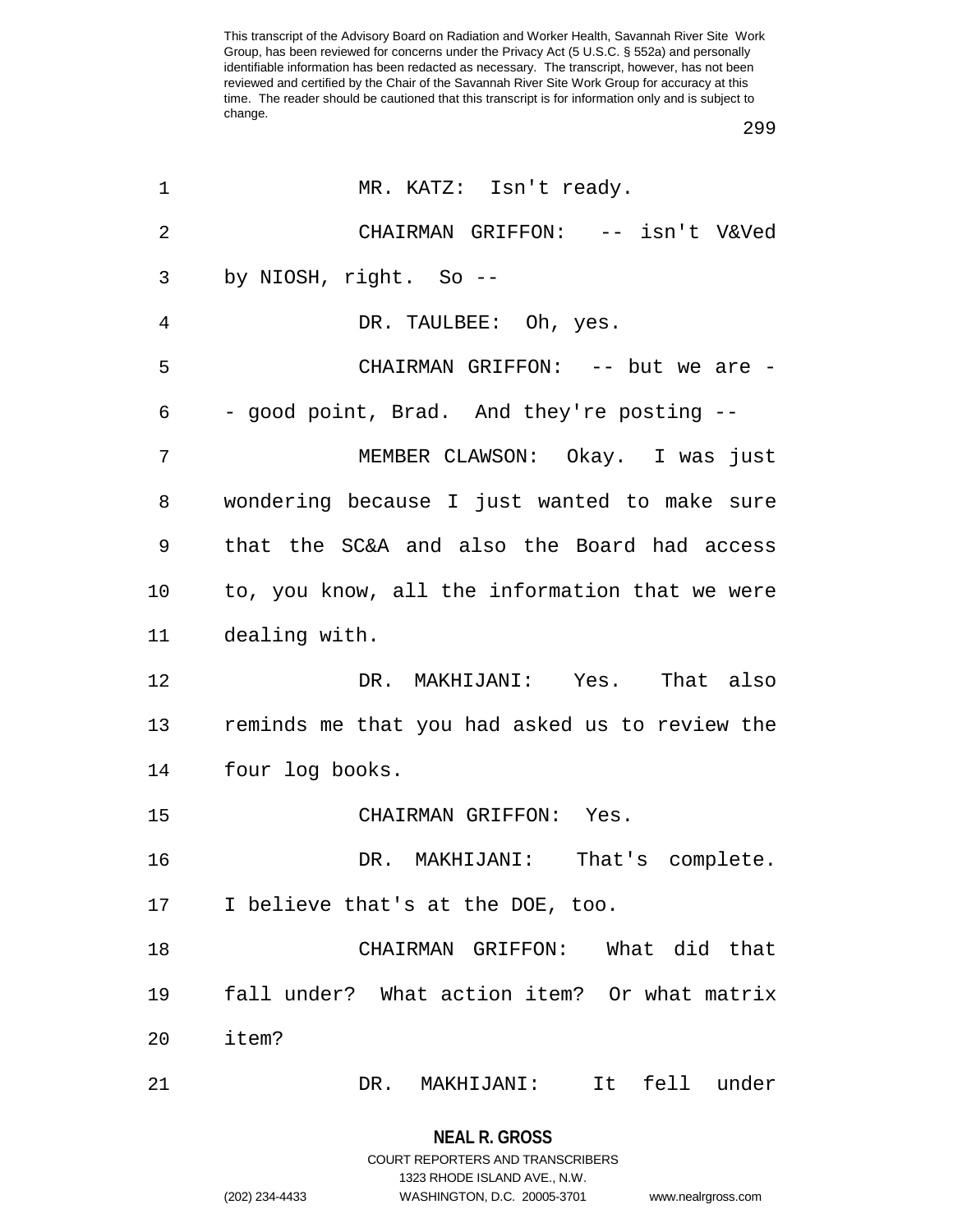This transcript of the Advisory Board on Radiation and Worker Health, Savannah River Site Work Group, has been reviewed for concerns under the Privacy Act (5 U.S.C. § 552a) and personally identifiable information has been redacted as necessary. The transcript, however, has not been reviewed and certified by the Chair of the Savannah River Site Work Group for accuracy at this time. The reader should be cautioned that this transcript is for information only and is subject to change.

MR. KATZ: Isn't ready.

CHAIRMAN GRIFFON: -- isn't V&Ved by NIOSH, right. So --

DR. TAULBEE: Oh, yes.

CHAIRMAN GRIFFON: -- but we are -- good point, Brad. And they're posting --

MEMBER CLAWSON: Okay. I was just wondering because I just wanted to make sure that the SC&A and also the Board had access to, you know, all the information that we were dealing with.

DR. MAKHIJANI: Yes. That also reminds me that you had asked us to review the four log books.

CHAIRMAN GRIFFON: Yes.

DR. MAKHIJANI: That's complete. I believe that's at the DOE, too.

CHAIRMAN GRIFFON: What did that fall under? What action item? Or what matrix item?

DR. MAKHIJANI: It fell under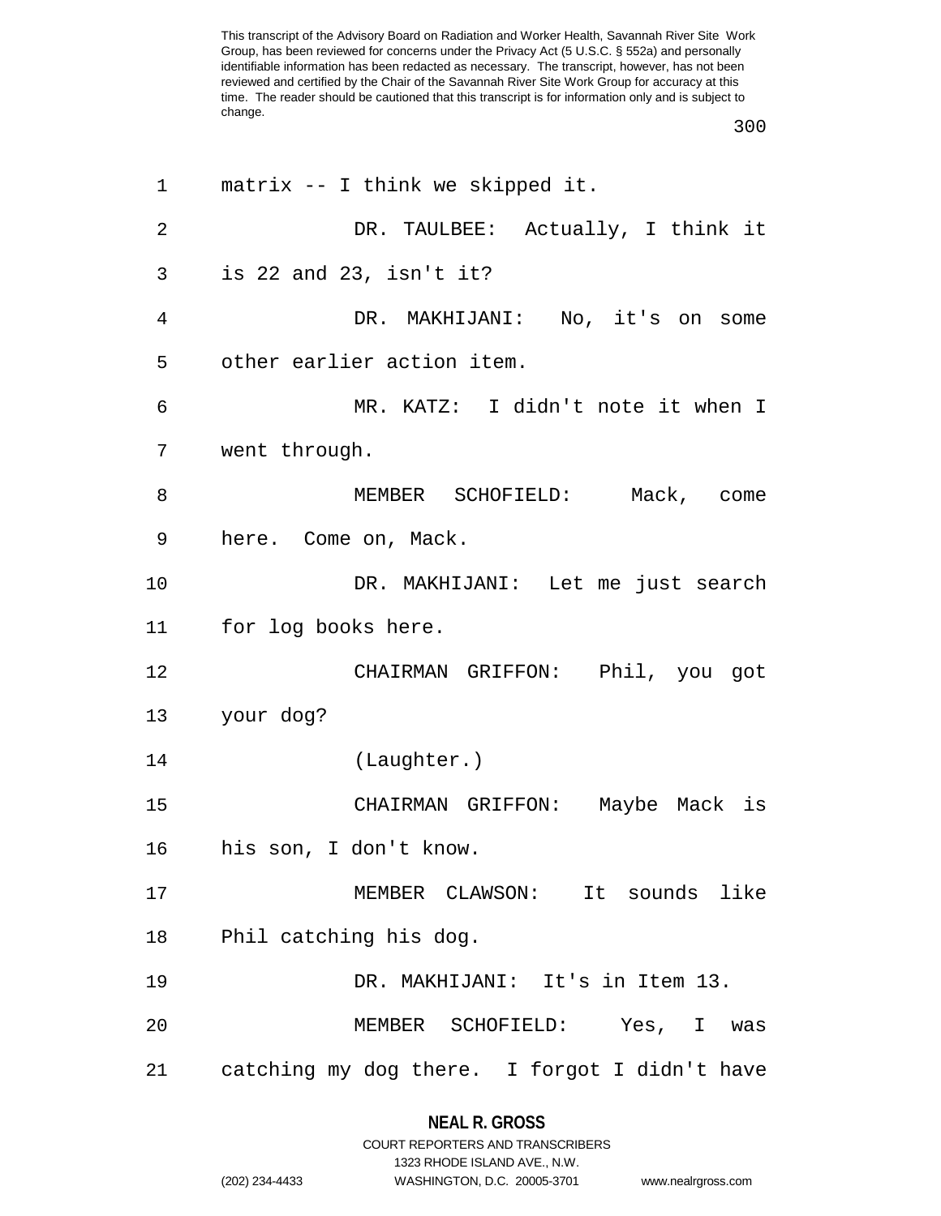This transcript of the Advisory Board on Radiation and Worker Health, Savannah River Site Work Group, has been reviewed for concerns under the Privacy Act (5 U.S.C. § 552a) and personally identifiable information has been redacted as necessary. The transcript, however, has not been reviewed and certified by the Chair of the Savannah River Site Work Group for accuracy at this time. The reader should be cautioned that this transcript is for information only and is subject to change.

1 matrix -- I think we skipped it.

2 DR. TAULBEE: Actually, I think it

3 is 22 and 23, isn't it?

4 DR. MAKHIJANI: No, it's on some

5 other earlier action item.

6 MR. KATZ: I didn't note it when I

7 went through.

8 MEMBER SCHOFIELD: Mack, come

9 here. Come on, Mack.

10 DR. MAKHIJANI: Let me just search

11 for log books here.

12 CHAIRMAN GRIFFON: Phil, you got

13 your dog?

14 (Laughter.)

15 CHAIRMAN GRIFFON: Maybe Mack is

16 his son, I don't know.

17 MEMBER CLAWSON: It sounds like

18 Phil catching his dog.

19 DR. MAKHIJANI: It's in Item 13.

20 MEMBER SCHOFIELD: Yes, I was

21 catching my dog there. I forgot I didn't have

**NEAL R. GROSS**
COURT REPORTERS AND TRANSCRIBERS
1323 RHODE ISLAND AVE., N.W.
(202) 234-4433 WASHINGTON, D.C. 20005-3701 www.nealrgross.com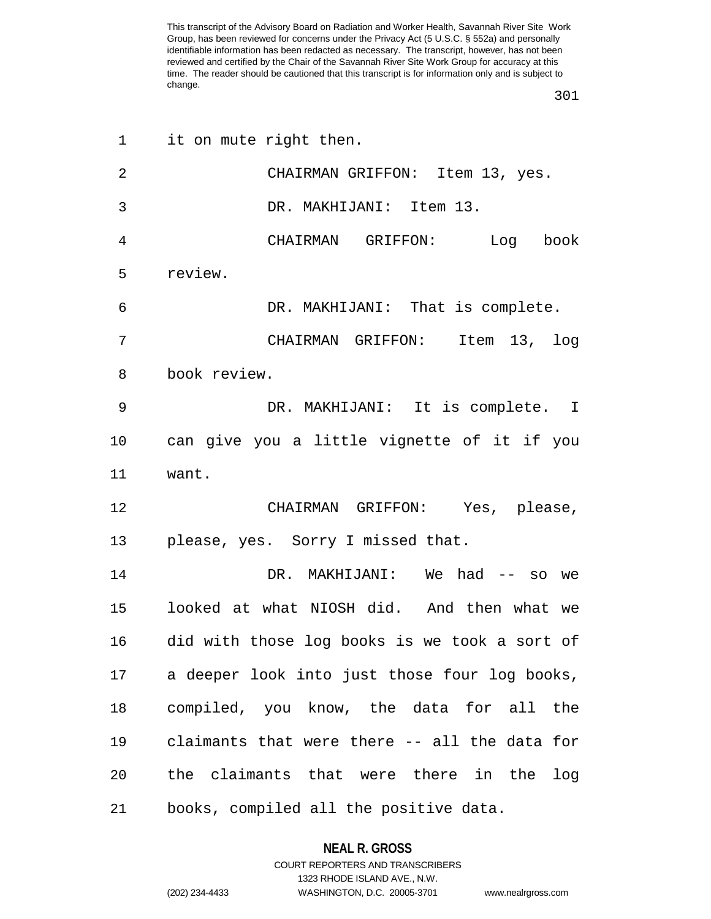it on mute right then.

CHAIRMAN GRIFFON: Item 13, yes.

DR. MAKHIJANI: Item 13.

CHAIRMAN GRIFFON: Log book review.

DR. MAKHIJANI: That is complete.

CHAIRMAN GRIFFON: Item 13, log book review.

DR. MAKHIJANI: It is complete. I can give you a little vignette of it if you want.

CHAIRMAN GRIFFON: Yes, please, please, yes. Sorry I missed that.

DR. MAKHIJANI: We had -- so we looked at what NIOSH did. And then what we did with those log books is we took a sort of a deeper look into just those four log books, compiled, you know, the data for all the claimants that were there -- all the data for the claimants that were there in the log books, compiled all the positive data.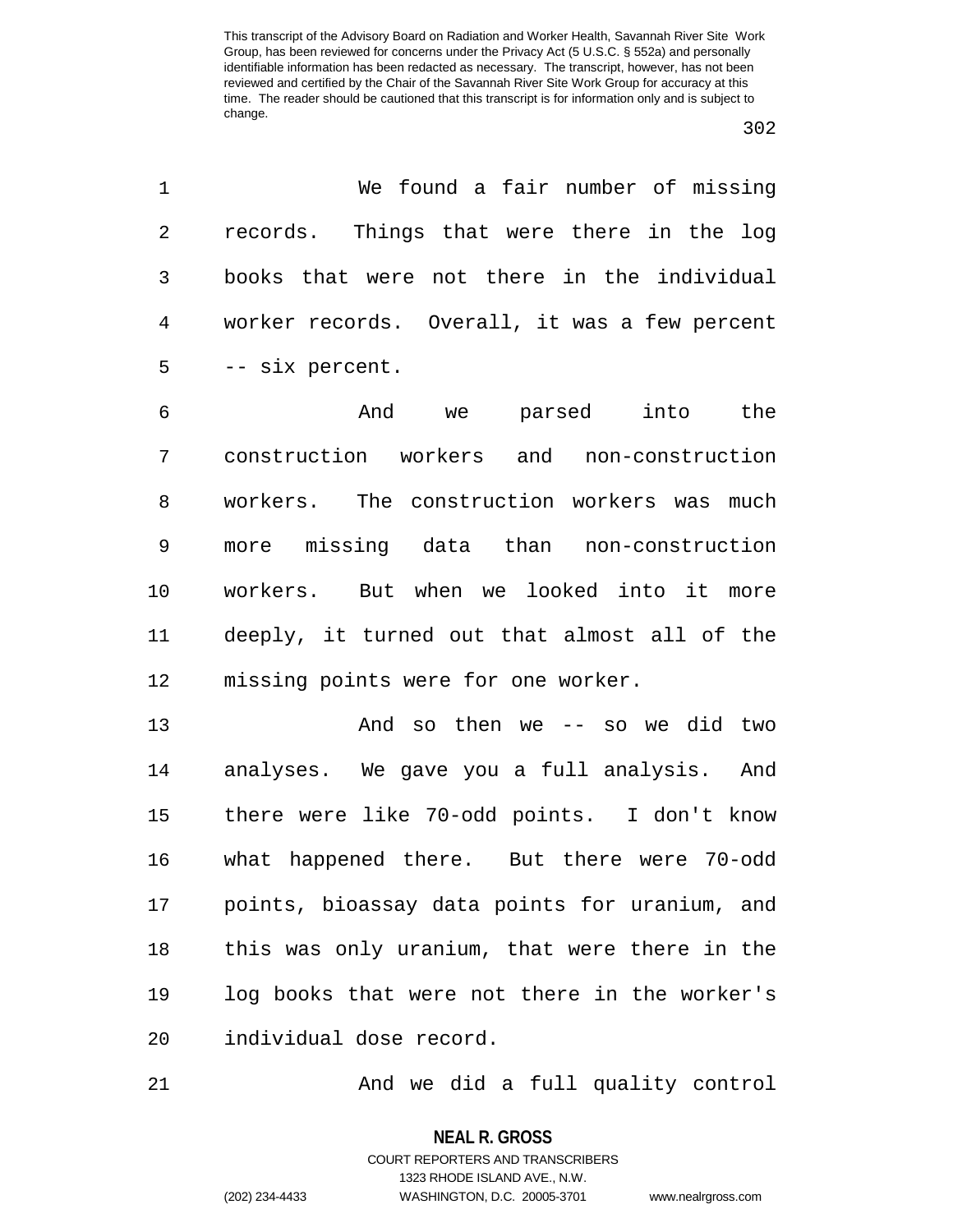We found a fair number of missing records. Things that were there in the log books that were not there in the individual worker records. Overall, it was a few percent -- six percent.

And we parsed into the construction workers and non-construction workers. The construction workers was much more missing data than non-construction workers. But when we looked into it more deeply, it turned out that almost all of the missing points were for one worker.

And so then we -- so we did two analyses. We gave you a full analysis. And there were like 70-odd points. I don't know what happened there. But there were 70-odd points, bioassay data points for uranium, and this was only uranium, that were there in the log books that were not there in the worker's individual dose record.

And we did a full quality control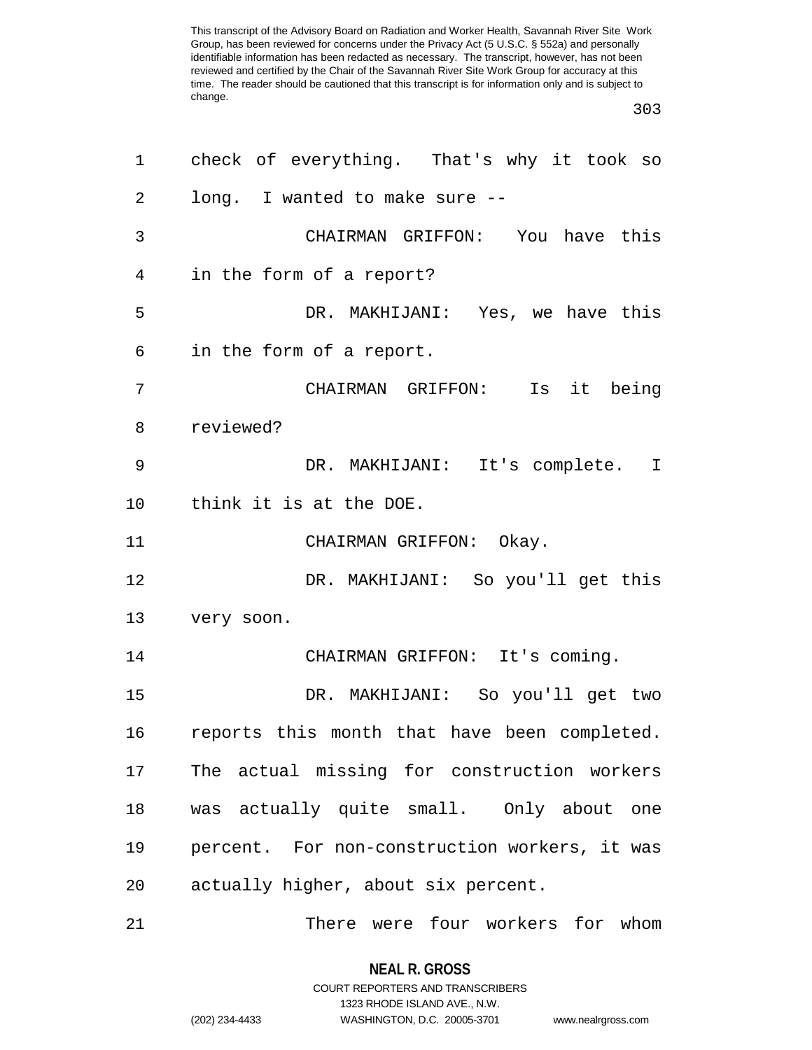check of everything. That's why it took so long. I wanted to make sure --

CHAIRMAN GRIFFON: You have this in the form of a report?

DR. MAKHIJANI: Yes, we have this in the form of a report.

CHAIRMAN GRIFFON: Is it being reviewed?

DR. MAKHIJANI: It's complete. I think it is at the DOE.

CHAIRMAN GRIFFON: Okay.

DR. MAKHIJANI: So you'll get this very soon.

CHAIRMAN GRIFFON: It's coming.

DR. MAKHIJANI: So you'll get two reports this month that have been completed. The actual missing for construction workers was actually quite small. Only about one percent. For non-construction workers, it was actually higher, about six percent.

There were four workers for whom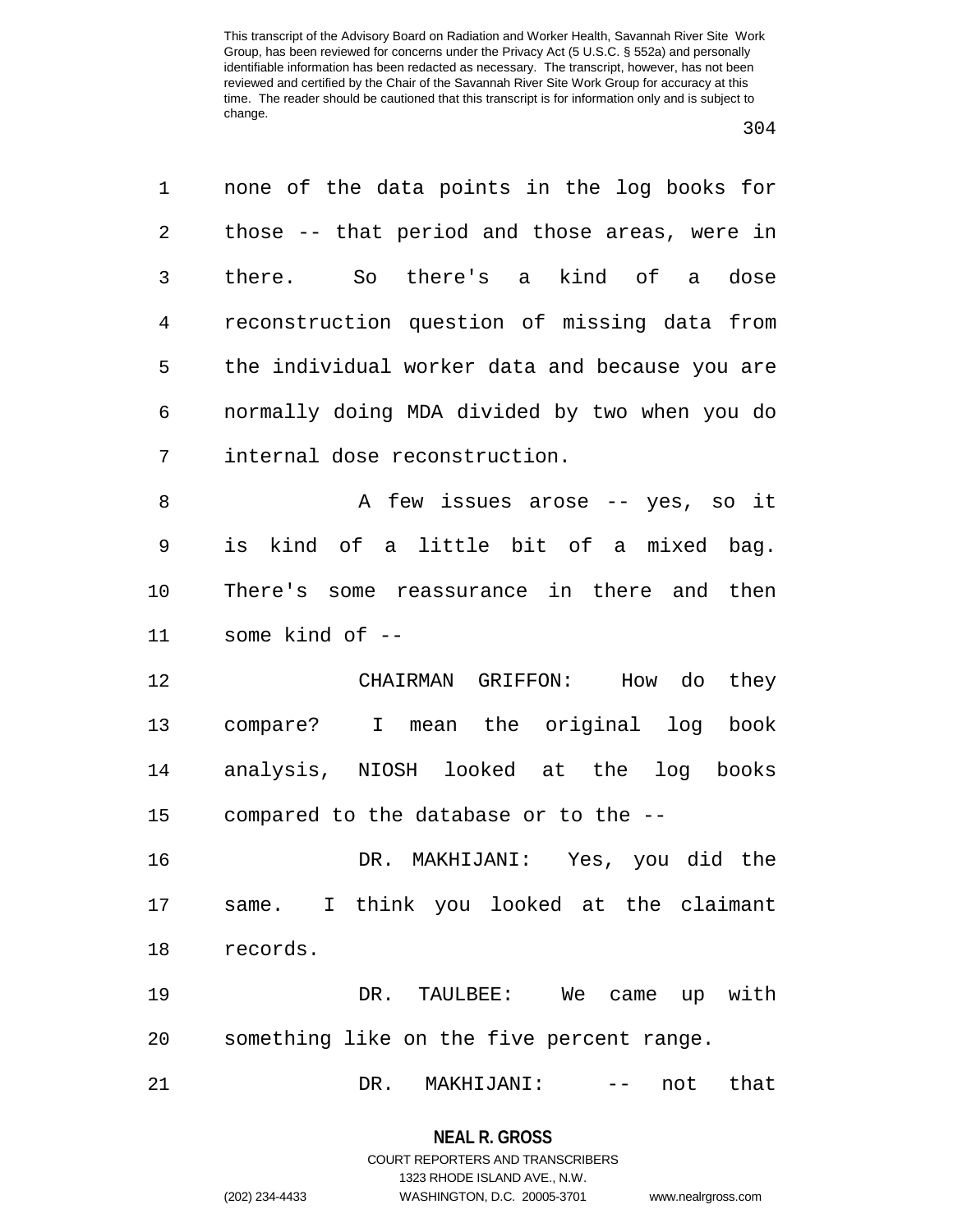none of the data points in the log books for those -- that period and those areas, were in there. So there's a kind of a dose reconstruction question of missing data from the individual worker data and because you are normally doing MDA divided by two when you do internal dose reconstruction.

A few issues arose -- yes, so it is kind of a little bit of a mixed bag. There's some reassurance in there and then some kind of --

CHAIRMAN GRIFFON: How do they compare? I mean the original log book analysis, NIOSH looked at the log books compared to the database or to the --

DR. MAKHIJANI: Yes, you did the same. I think you looked at the claimant records.

DR. TAULBEE: We came up with something like on the five percent range.

DR. MAKHIJANI: -- not that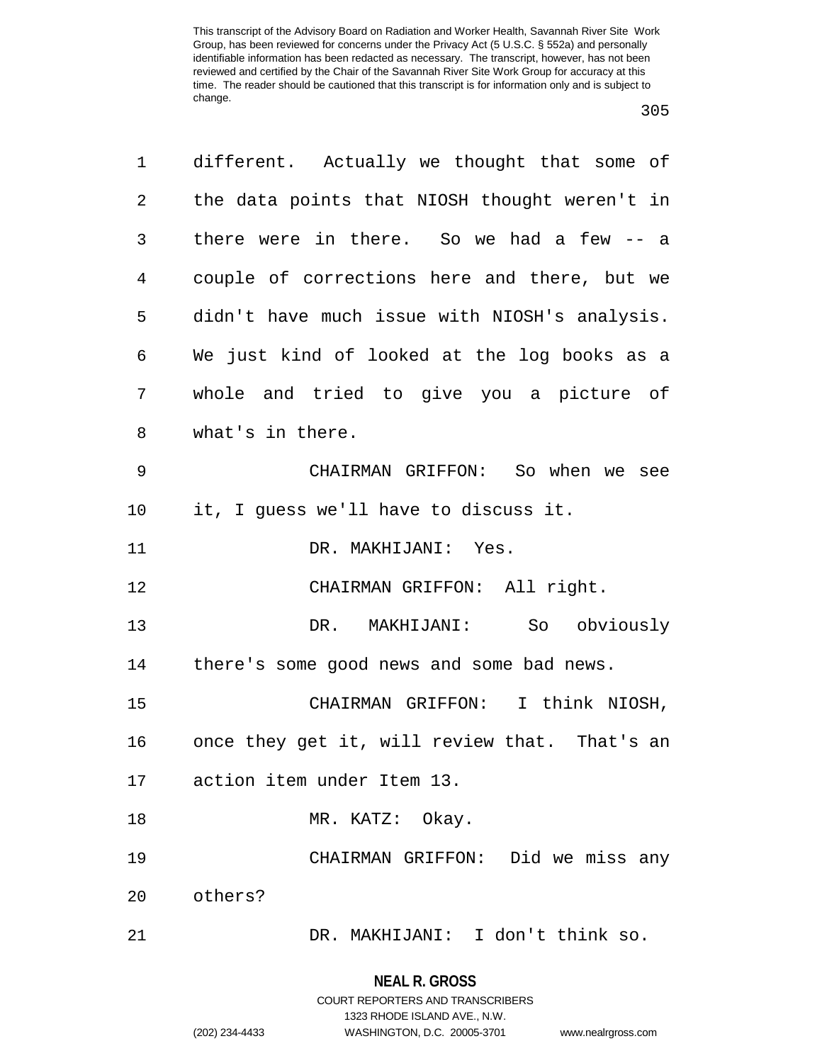different. Actually we thought that some of the data points that NIOSH thought weren't in there were in there. So we had a few -- a couple of corrections here and there, but we didn't have much issue with NIOSH's analysis. We just kind of looked at the log books as a whole and tried to give you a picture of what's in there.

CHAIRMAN GRIFFON: So when we see it, I guess we'll have to discuss it.

DR. MAKHIJANI: Yes.

CHAIRMAN GRIFFON: All right.

DR. MAKHIJANI: So obviously there's some good news and some bad news.

CHAIRMAN GRIFFON: I think NIOSH, once they get it, will review that. That's an action item under Item 13.

MR. KATZ: Okay.

CHAIRMAN GRIFFON: Did we miss any others?

DR. MAKHIJANI: I don't think so.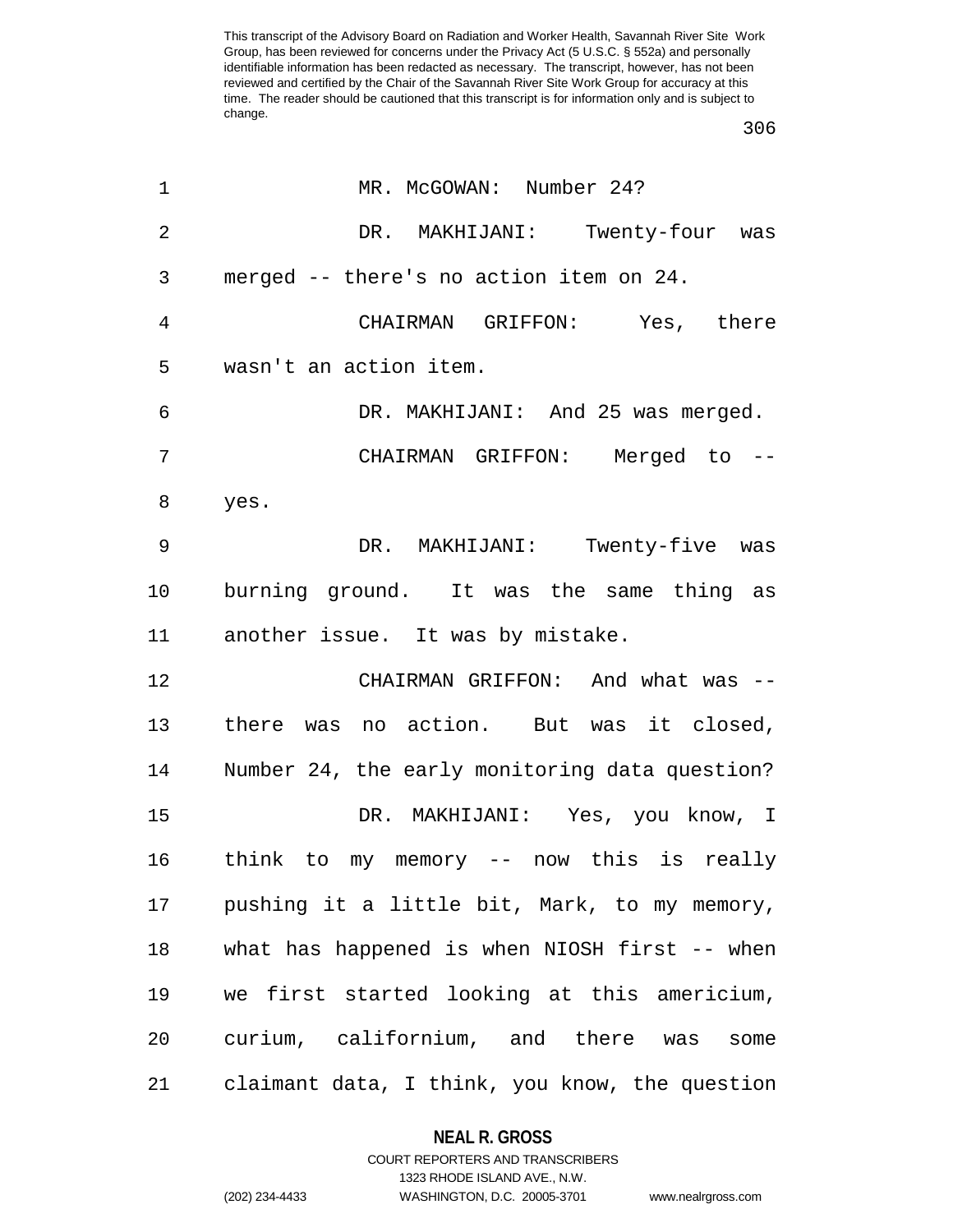MR. McGOWAN: Number 24?

DR. MAKHIJANI: Twenty-four was merged -- there's no action item on 24.

CHAIRMAN GRIFFON: Yes, there wasn't an action item.

DR. MAKHIJANI: And 25 was merged.

CHAIRMAN GRIFFON: Merged to -- yes.

DR. MAKHIJANI: Twenty-five was burning ground. It was the same thing as another issue. It was by mistake.

CHAIRMAN GRIFFON: And what was -- there was no action. But was it closed, Number 24, the early monitoring data question?

DR. MAKHIJANI: Yes, you know, I think to my memory -- now this is really pushing it a little bit, Mark, to my memory, what has happened is when NIOSH first -- when we first started looking at this americium, curium, californium, and there was some claimant data, I think, you know, the question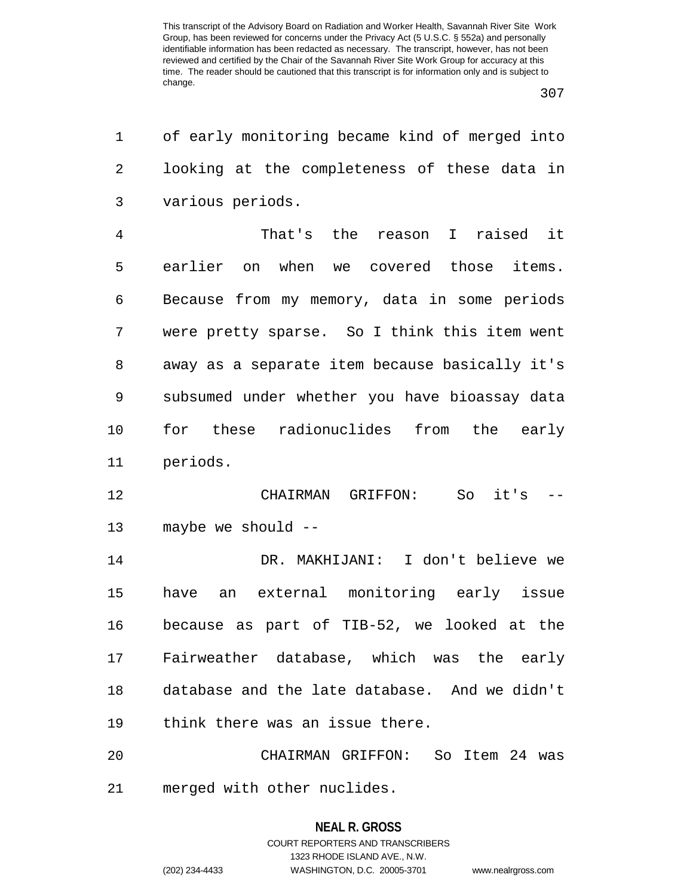of early monitoring became kind of merged into looking at the completeness of these data in various periods.

That's the reason I raised it earlier on when we covered those items. Because from my memory, data in some periods were pretty sparse. So I think this item went away as a separate item because basically it's subsumed under whether you have bioassay data for these radionuclides from the early periods.

CHAIRMAN GRIFFON: So it's -- maybe we should --

DR. MAKHIJANI: I don't believe we have an external monitoring early issue because as part of TIB-52, we looked at the Fairweather database, which was the early database and the late database. And we didn't think there was an issue there.

CHAIRMAN GRIFFON: So Item 24 was merged with other nuclides.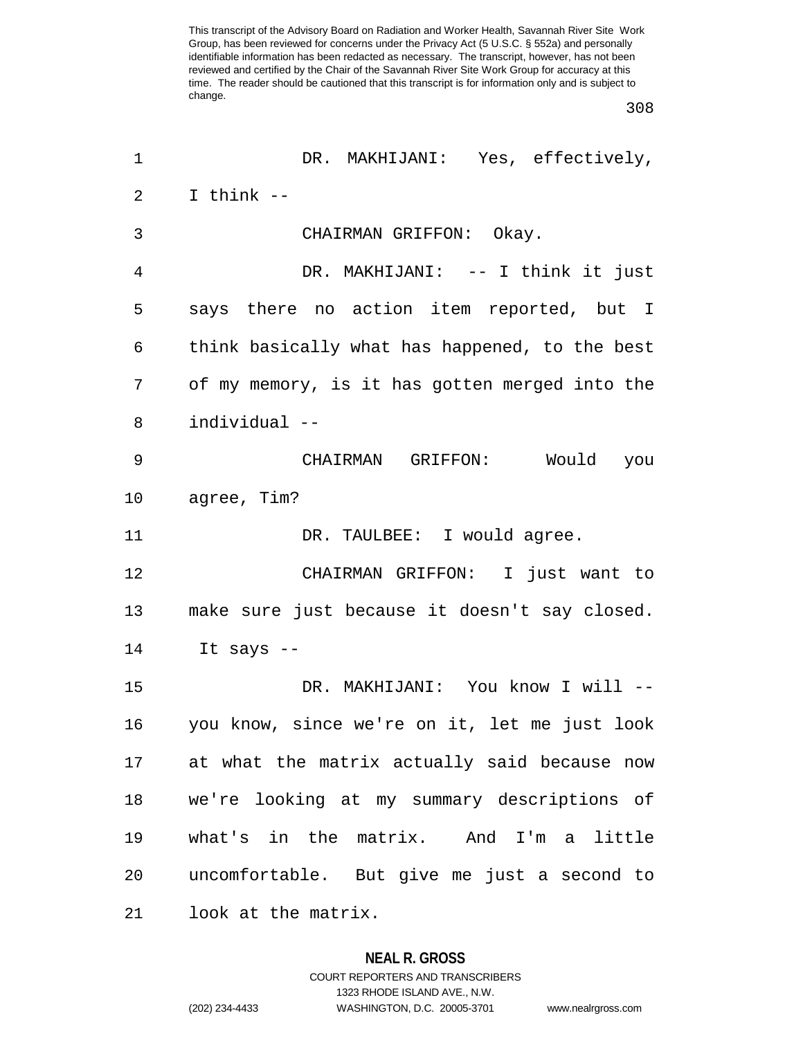DR. MAKHIJANI: Yes, effectively, I think --

CHAIRMAN GRIFFON: Okay.

DR. MAKHIJANI: -- I think it just says there no action item reported, but I think basically what has happened, to the best of my memory, is it has gotten merged into the individual --

CHAIRMAN GRIFFON: Would you agree, Tim?

DR. TAULBEE: I would agree.

CHAIRMAN GRIFFON: I just want to make sure just because it doesn't say closed. It says --

DR. MAKHIJANI: You know I will -- you know, since we're on it, let me just look at what the matrix actually said because now we're looking at my summary descriptions of what's in the matrix. And I'm a little uncomfortable. But give me just a second to look at the matrix.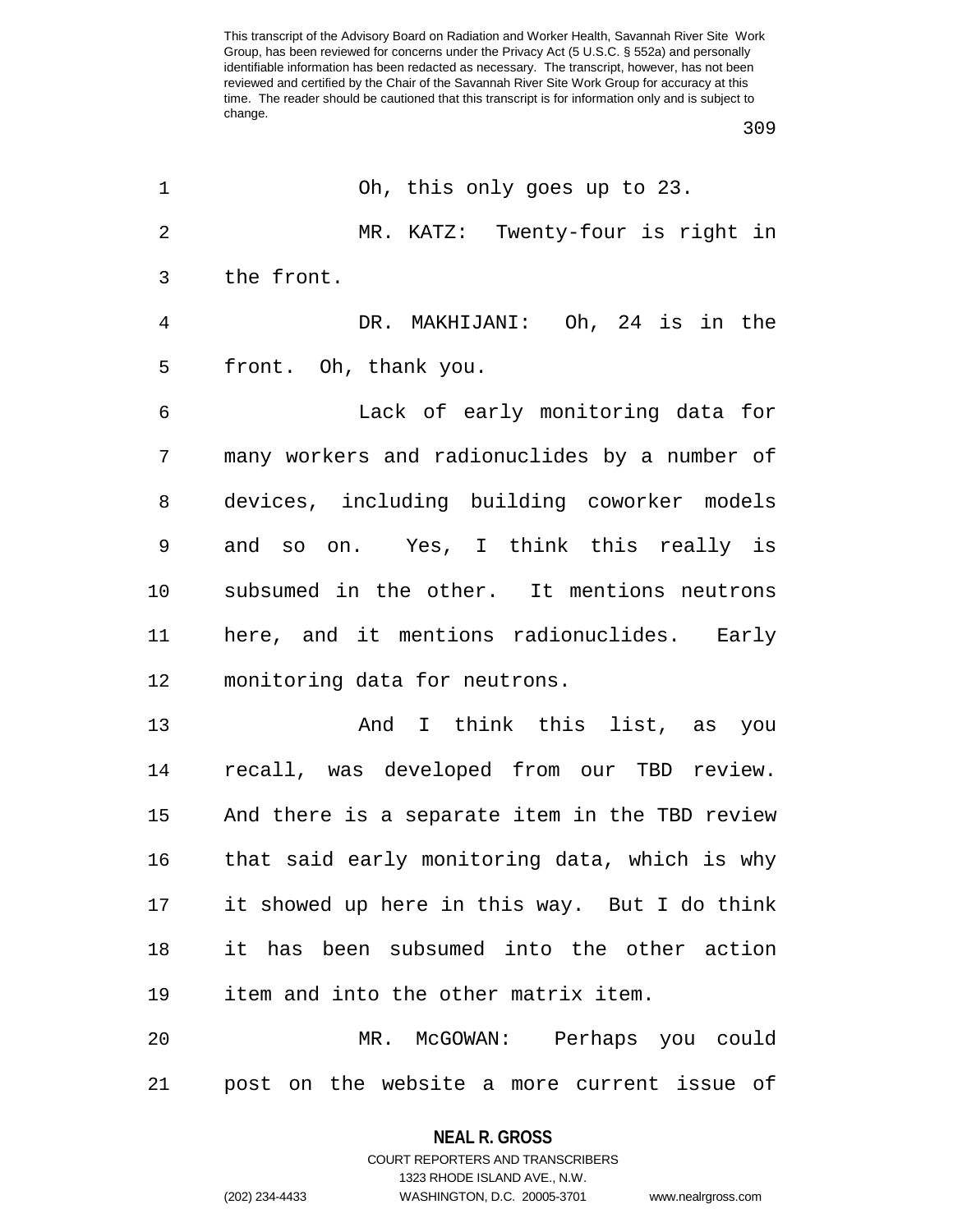Oh, this only goes up to 23.

MR. KATZ: Twenty-four is right in the front.

DR. MAKHIJANI: Oh, 24 is in the front. Oh, thank you.

Lack of early monitoring data for many workers and radionuclides by a number of devices, including building coworker models and so on. Yes, I think this really is subsumed in the other. It mentions neutrons here, and it mentions radionuclides. Early monitoring data for neutrons.

And I think this list, as you recall, was developed from our TBD review. And there is a separate item in the TBD review that said early monitoring data, which is why it showed up here in this way. But I do think it has been subsumed into the other action item and into the other matrix item.

MR. McGOWAN: Perhaps you could post on the website a more current issue of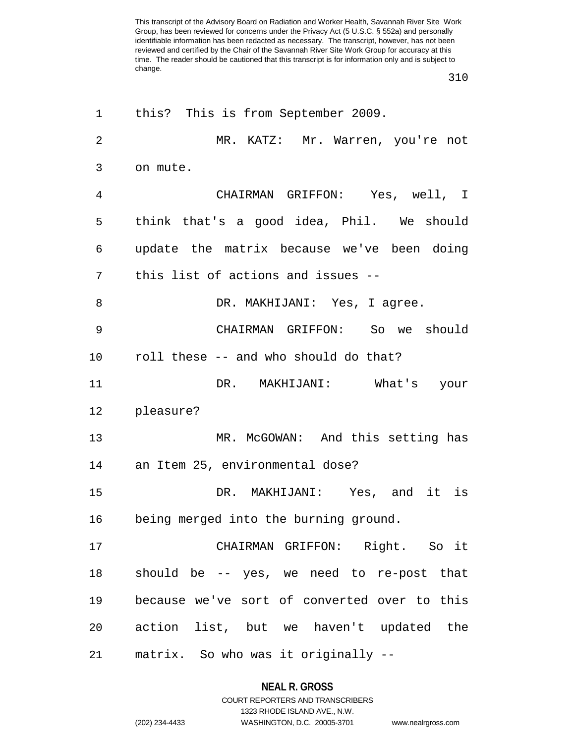this? This is from September 2009.

MR. KATZ: Mr. Warren, you're not on mute.

CHAIRMAN GRIFFON: Yes, well, I think that's a good idea, Phil. We should update the matrix because we've been doing this list of actions and issues --

DR. MAKHIJANI: Yes, I agree.

CHAIRMAN GRIFFON: So we should roll these -- and who should do that?

DR. MAKHIJANI: What's your pleasure?

MR. McGOWAN: And this setting has an Item 25, environmental dose?

DR. MAKHIJANI: Yes, and it is being merged into the burning ground.

CHAIRMAN GRIFFON: Right. So it should be -- yes, we need to re-post that because we've sort of converted over to this action list, but we haven't updated the matrix. So who was it originally --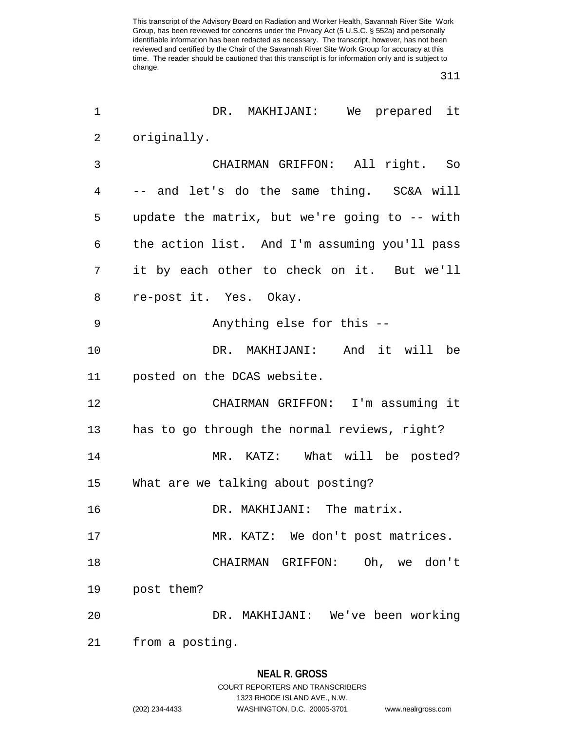DR. MAKHIJANI: We prepared it originally.

CHAIRMAN GRIFFON: All right. So -- and let's do the same thing. SC&A will update the matrix, but we're going to -- with the action list. And I'm assuming you'll pass it by each other to check on it. But we'll re-post it. Yes. Okay.

Anything else for this --

DR. MAKHIJANI: And it will be posted on the DCAS website.

CHAIRMAN GRIFFON: I'm assuming it has to go through the normal reviews, right?

MR. KATZ: What will be posted? What are we talking about posting?

DR. MAKHIJANI: The matrix.

MR. KATZ: We don't post matrices.

CHAIRMAN GRIFFON: Oh, we don't post them?

DR. MAKHIJANI: We've been working from a posting.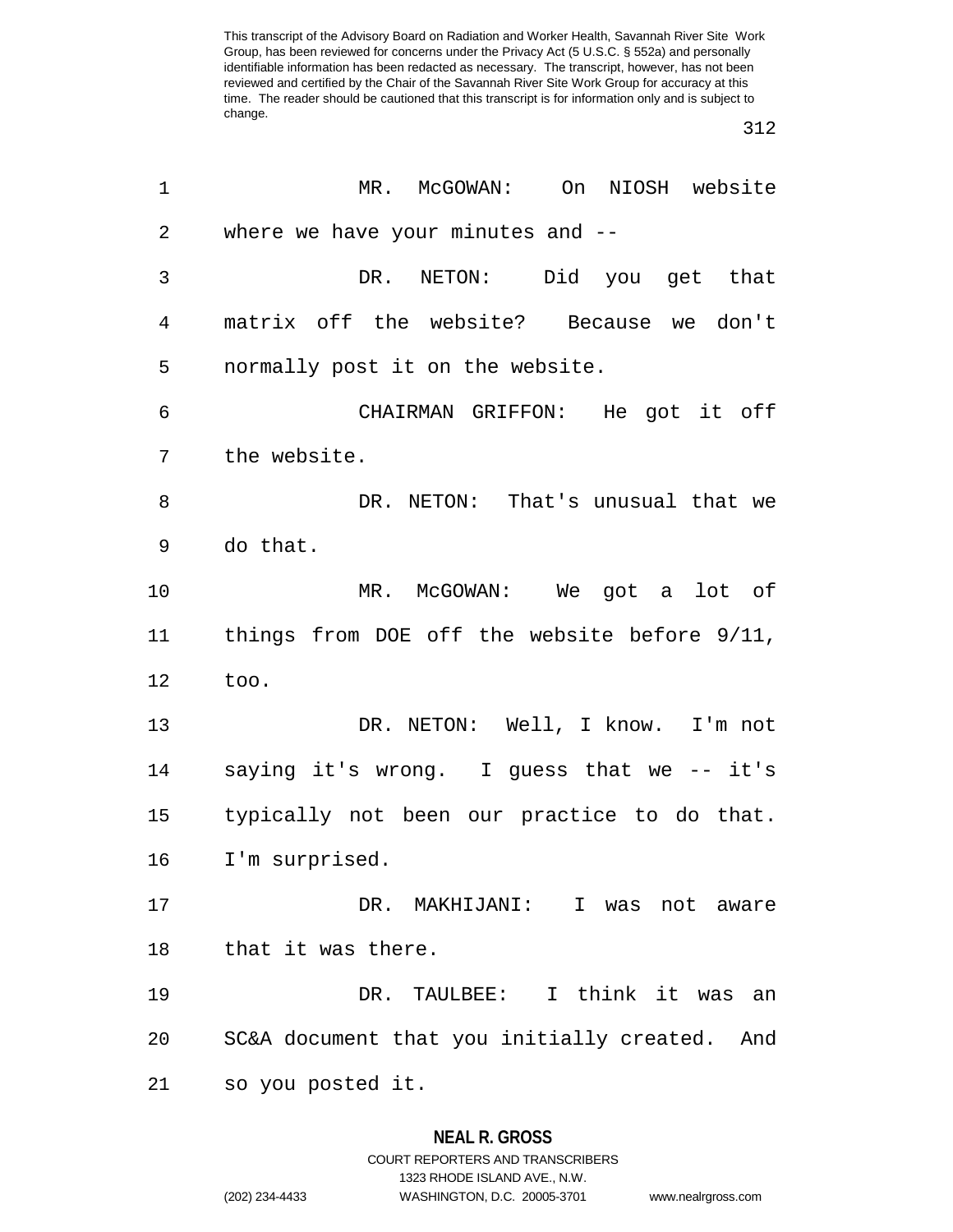MR. McGOWAN: On NIOSH website where we have your minutes and --

DR. NETON: Did you get that matrix off the website? Because we don't normally post it on the website.

CHAIRMAN GRIFFON: He got it off the website.

DR. NETON: That's unusual that we do that.

MR. McGOWAN: We got a lot of things from DOE off the website before 9/11, too.

DR. NETON: Well, I know. I'm not saying it's wrong. I guess that we -- it's typically not been our practice to do that. I'm surprised.

DR. MAKHIJANI: I was not aware that it was there.

DR. TAULBEE: I think it was an SC&A document that you initially created. And so you posted it.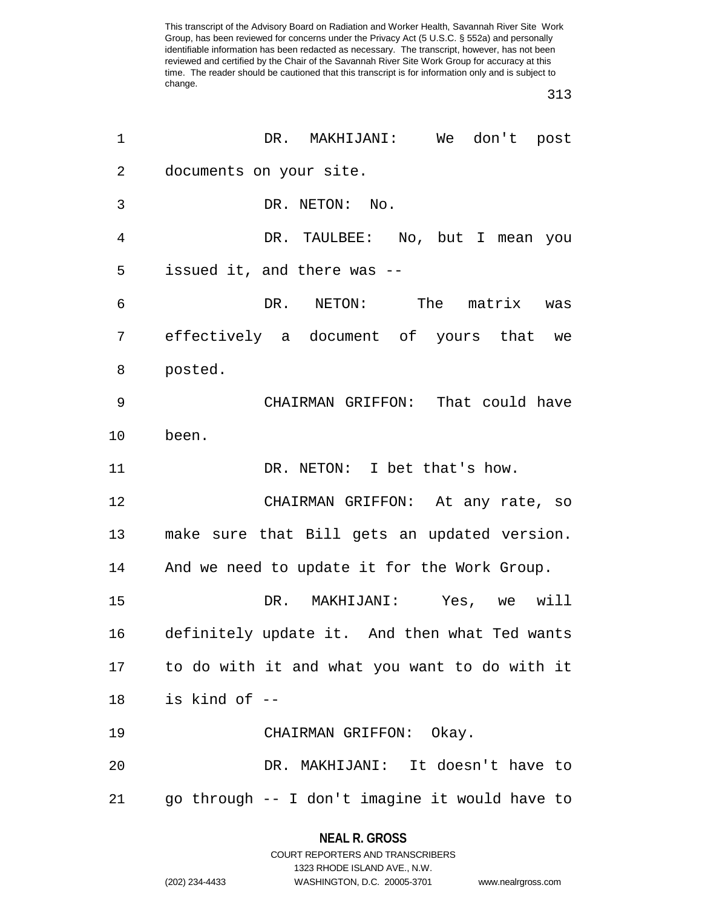DR. MAKHIJANI: We don't post documents on your site.

DR. NETON: No.

DR. TAULBEE: No, but I mean you issued it, and there was --

DR. NETON: The matrix was effectively a document of yours that we posted.

CHAIRMAN GRIFFON: That could have been.

DR. NETON: I bet that's how.

CHAIRMAN GRIFFON: At any rate, so make sure that Bill gets an updated version. And we need to update it for the Work Group.

DR. MAKHIJANI: Yes, we will definitely update it. And then what Ted wants to do with it and what you want to do with it is kind of --

CHAIRMAN GRIFFON: Okay.

DR. MAKHIJANI: It doesn't have to go through -- I don't imagine it would have to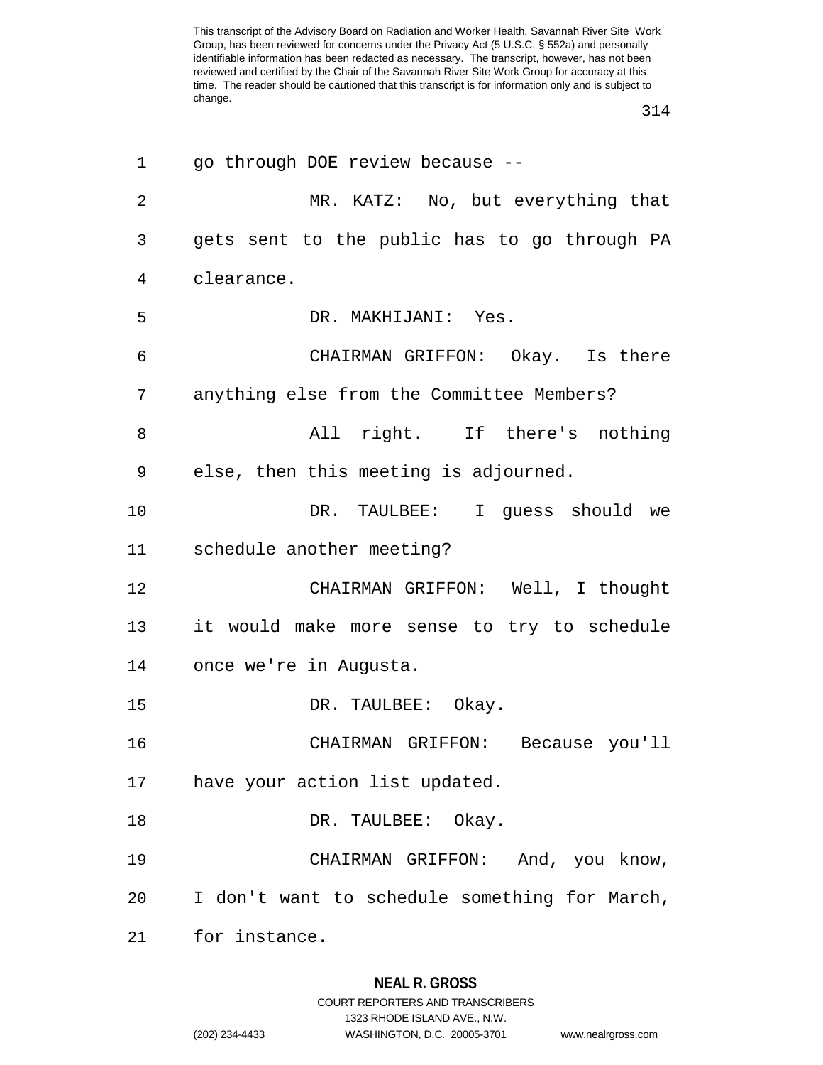go through DOE review because --

MR. KATZ: No, but everything that gets sent to the public has to go through PA clearance.

DR. MAKHIJANI: Yes.

CHAIRMAN GRIFFON: Okay. Is there anything else from the Committee Members?

All right. If there's nothing else, then this meeting is adjourned.

DR. TAULBEE: I guess should we schedule another meeting?

CHAIRMAN GRIFFON: Well, I thought it would make more sense to try to schedule once we're in Augusta.

DR. TAULBEE: Okay.

CHAIRMAN GRIFFON: Because you'll have your action list updated.

DR. TAULBEE: Okay.

CHAIRMAN GRIFFON: And, you know, I don't want to schedule something for March, for instance.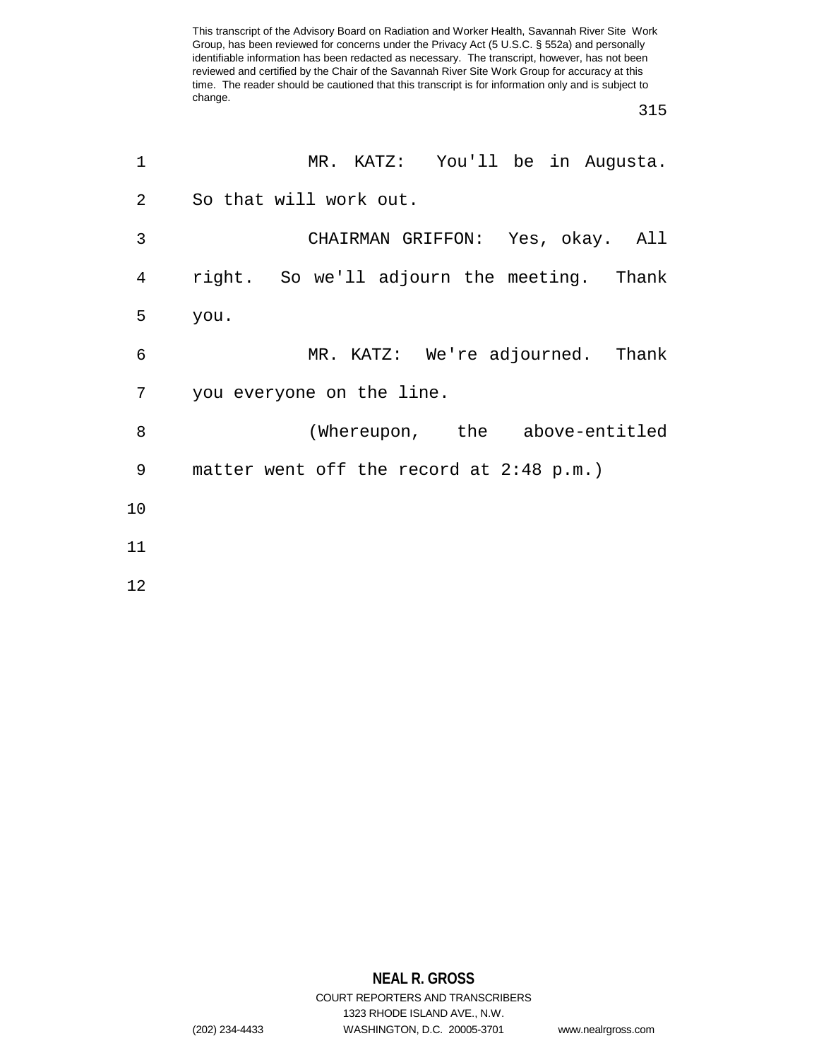MR. KATZ: You'll be in Augusta. So that will work out.

CHAIRMAN GRIFFON: Yes, okay. All right. So we'll adjourn the meeting. Thank you.

MR. KATZ: We're adjourned. Thank you everyone on the line.

(Whereupon, the above-entitled matter went off the record at 2:48 p.m.)